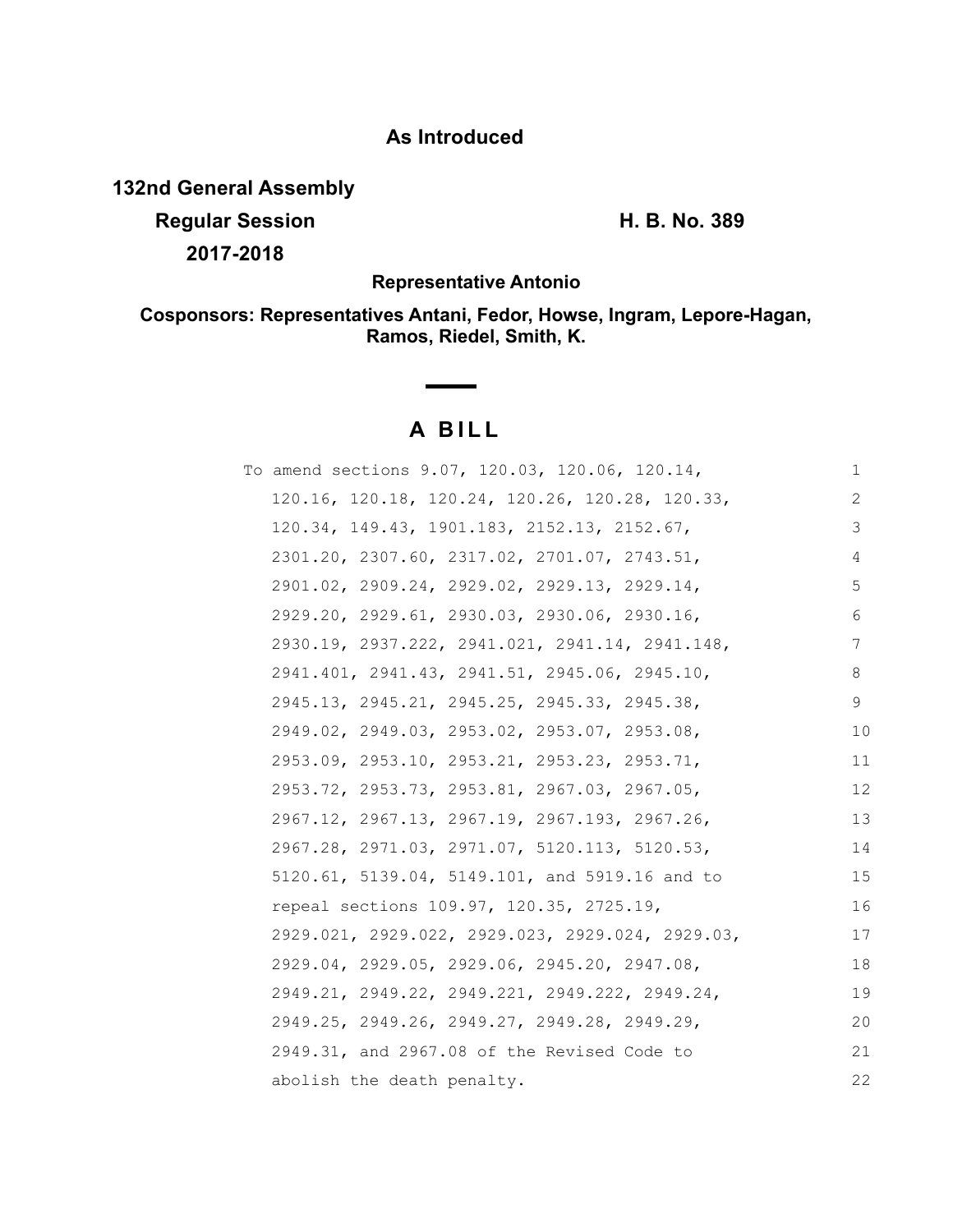**As Introduced**

**132nd General Assembly**

**Regular Session**

**2017-2018**

**H. B. No. 389**

**Representative Antonio**

**Cosponsors: Representatives Antani, Fedor, Howse, Ingram, Lepore-Hagan, Ramos, Riedel, Smith, K.**

# A BILL

To amend sections 9.07, 120.03, 120.06, 120.14, 120.16, 120.18, 120.24, 120.26, 120.28, 120.33, 120.34, 149.43, 1901.183, 2152.13, 2152.67, 2301.20, 2307.60, 2317.02, 2701.07, 2743.51, 2901.02, 2909.24, 2929.02, 2929.13, 2929.14, 2929.20, 2929.61, 2930.03, 2930.06, 2930.16, 2930.19, 2937.222, 2941.021, 2941.14, 2941.148, 2941.401, 2941.43, 2941.51, 2945.06, 2945.10, 2945.13, 2945.21, 2945.25, 2945.33, 2945.38, 2949.02, 2949.03, 2953.02, 2953.07, 2953.08, 2953.09, 2953.10, 2953.21, 2953.23, 2953.71, 2953.72, 2953.73, 2953.81, 2967.03, 2967.05, 2967.12, 2967.13, 2967.19, 2967.193, 2967.26, 2967.28, 2971.03, 2971.07, 5120.113, 5120.53, 5120.61, 5139.04, 5149.101, and 5919.16 and to repeal sections 109.97, 120.35, 2725.19, 2929.021, 2929.022, 2929.023, 2929.024, 2929.03, 2929.04, 2929.05, 2929.06, 2945.20, 2947.08, 2949.21, 2949.22, 2949.221, 2949.222, 2949.24, 2949.25, 2949.26, 2949.27, 2949.28, 2949.29, 2949.31, and 2967.08 of the Revised Code to abolish the death penalty.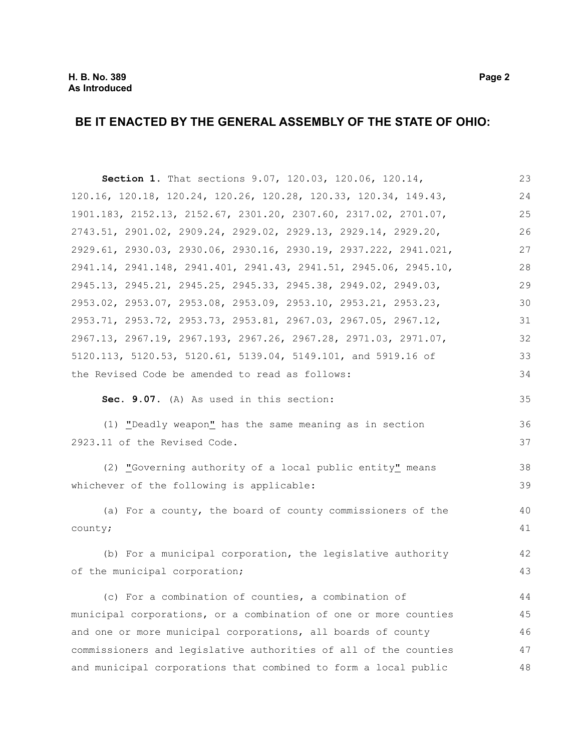## BE IT ENACTED BY THE GENERAL ASSEMBLY OF THE STATE OF OHIO:

**Section 1.** That sections 9.07, 120.03, 120.06, 120.14, 120.16, 120.18, 120.24, 120.26, 120.28, 120.33, 120.34, 149.43, 1901.183, 2152.13, 2152.67, 2301.20, 2307.60, 2317.02, 2701.07, 2743.51, 2901.02, 2909.24, 2929.02, 2929.13, 2929.14, 2929.20, 2929.61, 2930.03, 2930.06, 2930.16, 2930.19, 2937.222, 2941.021, 2941.14, 2941.148, 2941.401, 2941.43, 2941.51, 2945.06, 2945.10, 2945.13, 2945.21, 2945.25, 2945.33, 2945.38, 2949.02, 2949.03, 2953.02, 2953.07, 2953.08, 2953.09, 2953.10, 2953.21, 2953.23, 2953.71, 2953.72, 2953.73, 2953.81, 2967.03, 2967.05, 2967.12, 2967.13, 2967.19, 2967.193, 2967.26, 2967.28, 2971.03, 2971.07, 5120.113, 5120.53, 5120.61, 5139.04, 5149.101, and 5919.16 of the Revised Code be amended to read as follows:

**Sec. 9.07.** (A) As used in this section:

(1) "Deadly weapon" has the same meaning as in section 2923.11 of the Revised Code.

(2) "Governing authority of a local public entity" means whichever of the following is applicable:

(a) For a county, the board of county commissioners of the county;

(b) For a municipal corporation, the legislative authority of the municipal corporation;

(c) For a combination of counties, a combination of municipal corporations, or a combination of one or more counties and one or more municipal corporations, all boards of county commissioners and legislative authorities of all of the counties and municipal corporations that combined to form a local public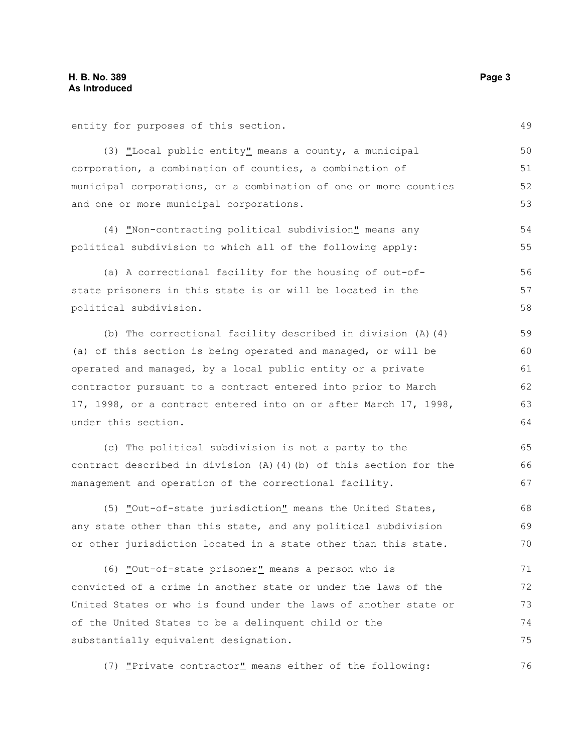entity for purposes of this section.

(3) "Local public entity" means a county, a municipal corporation, a combination of counties, a combination of municipal corporations, or a combination of one or more counties and one or more municipal corporations.

(4) "Non-contracting political subdivision" means any political subdivision to which all of the following apply:

(a) A correctional facility for the housing of out-of-state prisoners in this state is or will be located in the political subdivision.

(b) The correctional facility described in division (A)(4)(a) of this section is being operated and managed, or will be operated and managed, by a local public entity or a private contractor pursuant to a contract entered into prior to March 17, 1998, or a contract entered into on or after March 17, 1998, under this section.

(c) The political subdivision is not a party to the contract described in division (A)(4)(b) of this section for the management and operation of the correctional facility.

(5) "Out-of-state jurisdiction" means the United States, any state other than this state, and any political subdivision or other jurisdiction located in a state other than this state.

(6) "Out-of-state prisoner" means a person who is convicted of a crime in another state or under the laws of the United States or who is found under the laws of another state or of the United States to be a delinquent child or the substantially equivalent designation.

(7) "Private contractor" means either of the following: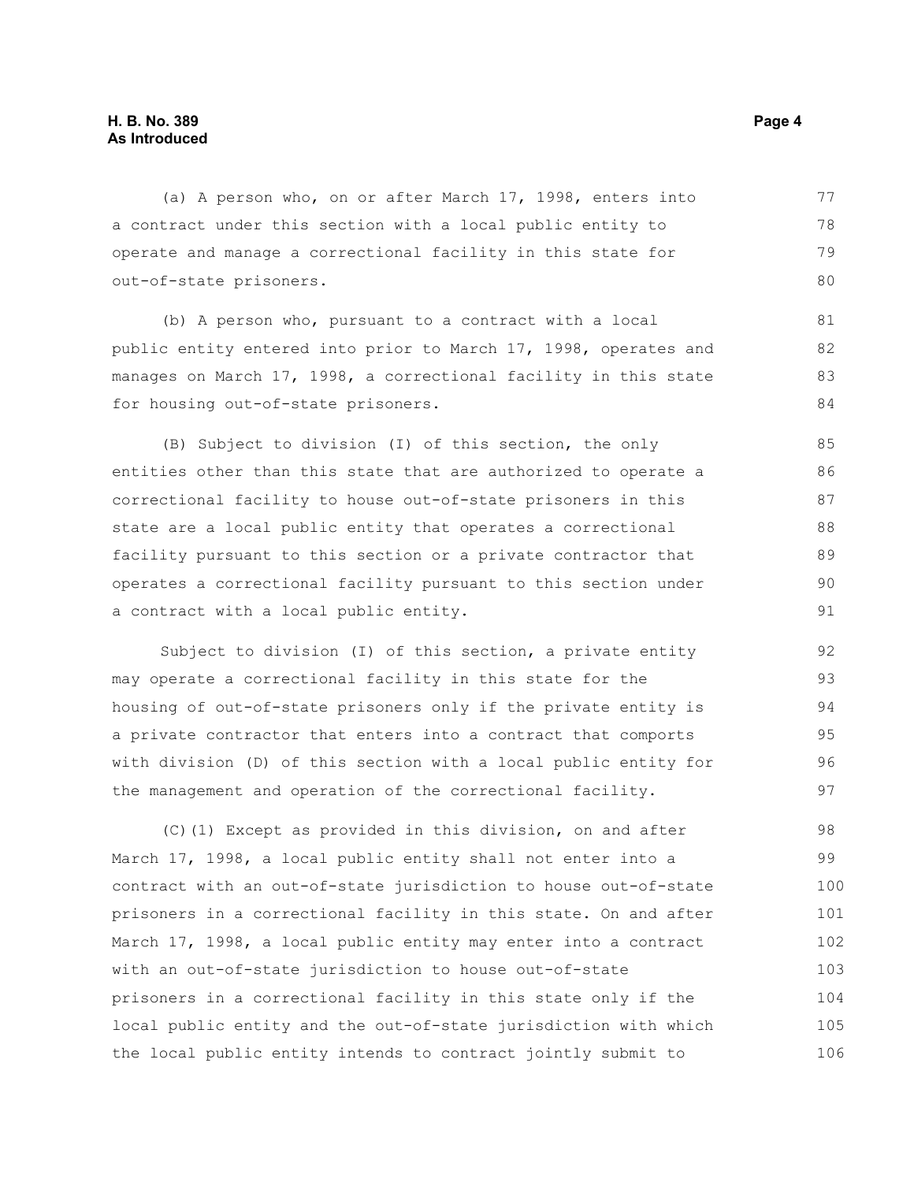(a) A person who, on or after March 17, 1998, enters into a contract under this section with a local public entity to operate and manage a correctional facility in this state for out-of-state prisoners.

(b) A person who, pursuant to a contract with a local public entity entered into prior to March 17, 1998, operates and manages on March 17, 1998, a correctional facility in this state for housing out-of-state prisoners.

(B) Subject to division (I) of this section, the only entities other than this state that are authorized to operate a correctional facility to house out-of-state prisoners in this state are a local public entity that operates a correctional facility pursuant to this section or a private contractor that operates a correctional facility pursuant to this section under a contract with a local public entity.

Subject to division (I) of this section, a private entity may operate a correctional facility in this state for the housing of out-of-state prisoners only if the private entity is a private contractor that enters into a contract that comports with division (D) of this section with a local public entity for the management and operation of the correctional facility.

(C)(1) Except as provided in this division, on and after March 17, 1998, a local public entity shall not enter into a contract with an out-of-state jurisdiction to house out-of-state prisoners in a correctional facility in this state. On and after March 17, 1998, a local public entity may enter into a contract with an out-of-state jurisdiction to house out-of-state prisoners in a correctional facility in this state only if the local public entity and the out-of-state jurisdiction with which the local public entity intends to contract jointly submit to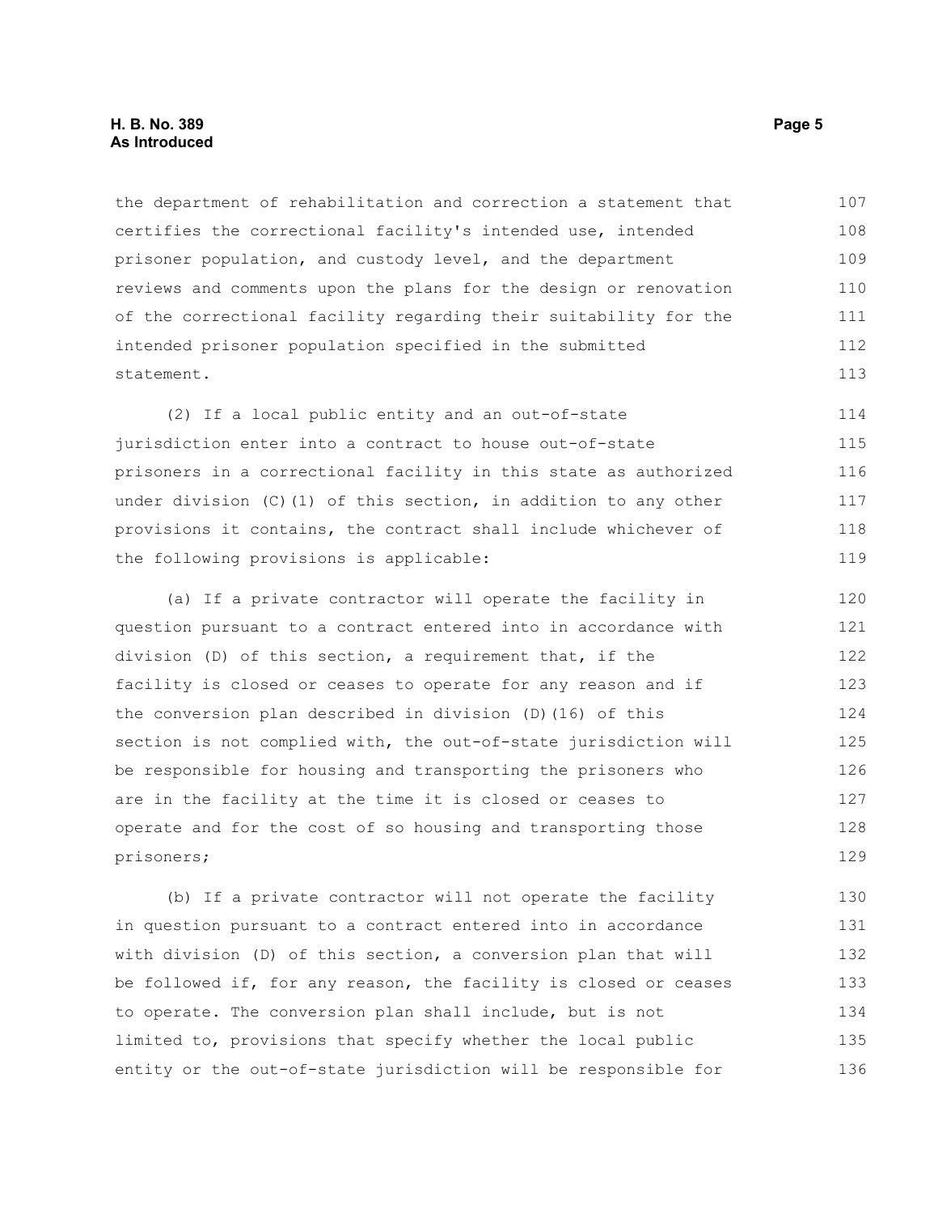the department of rehabilitation and correction a statement that certifies the correctional facility's intended use, intended prisoner population, and custody level, and the department reviews and comments upon the plans for the design or renovation of the correctional facility regarding their suitability for the intended prisoner population specified in the submitted statement.

(2) If a local public entity and an out-of-state jurisdiction enter into a contract to house out-of-state prisoners in a correctional facility in this state as authorized under division (C)(1) of this section, in addition to any other provisions it contains, the contract shall include whichever of the following provisions is applicable:

(a) If a private contractor will operate the facility in question pursuant to a contract entered into in accordance with division (D) of this section, a requirement that, if the facility is closed or ceases to operate for any reason and if the conversion plan described in division (D)(16) of this section is not complied with, the out-of-state jurisdiction will be responsible for housing and transporting the prisoners who are in the facility at the time it is closed or ceases to operate and for the cost of so housing and transporting those prisoners;

(b) If a private contractor will not operate the facility in question pursuant to a contract entered into in accordance with division (D) of this section, a conversion plan that will be followed if, for any reason, the facility is closed or ceases to operate. The conversion plan shall include, but is not limited to, provisions that specify whether the local public entity or the out-of-state jurisdiction will be responsible for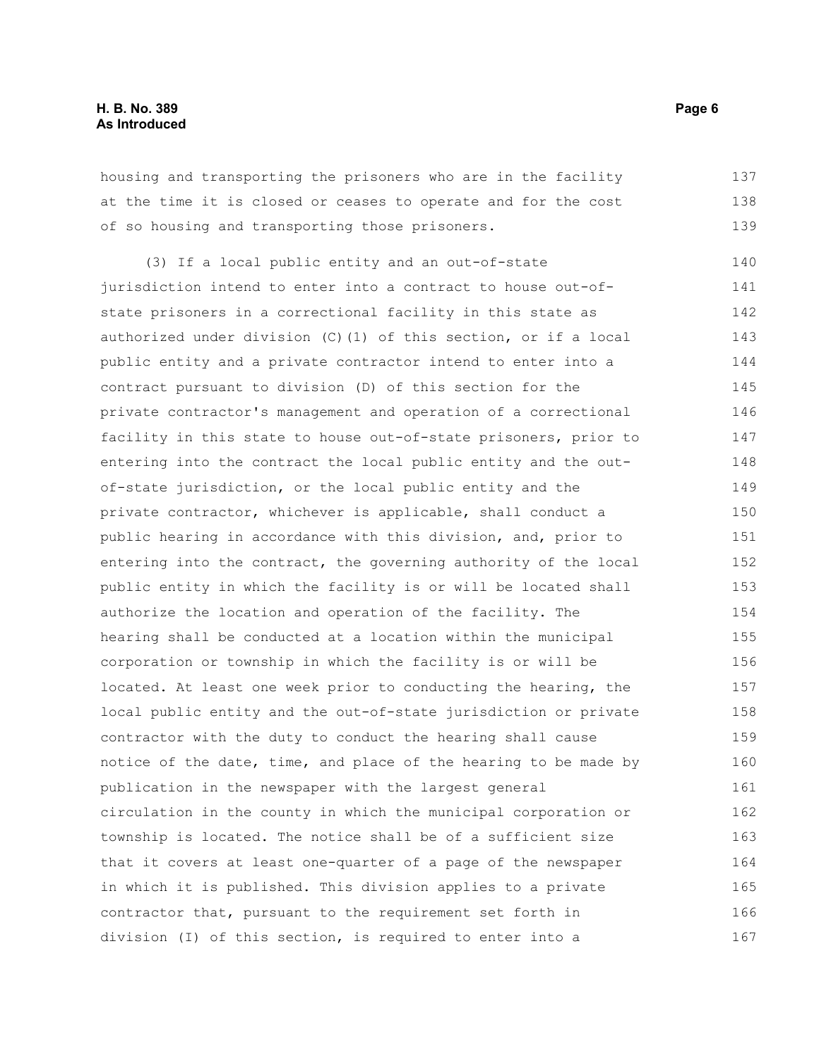housing and transporting the prisoners who are in the facility at the time it is closed or ceases to operate and for the cost of so housing and transporting those prisoners.

(3) If a local public entity and an out-of-state jurisdiction intend to enter into a contract to house out-of-state prisoners in a correctional facility in this state as authorized under division (C)(1) of this section, or if a local public entity and a private contractor intend to enter into a contract pursuant to division (D) of this section for the private contractor's management and operation of a correctional facility in this state to house out-of-state prisoners, prior to entering into the contract the local public entity and the out-of-state jurisdiction, or the local public entity and the private contractor, whichever is applicable, shall conduct a public hearing in accordance with this division, and, prior to entering into the contract, the governing authority of the local public entity in which the facility is or will be located shall authorize the location and operation of the facility. The hearing shall be conducted at a location within the municipal corporation or township in which the facility is or will be located. At least one week prior to conducting the hearing, the local public entity and the out-of-state jurisdiction or private contractor with the duty to conduct the hearing shall cause notice of the date, time, and place of the hearing to be made by publication in the newspaper with the largest general circulation in the county in which the municipal corporation or township is located. The notice shall be of a sufficient size that it covers at least one-quarter of a page of the newspaper in which it is published. This division applies to a private contractor that, pursuant to the requirement set forth in division (I) of this section, is required to enter into a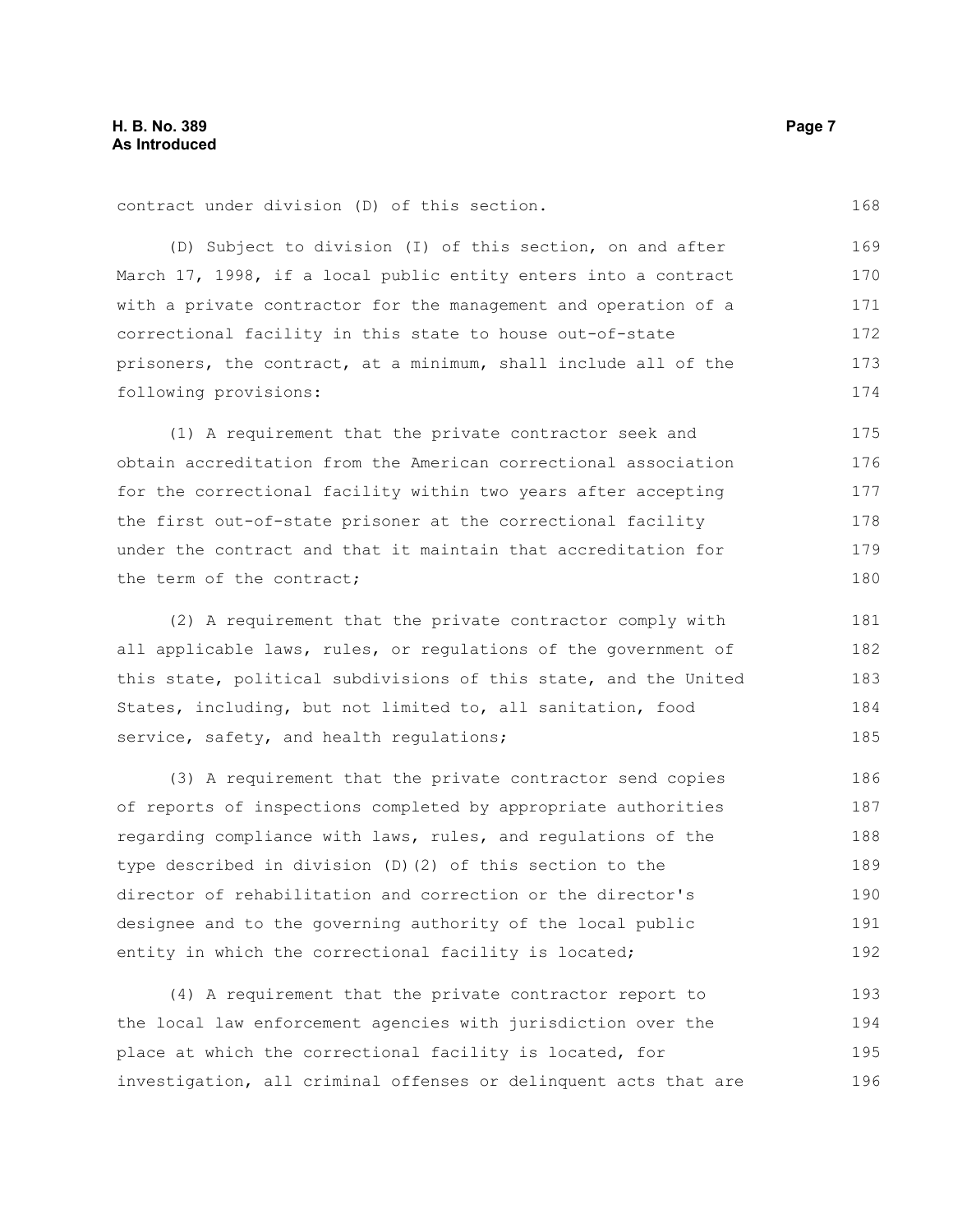contract under division (D) of this section.

(D) Subject to division (I) of this section, on and after March 17, 1998, if a local public entity enters into a contract with a private contractor for the management and operation of a correctional facility in this state to house out-of-state prisoners, the contract, at a minimum, shall include all of the following provisions:

(1) A requirement that the private contractor seek and obtain accreditation from the American correctional association for the correctional facility within two years after accepting the first out-of-state prisoner at the correctional facility under the contract and that it maintain that accreditation for the term of the contract;

(2) A requirement that the private contractor comply with all applicable laws, rules, or regulations of the government of this state, political subdivisions of this state, and the United States, including, but not limited to, all sanitation, food service, safety, and health regulations;

(3) A requirement that the private contractor send copies of reports of inspections completed by appropriate authorities regarding compliance with laws, rules, and regulations of the type described in division (D)(2) of this section to the director of rehabilitation and correction or the director's designee and to the governing authority of the local public entity in which the correctional facility is located;

(4) A requirement that the private contractor report to the local law enforcement agencies with jurisdiction over the place at which the correctional facility is located, for investigation, all criminal offenses or delinquent acts that are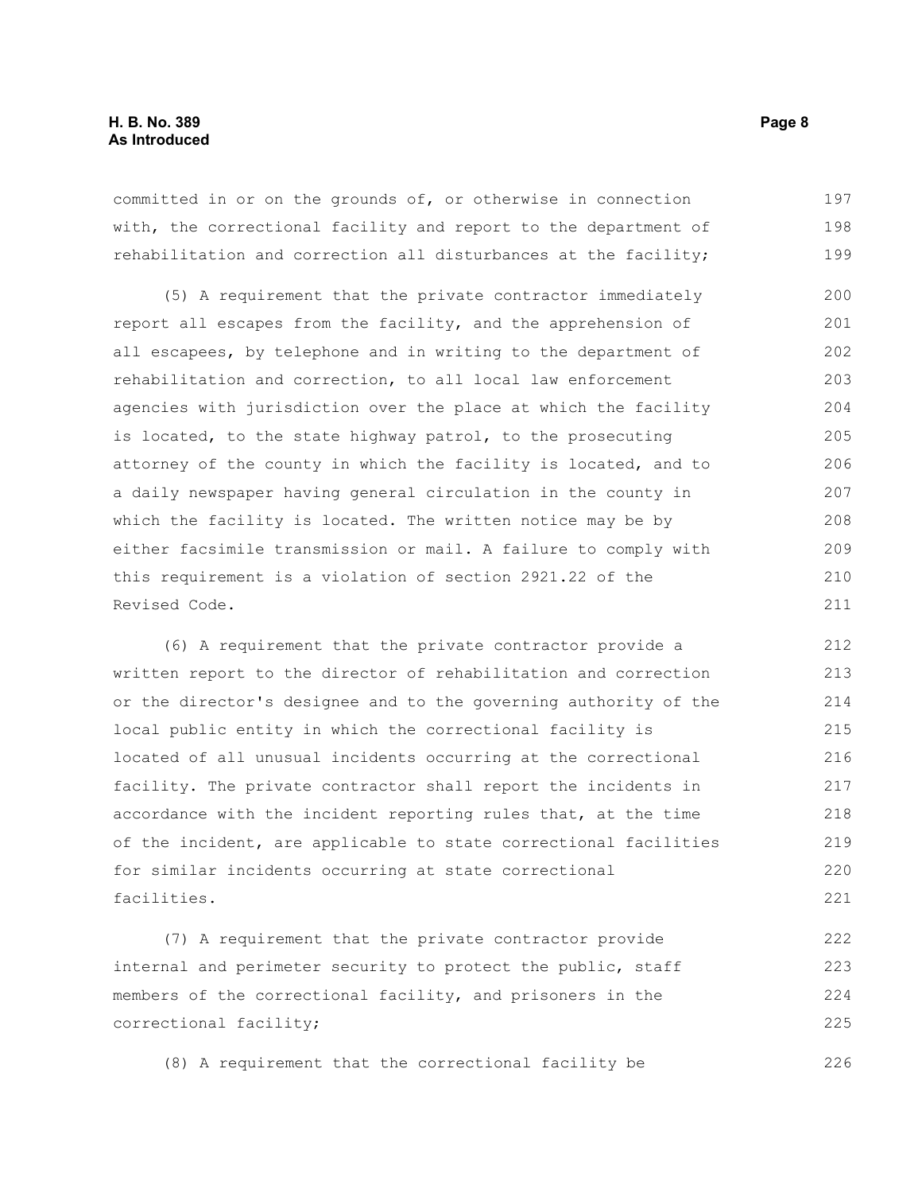committed in or on the grounds of, or otherwise in connection with, the correctional facility and report to the department of rehabilitation and correction all disturbances at the facility;

(5) A requirement that the private contractor immediately report all escapes from the facility, and the apprehension of all escapees, by telephone and in writing to the department of rehabilitation and correction, to all local law enforcement agencies with jurisdiction over the place at which the facility is located, to the state highway patrol, to the prosecuting attorney of the county in which the facility is located, and to a daily newspaper having general circulation in the county in which the facility is located. The written notice may be by either facsimile transmission or mail. A failure to comply with this requirement is a violation of section 2921.22 of the Revised Code.

(6) A requirement that the private contractor provide a written report to the director of rehabilitation and correction or the director's designee and to the governing authority of the local public entity in which the correctional facility is located of all unusual incidents occurring at the correctional facility. The private contractor shall report the incidents in accordance with the incident reporting rules that, at the time of the incident, are applicable to state correctional facilities for similar incidents occurring at state correctional facilities.

(7) A requirement that the private contractor provide internal and perimeter security to protect the public, staff members of the correctional facility, and prisoners in the correctional facility;

(8) A requirement that the correctional facility be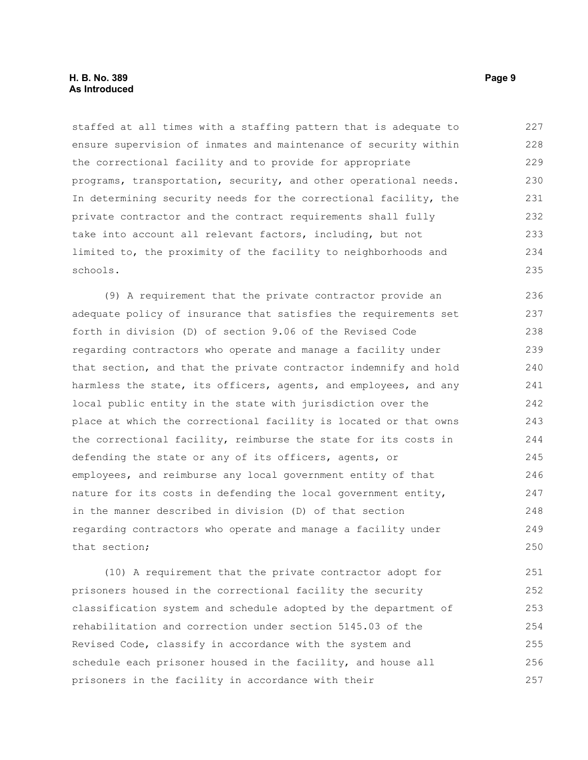staffed at all times with a staffing pattern that is adequate to ensure supervision of inmates and maintenance of security within the correctional facility and to provide for appropriate programs, transportation, security, and other operational needs. In determining security needs for the correctional facility, the private contractor and the contract requirements shall fully take into account all relevant factors, including, but not limited to, the proximity of the facility to neighborhoods and schools.

(9) A requirement that the private contractor provide an adequate policy of insurance that satisfies the requirements set forth in division (D) of section 9.06 of the Revised Code regarding contractors who operate and manage a facility under that section, and that the private contractor indemnify and hold harmless the state, its officers, agents, and employees, and any local public entity in the state with jurisdiction over the place at which the correctional facility is located or that owns the correctional facility, reimburse the state for its costs in defending the state or any of its officers, agents, or employees, and reimburse any local government entity of that nature for its costs in defending the local government entity, in the manner described in division (D) of that section regarding contractors who operate and manage a facility under that section;

(10) A requirement that the private contractor adopt for prisoners housed in the correctional facility the security classification system and schedule adopted by the department of rehabilitation and correction under section 5145.03 of the Revised Code, classify in accordance with the system and schedule each prisoner housed in the facility, and house all prisoners in the facility in accordance with their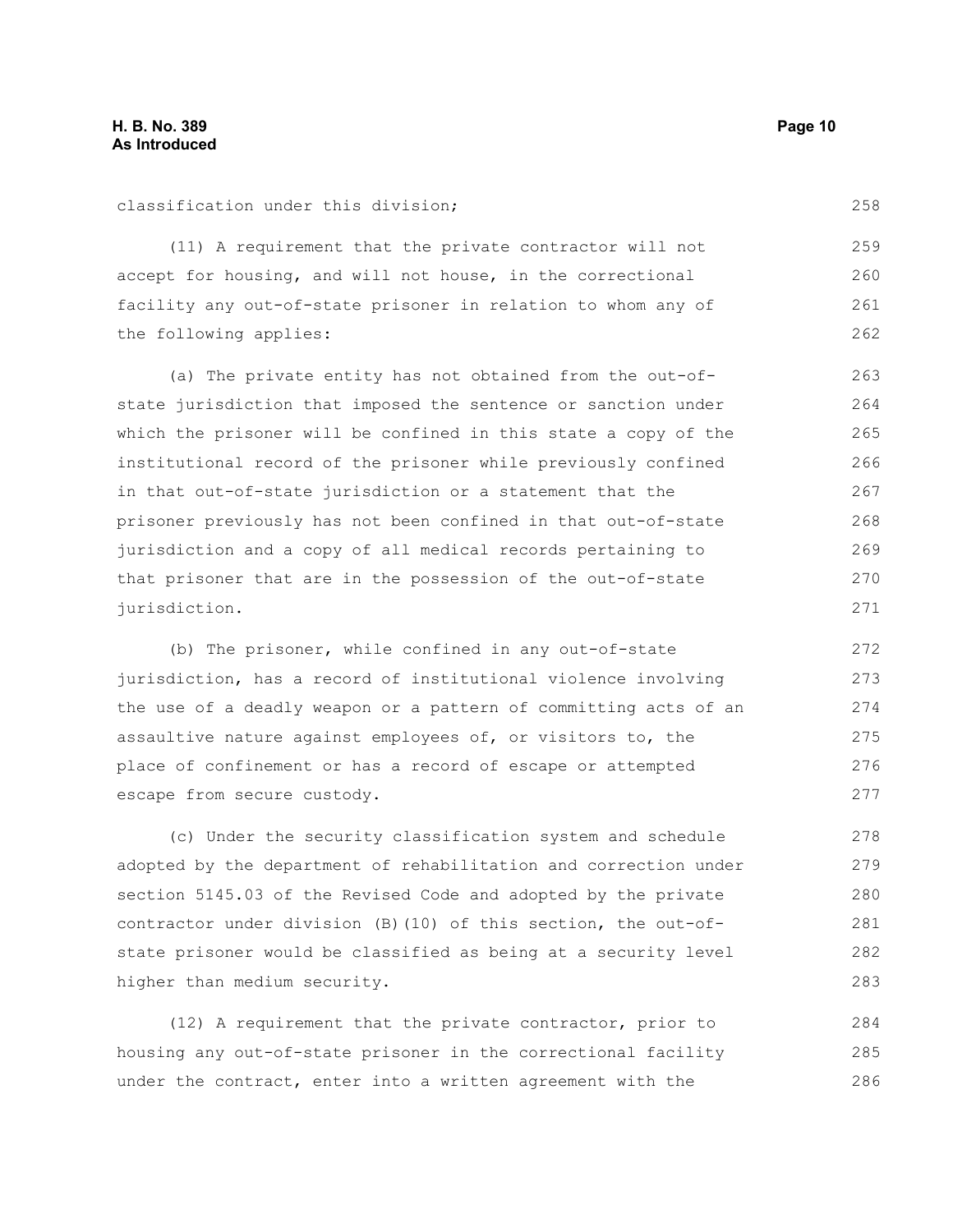classification under this division;

(11) A requirement that the private contractor will not accept for housing, and will not house, in the correctional facility any out-of-state prisoner in relation to whom any of the following applies:

(a) The private entity has not obtained from the out-of-state jurisdiction that imposed the sentence or sanction under which the prisoner will be confined in this state a copy of the institutional record of the prisoner while previously confined in that out-of-state jurisdiction or a statement that the prisoner previously has not been confined in that out-of-state jurisdiction and a copy of all medical records pertaining to that prisoner that are in the possession of the out-of-state jurisdiction.

(b) The prisoner, while confined in any out-of-state jurisdiction, has a record of institutional violence involving the use of a deadly weapon or a pattern of committing acts of an assaultive nature against employees of, or visitors to, the place of confinement or has a record of escape or attempted escape from secure custody.

(c) Under the security classification system and schedule adopted by the department of rehabilitation and correction under section 5145.03 of the Revised Code and adopted by the private contractor under division (B)(10) of this section, the out-of-state prisoner would be classified as being at a security level higher than medium security.

(12) A requirement that the private contractor, prior to housing any out-of-state prisoner in the correctional facility under the contract, enter into a written agreement with the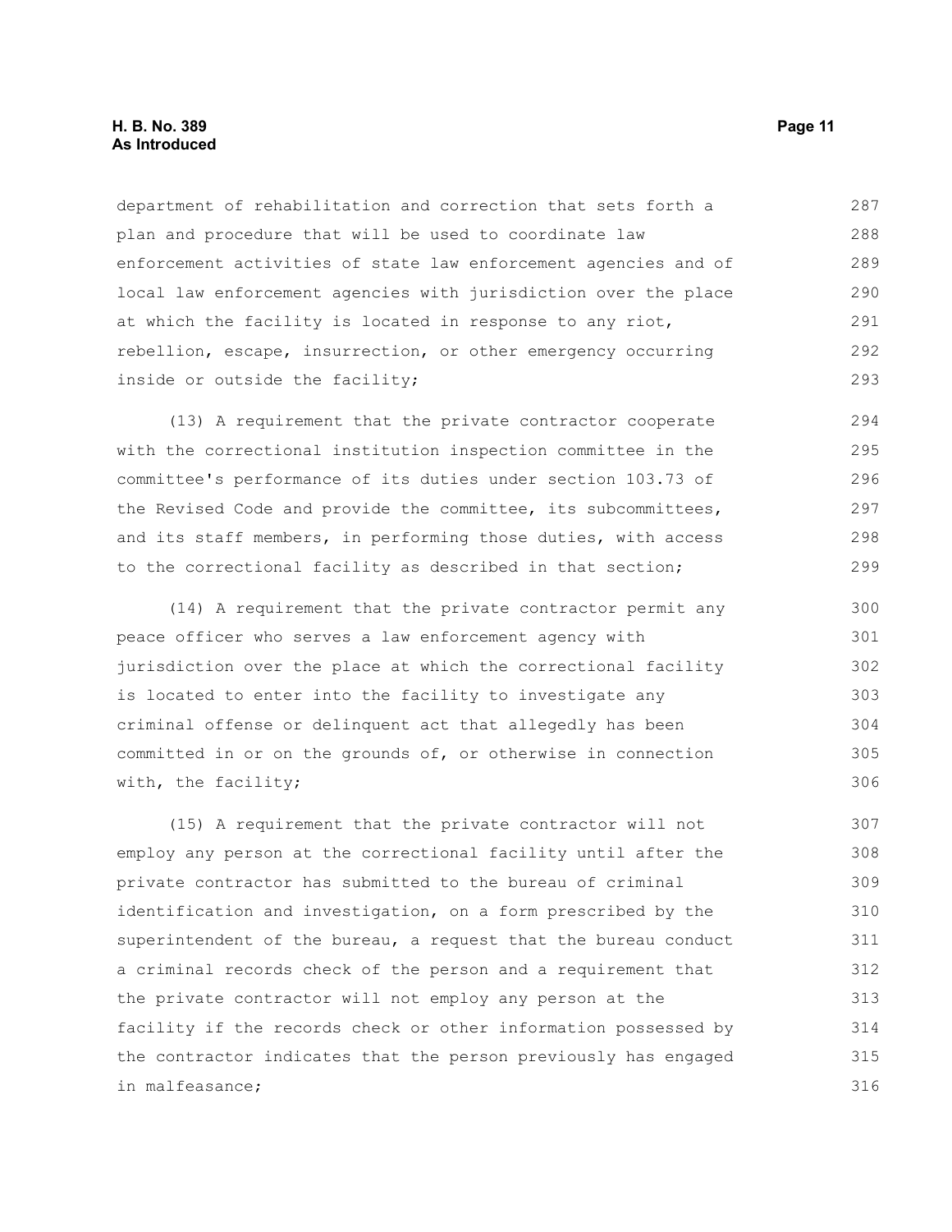department of rehabilitation and correction that sets forth a plan and procedure that will be used to coordinate law enforcement activities of state law enforcement agencies and of local law enforcement agencies with jurisdiction over the place at which the facility is located in response to any riot, rebellion, escape, insurrection, or other emergency occurring inside or outside the facility;

(13) A requirement that the private contractor cooperate with the correctional institution inspection committee in the committee's performance of its duties under section 103.73 of the Revised Code and provide the committee, its subcommittees, and its staff members, in performing those duties, with access to the correctional facility as described in that section;

(14) A requirement that the private contractor permit any peace officer who serves a law enforcement agency with jurisdiction over the place at which the correctional facility is located to enter into the facility to investigate any criminal offense or delinquent act that allegedly has been committed in or on the grounds of, or otherwise in connection with, the facility;

(15) A requirement that the private contractor will not employ any person at the correctional facility until after the private contractor has submitted to the bureau of criminal identification and investigation, on a form prescribed by the superintendent of the bureau, a request that the bureau conduct a criminal records check of the person and a requirement that the private contractor will not employ any person at the facility if the records check or other information possessed by the contractor indicates that the person previously has engaged in malfeasance;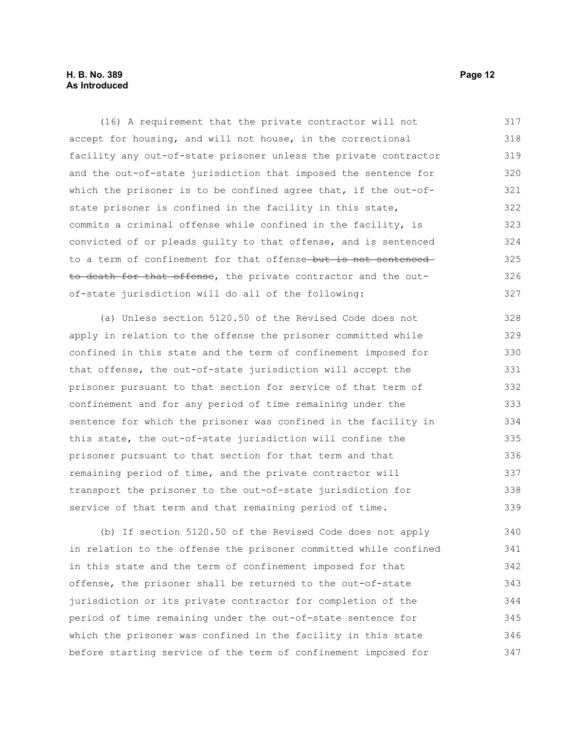(16) A requirement that the private contractor will not accept for housing, and will not house, in the correctional facility any out-of-state prisoner unless the private contractor and the out-of-state jurisdiction that imposed the sentence for which the prisoner is to be confined agree that, if the out-of-state prisoner is confined in the facility in this state, commits a criminal offense while confined in the facility, is convicted of or pleads guilty to that offense, and is sentenced to a term of confinement for that offense ~~but is not sentenced to death for that offense~~, the private contractor and the out-of-state jurisdiction will do all of the following:

(a) Unless section 5120.50 of the Revised Code does not apply in relation to the offense the prisoner committed while confined in this state and the term of confinement imposed for that offense, the out-of-state jurisdiction will accept the prisoner pursuant to that section for service of that term of confinement and for any period of time remaining under the sentence for which the prisoner was confined in the facility in this state, the out-of-state jurisdiction will confine the prisoner pursuant to that section for that term and that remaining period of time, and the private contractor will transport the prisoner to the out-of-state jurisdiction for service of that term and that remaining period of time.

(b) If section 5120.50 of the Revised Code does not apply in relation to the offense the prisoner committed while confined in this state and the term of confinement imposed for that offense, the prisoner shall be returned to the out-of-state jurisdiction or its private contractor for completion of the period of time remaining under the out-of-state sentence for which the prisoner was confined in the facility in this state before starting service of the term of confinement imposed for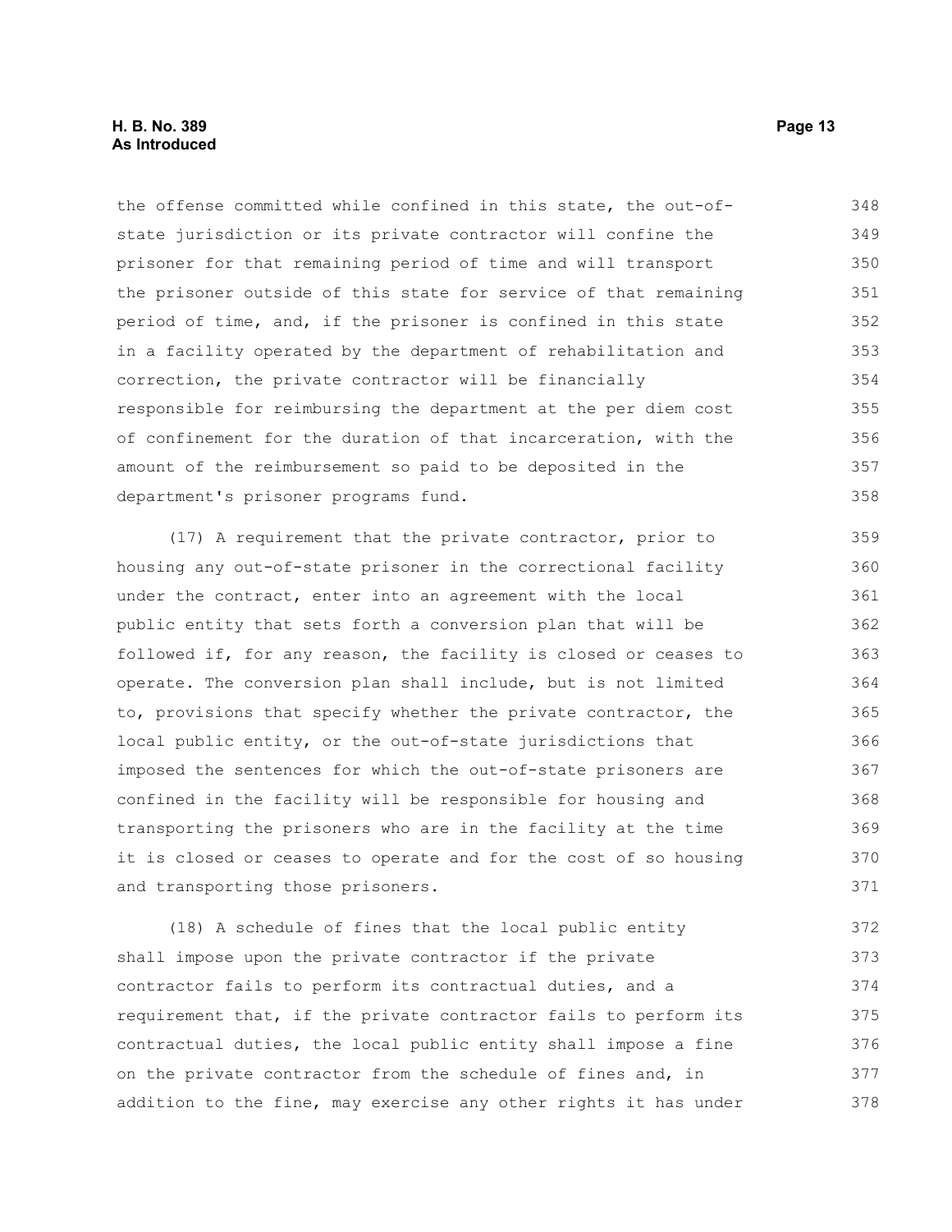the offense committed while confined in this state, the out-of-state jurisdiction or its private contractor will confine the prisoner for that remaining period of time and will transport the prisoner outside of this state for service of that remaining period of time, and, if the prisoner is confined in this state in a facility operated by the department of rehabilitation and correction, the private contractor will be financially responsible for reimbursing the department at the per diem cost of confinement for the duration of that incarceration, with the amount of the reimbursement so paid to be deposited in the department's prisoner programs fund.

(17) A requirement that the private contractor, prior to housing any out-of-state prisoner in the correctional facility under the contract, enter into an agreement with the local public entity that sets forth a conversion plan that will be followed if, for any reason, the facility is closed or ceases to operate. The conversion plan shall include, but is not limited to, provisions that specify whether the private contractor, the local public entity, or the out-of-state jurisdictions that imposed the sentences for which the out-of-state prisoners are confined in the facility will be responsible for housing and transporting the prisoners who are in the facility at the time it is closed or ceases to operate and for the cost of so housing and transporting those prisoners.

(18) A schedule of fines that the local public entity shall impose upon the private contractor if the private contractor fails to perform its contractual duties, and a requirement that, if the private contractor fails to perform its contractual duties, the local public entity shall impose a fine on the private contractor from the schedule of fines and, in addition to the fine, may exercise any other rights it has under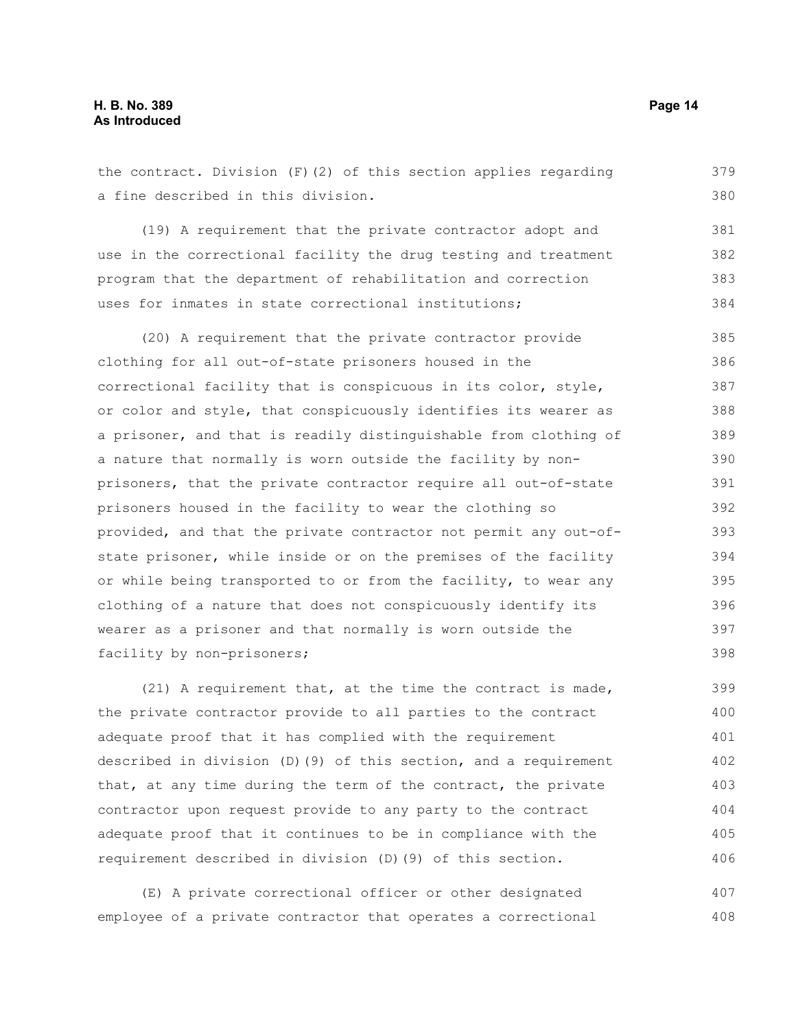the contract. Division (F)(2) of this section applies regarding a fine described in this division.

(19) A requirement that the private contractor adopt and use in the correctional facility the drug testing and treatment program that the department of rehabilitation and correction uses for inmates in state correctional institutions;

(20) A requirement that the private contractor provide clothing for all out-of-state prisoners housed in the correctional facility that is conspicuous in its color, style, or color and style, that conspicuously identifies its wearer as a prisoner, and that is readily distinguishable from clothing of a nature that normally is worn outside the facility by non-prisoners, that the private contractor require all out-of-state prisoners housed in the facility to wear the clothing so provided, and that the private contractor not permit any out-of-state prisoner, while inside or on the premises of the facility or while being transported to or from the facility, to wear any clothing of a nature that does not conspicuously identify its wearer as a prisoner and that normally is worn outside the facility by non-prisoners;

(21) A requirement that, at the time the contract is made, the private contractor provide to all parties to the contract adequate proof that it has complied with the requirement described in division (D)(9) of this section, and a requirement that, at any time during the term of the contract, the private contractor upon request provide to any party to the contract adequate proof that it continues to be in compliance with the requirement described in division (D)(9) of this section.

(E) A private correctional officer or other designated employee of a private contractor that operates a correctional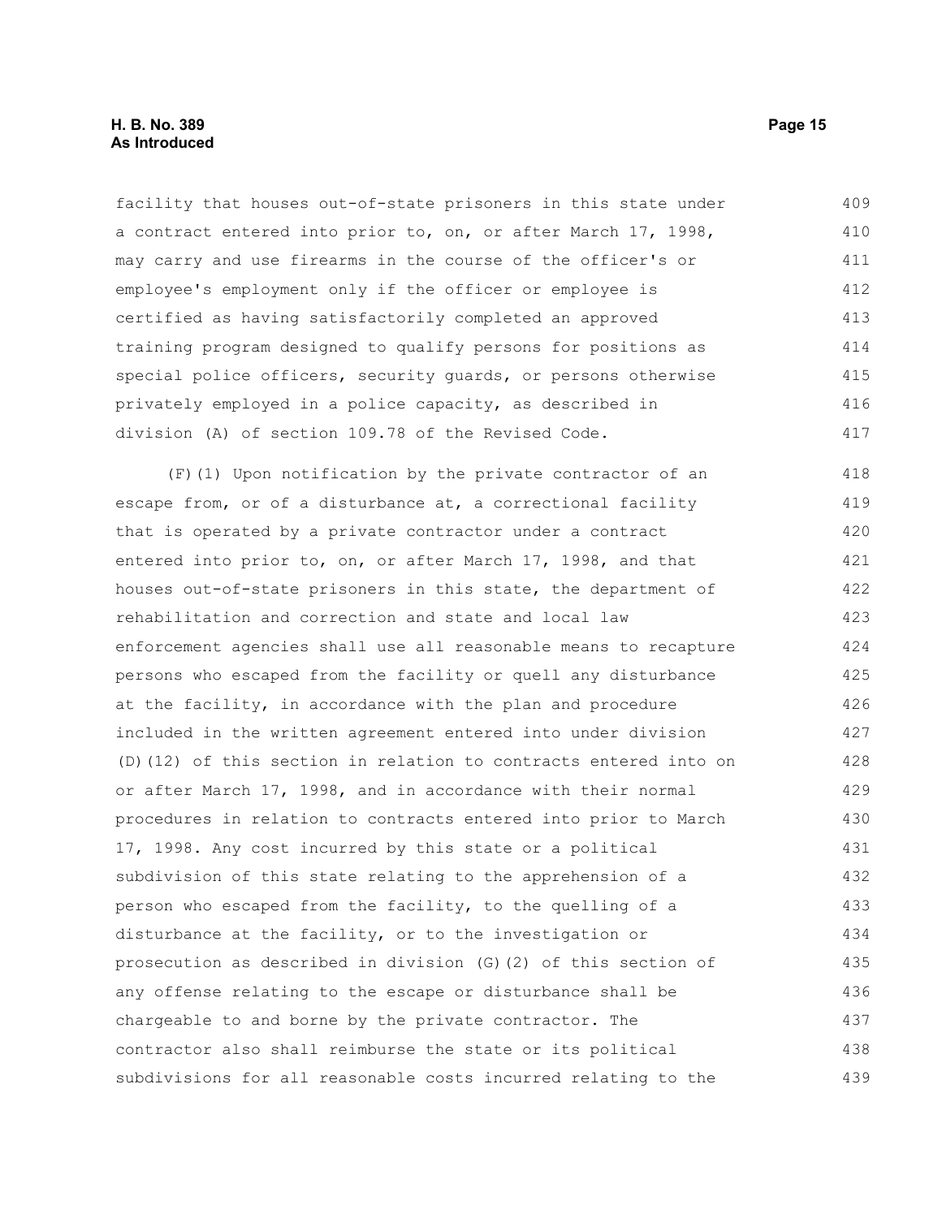facility that houses out-of-state prisoners in this state under a contract entered into prior to, on, or after March 17, 1998, may carry and use firearms in the course of the officer's or employee's employment only if the officer or employee is certified as having satisfactorily completed an approved training program designed to qualify persons for positions as special police officers, security guards, or persons otherwise privately employed in a police capacity, as described in division (A) of section 109.78 of the Revised Code.

(F)(1) Upon notification by the private contractor of an escape from, or of a disturbance at, a correctional facility that is operated by a private contractor under a contract entered into prior to, on, or after March 17, 1998, and that houses out-of-state prisoners in this state, the department of rehabilitation and correction and state and local law enforcement agencies shall use all reasonable means to recapture persons who escaped from the facility or quell any disturbance at the facility, in accordance with the plan and procedure included in the written agreement entered into under division (D)(12) of this section in relation to contracts entered into on or after March 17, 1998, and in accordance with their normal procedures in relation to contracts entered into prior to March 17, 1998. Any cost incurred by this state or a political subdivision of this state relating to the apprehension of a person who escaped from the facility, to the quelling of a disturbance at the facility, or to the investigation or prosecution as described in division (G)(2) of this section of any offense relating to the escape or disturbance shall be chargeable to and borne by the private contractor. The contractor also shall reimburse the state or its political subdivisions for all reasonable costs incurred relating to the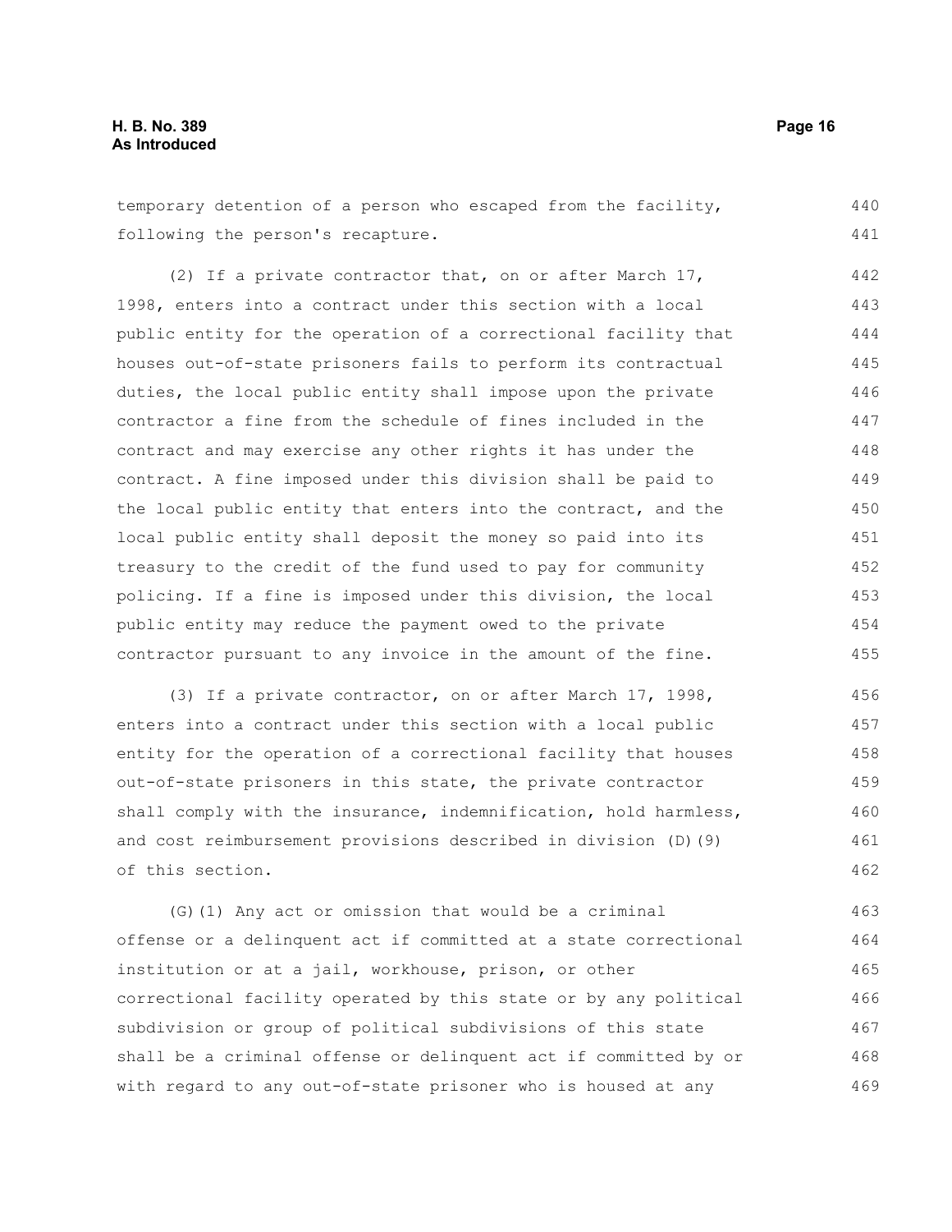temporary detention of a person who escaped from the facility, following the person's recapture.

(2) If a private contractor that, on or after March 17, 1998, enters into a contract under this section with a local public entity for the operation of a correctional facility that houses out-of-state prisoners fails to perform its contractual duties, the local public entity shall impose upon the private contractor a fine from the schedule of fines included in the contract and may exercise any other rights it has under the contract. A fine imposed under this division shall be paid to the local public entity that enters into the contract, and the local public entity shall deposit the money so paid into its treasury to the credit of the fund used to pay for community policing. If a fine is imposed under this division, the local public entity may reduce the payment owed to the private contractor pursuant to any invoice in the amount of the fine.

(3) If a private contractor, on or after March 17, 1998, enters into a contract under this section with a local public entity for the operation of a correctional facility that houses out-of-state prisoners in this state, the private contractor shall comply with the insurance, indemnification, hold harmless, and cost reimbursement provisions described in division (D)(9) of this section.

(G)(1) Any act or omission that would be a criminal offense or a delinquent act if committed at a state correctional institution or at a jail, workhouse, prison, or other correctional facility operated by this state or by any political subdivision or group of political subdivisions of this state shall be a criminal offense or delinquent act if committed by or with regard to any out-of-state prisoner who is housed at any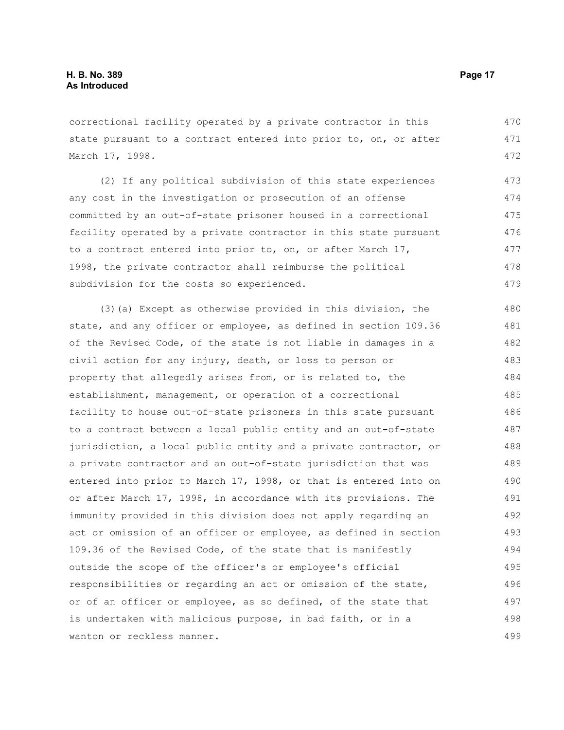correctional facility operated by a private contractor in this state pursuant to a contract entered into prior to, on, or after March 17, 1998.

(2) If any political subdivision of this state experiences any cost in the investigation or prosecution of an offense committed by an out-of-state prisoner housed in a correctional facility operated by a private contractor in this state pursuant to a contract entered into prior to, on, or after March 17, 1998, the private contractor shall reimburse the political subdivision for the costs so experienced.

(3)(a) Except as otherwise provided in this division, the state, and any officer or employee, as defined in section 109.36 of the Revised Code, of the state is not liable in damages in a civil action for any injury, death, or loss to person or property that allegedly arises from, or is related to, the establishment, management, or operation of a correctional facility to house out-of-state prisoners in this state pursuant to a contract between a local public entity and an out-of-state jurisdiction, a local public entity and a private contractor, or a private contractor and an out-of-state jurisdiction that was entered into prior to March 17, 1998, or that is entered into on or after March 17, 1998, in accordance with its provisions. The immunity provided in this division does not apply regarding an act or omission of an officer or employee, as defined in section 109.36 of the Revised Code, of the state that is manifestly outside the scope of the officer's or employee's official responsibilities or regarding an act or omission of the state, or of an officer or employee, as so defined, of the state that is undertaken with malicious purpose, in bad faith, or in a wanton or reckless manner.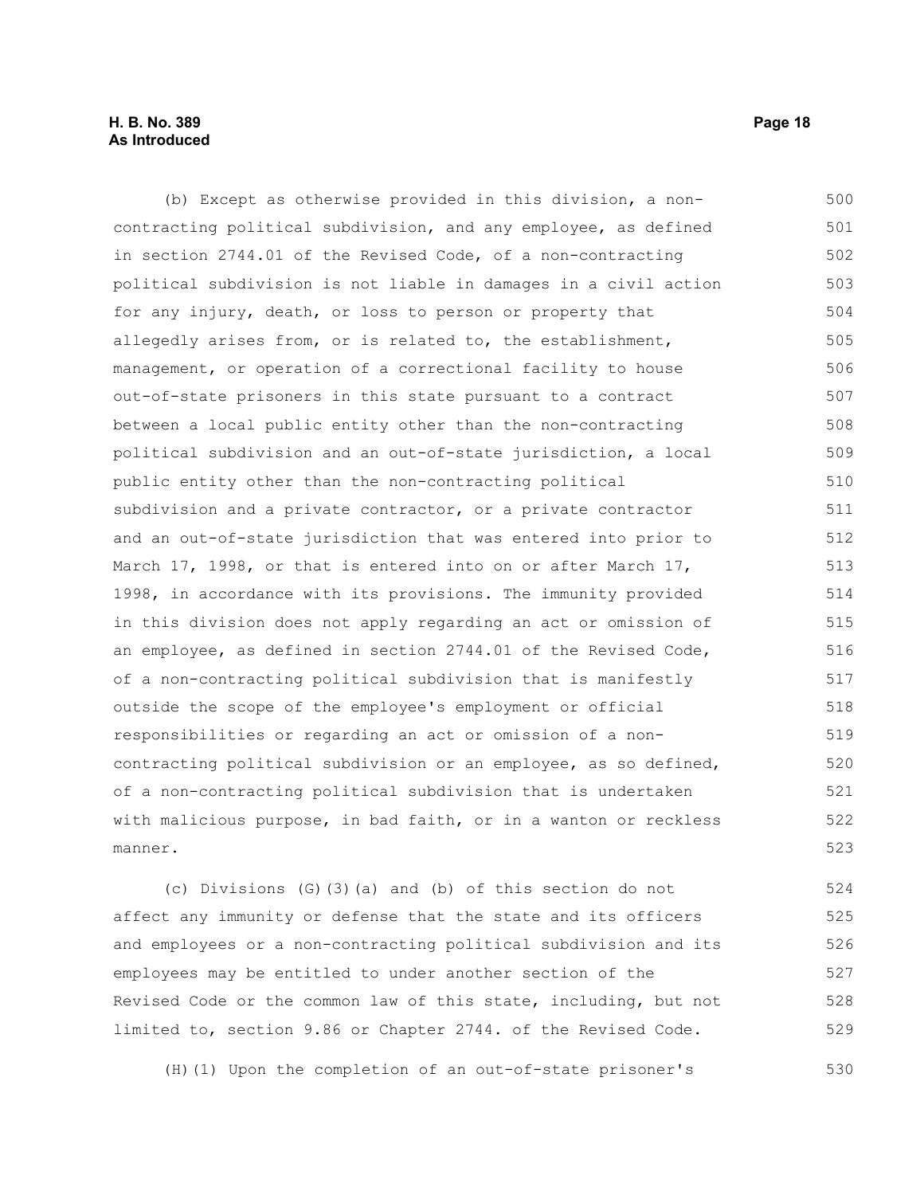(b) Except as otherwise provided in this division, a non-contracting political subdivision, and any employee, as defined in section 2744.01 of the Revised Code, of a non-contracting political subdivision is not liable in damages in a civil action for any injury, death, or loss to person or property that allegedly arises from, or is related to, the establishment, management, or operation of a correctional facility to house out-of-state prisoners in this state pursuant to a contract between a local public entity other than the non-contracting political subdivision and an out-of-state jurisdiction, a local public entity other than the non-contracting political subdivision and a private contractor, or a private contractor and an out-of-state jurisdiction that was entered into prior to March 17, 1998, or that is entered into on or after March 17, 1998, in accordance with its provisions. The immunity provided in this division does not apply regarding an act or omission of an employee, as defined in section 2744.01 of the Revised Code, of a non-contracting political subdivision that is manifestly outside the scope of the employee's employment or official responsibilities or regarding an act or omission of a non-contracting political subdivision or an employee, as so defined, of a non-contracting political subdivision that is undertaken with malicious purpose, in bad faith, or in a wanton or reckless manner.

(c) Divisions (G)(3)(a) and (b) of this section do not affect any immunity or defense that the state and its officers and employees or a non-contracting political subdivision and its employees may be entitled to under another section of the Revised Code or the common law of this state, including, but not limited to, section 9.86 or Chapter 2744. of the Revised Code.

(H)(1) Upon the completion of an out-of-state prisoner's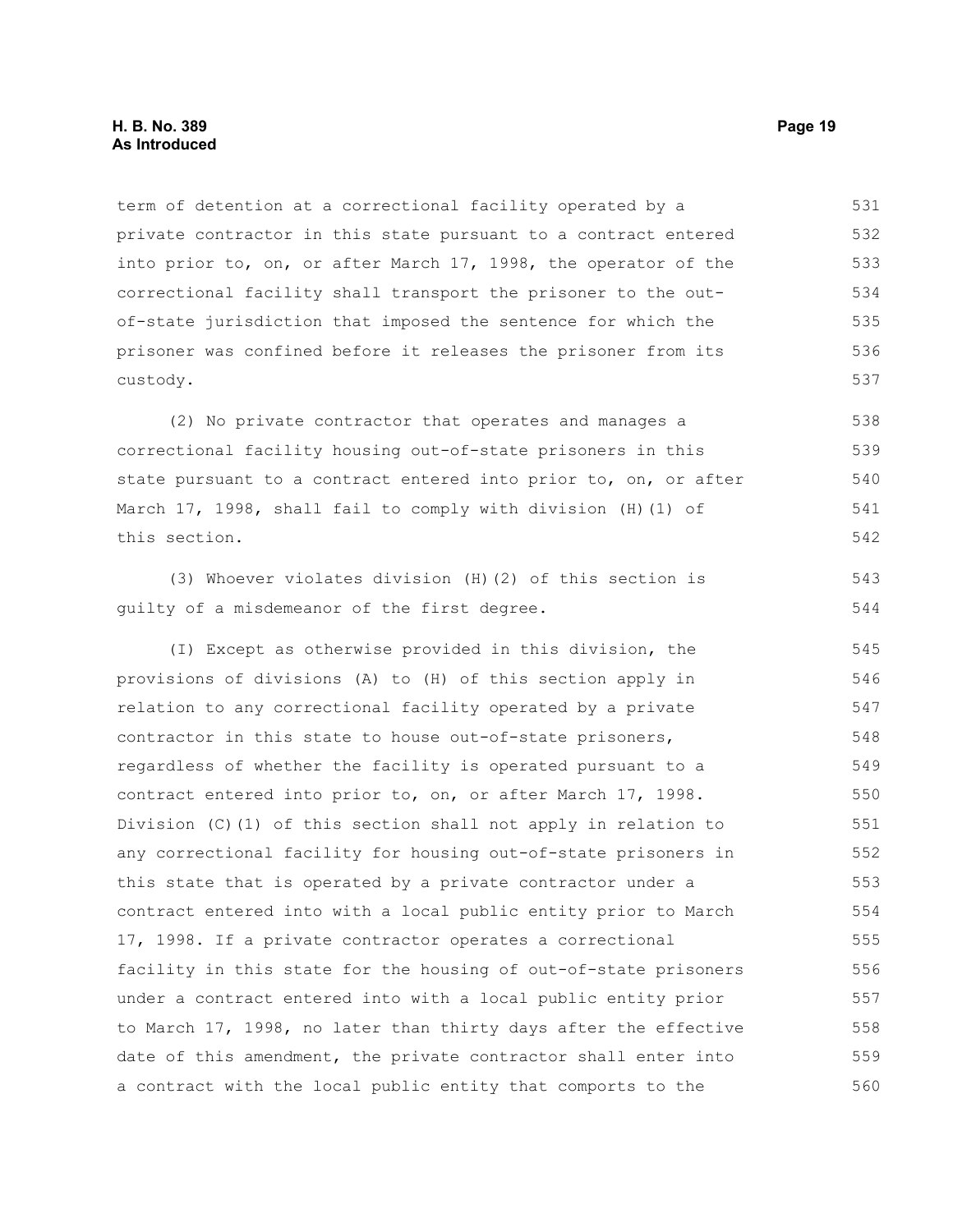term of detention at a correctional facility operated by a private contractor in this state pursuant to a contract entered into prior to, on, or after March 17, 1998, the operator of the correctional facility shall transport the prisoner to the out-of-state jurisdiction that imposed the sentence for which the prisoner was confined before it releases the prisoner from its custody.

(2) No private contractor that operates and manages a correctional facility housing out-of-state prisoners in this state pursuant to a contract entered into prior to, on, or after March 17, 1998, shall fail to comply with division (H)(1) of this section.

(3) Whoever violates division (H)(2) of this section is guilty of a misdemeanor of the first degree.

(I) Except as otherwise provided in this division, the provisions of divisions (A) to (H) of this section apply in relation to any correctional facility operated by a private contractor in this state to house out-of-state prisoners, regardless of whether the facility is operated pursuant to a contract entered into prior to, on, or after March 17, 1998. Division (C)(1) of this section shall not apply in relation to any correctional facility for housing out-of-state prisoners in this state that is operated by a private contractor under a contract entered into with a local public entity prior to March 17, 1998. If a private contractor operates a correctional facility in this state for the housing of out-of-state prisoners under a contract entered into with a local public entity prior to March 17, 1998, no later than thirty days after the effective date of this amendment, the private contractor shall enter into a contract with the local public entity that comports to the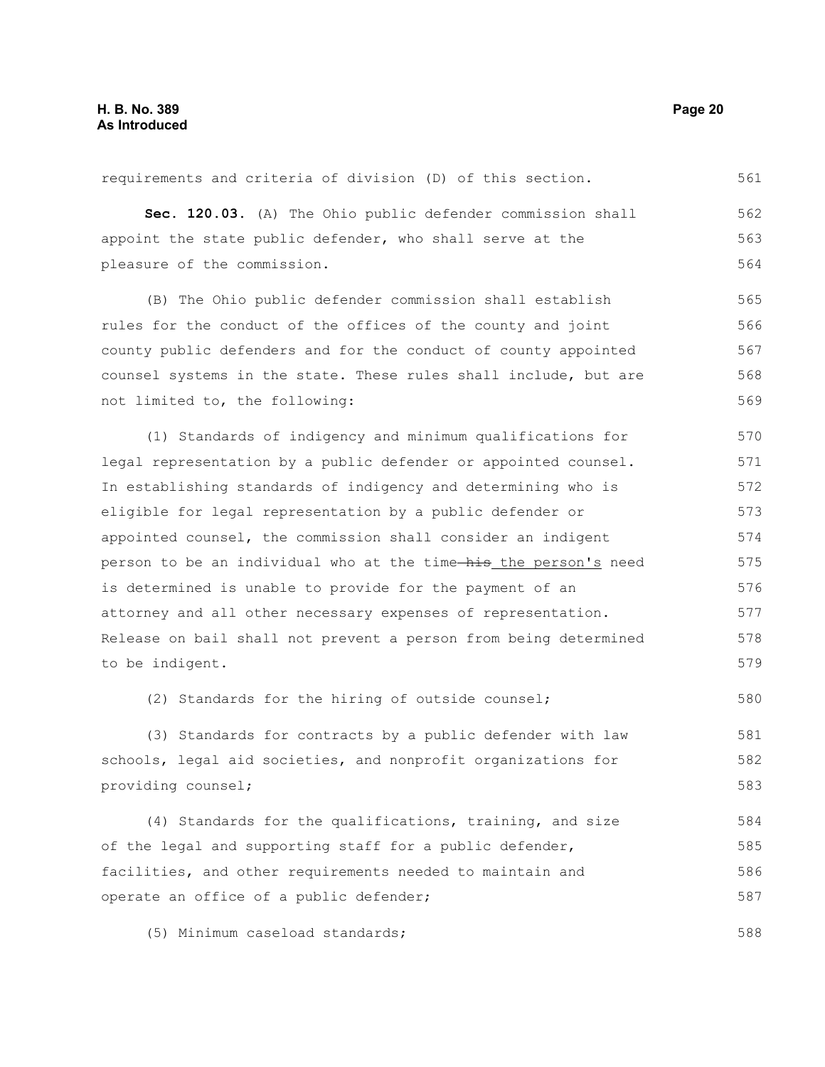requirements and criteria of division (D) of this section.

**Sec. 120.03.** (A) The Ohio public defender commission shall appoint the state public defender, who shall serve at the pleasure of the commission.

(B) The Ohio public defender commission shall establish rules for the conduct of the offices of the county and joint county public defenders and for the conduct of county appointed counsel systems in the state. These rules shall include, but are not limited to, the following:

(1) Standards of indigency and minimum qualifications for legal representation by a public defender or appointed counsel. In establishing standards of indigency and determining who is eligible for legal representation by a public defender or appointed counsel, the commission shall consider an indigent person to be an individual who at the time ~~his~~ the person's need is determined is unable to provide for the payment of an attorney and all other necessary expenses of representation. Release on bail shall not prevent a person from being determined to be indigent.

(2) Standards for the hiring of outside counsel;

(3) Standards for contracts by a public defender with law schools, legal aid societies, and nonprofit organizations for providing counsel;

(4) Standards for the qualifications, training, and size of the legal and supporting staff for a public defender, facilities, and other requirements needed to maintain and operate an office of a public defender;

(5) Minimum caseload standards;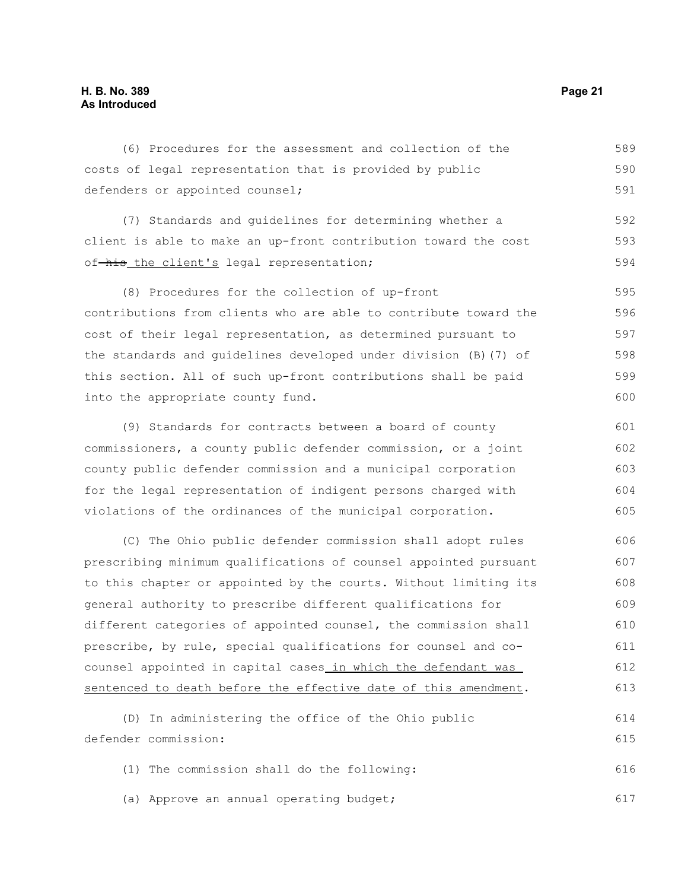(6) Procedures for the assessment and collection of the costs of legal representation that is provided by public defenders or appointed counsel;

(7) Standards and guidelines for determining whether a client is able to make an up-front contribution toward the cost of ~~his~~ the client's legal representation;

(8) Procedures for the collection of up-front contributions from clients who are able to contribute toward the cost of their legal representation, as determined pursuant to the standards and guidelines developed under division (B)(7) of this section. All of such up-front contributions shall be paid into the appropriate county fund.

(9) Standards for contracts between a board of county commissioners, a county public defender commission, or a joint county public defender commission and a municipal corporation for the legal representation of indigent persons charged with violations of the ordinances of the municipal corporation.

(C) The Ohio public defender commission shall adopt rules prescribing minimum qualifications of counsel appointed pursuant to this chapter or appointed by the courts. Without limiting its general authority to prescribe different qualifications for different categories of appointed counsel, the commission shall prescribe, by rule, special qualifications for counsel and co-counsel appointed in capital cases in which the defendant was sentenced to death before the effective date of this amendment.

(D) In administering the office of the Ohio public defender commission:

(1) The commission shall do the following:

(a) Approve an annual operating budget;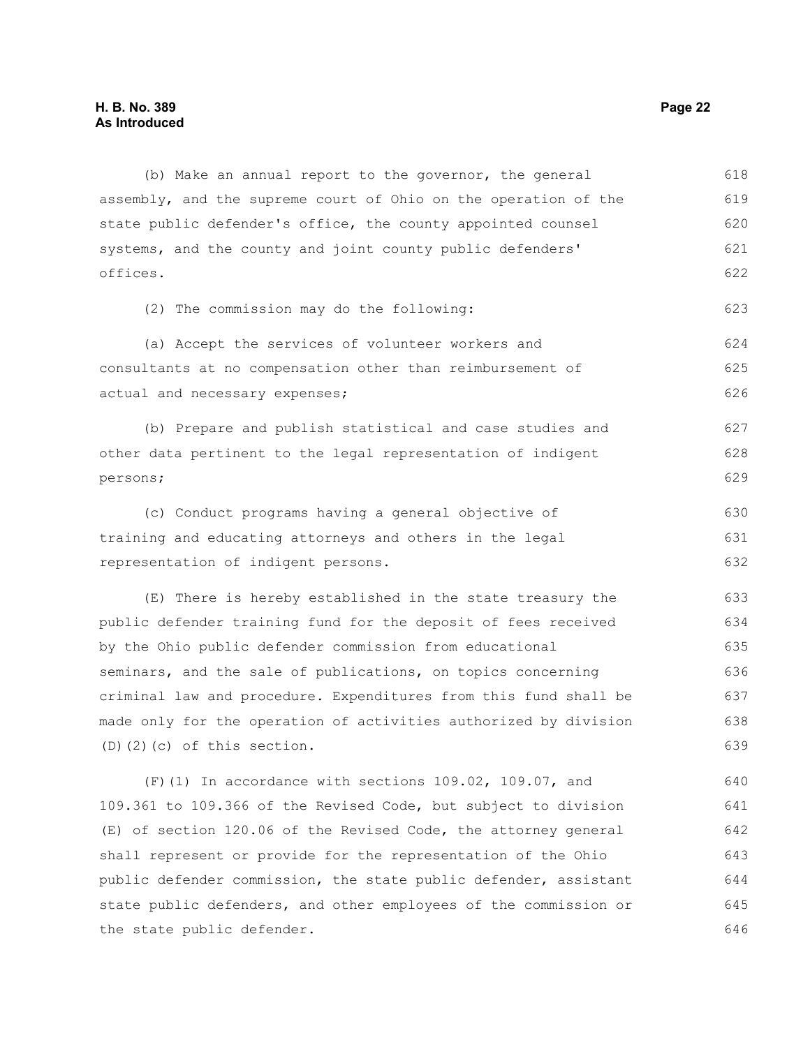(b) Make an annual report to the governor, the general assembly, and the supreme court of Ohio on the operation of the state public defender's office, the county appointed counsel systems, and the county and joint county public defenders' offices.

(2) The commission may do the following:

(a) Accept the services of volunteer workers and consultants at no compensation other than reimbursement of actual and necessary expenses;

(b) Prepare and publish statistical and case studies and other data pertinent to the legal representation of indigent persons;

(c) Conduct programs having a general objective of training and educating attorneys and others in the legal representation of indigent persons.

(E) There is hereby established in the state treasury the public defender training fund for the deposit of fees received by the Ohio public defender commission from educational seminars, and the sale of publications, on topics concerning criminal law and procedure. Expenditures from this fund shall be made only for the operation of activities authorized by division (D)(2)(c) of this section.

(F)(1) In accordance with sections 109.02, 109.07, and 109.361 to 109.366 of the Revised Code, but subject to division (E) of section 120.06 of the Revised Code, the attorney general shall represent or provide for the representation of the Ohio public defender commission, the state public defender, assistant state public defenders, and other employees of the commission or the state public defender.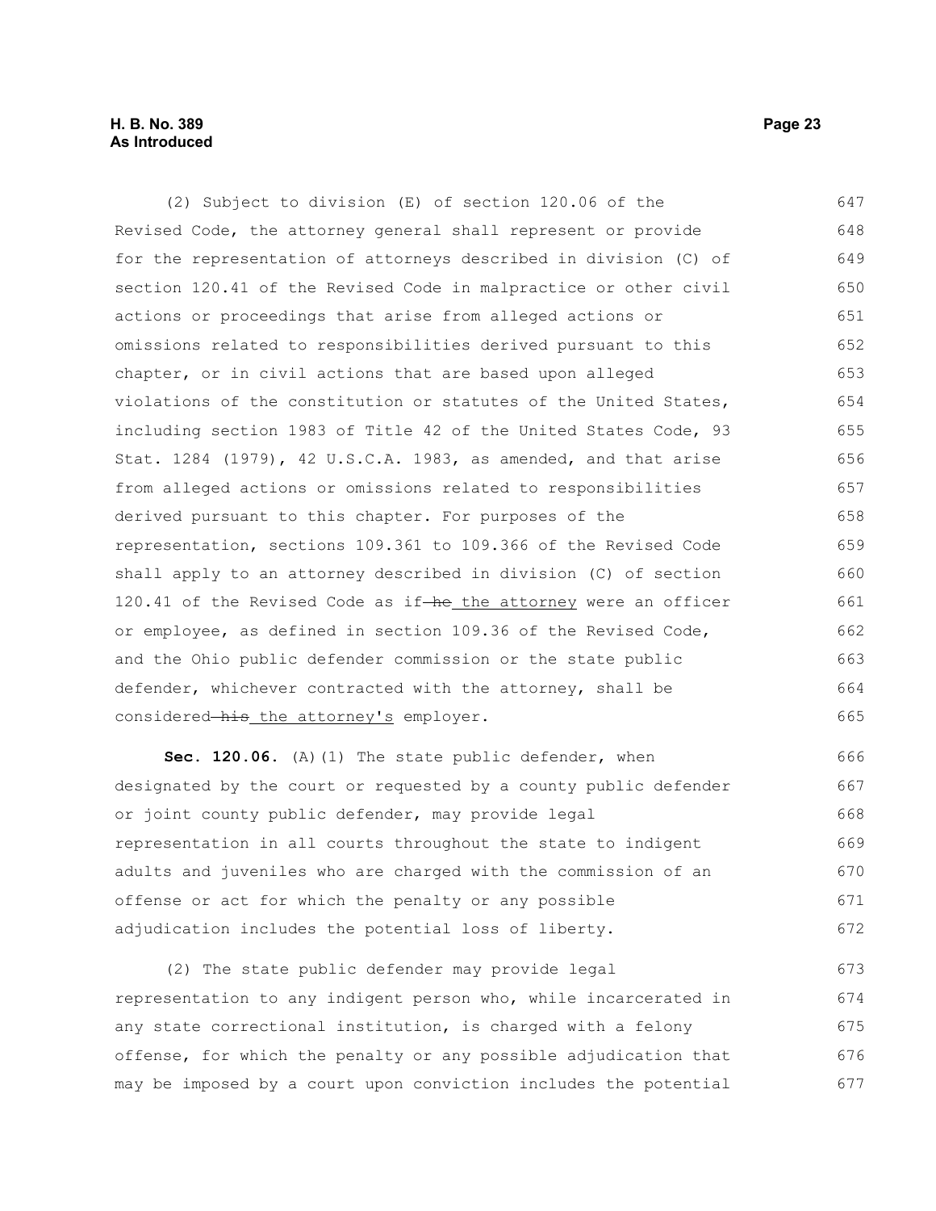(2) Subject to division (E) of section 120.06 of the Revised Code, the attorney general shall represent or provide for the representation of attorneys described in division (C) of section 120.41 of the Revised Code in malpractice or other civil actions or proceedings that arise from alleged actions or omissions related to responsibilities derived pursuant to this chapter, or in civil actions that are based upon alleged violations of the constitution or statutes of the United States, including section 1983 of Title 42 of the United States Code, 93 Stat. 1284 (1979), 42 U.S.C.A. 1983, as amended, and that arise from alleged actions or omissions related to responsibilities derived pursuant to this chapter. For purposes of the representation, sections 109.361 to 109.366 of the Revised Code shall apply to an attorney described in division (C) of section 120.41 of the Revised Code as if ~~he~~ the attorney were an officer or employee, as defined in section 109.36 of the Revised Code, and the Ohio public defender commission or the state public defender, whichever contracted with the attorney, shall be considered ~~his~~ the attorney's employer.

**Sec. 120.06.** (A)(1) The state public defender, when designated by the court or requested by a county public defender or joint county public defender, may provide legal representation in all courts throughout the state to indigent adults and juveniles who are charged with the commission of an offense or act for which the penalty or any possible adjudication includes the potential loss of liberty.

(2) The state public defender may provide legal representation to any indigent person who, while incarcerated in any state correctional institution, is charged with a felony offense, for which the penalty or any possible adjudication that may be imposed by a court upon conviction includes the potential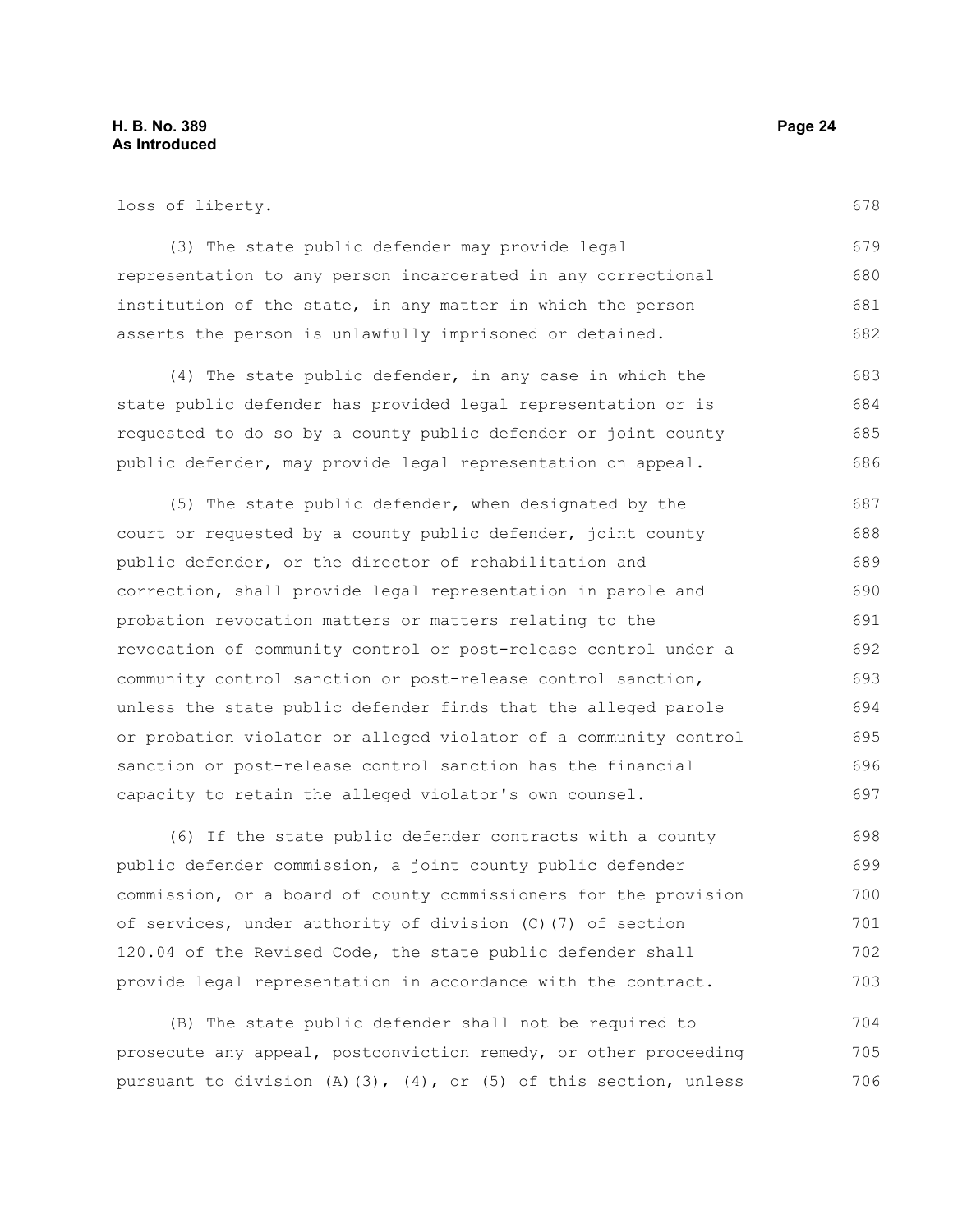loss of liberty.

(3) The state public defender may provide legal representation to any person incarcerated in any correctional institution of the state, in any matter in which the person asserts the person is unlawfully imprisoned or detained.

(4) The state public defender, in any case in which the state public defender has provided legal representation or is requested to do so by a county public defender or joint county public defender, may provide legal representation on appeal.

(5) The state public defender, when designated by the court or requested by a county public defender, joint county public defender, or the director of rehabilitation and correction, shall provide legal representation in parole and probation revocation matters or matters relating to the revocation of community control or post-release control under a community control sanction or post-release control sanction, unless the state public defender finds that the alleged parole or probation violator or alleged violator of a community control sanction or post-release control sanction has the financial capacity to retain the alleged violator's own counsel.

(6) If the state public defender contracts with a county public defender commission, a joint county public defender commission, or a board of county commissioners for the provision of services, under authority of division (C)(7) of section 120.04 of the Revised Code, the state public defender shall provide legal representation in accordance with the contract.

(B) The state public defender shall not be required to prosecute any appeal, postconviction remedy, or other proceeding pursuant to division (A)(3), (4), or (5) of this section, unless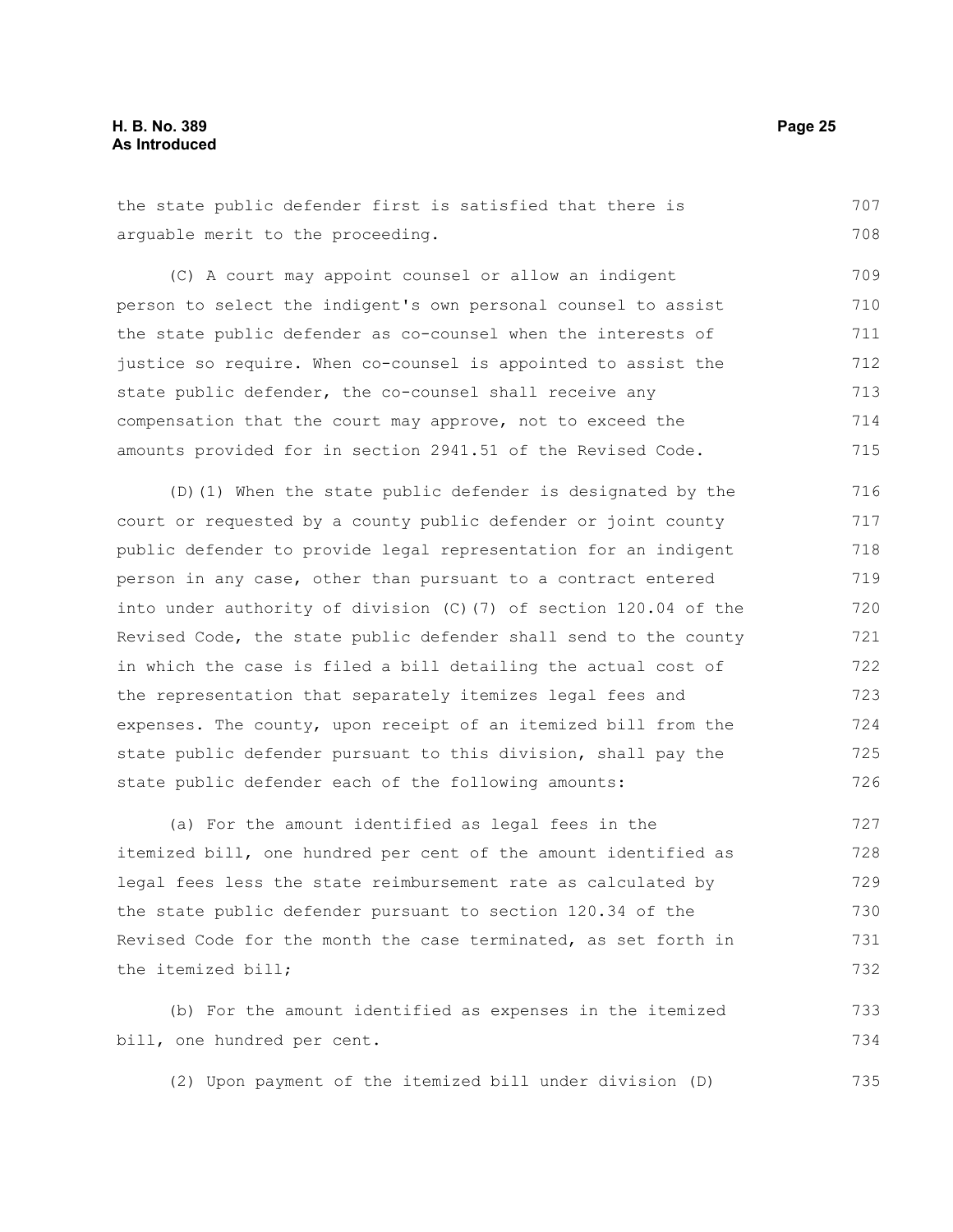the state public defender first is satisfied that there is arguable merit to the proceeding.

(C) A court may appoint counsel or allow an indigent person to select the indigent's own personal counsel to assist the state public defender as co-counsel when the interests of justice so require. When co-counsel is appointed to assist the state public defender, the co-counsel shall receive any compensation that the court may approve, not to exceed the amounts provided for in section 2941.51 of the Revised Code.

(D)(1) When the state public defender is designated by the court or requested by a county public defender or joint county public defender to provide legal representation for an indigent person in any case, other than pursuant to a contract entered into under authority of division (C)(7) of section 120.04 of the Revised Code, the state public defender shall send to the county in which the case is filed a bill detailing the actual cost of the representation that separately itemizes legal fees and expenses. The county, upon receipt of an itemized bill from the state public defender pursuant to this division, shall pay the state public defender each of the following amounts:

(a) For the amount identified as legal fees in the itemized bill, one hundred per cent of the amount identified as legal fees less the state reimbursement rate as calculated by the state public defender pursuant to section 120.34 of the Revised Code for the month the case terminated, as set forth in the itemized bill;

(b) For the amount identified as expenses in the itemized bill, one hundred per cent.

(2) Upon payment of the itemized bill under division (D)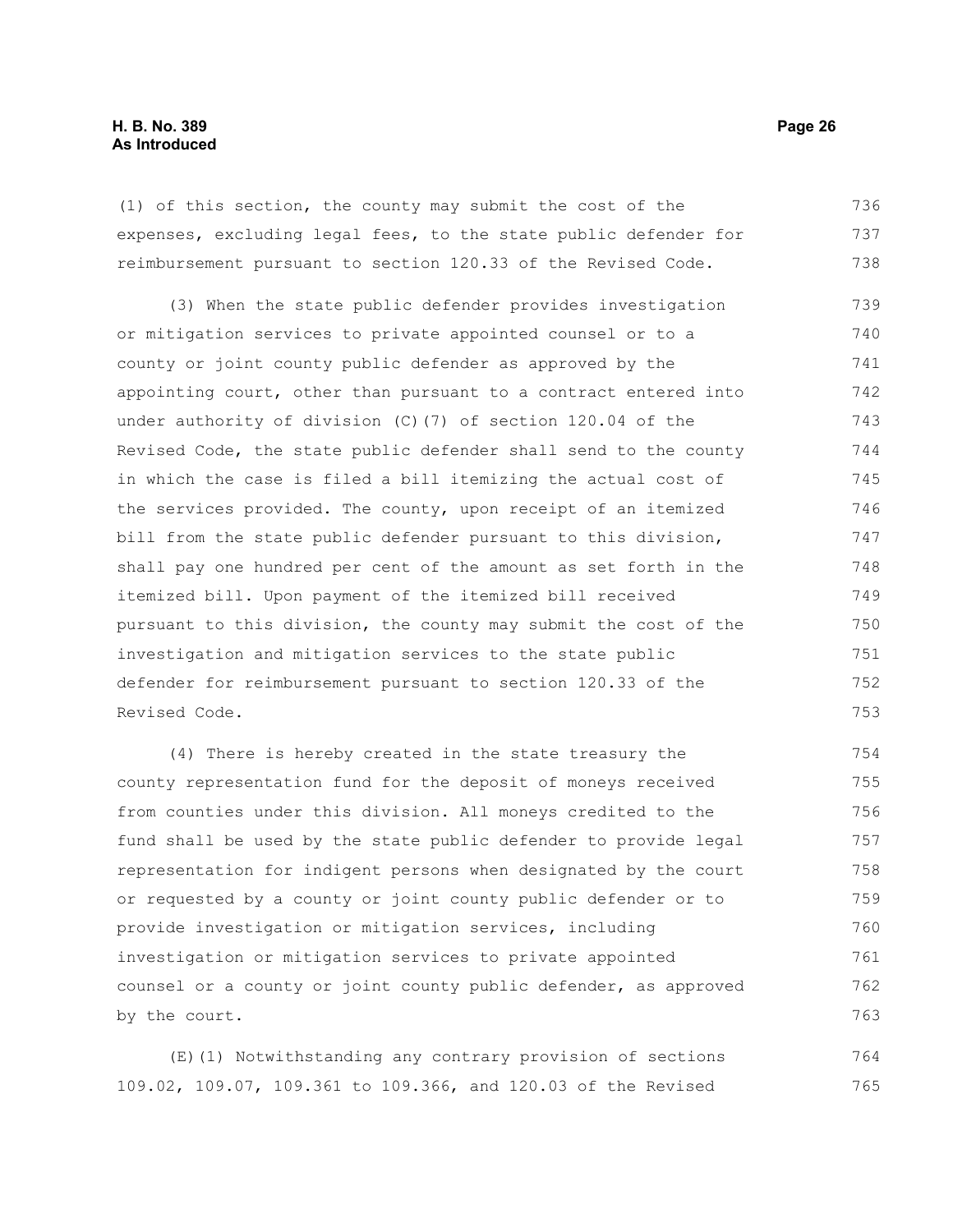(1) of this section, the county may submit the cost of the expenses, excluding legal fees, to the state public defender for reimbursement pursuant to section 120.33 of the Revised Code.

(3) When the state public defender provides investigation or mitigation services to private appointed counsel or to a county or joint county public defender as approved by the appointing court, other than pursuant to a contract entered into under authority of division (C)(7) of section 120.04 of the Revised Code, the state public defender shall send to the county in which the case is filed a bill itemizing the actual cost of the services provided. The county, upon receipt of an itemized bill from the state public defender pursuant to this division, shall pay one hundred per cent of the amount as set forth in the itemized bill. Upon payment of the itemized bill received pursuant to this division, the county may submit the cost of the investigation and mitigation services to the state public defender for reimbursement pursuant to section 120.33 of the Revised Code.

(4) There is hereby created in the state treasury the county representation fund for the deposit of moneys received from counties under this division. All moneys credited to the fund shall be used by the state public defender to provide legal representation for indigent persons when designated by the court or requested by a county or joint county public defender or to provide investigation or mitigation services, including investigation or mitigation services to private appointed counsel or a county or joint county public defender, as approved by the court.

(E)(1) Notwithstanding any contrary provision of sections 109.02, 109.07, 109.361 to 109.366, and 120.03 of the Revised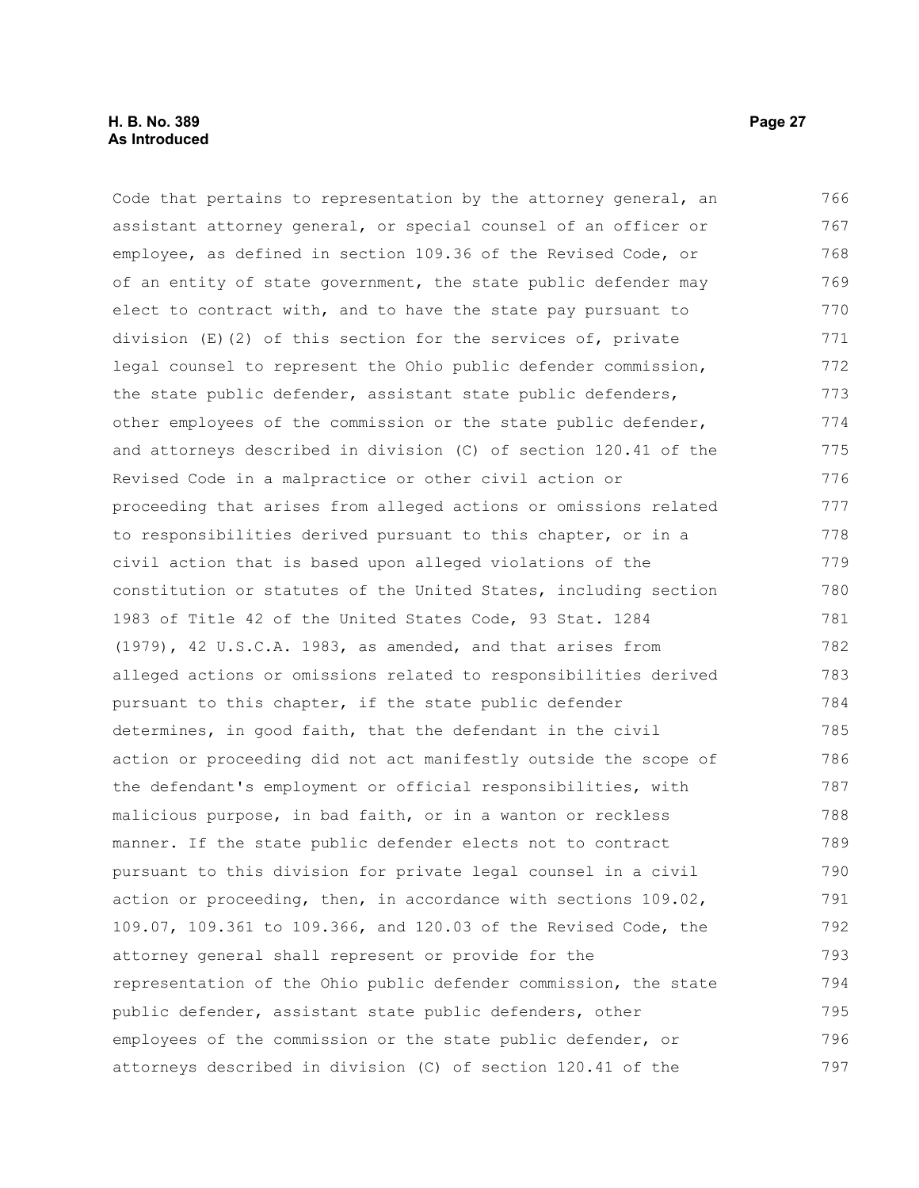Code that pertains to representation by the attorney general, an assistant attorney general, or special counsel of an officer or employee, as defined in section 109.36 of the Revised Code, or of an entity of state government, the state public defender may elect to contract with, and to have the state pay pursuant to division (E)(2) of this section for the services of, private legal counsel to represent the Ohio public defender commission, the state public defender, assistant state public defenders, other employees of the commission or the state public defender, and attorneys described in division (C) of section 120.41 of the Revised Code in a malpractice or other civil action or proceeding that arises from alleged actions or omissions related to responsibilities derived pursuant to this chapter, or in a civil action that is based upon alleged violations of the constitution or statutes of the United States, including section 1983 of Title 42 of the United States Code, 93 Stat. 1284 (1979), 42 U.S.C.A. 1983, as amended, and that arises from alleged actions or omissions related to responsibilities derived pursuant to this chapter, if the state public defender determines, in good faith, that the defendant in the civil action or proceeding did not act manifestly outside the scope of the defendant's employment or official responsibilities, with malicious purpose, in bad faith, or in a wanton or reckless manner. If the state public defender elects not to contract pursuant to this division for private legal counsel in a civil action or proceeding, then, in accordance with sections 109.02, 109.07, 109.361 to 109.366, and 120.03 of the Revised Code, the attorney general shall represent or provide for the representation of the Ohio public defender commission, the state public defender, assistant state public defenders, other employees of the commission or the state public defender, or attorneys described in division (C) of section 120.41 of the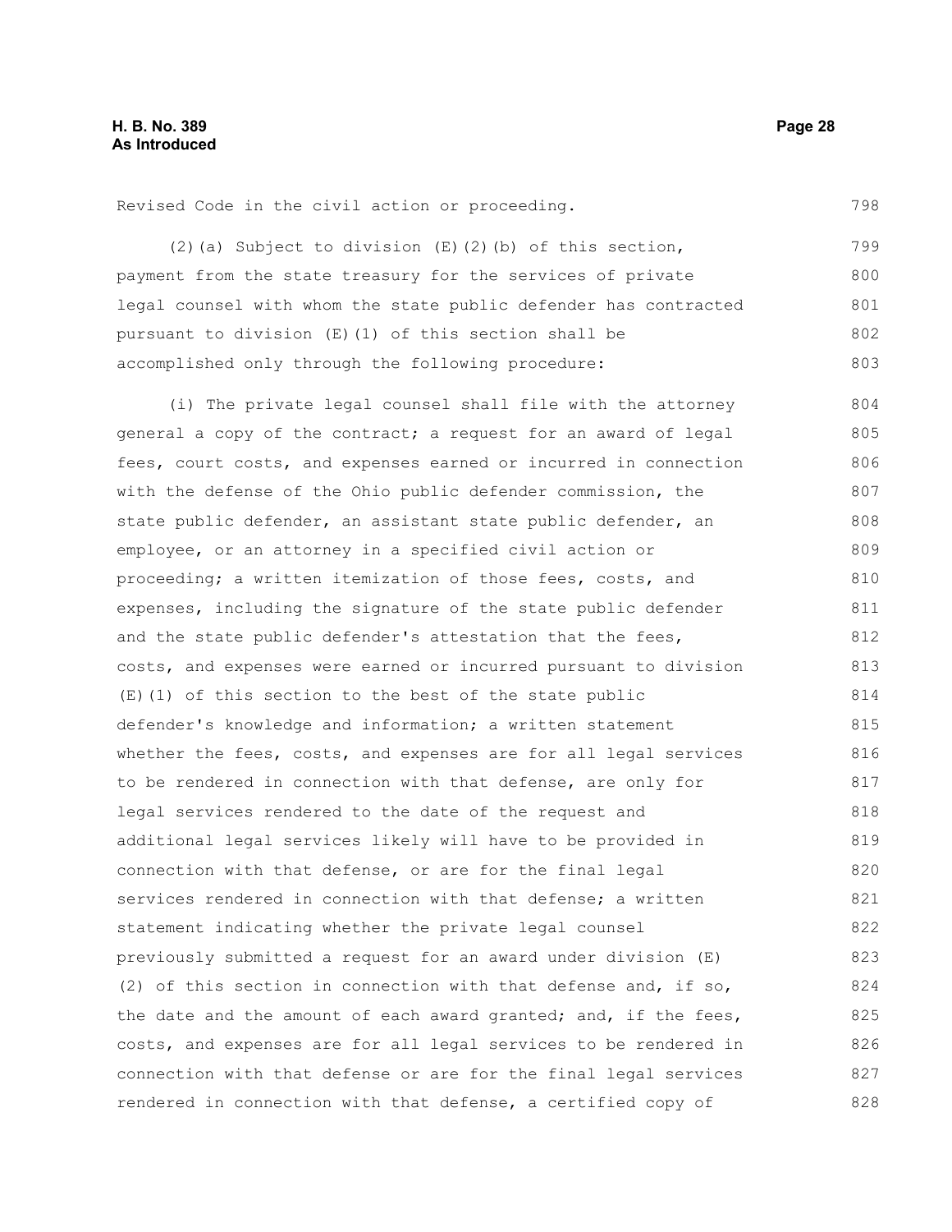Revised Code in the civil action or proceeding.

(2)(a) Subject to division (E)(2)(b) of this section, payment from the state treasury for the services of private legal counsel with whom the state public defender has contracted pursuant to division (E)(1) of this section shall be accomplished only through the following procedure:

(i) The private legal counsel shall file with the attorney general a copy of the contract; a request for an award of legal fees, court costs, and expenses earned or incurred in connection with the defense of the Ohio public defender commission, the state public defender, an assistant state public defender, an employee, or an attorney in a specified civil action or proceeding; a written itemization of those fees, costs, and expenses, including the signature of the state public defender and the state public defender's attestation that the fees, costs, and expenses were earned or incurred pursuant to division (E)(1) of this section to the best of the state public defender's knowledge and information; a written statement whether the fees, costs, and expenses are for all legal services to be rendered in connection with that defense, are only for legal services rendered to the date of the request and additional legal services likely will have to be provided in connection with that defense, or are for the final legal services rendered in connection with that defense; a written statement indicating whether the private legal counsel previously submitted a request for an award under division (E)(2) of this section in connection with that defense and, if so, the date and the amount of each award granted; and, if the fees, costs, and expenses are for all legal services to be rendered in connection with that defense or are for the final legal services rendered in connection with that defense, a certified copy of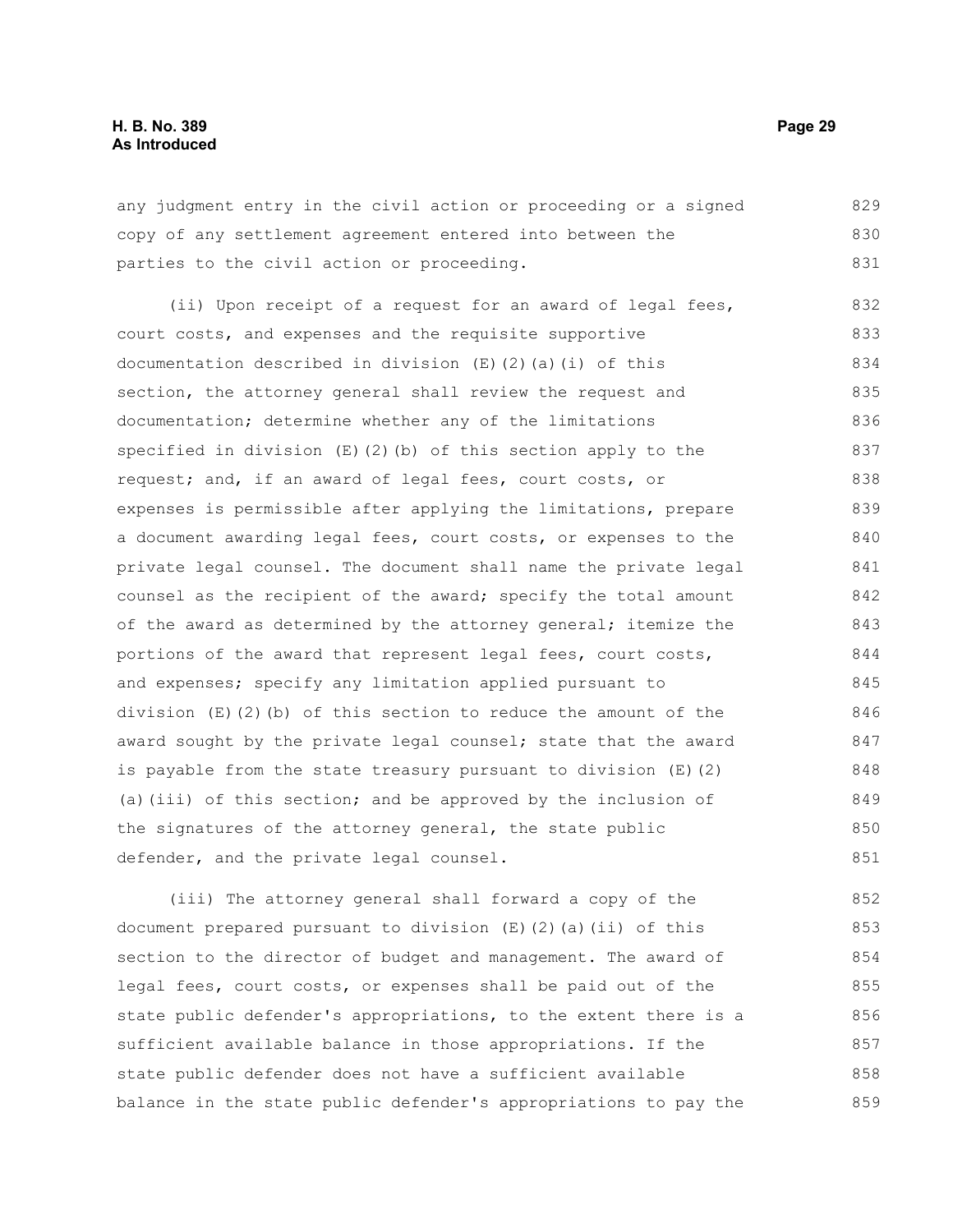any judgment entry in the civil action or proceeding or a signed copy of any settlement agreement entered into between the parties to the civil action or proceeding.

(ii) Upon receipt of a request for an award of legal fees, court costs, and expenses and the requisite supportive documentation described in division (E)(2)(a)(i) of this section, the attorney general shall review the request and documentation; determine whether any of the limitations specified in division (E)(2)(b) of this section apply to the request; and, if an award of legal fees, court costs, or expenses is permissible after applying the limitations, prepare a document awarding legal fees, court costs, or expenses to the private legal counsel. The document shall name the private legal counsel as the recipient of the award; specify the total amount of the award as determined by the attorney general; itemize the portions of the award that represent legal fees, court costs, and expenses; specify any limitation applied pursuant to division (E)(2)(b) of this section to reduce the amount of the award sought by the private legal counsel; state that the award is payable from the state treasury pursuant to division (E)(2)(a)(iii) of this section; and be approved by the inclusion of the signatures of the attorney general, the state public defender, and the private legal counsel.

(iii) The attorney general shall forward a copy of the document prepared pursuant to division (E)(2)(a)(ii) of this section to the director of budget and management. The award of legal fees, court costs, or expenses shall be paid out of the state public defender's appropriations, to the extent there is a sufficient available balance in those appropriations. If the state public defender does not have a sufficient available balance in the state public defender's appropriations to pay the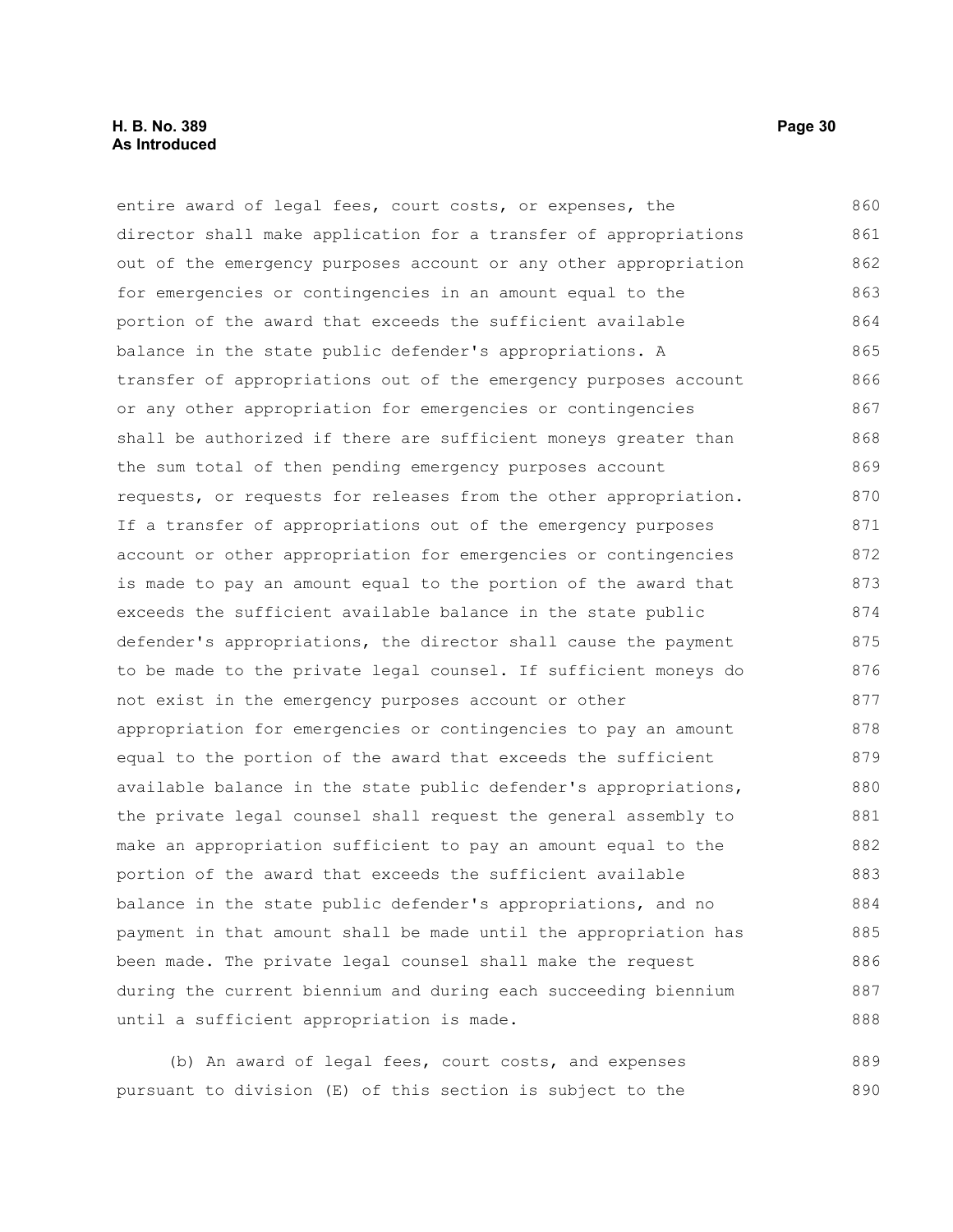entire award of legal fees, court costs, or expenses, the director shall make application for a transfer of appropriations out of the emergency purposes account or any other appropriation for emergencies or contingencies in an amount equal to the portion of the award that exceeds the sufficient available balance in the state public defender's appropriations. A transfer of appropriations out of the emergency purposes account or any other appropriation for emergencies or contingencies shall be authorized if there are sufficient moneys greater than the sum total of then pending emergency purposes account requests, or requests for releases from the other appropriation. If a transfer of appropriations out of the emergency purposes account or other appropriation for emergencies or contingencies is made to pay an amount equal to the portion of the award that exceeds the sufficient available balance in the state public defender's appropriations, the director shall cause the payment to be made to the private legal counsel. If sufficient moneys do not exist in the emergency purposes account or other appropriation for emergencies or contingencies to pay an amount equal to the portion of the award that exceeds the sufficient available balance in the state public defender's appropriations, the private legal counsel shall request the general assembly to make an appropriation sufficient to pay an amount equal to the portion of the award that exceeds the sufficient available balance in the state public defender's appropriations, and no payment in that amount shall be made until the appropriation has been made. The private legal counsel shall make the request during the current biennium and during each succeeding biennium until a sufficient appropriation is made.

(b) An award of legal fees, court costs, and expenses pursuant to division (E) of this section is subject to the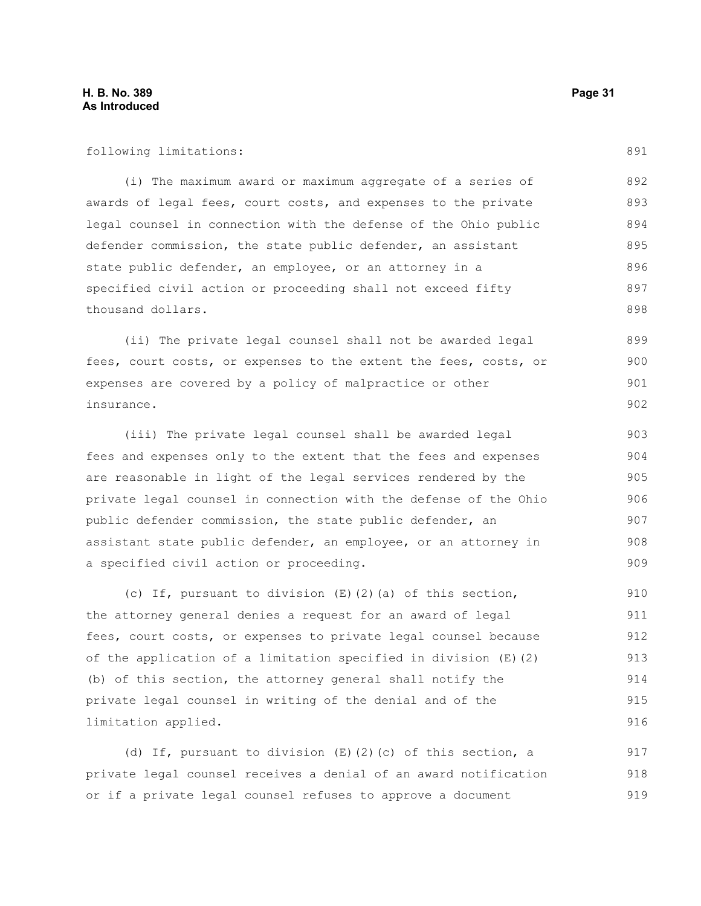following limitations:

(i) The maximum award or maximum aggregate of a series of awards of legal fees, court costs, and expenses to the private legal counsel in connection with the defense of the Ohio public defender commission, the state public defender, an assistant state public defender, an employee, or an attorney in a specified civil action or proceeding shall not exceed fifty thousand dollars.

(ii) The private legal counsel shall not be awarded legal fees, court costs, or expenses to the extent the fees, costs, or expenses are covered by a policy of malpractice or other insurance.

(iii) The private legal counsel shall be awarded legal fees and expenses only to the extent that the fees and expenses are reasonable in light of the legal services rendered by the private legal counsel in connection with the defense of the Ohio public defender commission, the state public defender, an assistant state public defender, an employee, or an attorney in a specified civil action or proceeding.

(c) If, pursuant to division (E)(2)(a) of this section, the attorney general denies a request for an award of legal fees, court costs, or expenses to private legal counsel because of the application of a limitation specified in division (E)(2)(b) of this section, the attorney general shall notify the private legal counsel in writing of the denial and of the limitation applied.

(d) If, pursuant to division (E)(2)(c) of this section, a private legal counsel receives a denial of an award notification or if a private legal counsel refuses to approve a document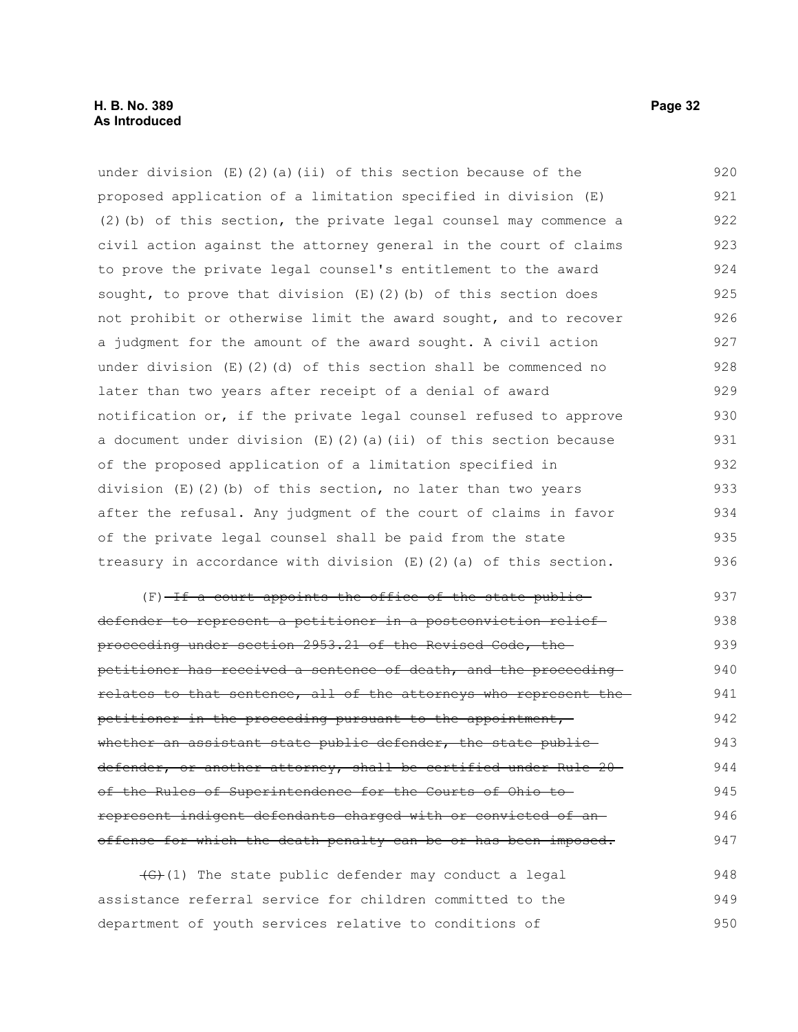under division (E)(2)(a)(ii) of this section because of the proposed application of a limitation specified in division (E)(2)(b) of this section, the private legal counsel may commence a civil action against the attorney general in the court of claims to prove the private legal counsel's entitlement to the award sought, to prove that division (E)(2)(b) of this section does not prohibit or otherwise limit the award sought, and to recover a judgment for the amount of the award sought. A civil action under division (E)(2)(d) of this section shall be commenced no later than two years after receipt of a denial of award notification or, if the private legal counsel refused to approve a document under division (E)(2)(a)(ii) of this section because of the proposed application of a limitation specified in division (E)(2)(b) of this section, no later than two years after the refusal. Any judgment of the court of claims in favor of the private legal counsel shall be paid from the state treasury in accordance with division (E)(2)(a) of this section.

(F) ~~If a court appoints the office of the state public defender to represent a petitioner in a postconviction relief proceeding under section 2953.21 of the Revised Code, the petitioner has received a sentence of death, and the proceeding relates to that sentence, all of the attorneys who represent the petitioner in the proceeding pursuant to the appointment, whether an assistant state public defender, the state public defender, or another attorney, shall be certified under Rule 20 of the Rules of Superintendence for the Courts of Ohio to represent indigent defendants charged with or convicted of an offense for which the death penalty can be or has been imposed.~~

~~(G)~~(1) The state public defender may conduct a legal assistance referral service for children committed to the department of youth services relative to conditions of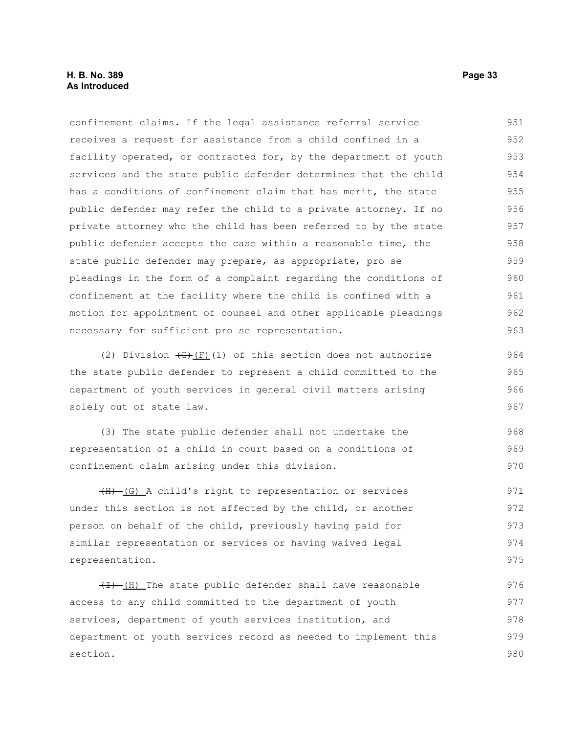confinement claims. If the legal assistance referral service receives a request for assistance from a child confined in a facility operated, or contracted for, by the department of youth services and the state public defender determines that the child has a conditions of confinement claim that has merit, the state public defender may refer the child to a private attorney. If no private attorney who the child has been referred to by the state public defender accepts the case within a reasonable time, the state public defender may prepare, as appropriate, pro se pleadings in the form of a complaint regarding the conditions of confinement at the facility where the child is confined with a motion for appointment of counsel and other applicable pleadings necessary for sufficient pro se representation.

(2) Division ~~(G)~~ (F)(1) of this section does not authorize the state public defender to represent a child committed to the department of youth services in general civil matters arising solely out of state law.

(3) The state public defender shall not undertake the representation of a child in court based on a conditions of confinement claim arising under this division.

~~(H)~~ (G) A child's right to representation or services under this section is not affected by the child, or another person on behalf of the child, previously having paid for similar representation or services or having waived legal representation.

~~(I)~~ (H) The state public defender shall have reasonable access to any child committed to the department of youth services, department of youth services institution, and department of youth services record as needed to implement this section.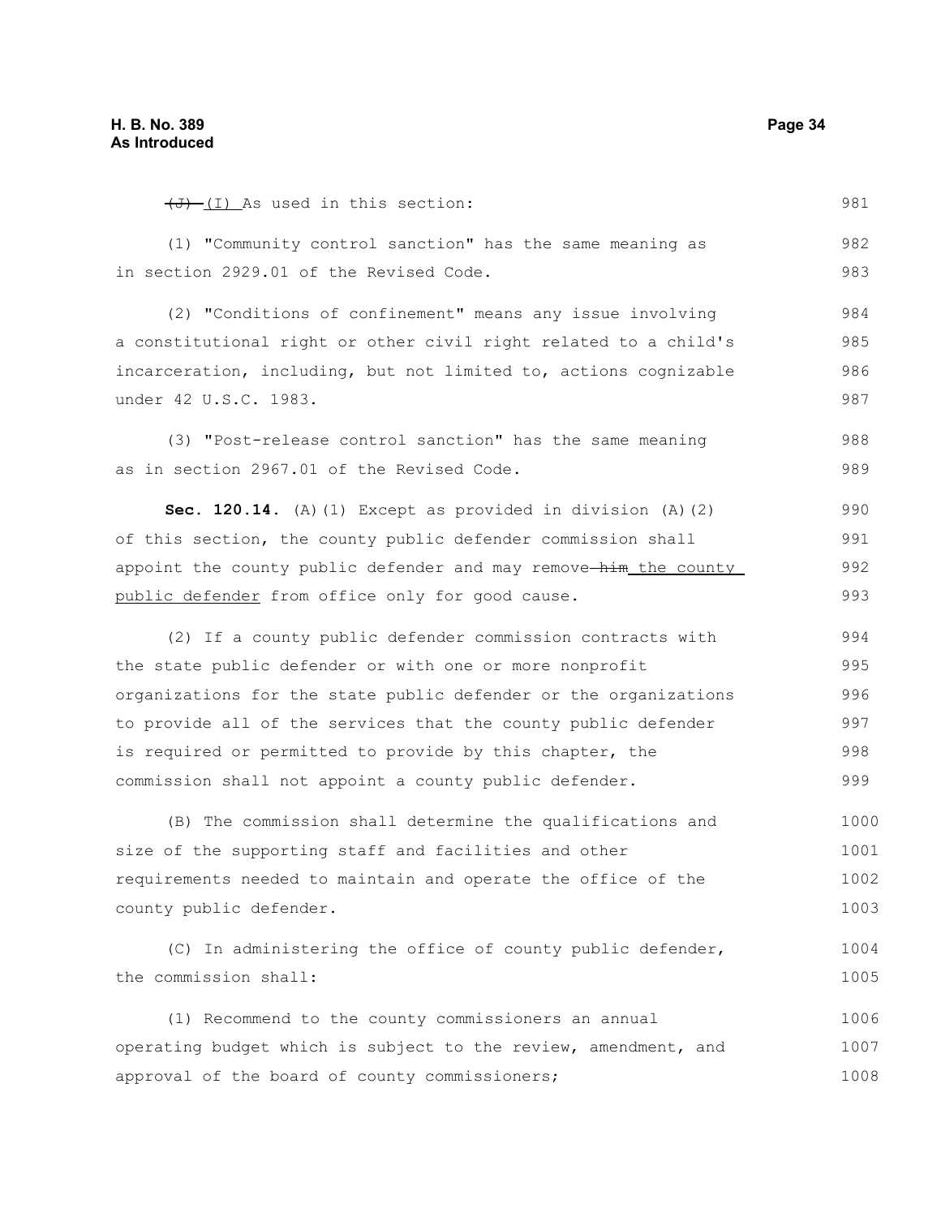~~(J)~~ (I) As used in this section:

(1) "Community control sanction" has the same meaning as in section 2929.01 of the Revised Code.

(2) "Conditions of confinement" means any issue involving a constitutional right or other civil right related to a child's incarceration, including, but not limited to, actions cognizable under 42 U.S.C. 1983.

(3) "Post-release control sanction" has the same meaning as in section 2967.01 of the Revised Code.

**Sec. 120.14.** (A)(1) Except as provided in division (A)(2) of this section, the county public defender commission shall appoint the county public defender and may remove ~~him~~ the county public defender from office only for good cause.

(2) If a county public defender commission contracts with the state public defender or with one or more nonprofit organizations for the state public defender or the organizations to provide all of the services that the county public defender is required or permitted to provide by this chapter, the commission shall not appoint a county public defender.

(B) The commission shall determine the qualifications and size of the supporting staff and facilities and other requirements needed to maintain and operate the office of the county public defender.

(C) In administering the office of county public defender, the commission shall:

(1) Recommend to the county commissioners an annual operating budget which is subject to the review, amendment, and approval of the board of county commissioners;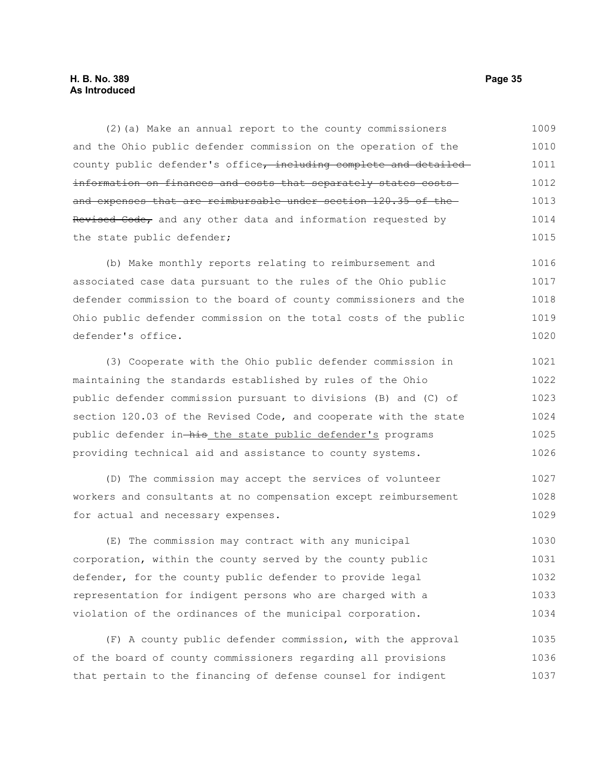(2)(a) Make an annual report to the county commissioners and the Ohio public defender commission on the operation of the county public defender's office~~, including complete and detailed information on finances and costs that separately states costs and expenses that are reimbursable under section 120.35 of the Revised Code,~~ and any other data and information requested by the state public defender;

(b) Make monthly reports relating to reimbursement and associated case data pursuant to the rules of the Ohio public defender commission to the board of county commissioners and the Ohio public defender commission on the total costs of the public defender's office.

(3) Cooperate with the Ohio public defender commission in maintaining the standards established by rules of the Ohio public defender commission pursuant to divisions (B) and (C) of section 120.03 of the Revised Code, and cooperate with the state public defender in ~~his~~ <u>the state public defender's</u> programs providing technical aid and assistance to county systems.

(D) The commission may accept the services of volunteer workers and consultants at no compensation except reimbursement for actual and necessary expenses.

(E) The commission may contract with any municipal corporation, within the county served by the county public defender, for the county public defender to provide legal representation for indigent persons who are charged with a violation of the ordinances of the municipal corporation.

(F) A county public defender commission, with the approval of the board of county commissioners regarding all provisions that pertain to the financing of defense counsel for indigent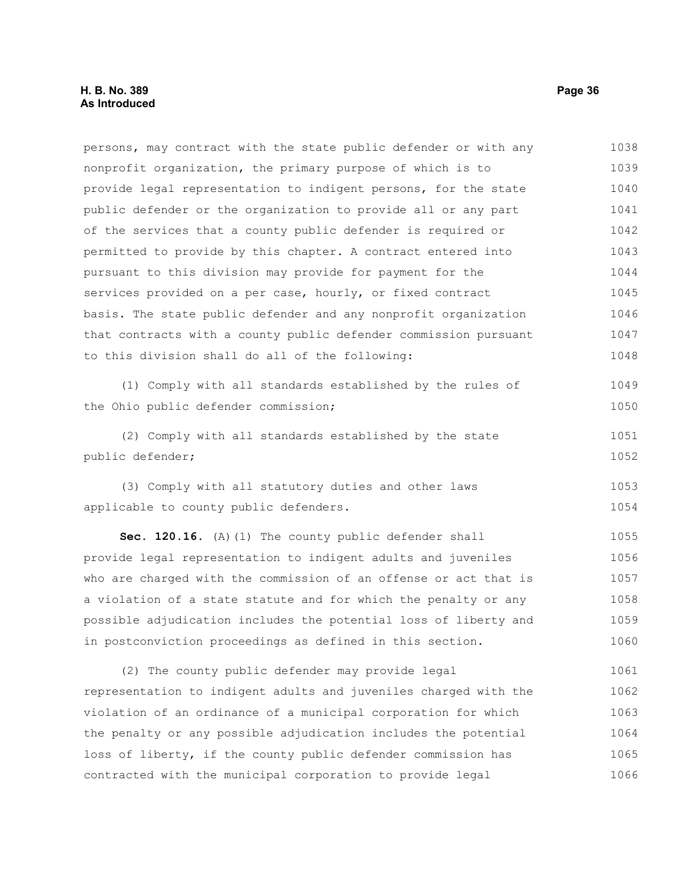persons, may contract with the state public defender or with any nonprofit organization, the primary purpose of which is to provide legal representation to indigent persons, for the state public defender or the organization to provide all or any part of the services that a county public defender is required or permitted to provide by this chapter. A contract entered into pursuant to this division may provide for payment for the services provided on a per case, hourly, or fixed contract basis. The state public defender and any nonprofit organization that contracts with a county public defender commission pursuant to this division shall do all of the following:

(1) Comply with all standards established by the rules of the Ohio public defender commission;

(2) Comply with all standards established by the state public defender;

(3) Comply with all statutory duties and other laws applicable to county public defenders.

**Sec. 120.16.** (A)(1) The county public defender shall provide legal representation to indigent adults and juveniles who are charged with the commission of an offense or act that is a violation of a state statute and for which the penalty or any possible adjudication includes the potential loss of liberty and in postconviction proceedings as defined in this section.

(2) The county public defender may provide legal representation to indigent adults and juveniles charged with the violation of an ordinance of a municipal corporation for which the penalty or any possible adjudication includes the potential loss of liberty, if the county public defender commission has contracted with the municipal corporation to provide legal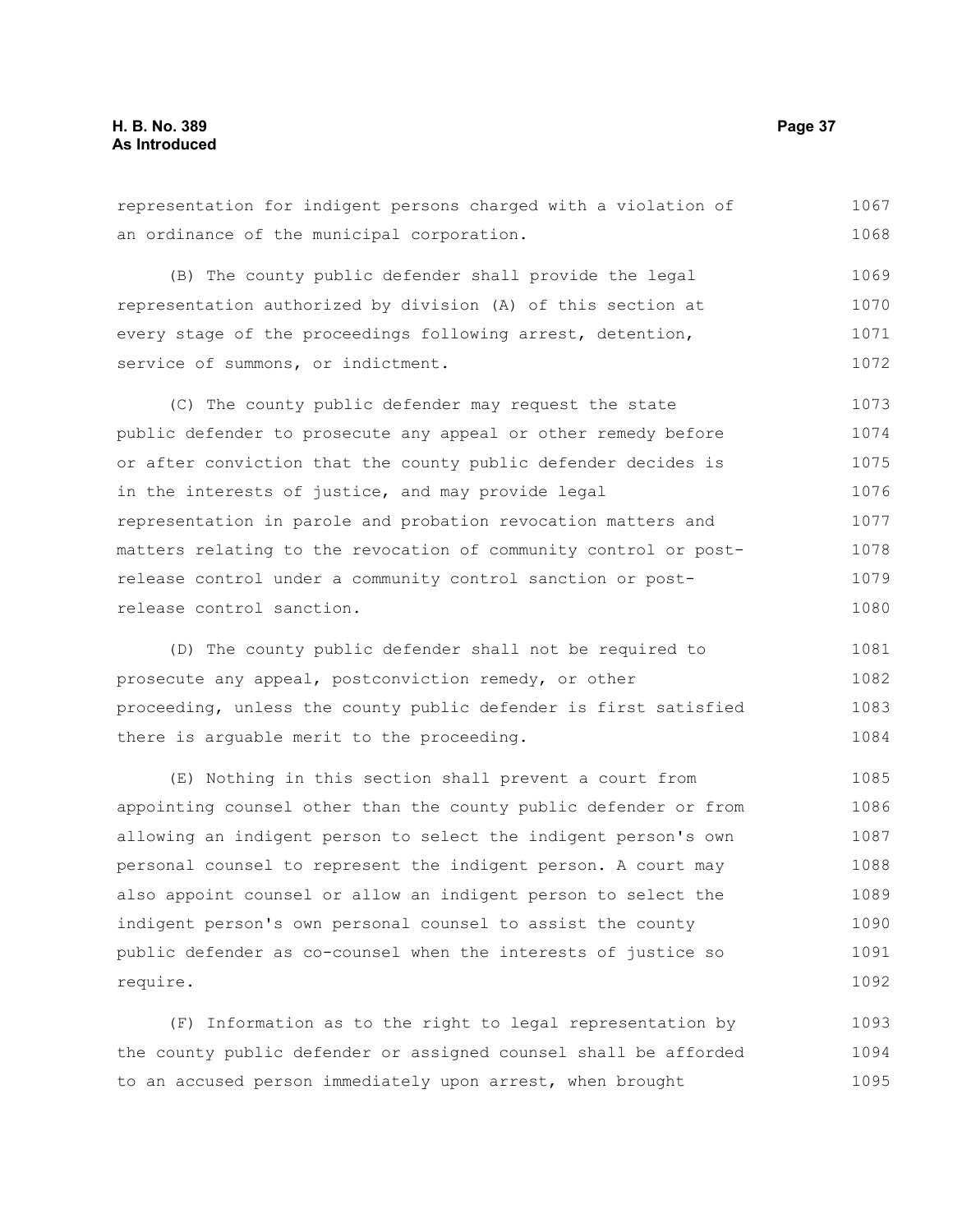representation for indigent persons charged with a violation of an ordinance of the municipal corporation.

(B) The county public defender shall provide the legal representation authorized by division (A) of this section at every stage of the proceedings following arrest, detention, service of summons, or indictment.

(C) The county public defender may request the state public defender to prosecute any appeal or other remedy before or after conviction that the county public defender decides is in the interests of justice, and may provide legal representation in parole and probation revocation matters and matters relating to the revocation of community control or post-release control under a community control sanction or post-release control sanction.

(D) The county public defender shall not be required to prosecute any appeal, postconviction remedy, or other proceeding, unless the county public defender is first satisfied there is arguable merit to the proceeding.

(E) Nothing in this section shall prevent a court from appointing counsel other than the county public defender or from allowing an indigent person to select the indigent person's own personal counsel to represent the indigent person. A court may also appoint counsel or allow an indigent person to select the indigent person's own personal counsel to assist the county public defender as co-counsel when the interests of justice so require.

(F) Information as to the right to legal representation by the county public defender or assigned counsel shall be afforded to an accused person immediately upon arrest, when brought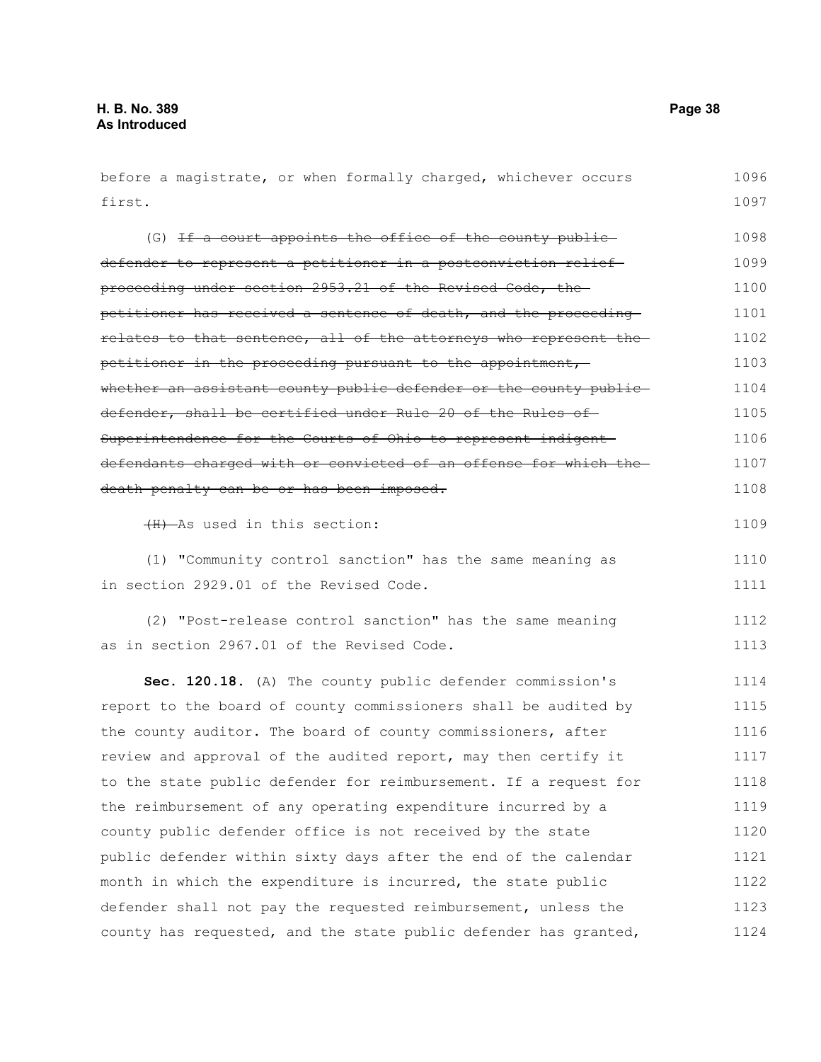before a magistrate, or when formally charged, whichever occurs first.

(G) ~~If a court appoints the office of the county public defender to represent a petitioner in a postconviction relief proceeding under section 2953.21 of the Revised Code, the petitioner has received a sentence of death, and the proceeding relates to that sentence, all of the attorneys who represent the petitioner in the proceeding pursuant to the appointment, whether an assistant county public defender or the county public defender, shall be certified under Rule 20 of the Rules of Superintendence for the Courts of Ohio to represent indigent defendants charged with or convicted of an offense for which the death penalty can be or has been imposed.~~

~~(H)~~ As used in this section:

(1) "Community control sanction" has the same meaning as in section 2929.01 of the Revised Code.

(2) "Post-release control sanction" has the same meaning as in section 2967.01 of the Revised Code.

**Sec. 120.18.** (A) The county public defender commission's report to the board of county commissioners shall be audited by the county auditor. The board of county commissioners, after review and approval of the audited report, may then certify it to the state public defender for reimbursement. If a request for the reimbursement of any operating expenditure incurred by a county public defender office is not received by the state public defender within sixty days after the end of the calendar month in which the expenditure is incurred, the state public defender shall not pay the requested reimbursement, unless the county has requested, and the state public defender has granted,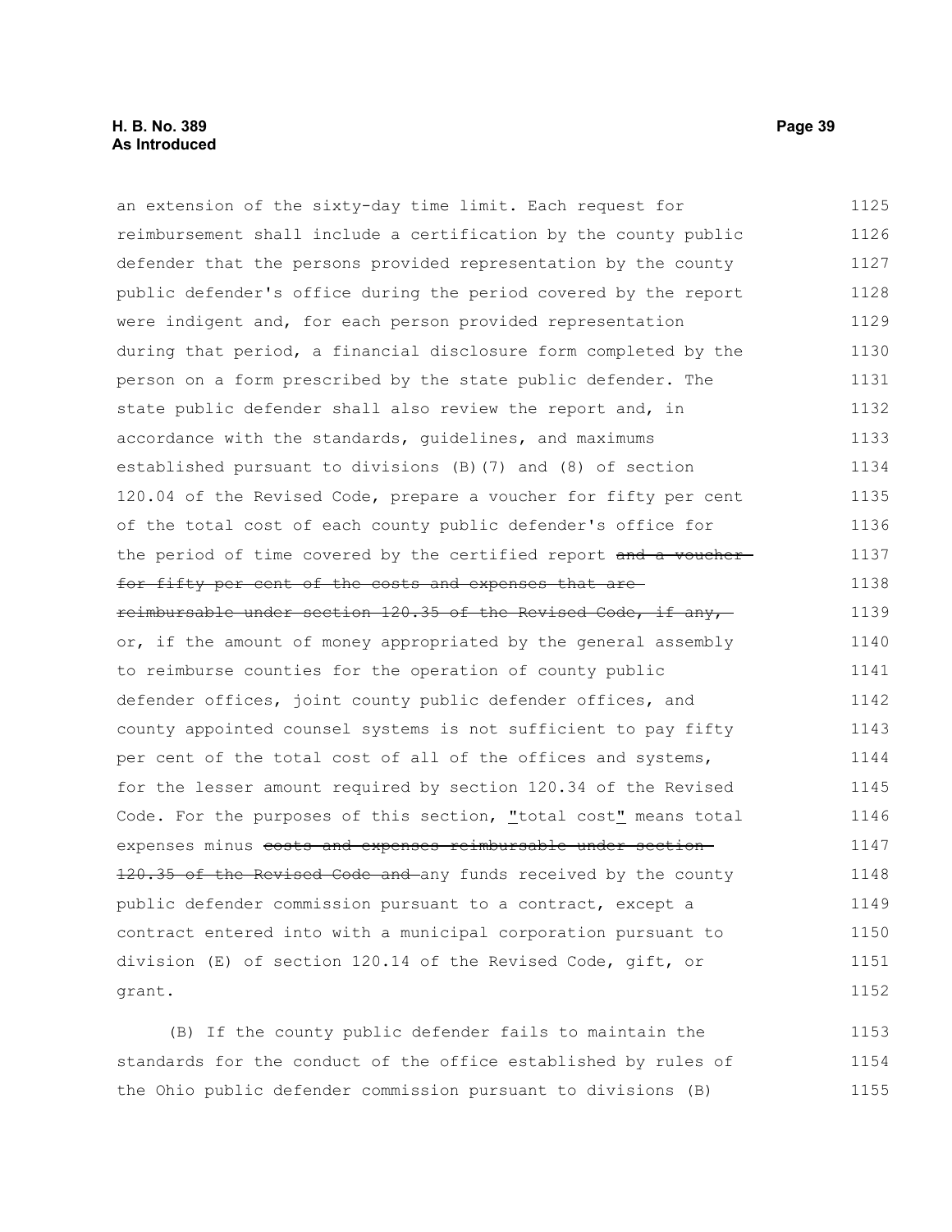an extension of the sixty-day time limit. Each request for reimbursement shall include a certification by the county public defender that the persons provided representation by the county public defender's office during the period covered by the report were indigent and, for each person provided representation during that period, a financial disclosure form completed by the person on a form prescribed by the state public defender. The state public defender shall also review the report and, in accordance with the standards, guidelines, and maximums established pursuant to divisions (B)(7) and (8) of section 120.04 of the Revised Code, prepare a voucher for fifty per cent of the total cost of each county public defender's office for the period of time covered by the certified report ~~and a voucher for fifty per cent of the costs and expenses that are reimbursable under section 120.35 of the Revised Code, if any,~~ or, if the amount of money appropriated by the general assembly to reimburse counties for the operation of county public defender offices, joint county public defender offices, and county appointed counsel systems is not sufficient to pay fifty per cent of the total cost of all of the offices and systems, for the lesser amount required by section 120.34 of the Revised Code. For the purposes of this section, "total cost" means total expenses minus ~~costs and expenses reimbursable under section 120.35 of the Revised Code and~~ any funds received by the county public defender commission pursuant to a contract, except a contract entered into with a municipal corporation pursuant to division (E) of section 120.14 of the Revised Code, gift, or grant.

(B) If the county public defender fails to maintain the standards for the conduct of the office established by rules of the Ohio public defender commission pursuant to divisions (B)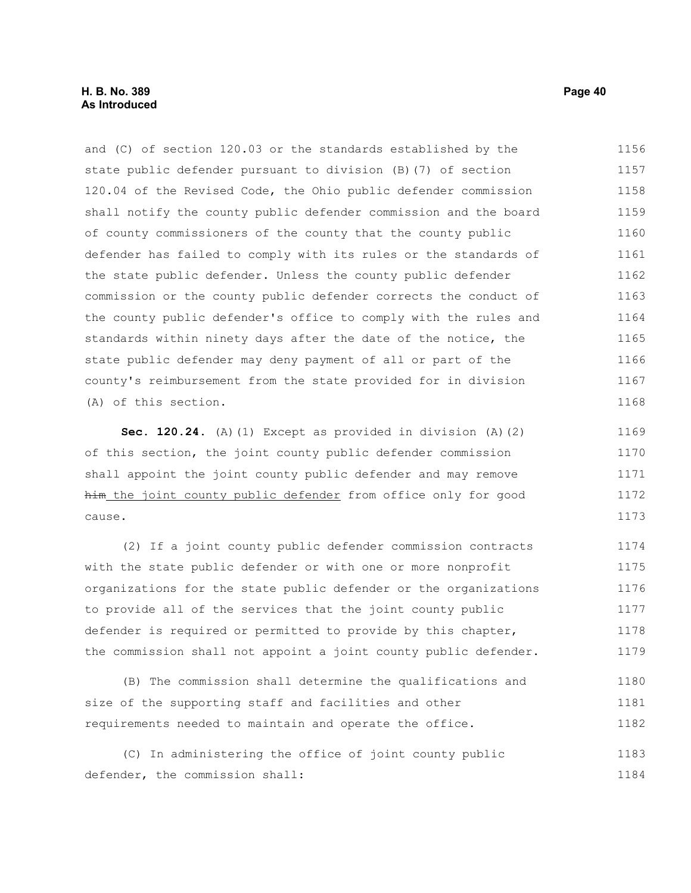and (C) of section 120.03 or the standards established by the state public defender pursuant to division (B)(7) of section 120.04 of the Revised Code, the Ohio public defender commission shall notify the county public defender commission and the board of county commissioners of the county that the county public defender has failed to comply with its rules or the standards of the state public defender. Unless the county public defender commission or the county public defender corrects the conduct of the county public defender's office to comply with the rules and standards within ninety days after the date of the notice, the state public defender may deny payment of all or part of the county's reimbursement from the state provided for in division (A) of this section.

**Sec. 120.24.** (A)(1) Except as provided in division (A)(2) of this section, the joint county public defender commission shall appoint the joint county public defender and may remove ~~him~~ <u>the joint county public defender</u> from office only for good cause.

(2) If a joint county public defender commission contracts with the state public defender or with one or more nonprofit organizations for the state public defender or the organizations to provide all of the services that the joint county public defender is required or permitted to provide by this chapter, the commission shall not appoint a joint county public defender.

(B) The commission shall determine the qualifications and size of the supporting staff and facilities and other requirements needed to maintain and operate the office.

(C) In administering the office of joint county public defender, the commission shall: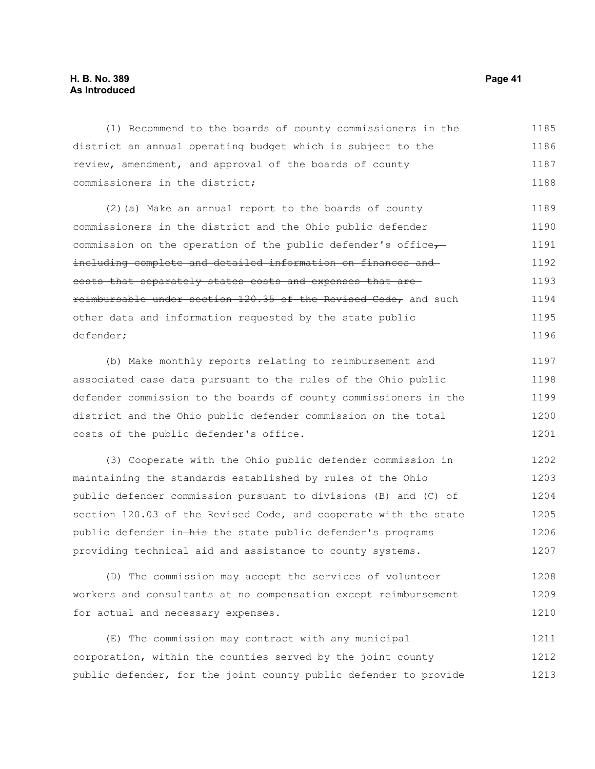(1) Recommend to the boards of county commissioners in the district an annual operating budget which is subject to the review, amendment, and approval of the boards of county commissioners in the district;

(2)(a) Make an annual report to the boards of county commissioners in the district and the Ohio public defender commission on the operation of the public defender's office~~, including complete and detailed information on finances and costs that separately states costs and expenses that are reimbursable under section 120.35 of the Revised Code,~~ and such other data and information requested by the state public defender;

(b) Make monthly reports relating to reimbursement and associated case data pursuant to the rules of the Ohio public defender commission to the boards of county commissioners in the district and the Ohio public defender commission on the total costs of the public defender's office.

(3) Cooperate with the Ohio public defender commission in maintaining the standards established by rules of the Ohio public defender commission pursuant to divisions (B) and (C) of section 120.03 of the Revised Code, and cooperate with the state public defender in ~~his~~ <u>the state public defender's</u> programs providing technical aid and assistance to county systems.

(D) The commission may accept the services of volunteer workers and consultants at no compensation except reimbursement for actual and necessary expenses.

(E) The commission may contract with any municipal corporation, within the counties served by the joint county public defender, for the joint county public defender to provide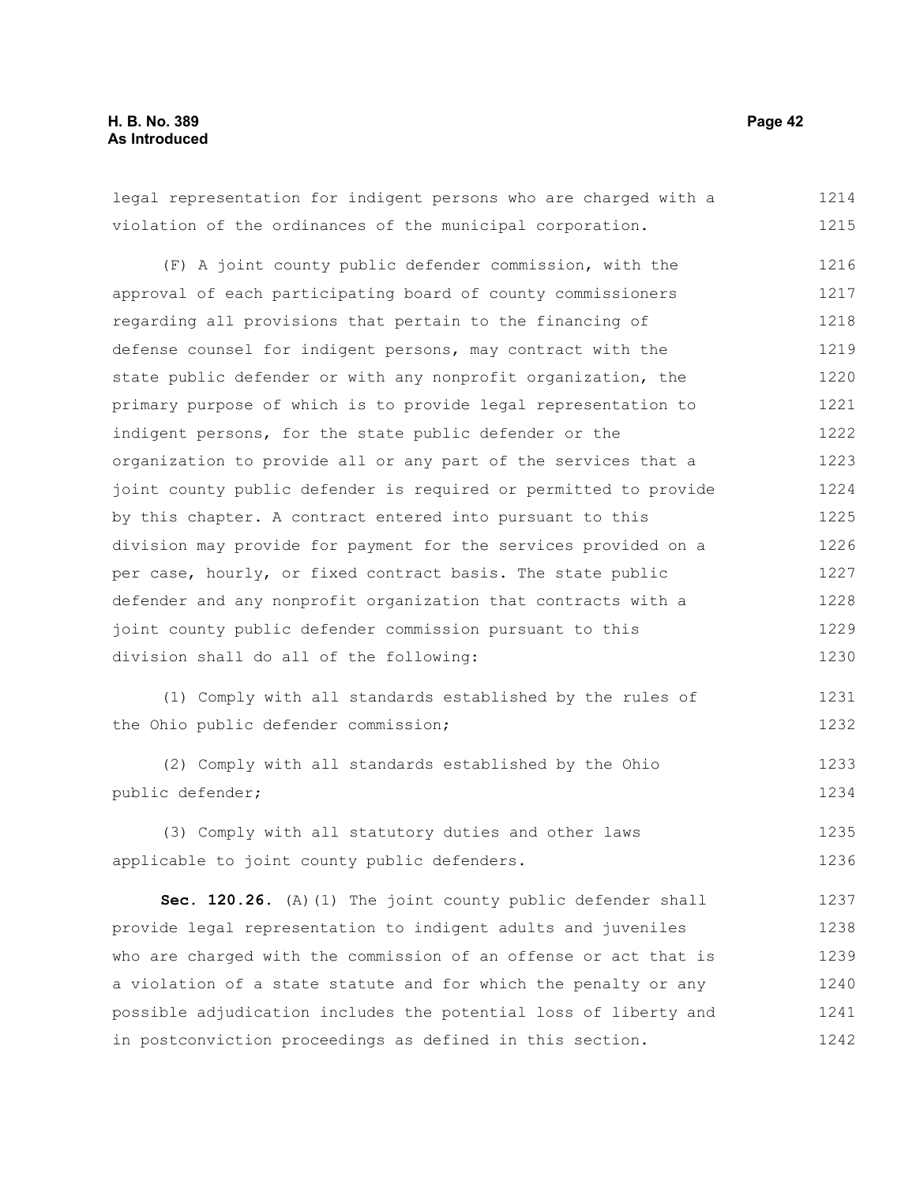legal representation for indigent persons who are charged with a violation of the ordinances of the municipal corporation.

(F) A joint county public defender commission, with the approval of each participating board of county commissioners regarding all provisions that pertain to the financing of defense counsel for indigent persons, may contract with the state public defender or with any nonprofit organization, the primary purpose of which is to provide legal representation to indigent persons, for the state public defender or the organization to provide all or any part of the services that a joint county public defender is required or permitted to provide by this chapter. A contract entered into pursuant to this division may provide for payment for the services provided on a per case, hourly, or fixed contract basis. The state public defender and any nonprofit organization that contracts with a joint county public defender commission pursuant to this division shall do all of the following:

(1) Comply with all standards established by the rules of the Ohio public defender commission;

(2) Comply with all standards established by the Ohio public defender;

(3) Comply with all statutory duties and other laws applicable to joint county public defenders.

**Sec. 120.26.** (A)(1) The joint county public defender shall provide legal representation to indigent adults and juveniles who are charged with the commission of an offense or act that is a violation of a state statute and for which the penalty or any possible adjudication includes the potential loss of liberty and in postconviction proceedings as defined in this section.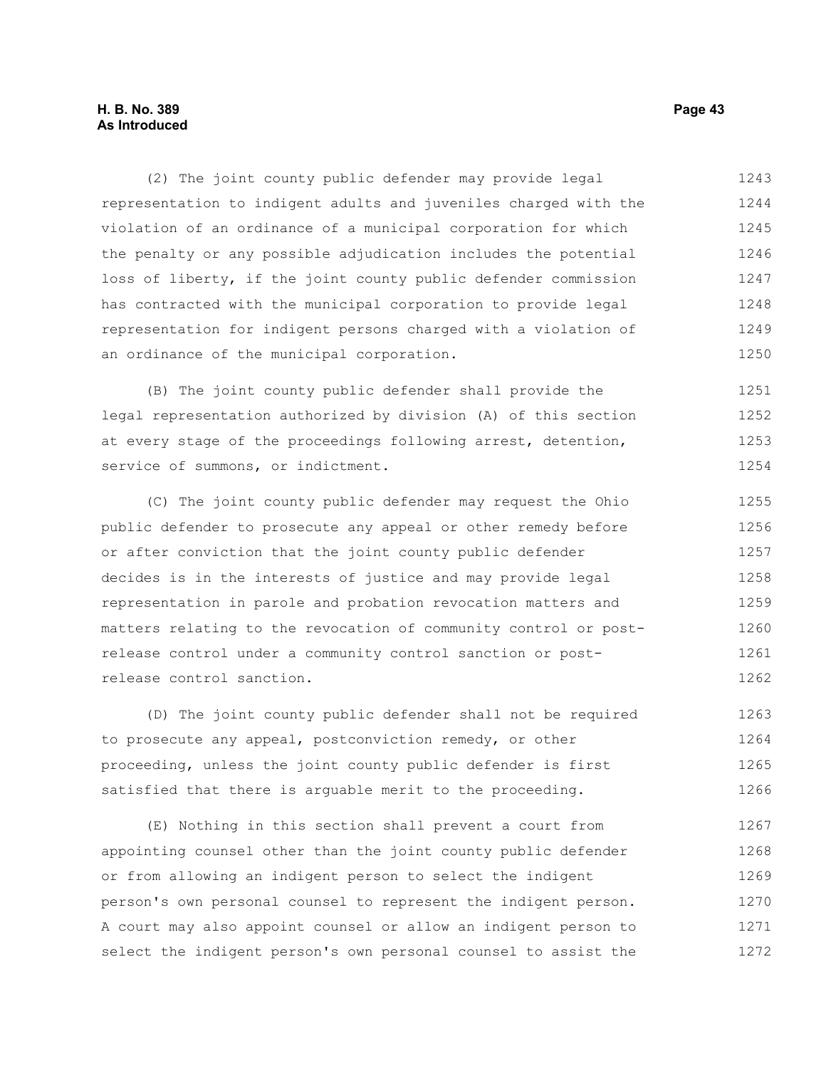(2) The joint county public defender may provide legal representation to indigent adults and juveniles charged with the violation of an ordinance of a municipal corporation for which the penalty or any possible adjudication includes the potential loss of liberty, if the joint county public defender commission has contracted with the municipal corporation to provide legal representation for indigent persons charged with a violation of an ordinance of the municipal corporation.

(B) The joint county public defender shall provide the legal representation authorized by division (A) of this section at every stage of the proceedings following arrest, detention, service of summons, or indictment.

(C) The joint county public defender may request the Ohio public defender to prosecute any appeal or other remedy before or after conviction that the joint county public defender decides is in the interests of justice and may provide legal representation in parole and probation revocation matters and matters relating to the revocation of community control or post-release control under a community control sanction or post-release control sanction.

(D) The joint county public defender shall not be required to prosecute any appeal, postconviction remedy, or other proceeding, unless the joint county public defender is first satisfied that there is arguable merit to the proceeding.

(E) Nothing in this section shall prevent a court from appointing counsel other than the joint county public defender or from allowing an indigent person to select the indigent person's own personal counsel to represent the indigent person. A court may also appoint counsel or allow an indigent person to select the indigent person's own personal counsel to assist the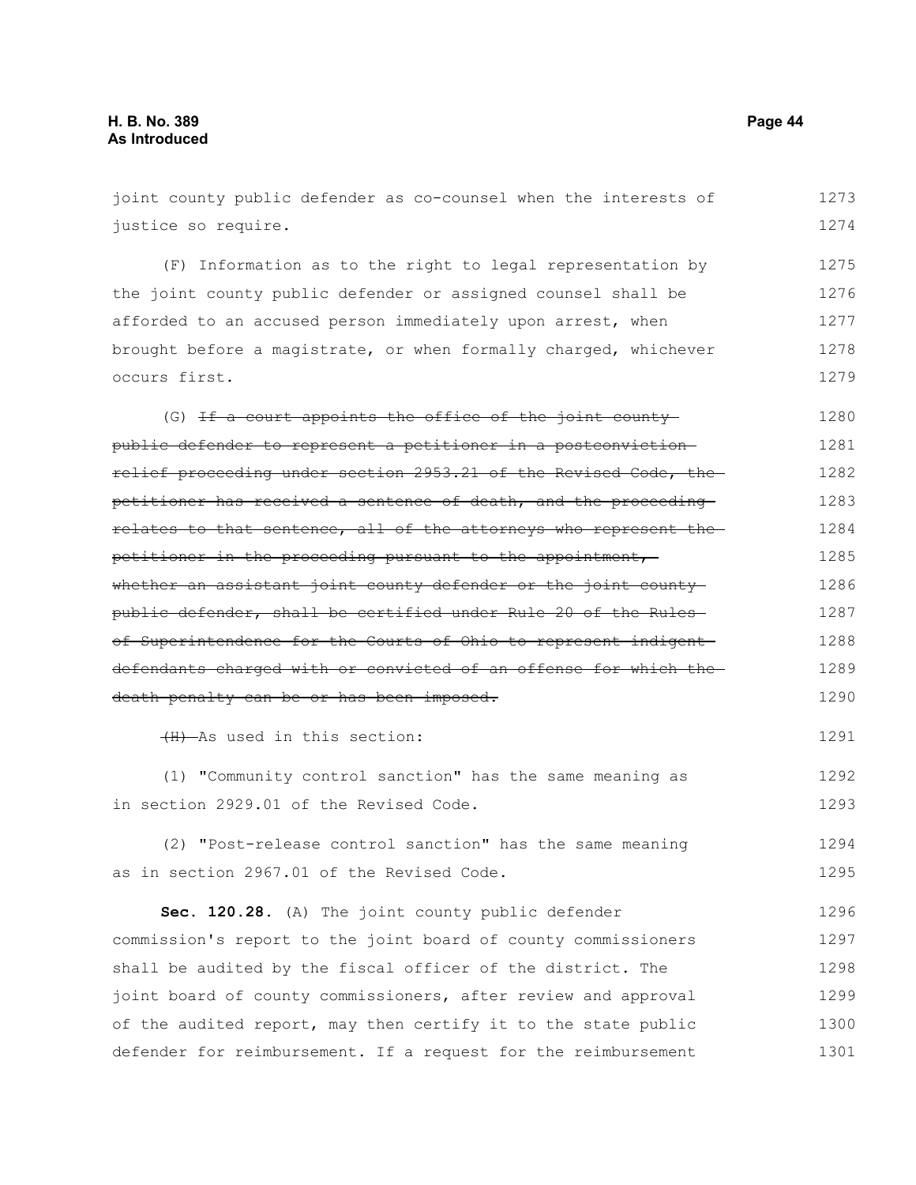joint county public defender as co-counsel when the interests of justice so require.

(F) Information as to the right to legal representation by the joint county public defender or assigned counsel shall be afforded to an accused person immediately upon arrest, when brought before a magistrate, or when formally charged, whichever occurs first.

(G) ~~If a court appoints the office of the joint county public defender to represent a petitioner in a postconviction relief proceeding under section 2953.21 of the Revised Code, the petitioner has received a sentence of death, and the proceeding relates to that sentence, all of the attorneys who represent the petitioner in the proceeding pursuant to the appointment, whether an assistant joint county defender or the joint county public defender, shall be certified under Rule 20 of the Rules of Superintendence for the Courts of Ohio to represent indigent defendants charged with or convicted of an offense for which the death penalty can be or has been imposed.~~

~~(H)~~ As used in this section:

(1) "Community control sanction" has the same meaning as in section 2929.01 of the Revised Code.

(2) "Post-release control sanction" has the same meaning as in section 2967.01 of the Revised Code.

**Sec. 120.28.** (A) The joint county public defender commission's report to the joint board of county commissioners shall be audited by the fiscal officer of the district. The joint board of county commissioners, after review and approval of the audited report, may then certify it to the state public defender for reimbursement. If a request for the reimbursement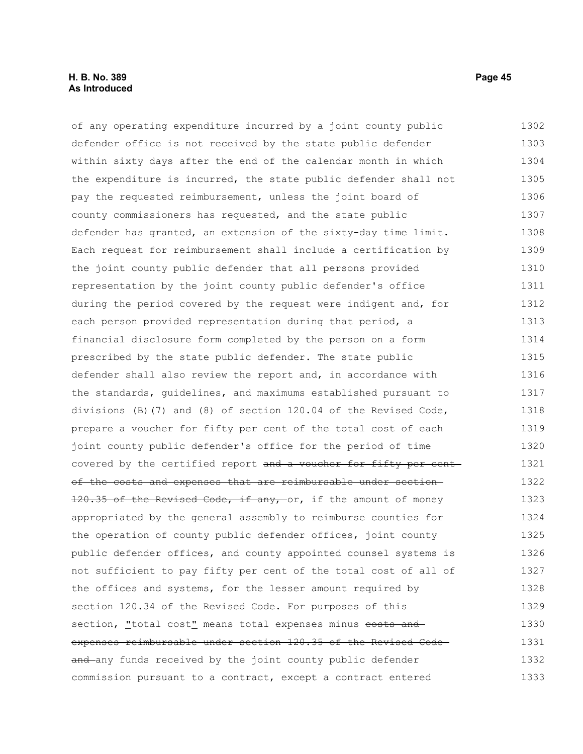of any operating expenditure incurred by a joint county public defender office is not received by the state public defender within sixty days after the end of the calendar month in which the expenditure is incurred, the state public defender shall not pay the requested reimbursement, unless the joint board of county commissioners has requested, and the state public defender has granted, an extension of the sixty-day time limit. Each request for reimbursement shall include a certification by the joint county public defender that all persons provided representation by the joint county public defender's office during the period covered by the request were indigent and, for each person provided representation during that period, a financial disclosure form completed by the person on a form prescribed by the state public defender. The state public defender shall also review the report and, in accordance with the standards, guidelines, and maximums established pursuant to divisions (B)(7) and (8) of section 120.04 of the Revised Code, prepare a voucher for fifty per cent of the total cost of each joint county public defender's office for the period of time covered by the certified report ~~and a voucher for fifty per cent of the costs and expenses that are reimbursable under section 120.35 of the Revised Code, if any,~~ or, if the amount of money appropriated by the general assembly to reimburse counties for the operation of county public defender offices, joint county public defender offices, and county appointed counsel systems is not sufficient to pay fifty per cent of the total cost of all of the offices and systems, for the lesser amount required by section 120.34 of the Revised Code. For purposes of this section, "total cost" means total expenses minus ~~costs and expenses reimbursable under section 120.35 of the Revised Code and~~ any funds received by the joint county public defender commission pursuant to a contract, except a contract entered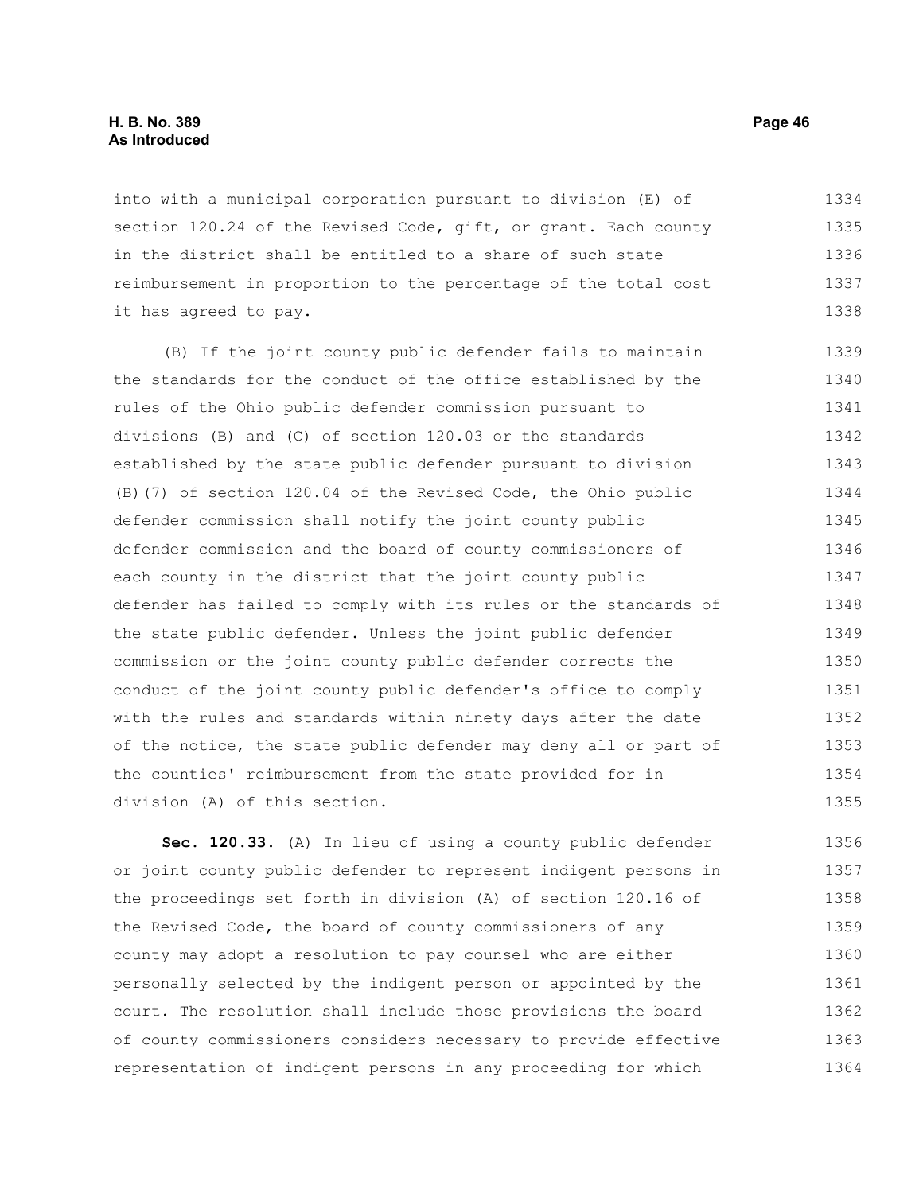into with a municipal corporation pursuant to division (E) of section 120.24 of the Revised Code, gift, or grant. Each county in the district shall be entitled to a share of such state reimbursement in proportion to the percentage of the total cost it has agreed to pay.

(B) If the joint county public defender fails to maintain the standards for the conduct of the office established by the rules of the Ohio public defender commission pursuant to divisions (B) and (C) of section 120.03 or the standards established by the state public defender pursuant to division (B)(7) of section 120.04 of the Revised Code, the Ohio public defender commission shall notify the joint county public defender commission and the board of county commissioners of each county in the district that the joint county public defender has failed to comply with its rules or the standards of the state public defender. Unless the joint public defender commission or the joint county public defender corrects the conduct of the joint county public defender's office to comply with the rules and standards within ninety days after the date of the notice, the state public defender may deny all or part of the counties' reimbursement from the state provided for in division (A) of this section.

**Sec. 120.33.** (A) In lieu of using a county public defender or joint county public defender to represent indigent persons in the proceedings set forth in division (A) of section 120.16 of the Revised Code, the board of county commissioners of any county may adopt a resolution to pay counsel who are either personally selected by the indigent person or appointed by the court. The resolution shall include those provisions the board of county commissioners considers necessary to provide effective representation of indigent persons in any proceeding for which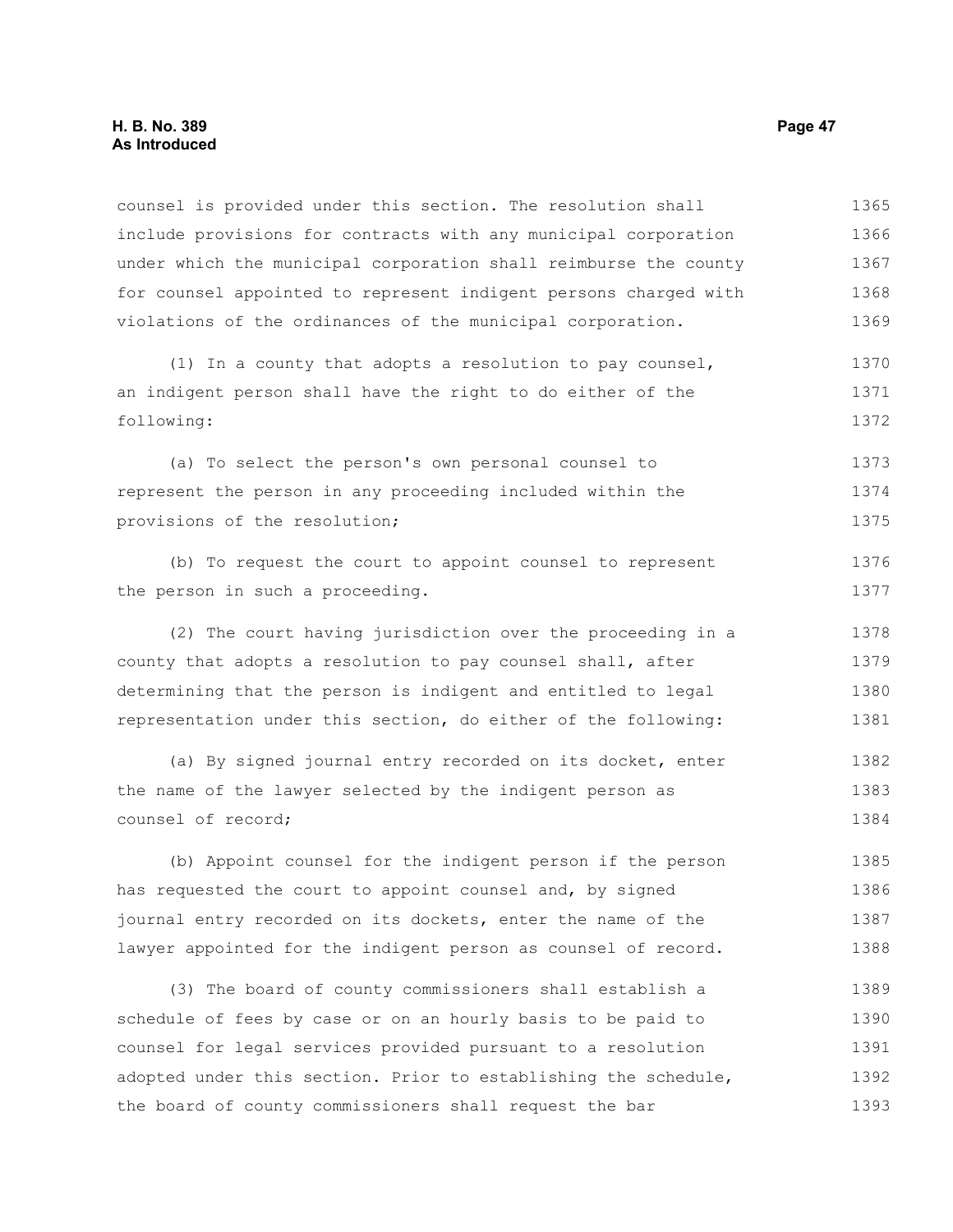counsel is provided under this section. The resolution shall include provisions for contracts with any municipal corporation under which the municipal corporation shall reimburse the county for counsel appointed to represent indigent persons charged with violations of the ordinances of the municipal corporation.

(1) In a county that adopts a resolution to pay counsel, an indigent person shall have the right to do either of the following:

(a) To select the person's own personal counsel to represent the person in any proceeding included within the provisions of the resolution;

(b) To request the court to appoint counsel to represent the person in such a proceeding.

(2) The court having jurisdiction over the proceeding in a county that adopts a resolution to pay counsel shall, after determining that the person is indigent and entitled to legal representation under this section, do either of the following:

(a) By signed journal entry recorded on its docket, enter the name of the lawyer selected by the indigent person as counsel of record;

(b) Appoint counsel for the indigent person if the person has requested the court to appoint counsel and, by signed journal entry recorded on its dockets, enter the name of the lawyer appointed for the indigent person as counsel of record.

(3) The board of county commissioners shall establish a schedule of fees by case or on an hourly basis to be paid to counsel for legal services provided pursuant to a resolution adopted under this section. Prior to establishing the schedule, the board of county commissioners shall request the bar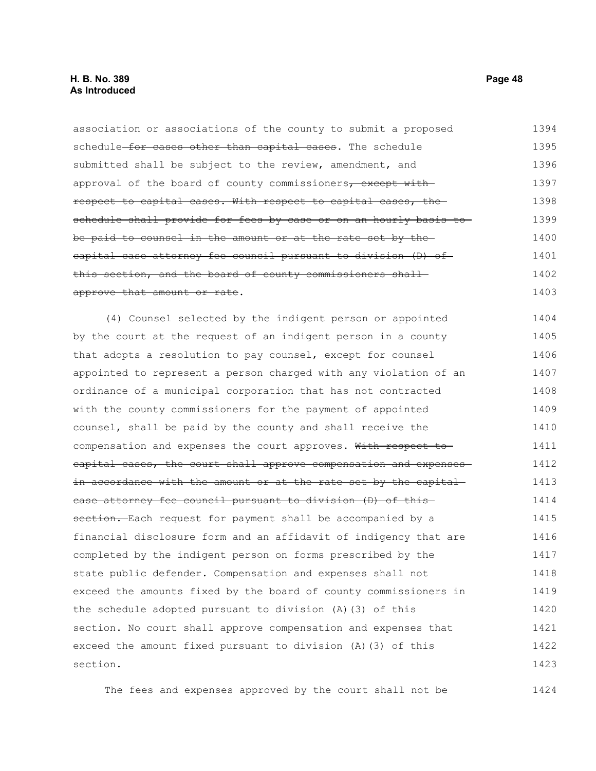association or associations of the county to submit a proposed schedule ~~for cases other than capital cases~~. The schedule submitted shall be subject to the review, amendment, and approval of the board of county commissioners~~, except with respect to capital cases. With respect to capital cases, the schedule shall provide for fees by case or on an hourly basis to be paid to counsel in the amount or at the rate set by the capital case attorney fee council pursuant to division (D) of this section, and the board of county commissioners shall approve that amount or rate~~.

(4) Counsel selected by the indigent person or appointed by the court at the request of an indigent person in a county that adopts a resolution to pay counsel, except for counsel appointed to represent a person charged with any violation of an ordinance of a municipal corporation that has not contracted with the county commissioners for the payment of appointed counsel, shall be paid by the county and shall receive the compensation and expenses the court approves. ~~With respect to capital cases, the court shall approve compensation and expenses in accordance with the amount or at the rate set by the capital case attorney fee council pursuant to division (D) of this section.~~ Each request for payment shall be accompanied by a financial disclosure form and an affidavit of indigency that are completed by the indigent person on forms prescribed by the state public defender. Compensation and expenses shall not exceed the amounts fixed by the board of county commissioners in the schedule adopted pursuant to division (A)(3) of this section. No court shall approve compensation and expenses that exceed the amount fixed pursuant to division (A)(3) of this section.

The fees and expenses approved by the court shall not be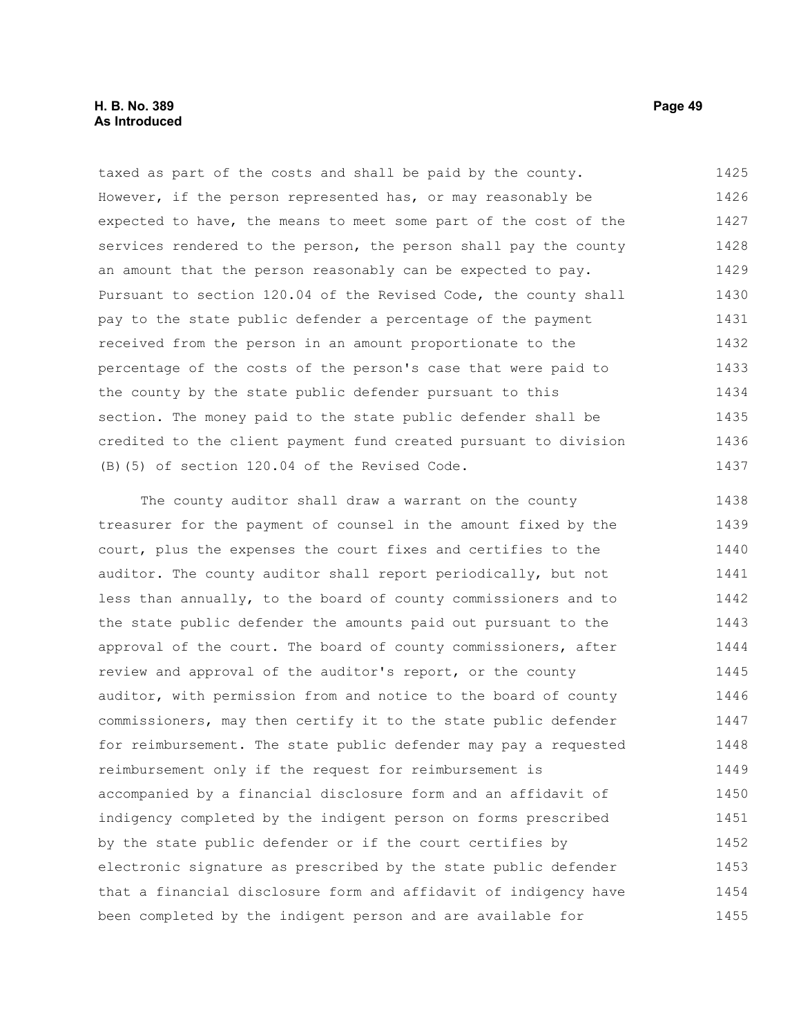taxed as part of the costs and shall be paid by the county. However, if the person represented has, or may reasonably be expected to have, the means to meet some part of the cost of the services rendered to the person, the person shall pay the county an amount that the person reasonably can be expected to pay. Pursuant to section 120.04 of the Revised Code, the county shall pay to the state public defender a percentage of the payment received from the person in an amount proportionate to the percentage of the costs of the person's case that were paid to the county by the state public defender pursuant to this section. The money paid to the state public defender shall be credited to the client payment fund created pursuant to division (B)(5) of section 120.04 of the Revised Code.

The county auditor shall draw a warrant on the county treasurer for the payment of counsel in the amount fixed by the court, plus the expenses the court fixes and certifies to the auditor. The county auditor shall report periodically, but not less than annually, to the board of county commissioners and to the state public defender the amounts paid out pursuant to the approval of the court. The board of county commissioners, after review and approval of the auditor's report, or the county auditor, with permission from and notice to the board of county commissioners, may then certify it to the state public defender for reimbursement. The state public defender may pay a requested reimbursement only if the request for reimbursement is accompanied by a financial disclosure form and an affidavit of indigency completed by the indigent person on forms prescribed by the state public defender or if the court certifies by electronic signature as prescribed by the state public defender that a financial disclosure form and affidavit of indigency have been completed by the indigent person and are available for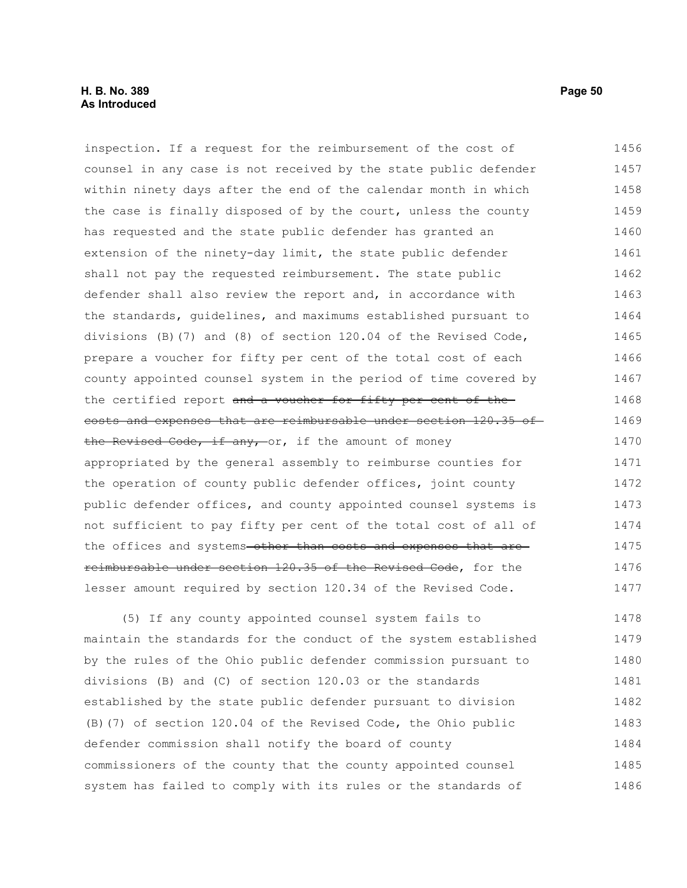inspection. If a request for the reimbursement of the cost of counsel in any case is not received by the state public defender within ninety days after the end of the calendar month in which the case is finally disposed of by the court, unless the county has requested and the state public defender has granted an extension of the ninety-day limit, the state public defender shall not pay the requested reimbursement. The state public defender shall also review the report and, in accordance with the standards, guidelines, and maximums established pursuant to divisions (B)(7) and (8) of section 120.04 of the Revised Code, prepare a voucher for fifty per cent of the total cost of each county appointed counsel system in the period of time covered by the certified report ~~and a voucher for fifty per cent of the costs and expenses that are reimbursable under section 120.35 of the Revised Code, if any,~~ or, if the amount of money appropriated by the general assembly to reimburse counties for the operation of county public defender offices, joint county public defender offices, and county appointed counsel systems is not sufficient to pay fifty per cent of the total cost of all of the offices and systems~~ other than costs and expenses that are reimbursable under section 120.35 of the Revised Code~~, for the lesser amount required by section 120.34 of the Revised Code.

(5) If any county appointed counsel system fails to maintain the standards for the conduct of the system established by the rules of the Ohio public defender commission pursuant to divisions (B) and (C) of section 120.03 or the standards established by the state public defender pursuant to division (B)(7) of section 120.04 of the Revised Code, the Ohio public defender commission shall notify the board of county commissioners of the county that the county appointed counsel system has failed to comply with its rules or the standards of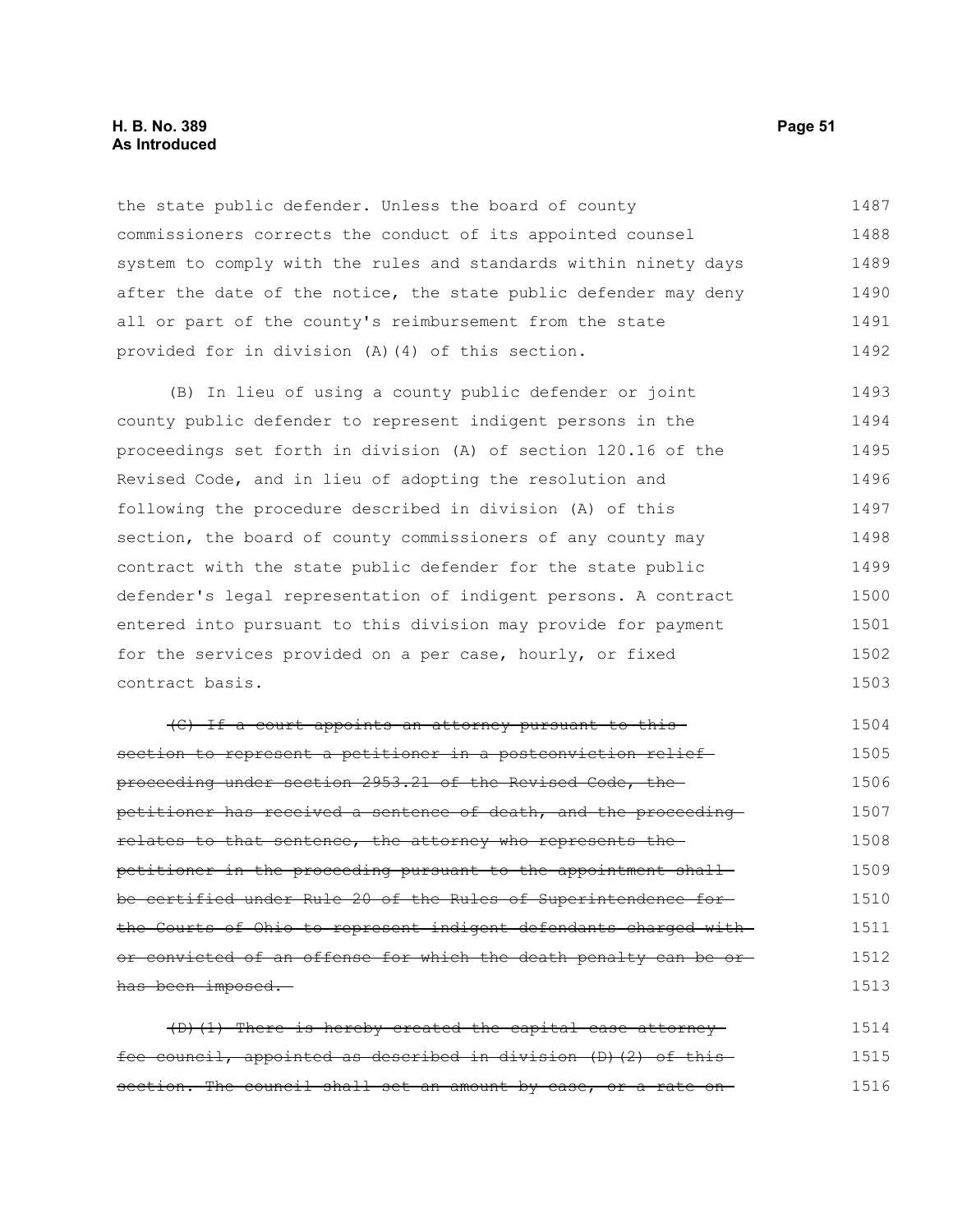the state public defender. Unless the board of county commissioners corrects the conduct of its appointed counsel system to comply with the rules and standards within ninety days after the date of the notice, the state public defender may deny all or part of the county's reimbursement from the state provided for in division (A)(4) of this section.

(B) In lieu of using a county public defender or joint county public defender to represent indigent persons in the proceedings set forth in division (A) of section 120.16 of the Revised Code, and in lieu of adopting the resolution and following the procedure described in division (A) of this section, the board of county commissioners of any county may contract with the state public defender for the state public defender's legal representation of indigent persons. A contract entered into pursuant to this division may provide for payment for the services provided on a per case, hourly, or fixed contract basis.

~~(C) If a court appoints an attorney pursuant to this section to represent a petitioner in a postconviction relief proceeding under section 2953.21 of the Revised Code, the petitioner has received a sentence of death, and the proceeding relates to that sentence, the attorney who represents the petitioner in the proceeding pursuant to the appointment shall be certified under Rule 20 of the Rules of Superintendence for the Courts of Ohio to represent indigent defendants charged with or convicted of an offense for which the death penalty can be or has been imposed.~~

~~(D)(1) There is hereby created the capital case attorney fee council, appointed as described in division (D)(2) of this section. The council shall set an amount by case, or a rate on~~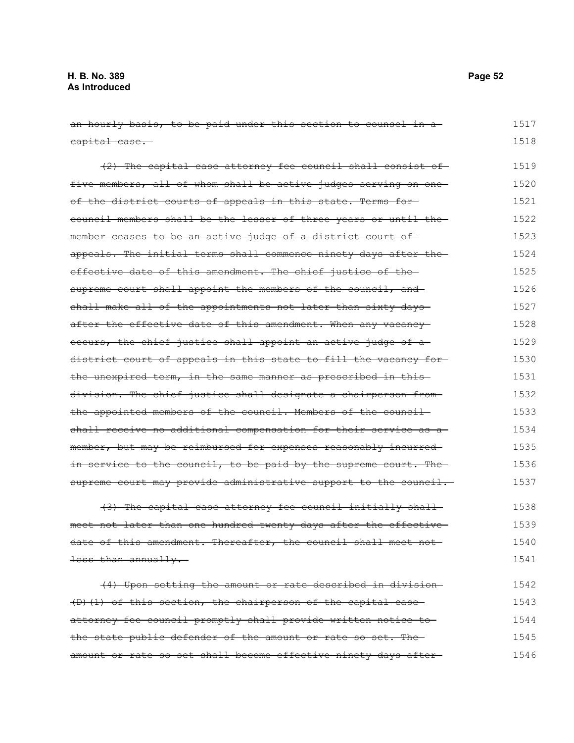~~an hourly basis, to be paid under this section to counsel in a capital case.~~ 1517 1518

~~(2) The capital case attorney fee council shall consist of five members, all of whom shall be active judges serving on one of the district courts of appeals in this state. Terms for council members shall be the lesser of three years or until the member ceases to be an active judge of a district court of appeals. The initial terms shall commence ninety days after the effective date of this amendment. The chief justice of the supreme court shall appoint the members of the council, and shall make all of the appointments not later than sixty days after the effective date of this amendment. When any vacancy occurs, the chief justice shall appoint an active judge of a district court of appeals in this state to fill the vacancy for the unexpired term, in the same manner as prescribed in this division. The chief justice shall designate a chairperson from the appointed members of the council. Members of the council shall receive no additional compensation for their service as a member, but may be reimbursed for expenses reasonably incurred in service to the council, to be paid by the supreme court. The supreme court may provide administrative support to the council.~~ 1519 1520 1521 1522 1523 1524 1525 1526 1527 1528 1529 1530 1531 1532 1533 1534 1535 1536 1537

~~(3) The capital case attorney fee council initially shall meet not later than one hundred twenty days after the effective date of this amendment. Thereafter, the council shall meet not less than annually.~~ 1538 1539 1540 1541

~~(4) Upon setting the amount or rate described in division (D)(1) of this section, the chairperson of the capital case attorney fee council promptly shall provide written notice to the state public defender of the amount or rate so set. The amount or rate so set shall become effective ninety days after~~ 1542 1543 1544 1545 1546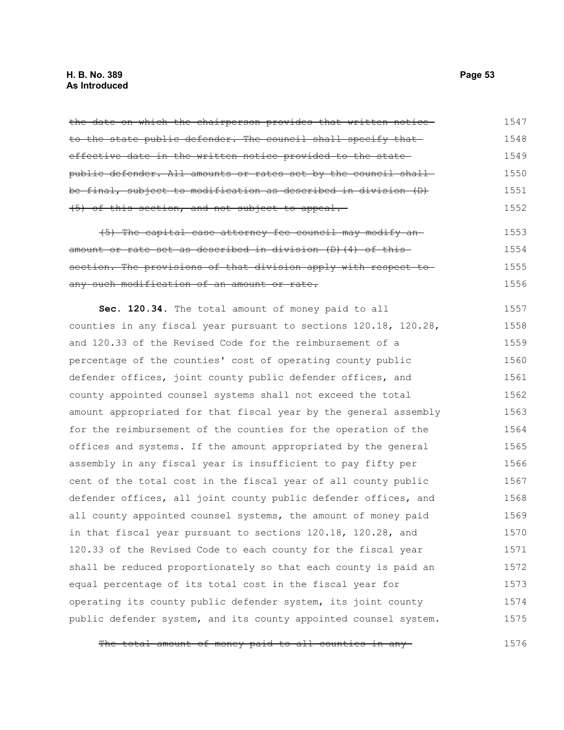~~the date on which the chairperson provides that written notice to the state public defender. The council shall specify that effective date in the written notice provided to the state public defender. All amounts or rates set by the council shall be final, subject to modification as described in division (D)(5) of this section, and not subject to appeal.~~

~~(5) The capital case attorney fee council may modify an amount or rate set as described in division (D)(4) of this section. The provisions of that division apply with respect to any such modification of an amount or rate.~~

**Sec. 120.34.** The total amount of money paid to all counties in any fiscal year pursuant to sections 120.18, 120.28, and 120.33 of the Revised Code for the reimbursement of a percentage of the counties' cost of operating county public defender offices, joint county public defender offices, and county appointed counsel systems shall not exceed the total amount appropriated for that fiscal year by the general assembly for the reimbursement of the counties for the operation of the offices and systems. If the amount appropriated by the general assembly in any fiscal year is insufficient to pay fifty per cent of the total cost in the fiscal year of all county public defender offices, all joint county public defender offices, and all county appointed counsel systems, the amount of money paid in that fiscal year pursuant to sections 120.18, 120.28, and 120.33 of the Revised Code to each county for the fiscal year shall be reduced proportionately so that each county is paid an equal percentage of its total cost in the fiscal year for operating its county public defender system, its joint county public defender system, and its county appointed counsel system.

~~The total amount of money paid to all counties in any~~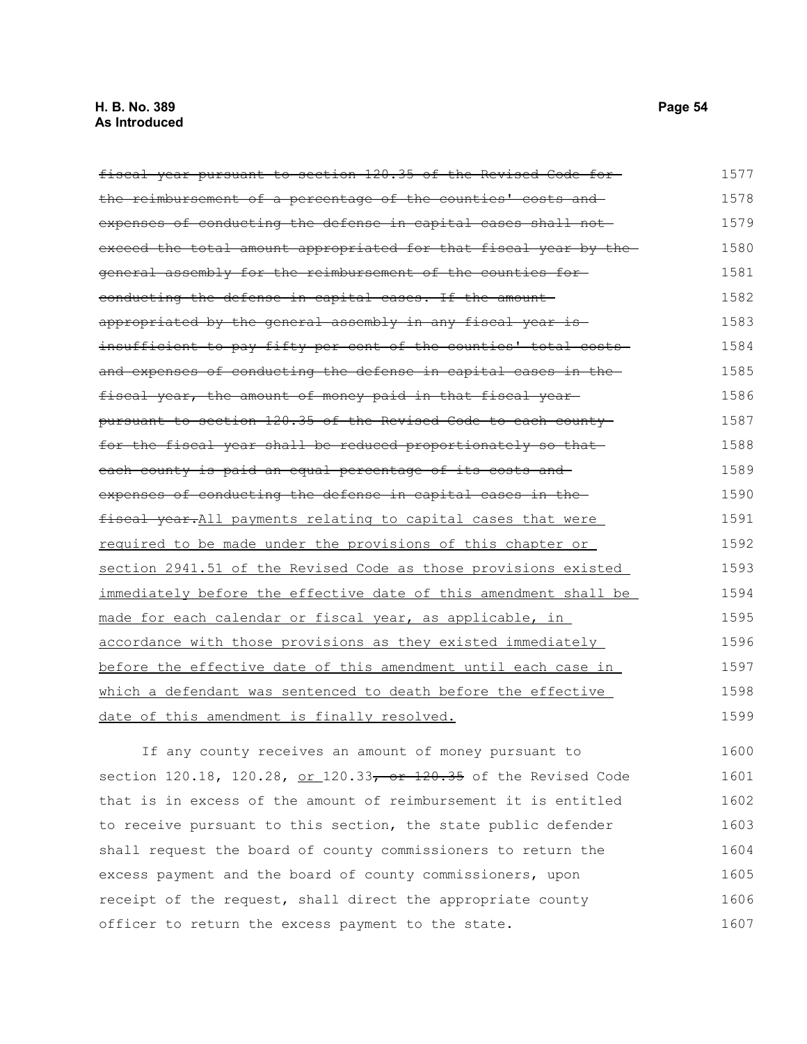~~fiscal year pursuant to section 120.35 of the Revised Code for the reimbursement of a percentage of the counties' costs and expenses of conducting the defense in capital cases shall not exceed the total amount appropriated for that fiscal year by the general assembly for the reimbursement of the counties for conducting the defense in capital cases. If the amount appropriated by the general assembly in any fiscal year is insufficient to pay fifty per cent of the counties' total costs and expenses of conducting the defense in capital cases in the fiscal year, the amount of money paid in that fiscal year pursuant to section 120.35 of the Revised Code to each county for the fiscal year shall be reduced proportionately so that each county is paid an equal percentage of its costs and expenses of conducting the defense in capital cases in the fiscal year.~~<u>All payments relating to capital cases that were required to be made under the provisions of this chapter or section 2941.51 of the Revised Code as those provisions existed immediately before the effective date of this amendment shall be made for each calendar or fiscal year, as applicable, in accordance with those provisions as they existed immediately before the effective date of this amendment until each case in which a defendant was sentenced to death before the effective date of this amendment is finally resolved.</u>

If any county receives an amount of money pursuant to section 120.18, 120.28, <u>or</u> 120.33~~, or 120.35~~ of the Revised Code that is in excess of the amount of reimbursement it is entitled to receive pursuant to this section, the state public defender shall request the board of county commissioners to return the excess payment and the board of county commissioners, upon receipt of the request, shall direct the appropriate county officer to return the excess payment to the state.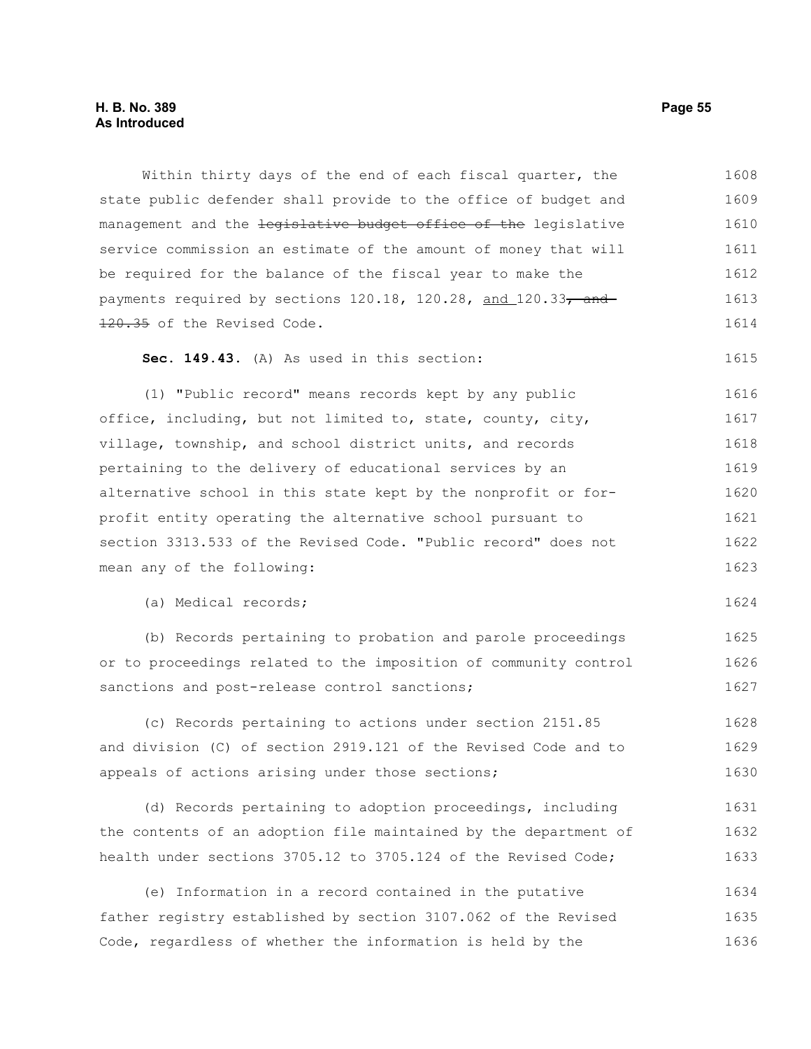Within thirty days of the end of each fiscal quarter, the state public defender shall provide to the office of budget and management and the ~~legislative budget office of the~~ legislative service commission an estimate of the amount of money that will be required for the balance of the fiscal year to make the payments required by sections 120.18, 120.28, and 120.33~~, and 120.35~~ of the Revised Code.

**Sec. 149.43.** (A) As used in this section:

(1) "Public record" means records kept by any public office, including, but not limited to, state, county, city, village, township, and school district units, and records pertaining to the delivery of educational services by an alternative school in this state kept by the nonprofit or for-profit entity operating the alternative school pursuant to section 3313.533 of the Revised Code. "Public record" does not mean any of the following:

(a) Medical records;

(b) Records pertaining to probation and parole proceedings or to proceedings related to the imposition of community control sanctions and post-release control sanctions;

(c) Records pertaining to actions under section 2151.85 and division (C) of section 2919.121 of the Revised Code and to appeals of actions arising under those sections;

(d) Records pertaining to adoption proceedings, including the contents of an adoption file maintained by the department of health under sections 3705.12 to 3705.124 of the Revised Code;

(e) Information in a record contained in the putative father registry established by section 3107.062 of the Revised Code, regardless of whether the information is held by the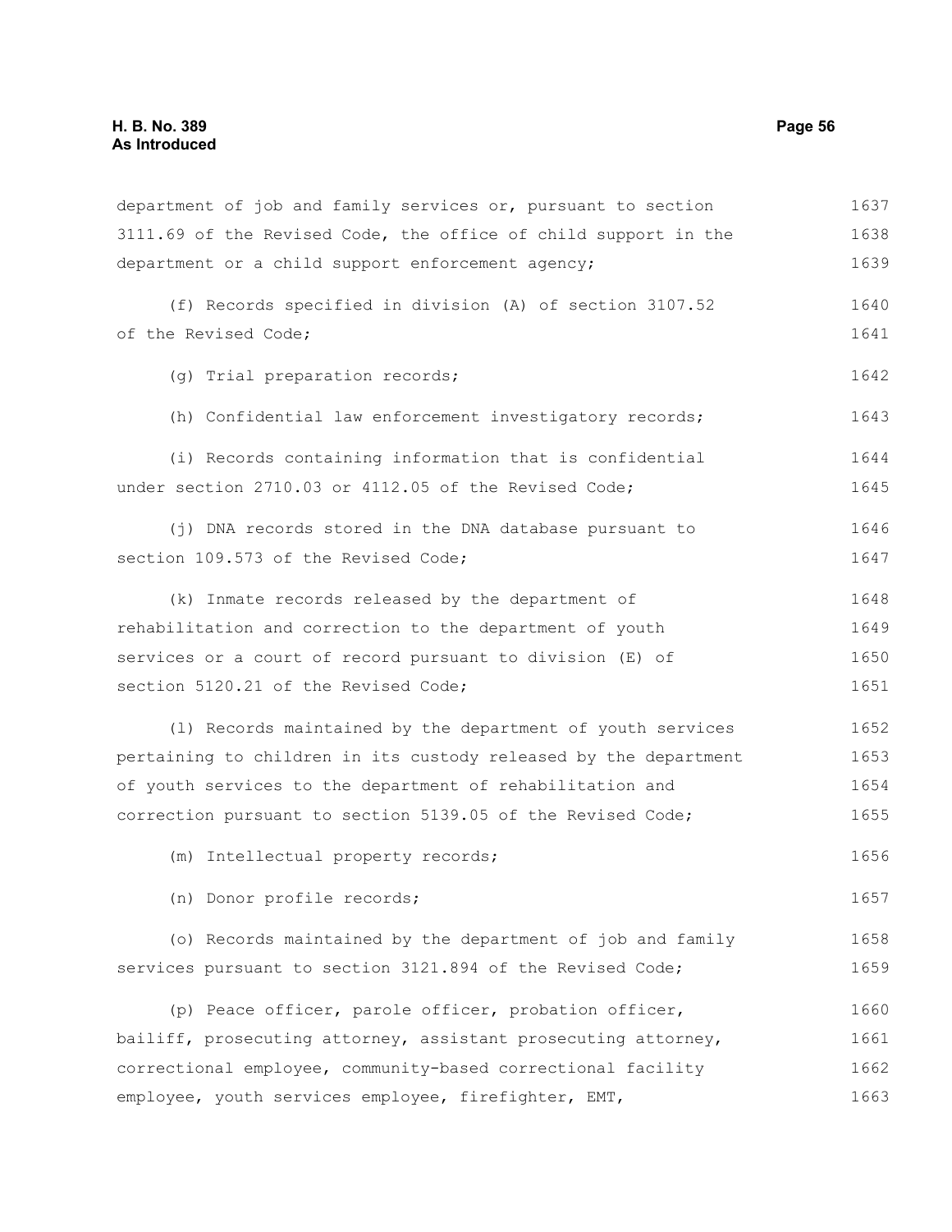department of job and family services or, pursuant to section 3111.69 of the Revised Code, the office of child support in the department or a child support enforcement agency;

(f) Records specified in division (A) of section 3107.52 of the Revised Code;

(g) Trial preparation records;

(h) Confidential law enforcement investigatory records;

(i) Records containing information that is confidential under section 2710.03 or 4112.05 of the Revised Code;

(j) DNA records stored in the DNA database pursuant to section 109.573 of the Revised Code;

(k) Inmate records released by the department of rehabilitation and correction to the department of youth services or a court of record pursuant to division (E) of section 5120.21 of the Revised Code;

(l) Records maintained by the department of youth services pertaining to children in its custody released by the department of youth services to the department of rehabilitation and correction pursuant to section 5139.05 of the Revised Code;

(m) Intellectual property records;

(n) Donor profile records;

(o) Records maintained by the department of job and family services pursuant to section 3121.894 of the Revised Code;

(p) Peace officer, parole officer, probation officer, bailiff, prosecuting attorney, assistant prosecuting attorney, correctional employee, community-based correctional facility employee, youth services employee, firefighter, EMT,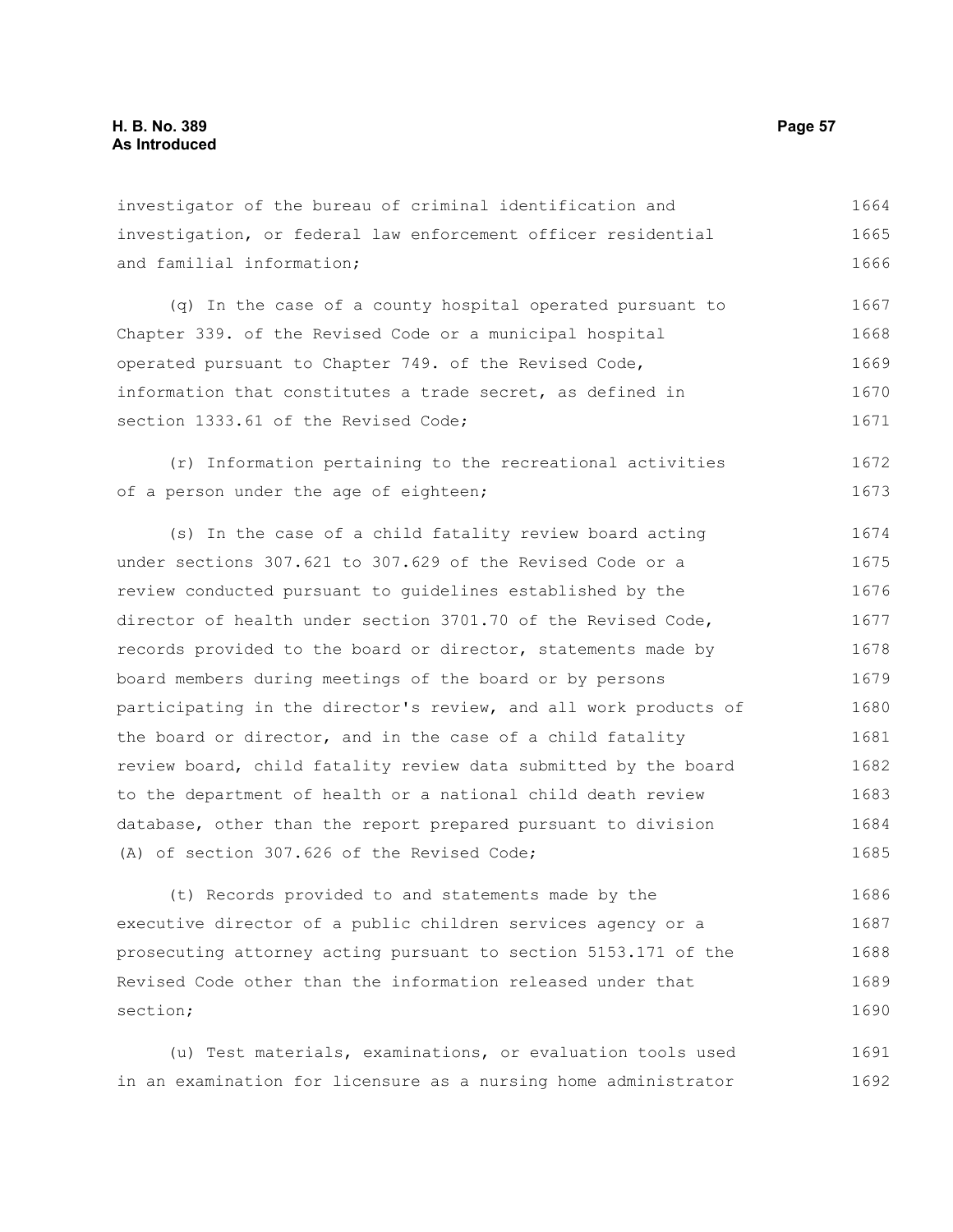investigator of the bureau of criminal identification and investigation, or federal law enforcement officer residential and familial information;

(q) In the case of a county hospital operated pursuant to Chapter 339. of the Revised Code or a municipal hospital operated pursuant to Chapter 749. of the Revised Code, information that constitutes a trade secret, as defined in section 1333.61 of the Revised Code;

(r) Information pertaining to the recreational activities of a person under the age of eighteen;

(s) In the case of a child fatality review board acting under sections 307.621 to 307.629 of the Revised Code or a review conducted pursuant to guidelines established by the director of health under section 3701.70 of the Revised Code, records provided to the board or director, statements made by board members during meetings of the board or by persons participating in the director's review, and all work products of the board or director, and in the case of a child fatality review board, child fatality review data submitted by the board to the department of health or a national child death review database, other than the report prepared pursuant to division (A) of section 307.626 of the Revised Code;

(t) Records provided to and statements made by the executive director of a public children services agency or a prosecuting attorney acting pursuant to section 5153.171 of the Revised Code other than the information released under that section;

(u) Test materials, examinations, or evaluation tools used in an examination for licensure as a nursing home administrator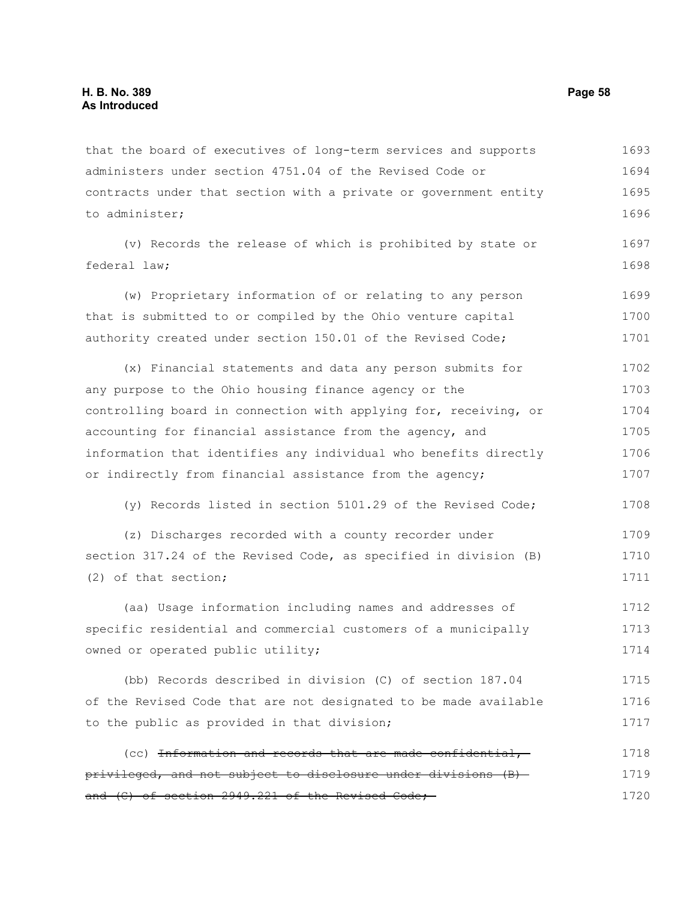that the board of executives of long-term services and supports administers under section 4751.04 of the Revised Code or contracts under that section with a private or government entity to administer;

(v) Records the release of which is prohibited by state or federal law;

(w) Proprietary information of or relating to any person that is submitted to or compiled by the Ohio venture capital authority created under section 150.01 of the Revised Code;

(x) Financial statements and data any person submits for any purpose to the Ohio housing finance agency or the controlling board in connection with applying for, receiving, or accounting for financial assistance from the agency, and information that identifies any individual who benefits directly or indirectly from financial assistance from the agency;

(y) Records listed in section 5101.29 of the Revised Code;

(z) Discharges recorded with a county recorder under section 317.24 of the Revised Code, as specified in division (B)(2) of that section;

(aa) Usage information including names and addresses of specific residential and commercial customers of a municipally owned or operated public utility;

(bb) Records described in division (C) of section 187.04 of the Revised Code that are not designated to be made available to the public as provided in that division;

(cc) ~~Information and records that are made confidential, privileged, and not subject to disclosure under divisions (B) and (C) of section 2949.221 of the Revised Code;~~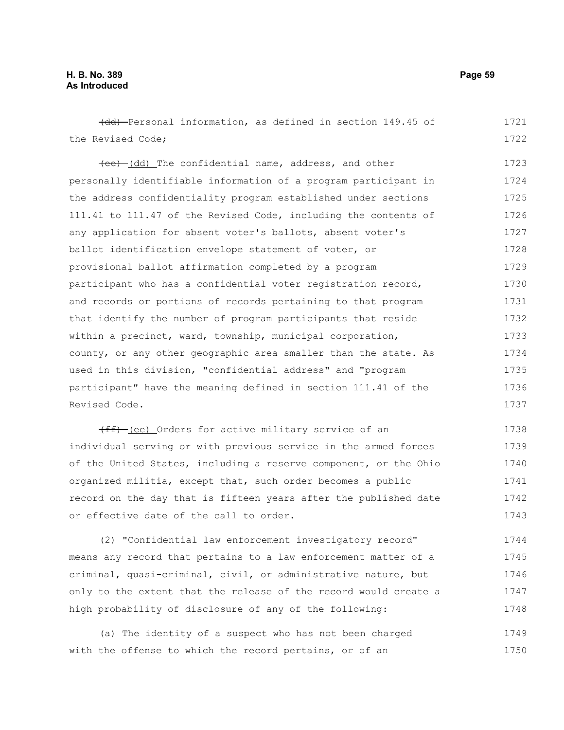~~(dd)~~ Personal information, as defined in section 149.45 of the Revised Code;

~~(ee)~~ (dd) The confidential name, address, and other personally identifiable information of a program participant in the address confidentiality program established under sections 111.41 to 111.47 of the Revised Code, including the contents of any application for absent voter's ballots, absent voter's ballot identification envelope statement of voter, or provisional ballot affirmation completed by a program participant who has a confidential voter registration record, and records or portions of records pertaining to that program that identify the number of program participants that reside within a precinct, ward, township, municipal corporation, county, or any other geographic area smaller than the state. As used in this division, "confidential address" and "program participant" have the meaning defined in section 111.41 of the Revised Code.

~~(ff)~~ (ee) Orders for active military service of an individual serving or with previous service in the armed forces of the United States, including a reserve component, or the Ohio organized militia, except that, such order becomes a public record on the day that is fifteen years after the published date or effective date of the call to order.

(2) "Confidential law enforcement investigatory record" means any record that pertains to a law enforcement matter of a criminal, quasi-criminal, civil, or administrative nature, but only to the extent that the release of the record would create a high probability of disclosure of any of the following:

(a) The identity of a suspect who has not been charged with the offense to which the record pertains, or of an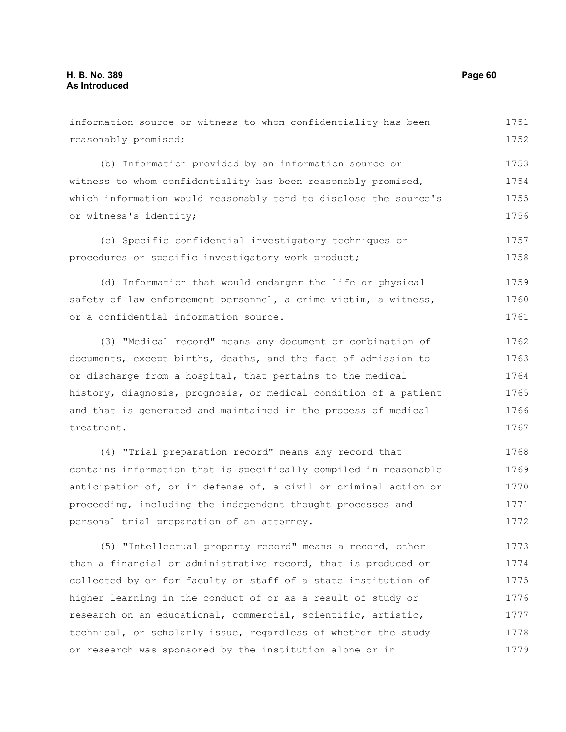information source or witness to whom confidentiality has been reasonably promised;

(b) Information provided by an information source or witness to whom confidentiality has been reasonably promised, which information would reasonably tend to disclose the source's or witness's identity;

(c) Specific confidential investigatory techniques or procedures or specific investigatory work product;

(d) Information that would endanger the life or physical safety of law enforcement personnel, a crime victim, a witness, or a confidential information source.

(3) "Medical record" means any document or combination of documents, except births, deaths, and the fact of admission to or discharge from a hospital, that pertains to the medical history, diagnosis, prognosis, or medical condition of a patient and that is generated and maintained in the process of medical treatment.

(4) "Trial preparation record" means any record that contains information that is specifically compiled in reasonable anticipation of, or in defense of, a civil or criminal action or proceeding, including the independent thought processes and personal trial preparation of an attorney.

(5) "Intellectual property record" means a record, other than a financial or administrative record, that is produced or collected by or for faculty or staff of a state institution of higher learning in the conduct of or as a result of study or research on an educational, commercial, scientific, artistic, technical, or scholarly issue, regardless of whether the study or research was sponsored by the institution alone or in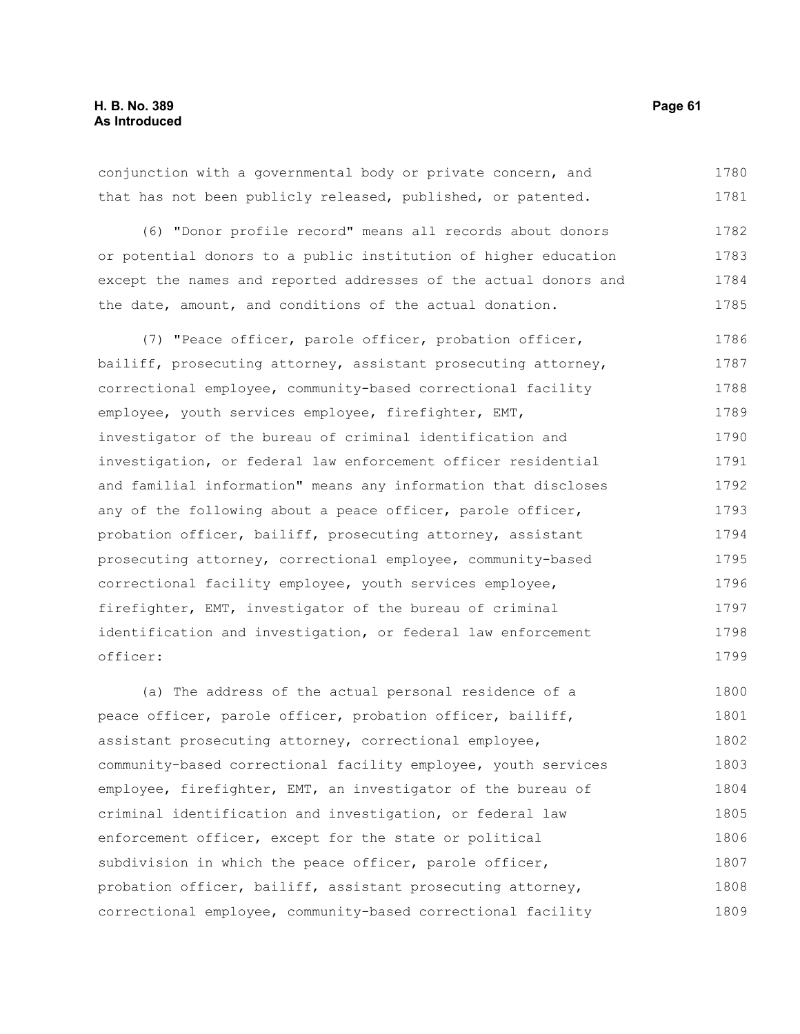conjunction with a governmental body or private concern, and that has not been publicly released, published, or patented.

(6) "Donor profile record" means all records about donors or potential donors to a public institution of higher education except the names and reported addresses of the actual donors and the date, amount, and conditions of the actual donation.

(7) "Peace officer, parole officer, probation officer, bailiff, prosecuting attorney, assistant prosecuting attorney, correctional employee, community-based correctional facility employee, youth services employee, firefighter, EMT, investigator of the bureau of criminal identification and investigation, or federal law enforcement officer residential and familial information" means any information that discloses any of the following about a peace officer, parole officer, probation officer, bailiff, prosecuting attorney, assistant prosecuting attorney, correctional employee, community-based correctional facility employee, youth services employee, firefighter, EMT, investigator of the bureau of criminal identification and investigation, or federal law enforcement officer:

(a) The address of the actual personal residence of a peace officer, parole officer, probation officer, bailiff, assistant prosecuting attorney, correctional employee, community-based correctional facility employee, youth services employee, firefighter, EMT, an investigator of the bureau of criminal identification and investigation, or federal law enforcement officer, except for the state or political subdivision in which the peace officer, parole officer, probation officer, bailiff, assistant prosecuting attorney, correctional employee, community-based correctional facility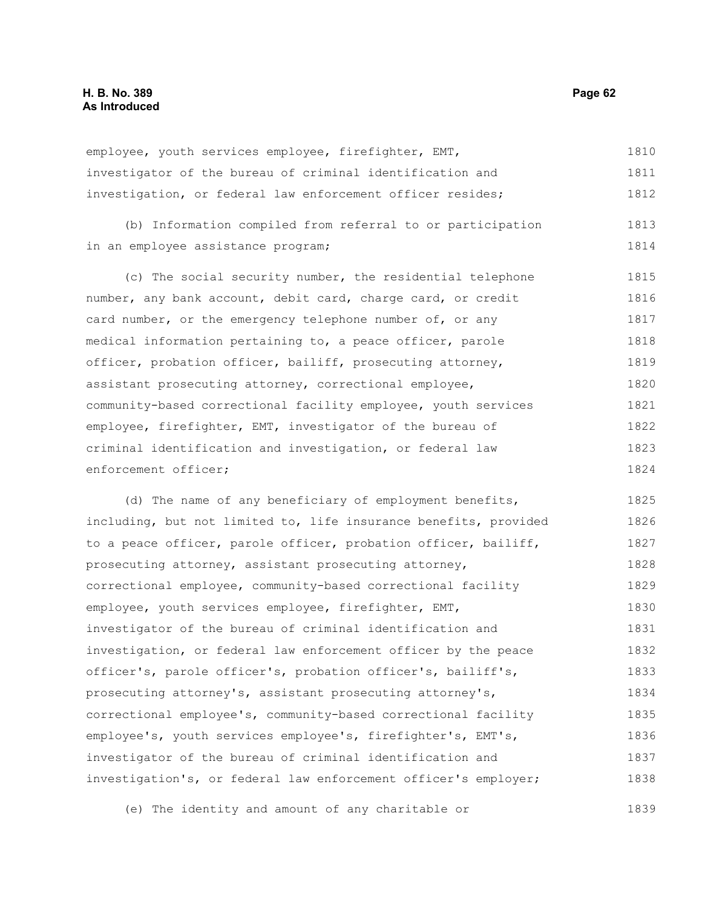employee, youth services employee, firefighter, EMT, investigator of the bureau of criminal identification and investigation, or federal law enforcement officer resides;

(b) Information compiled from referral to or participation in an employee assistance program;

(c) The social security number, the residential telephone number, any bank account, debit card, charge card, or credit card number, or the emergency telephone number of, or any medical information pertaining to, a peace officer, parole officer, probation officer, bailiff, prosecuting attorney, assistant prosecuting attorney, correctional employee, community-based correctional facility employee, youth services employee, firefighter, EMT, investigator of the bureau of criminal identification and investigation, or federal law enforcement officer;

(d) The name of any beneficiary of employment benefits, including, but not limited to, life insurance benefits, provided to a peace officer, parole officer, probation officer, bailiff, prosecuting attorney, assistant prosecuting attorney, correctional employee, community-based correctional facility employee, youth services employee, firefighter, EMT, investigator of the bureau of criminal identification and investigation, or federal law enforcement officer by the peace officer's, parole officer's, probation officer's, bailiff's, prosecuting attorney's, assistant prosecuting attorney's, correctional employee's, community-based correctional facility employee's, youth services employee's, firefighter's, EMT's, investigator of the bureau of criminal identification and investigation's, or federal law enforcement officer's employer;

(e) The identity and amount of any charitable or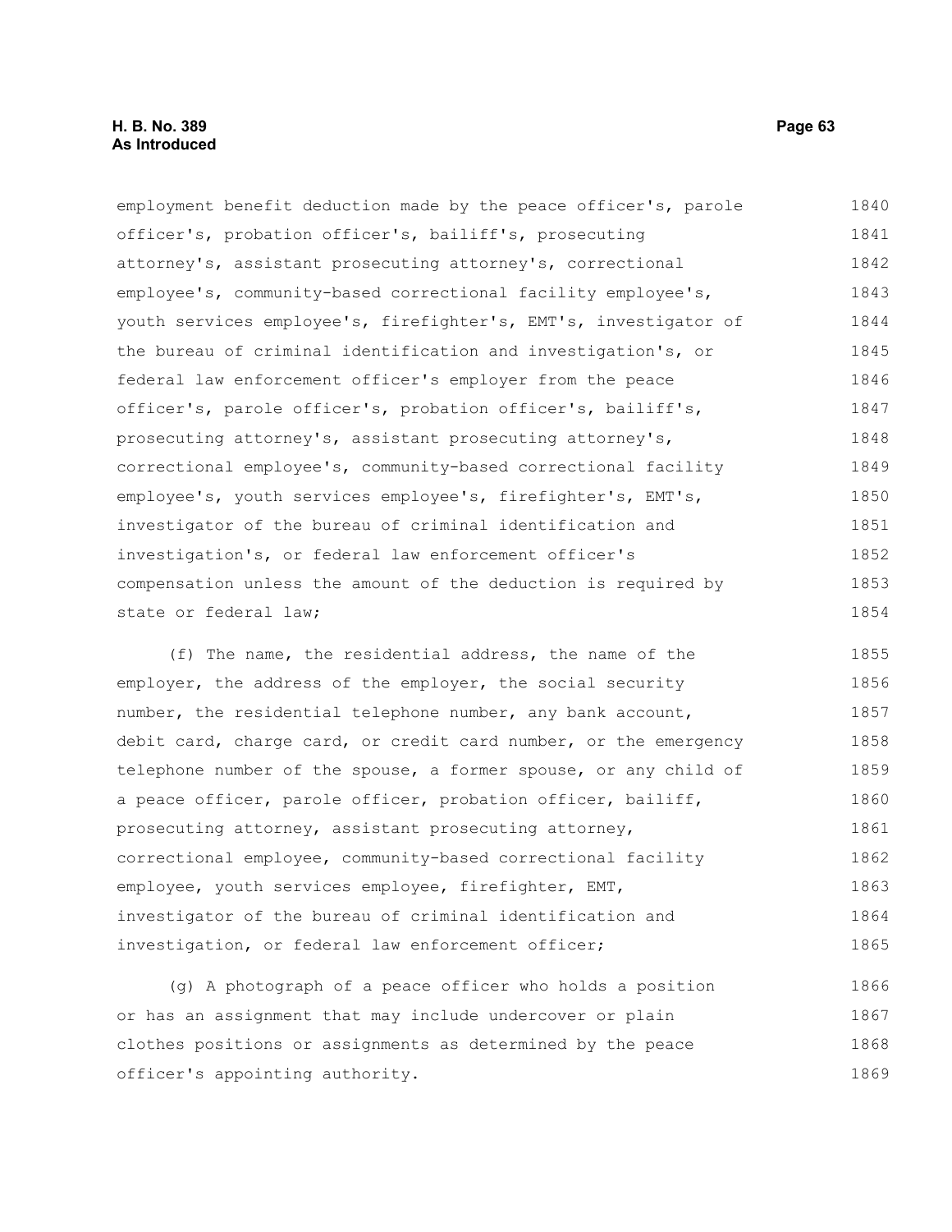employment benefit deduction made by the peace officer's, parole officer's, probation officer's, bailiff's, prosecuting attorney's, assistant prosecuting attorney's, correctional employee's, community-based correctional facility employee's, youth services employee's, firefighter's, EMT's, investigator of the bureau of criminal identification and investigation's, or federal law enforcement officer's employer from the peace officer's, parole officer's, probation officer's, bailiff's, prosecuting attorney's, assistant prosecuting attorney's, correctional employee's, community-based correctional facility employee's, youth services employee's, firefighter's, EMT's, investigator of the bureau of criminal identification and investigation's, or federal law enforcement officer's compensation unless the amount of the deduction is required by state or federal law;

(f) The name, the residential address, the name of the employer, the address of the employer, the social security number, the residential telephone number, any bank account, debit card, charge card, or credit card number, or the emergency telephone number of the spouse, a former spouse, or any child of a peace officer, parole officer, probation officer, bailiff, prosecuting attorney, assistant prosecuting attorney, correctional employee, community-based correctional facility employee, youth services employee, firefighter, EMT, investigator of the bureau of criminal identification and investigation, or federal law enforcement officer;

(g) A photograph of a peace officer who holds a position or has an assignment that may include undercover or plain clothes positions or assignments as determined by the peace officer's appointing authority.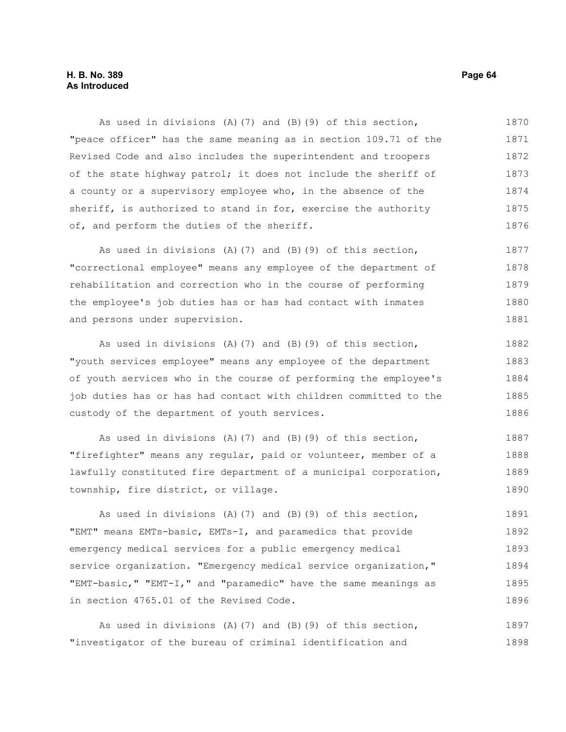As used in divisions (A)(7) and (B)(9) of this section, "peace officer" has the same meaning as in section 109.71 of the Revised Code and also includes the superintendent and troopers of the state highway patrol; it does not include the sheriff of a county or a supervisory employee who, in the absence of the sheriff, is authorized to stand in for, exercise the authority of, and perform the duties of the sheriff.

As used in divisions (A)(7) and (B)(9) of this section, "correctional employee" means any employee of the department of rehabilitation and correction who in the course of performing the employee's job duties has or has had contact with inmates and persons under supervision.

As used in divisions (A)(7) and (B)(9) of this section, "youth services employee" means any employee of the department of youth services who in the course of performing the employee's job duties has or has had contact with children committed to the custody of the department of youth services.

As used in divisions (A)(7) and (B)(9) of this section, "firefighter" means any regular, paid or volunteer, member of a lawfully constituted fire department of a municipal corporation, township, fire district, or village.

As used in divisions (A)(7) and (B)(9) of this section, "EMT" means EMTs-basic, EMTs-I, and paramedics that provide emergency medical services for a public emergency medical service organization. "Emergency medical service organization," "EMT-basic," "EMT-I," and "paramedic" have the same meanings as in section 4765.01 of the Revised Code.

As used in divisions (A)(7) and (B)(9) of this section, "investigator of the bureau of criminal identification and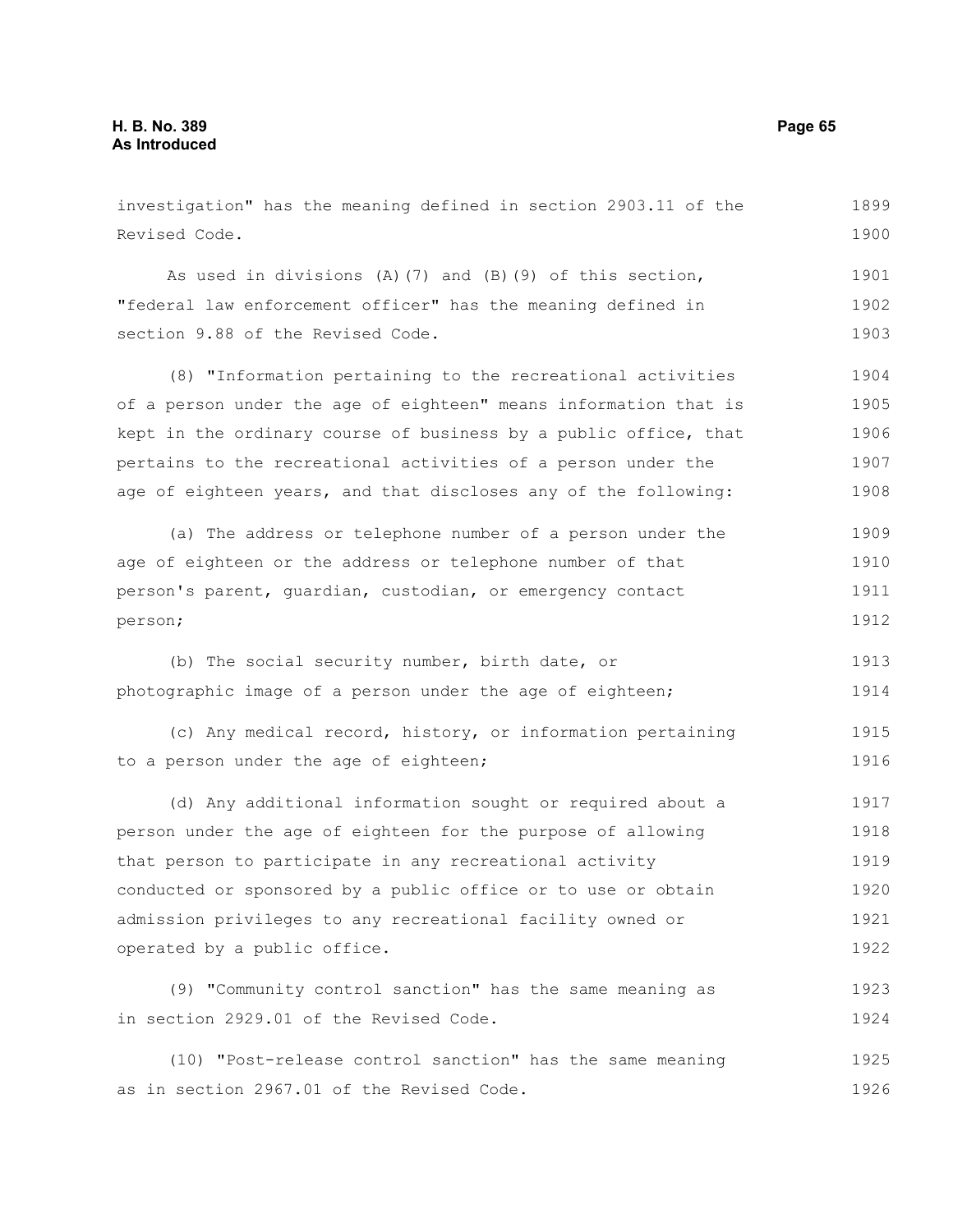investigation" has the meaning defined in section 2903.11 of the Revised Code.

As used in divisions (A)(7) and (B)(9) of this section, "federal law enforcement officer" has the meaning defined in section 9.88 of the Revised Code.

(8) "Information pertaining to the recreational activities of a person under the age of eighteen" means information that is kept in the ordinary course of business by a public office, that pertains to the recreational activities of a person under the age of eighteen years, and that discloses any of the following:

(a) The address or telephone number of a person under the age of eighteen or the address or telephone number of that person's parent, guardian, custodian, or emergency contact person;

(b) The social security number, birth date, or photographic image of a person under the age of eighteen;

(c) Any medical record, history, or information pertaining to a person under the age of eighteen;

(d) Any additional information sought or required about a person under the age of eighteen for the purpose of allowing that person to participate in any recreational activity conducted or sponsored by a public office or to use or obtain admission privileges to any recreational facility owned or operated by a public office.

(9) "Community control sanction" has the same meaning as in section 2929.01 of the Revised Code.

(10) "Post-release control sanction" has the same meaning as in section 2967.01 of the Revised Code.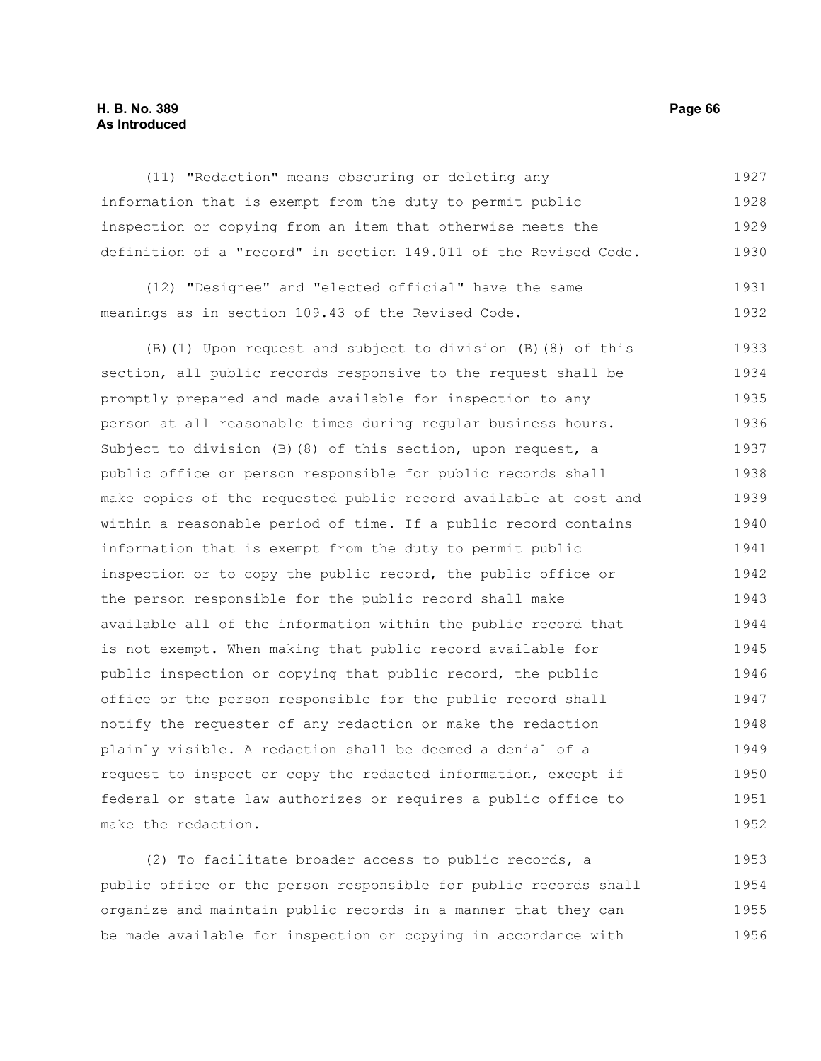(11) "Redaction" means obscuring or deleting any information that is exempt from the duty to permit public inspection or copying from an item that otherwise meets the definition of a "record" in section 149.011 of the Revised Code.

(12) "Designee" and "elected official" have the same meanings as in section 109.43 of the Revised Code.

(B)(1) Upon request and subject to division (B)(8) of this section, all public records responsive to the request shall be promptly prepared and made available for inspection to any person at all reasonable times during regular business hours. Subject to division (B)(8) of this section, upon request, a public office or person responsible for public records shall make copies of the requested public record available at cost and within a reasonable period of time. If a public record contains information that is exempt from the duty to permit public inspection or to copy the public record, the public office or the person responsible for the public record shall make available all of the information within the public record that is not exempt. When making that public record available for public inspection or copying that public record, the public office or the person responsible for the public record shall notify the requester of any redaction or make the redaction plainly visible. A redaction shall be deemed a denial of a request to inspect or copy the redacted information, except if federal or state law authorizes or requires a public office to make the redaction.

(2) To facilitate broader access to public records, a public office or the person responsible for public records shall organize and maintain public records in a manner that they can be made available for inspection or copying in accordance with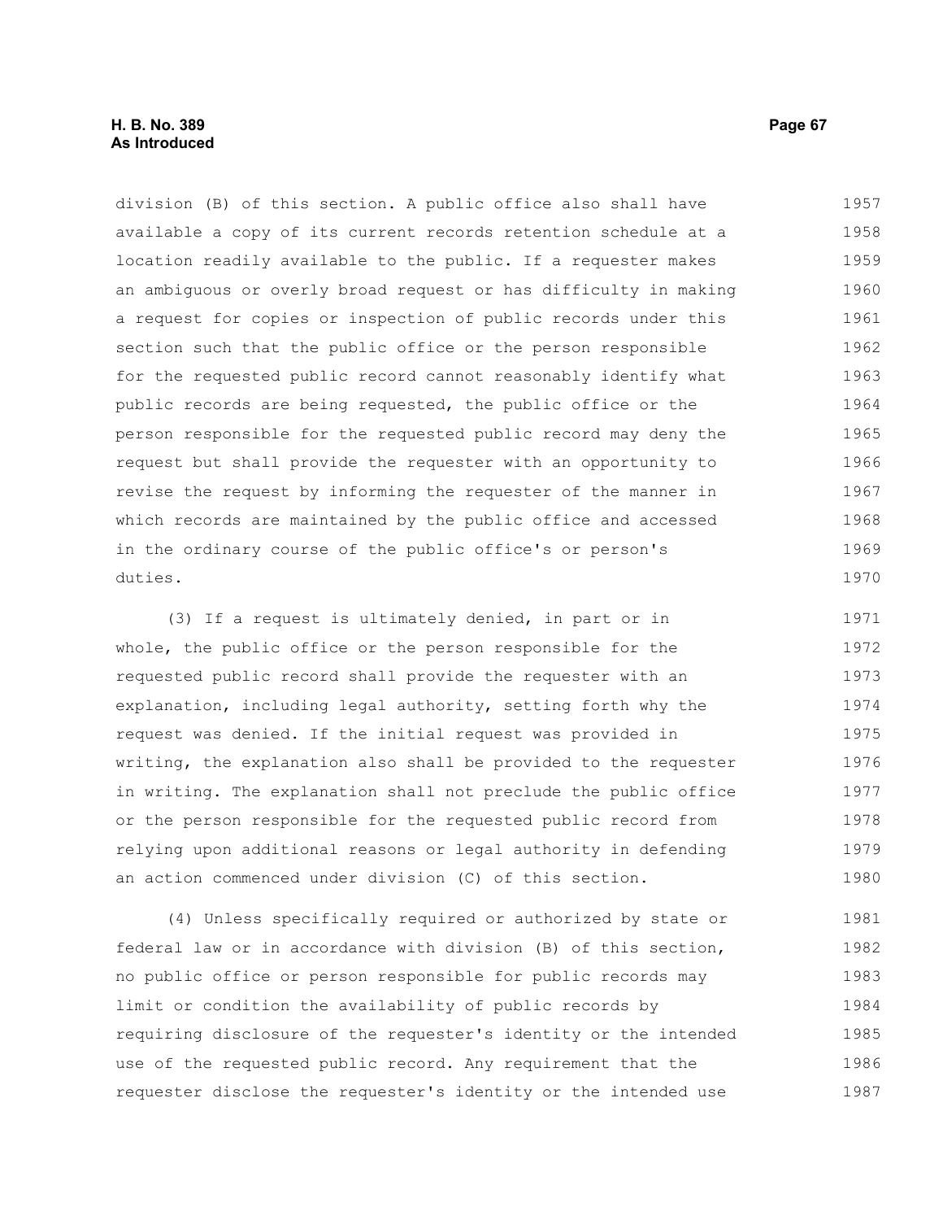division (B) of this section. A public office also shall have available a copy of its current records retention schedule at a location readily available to the public. If a requester makes an ambiguous or overly broad request or has difficulty in making a request for copies or inspection of public records under this section such that the public office or the person responsible for the requested public record cannot reasonably identify what public records are being requested, the public office or the person responsible for the requested public record may deny the request but shall provide the requester with an opportunity to revise the request by informing the requester of the manner in which records are maintained by the public office and accessed in the ordinary course of the public office's or person's duties.

(3) If a request is ultimately denied, in part or in whole, the public office or the person responsible for the requested public record shall provide the requester with an explanation, including legal authority, setting forth why the request was denied. If the initial request was provided in writing, the explanation also shall be provided to the requester in writing. The explanation shall not preclude the public office or the person responsible for the requested public record from relying upon additional reasons or legal authority in defending an action commenced under division (C) of this section.

(4) Unless specifically required or authorized by state or federal law or in accordance with division (B) of this section, no public office or person responsible for public records may limit or condition the availability of public records by requiring disclosure of the requester's identity or the intended use of the requested public record. Any requirement that the requester disclose the requester's identity or the intended use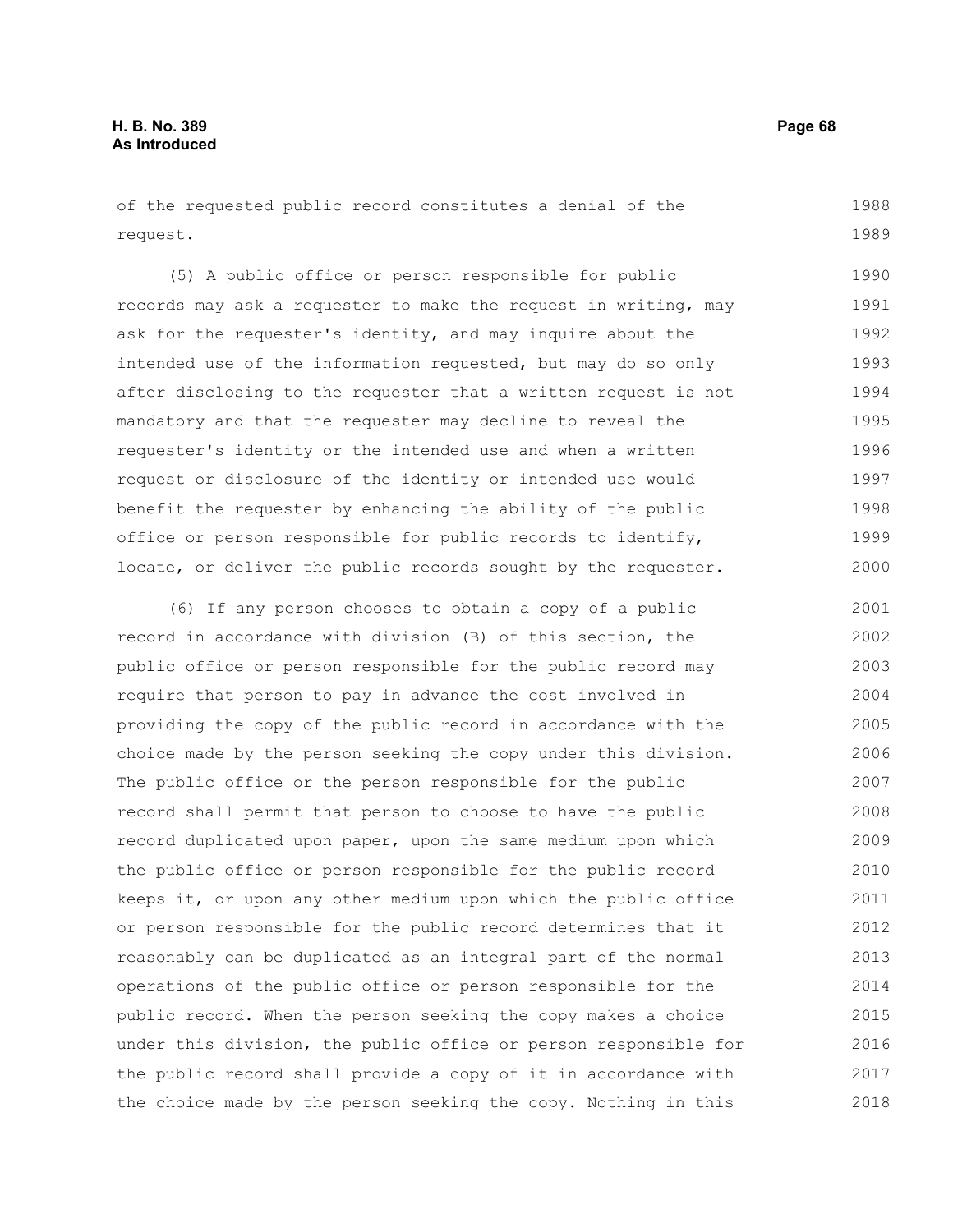of the requested public record constitutes a denial of the request.

(5) A public office or person responsible for public records may ask a requester to make the request in writing, may ask for the requester's identity, and may inquire about the intended use of the information requested, but may do so only after disclosing to the requester that a written request is not mandatory and that the requester may decline to reveal the requester's identity or the intended use and when a written request or disclosure of the identity or intended use would benefit the requester by enhancing the ability of the public office or person responsible for public records to identify, locate, or deliver the public records sought by the requester.

(6) If any person chooses to obtain a copy of a public record in accordance with division (B) of this section, the public office or person responsible for the public record may require that person to pay in advance the cost involved in providing the copy of the public record in accordance with the choice made by the person seeking the copy under this division. The public office or the person responsible for the public record shall permit that person to choose to have the public record duplicated upon paper, upon the same medium upon which the public office or person responsible for the public record keeps it, or upon any other medium upon which the public office or person responsible for the public record determines that it reasonably can be duplicated as an integral part of the normal operations of the public office or person responsible for the public record. When the person seeking the copy makes a choice under this division, the public office or person responsible for the public record shall provide a copy of it in accordance with the choice made by the person seeking the copy. Nothing in this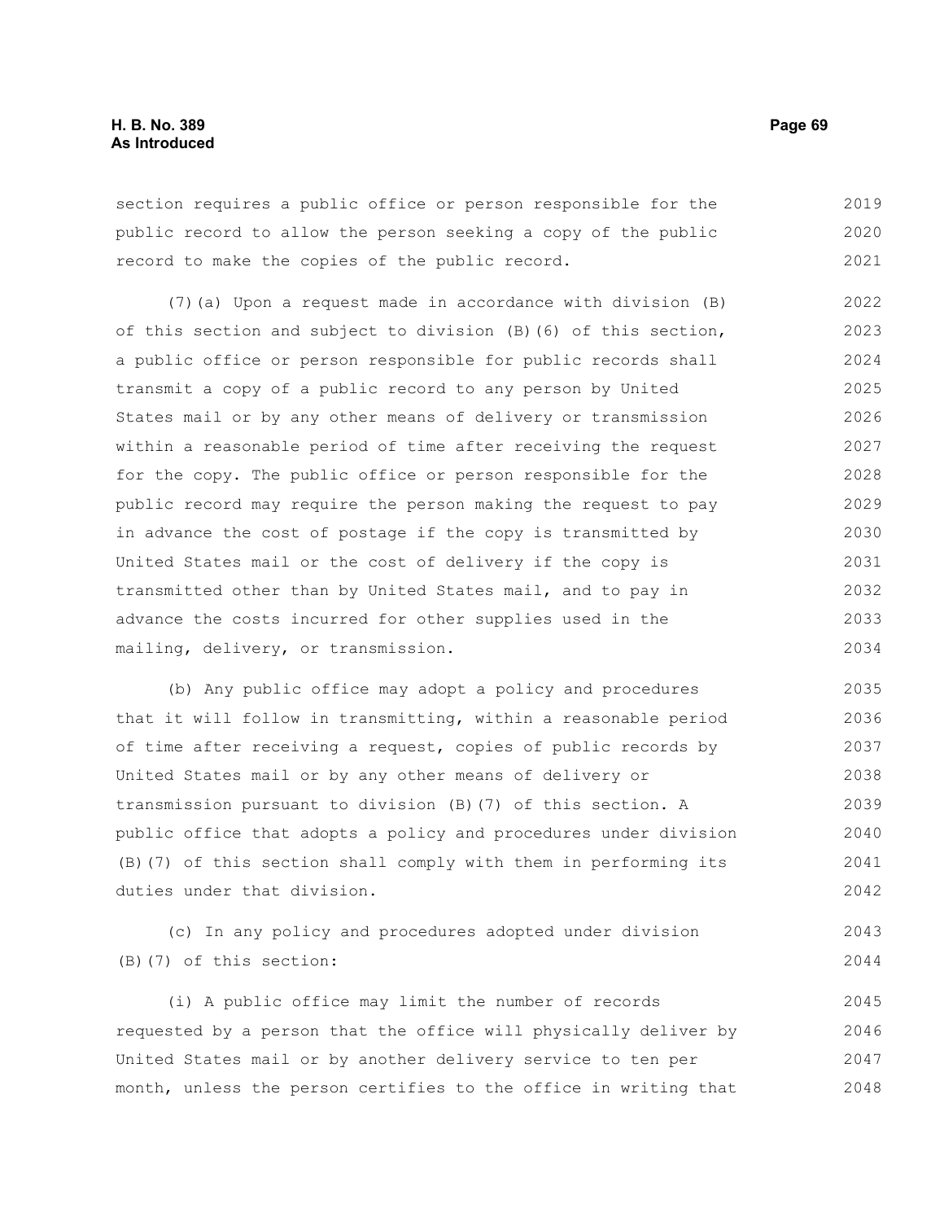section requires a public office or person responsible for the public record to allow the person seeking a copy of the public record to make the copies of the public record.

(7)(a) Upon a request made in accordance with division (B) of this section and subject to division (B)(6) of this section, a public office or person responsible for public records shall transmit a copy of a public record to any person by United States mail or by any other means of delivery or transmission within a reasonable period of time after receiving the request for the copy. The public office or person responsible for the public record may require the person making the request to pay in advance the cost of postage if the copy is transmitted by United States mail or the cost of delivery if the copy is transmitted other than by United States mail, and to pay in advance the costs incurred for other supplies used in the mailing, delivery, or transmission.

(b) Any public office may adopt a policy and procedures that it will follow in transmitting, within a reasonable period of time after receiving a request, copies of public records by United States mail or by any other means of delivery or transmission pursuant to division (B)(7) of this section. A public office that adopts a policy and procedures under division (B)(7) of this section shall comply with them in performing its duties under that division.

(c) In any policy and procedures adopted under division (B)(7) of this section:

(i) A public office may limit the number of records requested by a person that the office will physically deliver by United States mail or by another delivery service to ten per month, unless the person certifies to the office in writing that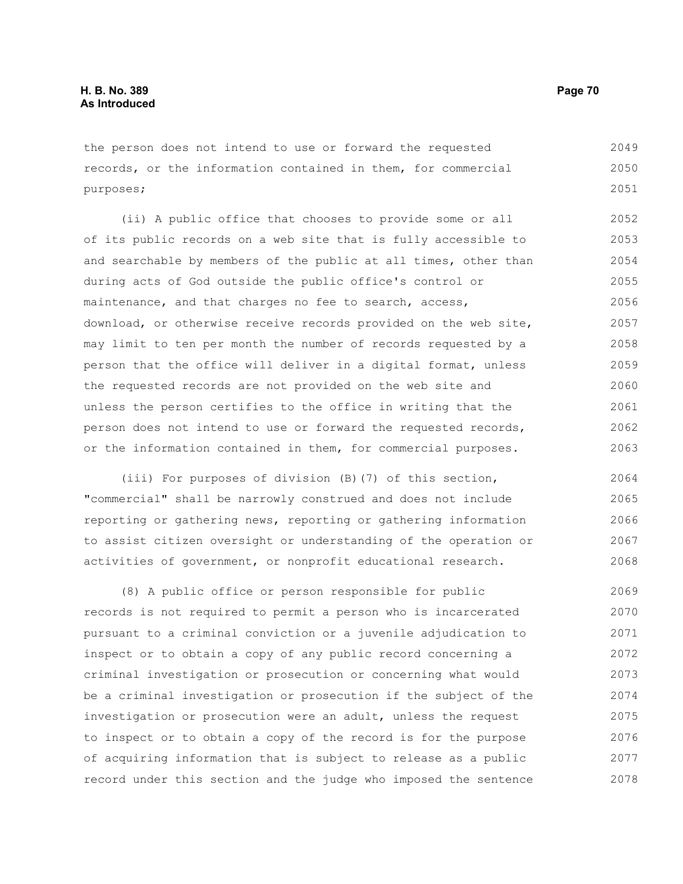the person does not intend to use or forward the requested records, or the information contained in them, for commercial purposes;

(ii) A public office that chooses to provide some or all of its public records on a web site that is fully accessible to and searchable by members of the public at all times, other than during acts of God outside the public office's control or maintenance, and that charges no fee to search, access, download, or otherwise receive records provided on the web site, may limit to ten per month the number of records requested by a person that the office will deliver in a digital format, unless the requested records are not provided on the web site and unless the person certifies to the office in writing that the person does not intend to use or forward the requested records, or the information contained in them, for commercial purposes.

(iii) For purposes of division (B)(7) of this section, "commercial" shall be narrowly construed and does not include reporting or gathering news, reporting or gathering information to assist citizen oversight or understanding of the operation or activities of government, or nonprofit educational research.

(8) A public office or person responsible for public records is not required to permit a person who is incarcerated pursuant to a criminal conviction or a juvenile adjudication to inspect or to obtain a copy of any public record concerning a criminal investigation or prosecution or concerning what would be a criminal investigation or prosecution if the subject of the investigation or prosecution were an adult, unless the request to inspect or to obtain a copy of the record is for the purpose of acquiring information that is subject to release as a public record under this section and the judge who imposed the sentence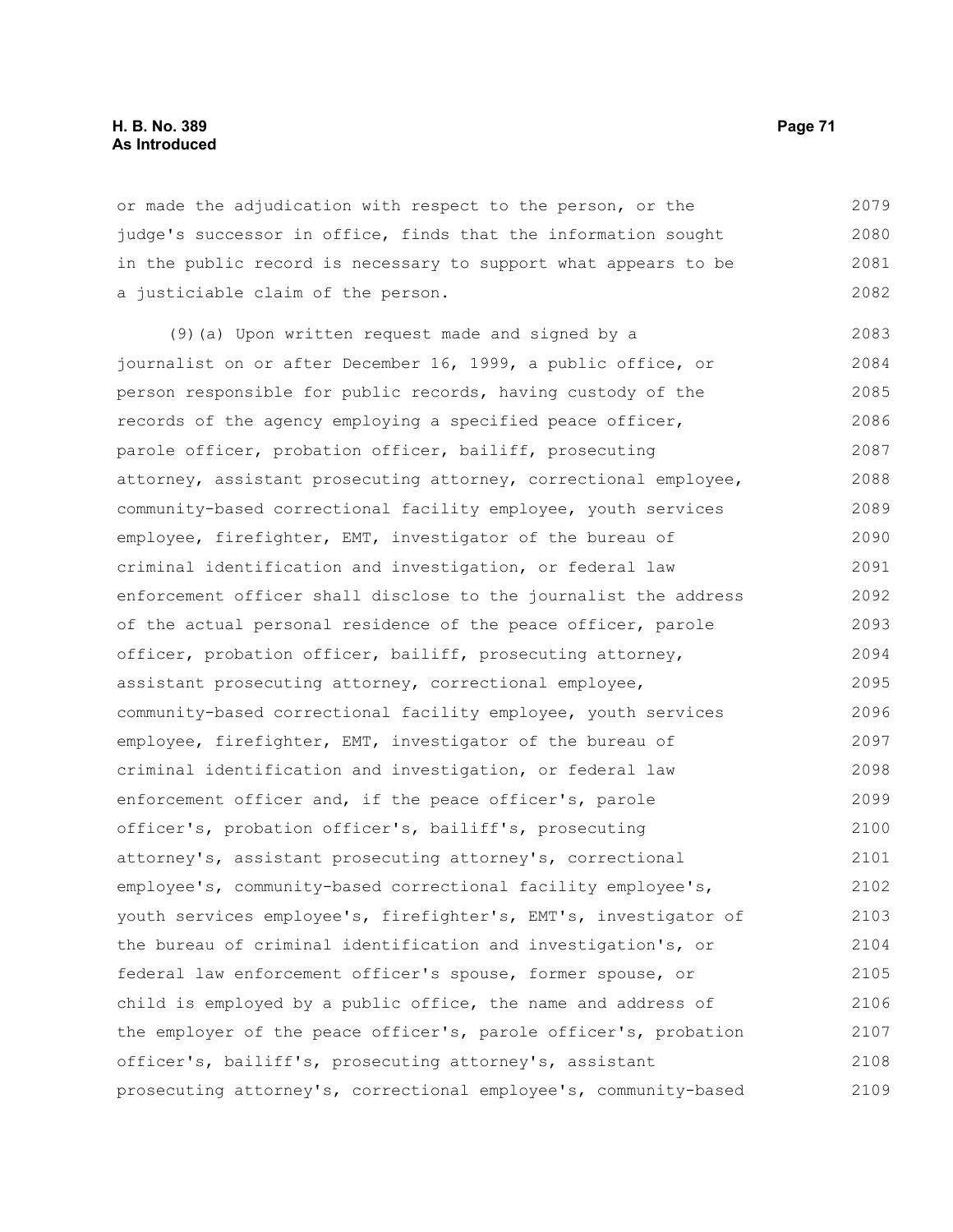or made the adjudication with respect to the person, or the judge's successor in office, finds that the information sought in the public record is necessary to support what appears to be a justiciable claim of the person.

(9)(a) Upon written request made and signed by a journalist on or after December 16, 1999, a public office, or person responsible for public records, having custody of the records of the agency employing a specified peace officer, parole officer, probation officer, bailiff, prosecuting attorney, assistant prosecuting attorney, correctional employee, community-based correctional facility employee, youth services employee, firefighter, EMT, investigator of the bureau of criminal identification and investigation, or federal law enforcement officer shall disclose to the journalist the address of the actual personal residence of the peace officer, parole officer, probation officer, bailiff, prosecuting attorney, assistant prosecuting attorney, correctional employee, community-based correctional facility employee, youth services employee, firefighter, EMT, investigator of the bureau of criminal identification and investigation, or federal law enforcement officer and, if the peace officer's, parole officer's, probation officer's, bailiff's, prosecuting attorney's, assistant prosecuting attorney's, correctional employee's, community-based correctional facility employee's, youth services employee's, firefighter's, EMT's, investigator of the bureau of criminal identification and investigation's, or federal law enforcement officer's spouse, former spouse, or child is employed by a public office, the name and address of the employer of the peace officer's, parole officer's, probation officer's, bailiff's, prosecuting attorney's, assistant prosecuting attorney's, correctional employee's, community-based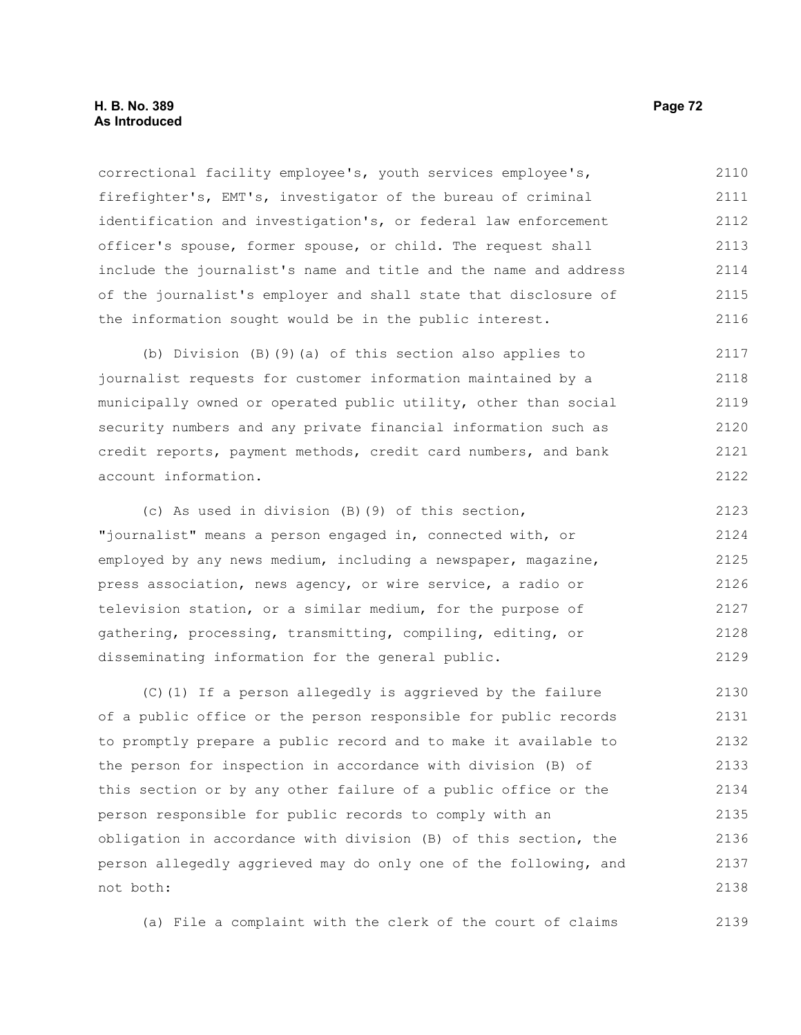correctional facility employee's, youth services employee's, firefighter's, EMT's, investigator of the bureau of criminal identification and investigation's, or federal law enforcement officer's spouse, former spouse, or child. The request shall include the journalist's name and title and the name and address of the journalist's employer and shall state that disclosure of the information sought would be in the public interest.

(b) Division (B)(9)(a) of this section also applies to journalist requests for customer information maintained by a municipally owned or operated public utility, other than social security numbers and any private financial information such as credit reports, payment methods, credit card numbers, and bank account information.

(c) As used in division (B)(9) of this section, "journalist" means a person engaged in, connected with, or employed by any news medium, including a newspaper, magazine, press association, news agency, or wire service, a radio or television station, or a similar medium, for the purpose of gathering, processing, transmitting, compiling, editing, or disseminating information for the general public.

(C)(1) If a person allegedly is aggrieved by the failure of a public office or the person responsible for public records to promptly prepare a public record and to make it available to the person for inspection in accordance with division (B) of this section or by any other failure of a public office or the person responsible for public records to comply with an obligation in accordance with division (B) of this section, the person allegedly aggrieved may do only one of the following, and not both:

(a) File a complaint with the clerk of the court of claims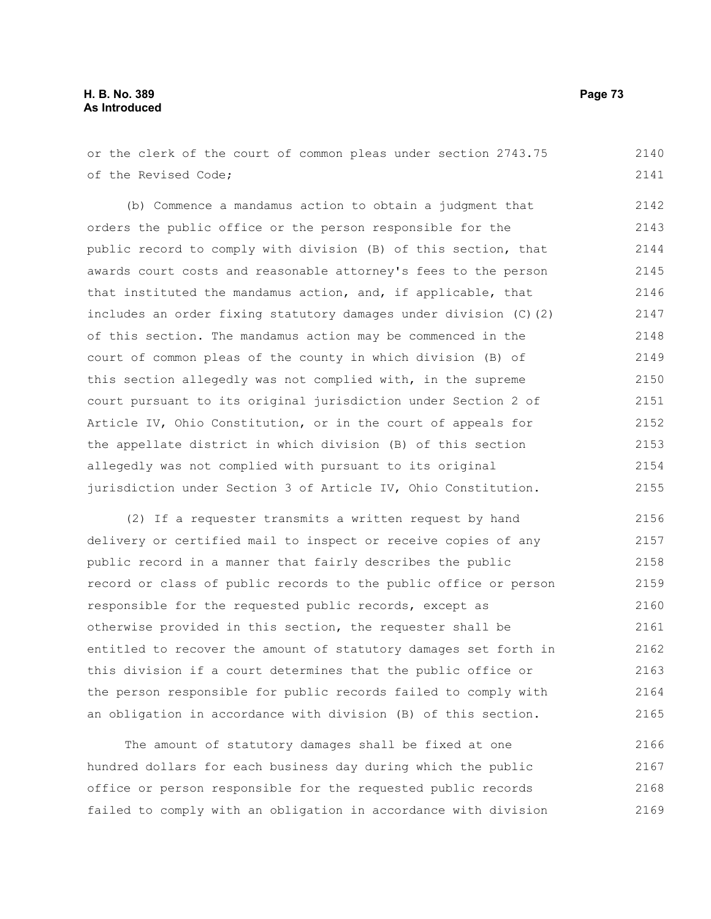or the clerk of the court of common pleas under section 2743.75 of the Revised Code;

(b) Commence a mandamus action to obtain a judgment that orders the public office or the person responsible for the public record to comply with division (B) of this section, that awards court costs and reasonable attorney's fees to the person that instituted the mandamus action, and, if applicable, that includes an order fixing statutory damages under division (C)(2) of this section. The mandamus action may be commenced in the court of common pleas of the county in which division (B) of this section allegedly was not complied with, in the supreme court pursuant to its original jurisdiction under Section 2 of Article IV, Ohio Constitution, or in the court of appeals for the appellate district in which division (B) of this section allegedly was not complied with pursuant to its original jurisdiction under Section 3 of Article IV, Ohio Constitution.

(2) If a requester transmits a written request by hand delivery or certified mail to inspect or receive copies of any public record in a manner that fairly describes the public record or class of public records to the public office or person responsible for the requested public records, except as otherwise provided in this section, the requester shall be entitled to recover the amount of statutory damages set forth in this division if a court determines that the public office or the person responsible for public records failed to comply with an obligation in accordance with division (B) of this section.

The amount of statutory damages shall be fixed at one hundred dollars for each business day during which the public office or person responsible for the requested public records failed to comply with an obligation in accordance with division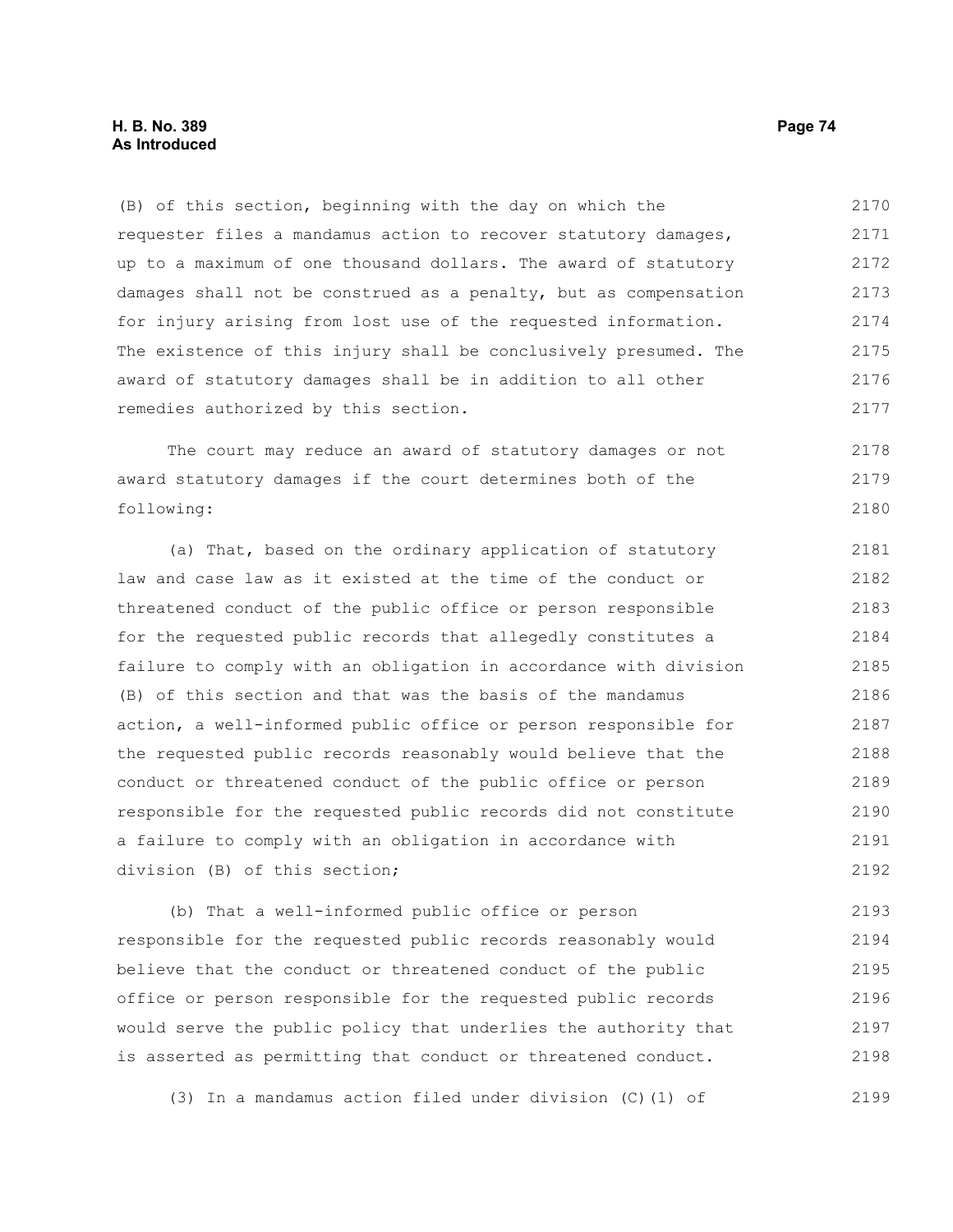(B) of this section, beginning with the day on which the requester files a mandamus action to recover statutory damages, up to a maximum of one thousand dollars. The award of statutory damages shall not be construed as a penalty, but as compensation for injury arising from lost use of the requested information. The existence of this injury shall be conclusively presumed. The award of statutory damages shall be in addition to all other remedies authorized by this section.

The court may reduce an award of statutory damages or not award statutory damages if the court determines both of the following:

(a) That, based on the ordinary application of statutory law and case law as it existed at the time of the conduct or threatened conduct of the public office or person responsible for the requested public records that allegedly constitutes a failure to comply with an obligation in accordance with division (B) of this section and that was the basis of the mandamus action, a well-informed public office or person responsible for the requested public records reasonably would believe that the conduct or threatened conduct of the public office or person responsible for the requested public records did not constitute a failure to comply with an obligation in accordance with division (B) of this section;

(b) That a well-informed public office or person responsible for the requested public records reasonably would believe that the conduct or threatened conduct of the public office or person responsible for the requested public records would serve the public policy that underlies the authority that is asserted as permitting that conduct or threatened conduct.

(3) In a mandamus action filed under division (C)(1) of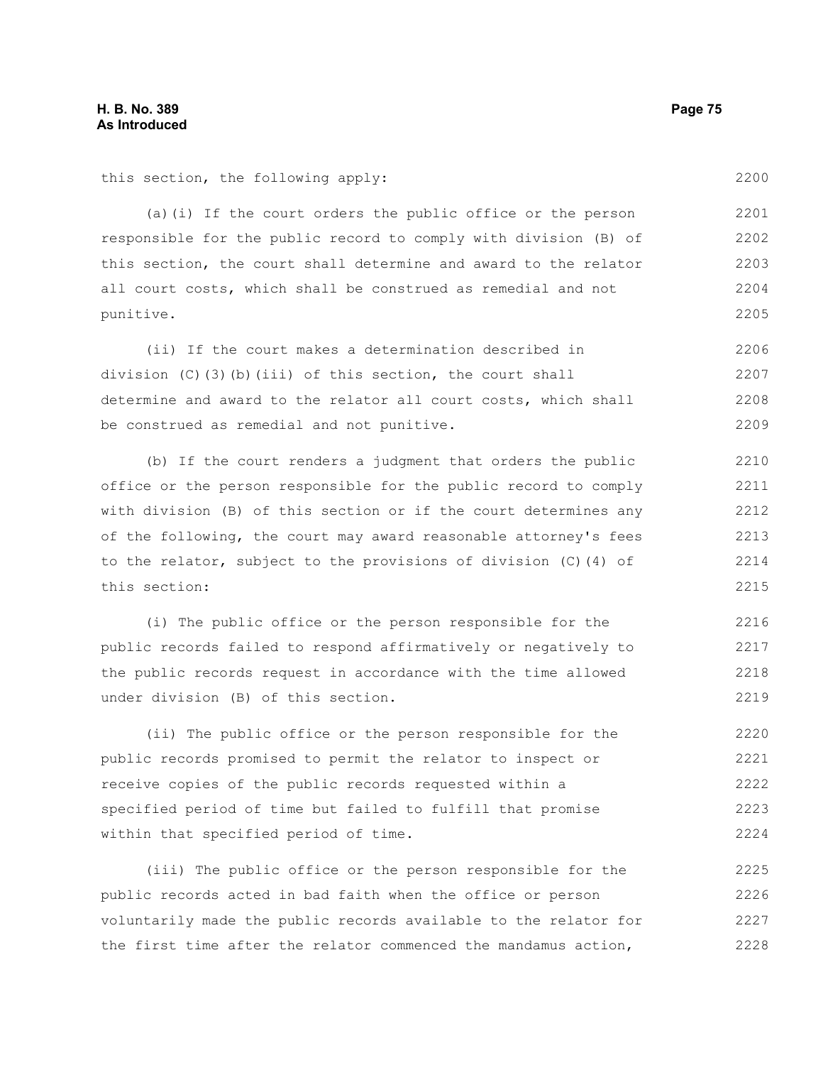this section, the following apply:

(a)(i) If the court orders the public office or the person responsible for the public record to comply with division (B) of this section, the court shall determine and award to the relator all court costs, which shall be construed as remedial and not punitive.

(ii) If the court makes a determination described in division (C)(3)(b)(iii) of this section, the court shall determine and award to the relator all court costs, which shall be construed as remedial and not punitive.

(b) If the court renders a judgment that orders the public office or the person responsible for the public record to comply with division (B) of this section or if the court determines any of the following, the court may award reasonable attorney's fees to the relator, subject to the provisions of division (C)(4) of this section:

(i) The public office or the person responsible for the public records failed to respond affirmatively or negatively to the public records request in accordance with the time allowed under division (B) of this section.

(ii) The public office or the person responsible for the public records promised to permit the relator to inspect or receive copies of the public records requested within a specified period of time but failed to fulfill that promise within that specified period of time.

(iii) The public office or the person responsible for the public records acted in bad faith when the office or person voluntarily made the public records available to the relator for the first time after the relator commenced the mandamus action,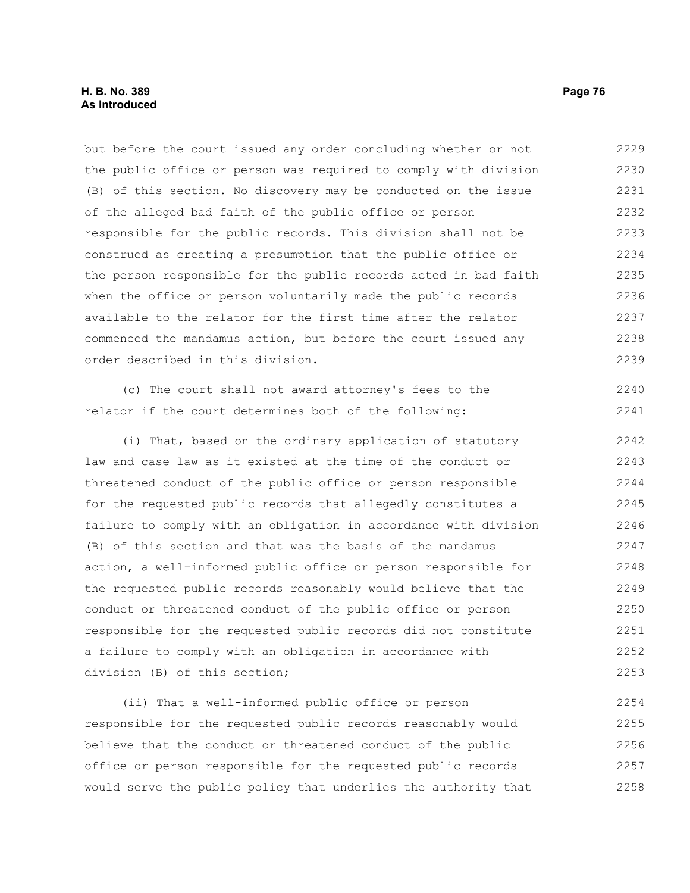but before the court issued any order concluding whether or not the public office or person was required to comply with division (B) of this section. No discovery may be conducted on the issue of the alleged bad faith of the public office or person responsible for the public records. This division shall not be construed as creating a presumption that the public office or the person responsible for the public records acted in bad faith when the office or person voluntarily made the public records available to the relator for the first time after the relator commenced the mandamus action, but before the court issued any order described in this division.

(c) The court shall not award attorney's fees to the relator if the court determines both of the following:

(i) That, based on the ordinary application of statutory law and case law as it existed at the time of the conduct or threatened conduct of the public office or person responsible for the requested public records that allegedly constitutes a failure to comply with an obligation in accordance with division (B) of this section and that was the basis of the mandamus action, a well-informed public office or person responsible for the requested public records reasonably would believe that the conduct or threatened conduct of the public office or person responsible for the requested public records did not constitute a failure to comply with an obligation in accordance with division (B) of this section;

(ii) That a well-informed public office or person responsible for the requested public records reasonably would believe that the conduct or threatened conduct of the public office or person responsible for the requested public records would serve the public policy that underlies the authority that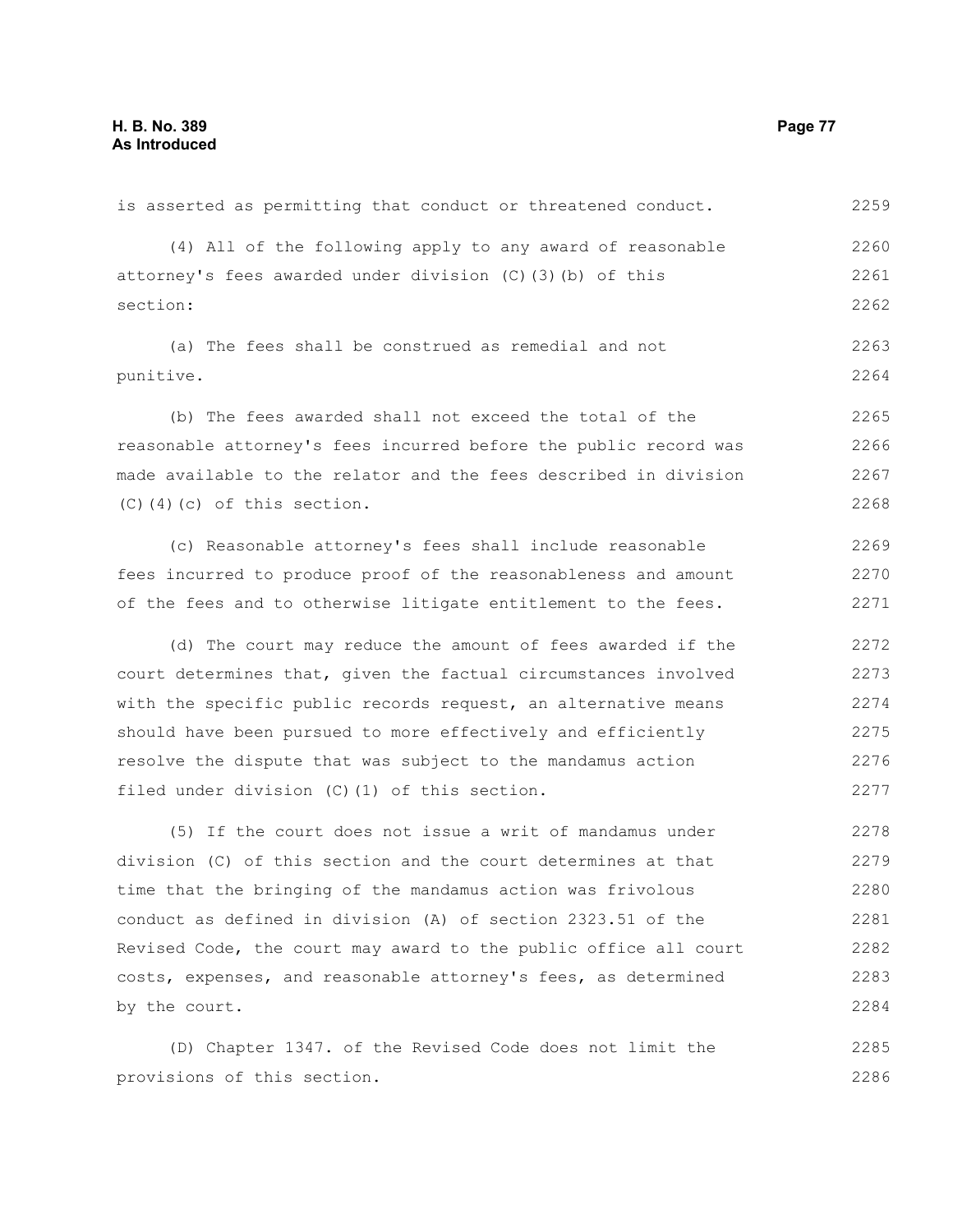is asserted as permitting that conduct or threatened conduct.

(4) All of the following apply to any award of reasonable attorney's fees awarded under division (C)(3)(b) of this section:

(a) The fees shall be construed as remedial and not punitive.

(b) The fees awarded shall not exceed the total of the reasonable attorney's fees incurred before the public record was made available to the relator and the fees described in division (C)(4)(c) of this section.

(c) Reasonable attorney's fees shall include reasonable fees incurred to produce proof of the reasonableness and amount of the fees and to otherwise litigate entitlement to the fees.

(d) The court may reduce the amount of fees awarded if the court determines that, given the factual circumstances involved with the specific public records request, an alternative means should have been pursued to more effectively and efficiently resolve the dispute that was subject to the mandamus action filed under division (C)(1) of this section.

(5) If the court does not issue a writ of mandamus under division (C) of this section and the court determines at that time that the bringing of the mandamus action was frivolous conduct as defined in division (A) of section 2323.51 of the Revised Code, the court may award to the public office all court costs, expenses, and reasonable attorney's fees, as determined by the court.

(D) Chapter 1347. of the Revised Code does not limit the provisions of this section.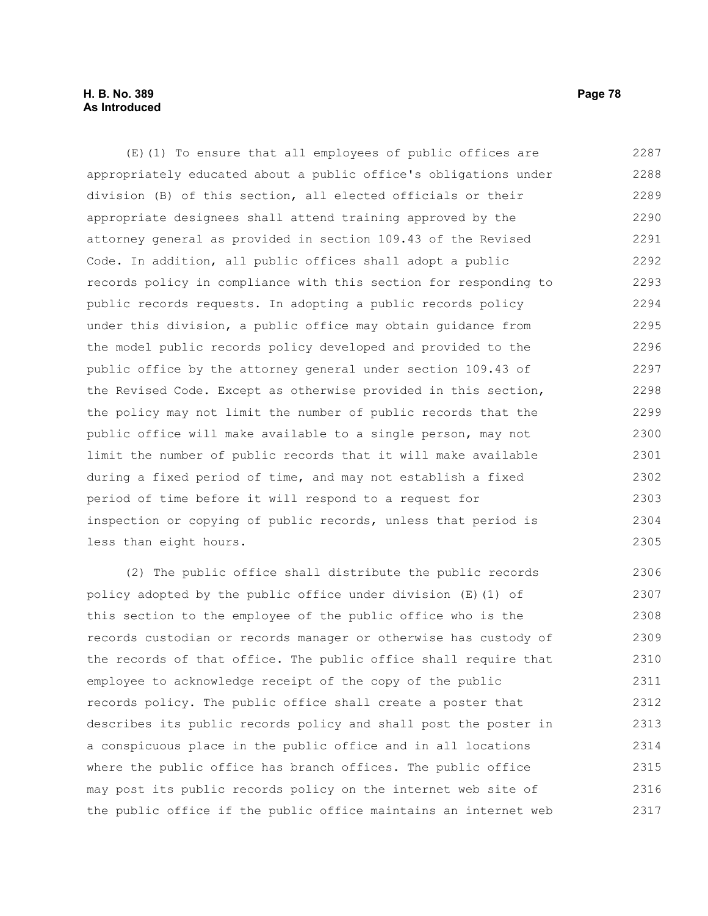(E)(1) To ensure that all employees of public offices are appropriately educated about a public office's obligations under division (B) of this section, all elected officials or their appropriate designees shall attend training approved by the attorney general as provided in section 109.43 of the Revised Code. In addition, all public offices shall adopt a public records policy in compliance with this section for responding to public records requests. In adopting a public records policy under this division, a public office may obtain guidance from the model public records policy developed and provided to the public office by the attorney general under section 109.43 of the Revised Code. Except as otherwise provided in this section, the policy may not limit the number of public records that the public office will make available to a single person, may not limit the number of public records that it will make available during a fixed period of time, and may not establish a fixed period of time before it will respond to a request for inspection or copying of public records, unless that period is less than eight hours.

(2) The public office shall distribute the public records policy adopted by the public office under division (E)(1) of this section to the employee of the public office who is the records custodian or records manager or otherwise has custody of the records of that office. The public office shall require that employee to acknowledge receipt of the copy of the public records policy. The public office shall create a poster that describes its public records policy and shall post the poster in a conspicuous place in the public office and in all locations where the public office has branch offices. The public office may post its public records policy on the internet web site of the public office if the public office maintains an internet web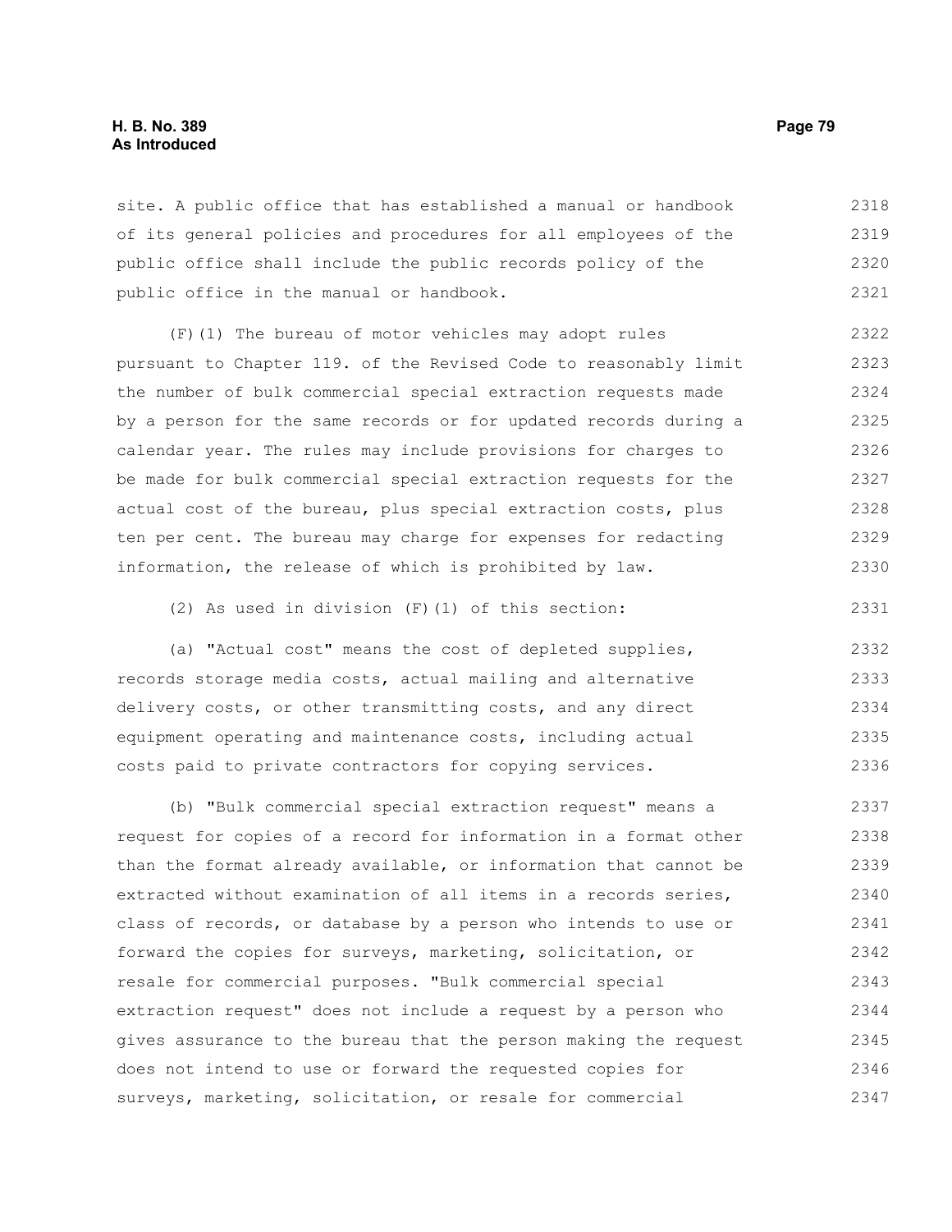site. A public office that has established a manual or handbook of its general policies and procedures for all employees of the public office shall include the public records policy of the public office in the manual or handbook.

(F)(1) The bureau of motor vehicles may adopt rules pursuant to Chapter 119. of the Revised Code to reasonably limit the number of bulk commercial special extraction requests made by a person for the same records or for updated records during a calendar year. The rules may include provisions for charges to be made for bulk commercial special extraction requests for the actual cost of the bureau, plus special extraction costs, plus ten per cent. The bureau may charge for expenses for redacting information, the release of which is prohibited by law.

(2) As used in division (F)(1) of this section:

(a) "Actual cost" means the cost of depleted supplies, records storage media costs, actual mailing and alternative delivery costs, or other transmitting costs, and any direct equipment operating and maintenance costs, including actual costs paid to private contractors for copying services.

(b) "Bulk commercial special extraction request" means a request for copies of a record for information in a format other than the format already available, or information that cannot be extracted without examination of all items in a records series, class of records, or database by a person who intends to use or forward the copies for surveys, marketing, solicitation, or resale for commercial purposes. "Bulk commercial special extraction request" does not include a request by a person who gives assurance to the bureau that the person making the request does not intend to use or forward the requested copies for surveys, marketing, solicitation, or resale for commercial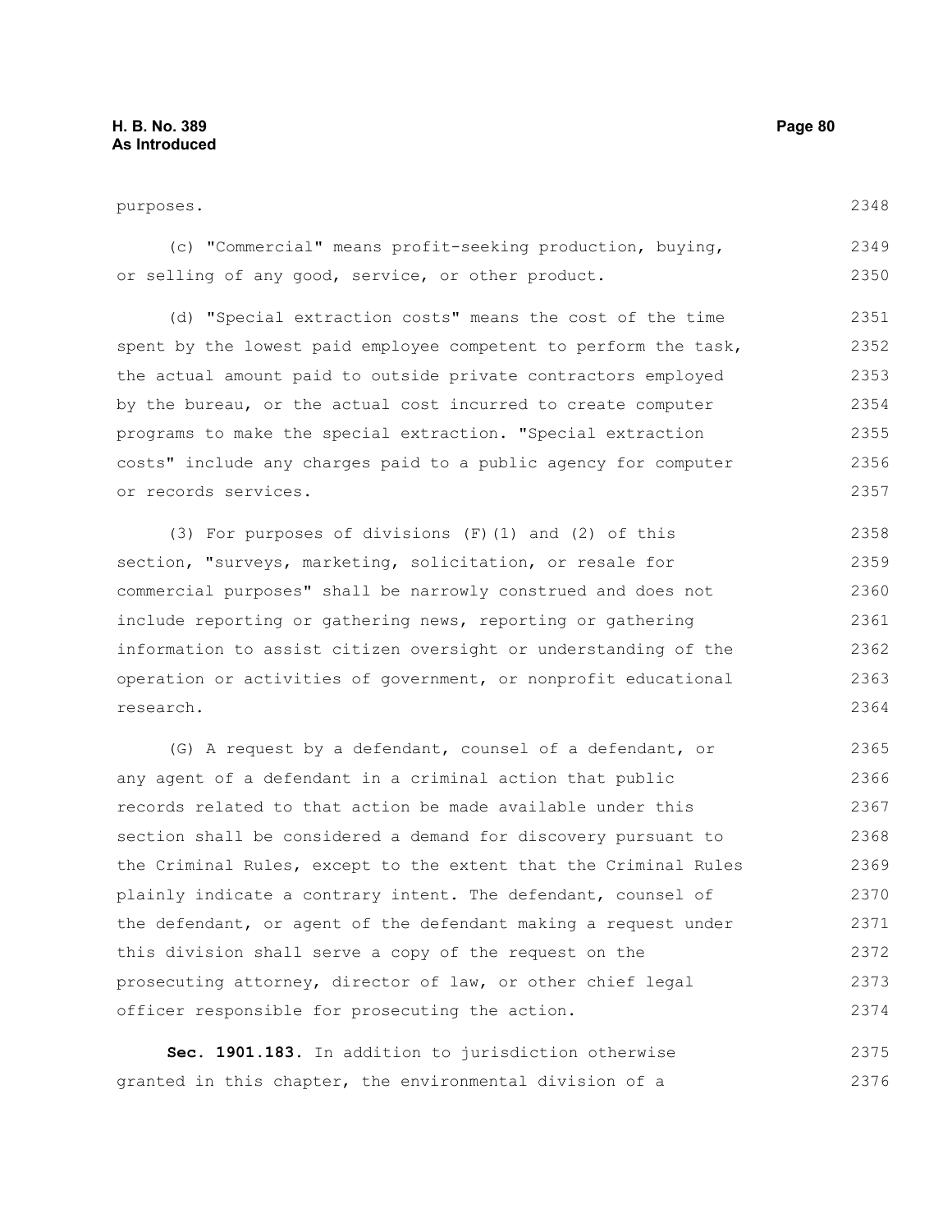purposes.

(c) "Commercial" means profit-seeking production, buying, or selling of any good, service, or other product.

(d) "Special extraction costs" means the cost of the time spent by the lowest paid employee competent to perform the task, the actual amount paid to outside private contractors employed by the bureau, or the actual cost incurred to create computer programs to make the special extraction. "Special extraction costs" include any charges paid to a public agency for computer or records services.

(3) For purposes of divisions (F)(1) and (2) of this section, "surveys, marketing, solicitation, or resale for commercial purposes" shall be narrowly construed and does not include reporting or gathering news, reporting or gathering information to assist citizen oversight or understanding of the operation or activities of government, or nonprofit educational research.

(G) A request by a defendant, counsel of a defendant, or any agent of a defendant in a criminal action that public records related to that action be made available under this section shall be considered a demand for discovery pursuant to the Criminal Rules, except to the extent that the Criminal Rules plainly indicate a contrary intent. The defendant, counsel of the defendant, or agent of the defendant making a request under this division shall serve a copy of the request on the prosecuting attorney, director of law, or other chief legal officer responsible for prosecuting the action.

**Sec. 1901.183.** In addition to jurisdiction otherwise granted in this chapter, the environmental division of a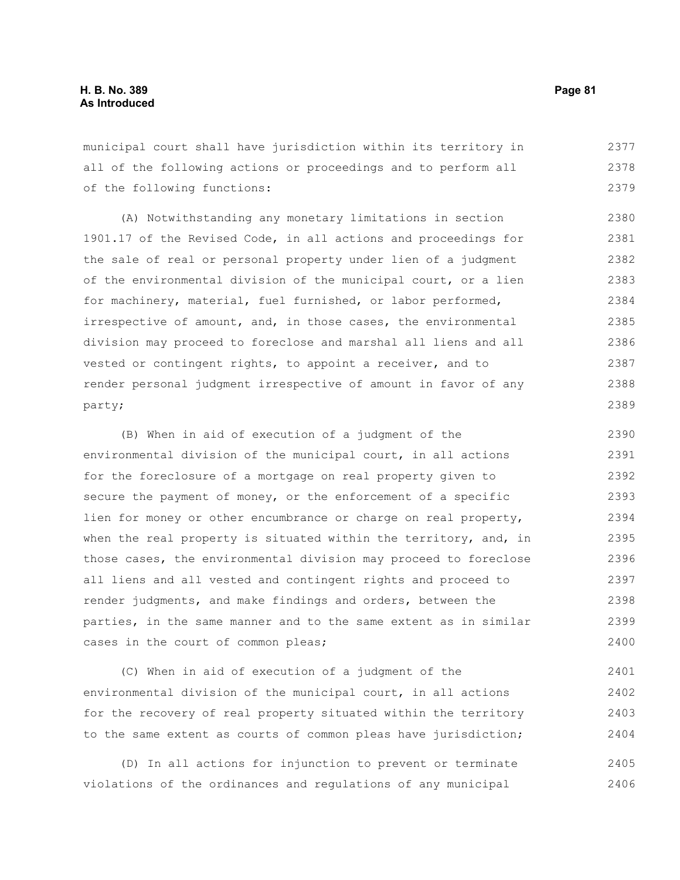municipal court shall have jurisdiction within its territory in all of the following actions or proceedings and to perform all of the following functions:

(A) Notwithstanding any monetary limitations in section 1901.17 of the Revised Code, in all actions and proceedings for the sale of real or personal property under lien of a judgment of the environmental division of the municipal court, or a lien for machinery, material, fuel furnished, or labor performed, irrespective of amount, and, in those cases, the environmental division may proceed to foreclose and marshal all liens and all vested or contingent rights, to appoint a receiver, and to render personal judgment irrespective of amount in favor of any party;

(B) When in aid of execution of a judgment of the environmental division of the municipal court, in all actions for the foreclosure of a mortgage on real property given to secure the payment of money, or the enforcement of a specific lien for money or other encumbrance or charge on real property, when the real property is situated within the territory, and, in those cases, the environmental division may proceed to foreclose all liens and all vested and contingent rights and proceed to render judgments, and make findings and orders, between the parties, in the same manner and to the same extent as in similar cases in the court of common pleas;

(C) When in aid of execution of a judgment of the environmental division of the municipal court, in all actions for the recovery of real property situated within the territory to the same extent as courts of common pleas have jurisdiction;

(D) In all actions for injunction to prevent or terminate violations of the ordinances and regulations of any municipal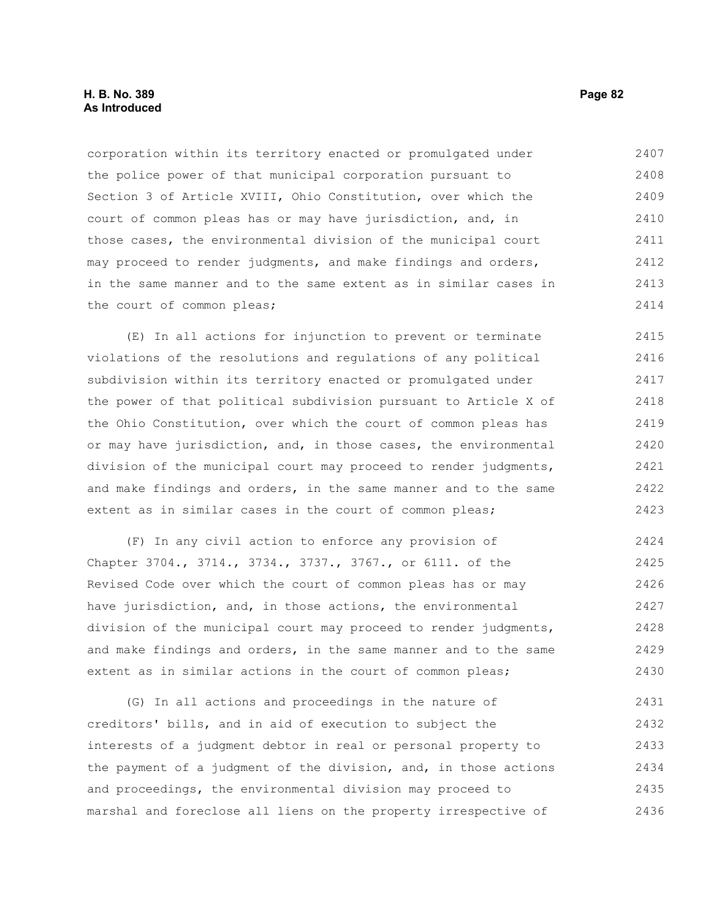corporation within its territory enacted or promulgated under the police power of that municipal corporation pursuant to Section 3 of Article XVIII, Ohio Constitution, over which the court of common pleas has or may have jurisdiction, and, in those cases, the environmental division of the municipal court may proceed to render judgments, and make findings and orders, in the same manner and to the same extent as in similar cases in the court of common pleas;

(E) In all actions for injunction to prevent or terminate violations of the resolutions and regulations of any political subdivision within its territory enacted or promulgated under the power of that political subdivision pursuant to Article X of the Ohio Constitution, over which the court of common pleas has or may have jurisdiction, and, in those cases, the environmental division of the municipal court may proceed to render judgments, and make findings and orders, in the same manner and to the same extent as in similar cases in the court of common pleas;

(F) In any civil action to enforce any provision of Chapter 3704., 3714., 3734., 3737., 3767., or 6111. of the Revised Code over which the court of common pleas has or may have jurisdiction, and, in those actions, the environmental division of the municipal court may proceed to render judgments, and make findings and orders, in the same manner and to the same extent as in similar actions in the court of common pleas;

(G) In all actions and proceedings in the nature of creditors' bills, and in aid of execution to subject the interests of a judgment debtor in real or personal property to the payment of a judgment of the division, and, in those actions and proceedings, the environmental division may proceed to marshal and foreclose all liens on the property irrespective of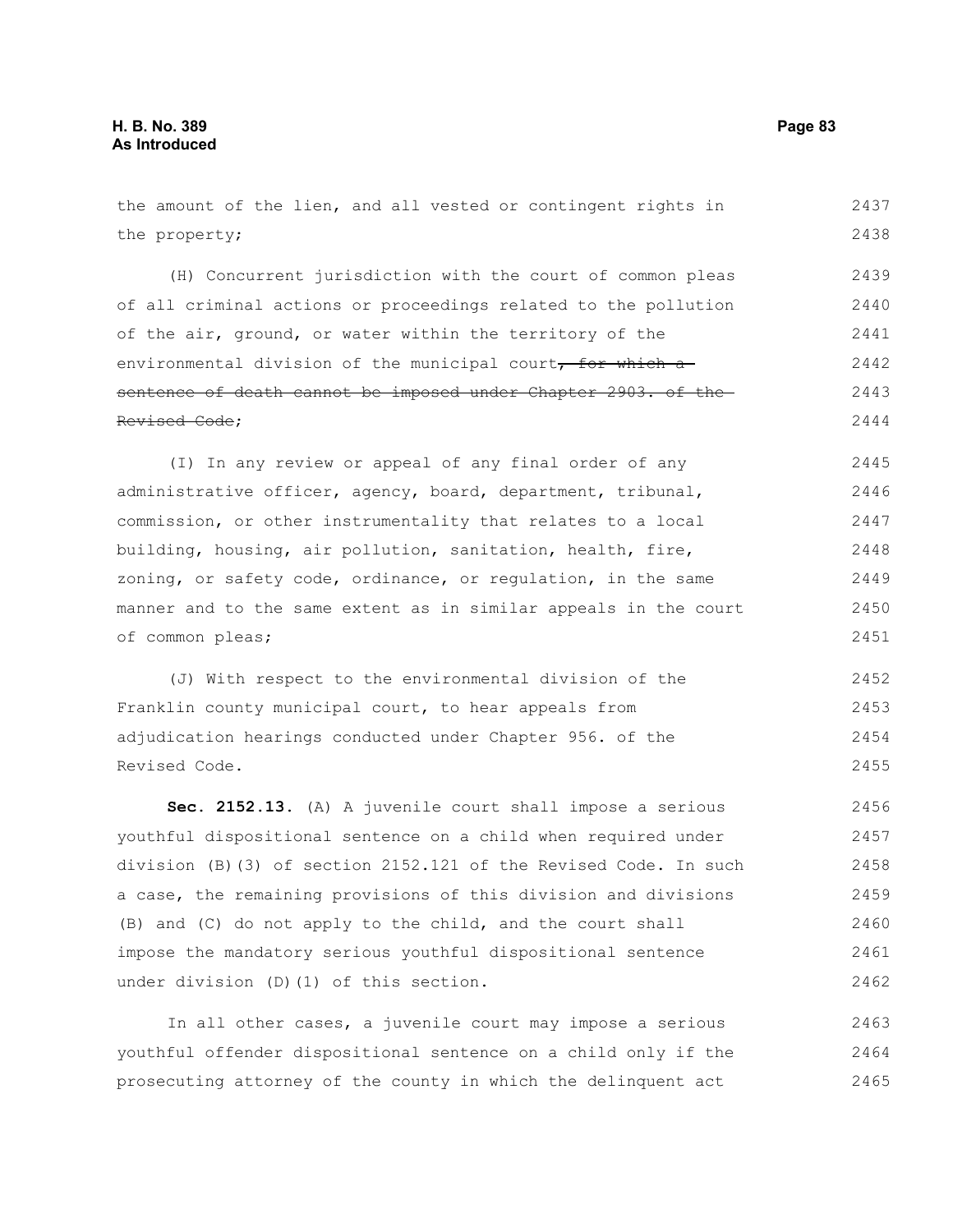the amount of the lien, and all vested or contingent rights in the property;

(H) Concurrent jurisdiction with the court of common pleas of all criminal actions or proceedings related to the pollution of the air, ground, or water within the territory of the environmental division of the municipal court~~, for which a sentence of death cannot be imposed under Chapter 2903. of the Revised Code~~;

(I) In any review or appeal of any final order of any administrative officer, agency, board, department, tribunal, commission, or other instrumentality that relates to a local building, housing, air pollution, sanitation, health, fire, zoning, or safety code, ordinance, or regulation, in the same manner and to the same extent as in similar appeals in the court of common pleas;

(J) With respect to the environmental division of the Franklin county municipal court, to hear appeals from adjudication hearings conducted under Chapter 956. of the Revised Code.

**Sec. 2152.13.** (A) A juvenile court shall impose a serious youthful dispositional sentence on a child when required under division (B)(3) of section 2152.121 of the Revised Code. In such a case, the remaining provisions of this division and divisions (B) and (C) do not apply to the child, and the court shall impose the mandatory serious youthful dispositional sentence under division (D)(1) of this section.

In all other cases, a juvenile court may impose a serious youthful offender dispositional sentence on a child only if the prosecuting attorney of the county in which the delinquent act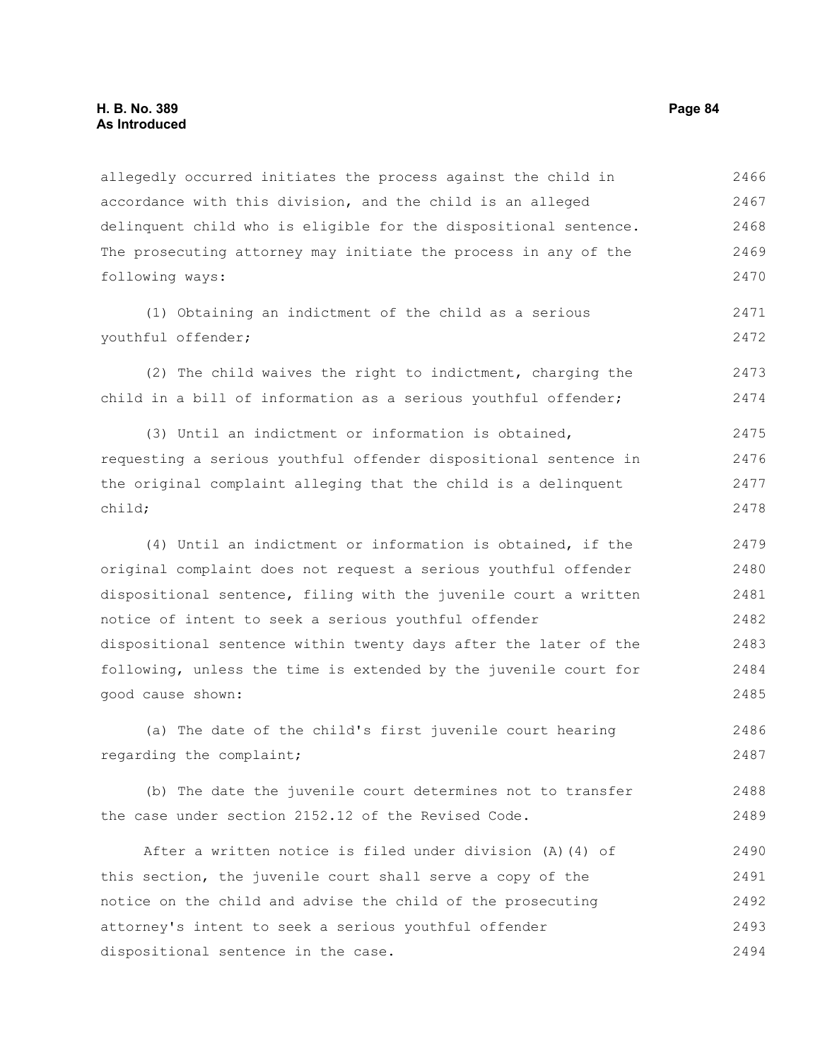allegedly occurred initiates the process against the child in accordance with this division, and the child is an alleged delinquent child who is eligible for the dispositional sentence. The prosecuting attorney may initiate the process in any of the following ways:

(1) Obtaining an indictment of the child as a serious youthful offender;

(2) The child waives the right to indictment, charging the child in a bill of information as a serious youthful offender;

(3) Until an indictment or information is obtained, requesting a serious youthful offender dispositional sentence in the original complaint alleging that the child is a delinquent child;

(4) Until an indictment or information is obtained, if the original complaint does not request a serious youthful offender dispositional sentence, filing with the juvenile court a written notice of intent to seek a serious youthful offender dispositional sentence within twenty days after the later of the following, unless the time is extended by the juvenile court for good cause shown:

(a) The date of the child's first juvenile court hearing regarding the complaint;

(b) The date the juvenile court determines not to transfer the case under section 2152.12 of the Revised Code.

After a written notice is filed under division (A)(4) of this section, the juvenile court shall serve a copy of the notice on the child and advise the child of the prosecuting attorney's intent to seek a serious youthful offender dispositional sentence in the case.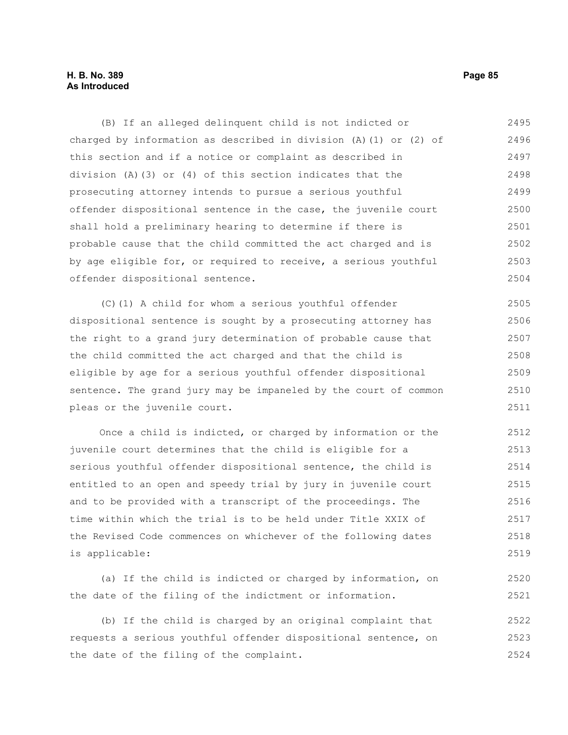(B) If an alleged delinquent child is not indicted or charged by information as described in division (A)(1) or (2) of this section and if a notice or complaint as described in division (A)(3) or (4) of this section indicates that the prosecuting attorney intends to pursue a serious youthful offender dispositional sentence in the case, the juvenile court shall hold a preliminary hearing to determine if there is probable cause that the child committed the act charged and is by age eligible for, or required to receive, a serious youthful offender dispositional sentence.

(C)(1) A child for whom a serious youthful offender dispositional sentence is sought by a prosecuting attorney has the right to a grand jury determination of probable cause that the child committed the act charged and that the child is eligible by age for a serious youthful offender dispositional sentence. The grand jury may be impaneled by the court of common pleas or the juvenile court.

Once a child is indicted, or charged by information or the juvenile court determines that the child is eligible for a serious youthful offender dispositional sentence, the child is entitled to an open and speedy trial by jury in juvenile court and to be provided with a transcript of the proceedings. The time within which the trial is to be held under Title XXIX of the Revised Code commences on whichever of the following dates is applicable:

(a) If the child is indicted or charged by information, on the date of the filing of the indictment or information.

(b) If the child is charged by an original complaint that requests a serious youthful offender dispositional sentence, on the date of the filing of the complaint.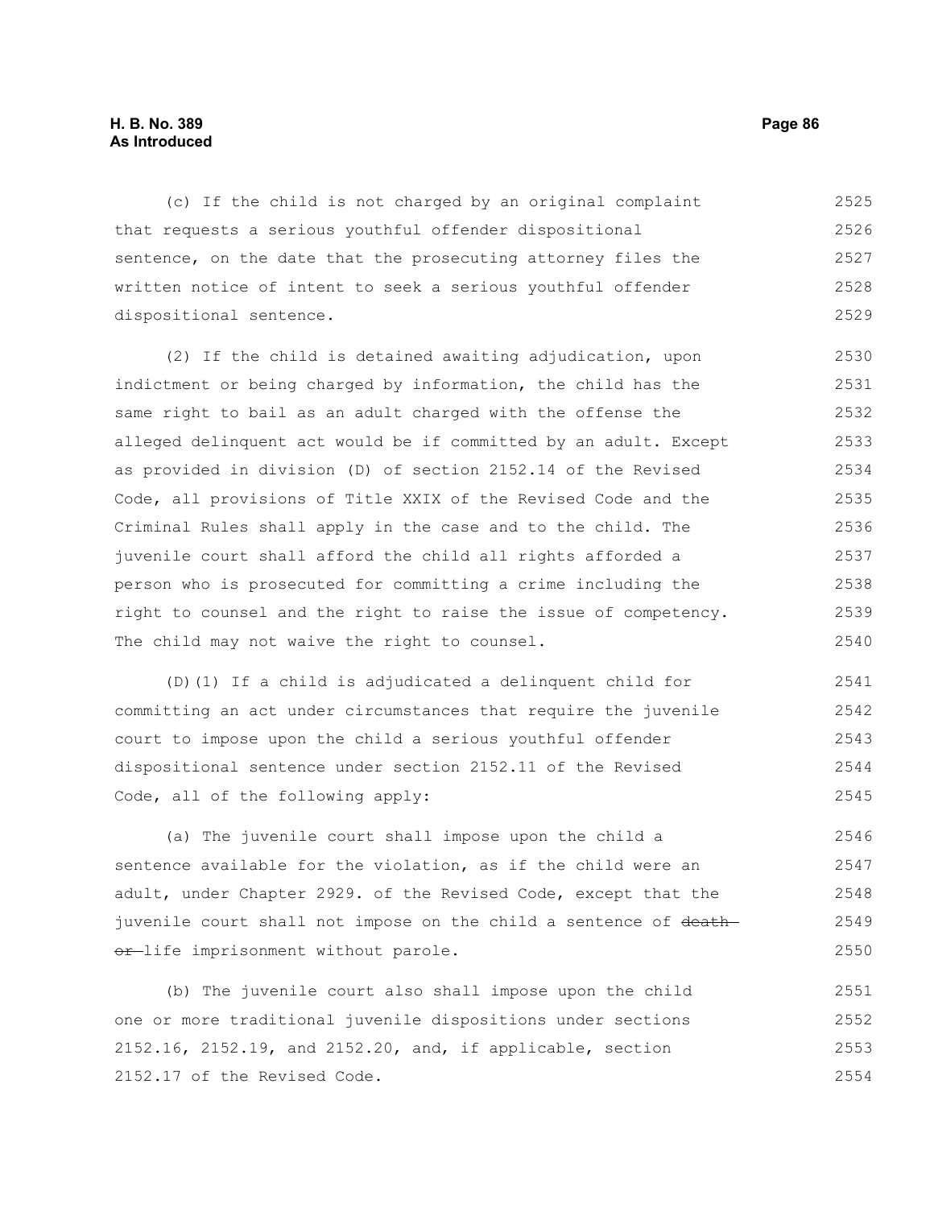(c) If the child is not charged by an original complaint that requests a serious youthful offender dispositional sentence, on the date that the prosecuting attorney files the written notice of intent to seek a serious youthful offender dispositional sentence.

(2) If the child is detained awaiting adjudication, upon indictment or being charged by information, the child has the same right to bail as an adult charged with the offense the alleged delinquent act would be if committed by an adult. Except as provided in division (D) of section 2152.14 of the Revised Code, all provisions of Title XXIX of the Revised Code and the Criminal Rules shall apply in the case and to the child. The juvenile court shall afford the child all rights afforded a person who is prosecuted for committing a crime including the right to counsel and the right to raise the issue of competency. The child may not waive the right to counsel.

(D)(1) If a child is adjudicated a delinquent child for committing an act under circumstances that require the juvenile court to impose upon the child a serious youthful offender dispositional sentence under section 2152.11 of the Revised Code, all of the following apply:

(a) The juvenile court shall impose upon the child a sentence available for the violation, as if the child were an adult, under Chapter 2929. of the Revised Code, except that the juvenile court shall not impose on the child a sentence of ~~death or~~ life imprisonment without parole.

(b) The juvenile court also shall impose upon the child one or more traditional juvenile dispositions under sections 2152.16, 2152.19, and 2152.20, and, if applicable, section 2152.17 of the Revised Code.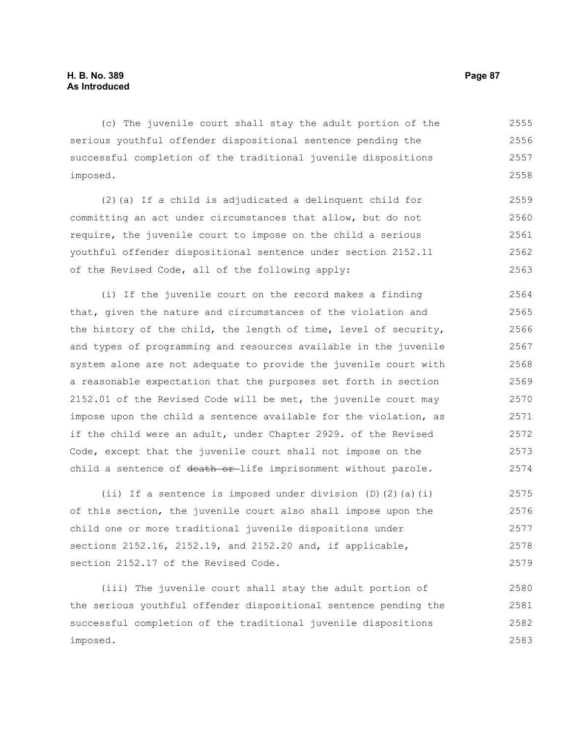(c) The juvenile court shall stay the adult portion of the serious youthful offender dispositional sentence pending the successful completion of the traditional juvenile dispositions imposed.

(2)(a) If a child is adjudicated a delinquent child for committing an act under circumstances that allow, but do not require, the juvenile court to impose on the child a serious youthful offender dispositional sentence under section 2152.11 of the Revised Code, all of the following apply:

(i) If the juvenile court on the record makes a finding that, given the nature and circumstances of the violation and the history of the child, the length of time, level of security, and types of programming and resources available in the juvenile system alone are not adequate to provide the juvenile court with a reasonable expectation that the purposes set forth in section 2152.01 of the Revised Code will be met, the juvenile court may impose upon the child a sentence available for the violation, as if the child were an adult, under Chapter 2929. of the Revised Code, except that the juvenile court shall not impose on the child a sentence of ~~death or~~ life imprisonment without parole.

(ii) If a sentence is imposed under division (D)(2)(a)(i) of this section, the juvenile court also shall impose upon the child one or more traditional juvenile dispositions under sections 2152.16, 2152.19, and 2152.20 and, if applicable, section 2152.17 of the Revised Code.

(iii) The juvenile court shall stay the adult portion of the serious youthful offender dispositional sentence pending the successful completion of the traditional juvenile dispositions imposed.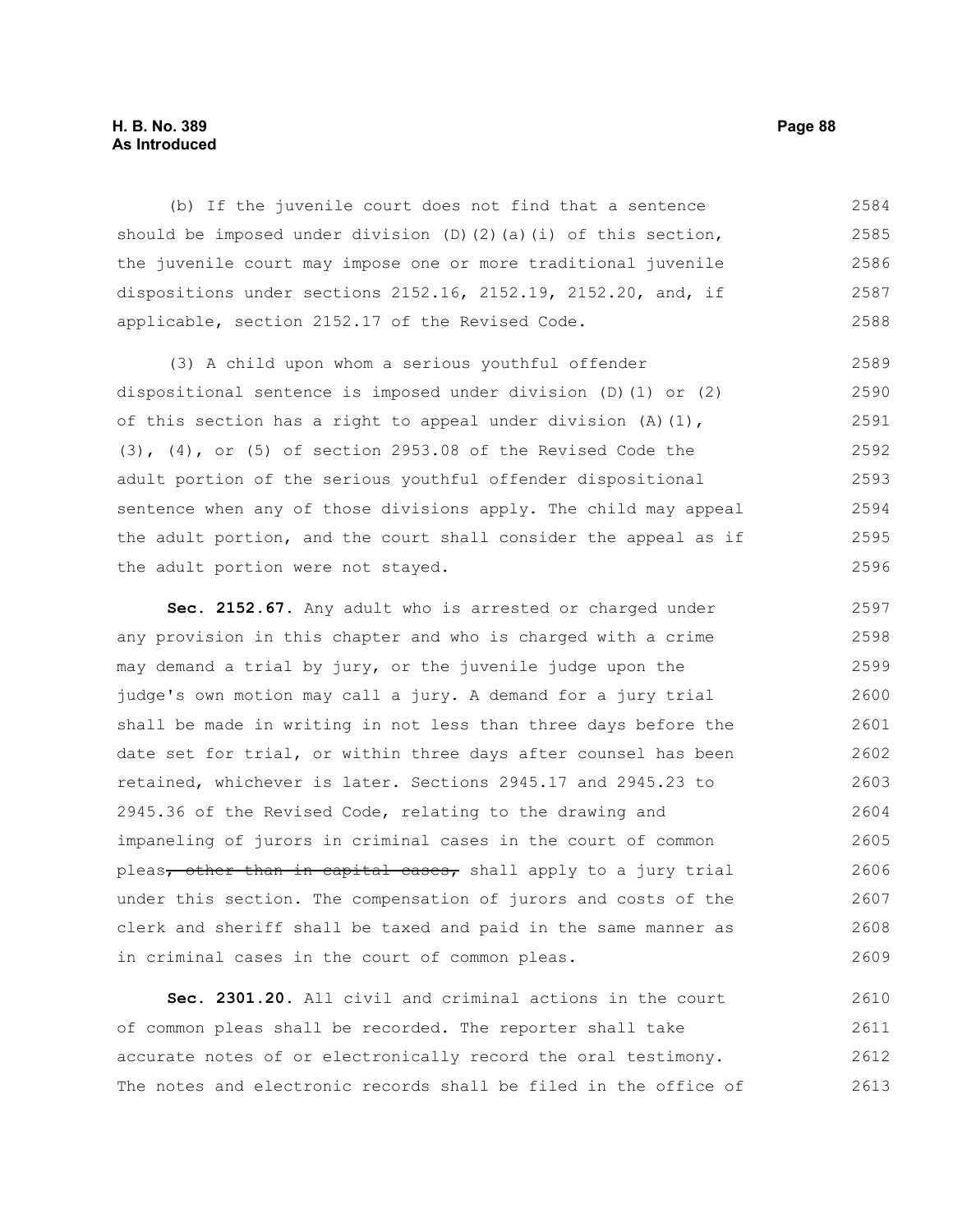(b) If the juvenile court does not find that a sentence should be imposed under division (D)(2)(a)(i) of this section, the juvenile court may impose one or more traditional juvenile dispositions under sections 2152.16, 2152.19, 2152.20, and, if applicable, section 2152.17 of the Revised Code.

(3) A child upon whom a serious youthful offender dispositional sentence is imposed under division (D)(1) or (2) of this section has a right to appeal under division (A)(1), (3), (4), or (5) of section 2953.08 of the Revised Code the adult portion of the serious youthful offender dispositional sentence when any of those divisions apply. The child may appeal the adult portion, and the court shall consider the appeal as if the adult portion were not stayed.

**Sec. 2152.67.** Any adult who is arrested or charged under any provision in this chapter and who is charged with a crime may demand a trial by jury, or the juvenile judge upon the judge's own motion may call a jury. A demand for a jury trial shall be made in writing in not less than three days before the date set for trial, or within three days after counsel has been retained, whichever is later. Sections 2945.17 and 2945.23 to 2945.36 of the Revised Code, relating to the drawing and impaneling of jurors in criminal cases in the court of common pleas~~, other than in capital cases,~~ shall apply to a jury trial under this section. The compensation of jurors and costs of the clerk and sheriff shall be taxed and paid in the same manner as in criminal cases in the court of common pleas.

**Sec. 2301.20.** All civil and criminal actions in the court of common pleas shall be recorded. The reporter shall take accurate notes of or electronically record the oral testimony. The notes and electronic records shall be filed in the office of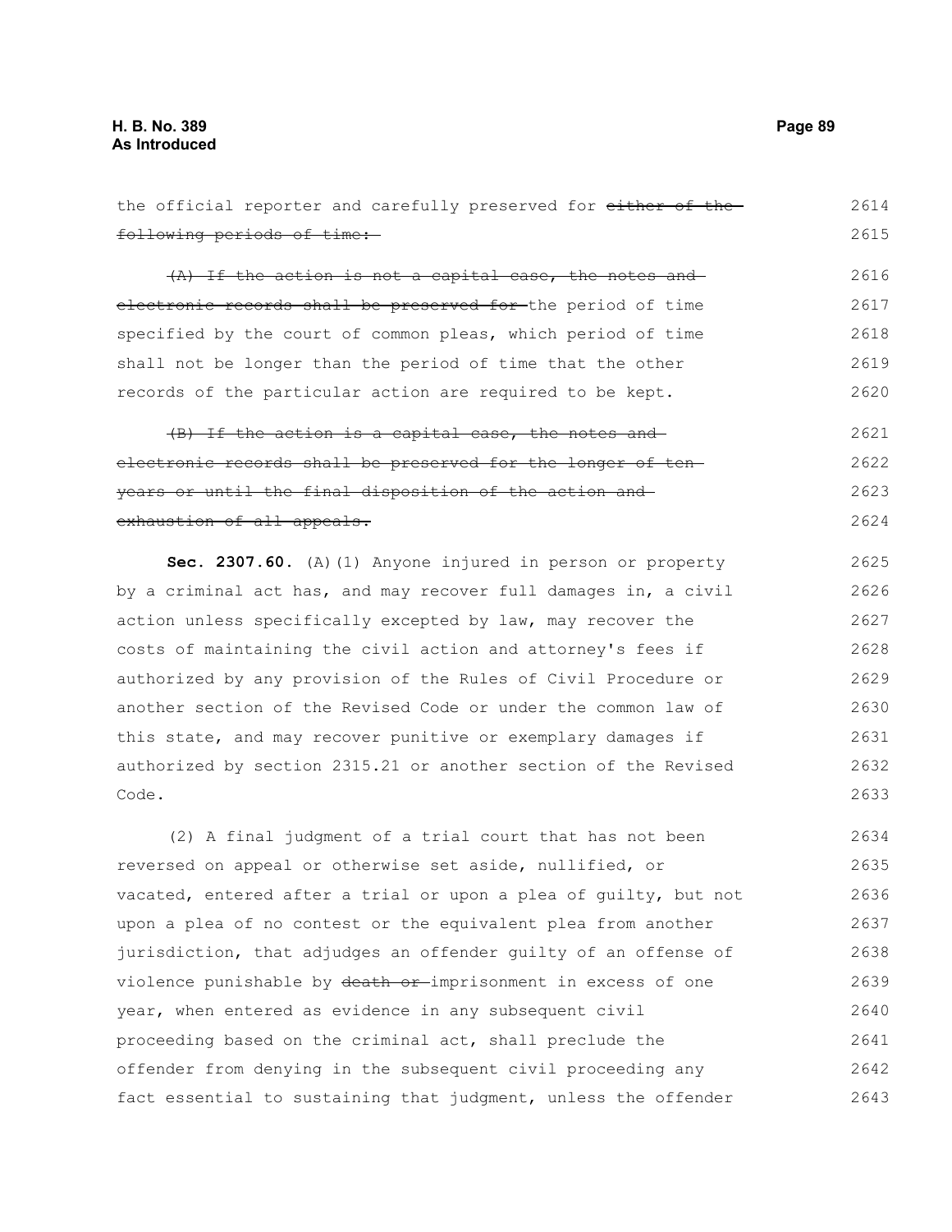the official reporter and carefully preserved for ~~either of the following periods of time:~~

~~(A) If the action is not a capital case, the notes and electronic records shall be preserved for~~ the period of time specified by the court of common pleas, which period of time shall not be longer than the period of time that the other records of the particular action are required to be kept.

~~(B) If the action is a capital case, the notes and electronic records shall be preserved for the longer of ten years or until the final disposition of the action and exhaustion of all appeals.~~

**Sec. 2307.60.** (A)(1) Anyone injured in person or property by a criminal act has, and may recover full damages in, a civil action unless specifically excepted by law, may recover the costs of maintaining the civil action and attorney's fees if authorized by any provision of the Rules of Civil Procedure or another section of the Revised Code or under the common law of this state, and may recover punitive or exemplary damages if authorized by section 2315.21 or another section of the Revised Code.

(2) A final judgment of a trial court that has not been reversed on appeal or otherwise set aside, nullified, or vacated, entered after a trial or upon a plea of guilty, but not upon a plea of no contest or the equivalent plea from another jurisdiction, that adjudges an offender guilty of an offense of violence punishable by ~~death or~~ imprisonment in excess of one year, when entered as evidence in any subsequent civil proceeding based on the criminal act, shall preclude the offender from denying in the subsequent civil proceeding any fact essential to sustaining that judgment, unless the offender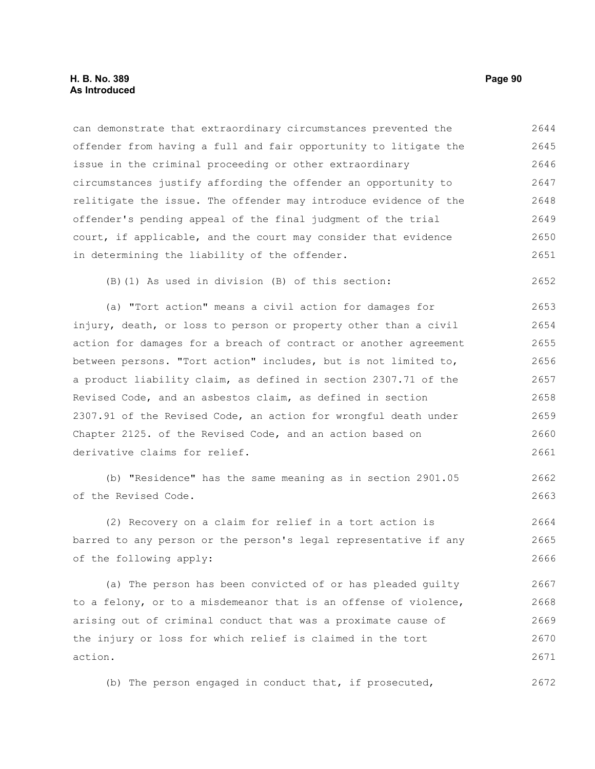can demonstrate that extraordinary circumstances prevented the offender from having a full and fair opportunity to litigate the issue in the criminal proceeding or other extraordinary circumstances justify affording the offender an opportunity to relitigate the issue. The offender may introduce evidence of the offender's pending appeal of the final judgment of the trial court, if applicable, and the court may consider that evidence in determining the liability of the offender.

(B)(1) As used in division (B) of this section:

(a) "Tort action" means a civil action for damages for injury, death, or loss to person or property other than a civil action for damages for a breach of contract or another agreement between persons. "Tort action" includes, but is not limited to, a product liability claim, as defined in section 2307.71 of the Revised Code, and an asbestos claim, as defined in section 2307.91 of the Revised Code, an action for wrongful death under Chapter 2125. of the Revised Code, and an action based on derivative claims for relief.

(b) "Residence" has the same meaning as in section 2901.05 of the Revised Code.

(2) Recovery on a claim for relief in a tort action is barred to any person or the person's legal representative if any of the following apply:

(a) The person has been convicted of or has pleaded guilty to a felony, or to a misdemeanor that is an offense of violence, arising out of criminal conduct that was a proximate cause of the injury or loss for which relief is claimed in the tort action.

(b) The person engaged in conduct that, if prosecuted,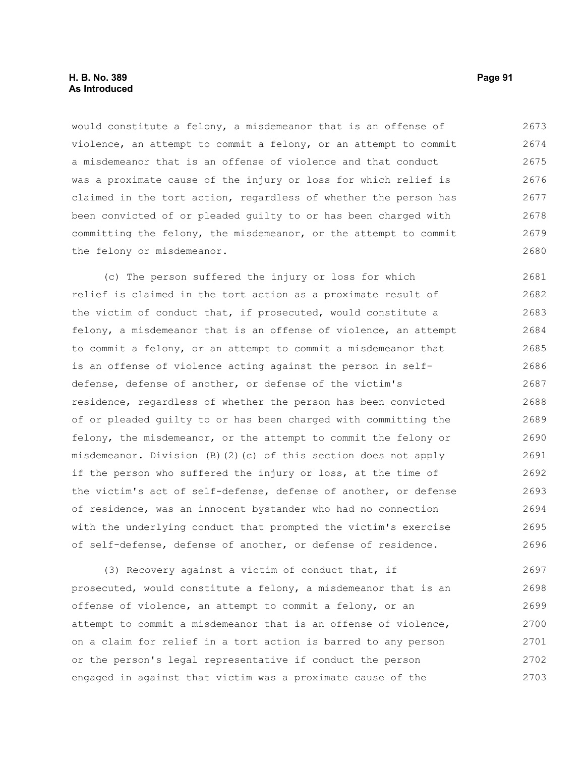would constitute a felony, a misdemeanor that is an offense of violence, an attempt to commit a felony, or an attempt to commit a misdemeanor that is an offense of violence and that conduct was a proximate cause of the injury or loss for which relief is claimed in the tort action, regardless of whether the person has been convicted of or pleaded guilty to or has been charged with committing the felony, the misdemeanor, or the attempt to commit the felony or misdemeanor.

(c) The person suffered the injury or loss for which relief is claimed in the tort action as a proximate result of the victim of conduct that, if prosecuted, would constitute a felony, a misdemeanor that is an offense of violence, an attempt to commit a felony, or an attempt to commit a misdemeanor that is an offense of violence acting against the person in self-defense, defense of another, or defense of the victim's residence, regardless of whether the person has been convicted of or pleaded guilty to or has been charged with committing the felony, the misdemeanor, or the attempt to commit the felony or misdemeanor. Division (B)(2)(c) of this section does not apply if the person who suffered the injury or loss, at the time of the victim's act of self-defense, defense of another, or defense of residence, was an innocent bystander who had no connection with the underlying conduct that prompted the victim's exercise of self-defense, defense of another, or defense of residence.

(3) Recovery against a victim of conduct that, if prosecuted, would constitute a felony, a misdemeanor that is an offense of violence, an attempt to commit a felony, or an attempt to commit a misdemeanor that is an offense of violence, on a claim for relief in a tort action is barred to any person or the person's legal representative if conduct the person engaged in against that victim was a proximate cause of the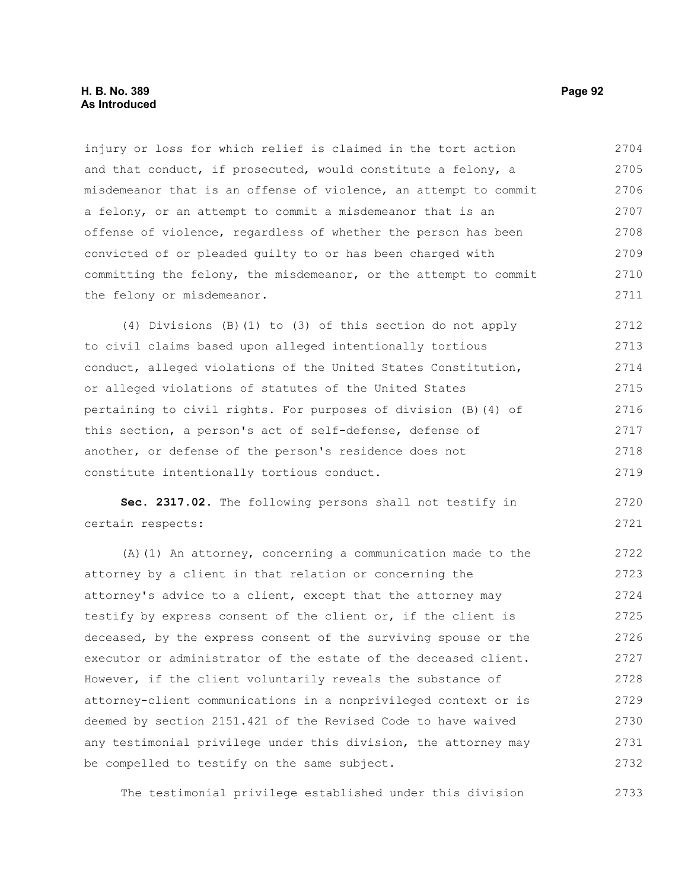injury or loss for which relief is claimed in the tort action and that conduct, if prosecuted, would constitute a felony, a misdemeanor that is an offense of violence, an attempt to commit a felony, or an attempt to commit a misdemeanor that is an offense of violence, regardless of whether the person has been convicted of or pleaded guilty to or has been charged with committing the felony, the misdemeanor, or the attempt to commit the felony or misdemeanor.

(4) Divisions (B)(1) to (3) of this section do not apply to civil claims based upon alleged intentionally tortious conduct, alleged violations of the United States Constitution, or alleged violations of statutes of the United States pertaining to civil rights. For purposes of division (B)(4) of this section, a person's act of self-defense, defense of another, or defense of the person's residence does not constitute intentionally tortious conduct.

**Sec. 2317.02.** The following persons shall not testify in certain respects:

(A)(1) An attorney, concerning a communication made to the attorney by a client in that relation or concerning the attorney's advice to a client, except that the attorney may testify by express consent of the client or, if the client is deceased, by the express consent of the surviving spouse or the executor or administrator of the estate of the deceased client. However, if the client voluntarily reveals the substance of attorney-client communications in a nonprivileged context or is deemed by section 2151.421 of the Revised Code to have waived any testimonial privilege under this division, the attorney may be compelled to testify on the same subject.

The testimonial privilege established under this division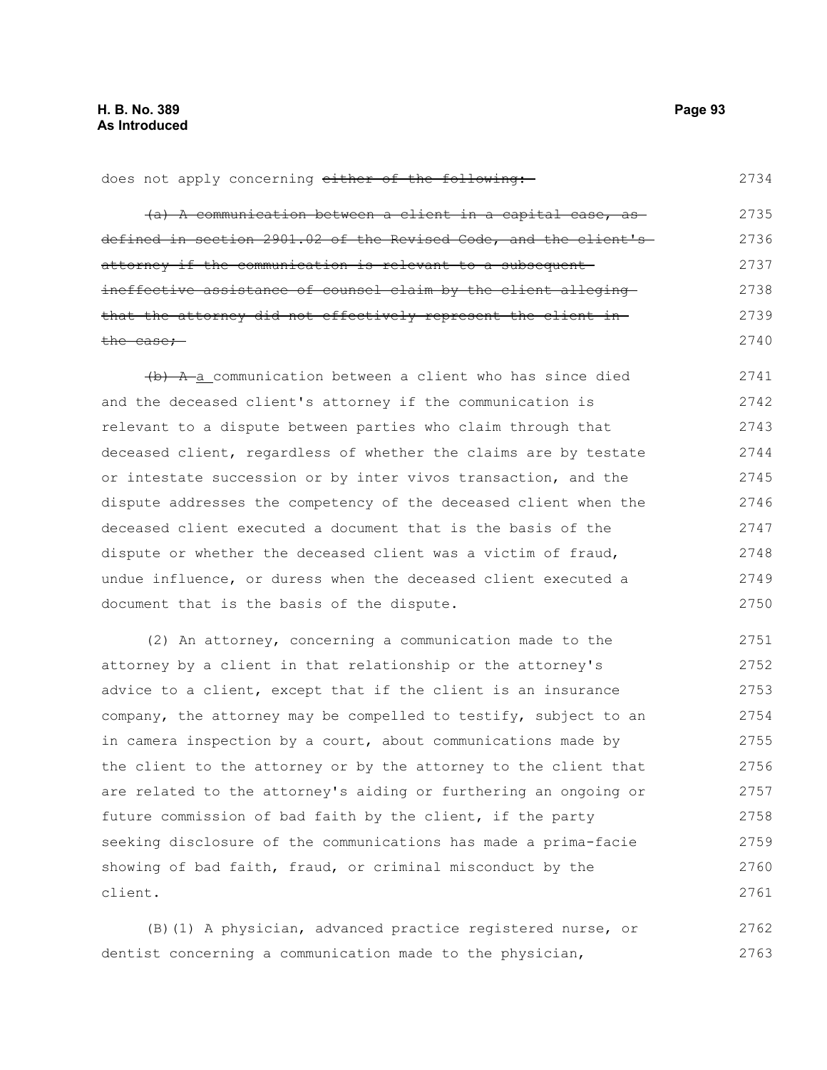does not apply concerning ~~either of the following:~~

~~(a) A communication between a client in a capital case, as defined in section 2901.02 of the Revised Code, and the client's attorney if the communication is relevant to a subsequent ineffective assistance of counsel claim by the client alleging that the attorney did not effectively represent the client in the case;~~

~~(b) A~~ a communication between a client who has since died and the deceased client's attorney if the communication is relevant to a dispute between parties who claim through that deceased client, regardless of whether the claims are by testate or intestate succession or by inter vivos transaction, and the dispute addresses the competency of the deceased client when the deceased client executed a document that is the basis of the dispute or whether the deceased client was a victim of fraud, undue influence, or duress when the deceased client executed a document that is the basis of the dispute.

(2) An attorney, concerning a communication made to the attorney by a client in that relationship or the attorney's advice to a client, except that if the client is an insurance company, the attorney may be compelled to testify, subject to an in camera inspection by a court, about communications made by the client to the attorney or by the attorney to the client that are related to the attorney's aiding or furthering an ongoing or future commission of bad faith by the client, if the party seeking disclosure of the communications has made a prima-facie showing of bad faith, fraud, or criminal misconduct by the client.

(B)(1) A physician, advanced practice registered nurse, or dentist concerning a communication made to the physician,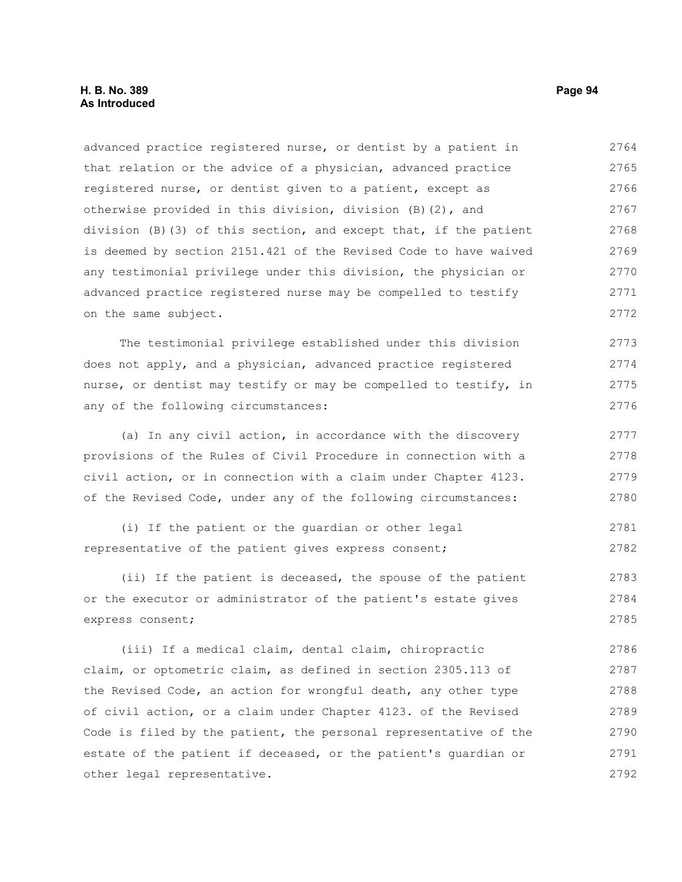advanced practice registered nurse, or dentist by a patient in that relation or the advice of a physician, advanced practice registered nurse, or dentist given to a patient, except as otherwise provided in this division, division (B)(2), and division (B)(3) of this section, and except that, if the patient is deemed by section 2151.421 of the Revised Code to have waived any testimonial privilege under this division, the physician or advanced practice registered nurse may be compelled to testify on the same subject.

The testimonial privilege established under this division does not apply, and a physician, advanced practice registered nurse, or dentist may testify or may be compelled to testify, in any of the following circumstances:

(a) In any civil action, in accordance with the discovery provisions of the Rules of Civil Procedure in connection with a civil action, or in connection with a claim under Chapter 4123. of the Revised Code, under any of the following circumstances:

(i) If the patient or the guardian or other legal representative of the patient gives express consent;

(ii) If the patient is deceased, the spouse of the patient or the executor or administrator of the patient's estate gives express consent;

(iii) If a medical claim, dental claim, chiropractic claim, or optometric claim, as defined in section 2305.113 of the Revised Code, an action for wrongful death, any other type of civil action, or a claim under Chapter 4123. of the Revised Code is filed by the patient, the personal representative of the estate of the patient if deceased, or the patient's guardian or other legal representative.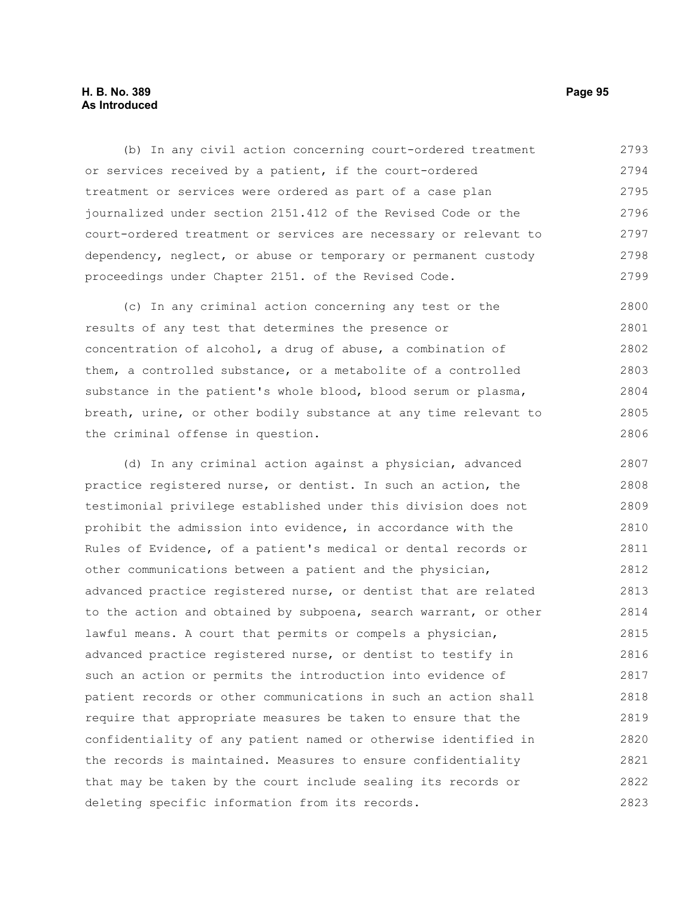(b) In any civil action concerning court-ordered treatment or services received by a patient, if the court-ordered treatment or services were ordered as part of a case plan journalized under section 2151.412 of the Revised Code or the court-ordered treatment or services are necessary or relevant to dependency, neglect, or abuse or temporary or permanent custody proceedings under Chapter 2151. of the Revised Code.

(c) In any criminal action concerning any test or the results of any test that determines the presence or concentration of alcohol, a drug of abuse, a combination of them, a controlled substance, or a metabolite of a controlled substance in the patient's whole blood, blood serum or plasma, breath, urine, or other bodily substance at any time relevant to the criminal offense in question.

(d) In any criminal action against a physician, advanced practice registered nurse, or dentist. In such an action, the testimonial privilege established under this division does not prohibit the admission into evidence, in accordance with the Rules of Evidence, of a patient's medical or dental records or other communications between a patient and the physician, advanced practice registered nurse, or dentist that are related to the action and obtained by subpoena, search warrant, or other lawful means. A court that permits or compels a physician, advanced practice registered nurse, or dentist to testify in such an action or permits the introduction into evidence of patient records or other communications in such an action shall require that appropriate measures be taken to ensure that the confidentiality of any patient named or otherwise identified in the records is maintained. Measures to ensure confidentiality that may be taken by the court include sealing its records or deleting specific information from its records.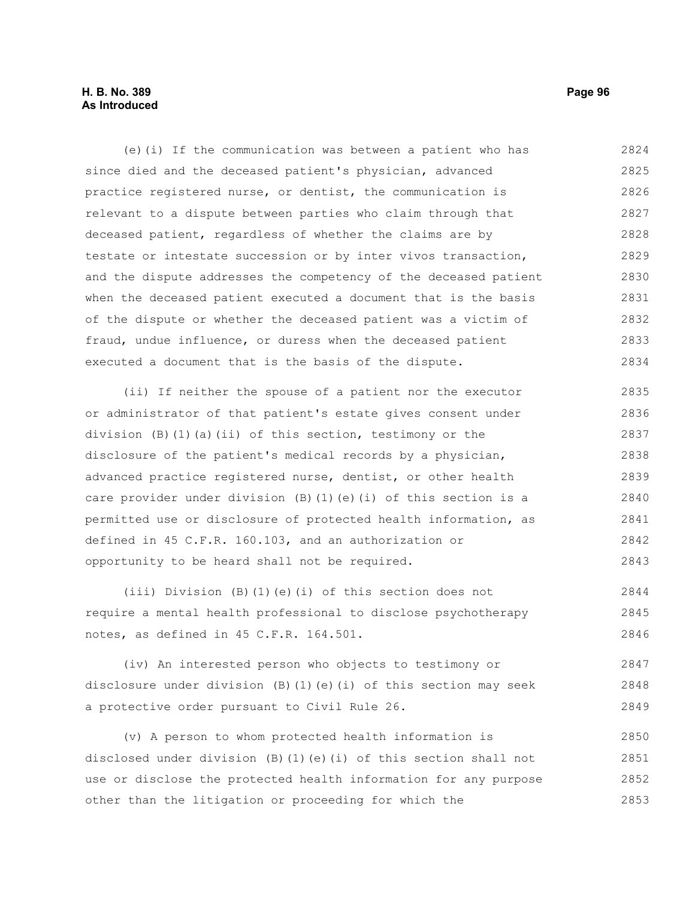(e)(i) If the communication was between a patient who has since died and the deceased patient's physician, advanced practice registered nurse, or dentist, the communication is relevant to a dispute between parties who claim through that deceased patient, regardless of whether the claims are by testate or intestate succession or by inter vivos transaction, and the dispute addresses the competency of the deceased patient when the deceased patient executed a document that is the basis of the dispute or whether the deceased patient was a victim of fraud, undue influence, or duress when the deceased patient executed a document that is the basis of the dispute.

(ii) If neither the spouse of a patient nor the executor or administrator of that patient's estate gives consent under division (B)(1)(a)(ii) of this section, testimony or the disclosure of the patient's medical records by a physician, advanced practice registered nurse, dentist, or other health care provider under division (B)(1)(e)(i) of this section is a permitted use or disclosure of protected health information, as defined in 45 C.F.R. 160.103, and an authorization or opportunity to be heard shall not be required.

(iii) Division (B)(1)(e)(i) of this section does not require a mental health professional to disclose psychotherapy notes, as defined in 45 C.F.R. 164.501.

(iv) An interested person who objects to testimony or disclosure under division (B)(1)(e)(i) of this section may seek a protective order pursuant to Civil Rule 26.

(v) A person to whom protected health information is disclosed under division (B)(1)(e)(i) of this section shall not use or disclose the protected health information for any purpose other than the litigation or proceeding for which the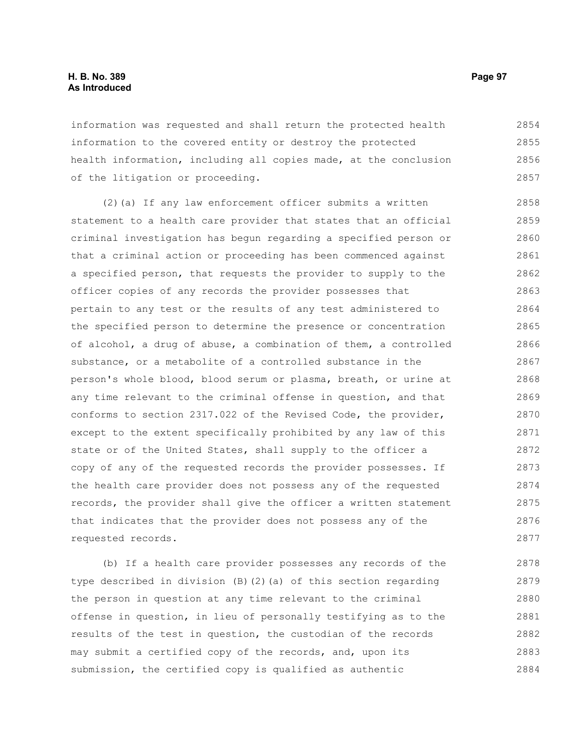information was requested and shall return the protected health information to the covered entity or destroy the protected health information, including all copies made, at the conclusion of the litigation or proceeding.

(2)(a) If any law enforcement officer submits a written statement to a health care provider that states that an official criminal investigation has begun regarding a specified person or that a criminal action or proceeding has been commenced against a specified person, that requests the provider to supply to the officer copies of any records the provider possesses that pertain to any test or the results of any test administered to the specified person to determine the presence or concentration of alcohol, a drug of abuse, a combination of them, a controlled substance, or a metabolite of a controlled substance in the person's whole blood, blood serum or plasma, breath, or urine at any time relevant to the criminal offense in question, and that conforms to section 2317.022 of the Revised Code, the provider, except to the extent specifically prohibited by any law of this state or of the United States, shall supply to the officer a copy of any of the requested records the provider possesses. If the health care provider does not possess any of the requested records, the provider shall give the officer a written statement that indicates that the provider does not possess any of the requested records.

(b) If a health care provider possesses any records of the type described in division (B)(2)(a) of this section regarding the person in question at any time relevant to the criminal offense in question, in lieu of personally testifying as to the results of the test in question, the custodian of the records may submit a certified copy of the records, and, upon its submission, the certified copy is qualified as authentic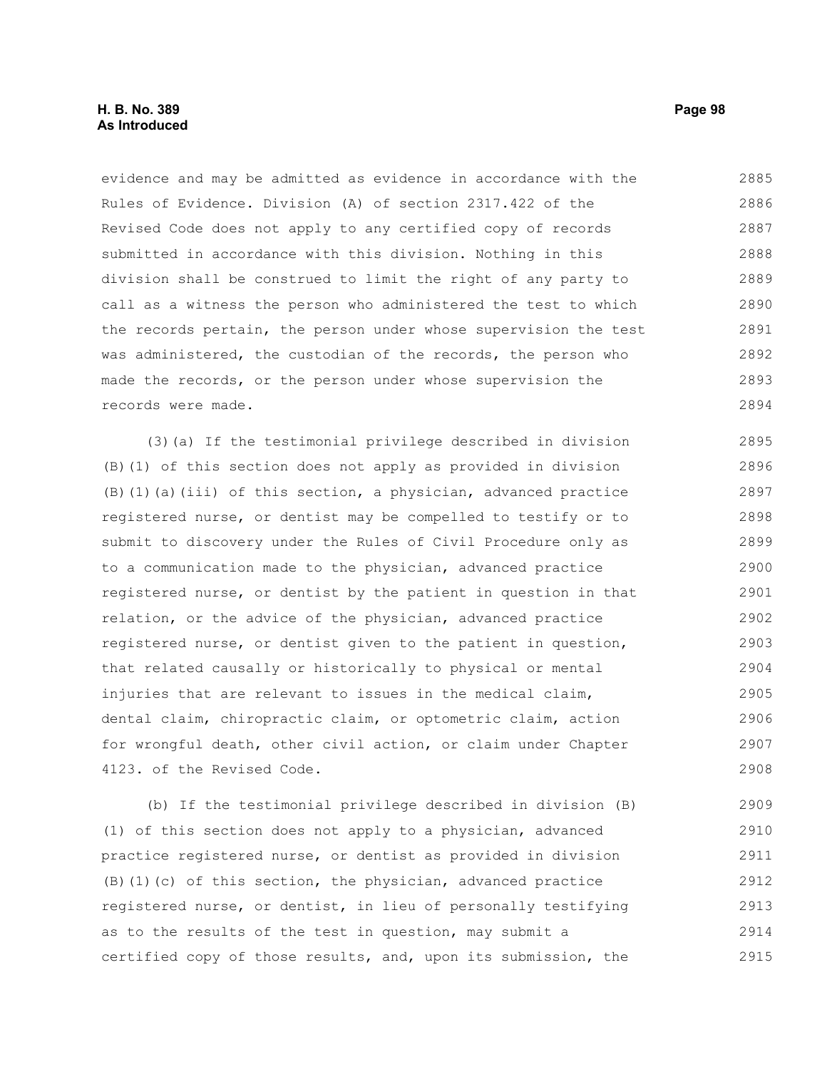evidence and may be admitted as evidence in accordance with the Rules of Evidence. Division (A) of section 2317.422 of the Revised Code does not apply to any certified copy of records submitted in accordance with this division. Nothing in this division shall be construed to limit the right of any party to call as a witness the person who administered the test to which the records pertain, the person under whose supervision the test was administered, the custodian of the records, the person who made the records, or the person under whose supervision the records were made.

(3)(a) If the testimonial privilege described in division (B)(1) of this section does not apply as provided in division (B)(1)(a)(iii) of this section, a physician, advanced practice registered nurse, or dentist may be compelled to testify or to submit to discovery under the Rules of Civil Procedure only as to a communication made to the physician, advanced practice registered nurse, or dentist by the patient in question in that relation, or the advice of the physician, advanced practice registered nurse, or dentist given to the patient in question, that related causally or historically to physical or mental injuries that are relevant to issues in the medical claim, dental claim, chiropractic claim, or optometric claim, action for wrongful death, other civil action, or claim under Chapter 4123. of the Revised Code.

(b) If the testimonial privilege described in division (B)(1) of this section does not apply to a physician, advanced practice registered nurse, or dentist as provided in division (B)(1)(c) of this section, the physician, advanced practice registered nurse, or dentist, in lieu of personally testifying as to the results of the test in question, may submit a certified copy of those results, and, upon its submission, the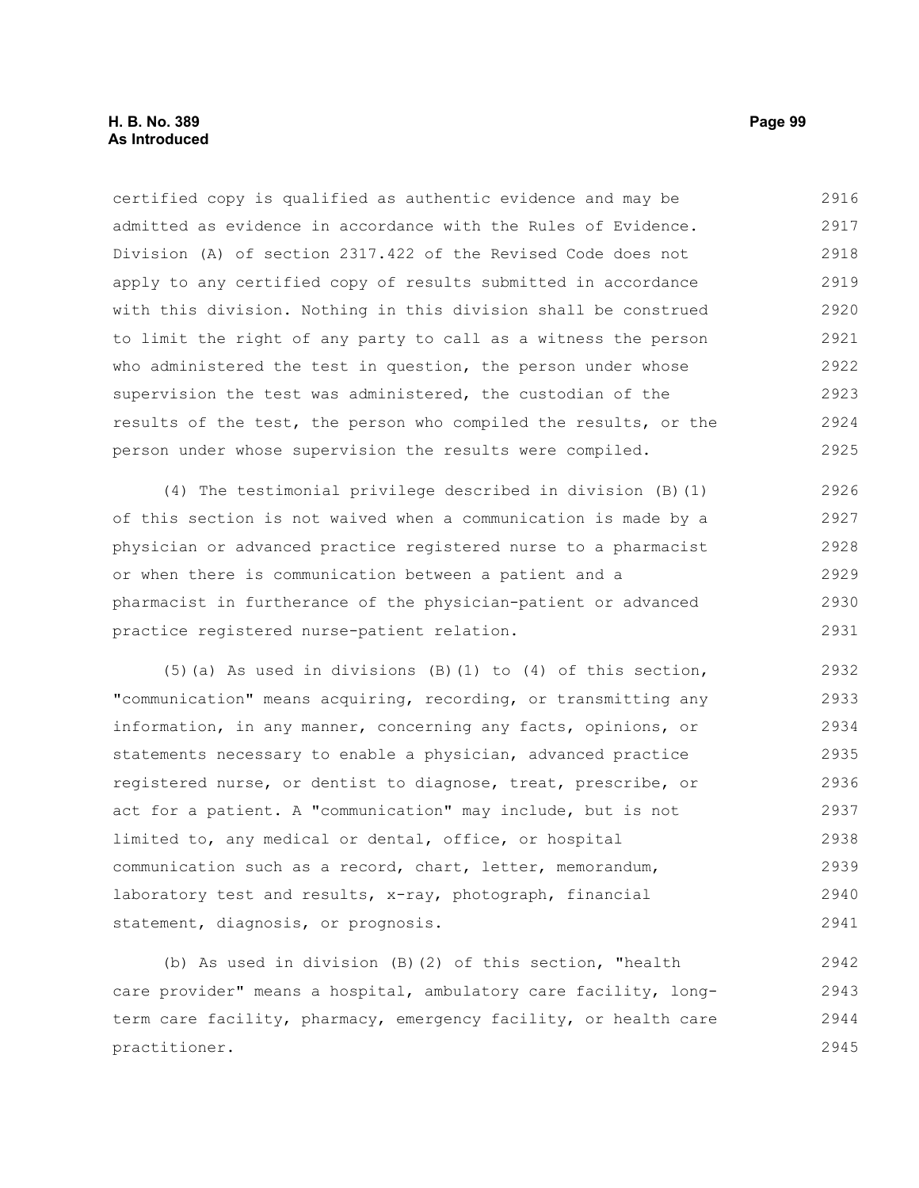certified copy is qualified as authentic evidence and may be admitted as evidence in accordance with the Rules of Evidence. Division (A) of section 2317.422 of the Revised Code does not apply to any certified copy of results submitted in accordance with this division. Nothing in this division shall be construed to limit the right of any party to call as a witness the person who administered the test in question, the person under whose supervision the test was administered, the custodian of the results of the test, the person who compiled the results, or the person under whose supervision the results were compiled.

(4) The testimonial privilege described in division (B)(1) of this section is not waived when a communication is made by a physician or advanced practice registered nurse to a pharmacist or when there is communication between a patient and a pharmacist in furtherance of the physician-patient or advanced practice registered nurse-patient relation.

(5)(a) As used in divisions (B)(1) to (4) of this section, "communication" means acquiring, recording, or transmitting any information, in any manner, concerning any facts, opinions, or statements necessary to enable a physician, advanced practice registered nurse, or dentist to diagnose, treat, prescribe, or act for a patient. A "communication" may include, but is not limited to, any medical or dental, office, or hospital communication such as a record, chart, letter, memorandum, laboratory test and results, x-ray, photograph, financial statement, diagnosis, or prognosis.

(b) As used in division (B)(2) of this section, "health care provider" means a hospital, ambulatory care facility, long-term care facility, pharmacy, emergency facility, or health care practitioner.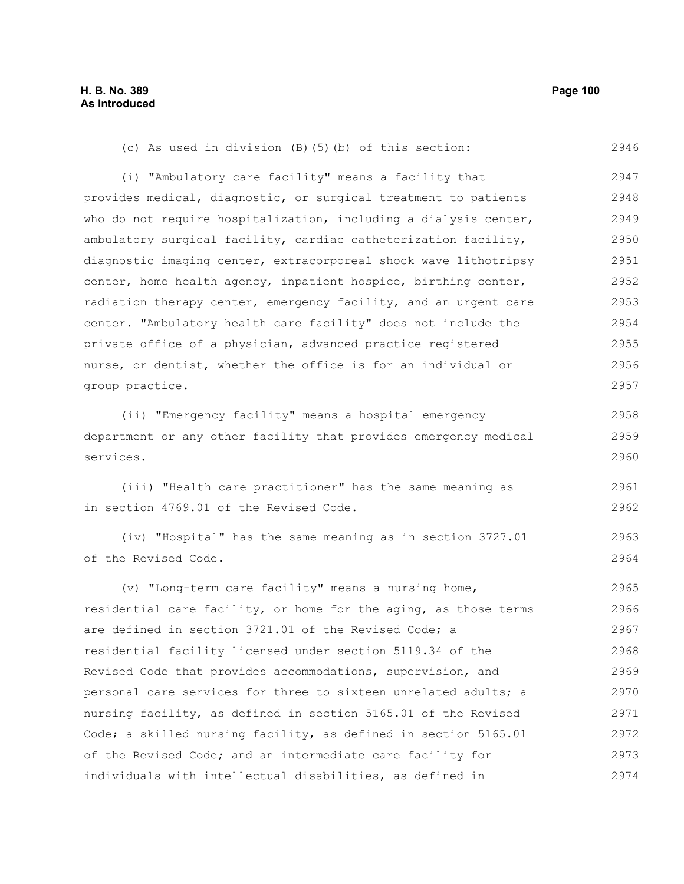(c) As used in division (B)(5)(b) of this section:

(i) "Ambulatory care facility" means a facility that provides medical, diagnostic, or surgical treatment to patients who do not require hospitalization, including a dialysis center, ambulatory surgical facility, cardiac catheterization facility, diagnostic imaging center, extracorporeal shock wave lithotripsy center, home health agency, inpatient hospice, birthing center, radiation therapy center, emergency facility, and an urgent care center. "Ambulatory health care facility" does not include the private office of a physician, advanced practice registered nurse, or dentist, whether the office is for an individual or group practice.

(ii) "Emergency facility" means a hospital emergency department or any other facility that provides emergency medical services.

(iii) "Health care practitioner" has the same meaning as in section 4769.01 of the Revised Code.

(iv) "Hospital" has the same meaning as in section 3727.01 of the Revised Code.

(v) "Long-term care facility" means a nursing home, residential care facility, or home for the aging, as those terms are defined in section 3721.01 of the Revised Code; a residential facility licensed under section 5119.34 of the Revised Code that provides accommodations, supervision, and personal care services for three to sixteen unrelated adults; a nursing facility, as defined in section 5165.01 of the Revised Code; a skilled nursing facility, as defined in section 5165.01 of the Revised Code; and an intermediate care facility for individuals with intellectual disabilities, as defined in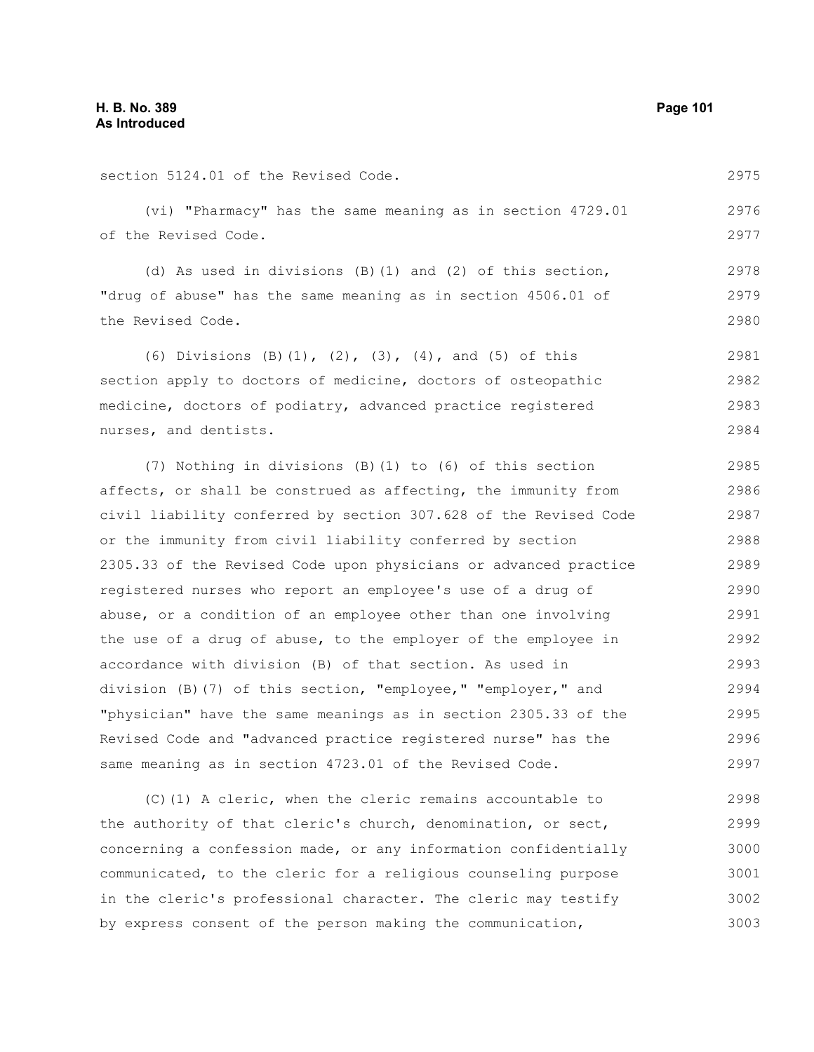section 5124.01 of the Revised Code.

(vi) "Pharmacy" has the same meaning as in section 4729.01 of the Revised Code.

(d) As used in divisions (B)(1) and (2) of this section, "drug of abuse" has the same meaning as in section 4506.01 of the Revised Code.

(6) Divisions (B)(1), (2), (3), (4), and (5) of this section apply to doctors of medicine, doctors of osteopathic medicine, doctors of podiatry, advanced practice registered nurses, and dentists.

(7) Nothing in divisions (B)(1) to (6) of this section affects, or shall be construed as affecting, the immunity from civil liability conferred by section 307.628 of the Revised Code or the immunity from civil liability conferred by section 2305.33 of the Revised Code upon physicians or advanced practice registered nurses who report an employee's use of a drug of abuse, or a condition of an employee other than one involving the use of a drug of abuse, to the employer of the employee in accordance with division (B) of that section. As used in division (B)(7) of this section, "employee," "employer," and "physician" have the same meanings as in section 2305.33 of the Revised Code and "advanced practice registered nurse" has the same meaning as in section 4723.01 of the Revised Code.

(C)(1) A cleric, when the cleric remains accountable to the authority of that cleric's church, denomination, or sect, concerning a confession made, or any information confidentially communicated, to the cleric for a religious counseling purpose in the cleric's professional character. The cleric may testify by express consent of the person making the communication,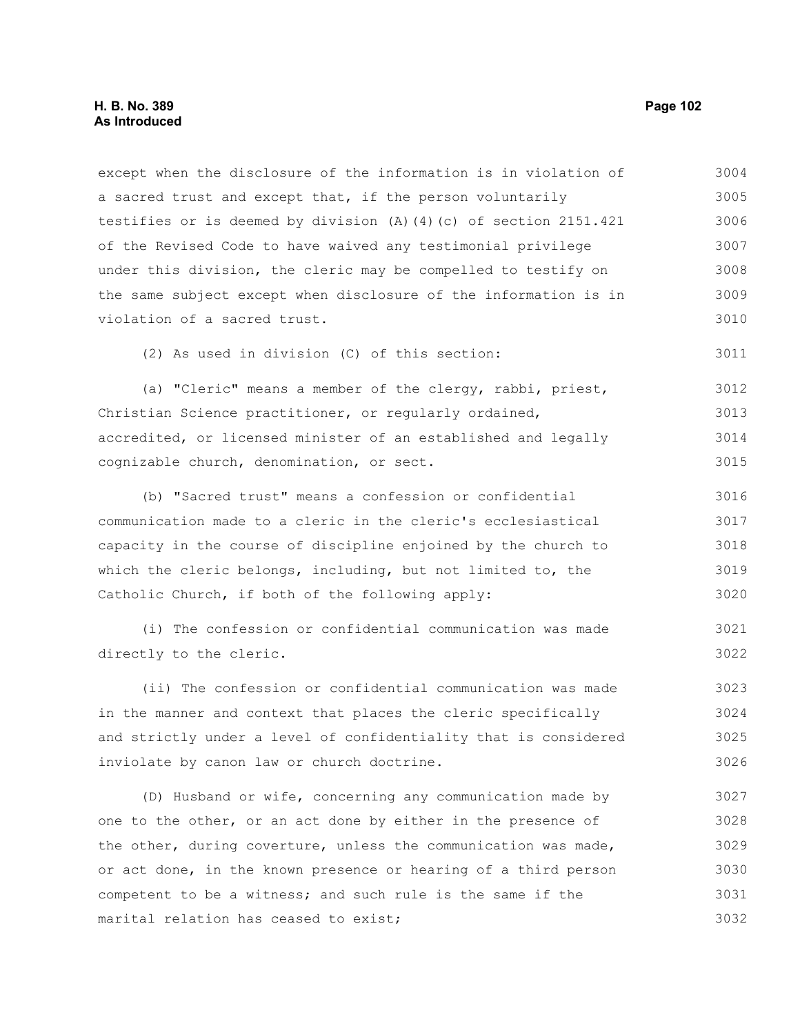except when the disclosure of the information is in violation of a sacred trust and except that, if the person voluntarily testifies or is deemed by division (A)(4)(c) of section 2151.421 of the Revised Code to have waived any testimonial privilege under this division, the cleric may be compelled to testify on the same subject except when disclosure of the information is in violation of a sacred trust.

(2) As used in division (C) of this section:

(a) "Cleric" means a member of the clergy, rabbi, priest, Christian Science practitioner, or regularly ordained, accredited, or licensed minister of an established and legally cognizable church, denomination, or sect.

(b) "Sacred trust" means a confession or confidential communication made to a cleric in the cleric's ecclesiastical capacity in the course of discipline enjoined by the church to which the cleric belongs, including, but not limited to, the Catholic Church, if both of the following apply:

(i) The confession or confidential communication was made directly to the cleric.

(ii) The confession or confidential communication was made in the manner and context that places the cleric specifically and strictly under a level of confidentiality that is considered inviolate by canon law or church doctrine.

(D) Husband or wife, concerning any communication made by one to the other, or an act done by either in the presence of the other, during coverture, unless the communication was made, or act done, in the known presence or hearing of a third person competent to be a witness; and such rule is the same if the marital relation has ceased to exist;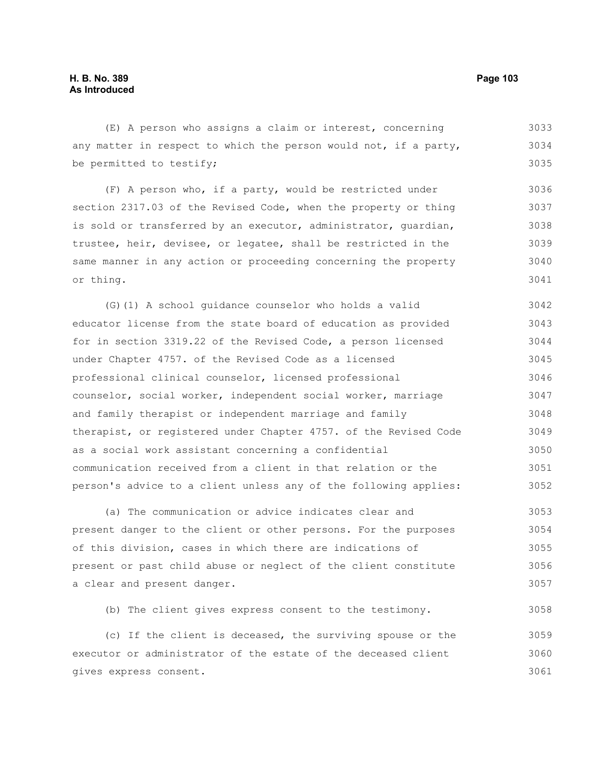(E) A person who assigns a claim or interest, concerning any matter in respect to which the person would not, if a party, be permitted to testify;

(F) A person who, if a party, would be restricted under section 2317.03 of the Revised Code, when the property or thing is sold or transferred by an executor, administrator, guardian, trustee, heir, devisee, or legatee, shall be restricted in the same manner in any action or proceeding concerning the property or thing.

(G)(1) A school guidance counselor who holds a valid educator license from the state board of education as provided for in section 3319.22 of the Revised Code, a person licensed under Chapter 4757. of the Revised Code as a licensed professional clinical counselor, licensed professional counselor, social worker, independent social worker, marriage and family therapist or independent marriage and family therapist, or registered under Chapter 4757. of the Revised Code as a social work assistant concerning a confidential communication received from a client in that relation or the person's advice to a client unless any of the following applies:

(a) The communication or advice indicates clear and present danger to the client or other persons. For the purposes of this division, cases in which there are indications of present or past child abuse or neglect of the client constitute a clear and present danger.

(b) The client gives express consent to the testimony.

(c) If the client is deceased, the surviving spouse or the executor or administrator of the estate of the deceased client gives express consent.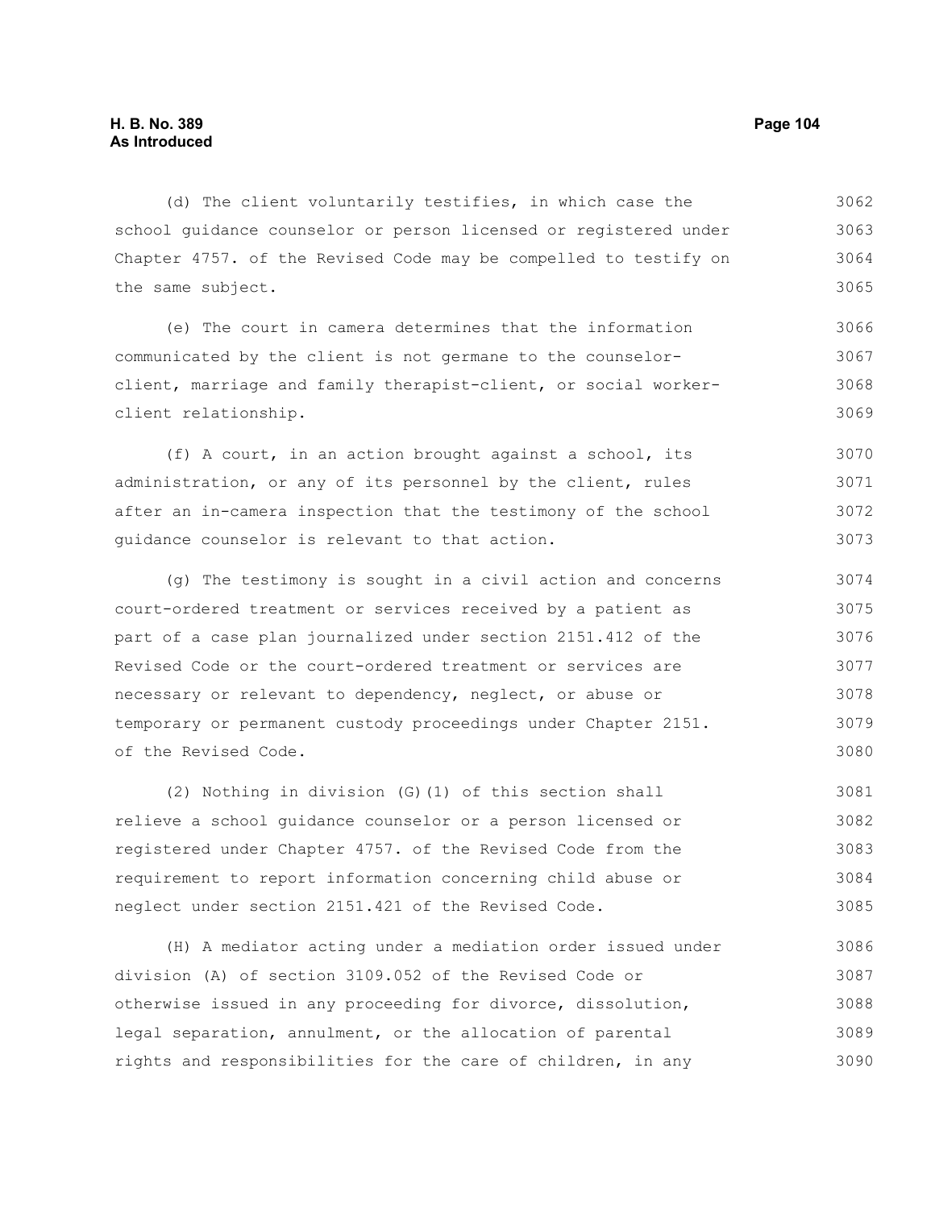(d) The client voluntarily testifies, in which case the school guidance counselor or person licensed or registered under Chapter 4757. of the Revised Code may be compelled to testify on the same subject.

(e) The court in camera determines that the information communicated by the client is not germane to the counselor-client, marriage and family therapist-client, or social worker-client relationship.

(f) A court, in an action brought against a school, its administration, or any of its personnel by the client, rules after an in-camera inspection that the testimony of the school guidance counselor is relevant to that action.

(g) The testimony is sought in a civil action and concerns court-ordered treatment or services received by a patient as part of a case plan journalized under section 2151.412 of the Revised Code or the court-ordered treatment or services are necessary or relevant to dependency, neglect, or abuse or temporary or permanent custody proceedings under Chapter 2151. of the Revised Code.

(2) Nothing in division (G)(1) of this section shall relieve a school guidance counselor or a person licensed or registered under Chapter 4757. of the Revised Code from the requirement to report information concerning child abuse or neglect under section 2151.421 of the Revised Code.

(H) A mediator acting under a mediation order issued under division (A) of section 3109.052 of the Revised Code or otherwise issued in any proceeding for divorce, dissolution, legal separation, annulment, or the allocation of parental rights and responsibilities for the care of children, in any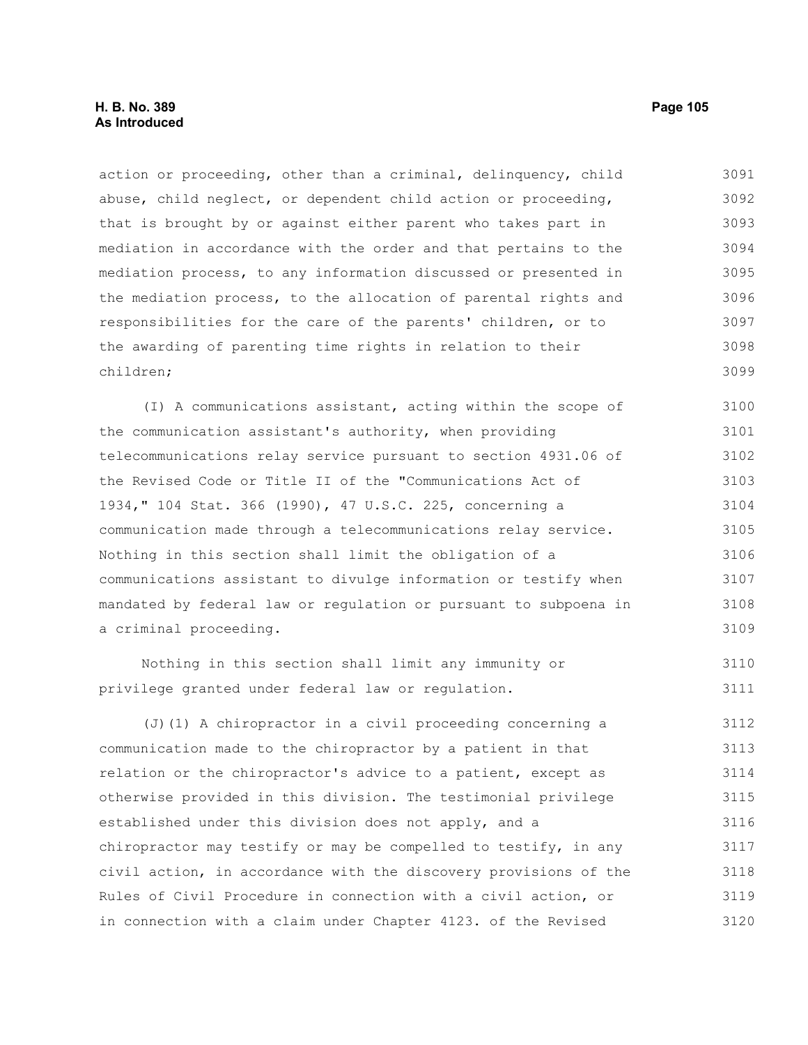action or proceeding, other than a criminal, delinquency, child abuse, child neglect, or dependent child action or proceeding, that is brought by or against either parent who takes part in mediation in accordance with the order and that pertains to the mediation process, to any information discussed or presented in the mediation process, to the allocation of parental rights and responsibilities for the care of the parents' children, or to the awarding of parenting time rights in relation to their children;

(I) A communications assistant, acting within the scope of the communication assistant's authority, when providing telecommunications relay service pursuant to section 4931.06 of the Revised Code or Title II of the "Communications Act of 1934," 104 Stat. 366 (1990), 47 U.S.C. 225, concerning a communication made through a telecommunications relay service. Nothing in this section shall limit the obligation of a communications assistant to divulge information or testify when mandated by federal law or regulation or pursuant to subpoena in a criminal proceeding.

Nothing in this section shall limit any immunity or privilege granted under federal law or regulation.

(J)(1) A chiropractor in a civil proceeding concerning a communication made to the chiropractor by a patient in that relation or the chiropractor's advice to a patient, except as otherwise provided in this division. The testimonial privilege established under this division does not apply, and a chiropractor may testify or may be compelled to testify, in any civil action, in accordance with the discovery provisions of the Rules of Civil Procedure in connection with a civil action, or in connection with a claim under Chapter 4123. of the Revised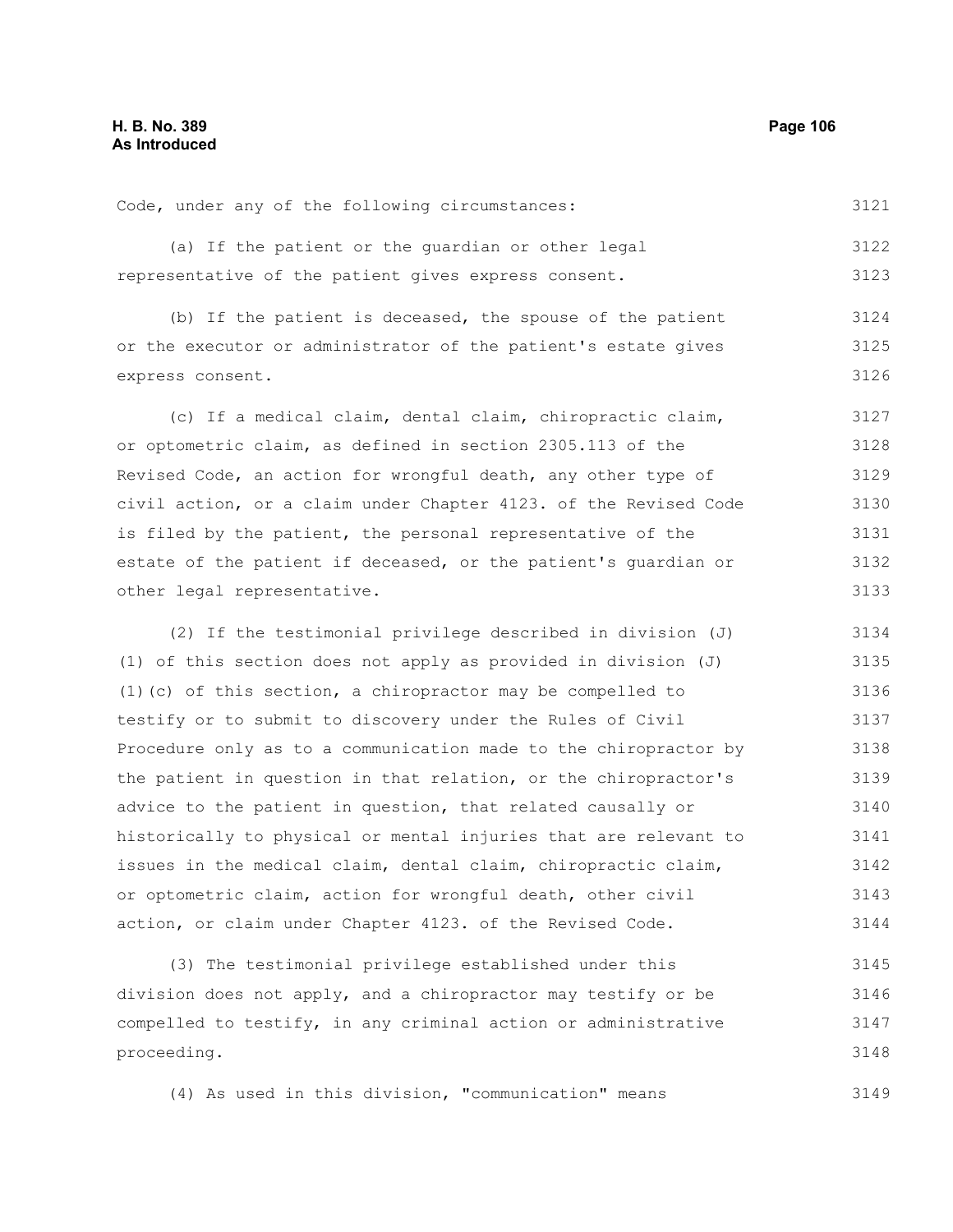Code, under any of the following circumstances:

(a) If the patient or the guardian or other legal representative of the patient gives express consent.

(b) If the patient is deceased, the spouse of the patient or the executor or administrator of the patient's estate gives express consent.

(c) If a medical claim, dental claim, chiropractic claim, or optometric claim, as defined in section 2305.113 of the Revised Code, an action for wrongful death, any other type of civil action, or a claim under Chapter 4123. of the Revised Code is filed by the patient, the personal representative of the estate of the patient if deceased, or the patient's guardian or other legal representative.

(2) If the testimonial privilege described in division (J)(1) of this section does not apply as provided in division (J)(1)(c) of this section, a chiropractor may be compelled to testify or to submit to discovery under the Rules of Civil Procedure only as to a communication made to the chiropractor by the patient in question in that relation, or the chiropractor's advice to the patient in question, that related causally or historically to physical or mental injuries that are relevant to issues in the medical claim, dental claim, chiropractic claim, or optometric claim, action for wrongful death, other civil action, or claim under Chapter 4123. of the Revised Code.

(3) The testimonial privilege established under this division does not apply, and a chiropractor may testify or be compelled to testify, in any criminal action or administrative proceeding.

(4) As used in this division, "communication" means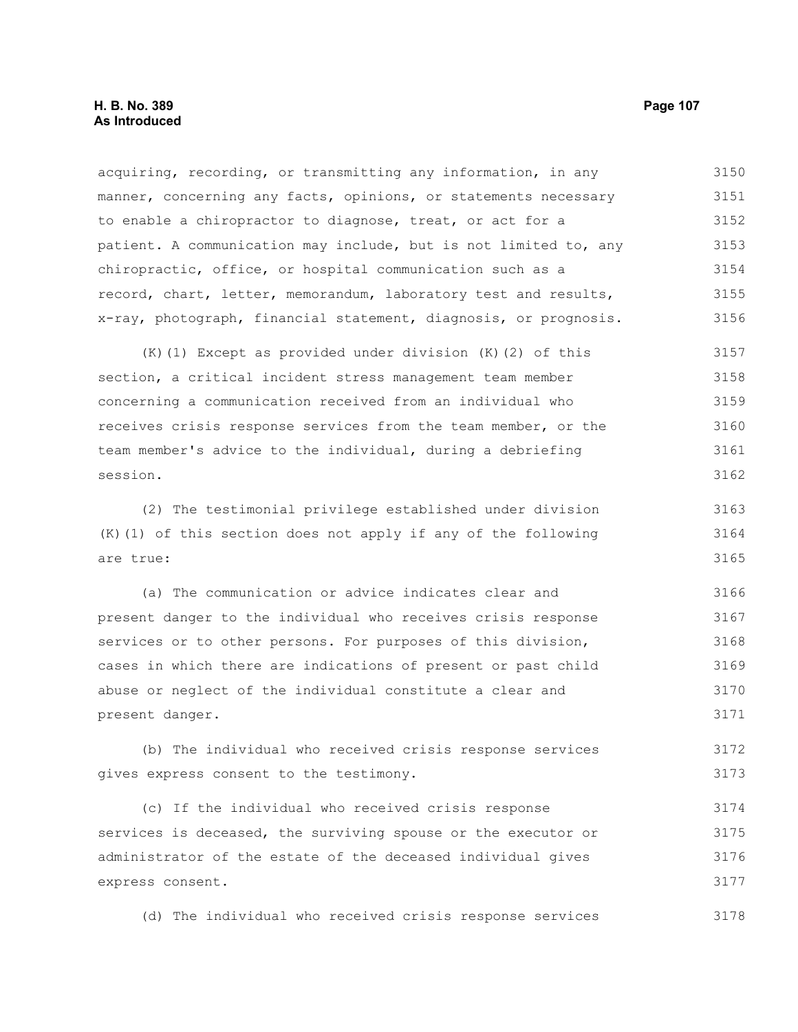acquiring, recording, or transmitting any information, in any manner, concerning any facts, opinions, or statements necessary to enable a chiropractor to diagnose, treat, or act for a patient. A communication may include, but is not limited to, any chiropractic, office, or hospital communication such as a record, chart, letter, memorandum, laboratory test and results, x-ray, photograph, financial statement, diagnosis, or prognosis.

(K)(1) Except as provided under division (K)(2) of this section, a critical incident stress management team member concerning a communication received from an individual who receives crisis response services from the team member, or the team member's advice to the individual, during a debriefing session.

(2) The testimonial privilege established under division (K)(1) of this section does not apply if any of the following are true:

(a) The communication or advice indicates clear and present danger to the individual who receives crisis response services or to other persons. For purposes of this division, cases in which there are indications of present or past child abuse or neglect of the individual constitute a clear and present danger.

(b) The individual who received crisis response services gives express consent to the testimony.

(c) If the individual who received crisis response services is deceased, the surviving spouse or the executor or administrator of the estate of the deceased individual gives express consent.

(d) The individual who received crisis response services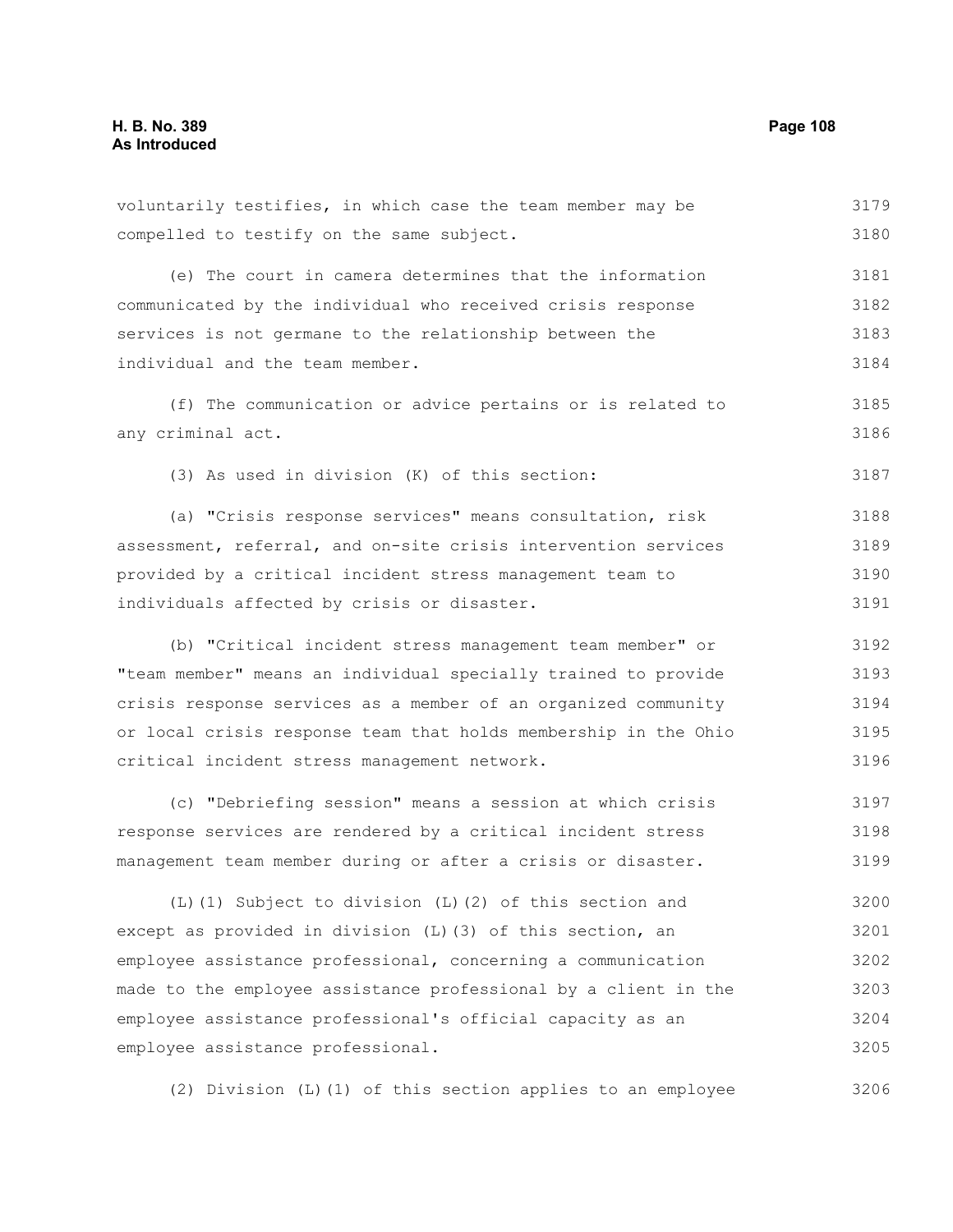voluntarily testifies, in which case the team member may be compelled to testify on the same subject.

(e) The court in camera determines that the information communicated by the individual who received crisis response services is not germane to the relationship between the individual and the team member.

(f) The communication or advice pertains or is related to any criminal act.

(3) As used in division (K) of this section:

(a) "Crisis response services" means consultation, risk assessment, referral, and on-site crisis intervention services provided by a critical incident stress management team to individuals affected by crisis or disaster.

(b) "Critical incident stress management team member" or "team member" means an individual specially trained to provide crisis response services as a member of an organized community or local crisis response team that holds membership in the Ohio critical incident stress management network.

(c) "Debriefing session" means a session at which crisis response services are rendered by a critical incident stress management team member during or after a crisis or disaster.

(L)(1) Subject to division (L)(2) of this section and except as provided in division (L)(3) of this section, an employee assistance professional, concerning a communication made to the employee assistance professional by a client in the employee assistance professional's official capacity as an employee assistance professional.

(2) Division (L)(1) of this section applies to an employee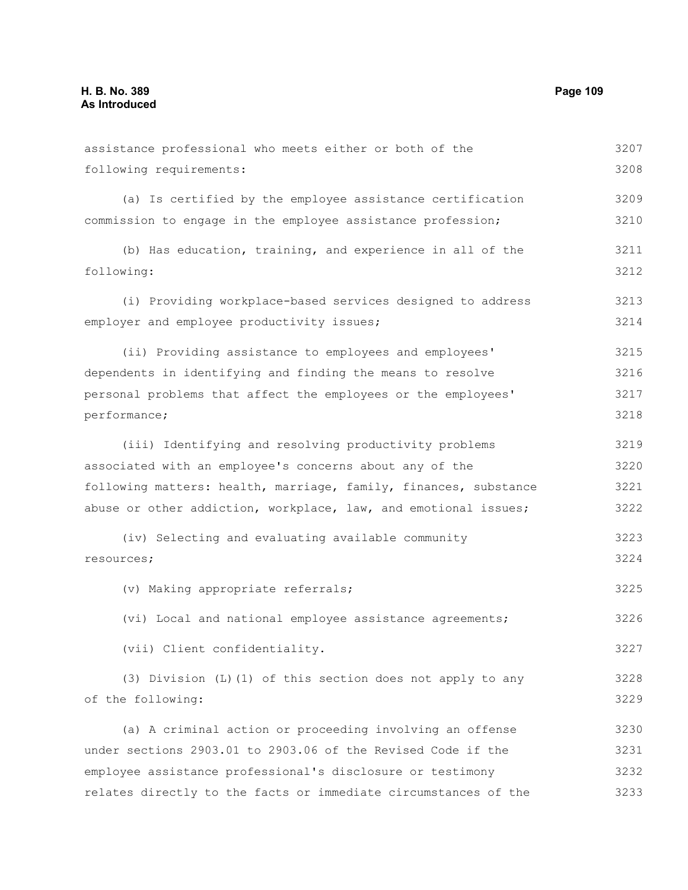assistance professional who meets either or both of the following requirements:

(a) Is certified by the employee assistance certification commission to engage in the employee assistance profession;

(b) Has education, training, and experience in all of the following:

(i) Providing workplace-based services designed to address employer and employee productivity issues;

(ii) Providing assistance to employees and employees' dependents in identifying and finding the means to resolve personal problems that affect the employees or the employees' performance;

(iii) Identifying and resolving productivity problems associated with an employee's concerns about any of the following matters: health, marriage, family, finances, substance abuse or other addiction, workplace, law, and emotional issues;

(iv) Selecting and evaluating available community resources;

(v) Making appropriate referrals;

(vi) Local and national employee assistance agreements;

(vii) Client confidentiality.

(3) Division (L)(1) of this section does not apply to any of the following:

(a) A criminal action or proceeding involving an offense under sections 2903.01 to 2903.06 of the Revised Code if the employee assistance professional's disclosure or testimony relates directly to the facts or immediate circumstances of the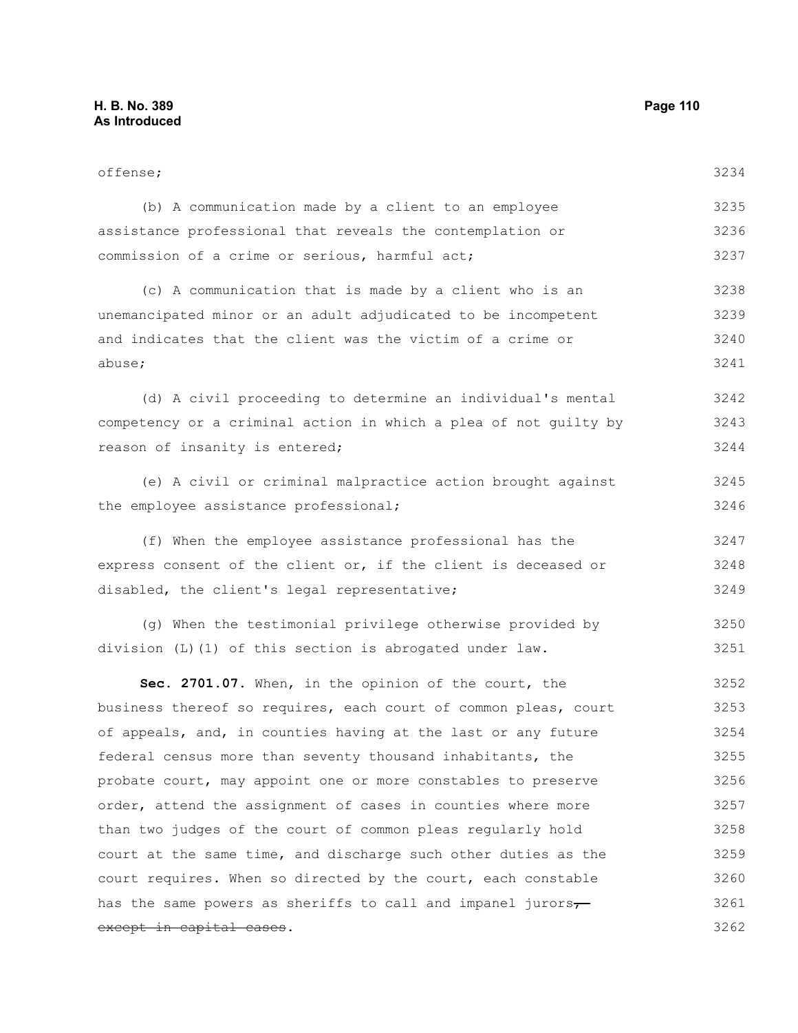offense;

(b) A communication made by a client to an employee assistance professional that reveals the contemplation or commission of a crime or serious, harmful act;

(c) A communication that is made by a client who is an unemancipated minor or an adult adjudicated to be incompetent and indicates that the client was the victim of a crime or abuse;

(d) A civil proceeding to determine an individual's mental competency or a criminal action in which a plea of not guilty by reason of insanity is entered;

(e) A civil or criminal malpractice action brought against the employee assistance professional;

(f) When the employee assistance professional has the express consent of the client or, if the client is deceased or disabled, the client's legal representative;

(g) When the testimonial privilege otherwise provided by division (L)(1) of this section is abrogated under law.

**Sec. 2701.07.** When, in the opinion of the court, the business thereof so requires, each court of common pleas, court of appeals, and, in counties having at the last or any future federal census more than seventy thousand inhabitants, the probate court, may appoint one or more constables to preserve order, attend the assignment of cases in counties where more than two judges of the court of common pleas regularly hold court at the same time, and discharge such other duties as the court requires. When so directed by the court, each constable has the same powers as sheriffs to call and impanel jurors~~, except in capital cases~~.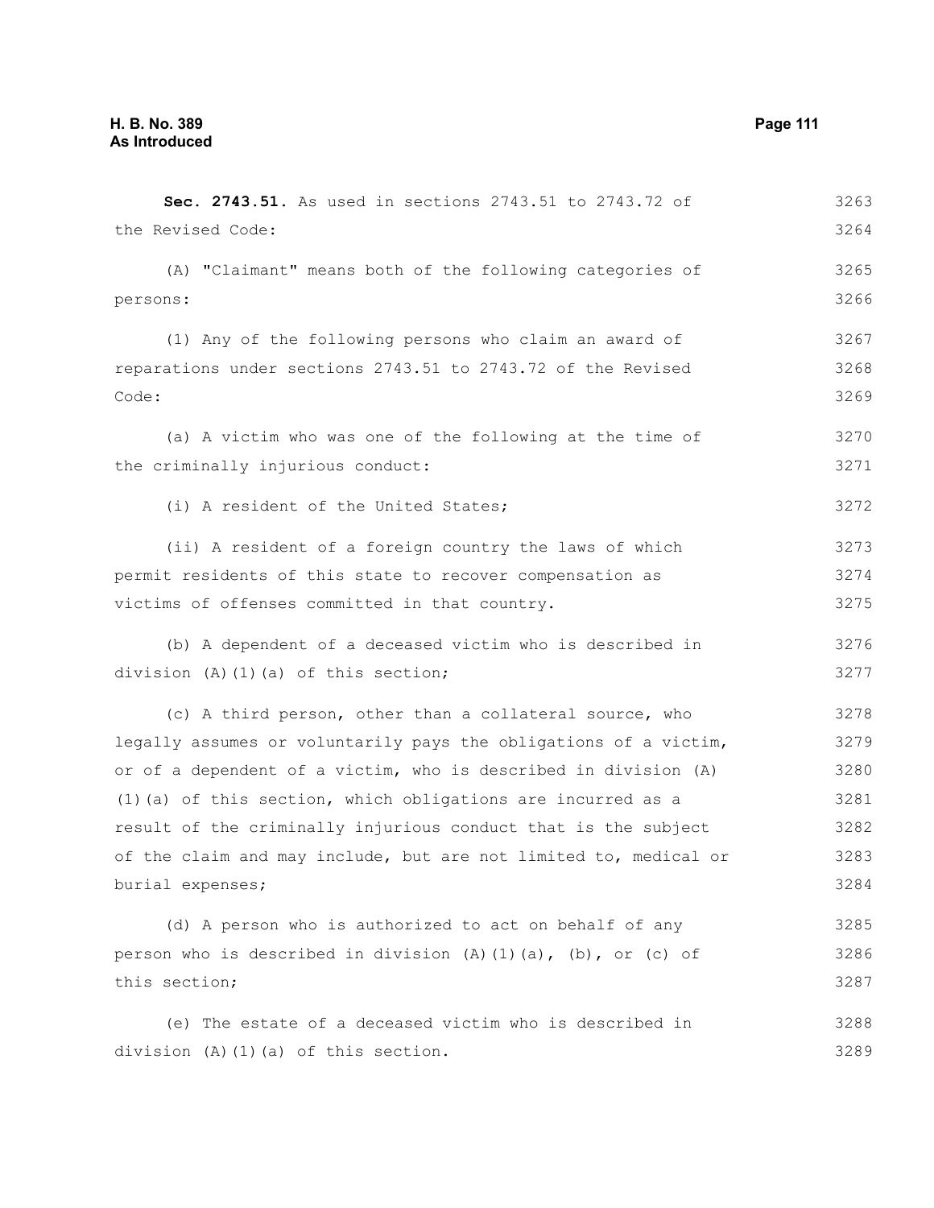**Sec. 2743.51.** As used in sections 2743.51 to 2743.72 of the Revised Code:

(A) "Claimant" means both of the following categories of persons:

(1) Any of the following persons who claim an award of reparations under sections 2743.51 to 2743.72 of the Revised Code:

(a) A victim who was one of the following at the time of the criminally injurious conduct:

(i) A resident of the United States;

(ii) A resident of a foreign country the laws of which permit residents of this state to recover compensation as victims of offenses committed in that country.

(b) A dependent of a deceased victim who is described in division (A)(1)(a) of this section;

(c) A third person, other than a collateral source, who legally assumes or voluntarily pays the obligations of a victim, or of a dependent of a victim, who is described in division (A)(1)(a) of this section, which obligations are incurred as a result of the criminally injurious conduct that is the subject of the claim and may include, but are not limited to, medical or burial expenses;

(d) A person who is authorized to act on behalf of any person who is described in division (A)(1)(a), (b), or (c) of this section;

(e) The estate of a deceased victim who is described in division (A)(1)(a) of this section.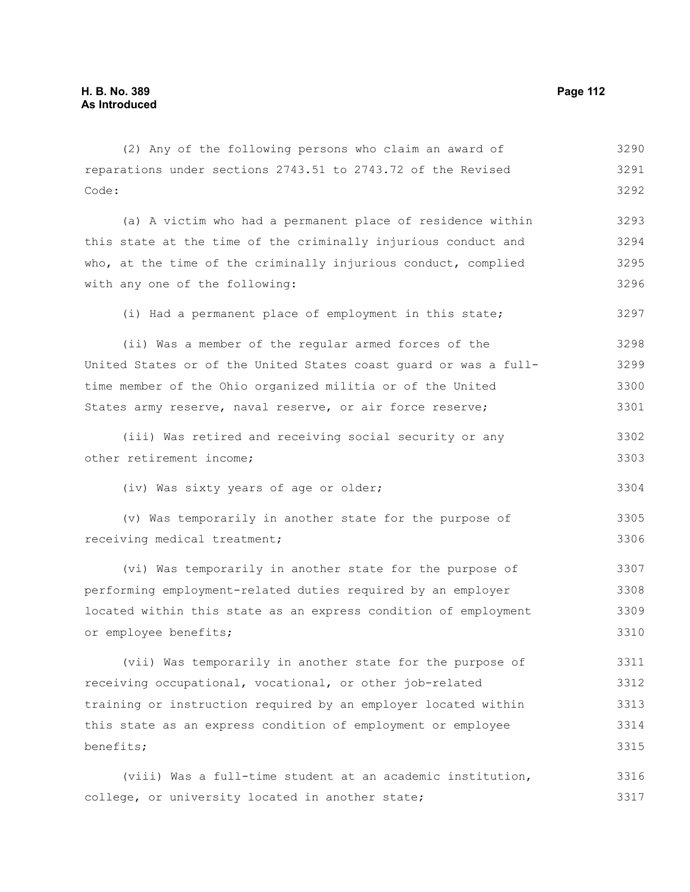(2) Any of the following persons who claim an award of reparations under sections 2743.51 to 2743.72 of the Revised Code:

(a) A victim who had a permanent place of residence within this state at the time of the criminally injurious conduct and who, at the time of the criminally injurious conduct, complied with any one of the following:

(i) Had a permanent place of employment in this state;

(ii) Was a member of the regular armed forces of the United States or of the United States coast guard or was a full-time member of the Ohio organized militia or of the United States army reserve, naval reserve, or air force reserve;

(iii) Was retired and receiving social security or any other retirement income;

(iv) Was sixty years of age or older;

(v) Was temporarily in another state for the purpose of receiving medical treatment;

(vi) Was temporarily in another state for the purpose of performing employment-related duties required by an employer located within this state as an express condition of employment or employee benefits;

(vii) Was temporarily in another state for the purpose of receiving occupational, vocational, or other job-related training or instruction required by an employer located within this state as an express condition of employment or employee benefits;

(viii) Was a full-time student at an academic institution, college, or university located in another state;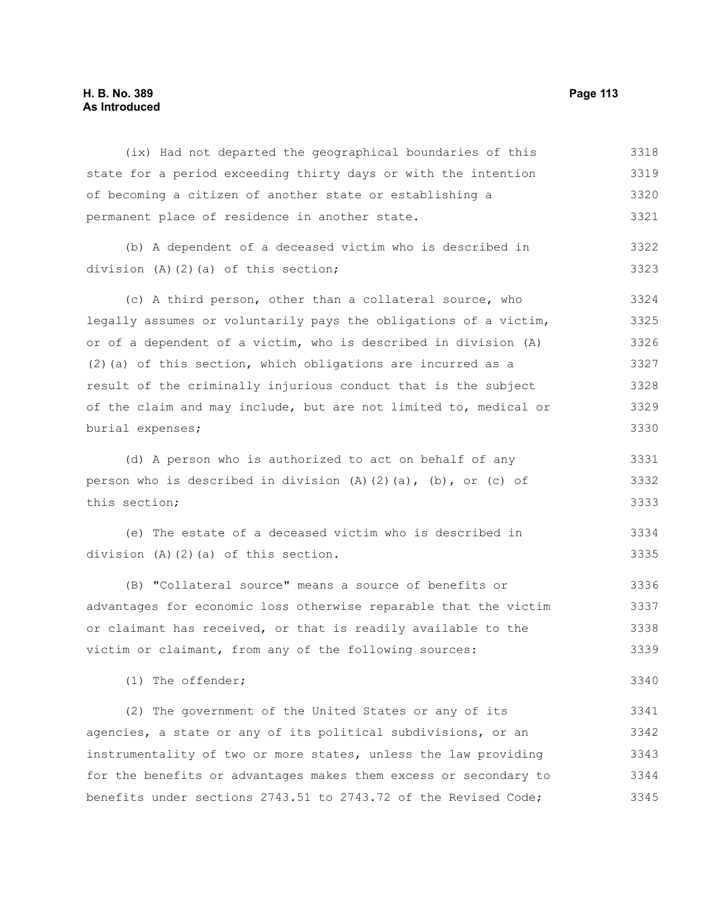(ix) Had not departed the geographical boundaries of this state for a period exceeding thirty days or with the intention of becoming a citizen of another state or establishing a permanent place of residence in another state.

(b) A dependent of a deceased victim who is described in division (A)(2)(a) of this section;

(c) A third person, other than a collateral source, who legally assumes or voluntarily pays the obligations of a victim, or of a dependent of a victim, who is described in division (A)(2)(a) of this section, which obligations are incurred as a result of the criminally injurious conduct that is the subject of the claim and may include, but are not limited to, medical or burial expenses;

(d) A person who is authorized to act on behalf of any person who is described in division (A)(2)(a), (b), or (c) of this section;

(e) The estate of a deceased victim who is described in division (A)(2)(a) of this section.

(B) "Collateral source" means a source of benefits or advantages for economic loss otherwise reparable that the victim or claimant has received, or that is readily available to the victim or claimant, from any of the following sources:

(1) The offender;

(2) The government of the United States or any of its agencies, a state or any of its political subdivisions, or an instrumentality of two or more states, unless the law providing for the benefits or advantages makes them excess or secondary to benefits under sections 2743.51 to 2743.72 of the Revised Code;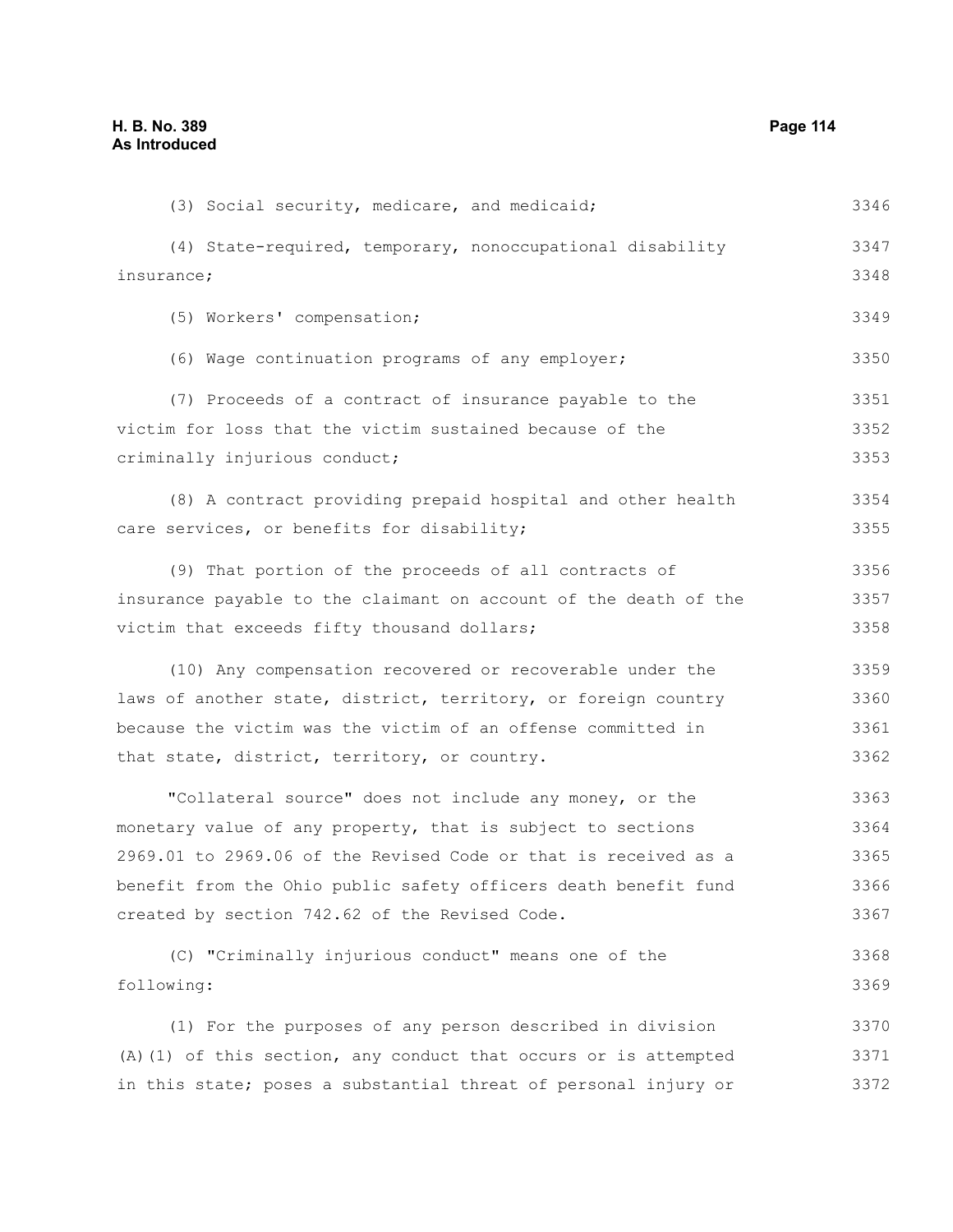(3) Social security, medicare, and medicaid;

(4) State-required, temporary, nonoccupational disability insurance;

(5) Workers' compensation;

(6) Wage continuation programs of any employer;

(7) Proceeds of a contract of insurance payable to the victim for loss that the victim sustained because of the criminally injurious conduct;

(8) A contract providing prepaid hospital and other health care services, or benefits for disability;

(9) That portion of the proceeds of all contracts of insurance payable to the claimant on account of the death of the victim that exceeds fifty thousand dollars;

(10) Any compensation recovered or recoverable under the laws of another state, district, territory, or foreign country because the victim was the victim of an offense committed in that state, district, territory, or country.

"Collateral source" does not include any money, or the monetary value of any property, that is subject to sections 2969.01 to 2969.06 of the Revised Code or that is received as a benefit from the Ohio public safety officers death benefit fund created by section 742.62 of the Revised Code.

(C) "Criminally injurious conduct" means one of the following:

(1) For the purposes of any person described in division (A)(1) of this section, any conduct that occurs or is attempted in this state; poses a substantial threat of personal injury or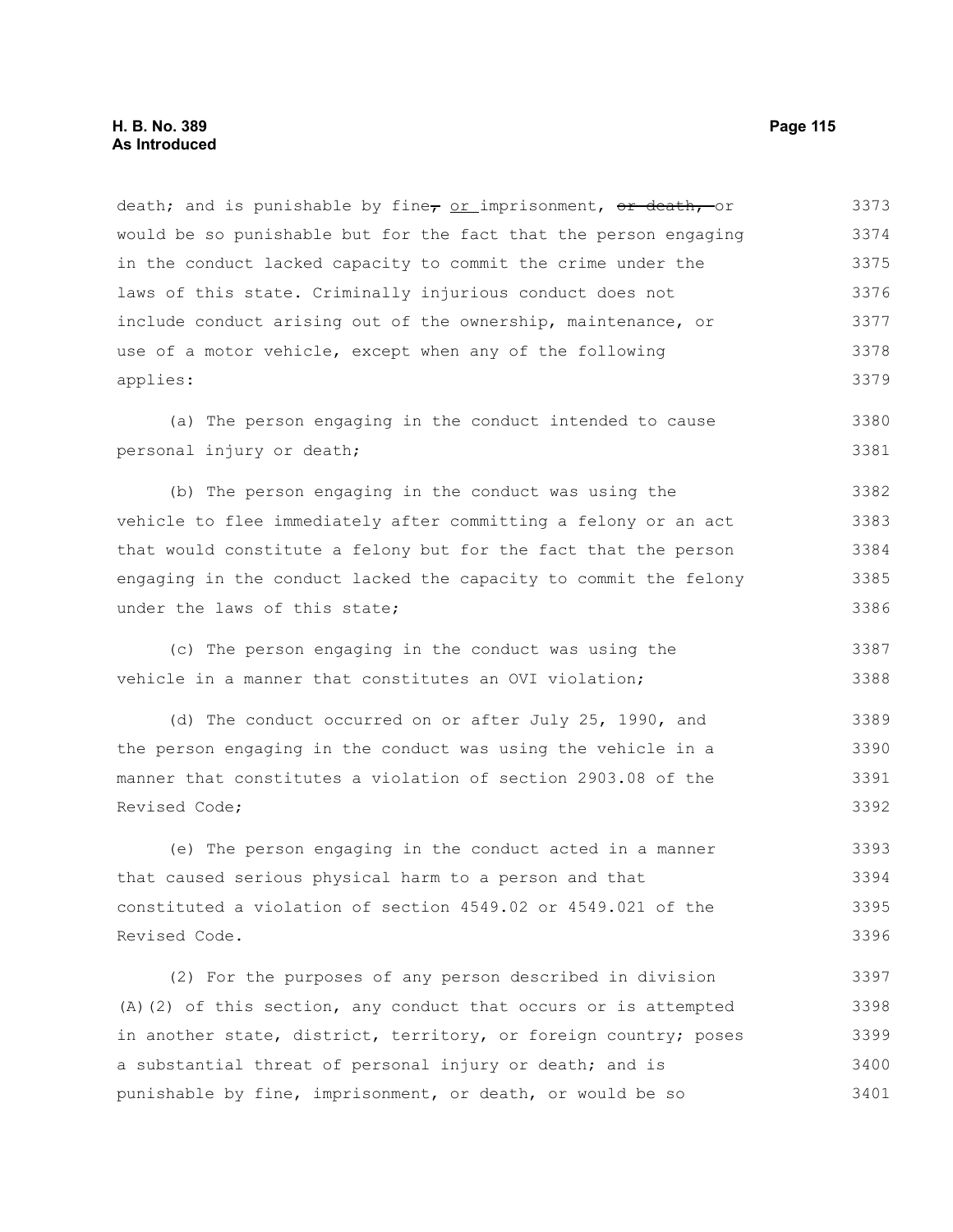death; and is punishable by fine~~,~~ or imprisonment, ~~or death,~~ or would be so punishable but for the fact that the person engaging in the conduct lacked capacity to commit the crime under the laws of this state. Criminally injurious conduct does not include conduct arising out of the ownership, maintenance, or use of a motor vehicle, except when any of the following applies:

(a) The person engaging in the conduct intended to cause personal injury or death;

(b) The person engaging in the conduct was using the vehicle to flee immediately after committing a felony or an act that would constitute a felony but for the fact that the person engaging in the conduct lacked the capacity to commit the felony under the laws of this state;

(c) The person engaging in the conduct was using the vehicle in a manner that constitutes an OVI violation;

(d) The conduct occurred on or after July 25, 1990, and the person engaging in the conduct was using the vehicle in a manner that constitutes a violation of section 2903.08 of the Revised Code;

(e) The person engaging in the conduct acted in a manner that caused serious physical harm to a person and that constituted a violation of section 4549.02 or 4549.021 of the Revised Code.

(2) For the purposes of any person described in division (A)(2) of this section, any conduct that occurs or is attempted in another state, district, territory, or foreign country; poses a substantial threat of personal injury or death; and is punishable by fine, imprisonment, or death, or would be so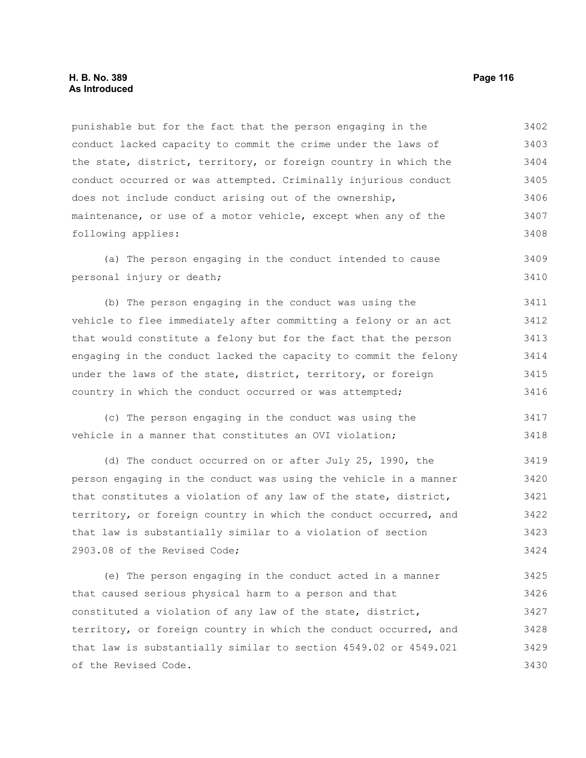punishable but for the fact that the person engaging in the conduct lacked capacity to commit the crime under the laws of the state, district, territory, or foreign country in which the conduct occurred or was attempted. Criminally injurious conduct does not include conduct arising out of the ownership, maintenance, or use of a motor vehicle, except when any of the following applies:

(a) The person engaging in the conduct intended to cause personal injury or death;

(b) The person engaging in the conduct was using the vehicle to flee immediately after committing a felony or an act that would constitute a felony but for the fact that the person engaging in the conduct lacked the capacity to commit the felony under the laws of the state, district, territory, or foreign country in which the conduct occurred or was attempted;

(c) The person engaging in the conduct was using the vehicle in a manner that constitutes an OVI violation;

(d) The conduct occurred on or after July 25, 1990, the person engaging in the conduct was using the vehicle in a manner that constitutes a violation of any law of the state, district, territory, or foreign country in which the conduct occurred, and that law is substantially similar to a violation of section 2903.08 of the Revised Code;

(e) The person engaging in the conduct acted in a manner that caused serious physical harm to a person and that constituted a violation of any law of the state, district, territory, or foreign country in which the conduct occurred, and that law is substantially similar to section 4549.02 or 4549.021 of the Revised Code.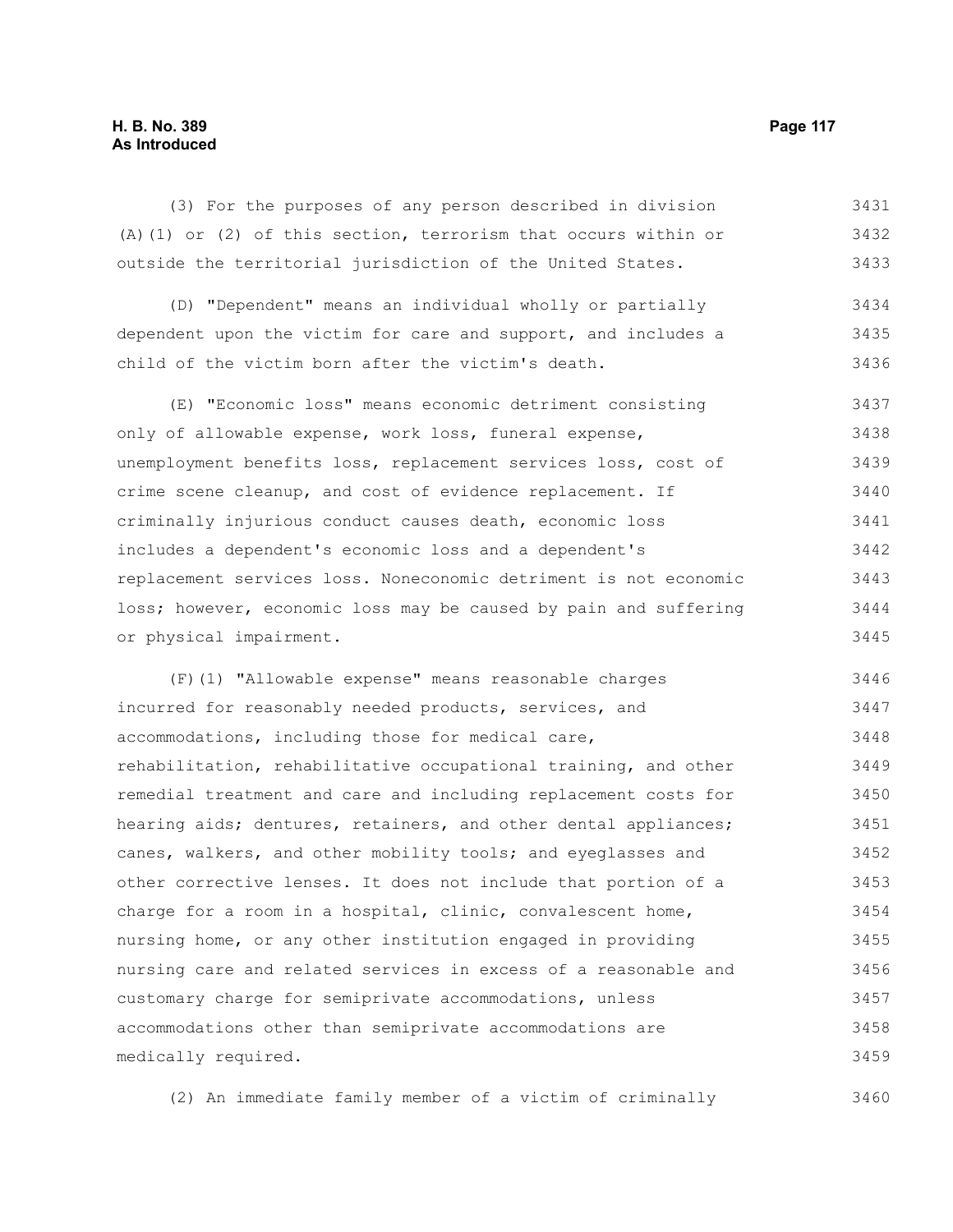(3) For the purposes of any person described in division (A)(1) or (2) of this section, terrorism that occurs within or outside the territorial jurisdiction of the United States.

(D) "Dependent" means an individual wholly or partially dependent upon the victim for care and support, and includes a child of the victim born after the victim's death.

(E) "Economic loss" means economic detriment consisting only of allowable expense, work loss, funeral expense, unemployment benefits loss, replacement services loss, cost of crime scene cleanup, and cost of evidence replacement. If criminally injurious conduct causes death, economic loss includes a dependent's economic loss and a dependent's replacement services loss. Noneconomic detriment is not economic loss; however, economic loss may be caused by pain and suffering or physical impairment.

(F)(1) "Allowable expense" means reasonable charges incurred for reasonably needed products, services, and accommodations, including those for medical care, rehabilitation, rehabilitative occupational training, and other remedial treatment and care and including replacement costs for hearing aids; dentures, retainers, and other dental appliances; canes, walkers, and other mobility tools; and eyeglasses and other corrective lenses. It does not include that portion of a charge for a room in a hospital, clinic, convalescent home, nursing home, or any other institution engaged in providing nursing care and related services in excess of a reasonable and customary charge for semiprivate accommodations, unless accommodations other than semiprivate accommodations are medically required.

(2) An immediate family member of a victim of criminally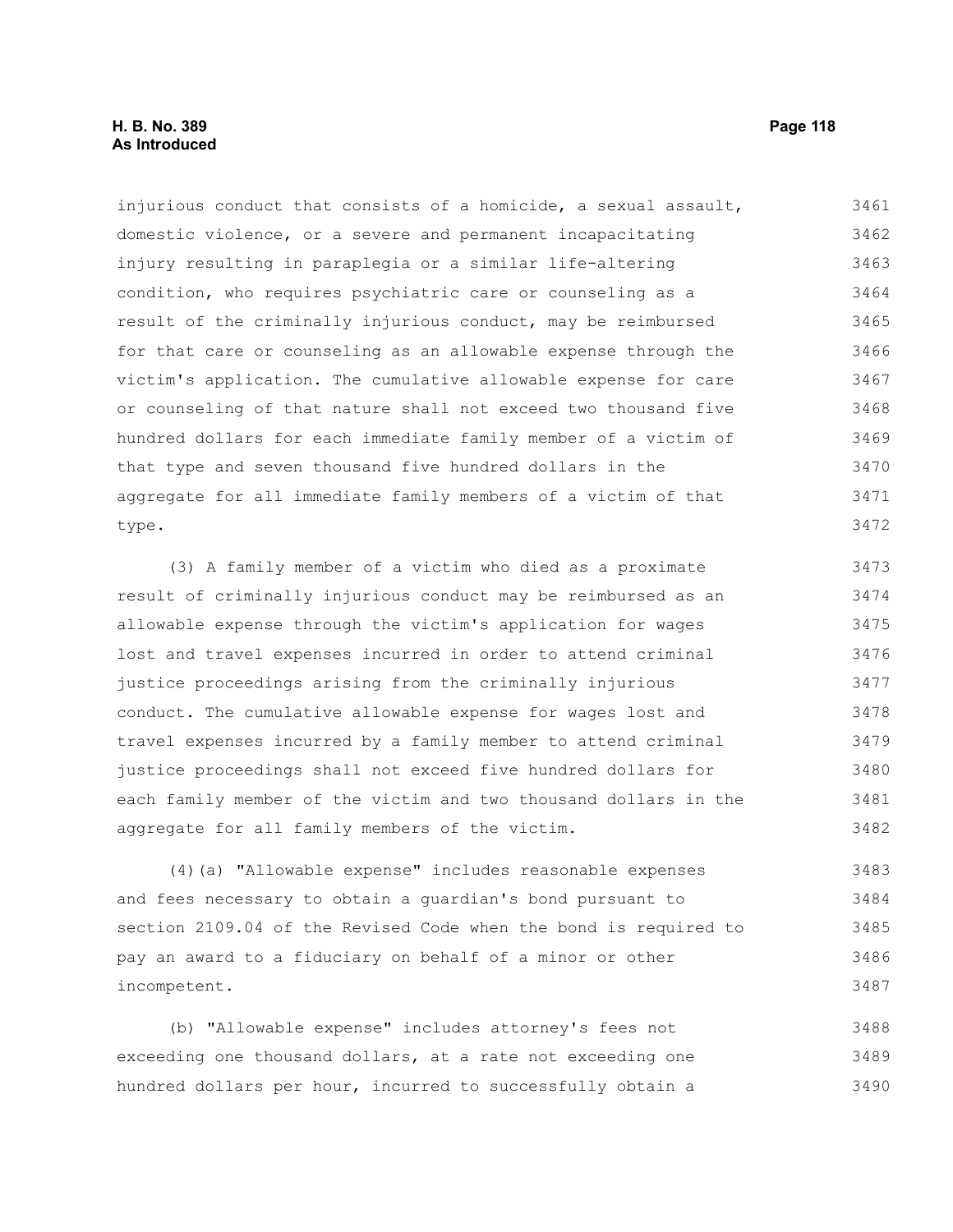injurious conduct that consists of a homicide, a sexual assault, domestic violence, or a severe and permanent incapacitating injury resulting in paraplegia or a similar life-altering condition, who requires psychiatric care or counseling as a result of the criminally injurious conduct, may be reimbursed for that care or counseling as an allowable expense through the victim's application. The cumulative allowable expense for care or counseling of that nature shall not exceed two thousand five hundred dollars for each immediate family member of a victim of that type and seven thousand five hundred dollars in the aggregate for all immediate family members of a victim of that type.

(3) A family member of a victim who died as a proximate result of criminally injurious conduct may be reimbursed as an allowable expense through the victim's application for wages lost and travel expenses incurred in order to attend criminal justice proceedings arising from the criminally injurious conduct. The cumulative allowable expense for wages lost and travel expenses incurred by a family member to attend criminal justice proceedings shall not exceed five hundred dollars for each family member of the victim and two thousand dollars in the aggregate for all family members of the victim.

(4)(a) "Allowable expense" includes reasonable expenses and fees necessary to obtain a guardian's bond pursuant to section 2109.04 of the Revised Code when the bond is required to pay an award to a fiduciary on behalf of a minor or other incompetent.

(b) "Allowable expense" includes attorney's fees not exceeding one thousand dollars, at a rate not exceeding one hundred dollars per hour, incurred to successfully obtain a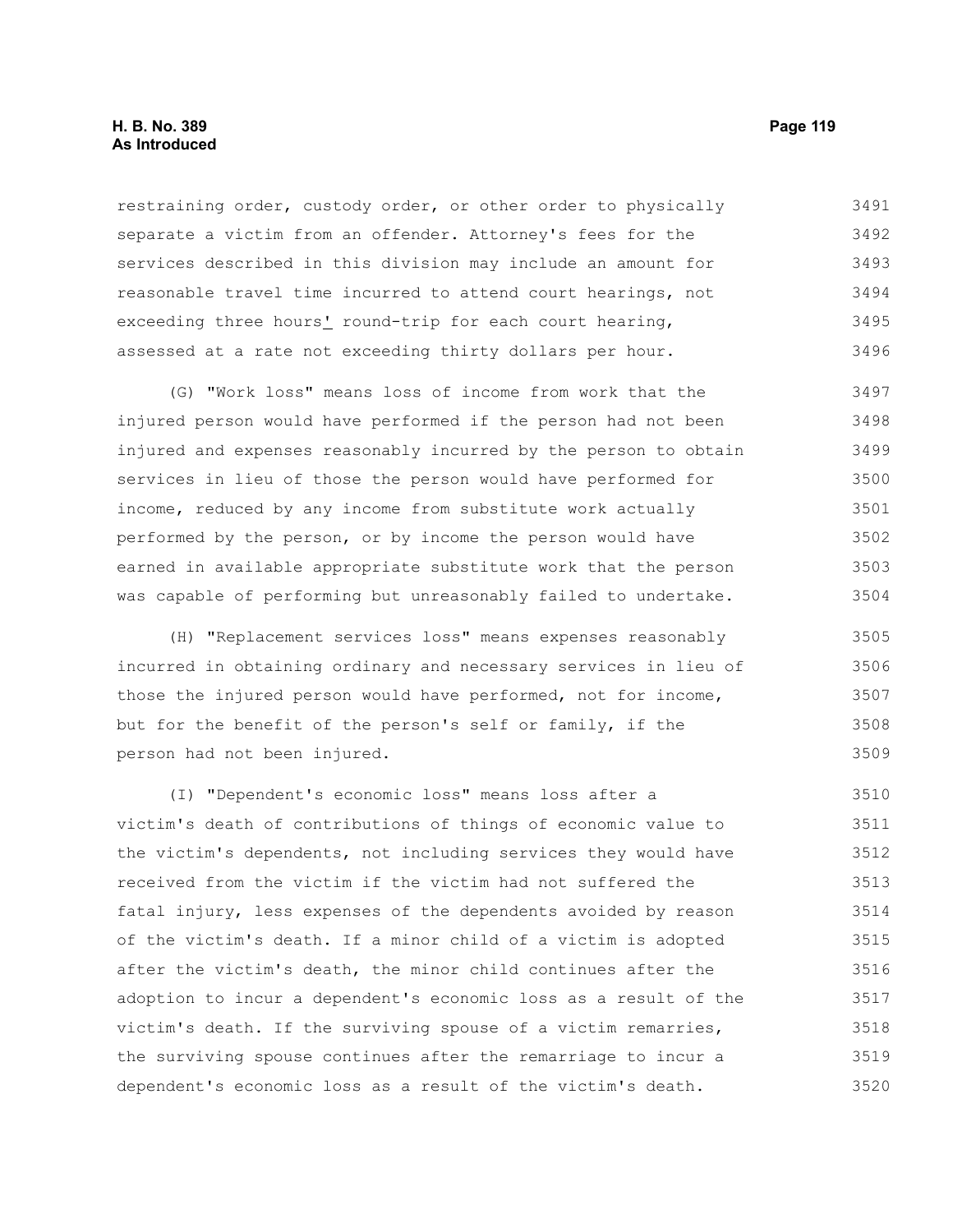restraining order, custody order, or other order to physically separate a victim from an offender. Attorney's fees for the services described in this division may include an amount for reasonable travel time incurred to attend court hearings, not exceeding three hours' round-trip for each court hearing, assessed at a rate not exceeding thirty dollars per hour.

(G) "Work loss" means loss of income from work that the injured person would have performed if the person had not been injured and expenses reasonably incurred by the person to obtain services in lieu of those the person would have performed for income, reduced by any income from substitute work actually performed by the person, or by income the person would have earned in available appropriate substitute work that the person was capable of performing but unreasonably failed to undertake.

(H) "Replacement services loss" means expenses reasonably incurred in obtaining ordinary and necessary services in lieu of those the injured person would have performed, not for income, but for the benefit of the person's self or family, if the person had not been injured.

(I) "Dependent's economic loss" means loss after a victim's death of contributions of things of economic value to the victim's dependents, not including services they would have received from the victim if the victim had not suffered the fatal injury, less expenses of the dependents avoided by reason of the victim's death. If a minor child of a victim is adopted after the victim's death, the minor child continues after the adoption to incur a dependent's economic loss as a result of the victim's death. If the surviving spouse of a victim remarries, the surviving spouse continues after the remarriage to incur a dependent's economic loss as a result of the victim's death.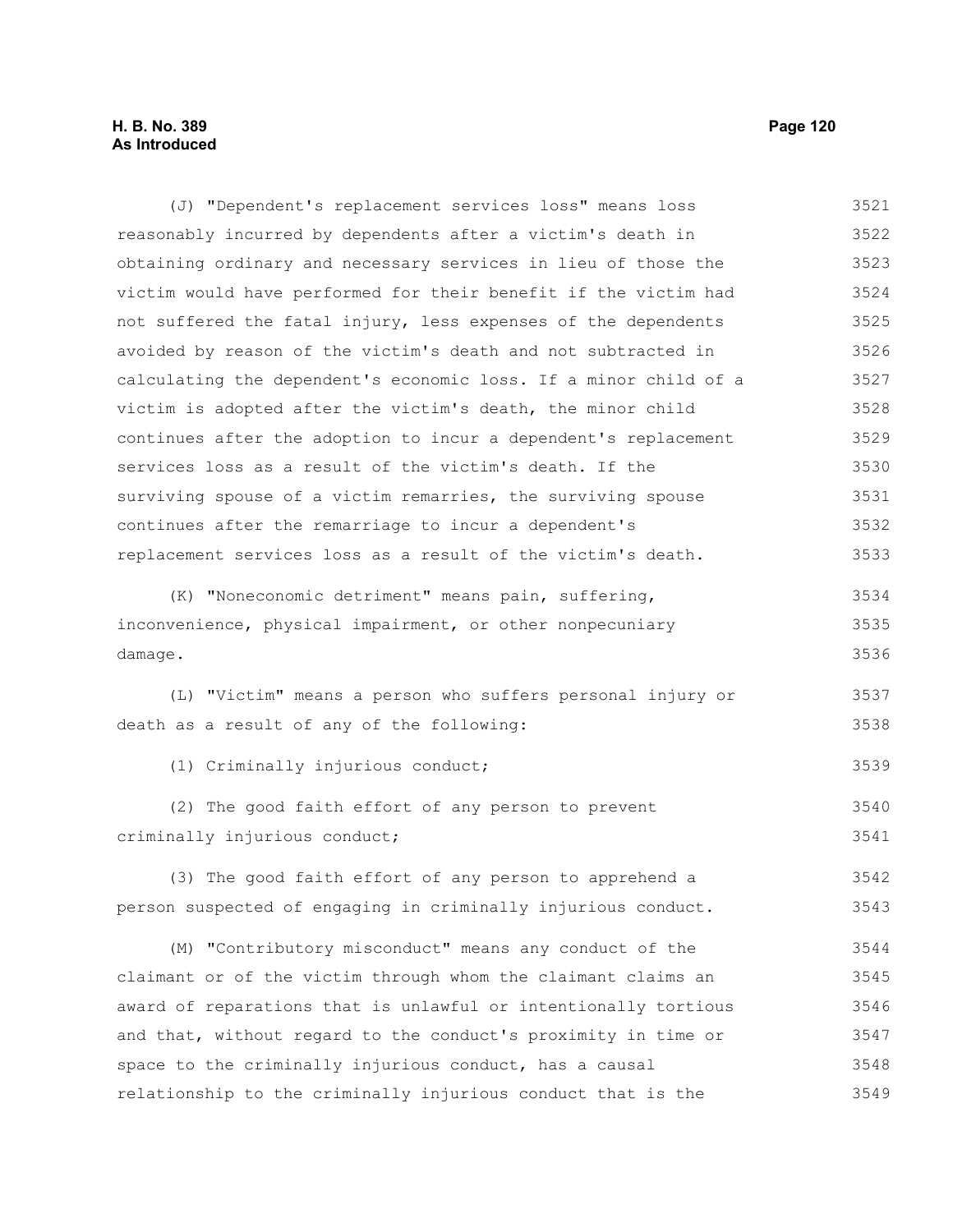(J) "Dependent's replacement services loss" means loss reasonably incurred by dependents after a victim's death in obtaining ordinary and necessary services in lieu of those the victim would have performed for their benefit if the victim had not suffered the fatal injury, less expenses of the dependents avoided by reason of the victim's death and not subtracted in calculating the dependent's economic loss. If a minor child of a victim is adopted after the victim's death, the minor child continues after the adoption to incur a dependent's replacement services loss as a result of the victim's death. If the surviving spouse of a victim remarries, the surviving spouse continues after the remarriage to incur a dependent's replacement services loss as a result of the victim's death.

(K) "Noneconomic detriment" means pain, suffering, inconvenience, physical impairment, or other nonpecuniary damage.

(L) "Victim" means a person who suffers personal injury or death as a result of any of the following:

(1) Criminally injurious conduct;

(2) The good faith effort of any person to prevent criminally injurious conduct;

(3) The good faith effort of any person to apprehend a person suspected of engaging in criminally injurious conduct.

(M) "Contributory misconduct" means any conduct of the claimant or of the victim through whom the claimant claims an award of reparations that is unlawful or intentionally tortious and that, without regard to the conduct's proximity in time or space to the criminally injurious conduct, has a causal relationship to the criminally injurious conduct that is the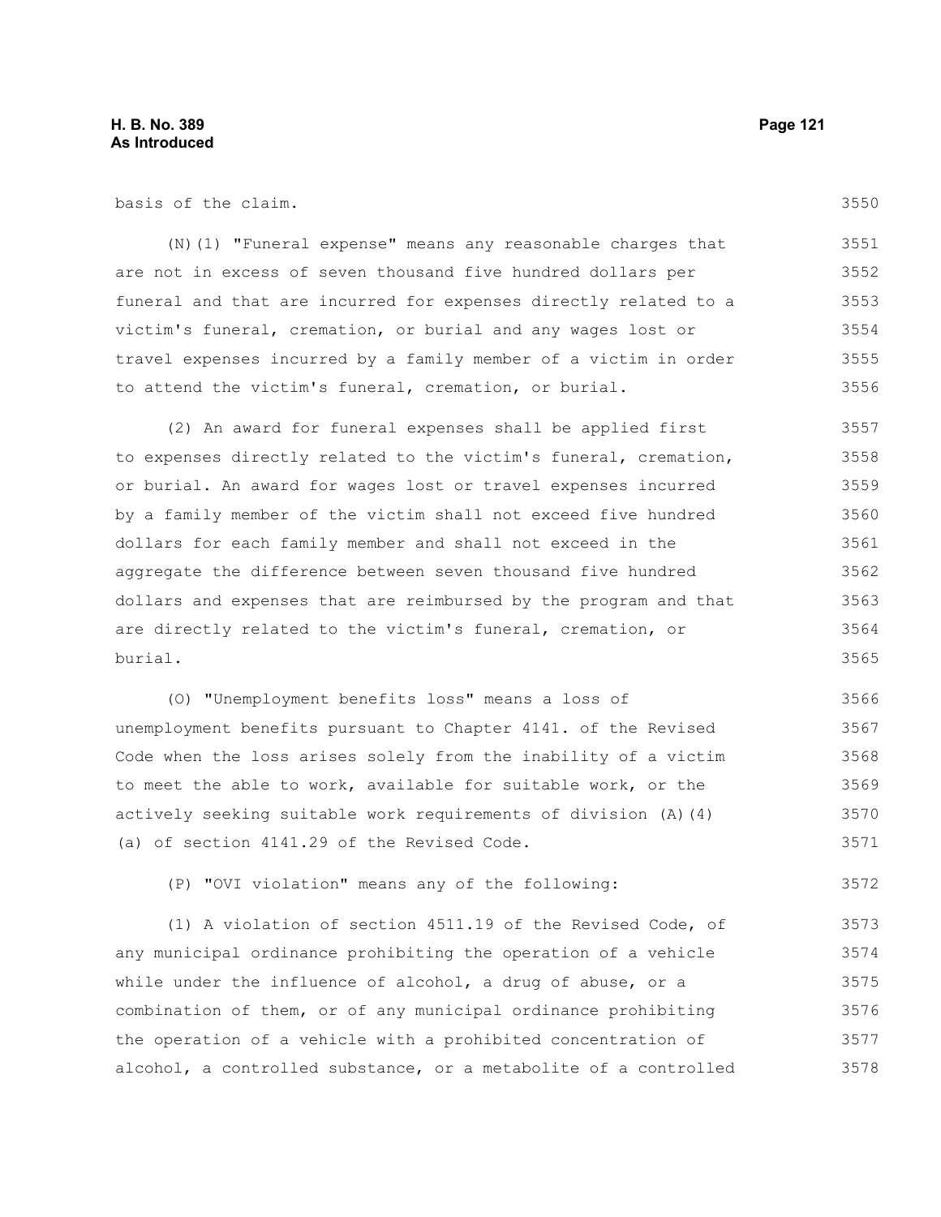basis of the claim.

(N)(1) "Funeral expense" means any reasonable charges that are not in excess of seven thousand five hundred dollars per funeral and that are incurred for expenses directly related to a victim's funeral, cremation, or burial and any wages lost or travel expenses incurred by a family member of a victim in order to attend the victim's funeral, cremation, or burial.

(2) An award for funeral expenses shall be applied first to expenses directly related to the victim's funeral, cremation, or burial. An award for wages lost or travel expenses incurred by a family member of the victim shall not exceed five hundred dollars for each family member and shall not exceed in the aggregate the difference between seven thousand five hundred dollars and expenses that are reimbursed by the program and that are directly related to the victim's funeral, cremation, or burial.

(O) "Unemployment benefits loss" means a loss of unemployment benefits pursuant to Chapter 4141. of the Revised Code when the loss arises solely from the inability of a victim to meet the able to work, available for suitable work, or the actively seeking suitable work requirements of division (A)(4)(a) of section 4141.29 of the Revised Code.

(P) "OVI violation" means any of the following:

(1) A violation of section 4511.19 of the Revised Code, of any municipal ordinance prohibiting the operation of a vehicle while under the influence of alcohol, a drug of abuse, or a combination of them, or of any municipal ordinance prohibiting the operation of a vehicle with a prohibited concentration of alcohol, a controlled substance, or a metabolite of a controlled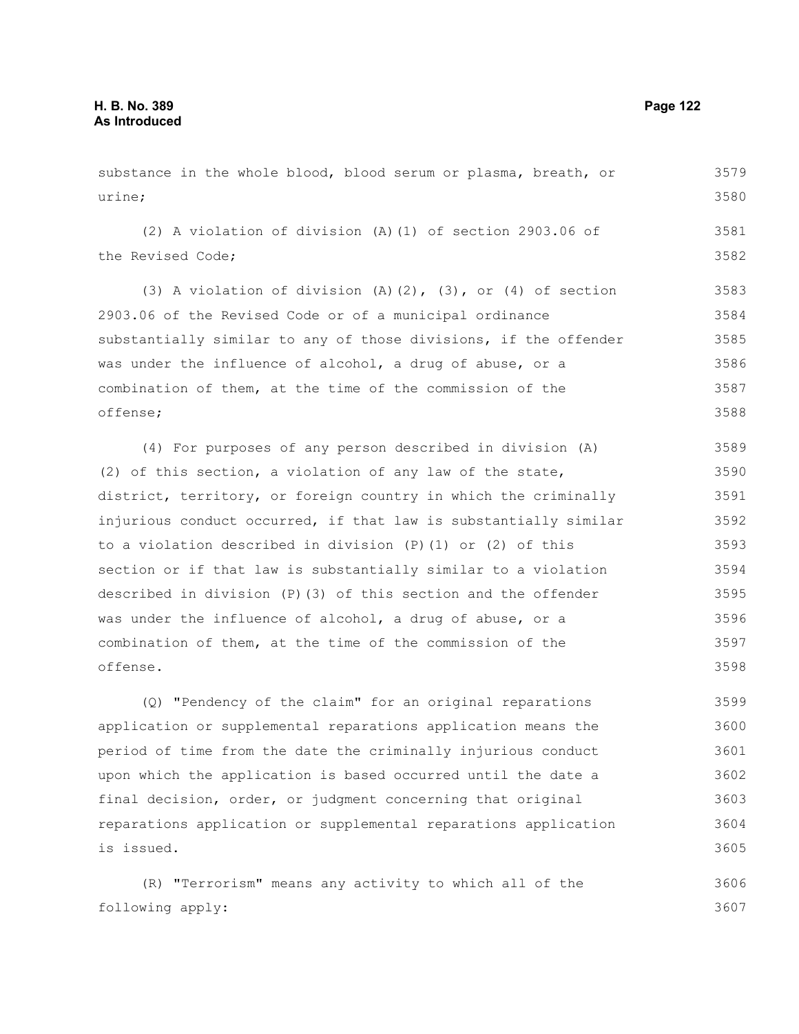substance in the whole blood, blood serum or plasma, breath, or urine;

(2) A violation of division (A)(1) of section 2903.06 of the Revised Code;

(3) A violation of division (A)(2), (3), or (4) of section 2903.06 of the Revised Code or of a municipal ordinance substantially similar to any of those divisions, if the offender was under the influence of alcohol, a drug of abuse, or a combination of them, at the time of the commission of the offense;

(4) For purposes of any person described in division (A)(2) of this section, a violation of any law of the state, district, territory, or foreign country in which the criminally injurious conduct occurred, if that law is substantially similar to a violation described in division (P)(1) or (2) of this section or if that law is substantially similar to a violation described in division (P)(3) of this section and the offender was under the influence of alcohol, a drug of abuse, or a combination of them, at the time of the commission of the offense.

(Q) "Pendency of the claim" for an original reparations application or supplemental reparations application means the period of time from the date the criminally injurious conduct upon which the application is based occurred until the date a final decision, order, or judgment concerning that original reparations application or supplemental reparations application is issued.

(R) "Terrorism" means any activity to which all of the following apply: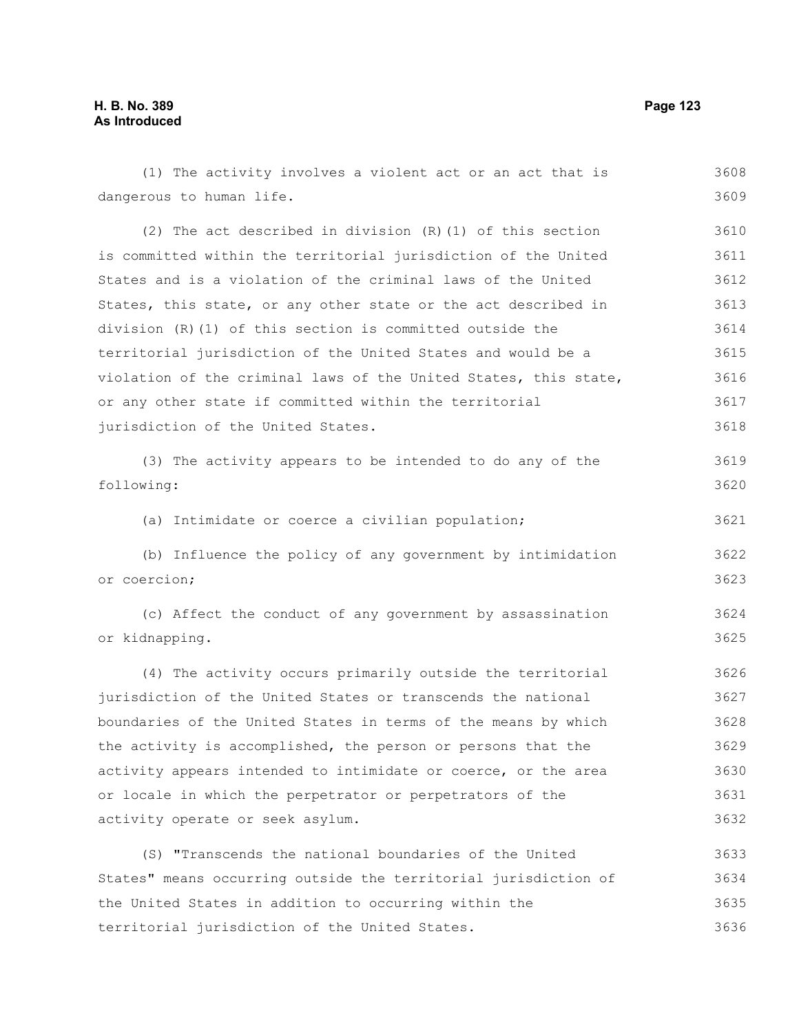(1) The activity involves a violent act or an act that is dangerous to human life.

(2) The act described in division (R)(1) of this section is committed within the territorial jurisdiction of the United States and is a violation of the criminal laws of the United States, this state, or any other state or the act described in division (R)(1) of this section is committed outside the territorial jurisdiction of the United States and would be a violation of the criminal laws of the United States, this state, or any other state if committed within the territorial jurisdiction of the United States.

(3) The activity appears to be intended to do any of the following:

(a) Intimidate or coerce a civilian population;

(b) Influence the policy of any government by intimidation or coercion;

(c) Affect the conduct of any government by assassination or kidnapping.

(4) The activity occurs primarily outside the territorial jurisdiction of the United States or transcends the national boundaries of the United States in terms of the means by which the activity is accomplished, the person or persons that the activity appears intended to intimidate or coerce, or the area or locale in which the perpetrator or perpetrators of the activity operate or seek asylum.

(S) "Transcends the national boundaries of the United States" means occurring outside the territorial jurisdiction of the United States in addition to occurring within the territorial jurisdiction of the United States.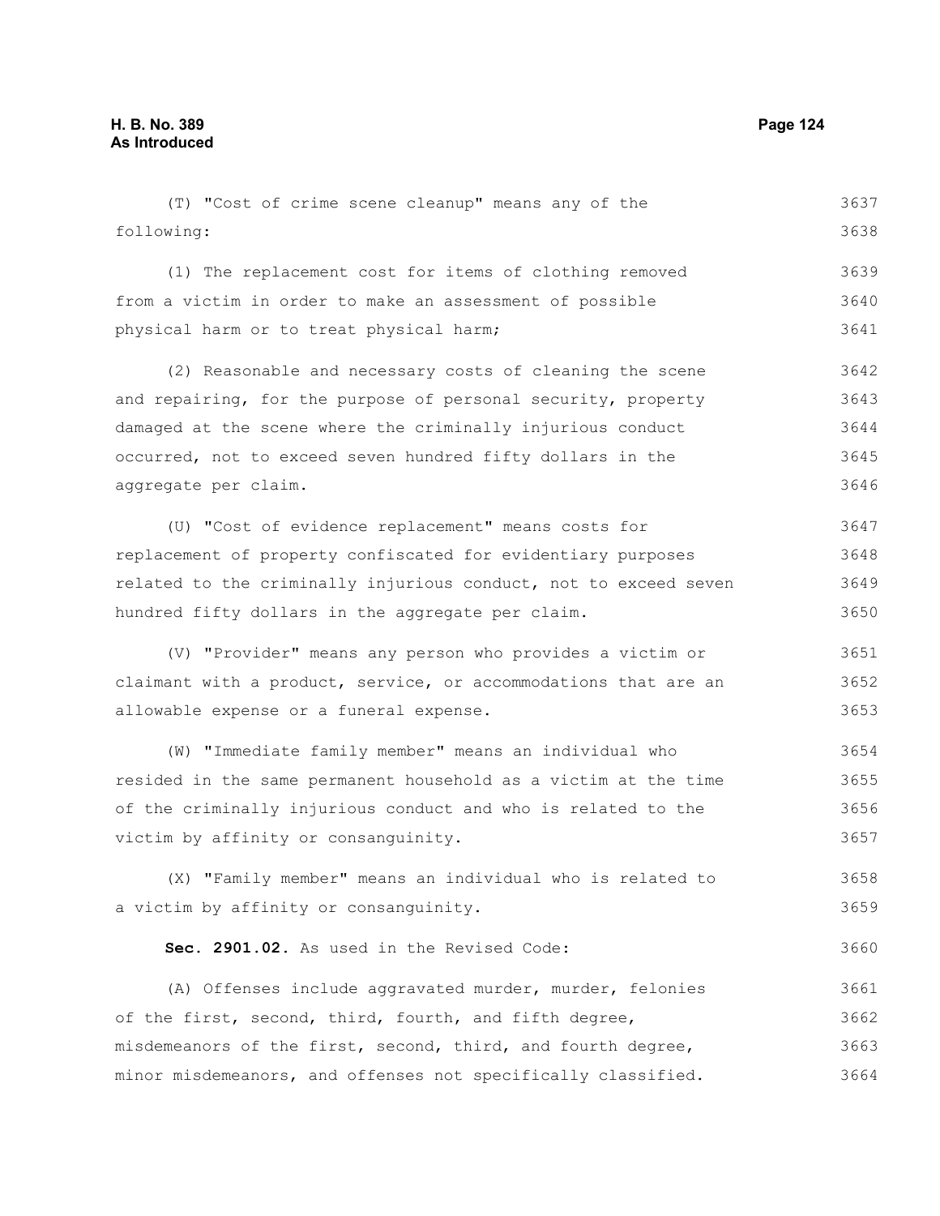(T) "Cost of crime scene cleanup" means any of the following:

(1) The replacement cost for items of clothing removed from a victim in order to make an assessment of possible physical harm or to treat physical harm;

(2) Reasonable and necessary costs of cleaning the scene and repairing, for the purpose of personal security, property damaged at the scene where the criminally injurious conduct occurred, not to exceed seven hundred fifty dollars in the aggregate per claim.

(U) "Cost of evidence replacement" means costs for replacement of property confiscated for evidentiary purposes related to the criminally injurious conduct, not to exceed seven hundred fifty dollars in the aggregate per claim.

(V) "Provider" means any person who provides a victim or claimant with a product, service, or accommodations that are an allowable expense or a funeral expense.

(W) "Immediate family member" means an individual who resided in the same permanent household as a victim at the time of the criminally injurious conduct and who is related to the victim by affinity or consanguinity.

(X) "Family member" means an individual who is related to a victim by affinity or consanguinity.

**Sec. 2901.02.** As used in the Revised Code:

(A) Offenses include aggravated murder, murder, felonies of the first, second, third, fourth, and fifth degree, misdemeanors of the first, second, third, and fourth degree, minor misdemeanors, and offenses not specifically classified.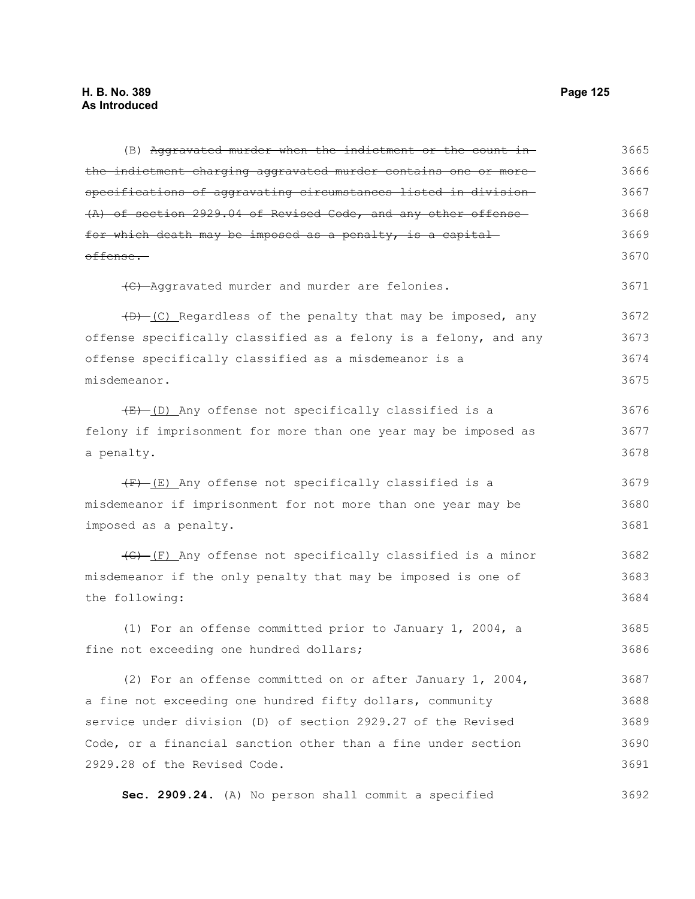(B) ~~Aggravated murder when the indictment or the count in the indictment charging aggravated murder contains one or more specifications of aggravating circumstances listed in division (A) of section 2929.04 of Revised Code, and any other offense for which death may be imposed as a penalty, is a capital offense.~~

~~(C)~~ Aggravated murder and murder are felonies.

~~(D)~~ (C) Regardless of the penalty that may be imposed, any offense specifically classified as a felony is a felony, and any offense specifically classified as a misdemeanor is a misdemeanor.

~~(E)~~ (D) Any offense not specifically classified is a felony if imprisonment for more than one year may be imposed as a penalty.

~~(F)~~ (E) Any offense not specifically classified is a misdemeanor if imprisonment for not more than one year may be imposed as a penalty.

~~(G)~~ (F) Any offense not specifically classified is a minor misdemeanor if the only penalty that may be imposed is one of the following:

(1) For an offense committed prior to January 1, 2004, a fine not exceeding one hundred dollars;

(2) For an offense committed on or after January 1, 2004, a fine not exceeding one hundred fifty dollars, community service under division (D) of section 2929.27 of the Revised Code, or a financial sanction other than a fine under section 2929.28 of the Revised Code.

**Sec. 2909.24.** (A) No person shall commit a specified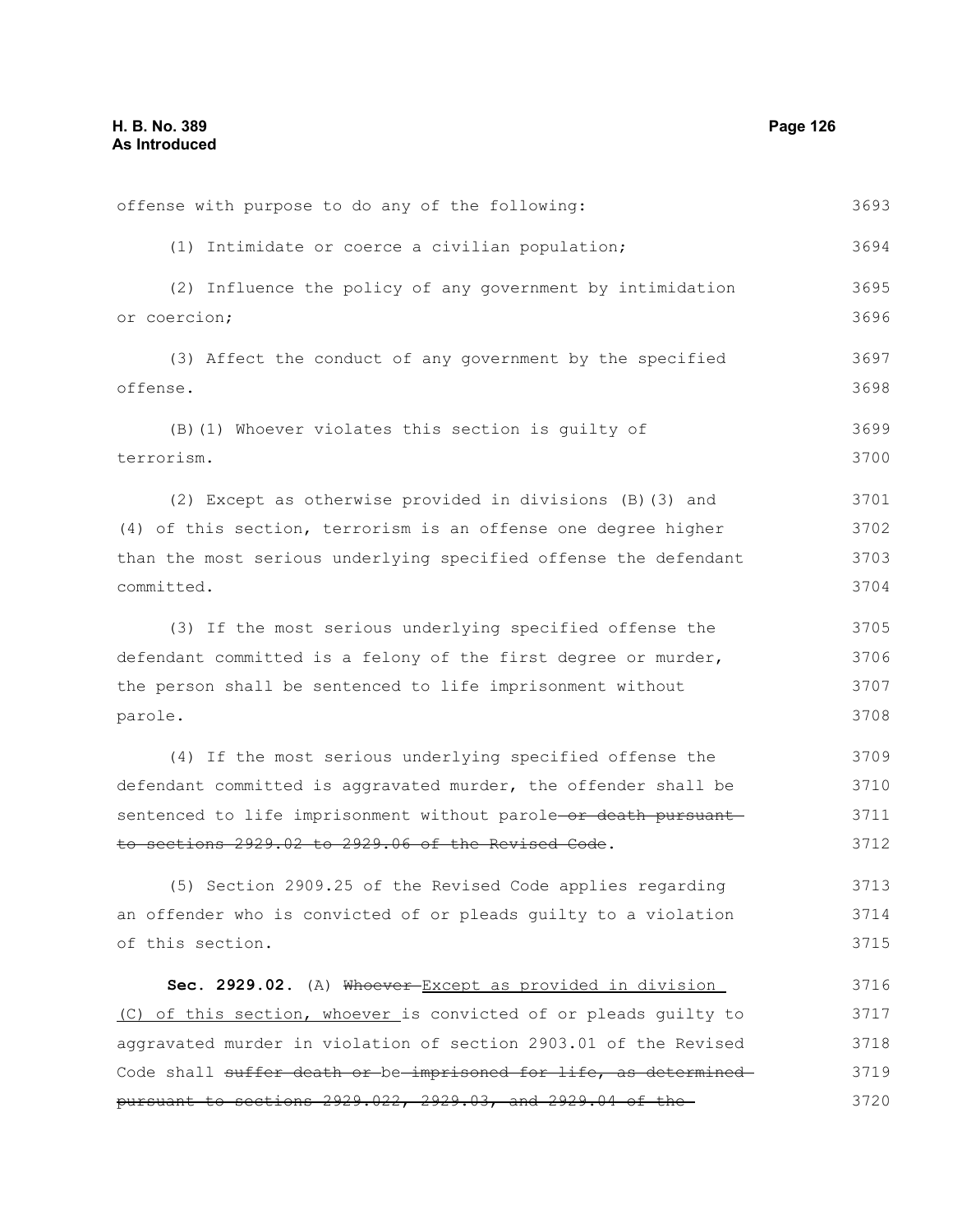offense with purpose to do any of the following: 3693

(1) Intimidate or coerce a civilian population; 3694

(2) Influence the policy of any government by intimidation or coercion; 3695 3696

(3) Affect the conduct of any government by the specified offense. 3697 3698

(B)(1) Whoever violates this section is guilty of terrorism. 3699 3700

(2) Except as otherwise provided in divisions (B)(3) and (4) of this section, terrorism is an offense one degree higher than the most serious underlying specified offense the defendant committed. 3701 3702 3703 3704

(3) If the most serious underlying specified offense the defendant committed is a felony of the first degree or murder, the person shall be sentenced to life imprisonment without parole. 3705 3706 3707 3708

(4) If the most serious underlying specified offense the defendant committed is aggravated murder, the offender shall be sentenced to life imprisonment without parole~~ or death pursuant to sections 2929.02 to 2929.06 of the Revised Code~~. 3709 3710 3711 3712

(5) Section 2909.25 of the Revised Code applies regarding an offender who is convicted of or pleads guilty to a violation of this section. 3713 3714 3715

**Sec. 2929.02.** (A) ~~Whoever~~ <u>Except as provided in division (C) of this section, whoever</u> is convicted of or pleads guilty to aggravated murder in violation of section 2903.01 of the Revised Code shall ~~suffer death or be imprisoned for life, as determined pursuant to sections 2929.022, 2929.03, and 2929.04 of the~~ 3716 3717 3718 3719 3720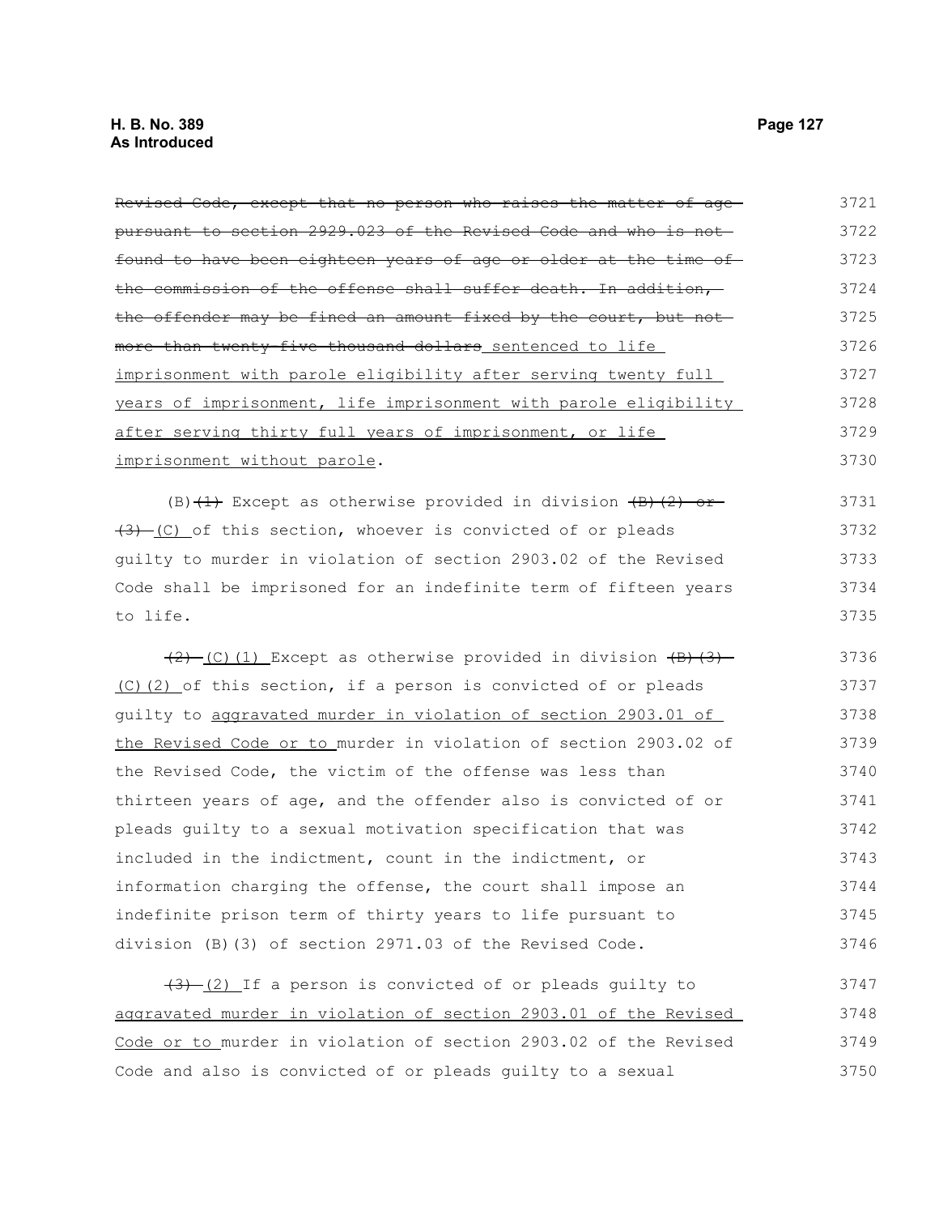~~Revised Code, except that no person who raises the matter of age pursuant to section 2929.023 of the Revised Code and who is not found to have been eighteen years of age or older at the time of the commission of the offense shall suffer death. In addition, the offender may be fined an amount fixed by the court, but not more than twenty-five thousand dollars~~ sentenced to life imprisonment with parole eligibility after serving twenty full years of imprisonment, life imprisonment with parole eligibility after serving thirty full years of imprisonment, or life imprisonment without parole.

(B)~~(1)~~ Except as otherwise provided in division ~~(B)(2) or (3)~~ (C) of this section, whoever is convicted of or pleads guilty to murder in violation of section 2903.02 of the Revised Code shall be imprisoned for an indefinite term of fifteen years to life.

~~(2)~~ (C)(1) Except as otherwise provided in division ~~(B)(3)~~ (C)(2) of this section, if a person is convicted of or pleads guilty to aggravated murder in violation of section 2903.01 of the Revised Code or to murder in violation of section 2903.02 of the Revised Code, the victim of the offense was less than thirteen years of age, and the offender also is convicted of or pleads guilty to a sexual motivation specification that was included in the indictment, count in the indictment, or information charging the offense, the court shall impose an indefinite prison term of thirty years to life pursuant to division (B)(3) of section 2971.03 of the Revised Code.

~~(3)~~ (2) If a person is convicted of or pleads guilty to aggravated murder in violation of section 2903.01 of the Revised Code or to murder in violation of section 2903.02 of the Revised Code and also is convicted of or pleads guilty to a sexual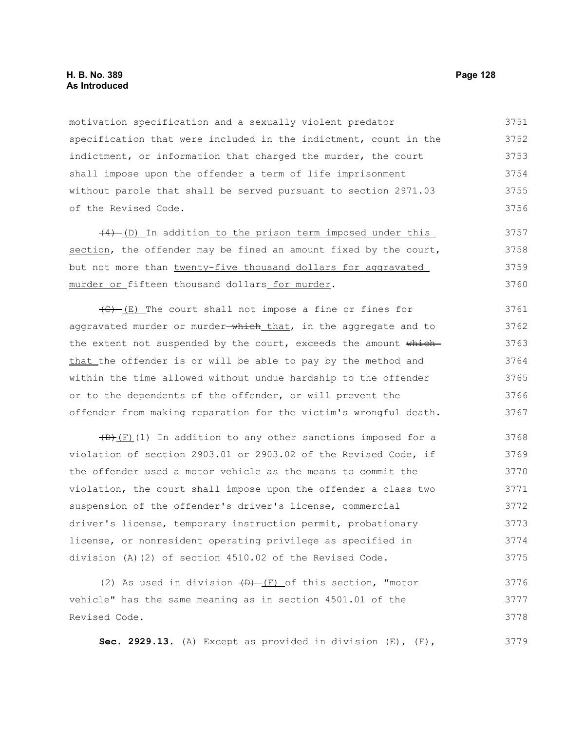motivation specification and a sexually violent predator specification that were included in the indictment, count in the indictment, or information that charged the murder, the court shall impose upon the offender a term of life imprisonment without parole that shall be served pursuant to section 2971.03 of the Revised Code.

~~(4)~~ (D) In addition to the prison term imposed under this section, the offender may be fined an amount fixed by the court, but not more than twenty-five thousand dollars for aggravated murder or fifteen thousand dollars for murder.

~~(C)~~ (E) The court shall not impose a fine or fines for aggravated murder or murder ~~which~~ that, in the aggregate and to the extent not suspended by the court, exceeds the amount ~~which~~ that the offender is or will be able to pay by the method and within the time allowed without undue hardship to the offender or to the dependents of the offender, or will prevent the offender from making reparation for the victim's wrongful death.

~~(D)~~(F)(1) In addition to any other sanctions imposed for a violation of section 2903.01 or 2903.02 of the Revised Code, if the offender used a motor vehicle as the means to commit the violation, the court shall impose upon the offender a class two suspension of the offender's driver's license, commercial driver's license, temporary instruction permit, probationary license, or nonresident operating privilege as specified in division (A)(2) of section 4510.02 of the Revised Code.

(2) As used in division ~~(D)~~ (F) of this section, "motor vehicle" has the same meaning as in section 4501.01 of the Revised Code.

**Sec. 2929.13.** (A) Except as provided in division (E), (F),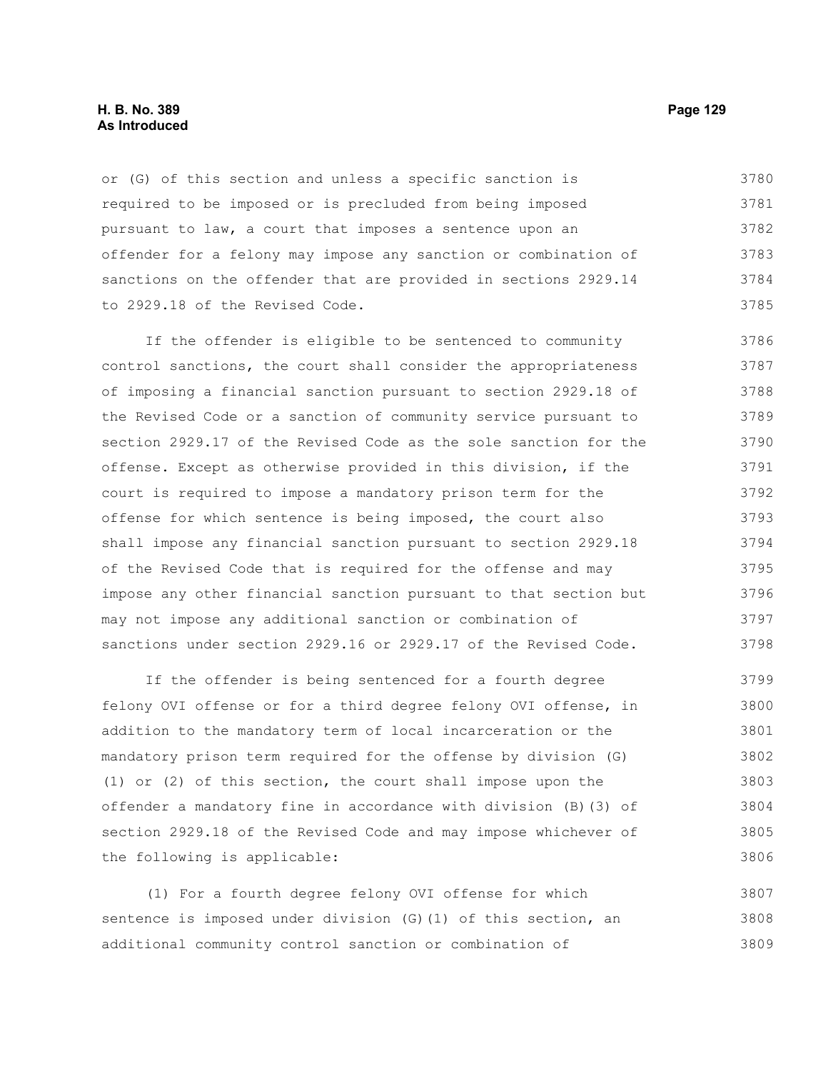or (G) of this section and unless a specific sanction is required to be imposed or is precluded from being imposed pursuant to law, a court that imposes a sentence upon an offender for a felony may impose any sanction or combination of sanctions on the offender that are provided in sections 2929.14 to 2929.18 of the Revised Code.

If the offender is eligible to be sentenced to community control sanctions, the court shall consider the appropriateness of imposing a financial sanction pursuant to section 2929.18 of the Revised Code or a sanction of community service pursuant to section 2929.17 of the Revised Code as the sole sanction for the offense. Except as otherwise provided in this division, if the court is required to impose a mandatory prison term for the offense for which sentence is being imposed, the court also shall impose any financial sanction pursuant to section 2929.18 of the Revised Code that is required for the offense and may impose any other financial sanction pursuant to that section but may not impose any additional sanction or combination of sanctions under section 2929.16 or 2929.17 of the Revised Code.

If the offender is being sentenced for a fourth degree felony OVI offense or for a third degree felony OVI offense, in addition to the mandatory term of local incarceration or the mandatory prison term required for the offense by division (G)(1) or (2) of this section, the court shall impose upon the offender a mandatory fine in accordance with division (B)(3) of section 2929.18 of the Revised Code and may impose whichever of the following is applicable:

(1) For a fourth degree felony OVI offense for which sentence is imposed under division (G)(1) of this section, an additional community control sanction or combination of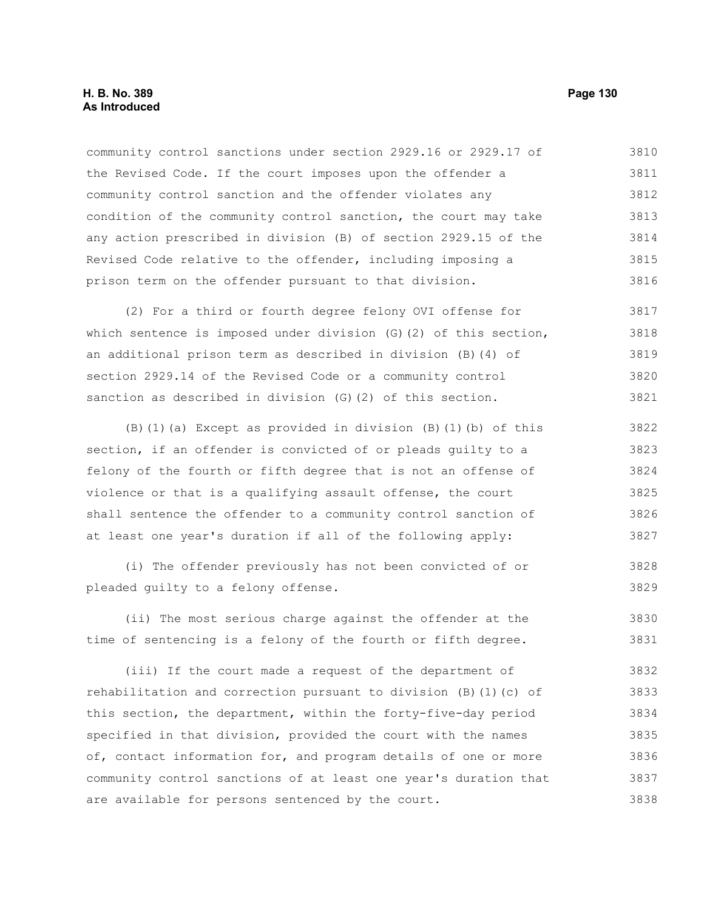community control sanctions under section 2929.16 or 2929.17 of the Revised Code. If the court imposes upon the offender a community control sanction and the offender violates any condition of the community control sanction, the court may take any action prescribed in division (B) of section 2929.15 of the Revised Code relative to the offender, including imposing a prison term on the offender pursuant to that division.

(2) For a third or fourth degree felony OVI offense for which sentence is imposed under division (G)(2) of this section, an additional prison term as described in division (B)(4) of section 2929.14 of the Revised Code or a community control sanction as described in division (G)(2) of this section.

(B)(1)(a) Except as provided in division (B)(1)(b) of this section, if an offender is convicted of or pleads guilty to a felony of the fourth or fifth degree that is not an offense of violence or that is a qualifying assault offense, the court shall sentence the offender to a community control sanction of at least one year's duration if all of the following apply:

(i) The offender previously has not been convicted of or pleaded guilty to a felony offense.

(ii) The most serious charge against the offender at the time of sentencing is a felony of the fourth or fifth degree.

(iii) If the court made a request of the department of rehabilitation and correction pursuant to division (B)(1)(c) of this section, the department, within the forty-five-day period specified in that division, provided the court with the names of, contact information for, and program details of one or more community control sanctions of at least one year's duration that are available for persons sentenced by the court.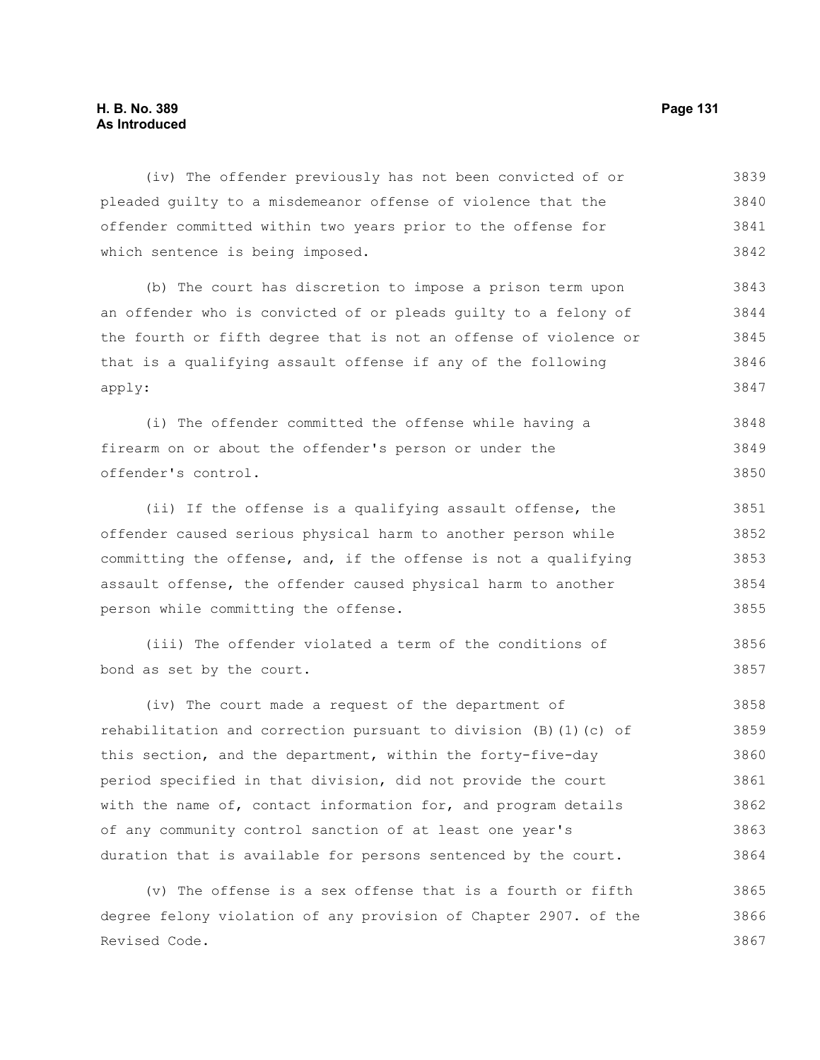(iv) The offender previously has not been convicted of or pleaded guilty to a misdemeanor offense of violence that the offender committed within two years prior to the offense for which sentence is being imposed.

(b) The court has discretion to impose a prison term upon an offender who is convicted of or pleads guilty to a felony of the fourth or fifth degree that is not an offense of violence or that is a qualifying assault offense if any of the following apply:

(i) The offender committed the offense while having a firearm on or about the offender's person or under the offender's control.

(ii) If the offense is a qualifying assault offense, the offender caused serious physical harm to another person while committing the offense, and, if the offense is not a qualifying assault offense, the offender caused physical harm to another person while committing the offense.

(iii) The offender violated a term of the conditions of bond as set by the court.

(iv) The court made a request of the department of rehabilitation and correction pursuant to division (B)(1)(c) of this section, and the department, within the forty-five-day period specified in that division, did not provide the court with the name of, contact information for, and program details of any community control sanction of at least one year's duration that is available for persons sentenced by the court.

(v) The offense is a sex offense that is a fourth or fifth degree felony violation of any provision of Chapter 2907. of the Revised Code.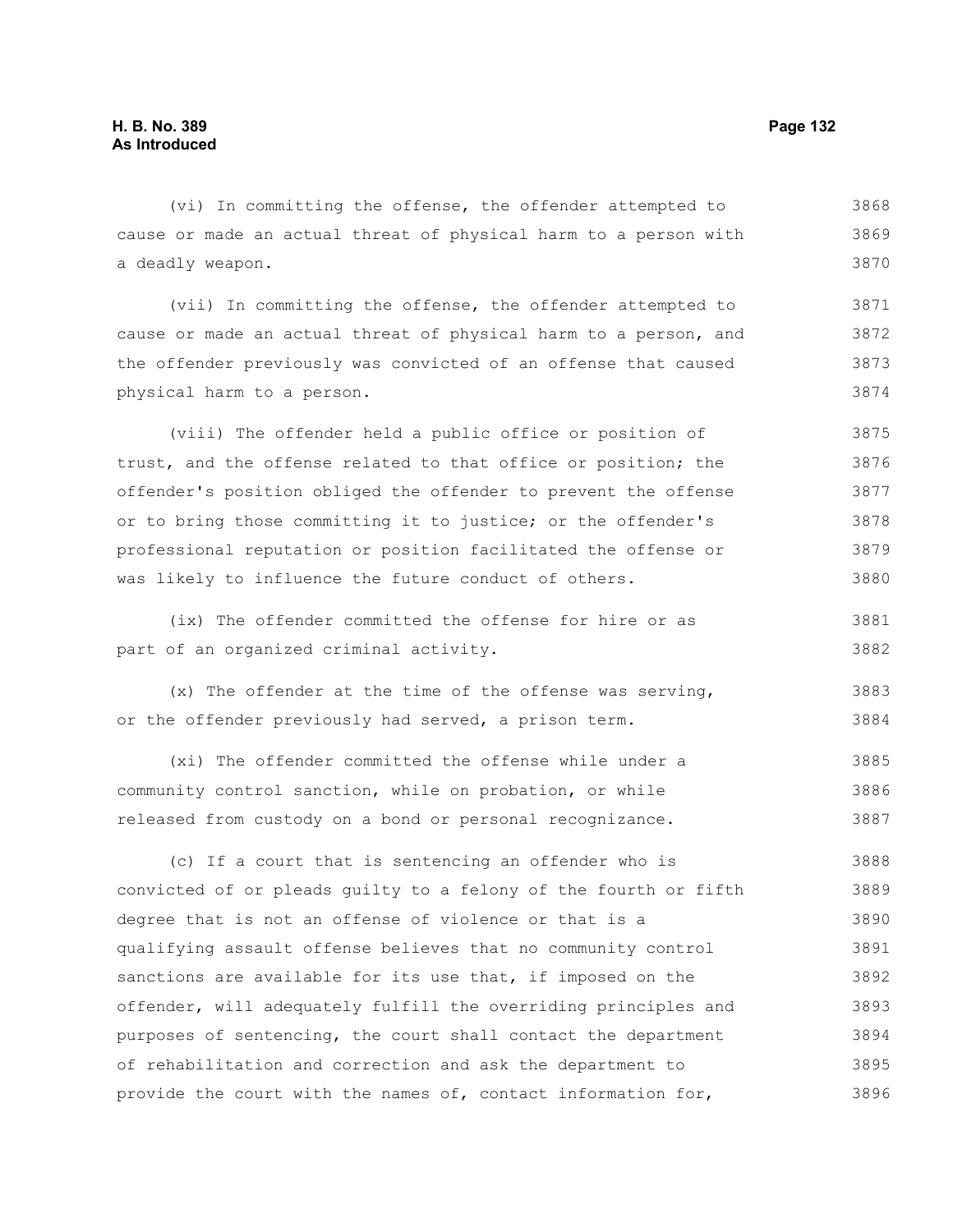(vi) In committing the offense, the offender attempted to cause or made an actual threat of physical harm to a person with a deadly weapon.

(vii) In committing the offense, the offender attempted to cause or made an actual threat of physical harm to a person, and the offender previously was convicted of an offense that caused physical harm to a person.

(viii) The offender held a public office or position of trust, and the offense related to that office or position; the offender's position obliged the offender to prevent the offense or to bring those committing it to justice; or the offender's professional reputation or position facilitated the offense or was likely to influence the future conduct of others.

(ix) The offender committed the offense for hire or as part of an organized criminal activity.

(x) The offender at the time of the offense was serving, or the offender previously had served, a prison term.

(xi) The offender committed the offense while under a community control sanction, while on probation, or while released from custody on a bond or personal recognizance.

(c) If a court that is sentencing an offender who is convicted of or pleads guilty to a felony of the fourth or fifth degree that is not an offense of violence or that is a qualifying assault offense believes that no community control sanctions are available for its use that, if imposed on the offender, will adequately fulfill the overriding principles and purposes of sentencing, the court shall contact the department of rehabilitation and correction and ask the department to provide the court with the names of, contact information for,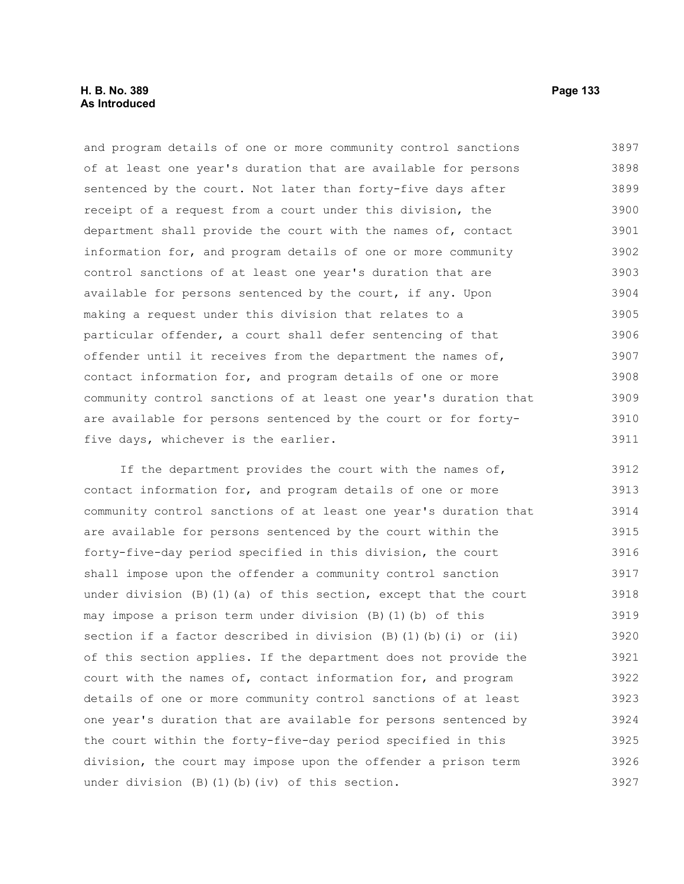and program details of one or more community control sanctions of at least one year's duration that are available for persons sentenced by the court. Not later than forty-five days after receipt of a request from a court under this division, the department shall provide the court with the names of, contact information for, and program details of one or more community control sanctions of at least one year's duration that are available for persons sentenced by the court, if any. Upon making a request under this division that relates to a particular offender, a court shall defer sentencing of that offender until it receives from the department the names of, contact information for, and program details of one or more community control sanctions of at least one year's duration that are available for persons sentenced by the court or for forty-five days, whichever is the earlier.

If the department provides the court with the names of, contact information for, and program details of one or more community control sanctions of at least one year's duration that are available for persons sentenced by the court within the forty-five-day period specified in this division, the court shall impose upon the offender a community control sanction under division (B)(1)(a) of this section, except that the court may impose a prison term under division (B)(1)(b) of this section if a factor described in division (B)(1)(b)(i) or (ii) of this section applies. If the department does not provide the court with the names of, contact information for, and program details of one or more community control sanctions of at least one year's duration that are available for persons sentenced by the court within the forty-five-day period specified in this division, the court may impose upon the offender a prison term under division (B)(1)(b)(iv) of this section.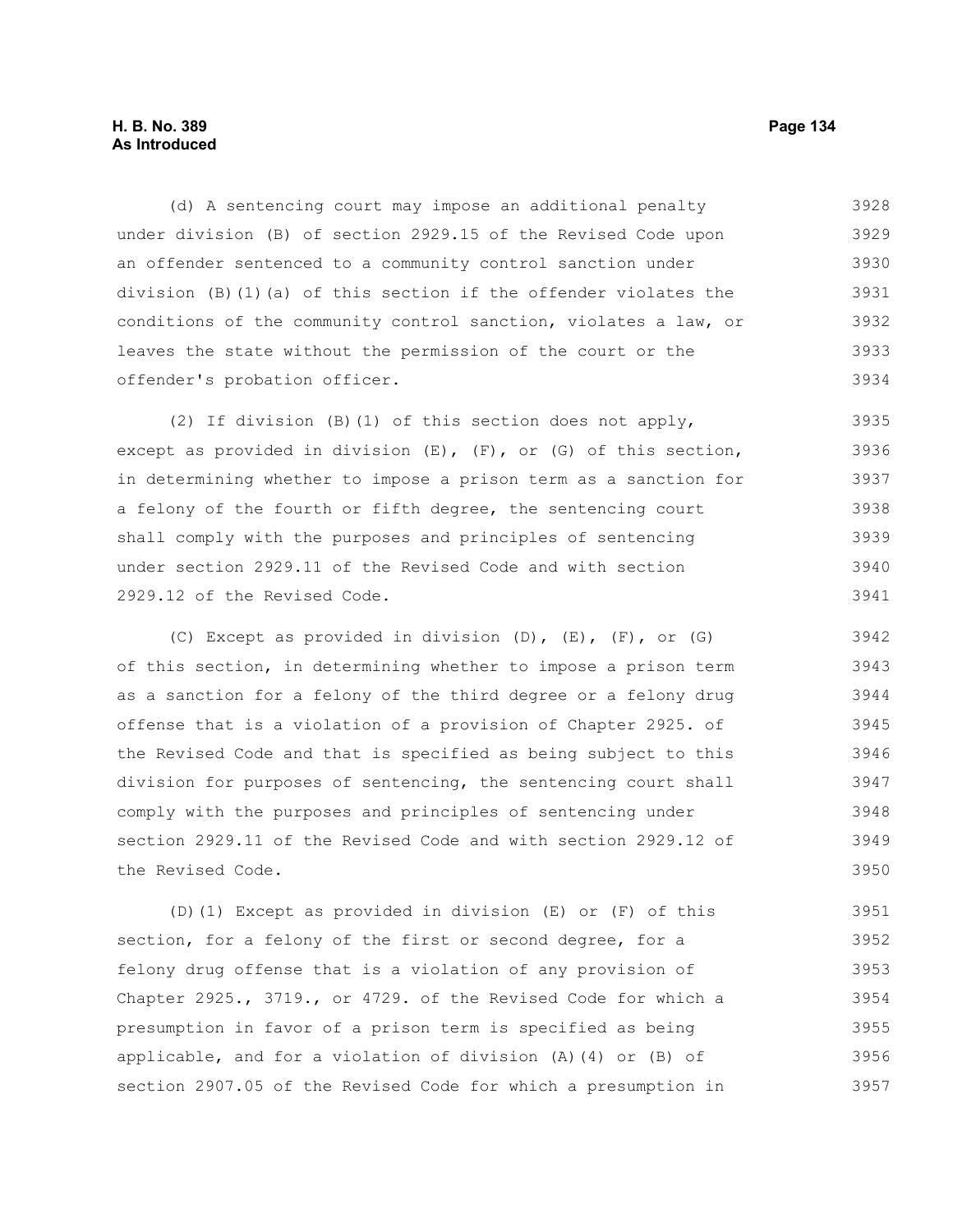(d) A sentencing court may impose an additional penalty under division (B) of section 2929.15 of the Revised Code upon an offender sentenced to a community control sanction under division (B)(1)(a) of this section if the offender violates the conditions of the community control sanction, violates a law, or leaves the state without the permission of the court or the offender's probation officer.

(2) If division (B)(1) of this section does not apply, except as provided in division (E), (F), or (G) of this section, in determining whether to impose a prison term as a sanction for a felony of the fourth or fifth degree, the sentencing court shall comply with the purposes and principles of sentencing under section 2929.11 of the Revised Code and with section 2929.12 of the Revised Code.

(C) Except as provided in division (D), (E), (F), or (G) of this section, in determining whether to impose a prison term as a sanction for a felony of the third degree or a felony drug offense that is a violation of a provision of Chapter 2925. of the Revised Code and that is specified as being subject to this division for purposes of sentencing, the sentencing court shall comply with the purposes and principles of sentencing under section 2929.11 of the Revised Code and with section 2929.12 of the Revised Code.

(D)(1) Except as provided in division (E) or (F) of this section, for a felony of the first or second degree, for a felony drug offense that is a violation of any provision of Chapter 2925., 3719., or 4729. of the Revised Code for which a presumption in favor of a prison term is specified as being applicable, and for a violation of division (A)(4) or (B) of section 2907.05 of the Revised Code for which a presumption in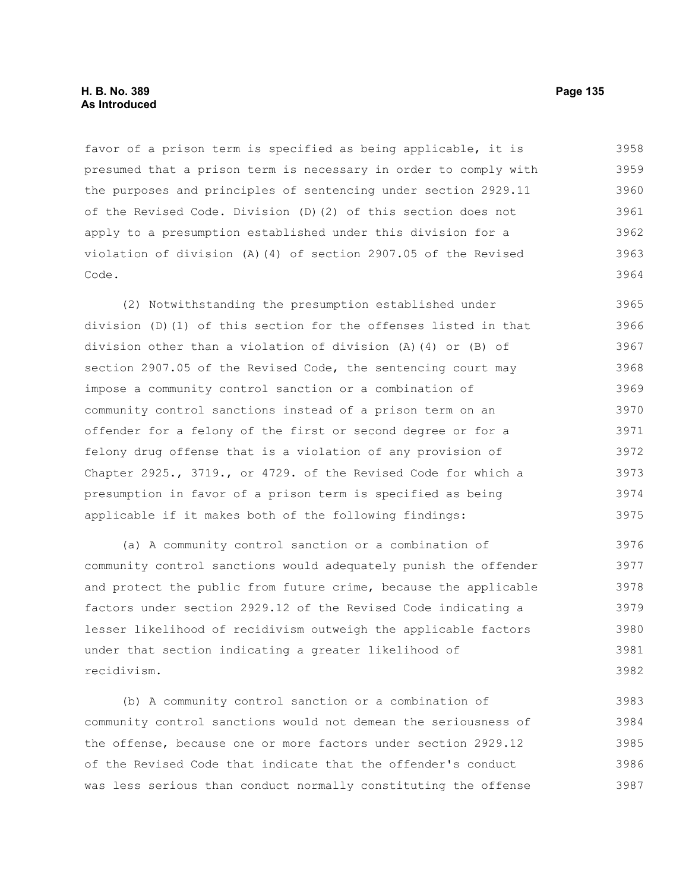favor of a prison term is specified as being applicable, it is presumed that a prison term is necessary in order to comply with the purposes and principles of sentencing under section 2929.11 of the Revised Code. Division (D)(2) of this section does not apply to a presumption established under this division for a violation of division (A)(4) of section 2907.05 of the Revised Code.

(2) Notwithstanding the presumption established under division (D)(1) of this section for the offenses listed in that division other than a violation of division (A)(4) or (B) of section 2907.05 of the Revised Code, the sentencing court may impose a community control sanction or a combination of community control sanctions instead of a prison term on an offender for a felony of the first or second degree or for a felony drug offense that is a violation of any provision of Chapter 2925., 3719., or 4729. of the Revised Code for which a presumption in favor of a prison term is specified as being applicable if it makes both of the following findings:

(a) A community control sanction or a combination of community control sanctions would adequately punish the offender and protect the public from future crime, because the applicable factors under section 2929.12 of the Revised Code indicating a lesser likelihood of recidivism outweigh the applicable factors under that section indicating a greater likelihood of recidivism.

(b) A community control sanction or a combination of community control sanctions would not demean the seriousness of the offense, because one or more factors under section 2929.12 of the Revised Code that indicate that the offender's conduct was less serious than conduct normally constituting the offense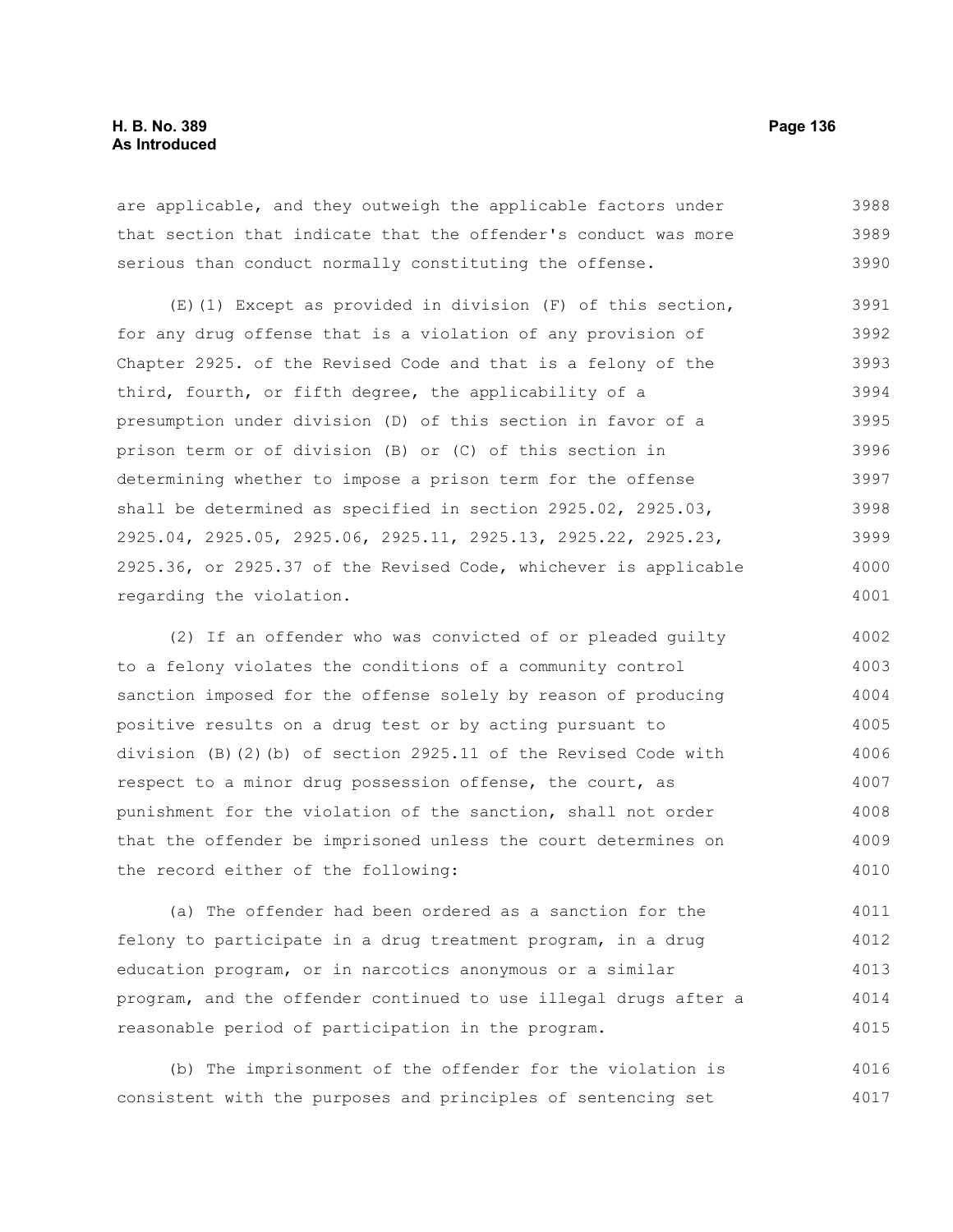are applicable, and they outweigh the applicable factors under that section that indicate that the offender's conduct was more serious than conduct normally constituting the offense.

(E)(1) Except as provided in division (F) of this section, for any drug offense that is a violation of any provision of Chapter 2925. of the Revised Code and that is a felony of the third, fourth, or fifth degree, the applicability of a presumption under division (D) of this section in favor of a prison term or of division (B) or (C) of this section in determining whether to impose a prison term for the offense shall be determined as specified in section 2925.02, 2925.03, 2925.04, 2925.05, 2925.06, 2925.11, 2925.13, 2925.22, 2925.23, 2925.36, or 2925.37 of the Revised Code, whichever is applicable regarding the violation.

(2) If an offender who was convicted of or pleaded guilty to a felony violates the conditions of a community control sanction imposed for the offense solely by reason of producing positive results on a drug test or by acting pursuant to division (B)(2)(b) of section 2925.11 of the Revised Code with respect to a minor drug possession offense, the court, as punishment for the violation of the sanction, shall not order that the offender be imprisoned unless the court determines on the record either of the following:

(a) The offender had been ordered as a sanction for the felony to participate in a drug treatment program, in a drug education program, or in narcotics anonymous or a similar program, and the offender continued to use illegal drugs after a reasonable period of participation in the program.

(b) The imprisonment of the offender for the violation is consistent with the purposes and principles of sentencing set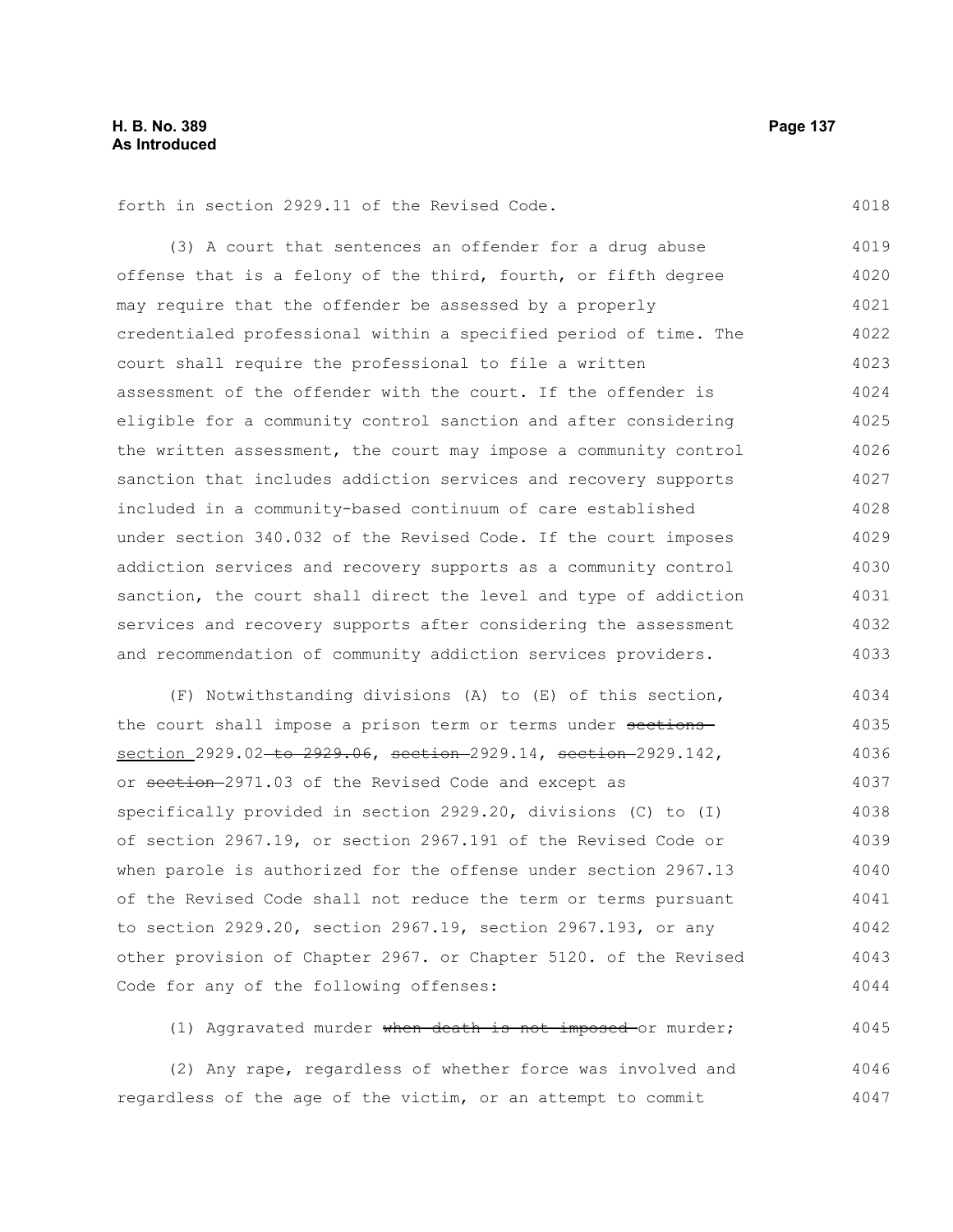forth in section 2929.11 of the Revised Code.

(3) A court that sentences an offender for a drug abuse offense that is a felony of the third, fourth, or fifth degree may require that the offender be assessed by a properly credentialed professional within a specified period of time. The court shall require the professional to file a written assessment of the offender with the court. If the offender is eligible for a community control sanction and after considering the written assessment, the court may impose a community control sanction that includes addiction services and recovery supports included in a community-based continuum of care established under section 340.032 of the Revised Code. If the court imposes addiction services and recovery supports as a community control sanction, the court shall direct the level and type of addiction services and recovery supports after considering the assessment and recommendation of community addiction services providers.

(F) Notwithstanding divisions (A) to (E) of this section, the court shall impose a prison term or terms under ~~sections~~ section 2929.02 ~~to 2929.06~~, ~~section~~ 2929.14, ~~section~~ 2929.142, or ~~section~~ 2971.03 of the Revised Code and except as specifically provided in section 2929.20, divisions (C) to (I) of section 2967.19, or section 2967.191 of the Revised Code or when parole is authorized for the offense under section 2967.13 of the Revised Code shall not reduce the term or terms pursuant to section 2929.20, section 2967.19, section 2967.193, or any other provision of Chapter 2967. or Chapter 5120. of the Revised Code for any of the following offenses:

(1) Aggravated murder ~~when death is not imposed~~ or murder;

(2) Any rape, regardless of whether force was involved and regardless of the age of the victim, or an attempt to commit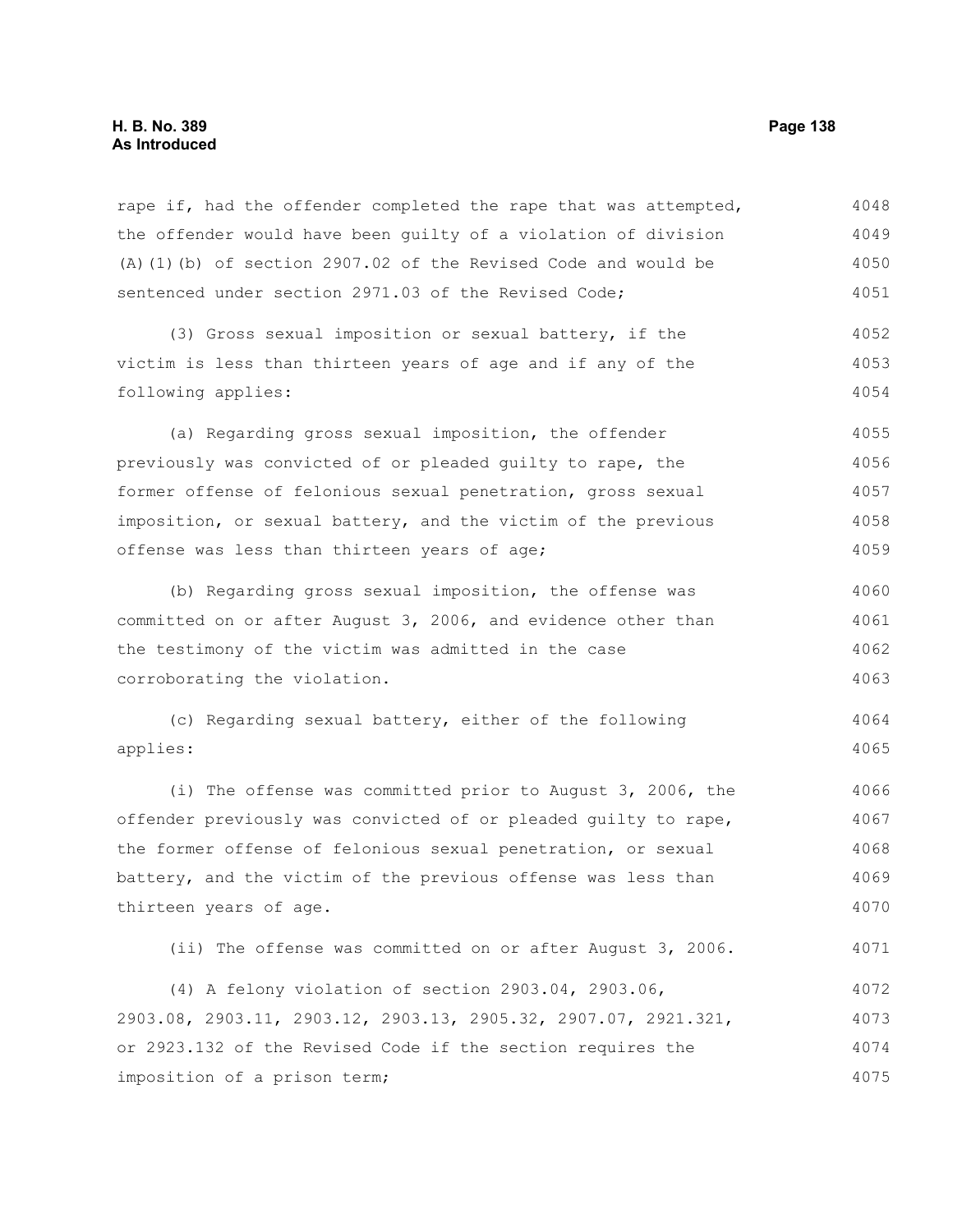rape if, had the offender completed the rape that was attempted, the offender would have been guilty of a violation of division (A)(1)(b) of section 2907.02 of the Revised Code and would be sentenced under section 2971.03 of the Revised Code;

(3) Gross sexual imposition or sexual battery, if the victim is less than thirteen years of age and if any of the following applies:

(a) Regarding gross sexual imposition, the offender previously was convicted of or pleaded guilty to rape, the former offense of felonious sexual penetration, gross sexual imposition, or sexual battery, and the victim of the previous offense was less than thirteen years of age;

(b) Regarding gross sexual imposition, the offense was committed on or after August 3, 2006, and evidence other than the testimony of the victim was admitted in the case corroborating the violation.

(c) Regarding sexual battery, either of the following applies:

(i) The offense was committed prior to August 3, 2006, the offender previously was convicted of or pleaded guilty to rape, the former offense of felonious sexual penetration, or sexual battery, and the victim of the previous offense was less than thirteen years of age.

(ii) The offense was committed on or after August 3, 2006.

(4) A felony violation of section 2903.04, 2903.06, 2903.08, 2903.11, 2903.12, 2903.13, 2905.32, 2907.07, 2921.321, or 2923.132 of the Revised Code if the section requires the imposition of a prison term;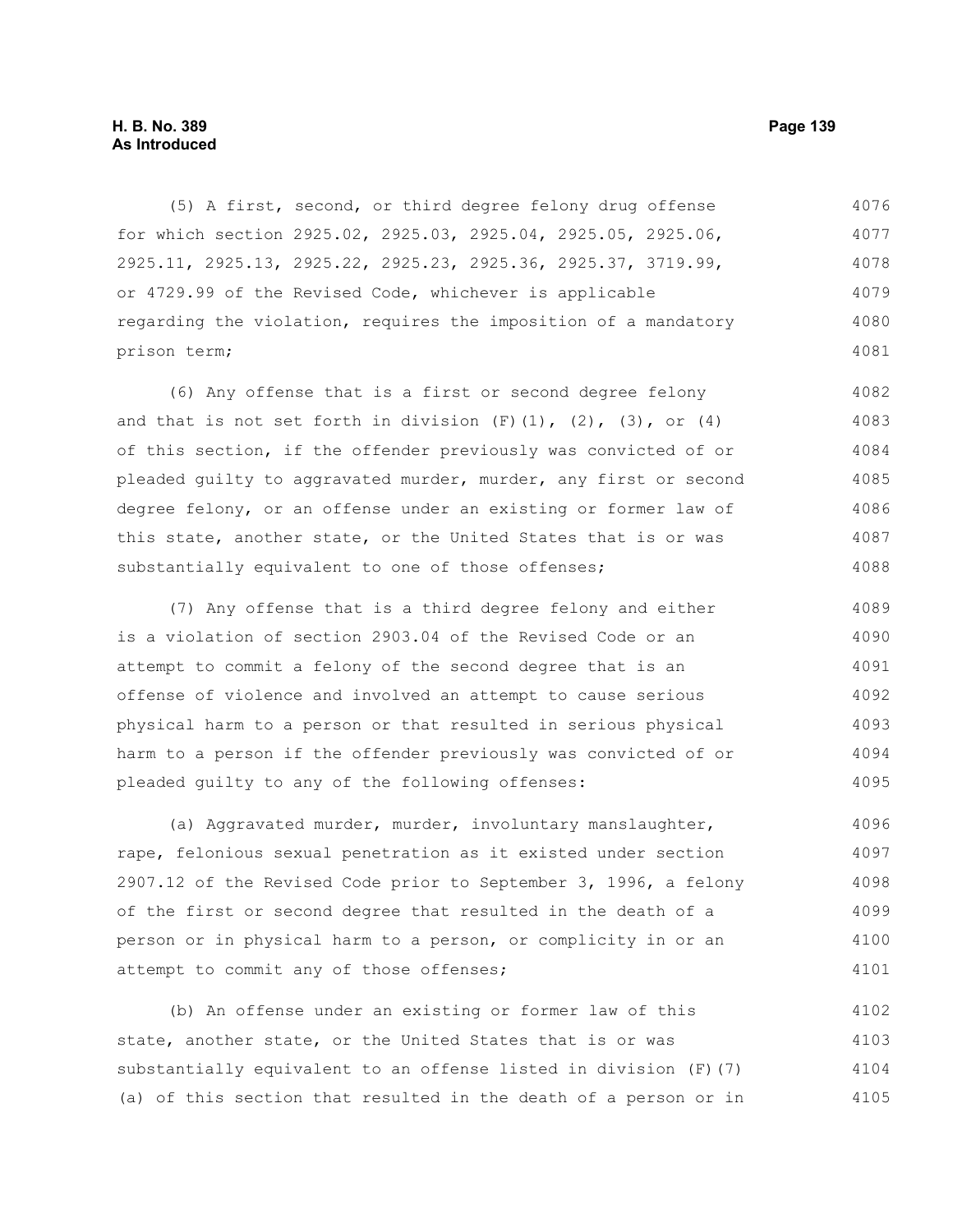(5) A first, second, or third degree felony drug offense for which section 2925.02, 2925.03, 2925.04, 2925.05, 2925.06, 2925.11, 2925.13, 2925.22, 2925.23, 2925.36, 2925.37, 3719.99, or 4729.99 of the Revised Code, whichever is applicable regarding the violation, requires the imposition of a mandatory prison term;

(6) Any offense that is a first or second degree felony and that is not set forth in division (F)(1), (2), (3), or (4) of this section, if the offender previously was convicted of or pleaded guilty to aggravated murder, murder, any first or second degree felony, or an offense under an existing or former law of this state, another state, or the United States that is or was substantially equivalent to one of those offenses;

(7) Any offense that is a third degree felony and either is a violation of section 2903.04 of the Revised Code or an attempt to commit a felony of the second degree that is an offense of violence and involved an attempt to cause serious physical harm to a person or that resulted in serious physical harm to a person if the offender previously was convicted of or pleaded guilty to any of the following offenses:

(a) Aggravated murder, murder, involuntary manslaughter, rape, felonious sexual penetration as it existed under section 2907.12 of the Revised Code prior to September 3, 1996, a felony of the first or second degree that resulted in the death of a person or in physical harm to a person, or complicity in or an attempt to commit any of those offenses;

(b) An offense under an existing or former law of this state, another state, or the United States that is or was substantially equivalent to an offense listed in division (F)(7)(a) of this section that resulted in the death of a person or in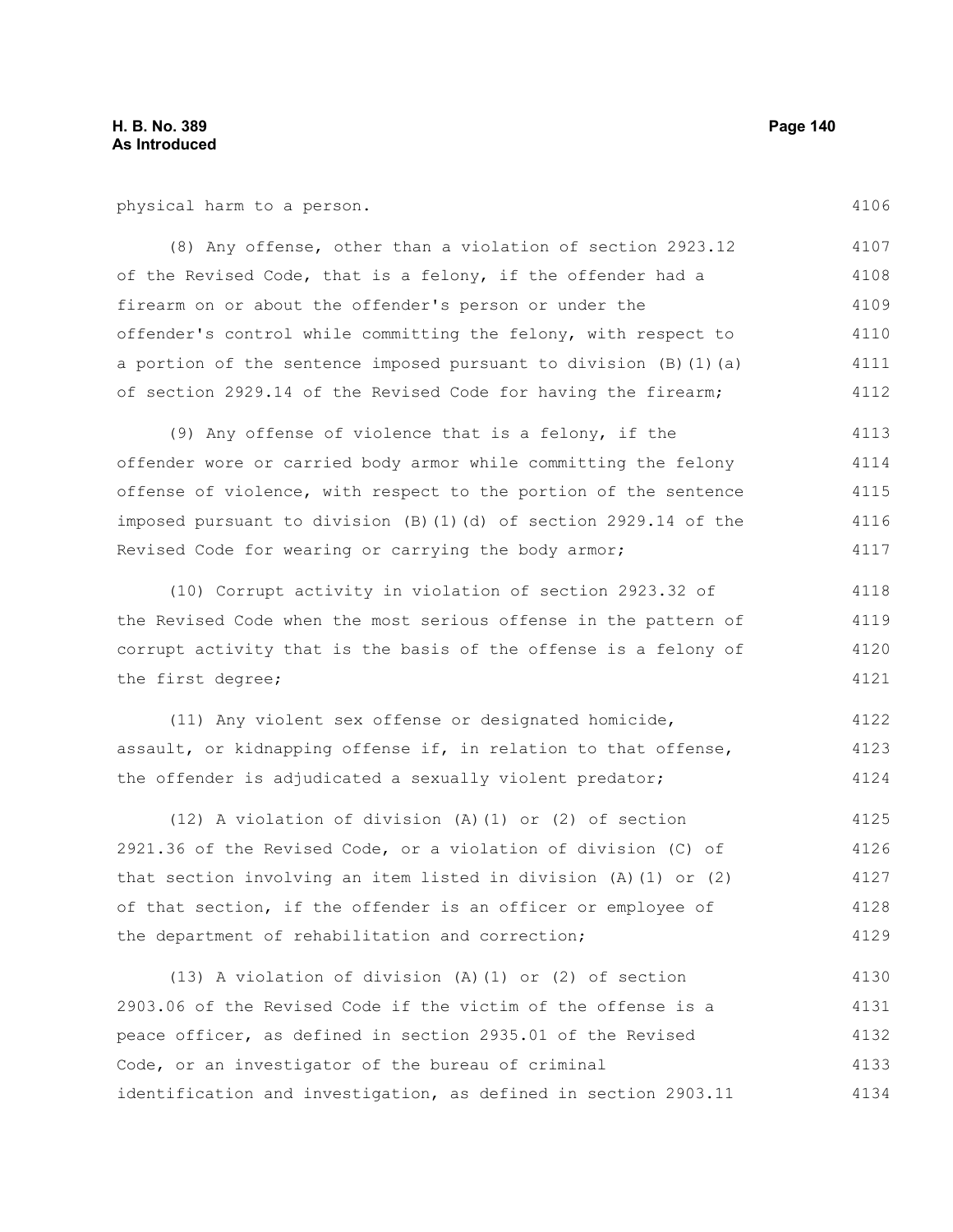physical harm to a person.

(8) Any offense, other than a violation of section 2923.12 of the Revised Code, that is a felony, if the offender had a firearm on or about the offender's person or under the offender's control while committing the felony, with respect to a portion of the sentence imposed pursuant to division (B)(1)(a) of section 2929.14 of the Revised Code for having the firearm;

(9) Any offense of violence that is a felony, if the offender wore or carried body armor while committing the felony offense of violence, with respect to the portion of the sentence imposed pursuant to division (B)(1)(d) of section 2929.14 of the Revised Code for wearing or carrying the body armor;

(10) Corrupt activity in violation of section 2923.32 of the Revised Code when the most serious offense in the pattern of corrupt activity that is the basis of the offense is a felony of the first degree;

(11) Any violent sex offense or designated homicide, assault, or kidnapping offense if, in relation to that offense, the offender is adjudicated a sexually violent predator;

(12) A violation of division (A)(1) or (2) of section 2921.36 of the Revised Code, or a violation of division (C) of that section involving an item listed in division (A)(1) or (2) of that section, if the offender is an officer or employee of the department of rehabilitation and correction;

(13) A violation of division (A)(1) or (2) of section 2903.06 of the Revised Code if the victim of the offense is a peace officer, as defined in section 2935.01 of the Revised Code, or an investigator of the bureau of criminal identification and investigation, as defined in section 2903.11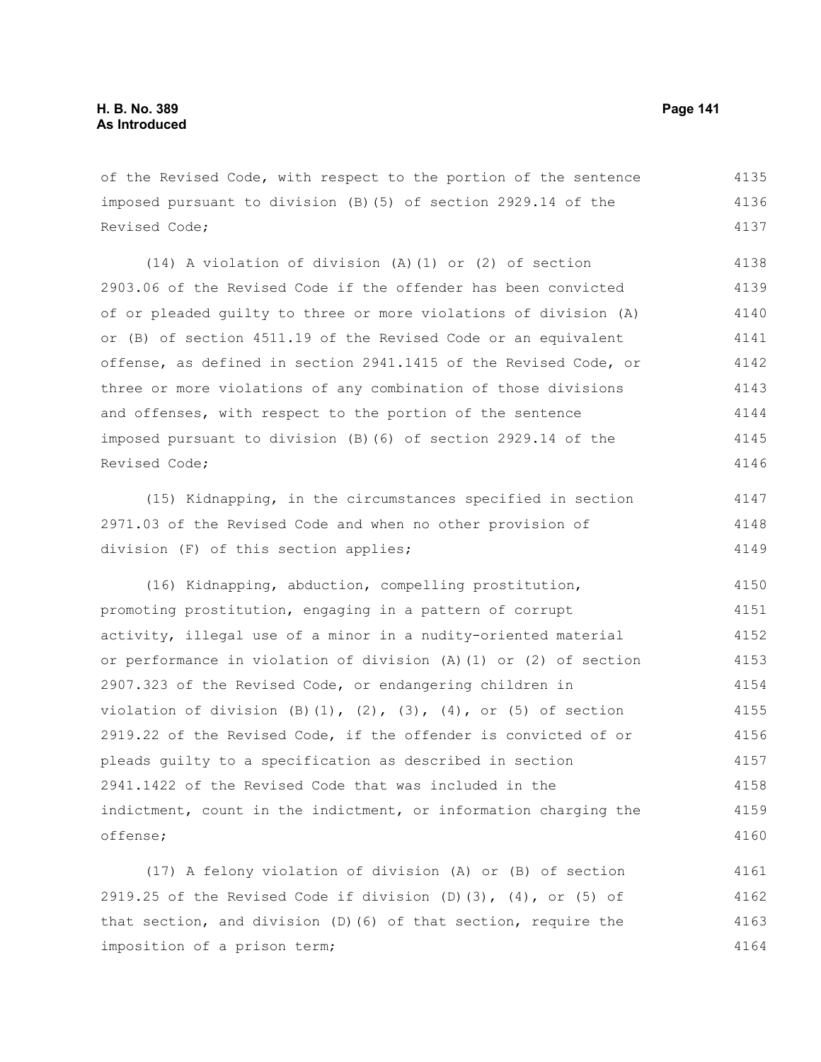of the Revised Code, with respect to the portion of the sentence imposed pursuant to division (B)(5) of section 2929.14 of the Revised Code;

(14) A violation of division (A)(1) or (2) of section 2903.06 of the Revised Code if the offender has been convicted of or pleaded guilty to three or more violations of division (A) or (B) of section 4511.19 of the Revised Code or an equivalent offense, as defined in section 2941.1415 of the Revised Code, or three or more violations of any combination of those divisions and offenses, with respect to the portion of the sentence imposed pursuant to division (B)(6) of section 2929.14 of the Revised Code;

(15) Kidnapping, in the circumstances specified in section 2971.03 of the Revised Code and when no other provision of division (F) of this section applies;

(16) Kidnapping, abduction, compelling prostitution, promoting prostitution, engaging in a pattern of corrupt activity, illegal use of a minor in a nudity-oriented material or performance in violation of division (A)(1) or (2) of section 2907.323 of the Revised Code, or endangering children in violation of division (B)(1), (2), (3), (4), or (5) of section 2919.22 of the Revised Code, if the offender is convicted of or pleads guilty to a specification as described in section 2941.1422 of the Revised Code that was included in the indictment, count in the indictment, or information charging the offense;

(17) A felony violation of division (A) or (B) of section 2919.25 of the Revised Code if division (D)(3), (4), or (5) of that section, and division (D)(6) of that section, require the imposition of a prison term;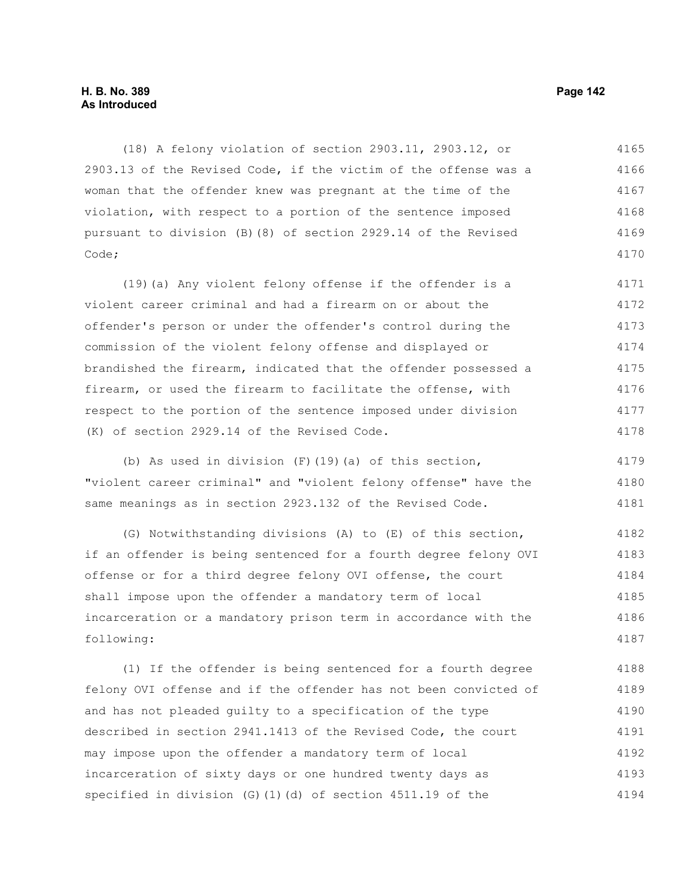(18) A felony violation of section 2903.11, 2903.12, or 2903.13 of the Revised Code, if the victim of the offense was a woman that the offender knew was pregnant at the time of the violation, with respect to a portion of the sentence imposed pursuant to division (B)(8) of section 2929.14 of the Revised Code;

(19)(a) Any violent felony offense if the offender is a violent career criminal and had a firearm on or about the offender's person or under the offender's control during the commission of the violent felony offense and displayed or brandished the firearm, indicated that the offender possessed a firearm, or used the firearm to facilitate the offense, with respect to the portion of the sentence imposed under division (K) of section 2929.14 of the Revised Code.

(b) As used in division (F)(19)(a) of this section, "violent career criminal" and "violent felony offense" have the same meanings as in section 2923.132 of the Revised Code.

(G) Notwithstanding divisions (A) to (E) of this section, if an offender is being sentenced for a fourth degree felony OVI offense or for a third degree felony OVI offense, the court shall impose upon the offender a mandatory term of local incarceration or a mandatory prison term in accordance with the following:

(1) If the offender is being sentenced for a fourth degree felony OVI offense and if the offender has not been convicted of and has not pleaded guilty to a specification of the type described in section 2941.1413 of the Revised Code, the court may impose upon the offender a mandatory term of local incarceration of sixty days or one hundred twenty days as specified in division (G)(1)(d) of section 4511.19 of the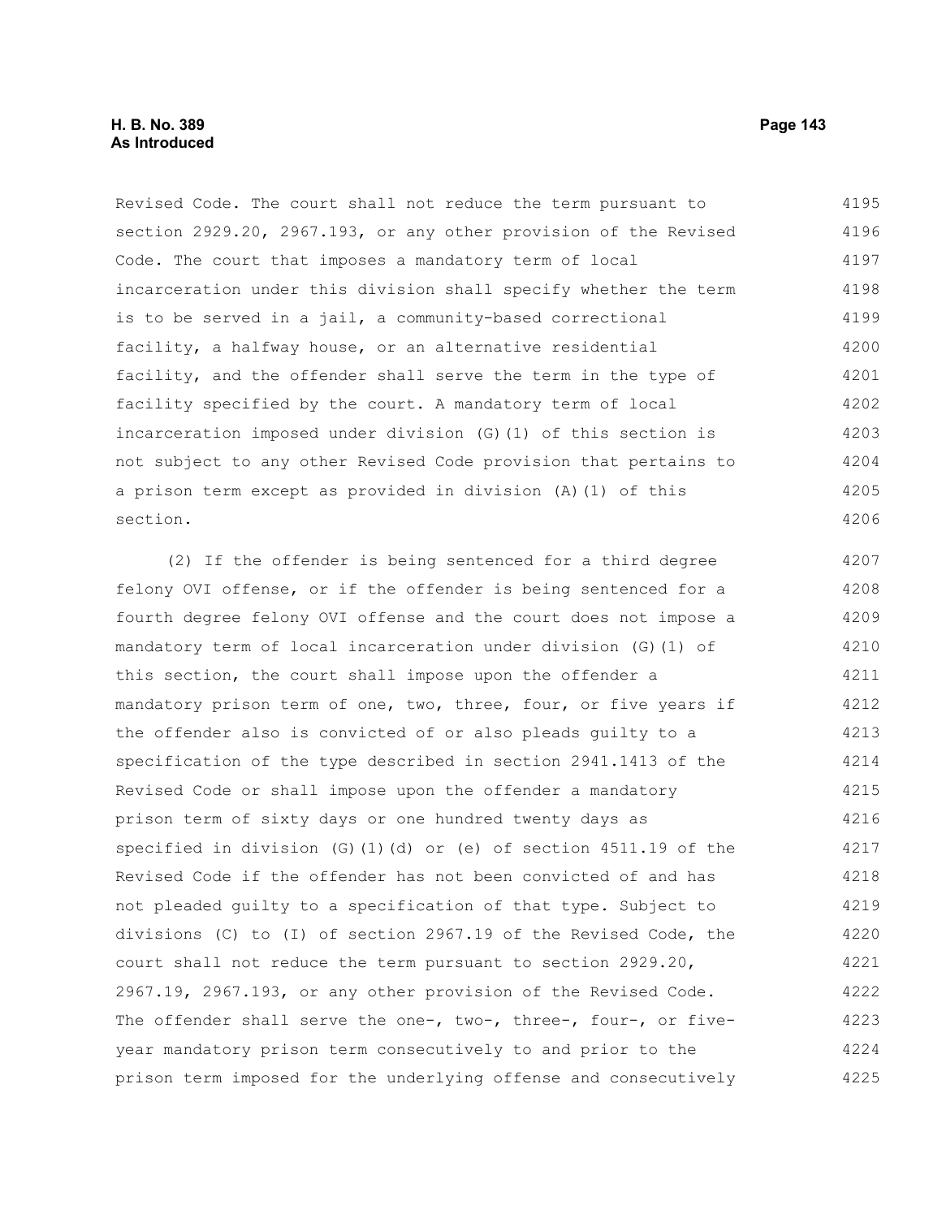Revised Code. The court shall not reduce the term pursuant to section 2929.20, 2967.193, or any other provision of the Revised Code. The court that imposes a mandatory term of local incarceration under this division shall specify whether the term is to be served in a jail, a community-based correctional facility, a halfway house, or an alternative residential facility, and the offender shall serve the term in the type of facility specified by the court. A mandatory term of local incarceration imposed under division (G)(1) of this section is not subject to any other Revised Code provision that pertains to a prison term except as provided in division (A)(1) of this section.

(2) If the offender is being sentenced for a third degree felony OVI offense, or if the offender is being sentenced for a fourth degree felony OVI offense and the court does not impose a mandatory term of local incarceration under division (G)(1) of this section, the court shall impose upon the offender a mandatory prison term of one, two, three, four, or five years if the offender also is convicted of or also pleads guilty to a specification of the type described in section 2941.1413 of the Revised Code or shall impose upon the offender a mandatory prison term of sixty days or one hundred twenty days as specified in division (G)(1)(d) or (e) of section 4511.19 of the Revised Code if the offender has not been convicted of and has not pleaded guilty to a specification of that type. Subject to divisions (C) to (I) of section 2967.19 of the Revised Code, the court shall not reduce the term pursuant to section 2929.20, 2967.19, 2967.193, or any other provision of the Revised Code. The offender shall serve the one-, two-, three-, four-, or five-year mandatory prison term consecutively to and prior to the prison term imposed for the underlying offense and consecutively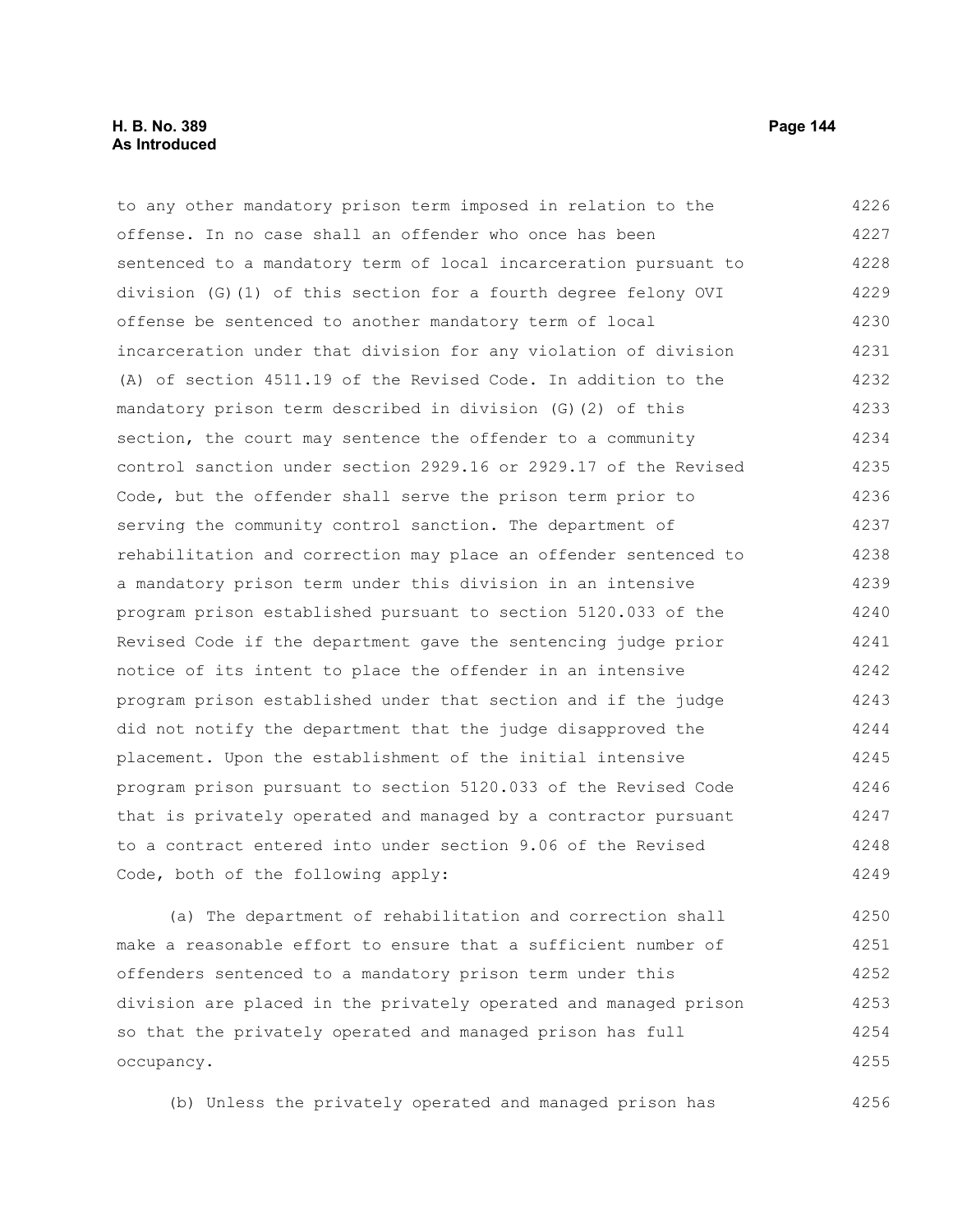to any other mandatory prison term imposed in relation to the offense. In no case shall an offender who once has been sentenced to a mandatory term of local incarceration pursuant to division (G)(1) of this section for a fourth degree felony OVI offense be sentenced to another mandatory term of local incarceration under that division for any violation of division (A) of section 4511.19 of the Revised Code. In addition to the mandatory prison term described in division (G)(2) of this section, the court may sentence the offender to a community control sanction under section 2929.16 or 2929.17 of the Revised Code, but the offender shall serve the prison term prior to serving the community control sanction. The department of rehabilitation and correction may place an offender sentenced to a mandatory prison term under this division in an intensive program prison established pursuant to section 5120.033 of the Revised Code if the department gave the sentencing judge prior notice of its intent to place the offender in an intensive program prison established under that section and if the judge did not notify the department that the judge disapproved the placement. Upon the establishment of the initial intensive program prison pursuant to section 5120.033 of the Revised Code that is privately operated and managed by a contractor pursuant to a contract entered into under section 9.06 of the Revised Code, both of the following apply:

(a) The department of rehabilitation and correction shall make a reasonable effort to ensure that a sufficient number of offenders sentenced to a mandatory prison term under this division are placed in the privately operated and managed prison so that the privately operated and managed prison has full occupancy.

(b) Unless the privately operated and managed prison has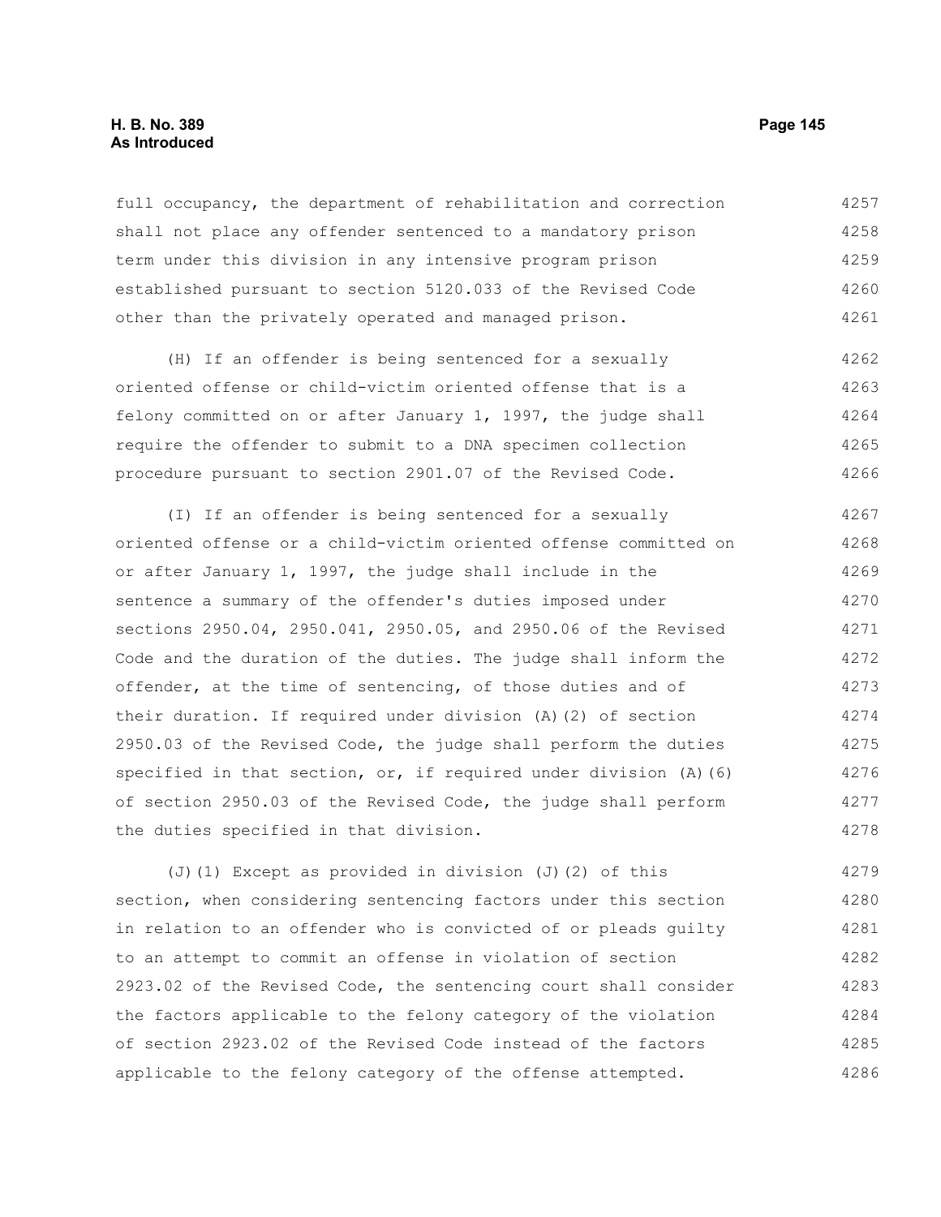full occupancy, the department of rehabilitation and correction shall not place any offender sentenced to a mandatory prison term under this division in any intensive program prison established pursuant to section 5120.033 of the Revised Code other than the privately operated and managed prison.

(H) If an offender is being sentenced for a sexually oriented offense or child-victim oriented offense that is a felony committed on or after January 1, 1997, the judge shall require the offender to submit to a DNA specimen collection procedure pursuant to section 2901.07 of the Revised Code.

(I) If an offender is being sentenced for a sexually oriented offense or a child-victim oriented offense committed on or after January 1, 1997, the judge shall include in the sentence a summary of the offender's duties imposed under sections 2950.04, 2950.041, 2950.05, and 2950.06 of the Revised Code and the duration of the duties. The judge shall inform the offender, at the time of sentencing, of those duties and of their duration. If required under division (A)(2) of section 2950.03 of the Revised Code, the judge shall perform the duties specified in that section, or, if required under division (A)(6) of section 2950.03 of the Revised Code, the judge shall perform the duties specified in that division.

(J)(1) Except as provided in division (J)(2) of this section, when considering sentencing factors under this section in relation to an offender who is convicted of or pleads guilty to an attempt to commit an offense in violation of section 2923.02 of the Revised Code, the sentencing court shall consider the factors applicable to the felony category of the violation of section 2923.02 of the Revised Code instead of the factors applicable to the felony category of the offense attempted.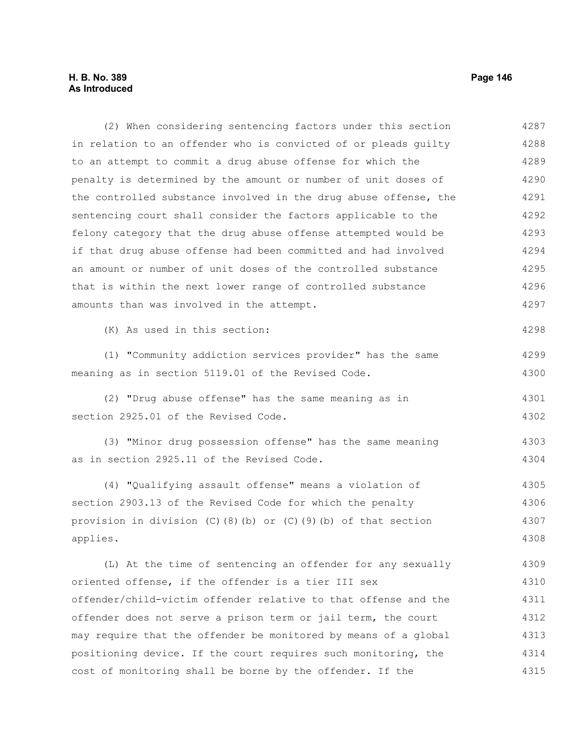(2) When considering sentencing factors under this section in relation to an offender who is convicted of or pleads guilty to an attempt to commit a drug abuse offense for which the penalty is determined by the amount or number of unit doses of the controlled substance involved in the drug abuse offense, the sentencing court shall consider the factors applicable to the felony category that the drug abuse offense attempted would be if that drug abuse offense had been committed and had involved an amount or number of unit doses of the controlled substance that is within the next lower range of controlled substance amounts than was involved in the attempt.

(K) As used in this section:

(1) "Community addiction services provider" has the same meaning as in section 5119.01 of the Revised Code.

(2) "Drug abuse offense" has the same meaning as in section 2925.01 of the Revised Code.

(3) "Minor drug possession offense" has the same meaning as in section 2925.11 of the Revised Code.

(4) "Qualifying assault offense" means a violation of section 2903.13 of the Revised Code for which the penalty provision in division (C)(8)(b) or (C)(9)(b) of that section applies.

(L) At the time of sentencing an offender for any sexually oriented offense, if the offender is a tier III sex offender/child-victim offender relative to that offense and the offender does not serve a prison term or jail term, the court may require that the offender be monitored by means of a global positioning device. If the court requires such monitoring, the cost of monitoring shall be borne by the offender. If the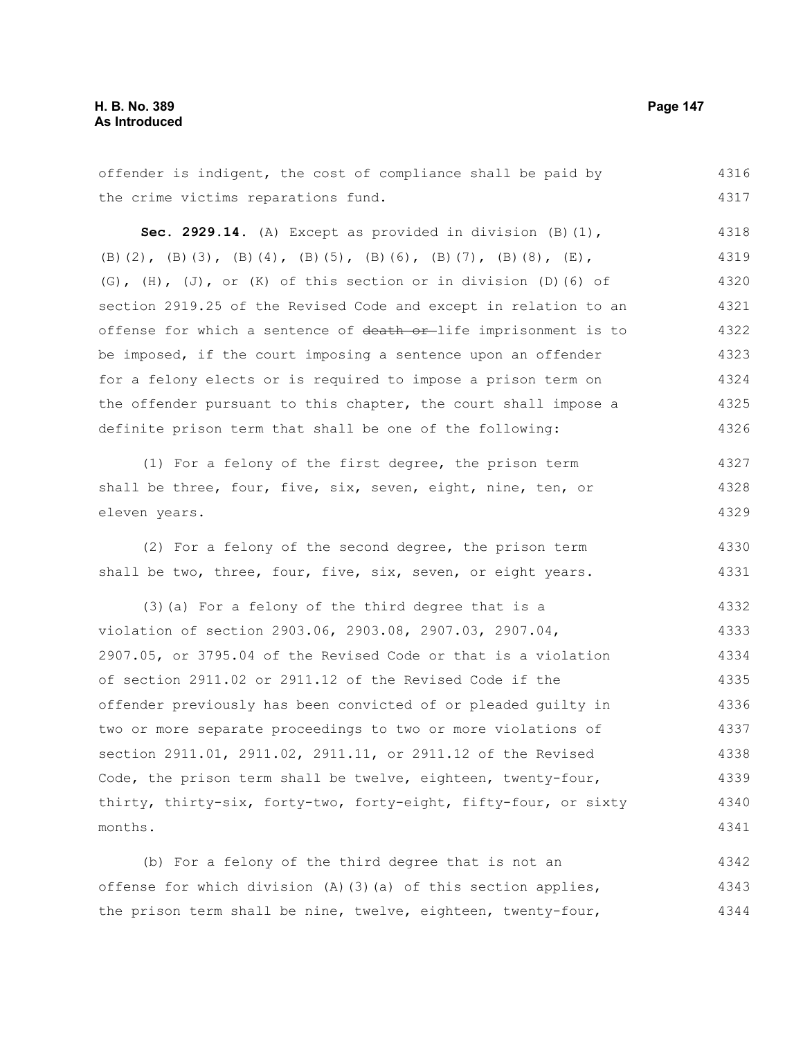offender is indigent, the cost of compliance shall be paid by the crime victims reparations fund.

**Sec. 2929.14.** (A) Except as provided in division (B)(1), (B)(2), (B)(3), (B)(4), (B)(5), (B)(6), (B)(7), (B)(8), (E), (G), (H), (J), or (K) of this section or in division (D)(6) of section 2919.25 of the Revised Code and except in relation to an offense for which a sentence of ~~death or~~ life imprisonment is to be imposed, if the court imposing a sentence upon an offender for a felony elects or is required to impose a prison term on the offender pursuant to this chapter, the court shall impose a definite prison term that shall be one of the following:

(1) For a felony of the first degree, the prison term shall be three, four, five, six, seven, eight, nine, ten, or eleven years.

(2) For a felony of the second degree, the prison term shall be two, three, four, five, six, seven, or eight years.

(3)(a) For a felony of the third degree that is a violation of section 2903.06, 2903.08, 2907.03, 2907.04, 2907.05, or 3795.04 of the Revised Code or that is a violation of section 2911.02 or 2911.12 of the Revised Code if the offender previously has been convicted of or pleaded guilty in two or more separate proceedings to two or more violations of section 2911.01, 2911.02, 2911.11, or 2911.12 of the Revised Code, the prison term shall be twelve, eighteen, twenty-four, thirty, thirty-six, forty-two, forty-eight, fifty-four, or sixty months.

(b) For a felony of the third degree that is not an offense for which division (A)(3)(a) of this section applies, the prison term shall be nine, twelve, eighteen, twenty-four,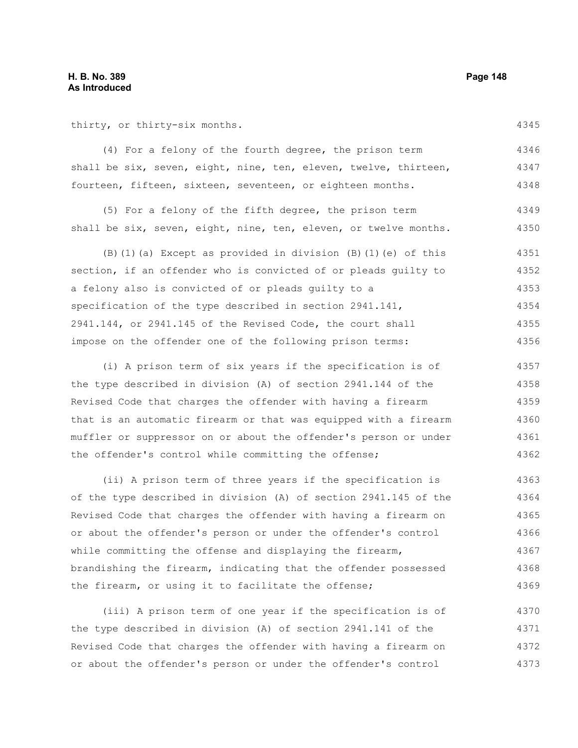thirty, or thirty-six months.

(4) For a felony of the fourth degree, the prison term shall be six, seven, eight, nine, ten, eleven, twelve, thirteen, fourteen, fifteen, sixteen, seventeen, or eighteen months.

(5) For a felony of the fifth degree, the prison term shall be six, seven, eight, nine, ten, eleven, or twelve months.

(B)(1)(a) Except as provided in division (B)(1)(e) of this section, if an offender who is convicted of or pleads guilty to a felony also is convicted of or pleads guilty to a specification of the type described in section 2941.141, 2941.144, or 2941.145 of the Revised Code, the court shall impose on the offender one of the following prison terms:

(i) A prison term of six years if the specification is of the type described in division (A) of section 2941.144 of the Revised Code that charges the offender with having a firearm that is an automatic firearm or that was equipped with a firearm muffler or suppressor on or about the offender's person or under the offender's control while committing the offense;

(ii) A prison term of three years if the specification is of the type described in division (A) of section 2941.145 of the Revised Code that charges the offender with having a firearm on or about the offender's person or under the offender's control while committing the offense and displaying the firearm, brandishing the firearm, indicating that the offender possessed the firearm, or using it to facilitate the offense;

(iii) A prison term of one year if the specification is of the type described in division (A) of section 2941.141 of the Revised Code that charges the offender with having a firearm on or about the offender's person or under the offender's control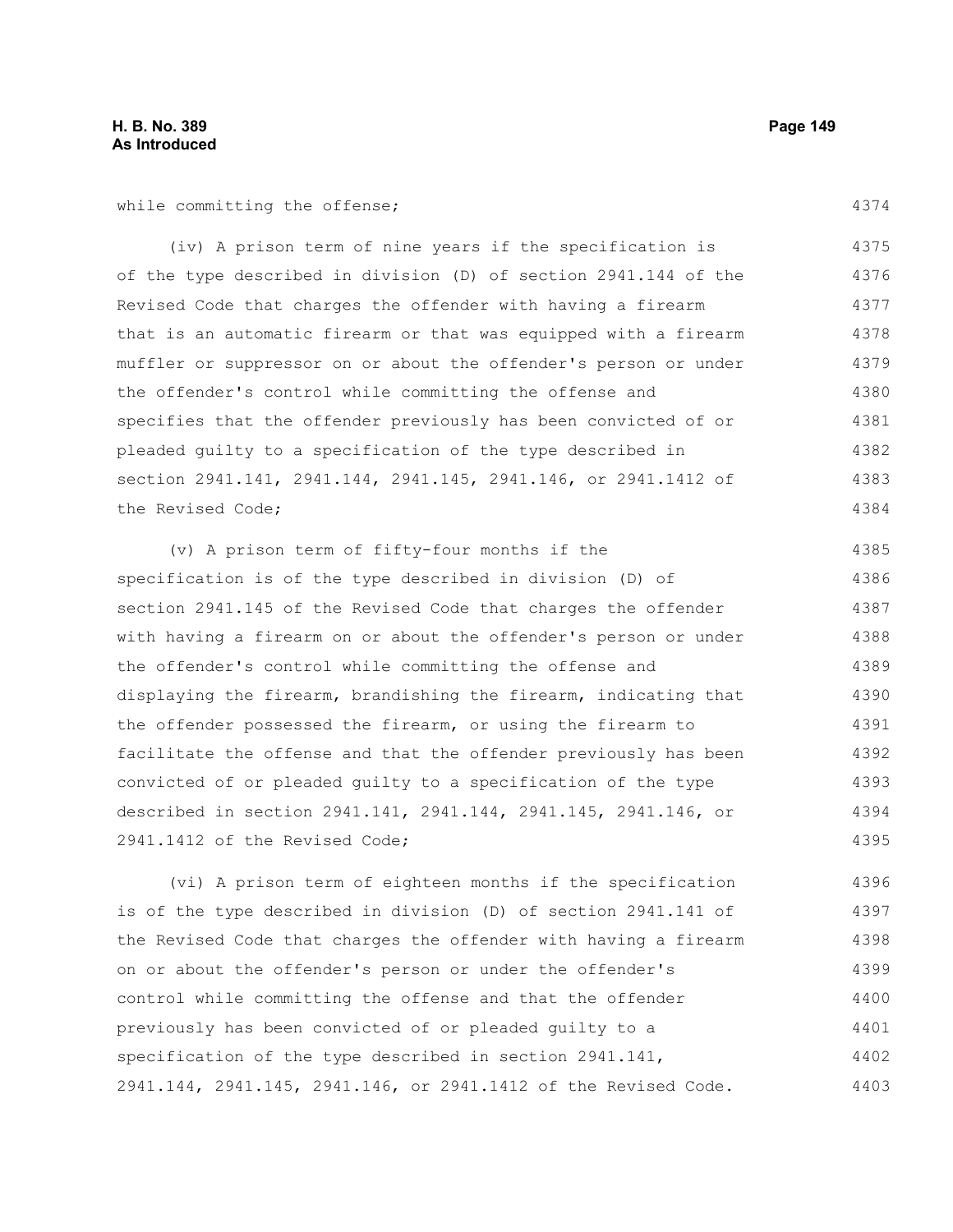while committing the offense;

(iv) A prison term of nine years if the specification is of the type described in division (D) of section 2941.144 of the Revised Code that charges the offender with having a firearm that is an automatic firearm or that was equipped with a firearm muffler or suppressor on or about the offender's person or under the offender's control while committing the offense and specifies that the offender previously has been convicted of or pleaded guilty to a specification of the type described in section 2941.141, 2941.144, 2941.145, 2941.146, or 2941.1412 of the Revised Code;

(v) A prison term of fifty-four months if the specification is of the type described in division (D) of section 2941.145 of the Revised Code that charges the offender with having a firearm on or about the offender's person or under the offender's control while committing the offense and displaying the firearm, brandishing the firearm, indicating that the offender possessed the firearm, or using the firearm to facilitate the offense and that the offender previously has been convicted of or pleaded guilty to a specification of the type described in section 2941.141, 2941.144, 2941.145, 2941.146, or 2941.1412 of the Revised Code;

(vi) A prison term of eighteen months if the specification is of the type described in division (D) of section 2941.141 of the Revised Code that charges the offender with having a firearm on or about the offender's person or under the offender's control while committing the offense and that the offender previously has been convicted of or pleaded guilty to a specification of the type described in section 2941.141, 2941.144, 2941.145, 2941.146, or 2941.1412 of the Revised Code.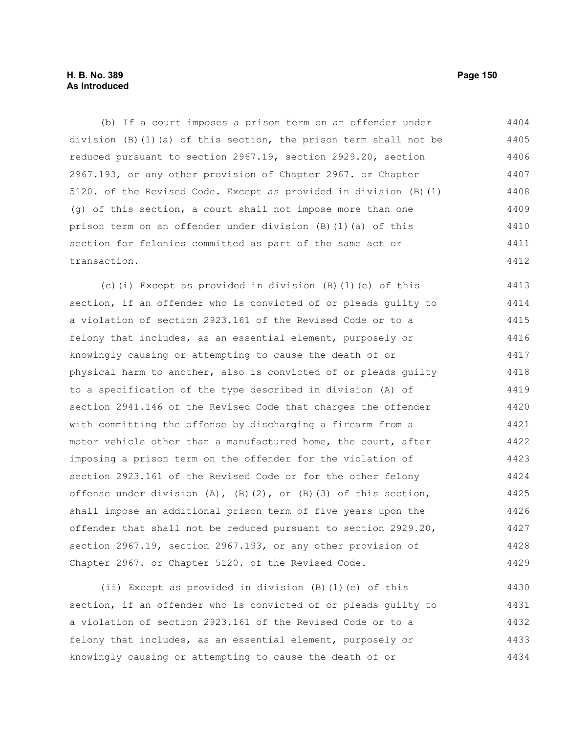(b) If a court imposes a prison term on an offender under division (B)(1)(a) of this section, the prison term shall not be reduced pursuant to section 2967.19, section 2929.20, section 2967.193, or any other provision of Chapter 2967. or Chapter 5120. of the Revised Code. Except as provided in division (B)(1)(g) of this section, a court shall not impose more than one prison term on an offender under division (B)(1)(a) of this section for felonies committed as part of the same act or transaction.

(c)(i) Except as provided in division (B)(1)(e) of this section, if an offender who is convicted of or pleads guilty to a violation of section 2923.161 of the Revised Code or to a felony that includes, as an essential element, purposely or knowingly causing or attempting to cause the death of or physical harm to another, also is convicted of or pleads guilty to a specification of the type described in division (A) of section 2941.146 of the Revised Code that charges the offender with committing the offense by discharging a firearm from a motor vehicle other than a manufactured home, the court, after imposing a prison term on the offender for the violation of section 2923.161 of the Revised Code or for the other felony offense under division (A), (B)(2), or (B)(3) of this section, shall impose an additional prison term of five years upon the offender that shall not be reduced pursuant to section 2929.20, section 2967.19, section 2967.193, or any other provision of Chapter 2967. or Chapter 5120. of the Revised Code.

(ii) Except as provided in division (B)(1)(e) of this section, if an offender who is convicted of or pleads guilty to a violation of section 2923.161 of the Revised Code or to a felony that includes, as an essential element, purposely or knowingly causing or attempting to cause the death of or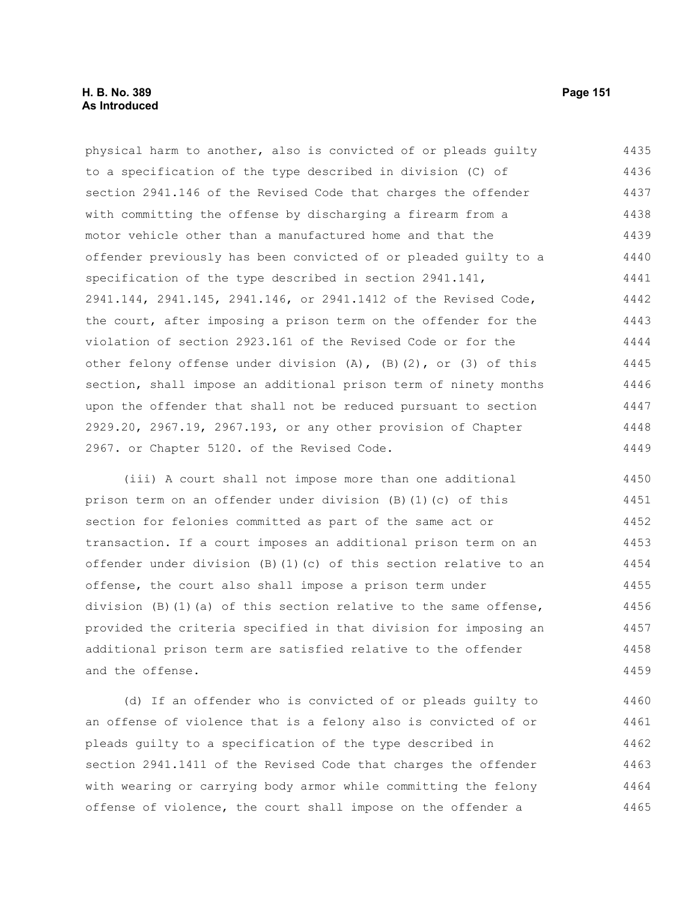physical harm to another, also is convicted of or pleads guilty to a specification of the type described in division (C) of section 2941.146 of the Revised Code that charges the offender with committing the offense by discharging a firearm from a motor vehicle other than a manufactured home and that the offender previously has been convicted of or pleaded guilty to a specification of the type described in section 2941.141, 2941.144, 2941.145, 2941.146, or 2941.1412 of the Revised Code, the court, after imposing a prison term on the offender for the violation of section 2923.161 of the Revised Code or for the other felony offense under division (A), (B)(2), or (3) of this section, shall impose an additional prison term of ninety months upon the offender that shall not be reduced pursuant to section 2929.20, 2967.19, 2967.193, or any other provision of Chapter 2967. or Chapter 5120. of the Revised Code.

(iii) A court shall not impose more than one additional prison term on an offender under division (B)(1)(c) of this section for felonies committed as part of the same act or transaction. If a court imposes an additional prison term on an offender under division (B)(1)(c) of this section relative to an offense, the court also shall impose a prison term under division (B)(1)(a) of this section relative to the same offense, provided the criteria specified in that division for imposing an additional prison term are satisfied relative to the offender and the offense.

(d) If an offender who is convicted of or pleads guilty to an offense of violence that is a felony also is convicted of or pleads guilty to a specification of the type described in section 2941.1411 of the Revised Code that charges the offender with wearing or carrying body armor while committing the felony offense of violence, the court shall impose on the offender a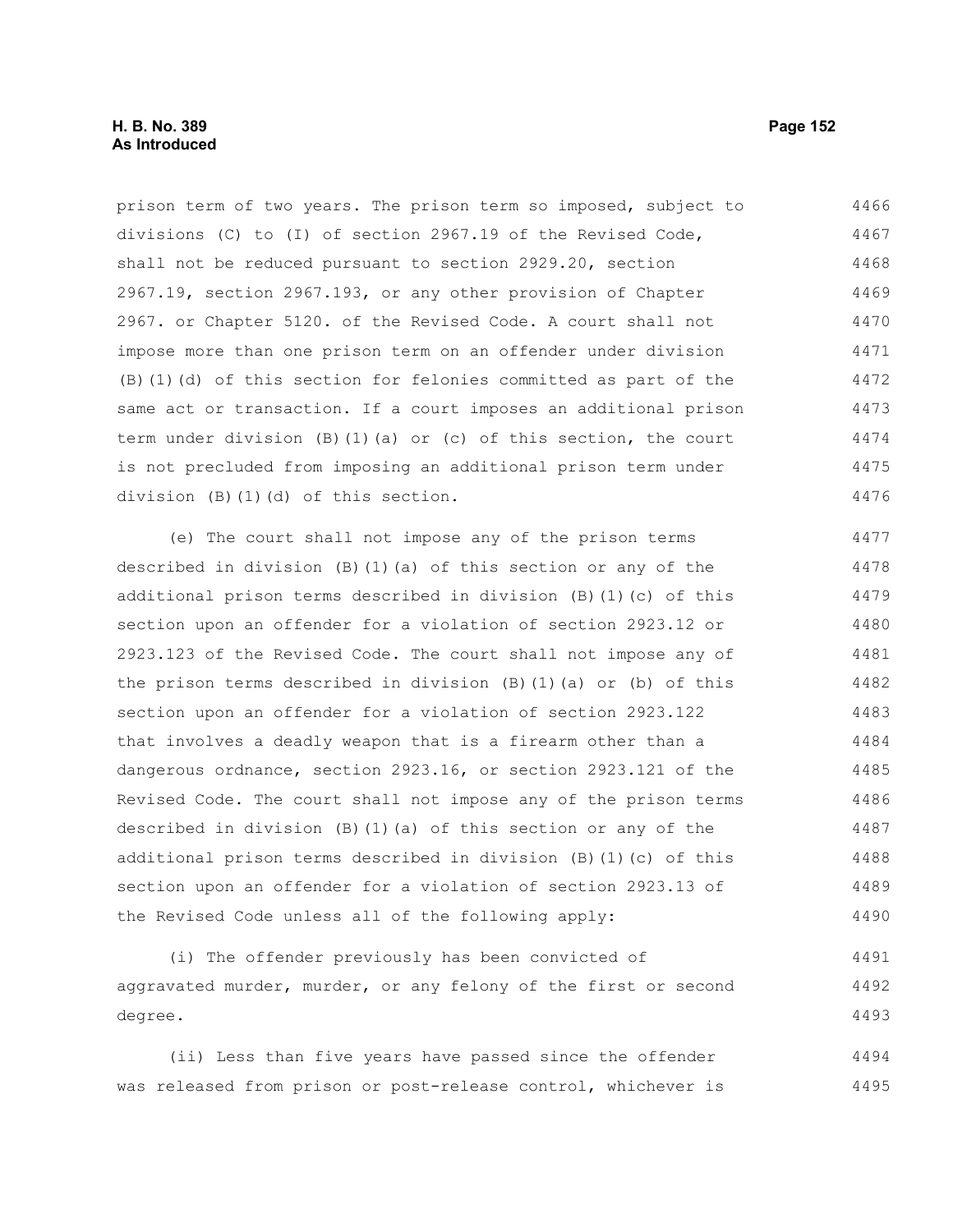prison term of two years. The prison term so imposed, subject to divisions (C) to (I) of section 2967.19 of the Revised Code, shall not be reduced pursuant to section 2929.20, section 2967.19, section 2967.193, or any other provision of Chapter 2967. or Chapter 5120. of the Revised Code. A court shall not impose more than one prison term on an offender under division (B)(1)(d) of this section for felonies committed as part of the same act or transaction. If a court imposes an additional prison term under division (B)(1)(a) or (c) of this section, the court is not precluded from imposing an additional prison term under division (B)(1)(d) of this section.

(e) The court shall not impose any of the prison terms described in division (B)(1)(a) of this section or any of the additional prison terms described in division (B)(1)(c) of this section upon an offender for a violation of section 2923.12 or 2923.123 of the Revised Code. The court shall not impose any of the prison terms described in division (B)(1)(a) or (b) of this section upon an offender for a violation of section 2923.122 that involves a deadly weapon that is a firearm other than a dangerous ordnance, section 2923.16, or section 2923.121 of the Revised Code. The court shall not impose any of the prison terms described in division (B)(1)(a) of this section or any of the additional prison terms described in division (B)(1)(c) of this section upon an offender for a violation of section 2923.13 of the Revised Code unless all of the following apply:

(i) The offender previously has been convicted of aggravated murder, murder, or any felony of the first or second degree.

(ii) Less than five years have passed since the offender was released from prison or post-release control, whichever is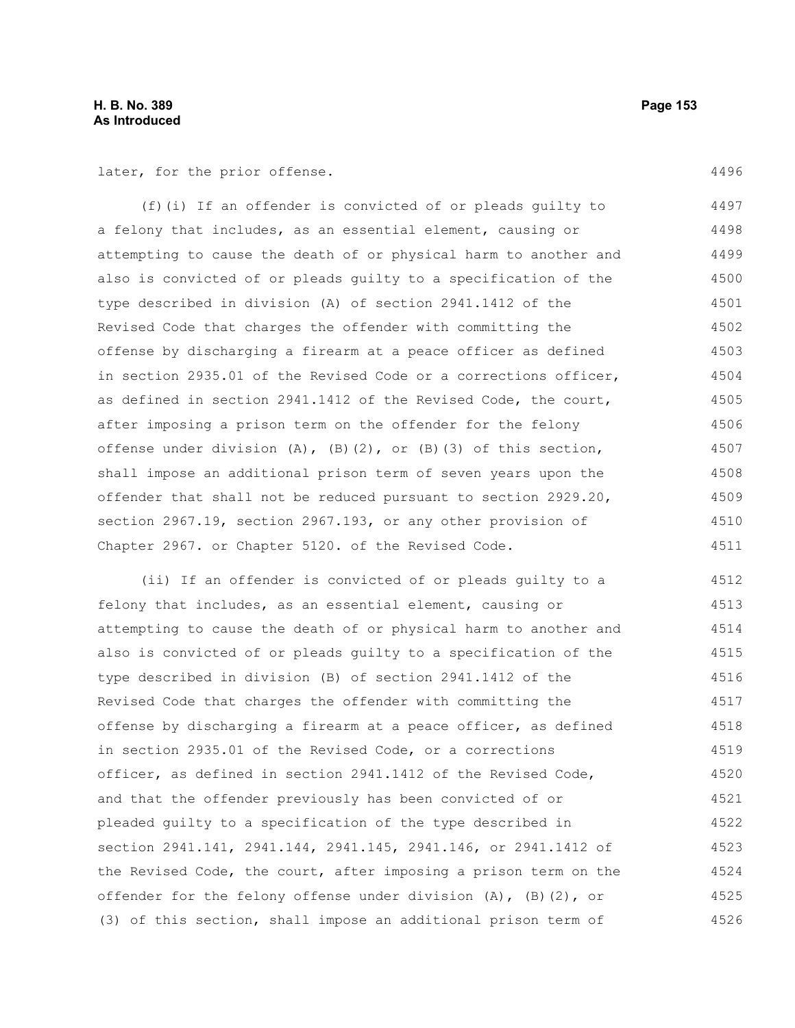later, for the prior offense.

(f)(i) If an offender is convicted of or pleads guilty to a felony that includes, as an essential element, causing or attempting to cause the death of or physical harm to another and also is convicted of or pleads guilty to a specification of the type described in division (A) of section 2941.1412 of the Revised Code that charges the offender with committing the offense by discharging a firearm at a peace officer as defined in section 2935.01 of the Revised Code or a corrections officer, as defined in section 2941.1412 of the Revised Code, the court, after imposing a prison term on the offender for the felony offense under division (A), (B)(2), or (B)(3) of this section, shall impose an additional prison term of seven years upon the offender that shall not be reduced pursuant to section 2929.20, section 2967.19, section 2967.193, or any other provision of Chapter 2967. or Chapter 5120. of the Revised Code.

(ii) If an offender is convicted of or pleads guilty to a felony that includes, as an essential element, causing or attempting to cause the death of or physical harm to another and also is convicted of or pleads guilty to a specification of the type described in division (B) of section 2941.1412 of the Revised Code that charges the offender with committing the offense by discharging a firearm at a peace officer, as defined in section 2935.01 of the Revised Code, or a corrections officer, as defined in section 2941.1412 of the Revised Code, and that the offender previously has been convicted of or pleaded guilty to a specification of the type described in section 2941.141, 2941.144, 2941.145, 2941.146, or 2941.1412 of the Revised Code, the court, after imposing a prison term on the offender for the felony offense under division (A), (B)(2), or (3) of this section, shall impose an additional prison term of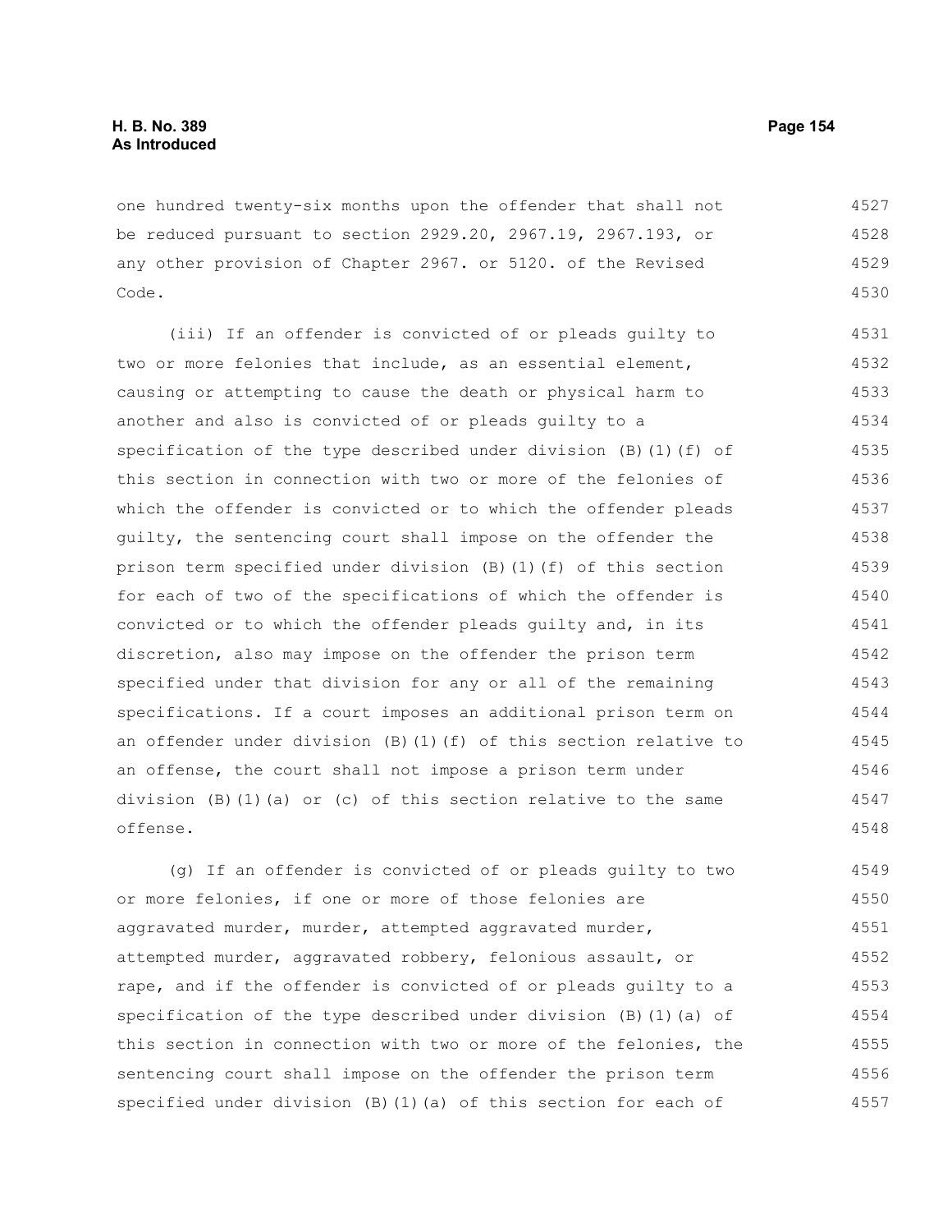one hundred twenty-six months upon the offender that shall not be reduced pursuant to section 2929.20, 2967.19, 2967.193, or any other provision of Chapter 2967. or 5120. of the Revised Code.

(iii) If an offender is convicted of or pleads guilty to two or more felonies that include, as an essential element, causing or attempting to cause the death or physical harm to another and also is convicted of or pleads guilty to a specification of the type described under division (B)(1)(f) of this section in connection with two or more of the felonies of which the offender is convicted or to which the offender pleads guilty, the sentencing court shall impose on the offender the prison term specified under division (B)(1)(f) of this section for each of two of the specifications of which the offender is convicted or to which the offender pleads guilty and, in its discretion, also may impose on the offender the prison term specified under that division for any or all of the remaining specifications. If a court imposes an additional prison term on an offender under division (B)(1)(f) of this section relative to an offense, the court shall not impose a prison term under division (B)(1)(a) or (c) of this section relative to the same offense.

(g) If an offender is convicted of or pleads guilty to two or more felonies, if one or more of those felonies are aggravated murder, murder, attempted aggravated murder, attempted murder, aggravated robbery, felonious assault, or rape, and if the offender is convicted of or pleads guilty to a specification of the type described under division (B)(1)(a) of this section in connection with two or more of the felonies, the sentencing court shall impose on the offender the prison term specified under division (B)(1)(a) of this section for each of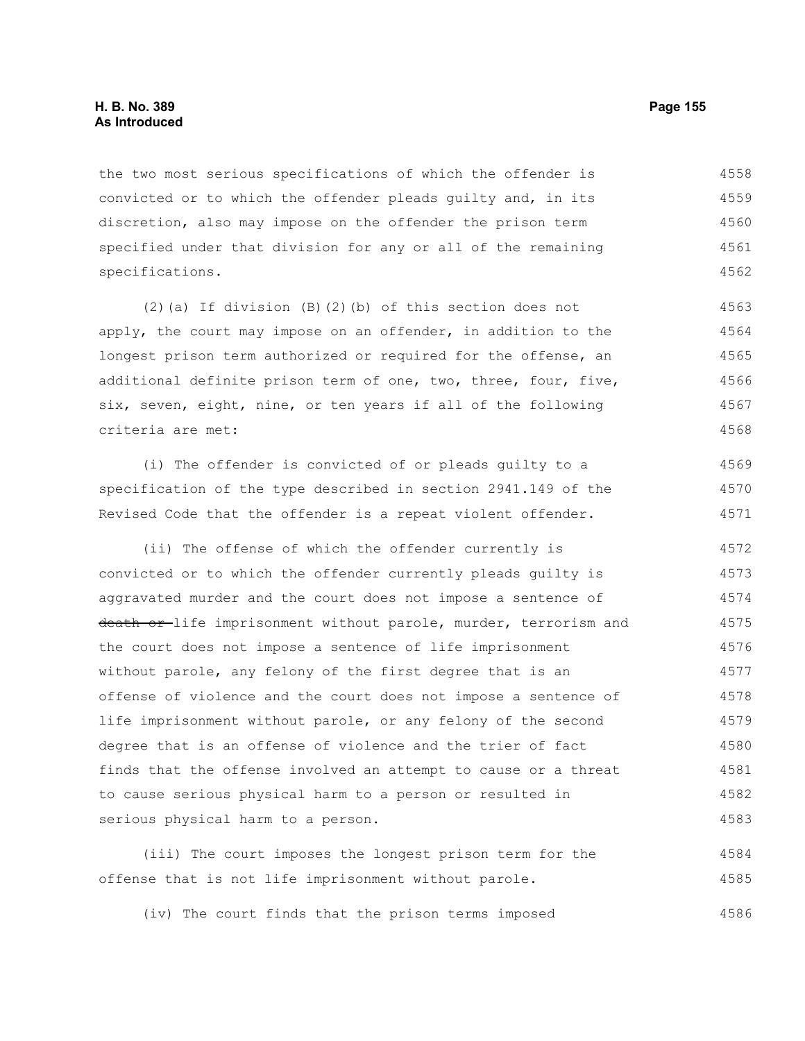the two most serious specifications of which the offender is convicted or to which the offender pleads guilty and, in its discretion, also may impose on the offender the prison term specified under that division for any or all of the remaining specifications.

(2)(a) If division (B)(2)(b) of this section does not apply, the court may impose on an offender, in addition to the longest prison term authorized or required for the offense, an additional definite prison term of one, two, three, four, five, six, seven, eight, nine, or ten years if all of the following criteria are met:

(i) The offender is convicted of or pleads guilty to a specification of the type described in section 2941.149 of the Revised Code that the offender is a repeat violent offender.

(ii) The offense of which the offender currently is convicted or to which the offender currently pleads guilty is aggravated murder and the court does not impose a sentence of ~~death or~~ life imprisonment without parole, murder, terrorism and the court does not impose a sentence of life imprisonment without parole, any felony of the first degree that is an offense of violence and the court does not impose a sentence of life imprisonment without parole, or any felony of the second degree that is an offense of violence and the trier of fact finds that the offense involved an attempt to cause or a threat to cause serious physical harm to a person or resulted in serious physical harm to a person.

(iii) The court imposes the longest prison term for the offense that is not life imprisonment without parole.

(iv) The court finds that the prison terms imposed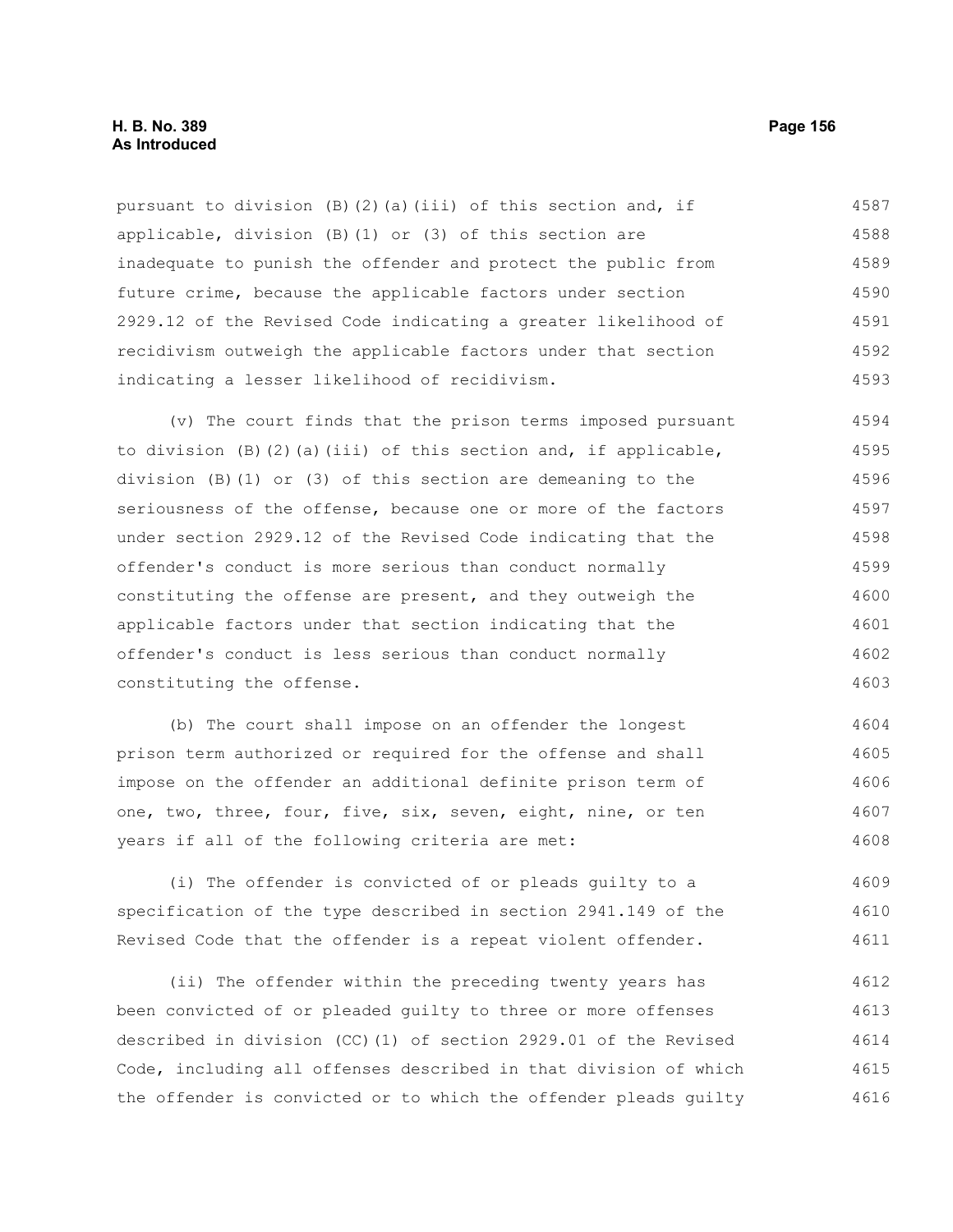pursuant to division (B)(2)(a)(iii) of this section and, if applicable, division (B)(1) or (3) of this section are inadequate to punish the offender and protect the public from future crime, because the applicable factors under section 2929.12 of the Revised Code indicating a greater likelihood of recidivism outweigh the applicable factors under that section indicating a lesser likelihood of recidivism.

(v) The court finds that the prison terms imposed pursuant to division (B)(2)(a)(iii) of this section and, if applicable, division (B)(1) or (3) of this section are demeaning to the seriousness of the offense, because one or more of the factors under section 2929.12 of the Revised Code indicating that the offender's conduct is more serious than conduct normally constituting the offense are present, and they outweigh the applicable factors under that section indicating that the offender's conduct is less serious than conduct normally constituting the offense.

(b) The court shall impose on an offender the longest prison term authorized or required for the offense and shall impose on the offender an additional definite prison term of one, two, three, four, five, six, seven, eight, nine, or ten years if all of the following criteria are met:

(i) The offender is convicted of or pleads guilty to a specification of the type described in section 2941.149 of the Revised Code that the offender is a repeat violent offender.

(ii) The offender within the preceding twenty years has been convicted of or pleaded guilty to three or more offenses described in division (CC)(1) of section 2929.01 of the Revised Code, including all offenses described in that division of which the offender is convicted or to which the offender pleads guilty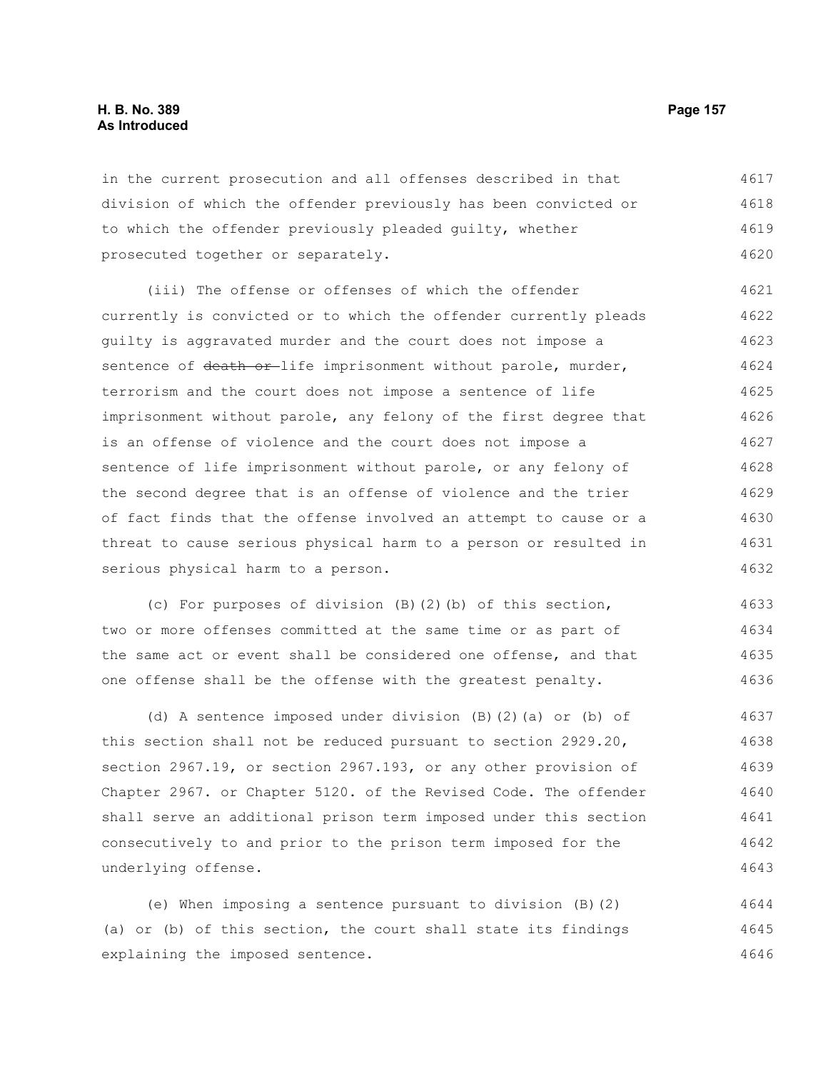in the current prosecution and all offenses described in that division of which the offender previously has been convicted or to which the offender previously pleaded guilty, whether prosecuted together or separately.

(iii) The offense or offenses of which the offender currently is convicted or to which the offender currently pleads guilty is aggravated murder and the court does not impose a sentence of ~~death or~~ life imprisonment without parole, murder, terrorism and the court does not impose a sentence of life imprisonment without parole, any felony of the first degree that is an offense of violence and the court does not impose a sentence of life imprisonment without parole, or any felony of the second degree that is an offense of violence and the trier of fact finds that the offense involved an attempt to cause or a threat to cause serious physical harm to a person or resulted in serious physical harm to a person.

(c) For purposes of division (B)(2)(b) of this section, two or more offenses committed at the same time or as part of the same act or event shall be considered one offense, and that one offense shall be the offense with the greatest penalty.

(d) A sentence imposed under division (B)(2)(a) or (b) of this section shall not be reduced pursuant to section 2929.20, section 2967.19, or section 2967.193, or any other provision of Chapter 2967. or Chapter 5120. of the Revised Code. The offender shall serve an additional prison term imposed under this section consecutively to and prior to the prison term imposed for the underlying offense.

(e) When imposing a sentence pursuant to division (B)(2)(a) or (b) of this section, the court shall state its findings explaining the imposed sentence.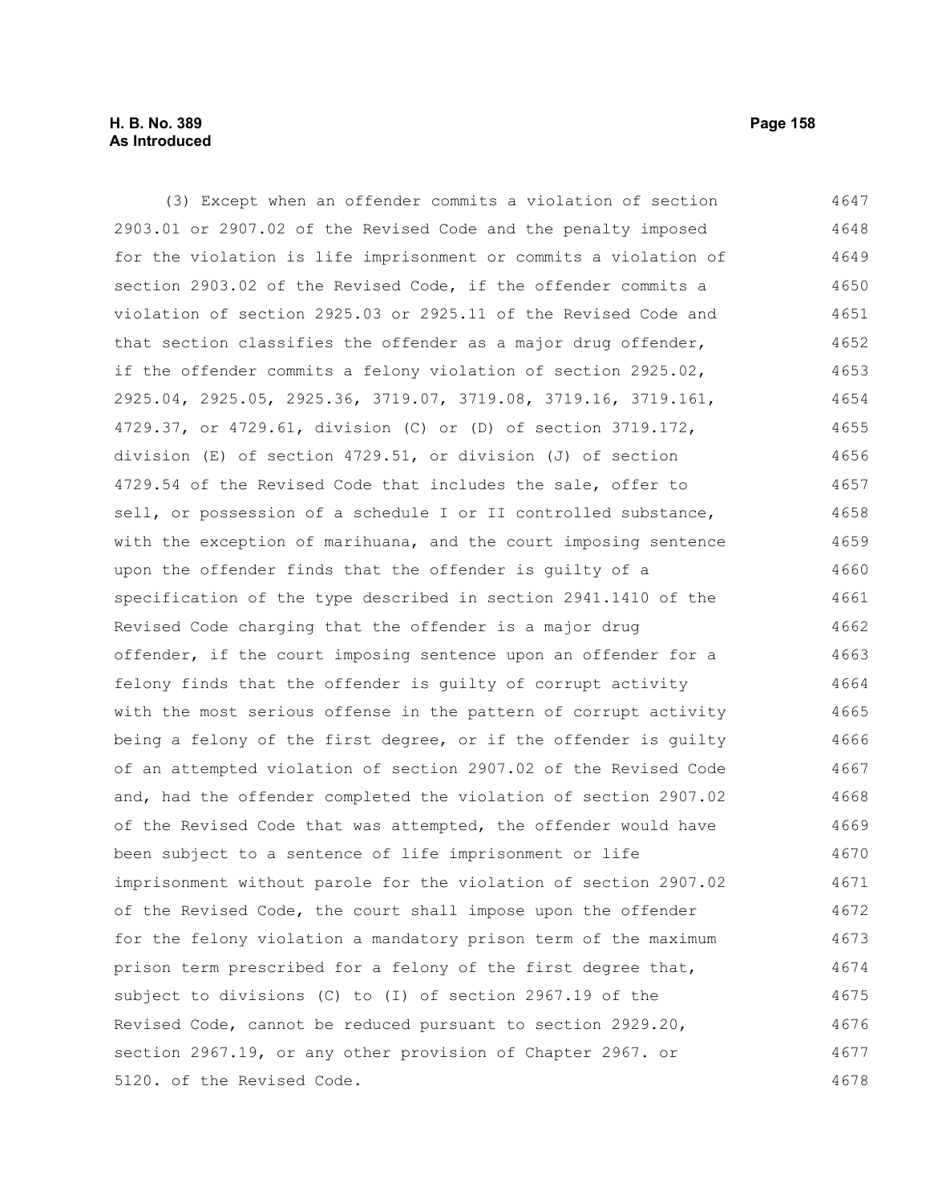(3) Except when an offender commits a violation of section 2903.01 or 2907.02 of the Revised Code and the penalty imposed for the violation is life imprisonment or commits a violation of section 2903.02 of the Revised Code, if the offender commits a violation of section 2925.03 or 2925.11 of the Revised Code and that section classifies the offender as a major drug offender, if the offender commits a felony violation of section 2925.02, 2925.04, 2925.05, 2925.36, 3719.07, 3719.08, 3719.16, 3719.161, 4729.37, or 4729.61, division (C) or (D) of section 3719.172, division (E) of section 4729.51, or division (J) of section 4729.54 of the Revised Code that includes the sale, offer to sell, or possession of a schedule I or II controlled substance, with the exception of marihuana, and the court imposing sentence upon the offender finds that the offender is guilty of a specification of the type described in section 2941.1410 of the Revised Code charging that the offender is a major drug offender, if the court imposing sentence upon an offender for a felony finds that the offender is guilty of corrupt activity with the most serious offense in the pattern of corrupt activity being a felony of the first degree, or if the offender is guilty of an attempted violation of section 2907.02 of the Revised Code and, had the offender completed the violation of section 2907.02 of the Revised Code that was attempted, the offender would have been subject to a sentence of life imprisonment or life imprisonment without parole for the violation of section 2907.02 of the Revised Code, the court shall impose upon the offender for the felony violation a mandatory prison term of the maximum prison term prescribed for a felony of the first degree that, subject to divisions (C) to (I) of section 2967.19 of the Revised Code, cannot be reduced pursuant to section 2929.20, section 2967.19, or any other provision of Chapter 2967. or 5120. of the Revised Code.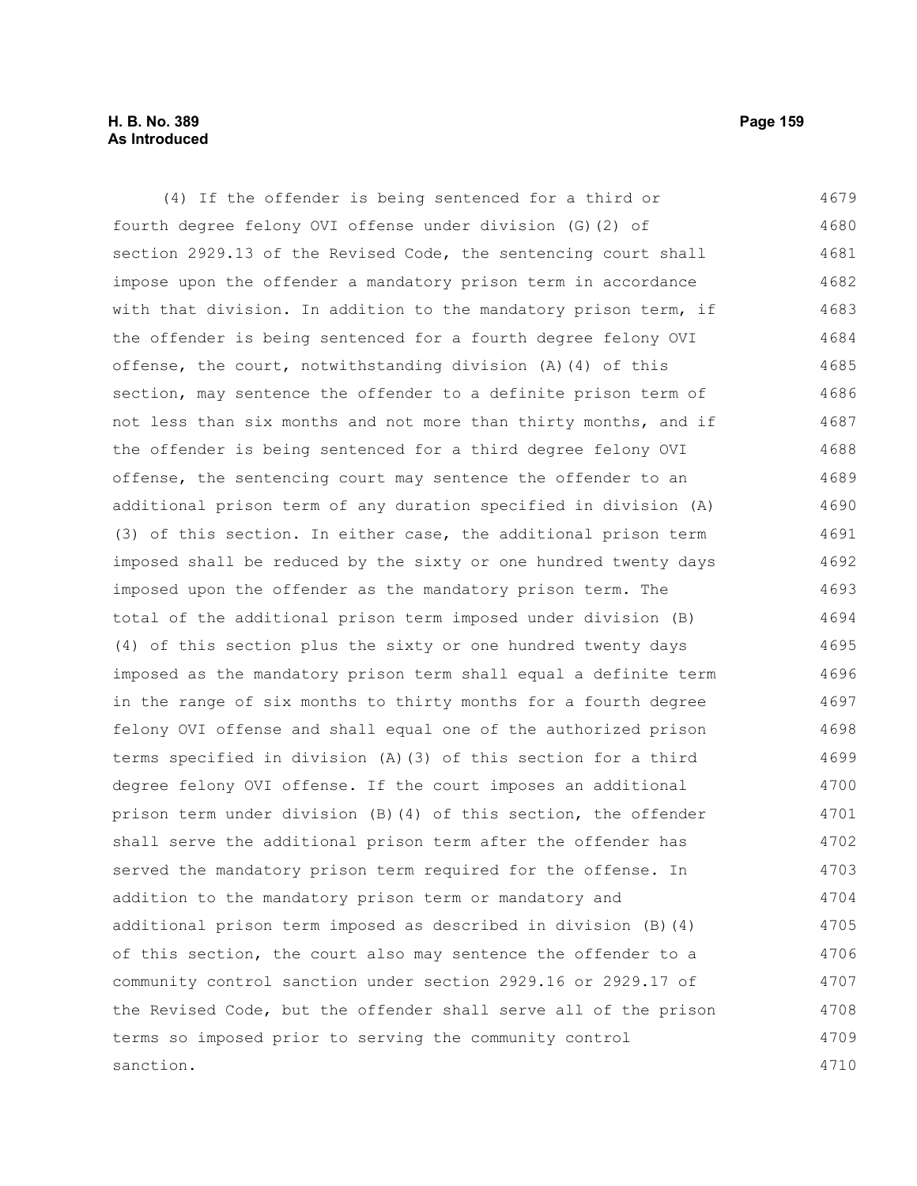(4) If the offender is being sentenced for a third or fourth degree felony OVI offense under division (G)(2) of section 2929.13 of the Revised Code, the sentencing court shall impose upon the offender a mandatory prison term in accordance with that division. In addition to the mandatory prison term, if the offender is being sentenced for a fourth degree felony OVI offense, the court, notwithstanding division (A)(4) of this section, may sentence the offender to a definite prison term of not less than six months and not more than thirty months, and if the offender is being sentenced for a third degree felony OVI offense, the sentencing court may sentence the offender to an additional prison term of any duration specified in division (A)(3) of this section. In either case, the additional prison term imposed shall be reduced by the sixty or one hundred twenty days imposed upon the offender as the mandatory prison term. The total of the additional prison term imposed under division (B)(4) of this section plus the sixty or one hundred twenty days imposed as the mandatory prison term shall equal a definite term in the range of six months to thirty months for a fourth degree felony OVI offense and shall equal one of the authorized prison terms specified in division (A)(3) of this section for a third degree felony OVI offense. If the court imposes an additional prison term under division (B)(4) of this section, the offender shall serve the additional prison term after the offender has served the mandatory prison term required for the offense. In addition to the mandatory prison term or mandatory and additional prison term imposed as described in division (B)(4) of this section, the court also may sentence the offender to a community control sanction under section 2929.16 or 2929.17 of the Revised Code, but the offender shall serve all of the prison terms so imposed prior to serving the community control sanction.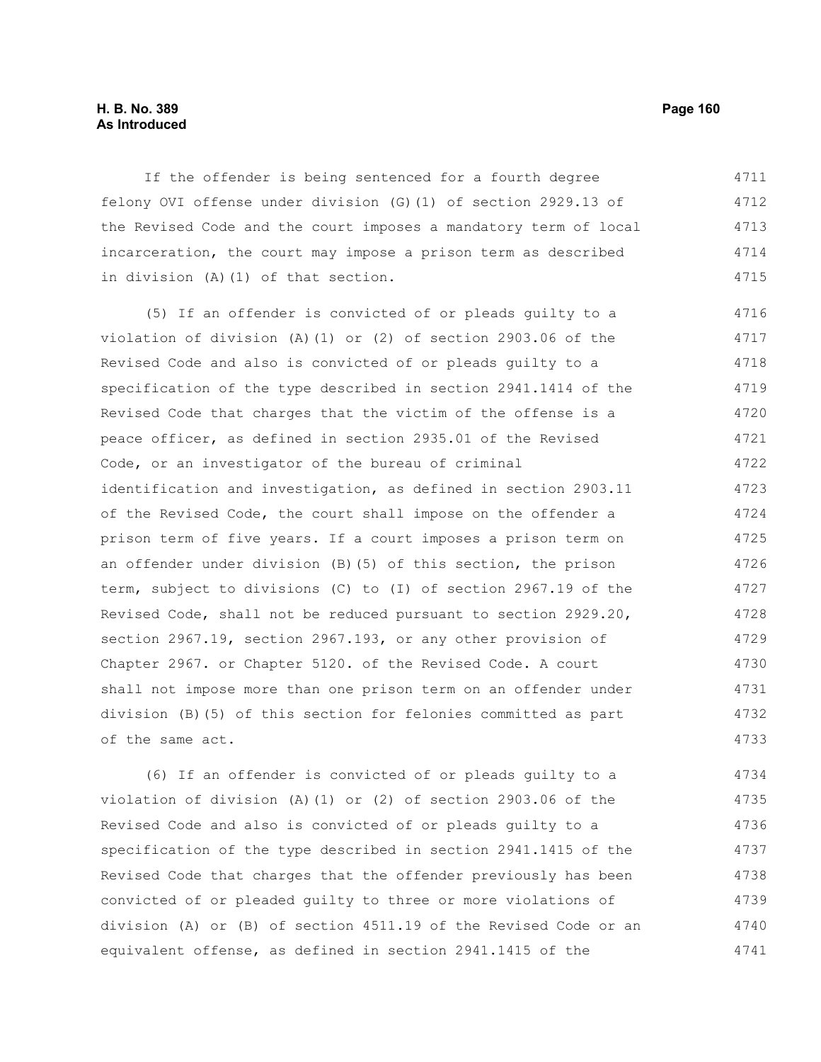If the offender is being sentenced for a fourth degree felony OVI offense under division (G)(1) of section 2929.13 of the Revised Code and the court imposes a mandatory term of local incarceration, the court may impose a prison term as described in division (A)(1) of that section.

(5) If an offender is convicted of or pleads guilty to a violation of division (A)(1) or (2) of section 2903.06 of the Revised Code and also is convicted of or pleads guilty to a specification of the type described in section 2941.1414 of the Revised Code that charges that the victim of the offense is a peace officer, as defined in section 2935.01 of the Revised Code, or an investigator of the bureau of criminal identification and investigation, as defined in section 2903.11 of the Revised Code, the court shall impose on the offender a prison term of five years. If a court imposes a prison term on an offender under division (B)(5) of this section, the prison term, subject to divisions (C) to (I) of section 2967.19 of the Revised Code, shall not be reduced pursuant to section 2929.20, section 2967.19, section 2967.193, or any other provision of Chapter 2967. or Chapter 5120. of the Revised Code. A court shall not impose more than one prison term on an offender under division (B)(5) of this section for felonies committed as part of the same act.

(6) If an offender is convicted of or pleads guilty to a violation of division (A)(1) or (2) of section 2903.06 of the Revised Code and also is convicted of or pleads guilty to a specification of the type described in section 2941.1415 of the Revised Code that charges that the offender previously has been convicted of or pleaded guilty to three or more violations of division (A) or (B) of section 4511.19 of the Revised Code or an equivalent offense, as defined in section 2941.1415 of the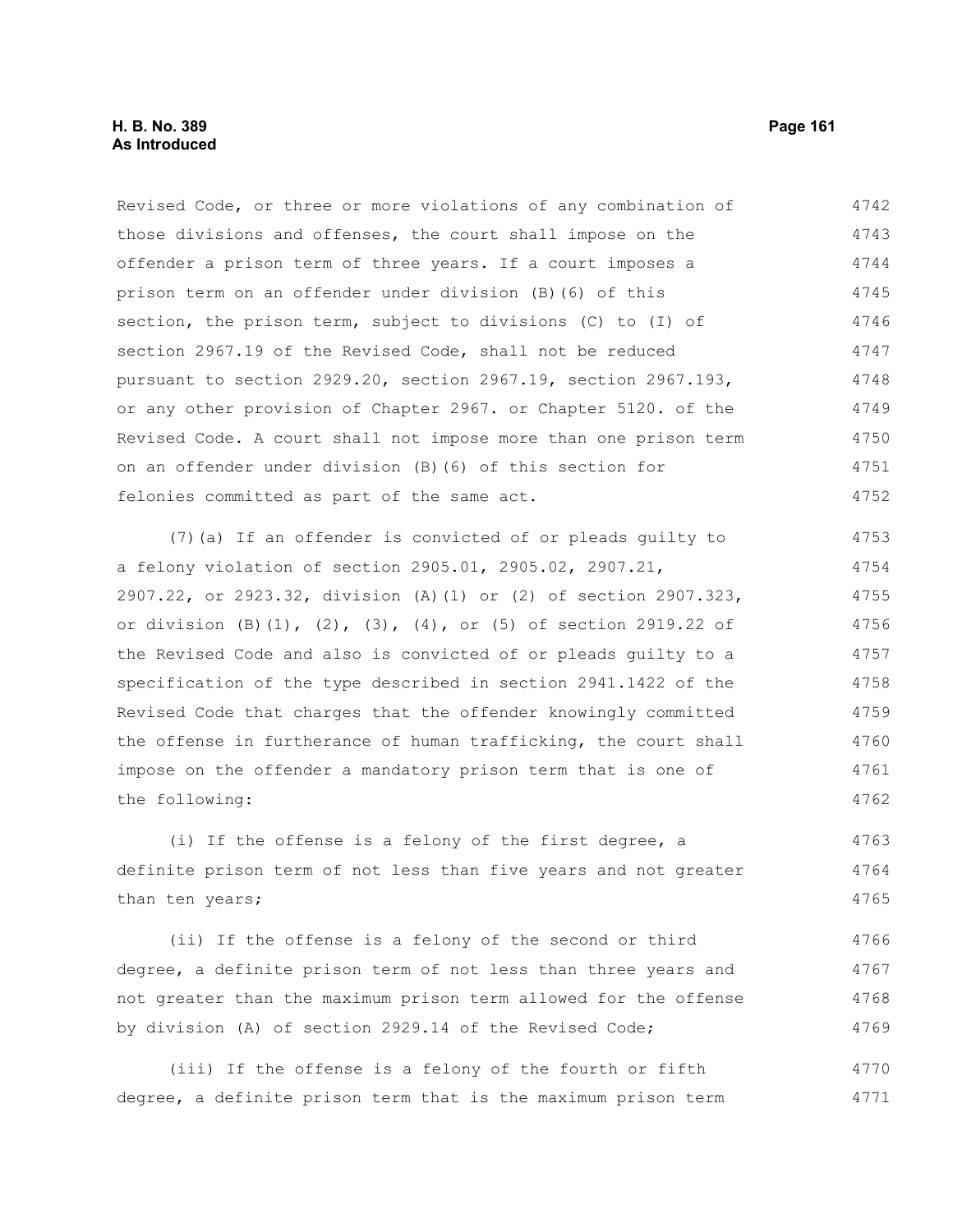Revised Code, or three or more violations of any combination of those divisions and offenses, the court shall impose on the offender a prison term of three years. If a court imposes a prison term on an offender under division (B)(6) of this section, the prison term, subject to divisions (C) to (I) of section 2967.19 of the Revised Code, shall not be reduced pursuant to section 2929.20, section 2967.19, section 2967.193, or any other provision of Chapter 2967. or Chapter 5120. of the Revised Code. A court shall not impose more than one prison term on an offender under division (B)(6) of this section for felonies committed as part of the same act.

(7)(a) If an offender is convicted of or pleads guilty to a felony violation of section 2905.01, 2905.02, 2907.21, 2907.22, or 2923.32, division (A)(1) or (2) of section 2907.323, or division (B)(1), (2), (3), (4), or (5) of section 2919.22 of the Revised Code and also is convicted of or pleads guilty to a specification of the type described in section 2941.1422 of the Revised Code that charges that the offender knowingly committed the offense in furtherance of human trafficking, the court shall impose on the offender a mandatory prison term that is one of the following:

(i) If the offense is a felony of the first degree, a definite prison term of not less than five years and not greater than ten years;

(ii) If the offense is a felony of the second or third degree, a definite prison term of not less than three years and not greater than the maximum prison term allowed for the offense by division (A) of section 2929.14 of the Revised Code;

(iii) If the offense is a felony of the fourth or fifth degree, a definite prison term that is the maximum prison term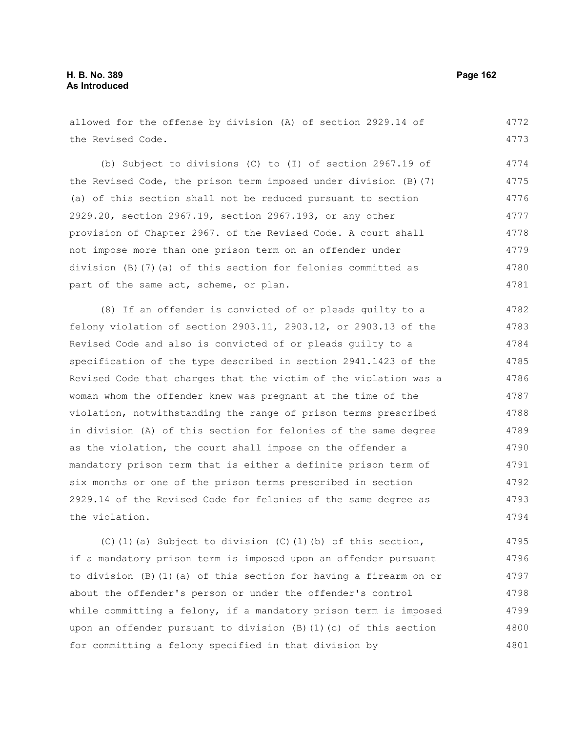allowed for the offense by division (A) of section 2929.14 of the Revised Code.

(b) Subject to divisions (C) to (I) of section 2967.19 of the Revised Code, the prison term imposed under division (B)(7)(a) of this section shall not be reduced pursuant to section 2929.20, section 2967.19, section 2967.193, or any other provision of Chapter 2967. of the Revised Code. A court shall not impose more than one prison term on an offender under division (B)(7)(a) of this section for felonies committed as part of the same act, scheme, or plan.

(8) If an offender is convicted of or pleads guilty to a felony violation of section 2903.11, 2903.12, or 2903.13 of the Revised Code and also is convicted of or pleads guilty to a specification of the type described in section 2941.1423 of the Revised Code that charges that the victim of the violation was a woman whom the offender knew was pregnant at the time of the violation, notwithstanding the range of prison terms prescribed in division (A) of this section for felonies of the same degree as the violation, the court shall impose on the offender a mandatory prison term that is either a definite prison term of six months or one of the prison terms prescribed in section 2929.14 of the Revised Code for felonies of the same degree as the violation.

(C)(1)(a) Subject to division (C)(1)(b) of this section, if a mandatory prison term is imposed upon an offender pursuant to division (B)(1)(a) of this section for having a firearm on or about the offender's person or under the offender's control while committing a felony, if a mandatory prison term is imposed upon an offender pursuant to division (B)(1)(c) of this section for committing a felony specified in that division by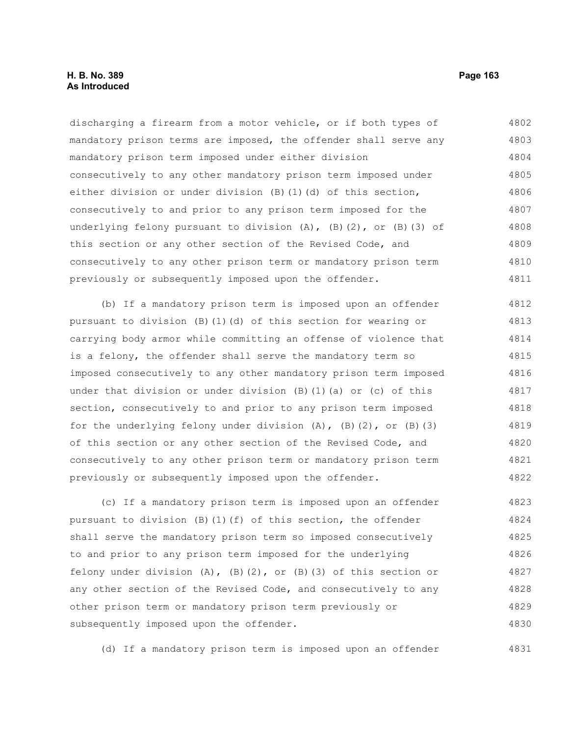discharging a firearm from a motor vehicle, or if both types of mandatory prison terms are imposed, the offender shall serve any mandatory prison term imposed under either division consecutively to any other mandatory prison term imposed under either division or under division (B)(1)(d) of this section, consecutively to and prior to any prison term imposed for the underlying felony pursuant to division (A), (B)(2), or (B)(3) of this section or any other section of the Revised Code, and consecutively to any other prison term or mandatory prison term previously or subsequently imposed upon the offender.

(b) If a mandatory prison term is imposed upon an offender pursuant to division (B)(1)(d) of this section for wearing or carrying body armor while committing an offense of violence that is a felony, the offender shall serve the mandatory term so imposed consecutively to any other mandatory prison term imposed under that division or under division (B)(1)(a) or (c) of this section, consecutively to and prior to any prison term imposed for the underlying felony under division (A), (B)(2), or (B)(3) of this section or any other section of the Revised Code, and consecutively to any other prison term or mandatory prison term previously or subsequently imposed upon the offender.

(c) If a mandatory prison term is imposed upon an offender pursuant to division (B)(1)(f) of this section, the offender shall serve the mandatory prison term so imposed consecutively to and prior to any prison term imposed for the underlying felony under division (A), (B)(2), or (B)(3) of this section or any other section of the Revised Code, and consecutively to any other prison term or mandatory prison term previously or subsequently imposed upon the offender.

(d) If a mandatory prison term is imposed upon an offender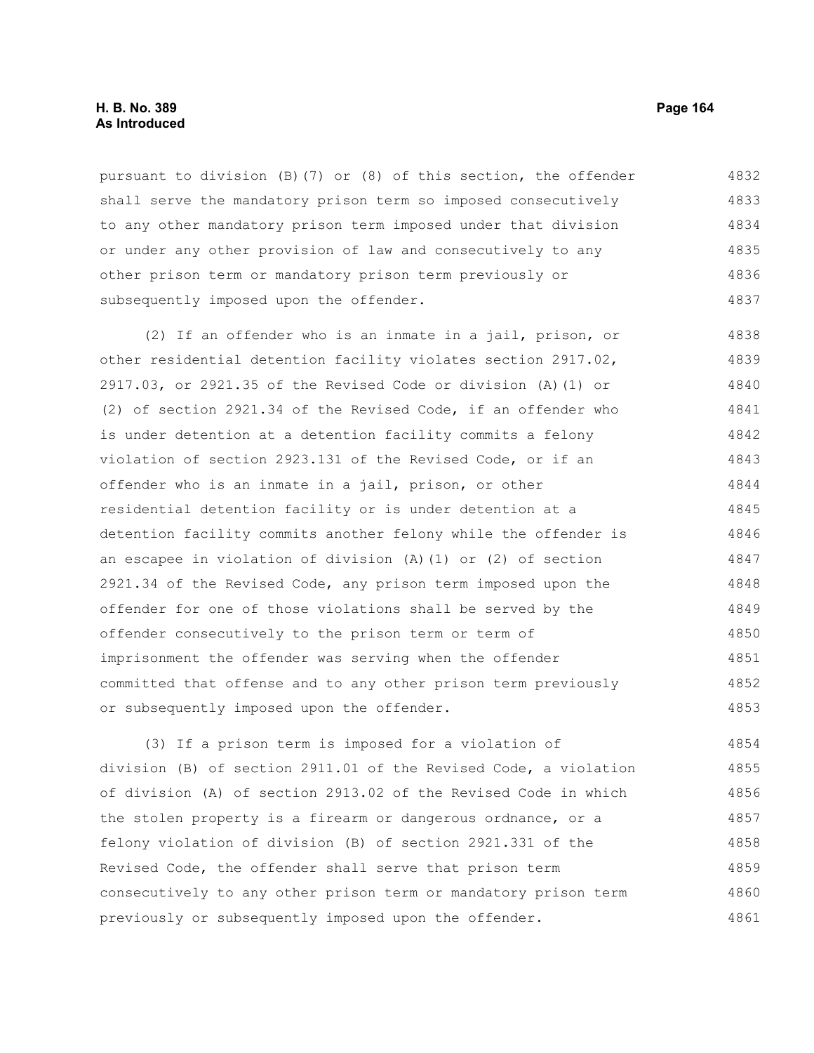pursuant to division (B)(7) or (8) of this section, the offender shall serve the mandatory prison term so imposed consecutively to any other mandatory prison term imposed under that division or under any other provision of law and consecutively to any other prison term or mandatory prison term previously or subsequently imposed upon the offender.

(2) If an offender who is an inmate in a jail, prison, or other residential detention facility violates section 2917.02, 2917.03, or 2921.35 of the Revised Code or division (A)(1) or (2) of section 2921.34 of the Revised Code, if an offender who is under detention at a detention facility commits a felony violation of section 2923.131 of the Revised Code, or if an offender who is an inmate in a jail, prison, or other residential detention facility or is under detention at a detention facility commits another felony while the offender is an escapee in violation of division (A)(1) or (2) of section 2921.34 of the Revised Code, any prison term imposed upon the offender for one of those violations shall be served by the offender consecutively to the prison term or term of imprisonment the offender was serving when the offender committed that offense and to any other prison term previously or subsequently imposed upon the offender.

(3) If a prison term is imposed for a violation of division (B) of section 2911.01 of the Revised Code, a violation of division (A) of section 2913.02 of the Revised Code in which the stolen property is a firearm or dangerous ordnance, or a felony violation of division (B) of section 2921.331 of the Revised Code, the offender shall serve that prison term consecutively to any other prison term or mandatory prison term previously or subsequently imposed upon the offender.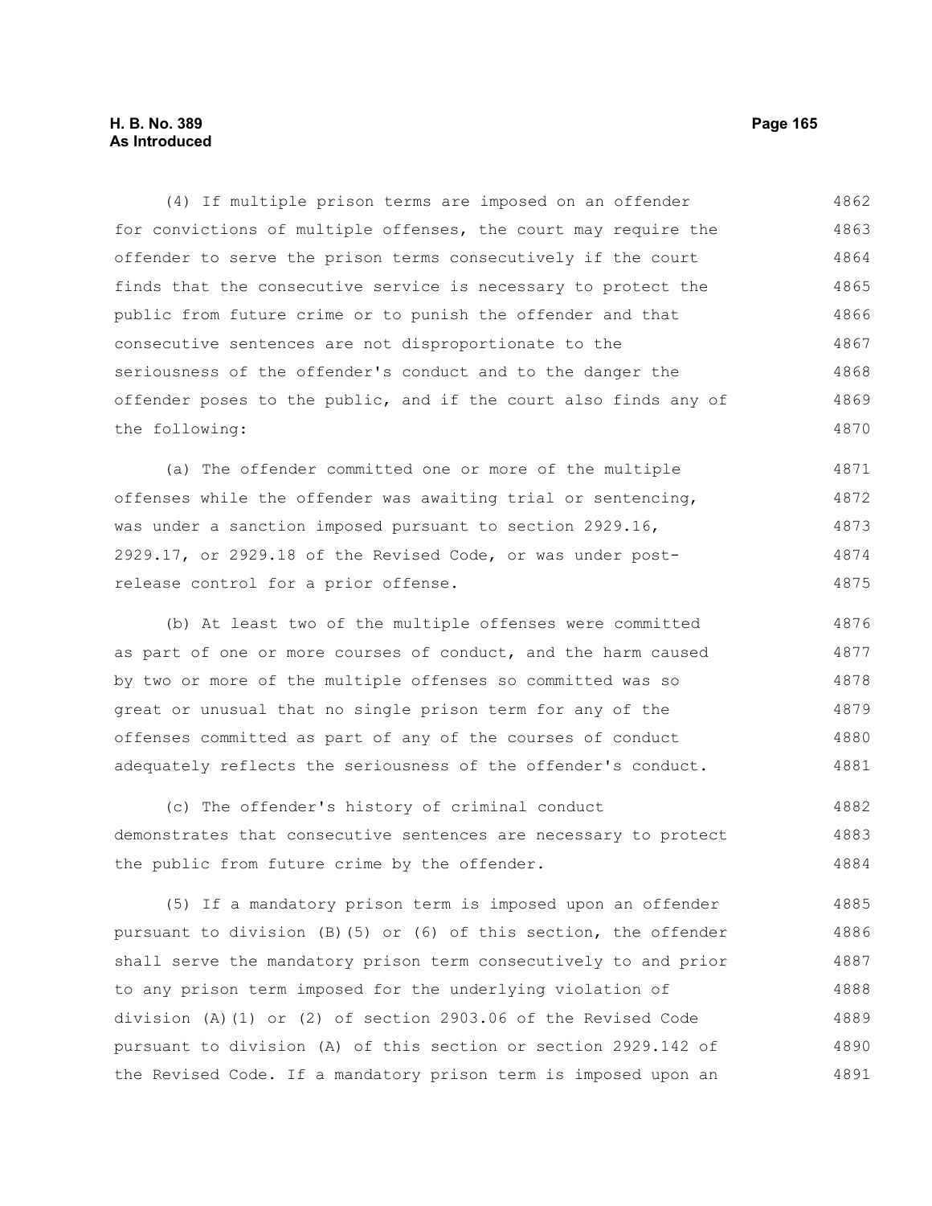(4) If multiple prison terms are imposed on an offender for convictions of multiple offenses, the court may require the offender to serve the prison terms consecutively if the court finds that the consecutive service is necessary to protect the public from future crime or to punish the offender and that consecutive sentences are not disproportionate to the seriousness of the offender's conduct and to the danger the offender poses to the public, and if the court also finds any of the following:

(a) The offender committed one or more of the multiple offenses while the offender was awaiting trial or sentencing, was under a sanction imposed pursuant to section 2929.16, 2929.17, or 2929.18 of the Revised Code, or was under post-release control for a prior offense.

(b) At least two of the multiple offenses were committed as part of one or more courses of conduct, and the harm caused by two or more of the multiple offenses so committed was so great or unusual that no single prison term for any of the offenses committed as part of any of the courses of conduct adequately reflects the seriousness of the offender's conduct.

(c) The offender's history of criminal conduct demonstrates that consecutive sentences are necessary to protect the public from future crime by the offender.

(5) If a mandatory prison term is imposed upon an offender pursuant to division (B)(5) or (6) of this section, the offender shall serve the mandatory prison term consecutively to and prior to any prison term imposed for the underlying violation of division (A)(1) or (2) of section 2903.06 of the Revised Code pursuant to division (A) of this section or section 2929.142 of the Revised Code. If a mandatory prison term is imposed upon an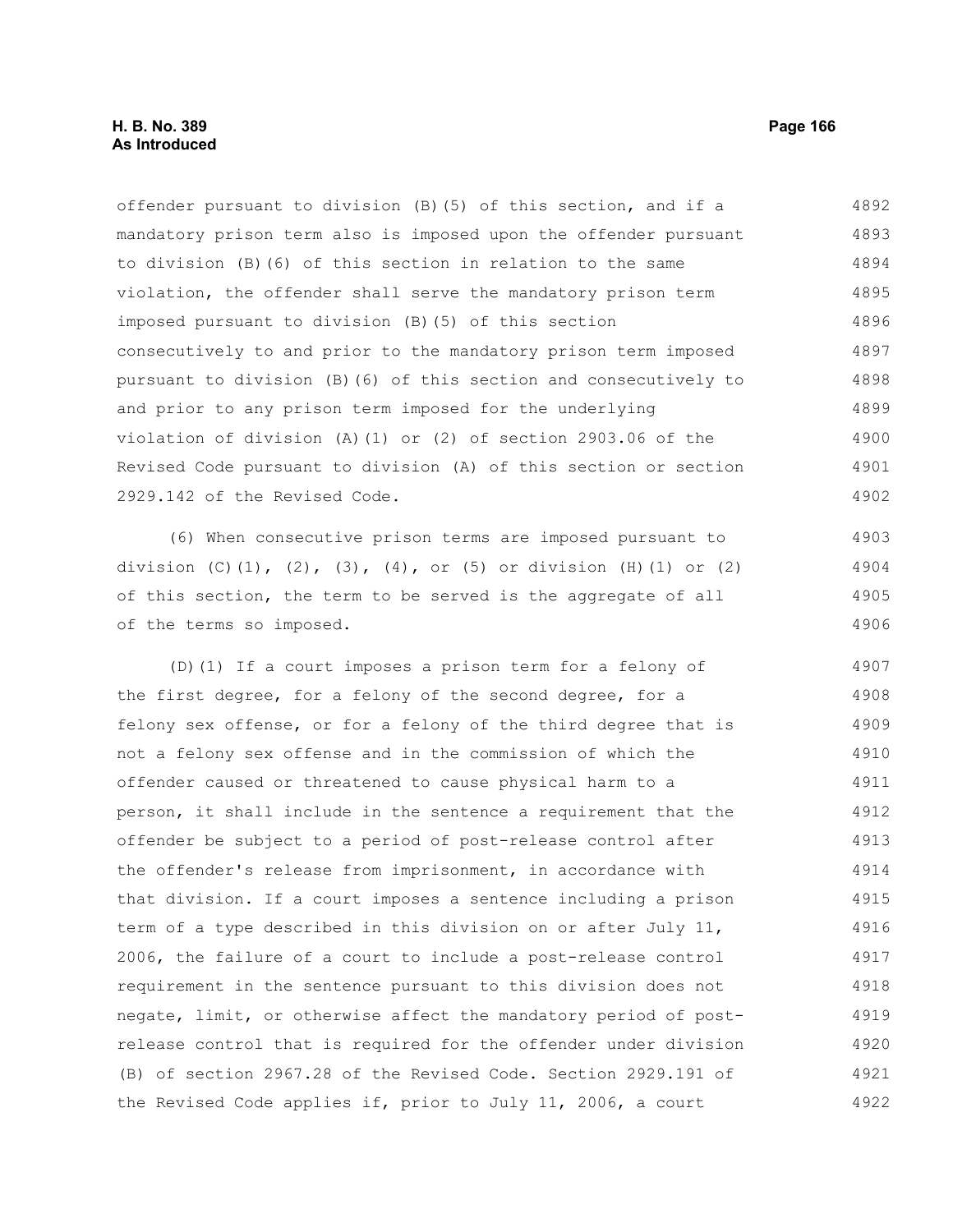offender pursuant to division (B)(5) of this section, and if a mandatory prison term also is imposed upon the offender pursuant to division (B)(6) of this section in relation to the same violation, the offender shall serve the mandatory prison term imposed pursuant to division (B)(5) of this section consecutively to and prior to the mandatory prison term imposed pursuant to division (B)(6) of this section and consecutively to and prior to any prison term imposed for the underlying violation of division (A)(1) or (2) of section 2903.06 of the Revised Code pursuant to division (A) of this section or section 2929.142 of the Revised Code.

(6) When consecutive prison terms are imposed pursuant to division (C)(1), (2), (3), (4), or (5) or division (H)(1) or (2) of this section, the term to be served is the aggregate of all of the terms so imposed.

(D)(1) If a court imposes a prison term for a felony of the first degree, for a felony of the second degree, for a felony sex offense, or for a felony of the third degree that is not a felony sex offense and in the commission of which the offender caused or threatened to cause physical harm to a person, it shall include in the sentence a requirement that the offender be subject to a period of post-release control after the offender's release from imprisonment, in accordance with that division. If a court imposes a sentence including a prison term of a type described in this division on or after July 11, 2006, the failure of a court to include a post-release control requirement in the sentence pursuant to this division does not negate, limit, or otherwise affect the mandatory period of post-release control that is required for the offender under division (B) of section 2967.28 of the Revised Code. Section 2929.191 of the Revised Code applies if, prior to July 11, 2006, a court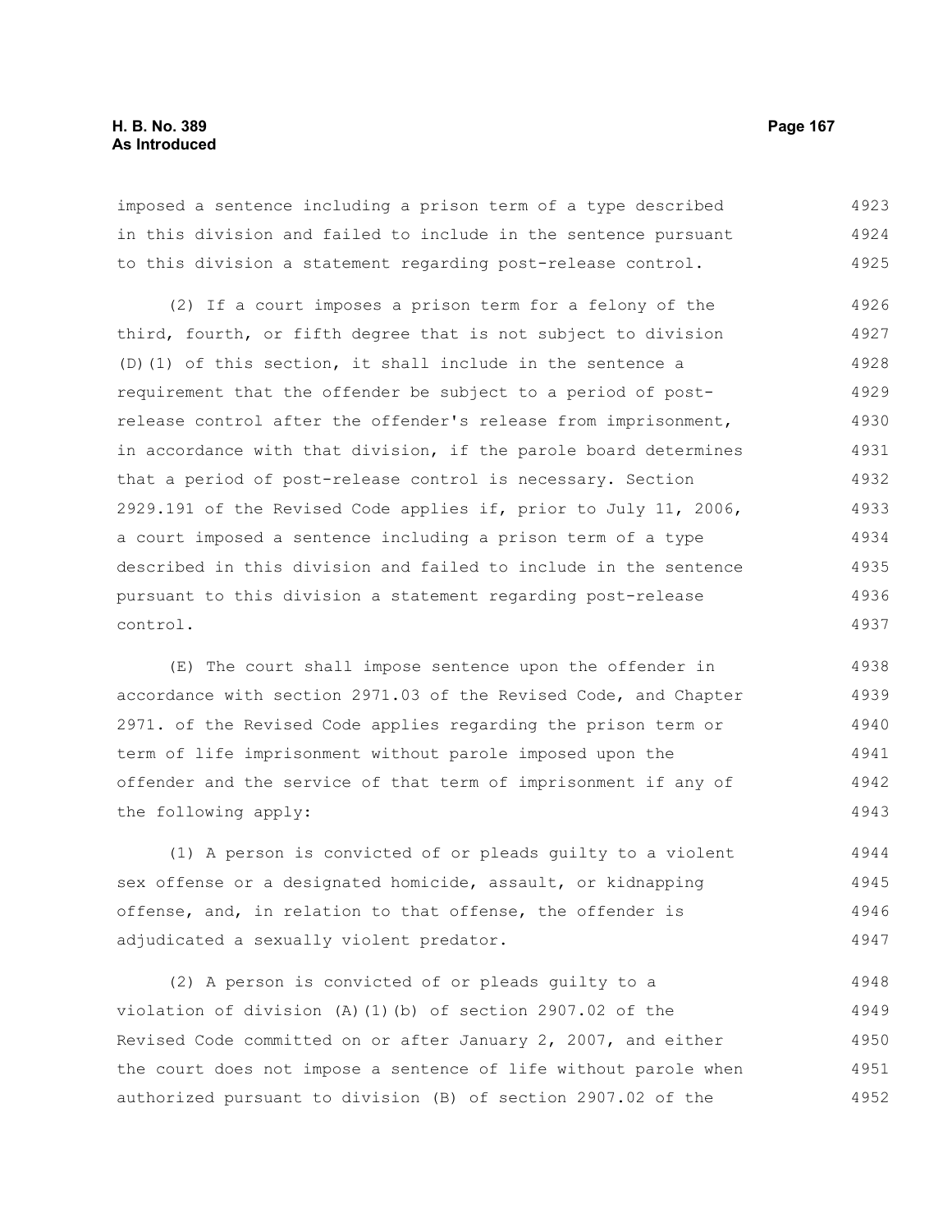imposed a sentence including a prison term of a type described in this division and failed to include in the sentence pursuant to this division a statement regarding post-release control.

(2) If a court imposes a prison term for a felony of the third, fourth, or fifth degree that is not subject to division (D)(1) of this section, it shall include in the sentence a requirement that the offender be subject to a period of post-release control after the offender's release from imprisonment, in accordance with that division, if the parole board determines that a period of post-release control is necessary. Section 2929.191 of the Revised Code applies if, prior to July 11, 2006, a court imposed a sentence including a prison term of a type described in this division and failed to include in the sentence pursuant to this division a statement regarding post-release control.

(E) The court shall impose sentence upon the offender in accordance with section 2971.03 of the Revised Code, and Chapter 2971. of the Revised Code applies regarding the prison term or term of life imprisonment without parole imposed upon the offender and the service of that term of imprisonment if any of the following apply:

(1) A person is convicted of or pleads guilty to a violent sex offense or a designated homicide, assault, or kidnapping offense, and, in relation to that offense, the offender is adjudicated a sexually violent predator.

(2) A person is convicted of or pleads guilty to a violation of division (A)(1)(b) of section 2907.02 of the Revised Code committed on or after January 2, 2007, and either the court does not impose a sentence of life without parole when authorized pursuant to division (B) of section 2907.02 of the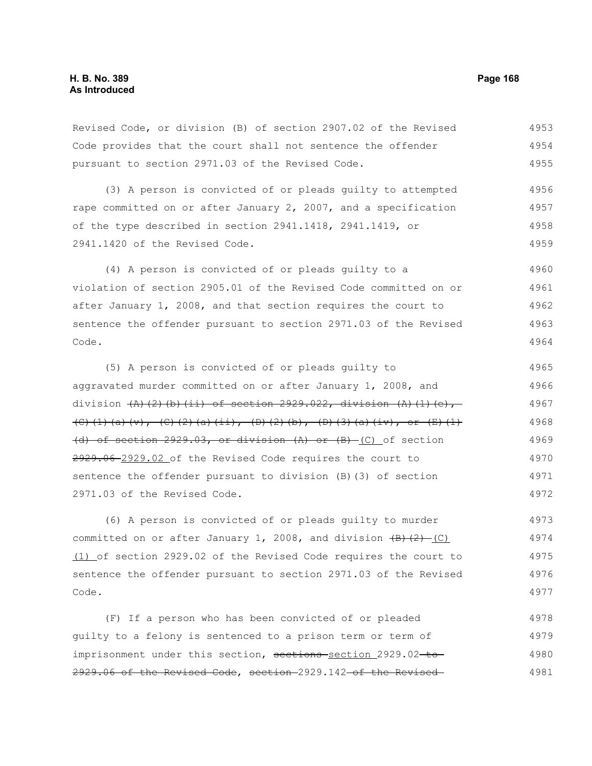Revised Code, or division (B) of section 2907.02 of the Revised Code provides that the court shall not sentence the offender pursuant to section 2971.03 of the Revised Code.

(3) A person is convicted of or pleads guilty to attempted rape committed on or after January 2, 2007, and a specification of the type described in section 2941.1418, 2941.1419, or 2941.1420 of the Revised Code.

(4) A person is convicted of or pleads guilty to a violation of section 2905.01 of the Revised Code committed on or after January 1, 2008, and that section requires the court to sentence the offender pursuant to section 2971.03 of the Revised Code.

(5) A person is convicted of or pleads guilty to aggravated murder committed on or after January 1, 2008, and division ~~(A)(2)(b)(ii) of section 2929.022, division (A)(1)(e), (C)(1)(a)(v), (C)(2)(a)(ii), (D)(2)(b), (D)(3)(a)(iv), or (E)(1)(d) of section 2929.03, or division (A) or (B)~~ (C) of section ~~2929.06~~ 2929.02 of the Revised Code requires the court to sentence the offender pursuant to division (B)(3) of section 2971.03 of the Revised Code.

(6) A person is convicted of or pleads guilty to murder committed on or after January 1, 2008, and division ~~(B)(2)~~ (C)(1) of section 2929.02 of the Revised Code requires the court to sentence the offender pursuant to section 2971.03 of the Revised Code.

(F) If a person who has been convicted of or pleaded guilty to a felony is sentenced to a prison term or term of imprisonment under this section, ~~sections~~ section 2929.02 ~~to 2929.06 of the Revised Code~~, ~~section~~ 2929.142 ~~of the Revised~~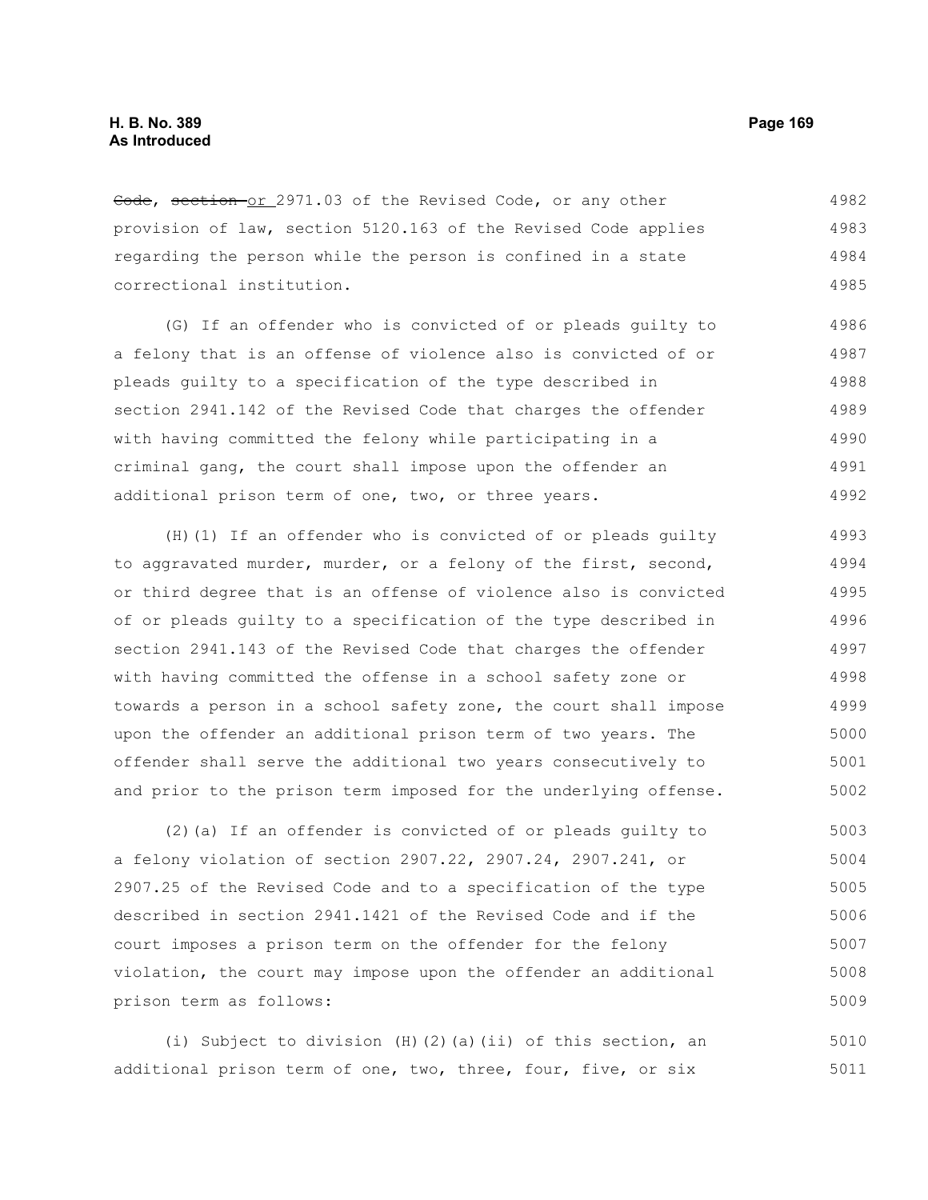~~Code~~, ~~section~~ or 2971.03 of the Revised Code, or any other provision of law, section 5120.163 of the Revised Code applies regarding the person while the person is confined in a state correctional institution.

(G) If an offender who is convicted of or pleads guilty to a felony that is an offense of violence also is convicted of or pleads guilty to a specification of the type described in section 2941.142 of the Revised Code that charges the offender with having committed the felony while participating in a criminal gang, the court shall impose upon the offender an additional prison term of one, two, or three years.

(H)(1) If an offender who is convicted of or pleads guilty to aggravated murder, murder, or a felony of the first, second, or third degree that is an offense of violence also is convicted of or pleads guilty to a specification of the type described in section 2941.143 of the Revised Code that charges the offender with having committed the offense in a school safety zone or towards a person in a school safety zone, the court shall impose upon the offender an additional prison term of two years. The offender shall serve the additional two years consecutively to and prior to the prison term imposed for the underlying offense.

(2)(a) If an offender is convicted of or pleads guilty to a felony violation of section 2907.22, 2907.24, 2907.241, or 2907.25 of the Revised Code and to a specification of the type described in section 2941.1421 of the Revised Code and if the court imposes a prison term on the offender for the felony violation, the court may impose upon the offender an additional prison term as follows:

(i) Subject to division (H)(2)(a)(ii) of this section, an additional prison term of one, two, three, four, five, or six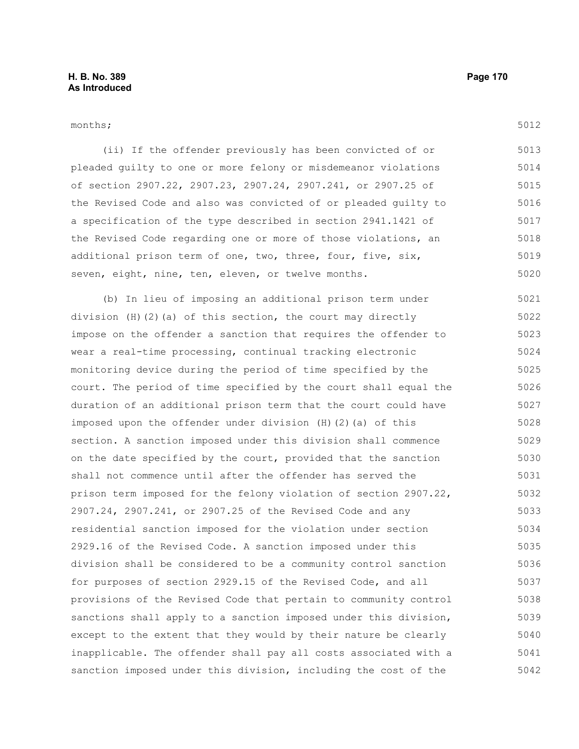months;

(ii) If the offender previously has been convicted of or pleaded guilty to one or more felony or misdemeanor violations of section 2907.22, 2907.23, 2907.24, 2907.241, or 2907.25 of the Revised Code and also was convicted of or pleaded guilty to a specification of the type described in section 2941.1421 of the Revised Code regarding one or more of those violations, an additional prison term of one, two, three, four, five, six, seven, eight, nine, ten, eleven, or twelve months.

(b) In lieu of imposing an additional prison term under division (H)(2)(a) of this section, the court may directly impose on the offender a sanction that requires the offender to wear a real-time processing, continual tracking electronic monitoring device during the period of time specified by the court. The period of time specified by the court shall equal the duration of an additional prison term that the court could have imposed upon the offender under division (H)(2)(a) of this section. A sanction imposed under this division shall commence on the date specified by the court, provided that the sanction shall not commence until after the offender has served the prison term imposed for the felony violation of section 2907.22, 2907.24, 2907.241, or 2907.25 of the Revised Code and any residential sanction imposed for the violation under section 2929.16 of the Revised Code. A sanction imposed under this division shall be considered to be a community control sanction for purposes of section 2929.15 of the Revised Code, and all provisions of the Revised Code that pertain to community control sanctions shall apply to a sanction imposed under this division, except to the extent that they would by their nature be clearly inapplicable. The offender shall pay all costs associated with a sanction imposed under this division, including the cost of the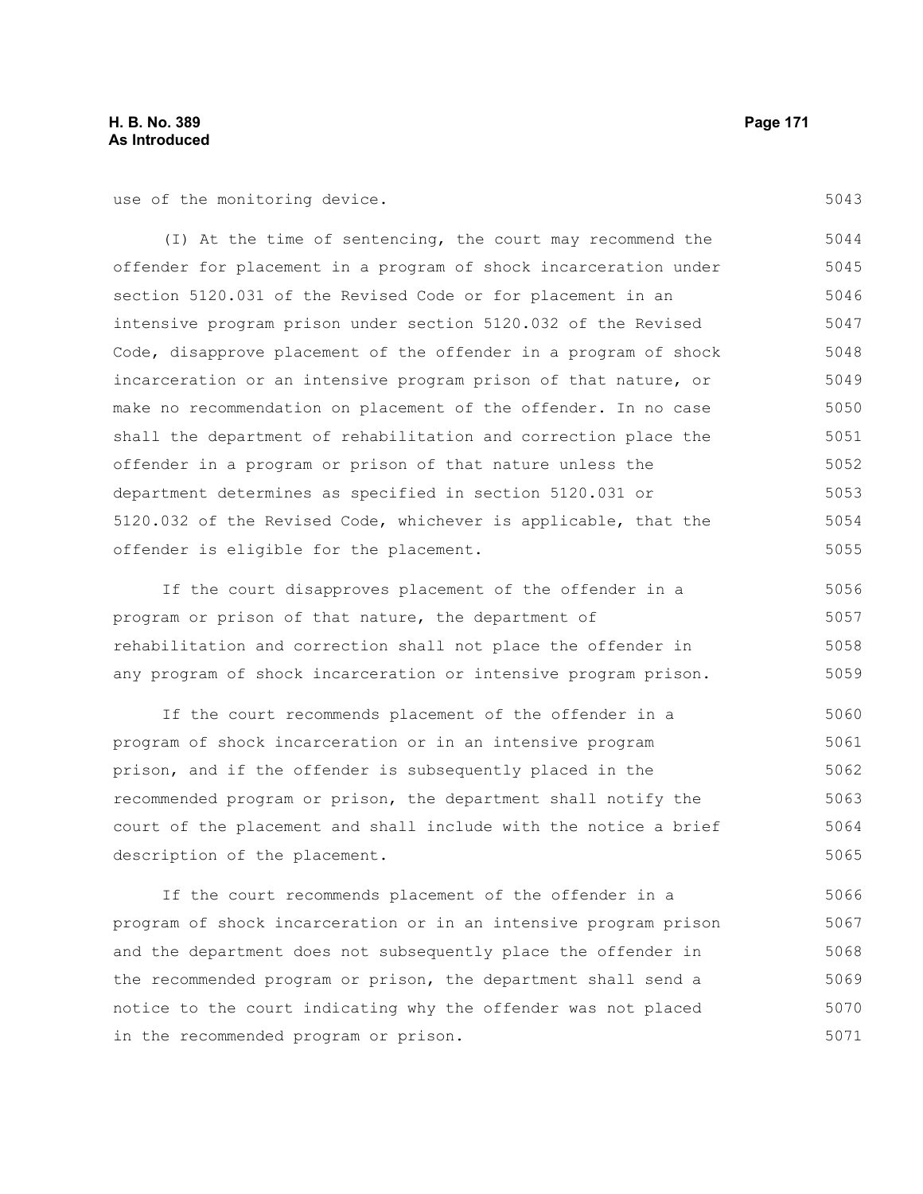use of the monitoring device.

(I) At the time of sentencing, the court may recommend the offender for placement in a program of shock incarceration under section 5120.031 of the Revised Code or for placement in an intensive program prison under section 5120.032 of the Revised Code, disapprove placement of the offender in a program of shock incarceration or an intensive program prison of that nature, or make no recommendation on placement of the offender. In no case shall the department of rehabilitation and correction place the offender in a program or prison of that nature unless the department determines as specified in section 5120.031 or 5120.032 of the Revised Code, whichever is applicable, that the offender is eligible for the placement.

If the court disapproves placement of the offender in a program or prison of that nature, the department of rehabilitation and correction shall not place the offender in any program of shock incarceration or intensive program prison.

If the court recommends placement of the offender in a program of shock incarceration or in an intensive program prison, and if the offender is subsequently placed in the recommended program or prison, the department shall notify the court of the placement and shall include with the notice a brief description of the placement.

If the court recommends placement of the offender in a program of shock incarceration or in an intensive program prison and the department does not subsequently place the offender in the recommended program or prison, the department shall send a notice to the court indicating why the offender was not placed in the recommended program or prison.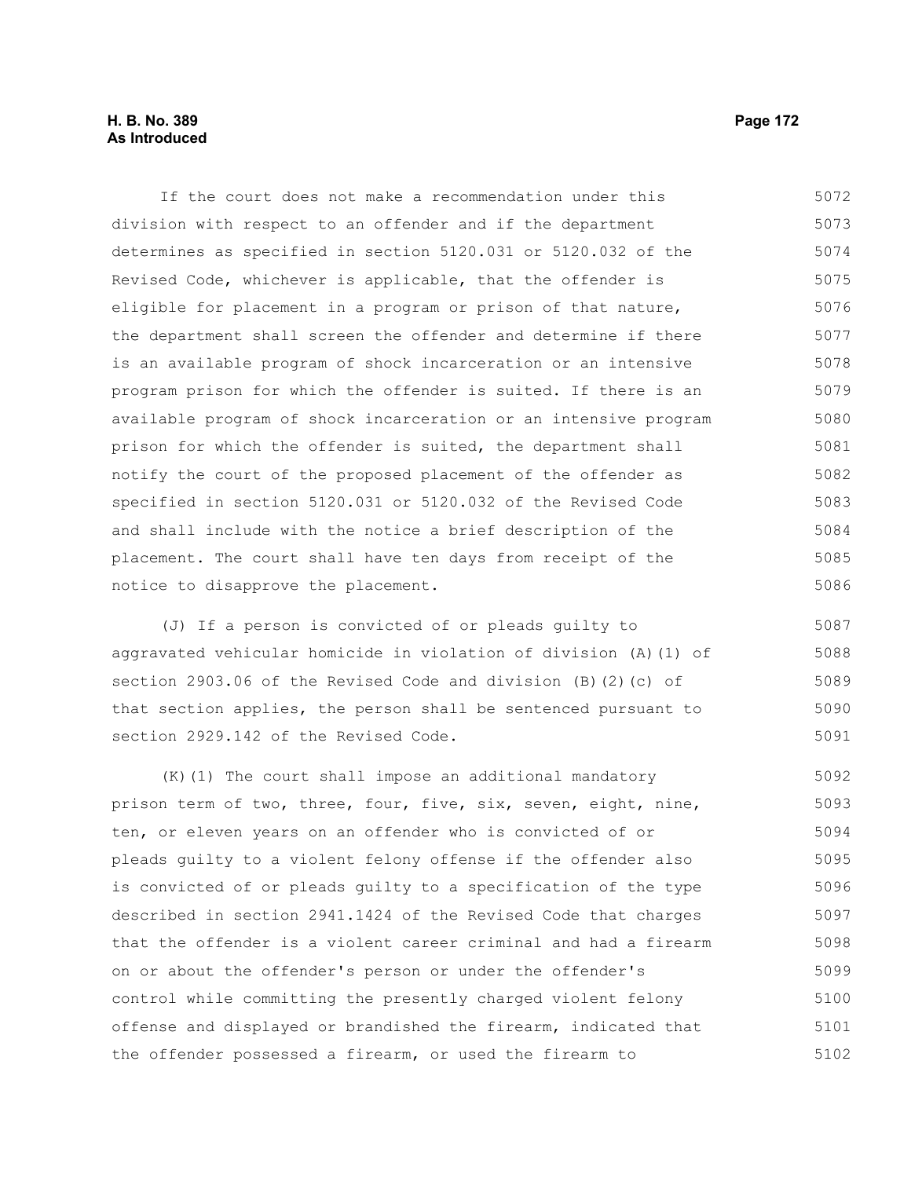If the court does not make a recommendation under this division with respect to an offender and if the department determines as specified in section 5120.031 or 5120.032 of the Revised Code, whichever is applicable, that the offender is eligible for placement in a program or prison of that nature, the department shall screen the offender and determine if there is an available program of shock incarceration or an intensive program prison for which the offender is suited. If there is an available program of shock incarceration or an intensive program prison for which the offender is suited, the department shall notify the court of the proposed placement of the offender as specified in section 5120.031 or 5120.032 of the Revised Code and shall include with the notice a brief description of the placement. The court shall have ten days from receipt of the notice to disapprove the placement.

(J) If a person is convicted of or pleads guilty to aggravated vehicular homicide in violation of division (A)(1) of section 2903.06 of the Revised Code and division (B)(2)(c) of that section applies, the person shall be sentenced pursuant to section 2929.142 of the Revised Code.

(K)(1) The court shall impose an additional mandatory prison term of two, three, four, five, six, seven, eight, nine, ten, or eleven years on an offender who is convicted of or pleads guilty to a violent felony offense if the offender also is convicted of or pleads guilty to a specification of the type described in section 2941.1424 of the Revised Code that charges that the offender is a violent career criminal and had a firearm on or about the offender's person or under the offender's control while committing the presently charged violent felony offense and displayed or brandished the firearm, indicated that the offender possessed a firearm, or used the firearm to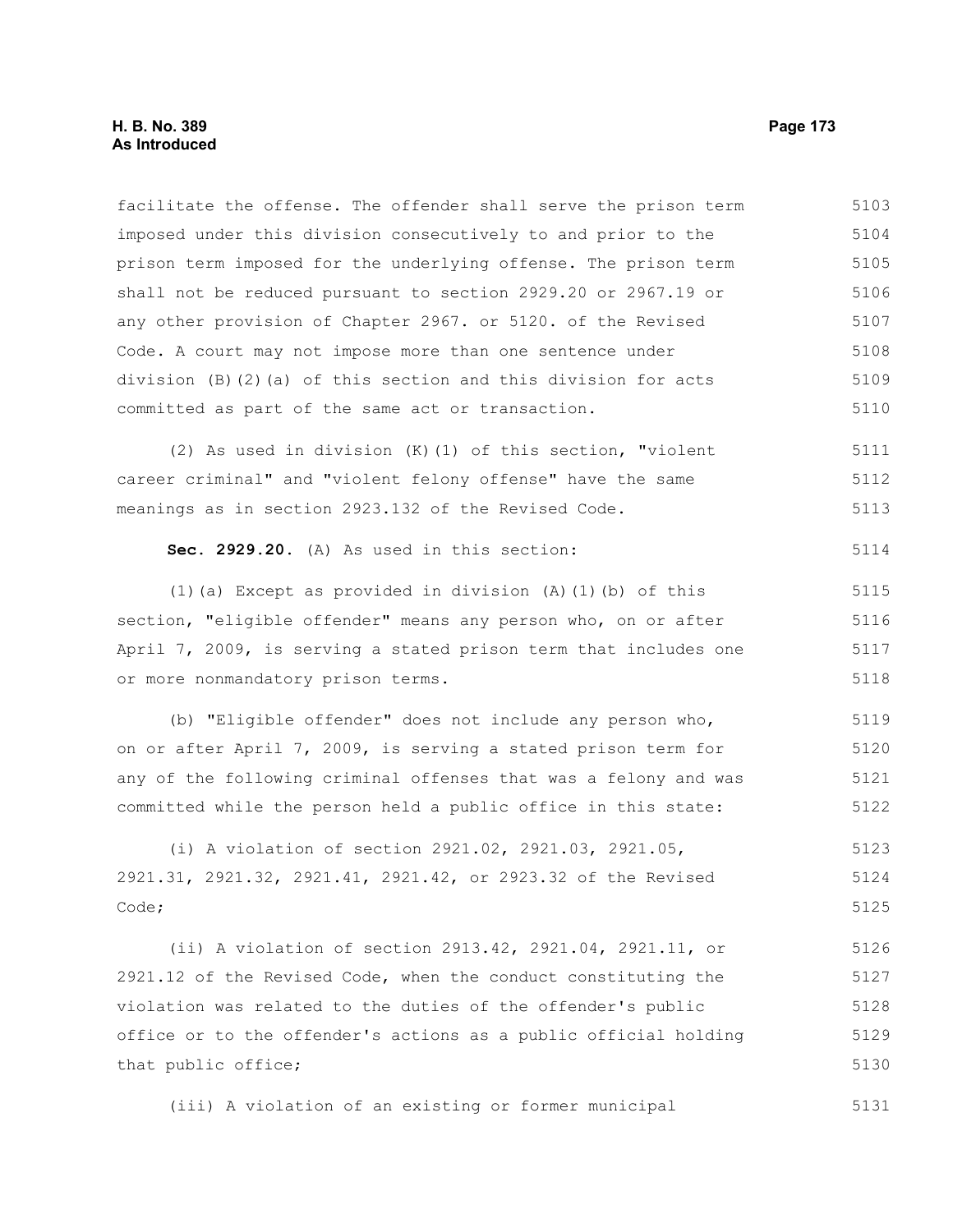facilitate the offense. The offender shall serve the prison term imposed under this division consecutively to and prior to the prison term imposed for the underlying offense. The prison term shall not be reduced pursuant to section 2929.20 or 2967.19 or any other provision of Chapter 2967. or 5120. of the Revised Code. A court may not impose more than one sentence under division (B)(2)(a) of this section and this division for acts committed as part of the same act or transaction.

(2) As used in division (K)(1) of this section, "violent career criminal" and "violent felony offense" have the same meanings as in section 2923.132 of the Revised Code.

**Sec. 2929.20.** (A) As used in this section:

(1)(a) Except as provided in division (A)(1)(b) of this section, "eligible offender" means any person who, on or after April 7, 2009, is serving a stated prison term that includes one or more nonmandatory prison terms.

(b) "Eligible offender" does not include any person who, on or after April 7, 2009, is serving a stated prison term for any of the following criminal offenses that was a felony and was committed while the person held a public office in this state:

(i) A violation of section 2921.02, 2921.03, 2921.05, 2921.31, 2921.32, 2921.41, 2921.42, or 2923.32 of the Revised Code;

(ii) A violation of section 2913.42, 2921.04, 2921.11, or 2921.12 of the Revised Code, when the conduct constituting the violation was related to the duties of the offender's public office or to the offender's actions as a public official holding that public office;

(iii) A violation of an existing or former municipal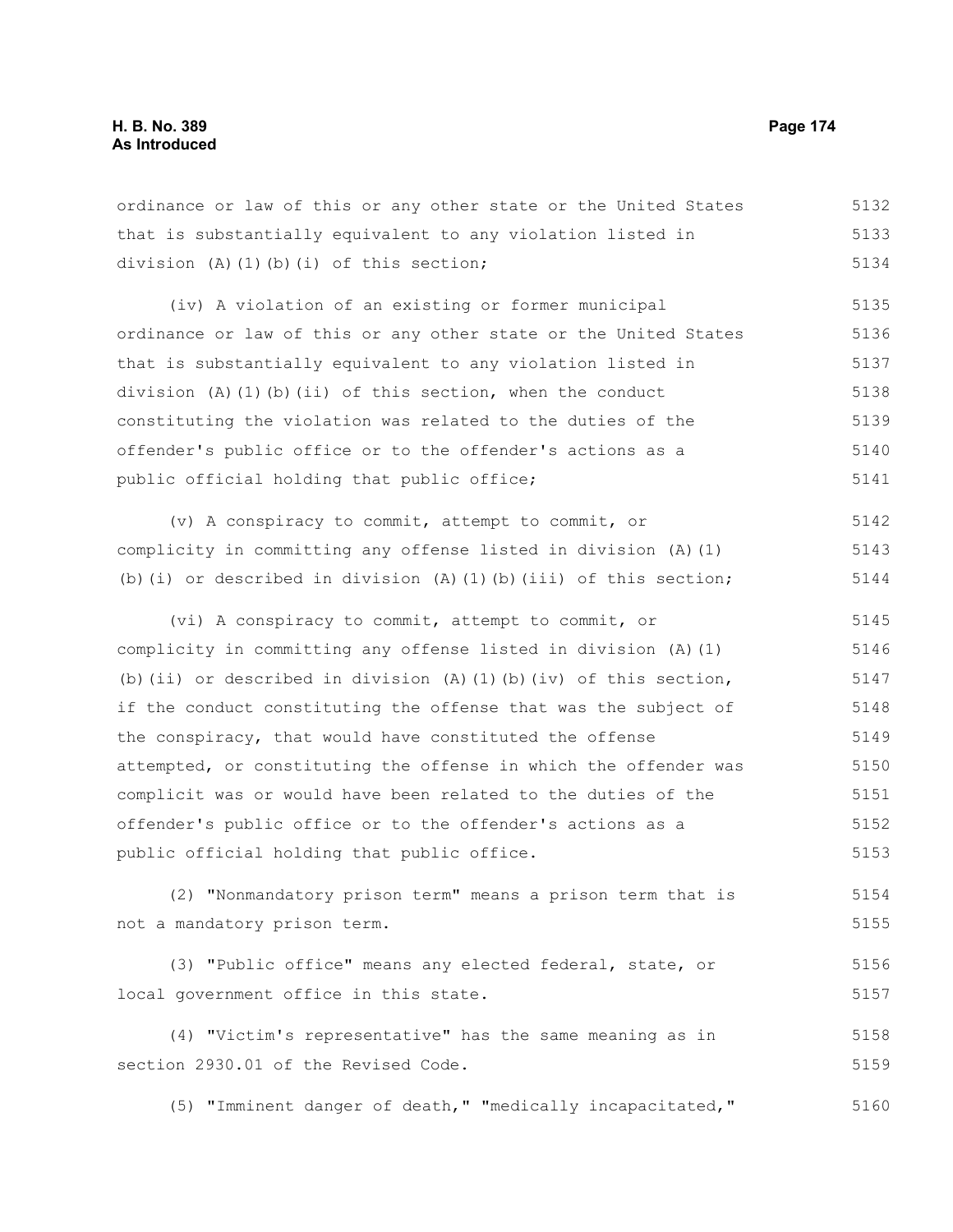ordinance or law of this or any other state or the United States that is substantially equivalent to any violation listed in division (A)(1)(b)(i) of this section;

(iv) A violation of an existing or former municipal ordinance or law of this or any other state or the United States that is substantially equivalent to any violation listed in division (A)(1)(b)(ii) of this section, when the conduct constituting the violation was related to the duties of the offender's public office or to the offender's actions as a public official holding that public office;

(v) A conspiracy to commit, attempt to commit, or complicity in committing any offense listed in division (A)(1)(b)(i) or described in division (A)(1)(b)(iii) of this section;

(vi) A conspiracy to commit, attempt to commit, or complicity in committing any offense listed in division (A)(1)(b)(ii) or described in division (A)(1)(b)(iv) of this section, if the conduct constituting the offense that was the subject of the conspiracy, that would have constituted the offense attempted, or constituting the offense in which the offender was complicit was or would have been related to the duties of the offender's public office or to the offender's actions as a public official holding that public office.

(2) "Nonmandatory prison term" means a prison term that is not a mandatory prison term.

(3) "Public office" means any elected federal, state, or local government office in this state.

(4) "Victim's representative" has the same meaning as in section 2930.01 of the Revised Code.

(5) "Imminent danger of death," "medically incapacitated,"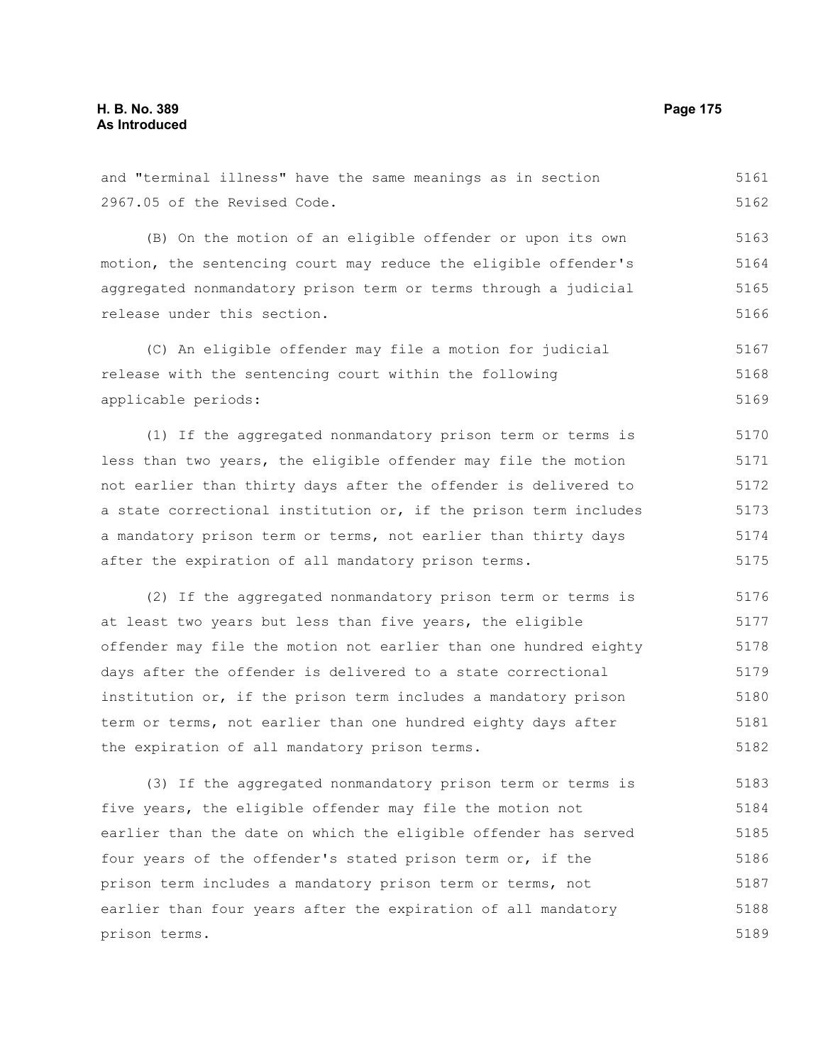and "terminal illness" have the same meanings as in section 2967.05 of the Revised Code.

(B) On the motion of an eligible offender or upon its own motion, the sentencing court may reduce the eligible offender's aggregated nonmandatory prison term or terms through a judicial release under this section.

(C) An eligible offender may file a motion for judicial release with the sentencing court within the following applicable periods:

(1) If the aggregated nonmandatory prison term or terms is less than two years, the eligible offender may file the motion not earlier than thirty days after the offender is delivered to a state correctional institution or, if the prison term includes a mandatory prison term or terms, not earlier than thirty days after the expiration of all mandatory prison terms.

(2) If the aggregated nonmandatory prison term or terms is at least two years but less than five years, the eligible offender may file the motion not earlier than one hundred eighty days after the offender is delivered to a state correctional institution or, if the prison term includes a mandatory prison term or terms, not earlier than one hundred eighty days after the expiration of all mandatory prison terms.

(3) If the aggregated nonmandatory prison term or terms is five years, the eligible offender may file the motion not earlier than the date on which the eligible offender has served four years of the offender's stated prison term or, if the prison term includes a mandatory prison term or terms, not earlier than four years after the expiration of all mandatory prison terms.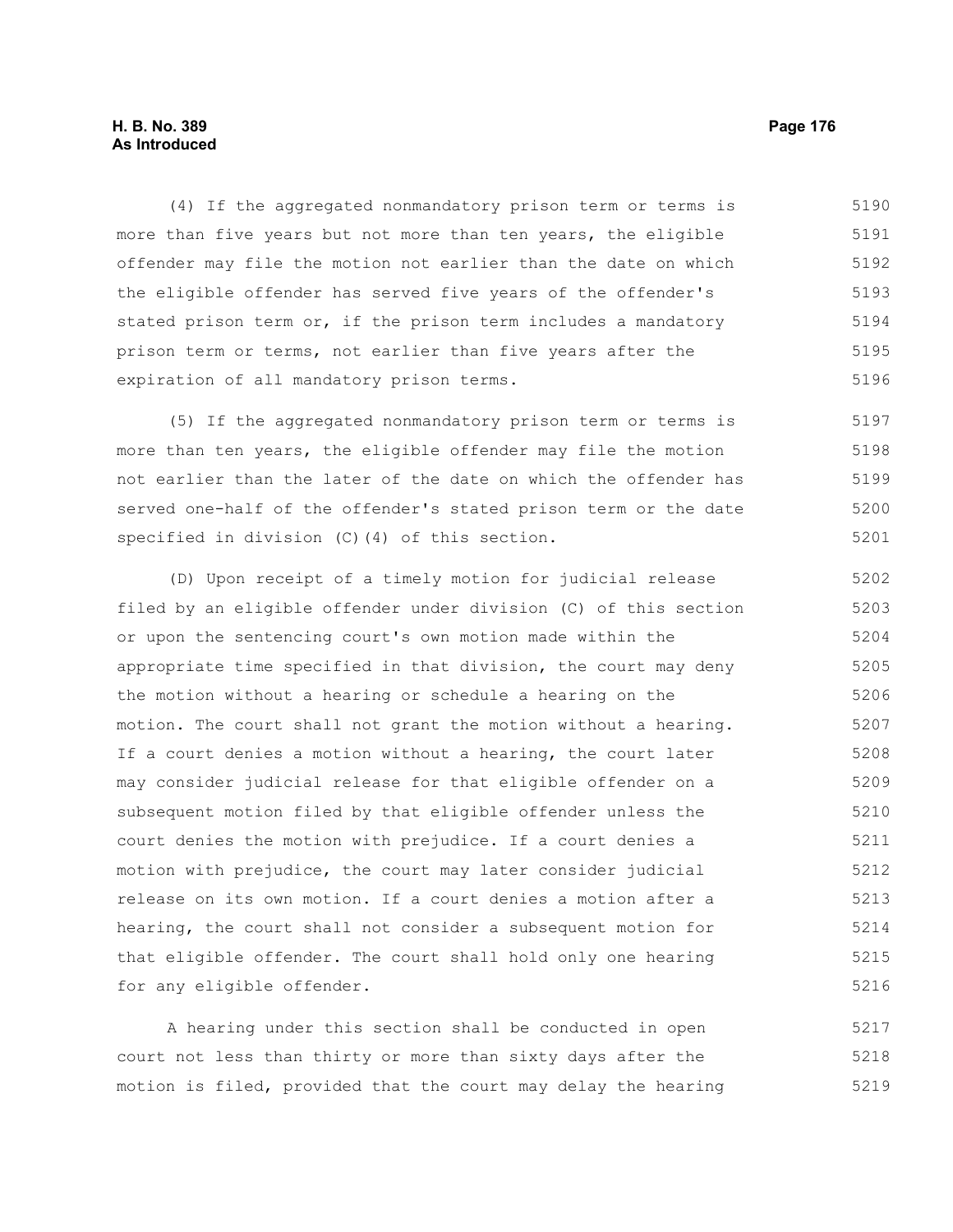(4) If the aggregated nonmandatory prison term or terms is more than five years but not more than ten years, the eligible offender may file the motion not earlier than the date on which the eligible offender has served five years of the offender's stated prison term or, if the prison term includes a mandatory prison term or terms, not earlier than five years after the expiration of all mandatory prison terms.

(5) If the aggregated nonmandatory prison term or terms is more than ten years, the eligible offender may file the motion not earlier than the later of the date on which the offender has served one-half of the offender's stated prison term or the date specified in division (C)(4) of this section.

(D) Upon receipt of a timely motion for judicial release filed by an eligible offender under division (C) of this section or upon the sentencing court's own motion made within the appropriate time specified in that division, the court may deny the motion without a hearing or schedule a hearing on the motion. The court shall not grant the motion without a hearing. If a court denies a motion without a hearing, the court later may consider judicial release for that eligible offender on a subsequent motion filed by that eligible offender unless the court denies the motion with prejudice. If a court denies a motion with prejudice, the court may later consider judicial release on its own motion. If a court denies a motion after a hearing, the court shall not consider a subsequent motion for that eligible offender. The court shall hold only one hearing for any eligible offender.

A hearing under this section shall be conducted in open court not less than thirty or more than sixty days after the motion is filed, provided that the court may delay the hearing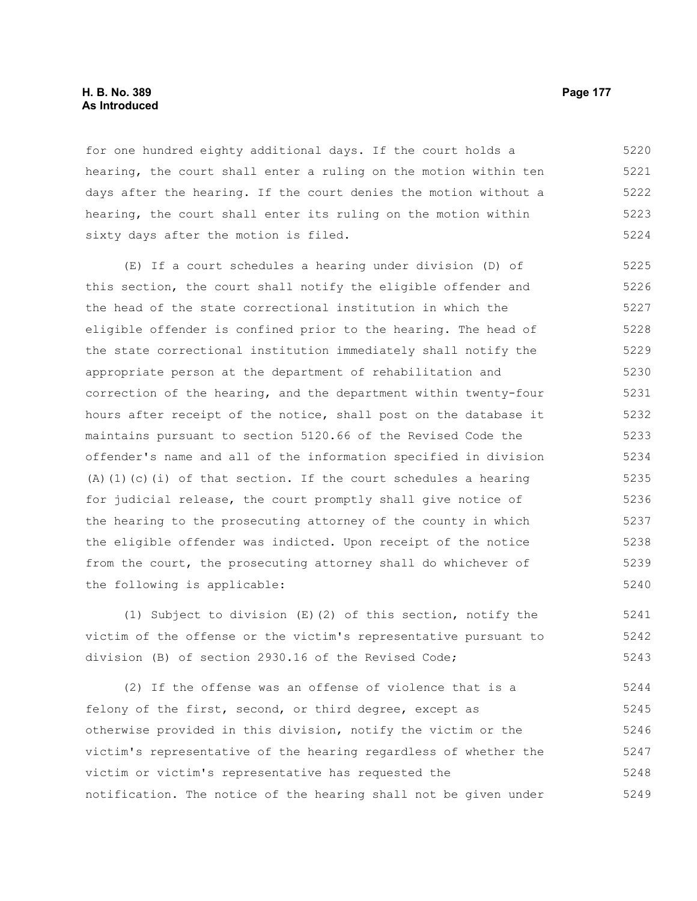for one hundred eighty additional days. If the court holds a hearing, the court shall enter a ruling on the motion within ten days after the hearing. If the court denies the motion without a hearing, the court shall enter its ruling on the motion within sixty days after the motion is filed.

(E) If a court schedules a hearing under division (D) of this section, the court shall notify the eligible offender and the head of the state correctional institution in which the eligible offender is confined prior to the hearing. The head of the state correctional institution immediately shall notify the appropriate person at the department of rehabilitation and correction of the hearing, and the department within twenty-four hours after receipt of the notice, shall post on the database it maintains pursuant to section 5120.66 of the Revised Code the offender's name and all of the information specified in division (A)(1)(c)(i) of that section. If the court schedules a hearing for judicial release, the court promptly shall give notice of the hearing to the prosecuting attorney of the county in which the eligible offender was indicted. Upon receipt of the notice from the court, the prosecuting attorney shall do whichever of the following is applicable:

(1) Subject to division (E)(2) of this section, notify the victim of the offense or the victim's representative pursuant to division (B) of section 2930.16 of the Revised Code;

(2) If the offense was an offense of violence that is a felony of the first, second, or third degree, except as otherwise provided in this division, notify the victim or the victim's representative of the hearing regardless of whether the victim or victim's representative has requested the notification. The notice of the hearing shall not be given under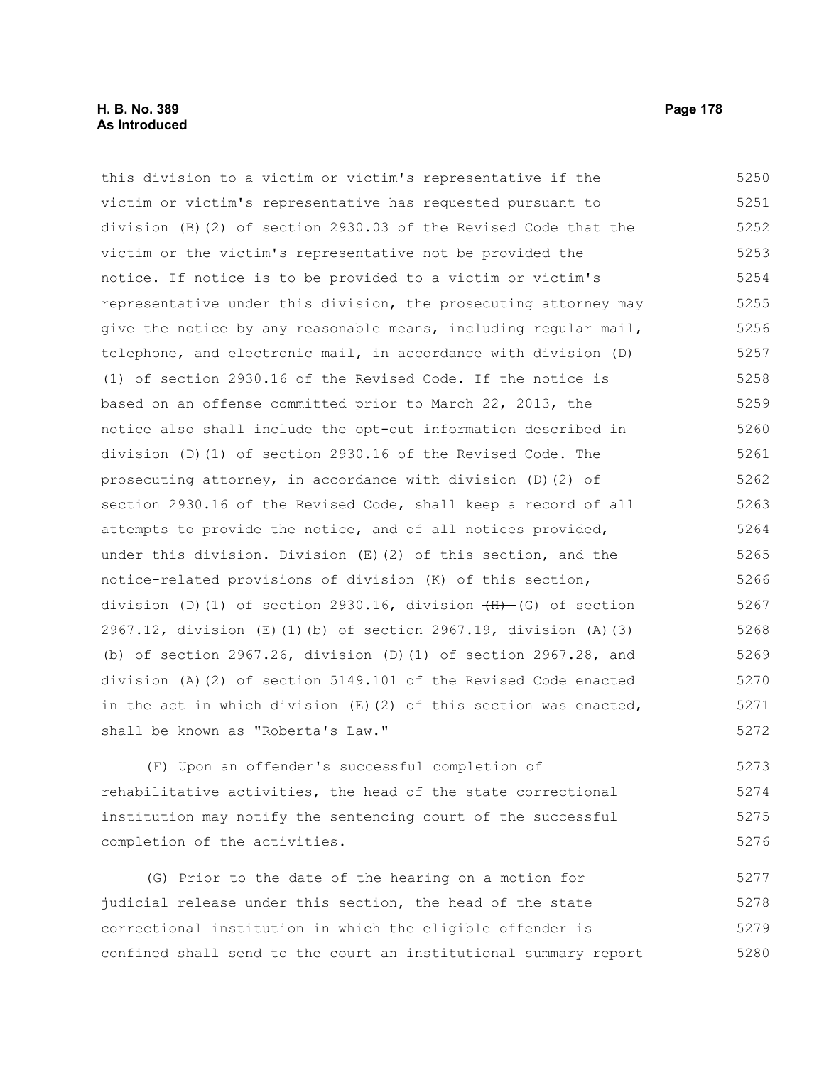this division to a victim or victim's representative if the victim or victim's representative has requested pursuant to division (B)(2) of section 2930.03 of the Revised Code that the victim or the victim's representative not be provided the notice. If notice is to be provided to a victim or victim's representative under this division, the prosecuting attorney may give the notice by any reasonable means, including regular mail, telephone, and electronic mail, in accordance with division (D)(1) of section 2930.16 of the Revised Code. If the notice is based on an offense committed prior to March 22, 2013, the notice also shall include the opt-out information described in division (D)(1) of section 2930.16 of the Revised Code. The prosecuting attorney, in accordance with division (D)(2) of section 2930.16 of the Revised Code, shall keep a record of all attempts to provide the notice, and of all notices provided, under this division. Division (E)(2) of this section, and the notice-related provisions of division (K) of this section, division (D)(1) of section 2930.16, division ~~(H)~~ (G) of section 2967.12, division (E)(1)(b) of section 2967.19, division (A)(3)(b) of section 2967.26, division (D)(1) of section 2967.28, and division (A)(2) of section 5149.101 of the Revised Code enacted in the act in which division (E)(2) of this section was enacted, shall be known as "Roberta's Law."

(F) Upon an offender's successful completion of rehabilitative activities, the head of the state correctional institution may notify the sentencing court of the successful completion of the activities.

(G) Prior to the date of the hearing on a motion for judicial release under this section, the head of the state correctional institution in which the eligible offender is confined shall send to the court an institutional summary report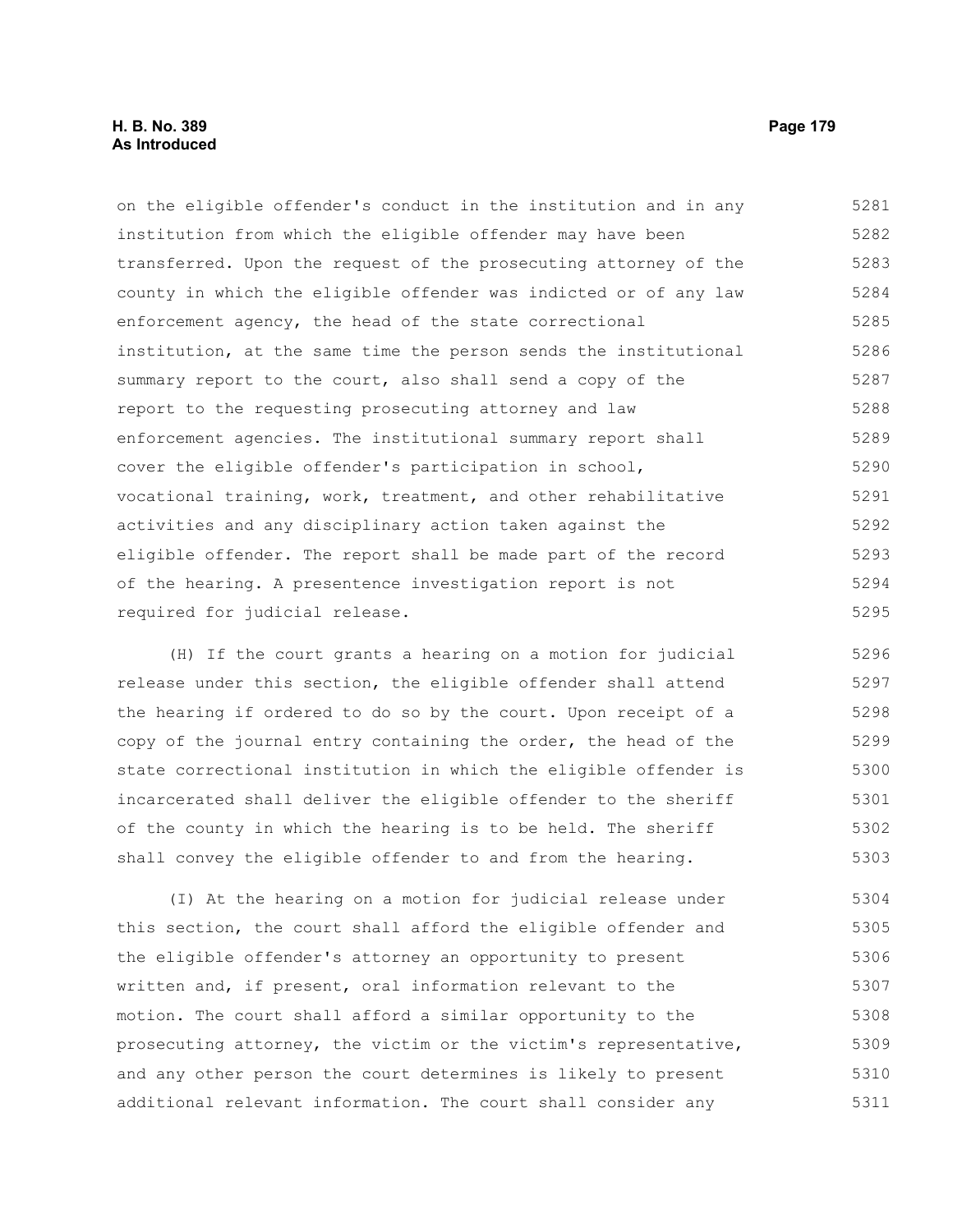on the eligible offender's conduct in the institution and in any institution from which the eligible offender may have been transferred. Upon the request of the prosecuting attorney of the county in which the eligible offender was indicted or of any law enforcement agency, the head of the state correctional institution, at the same time the person sends the institutional summary report to the court, also shall send a copy of the report to the requesting prosecuting attorney and law enforcement agencies. The institutional summary report shall cover the eligible offender's participation in school, vocational training, work, treatment, and other rehabilitative activities and any disciplinary action taken against the eligible offender. The report shall be made part of the record of the hearing. A presentence investigation report is not required for judicial release.

(H) If the court grants a hearing on a motion for judicial release under this section, the eligible offender shall attend the hearing if ordered to do so by the court. Upon receipt of a copy of the journal entry containing the order, the head of the state correctional institution in which the eligible offender is incarcerated shall deliver the eligible offender to the sheriff of the county in which the hearing is to be held. The sheriff shall convey the eligible offender to and from the hearing.

(I) At the hearing on a motion for judicial release under this section, the court shall afford the eligible offender and the eligible offender's attorney an opportunity to present written and, if present, oral information relevant to the motion. The court shall afford a similar opportunity to the prosecuting attorney, the victim or the victim's representative, and any other person the court determines is likely to present additional relevant information. The court shall consider any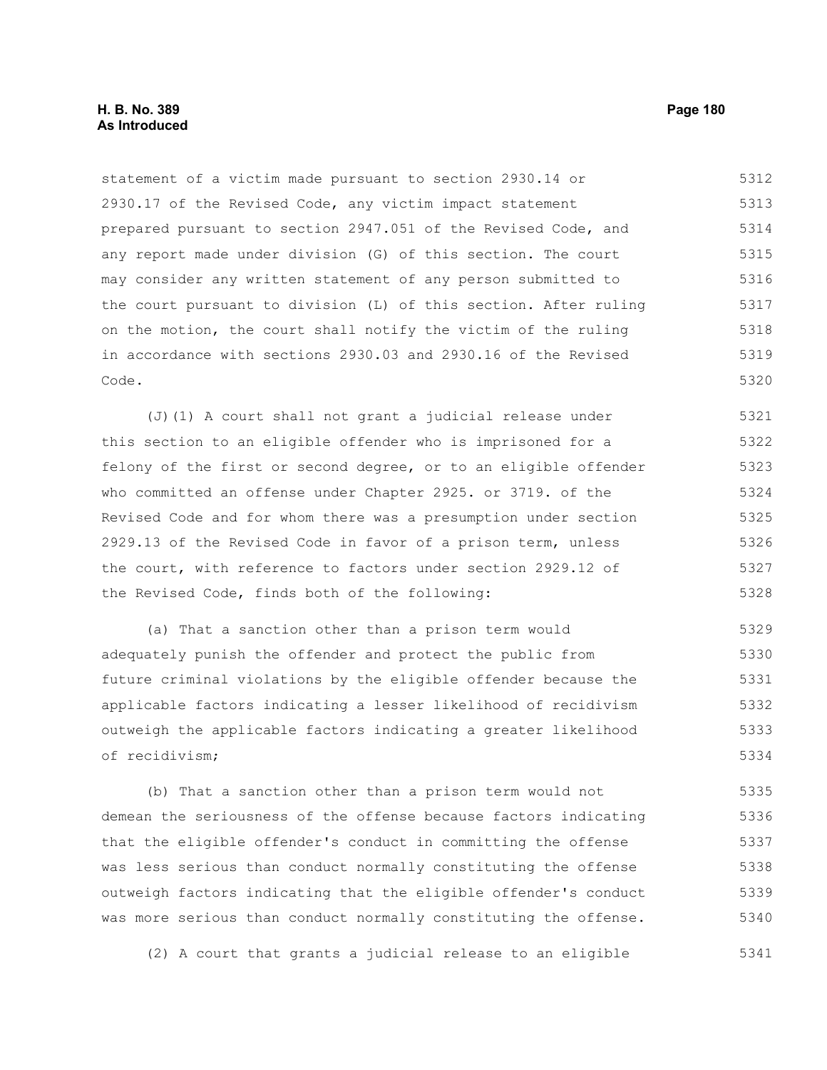statement of a victim made pursuant to section 2930.14 or 2930.17 of the Revised Code, any victim impact statement prepared pursuant to section 2947.051 of the Revised Code, and any report made under division (G) of this section. The court may consider any written statement of any person submitted to the court pursuant to division (L) of this section. After ruling on the motion, the court shall notify the victim of the ruling in accordance with sections 2930.03 and 2930.16 of the Revised Code.

(J)(1) A court shall not grant a judicial release under this section to an eligible offender who is imprisoned for a felony of the first or second degree, or to an eligible offender who committed an offense under Chapter 2925. or 3719. of the Revised Code and for whom there was a presumption under section 2929.13 of the Revised Code in favor of a prison term, unless the court, with reference to factors under section 2929.12 of the Revised Code, finds both of the following:

(a) That a sanction other than a prison term would adequately punish the offender and protect the public from future criminal violations by the eligible offender because the applicable factors indicating a lesser likelihood of recidivism outweigh the applicable factors indicating a greater likelihood of recidivism;

(b) That a sanction other than a prison term would not demean the seriousness of the offense because factors indicating that the eligible offender's conduct in committing the offense was less serious than conduct normally constituting the offense outweigh factors indicating that the eligible offender's conduct was more serious than conduct normally constituting the offense.

(2) A court that grants a judicial release to an eligible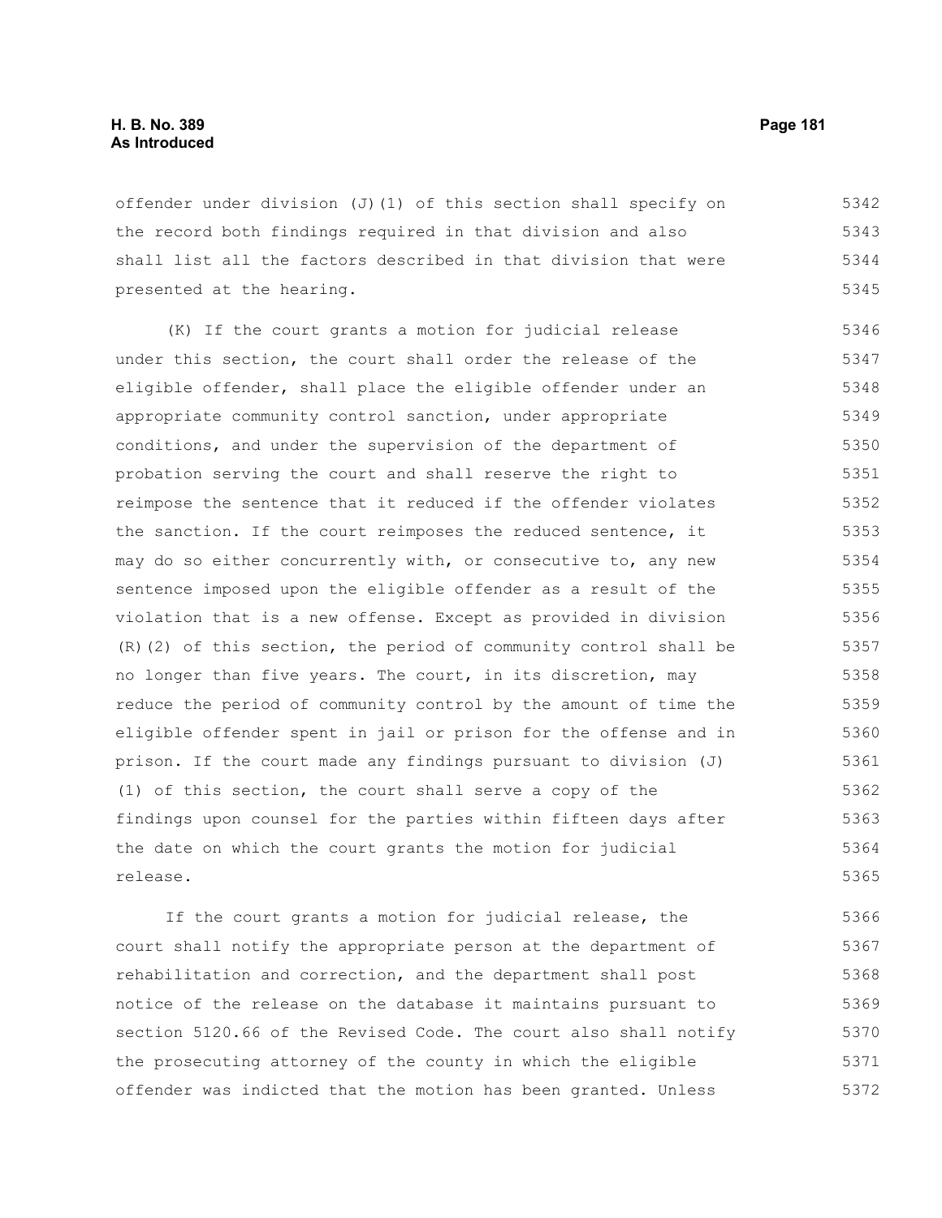offender under division (J)(1) of this section shall specify on the record both findings required in that division and also shall list all the factors described in that division that were presented at the hearing.

(K) If the court grants a motion for judicial release under this section, the court shall order the release of the eligible offender, shall place the eligible offender under an appropriate community control sanction, under appropriate conditions, and under the supervision of the department of probation serving the court and shall reserve the right to reimpose the sentence that it reduced if the offender violates the sanction. If the court reimposes the reduced sentence, it may do so either concurrently with, or consecutive to, any new sentence imposed upon the eligible offender as a result of the violation that is a new offense. Except as provided in division (R)(2) of this section, the period of community control shall be no longer than five years. The court, in its discretion, may reduce the period of community control by the amount of time the eligible offender spent in jail or prison for the offense and in prison. If the court made any findings pursuant to division (J)(1) of this section, the court shall serve a copy of the findings upon counsel for the parties within fifteen days after the date on which the court grants the motion for judicial release.

If the court grants a motion for judicial release, the court shall notify the appropriate person at the department of rehabilitation and correction, and the department shall post notice of the release on the database it maintains pursuant to section 5120.66 of the Revised Code. The court also shall notify the prosecuting attorney of the county in which the eligible offender was indicted that the motion has been granted. Unless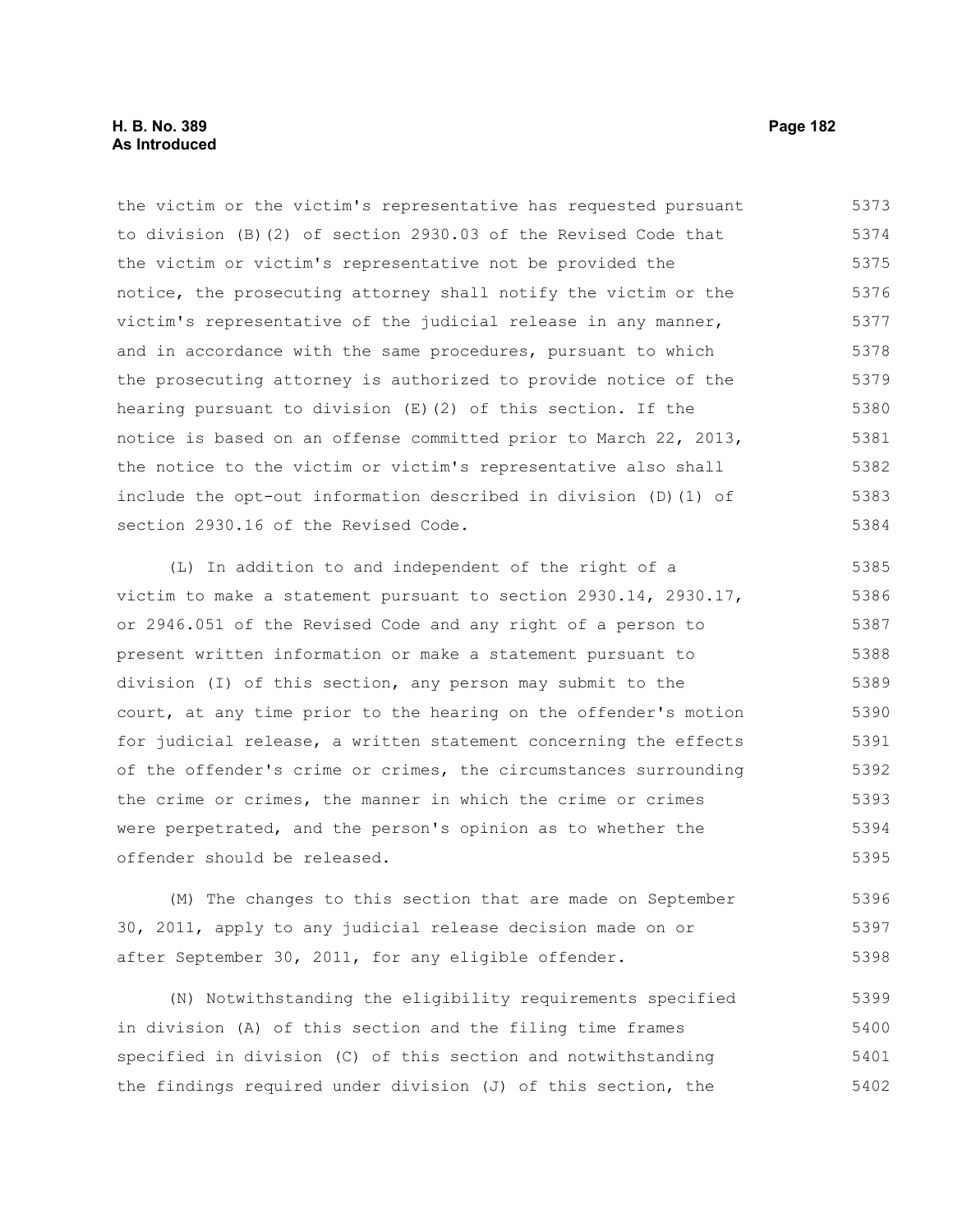the victim or the victim's representative has requested pursuant to division (B)(2) of section 2930.03 of the Revised Code that the victim or victim's representative not be provided the notice, the prosecuting attorney shall notify the victim or the victim's representative of the judicial release in any manner, and in accordance with the same procedures, pursuant to which the prosecuting attorney is authorized to provide notice of the hearing pursuant to division (E)(2) of this section. If the notice is based on an offense committed prior to March 22, 2013, the notice to the victim or victim's representative also shall include the opt-out information described in division (D)(1) of section 2930.16 of the Revised Code.

(L) In addition to and independent of the right of a victim to make a statement pursuant to section 2930.14, 2930.17, or 2946.051 of the Revised Code and any right of a person to present written information or make a statement pursuant to division (I) of this section, any person may submit to the court, at any time prior to the hearing on the offender's motion for judicial release, a written statement concerning the effects of the offender's crime or crimes, the circumstances surrounding the crime or crimes, the manner in which the crime or crimes were perpetrated, and the person's opinion as to whether the offender should be released.

(M) The changes to this section that are made on September 30, 2011, apply to any judicial release decision made on or after September 30, 2011, for any eligible offender.

(N) Notwithstanding the eligibility requirements specified in division (A) of this section and the filing time frames specified in division (C) of this section and notwithstanding the findings required under division (J) of this section, the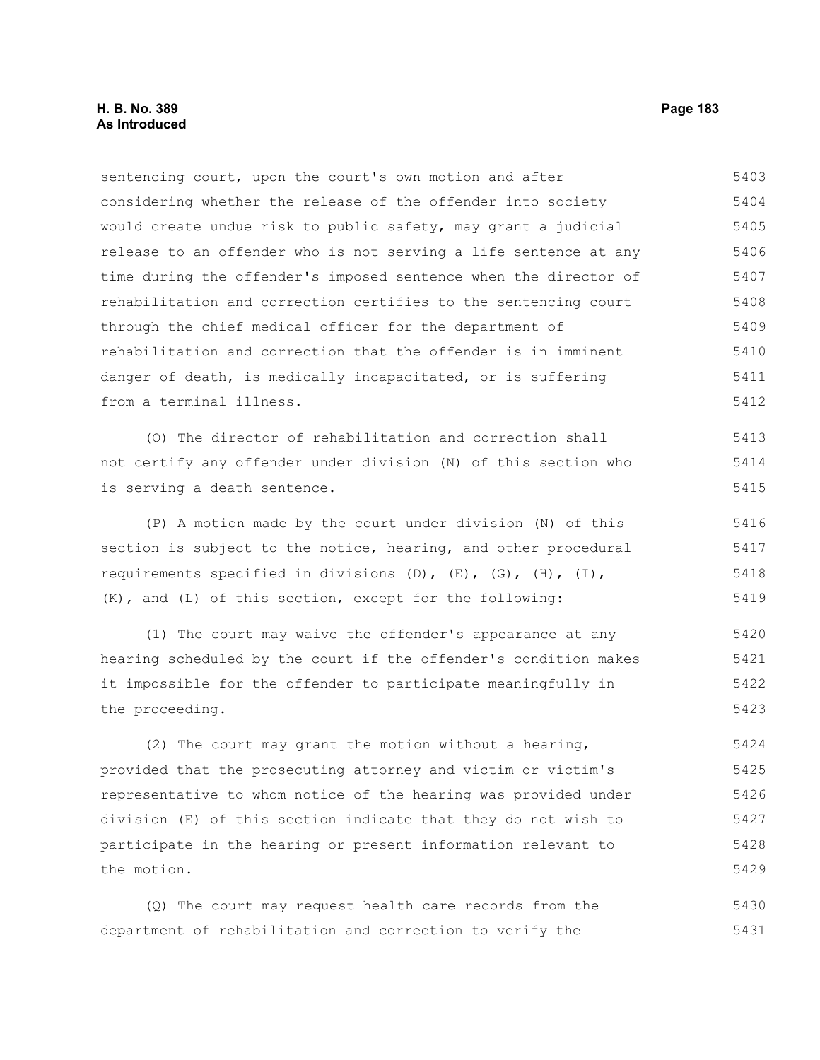sentencing court, upon the court's own motion and after considering whether the release of the offender into society would create undue risk to public safety, may grant a judicial release to an offender who is not serving a life sentence at any time during the offender's imposed sentence when the director of rehabilitation and correction certifies to the sentencing court through the chief medical officer for the department of rehabilitation and correction that the offender is in imminent danger of death, is medically incapacitated, or is suffering from a terminal illness.

(O) The director of rehabilitation and correction shall not certify any offender under division (N) of this section who is serving a death sentence.

(P) A motion made by the court under division (N) of this section is subject to the notice, hearing, and other procedural requirements specified in divisions (D), (E), (G), (H), (I), (K), and (L) of this section, except for the following:

(1) The court may waive the offender's appearance at any hearing scheduled by the court if the offender's condition makes it impossible for the offender to participate meaningfully in the proceeding.

(2) The court may grant the motion without a hearing, provided that the prosecuting attorney and victim or victim's representative to whom notice of the hearing was provided under division (E) of this section indicate that they do not wish to participate in the hearing or present information relevant to the motion.

(Q) The court may request health care records from the department of rehabilitation and correction to verify the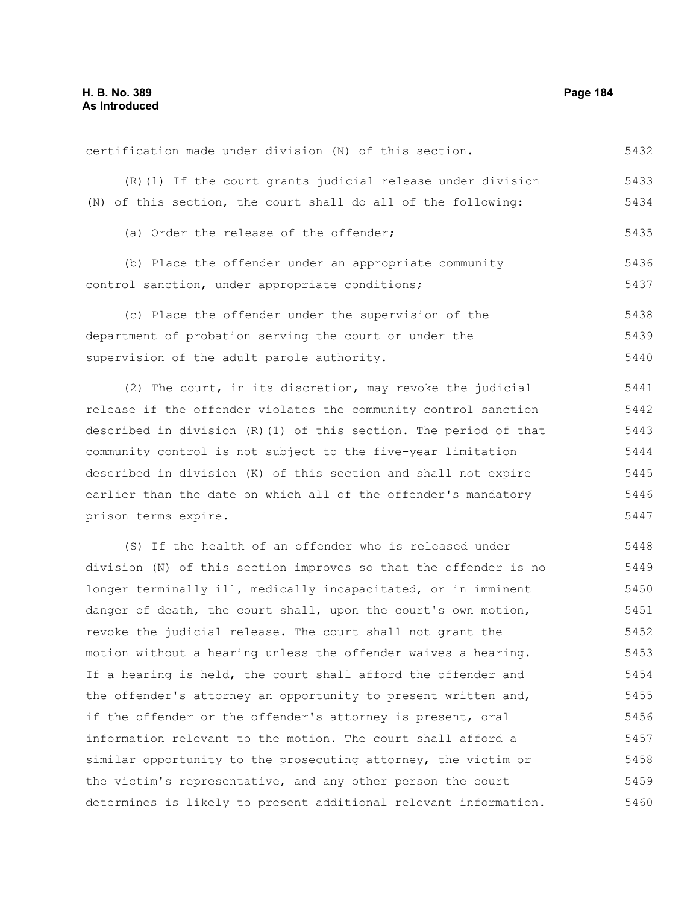certification made under division (N) of this section.

(R)(1) If the court grants judicial release under division (N) of this section, the court shall do all of the following:

(a) Order the release of the offender;

(b) Place the offender under an appropriate community control sanction, under appropriate conditions;

(c) Place the offender under the supervision of the department of probation serving the court or under the supervision of the adult parole authority.

(2) The court, in its discretion, may revoke the judicial release if the offender violates the community control sanction described in division (R)(1) of this section. The period of that community control is not subject to the five-year limitation described in division (K) of this section and shall not expire earlier than the date on which all of the offender's mandatory prison terms expire.

(S) If the health of an offender who is released under division (N) of this section improves so that the offender is no longer terminally ill, medically incapacitated, or in imminent danger of death, the court shall, upon the court's own motion, revoke the judicial release. The court shall not grant the motion without a hearing unless the offender waives a hearing. If a hearing is held, the court shall afford the offender and the offender's attorney an opportunity to present written and, if the offender or the offender's attorney is present, oral information relevant to the motion. The court shall afford a similar opportunity to the prosecuting attorney, the victim or the victim's representative, and any other person the court determines is likely to present additional relevant information.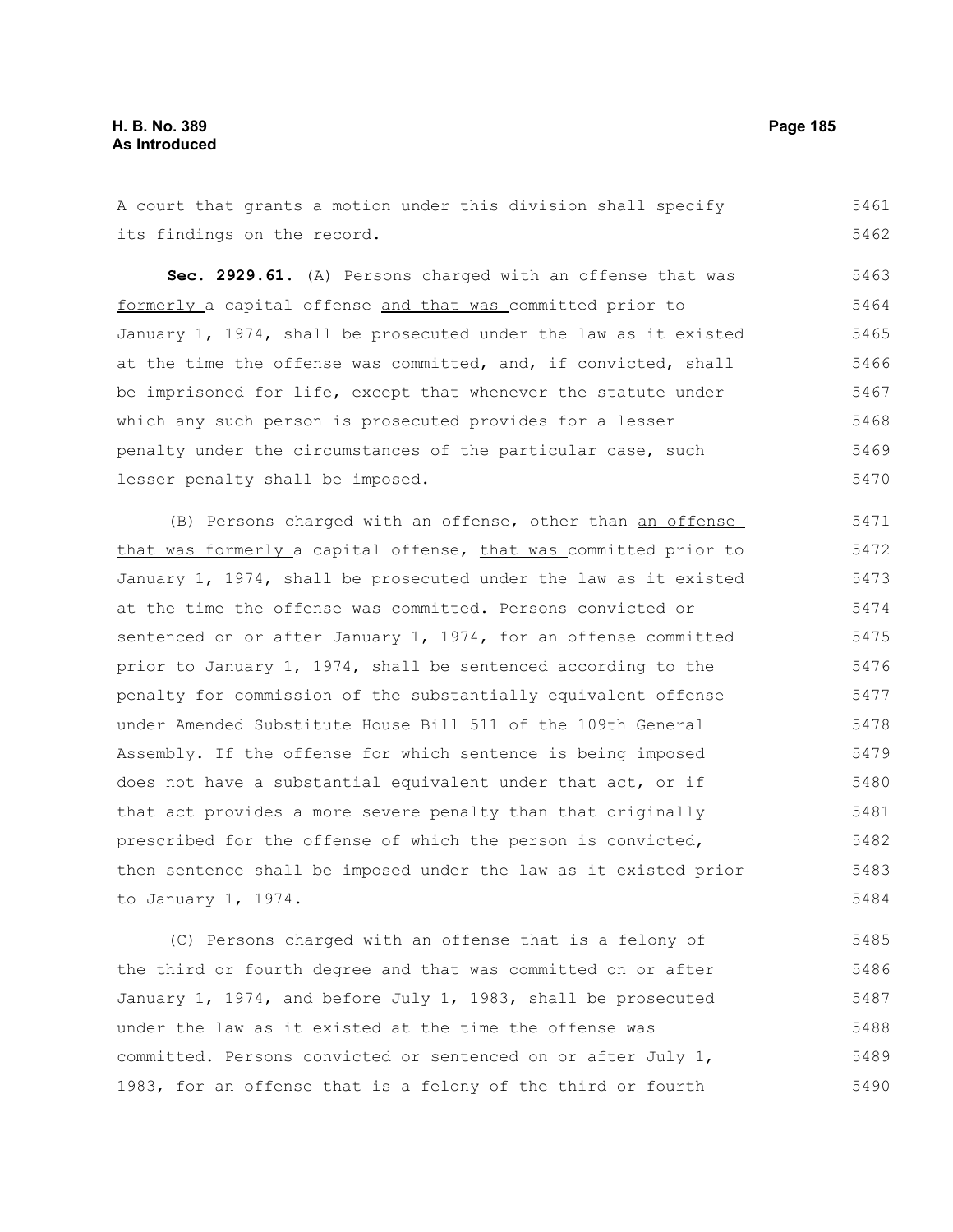A court that grants a motion under this division shall specify its findings on the record.

**Sec. 2929.61.** (A) Persons charged with an offense that was formerly a capital offense and that was committed prior to January 1, 1974, shall be prosecuted under the law as it existed at the time the offense was committed, and, if convicted, shall be imprisoned for life, except that whenever the statute under which any such person is prosecuted provides for a lesser penalty under the circumstances of the particular case, such lesser penalty shall be imposed.

(B) Persons charged with an offense, other than an offense that was formerly a capital offense, that was committed prior to January 1, 1974, shall be prosecuted under the law as it existed at the time the offense was committed. Persons convicted or sentenced on or after January 1, 1974, for an offense committed prior to January 1, 1974, shall be sentenced according to the penalty for commission of the substantially equivalent offense under Amended Substitute House Bill 511 of the 109th General Assembly. If the offense for which sentence is being imposed does not have a substantial equivalent under that act, or if that act provides a more severe penalty than that originally prescribed for the offense of which the person is convicted, then sentence shall be imposed under the law as it existed prior to January 1, 1974.

(C) Persons charged with an offense that is a felony of the third or fourth degree and that was committed on or after January 1, 1974, and before July 1, 1983, shall be prosecuted under the law as it existed at the time the offense was committed. Persons convicted or sentenced on or after July 1, 1983, for an offense that is a felony of the third or fourth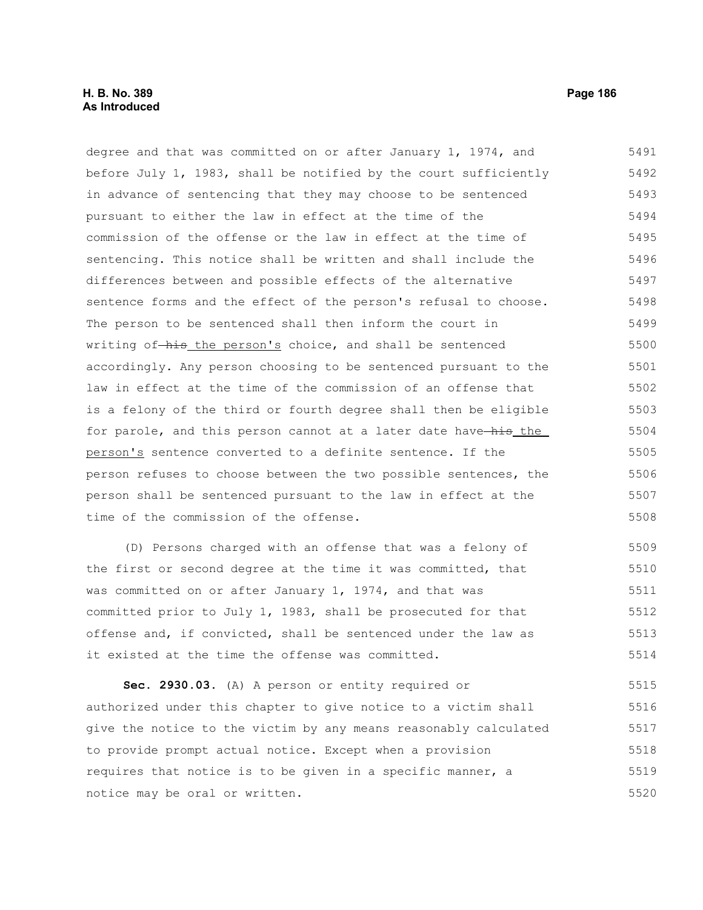degree and that was committed on or after January 1, 1974, and before July 1, 1983, shall be notified by the court sufficiently in advance of sentencing that they may choose to be sentenced pursuant to either the law in effect at the time of the commission of the offense or the law in effect at the time of sentencing. This notice shall be written and shall include the differences between and possible effects of the alternative sentence forms and the effect of the person's refusal to choose. The person to be sentenced shall then inform the court in writing of ~~his~~ the person's choice, and shall be sentenced accordingly. Any person choosing to be sentenced pursuant to the law in effect at the time of the commission of an offense that is a felony of the third or fourth degree shall then be eligible for parole, and this person cannot at a later date have ~~his~~ the person's sentence converted to a definite sentence. If the person refuses to choose between the two possible sentences, the person shall be sentenced pursuant to the law in effect at the time of the commission of the offense.

(D) Persons charged with an offense that was a felony of the first or second degree at the time it was committed, that was committed on or after January 1, 1974, and that was committed prior to July 1, 1983, shall be prosecuted for that offense and, if convicted, shall be sentenced under the law as it existed at the time the offense was committed.

**Sec. 2930.03.** (A) A person or entity required or authorized under this chapter to give notice to a victim shall give the notice to the victim by any means reasonably calculated to provide prompt actual notice. Except when a provision requires that notice is to be given in a specific manner, a notice may be oral or written.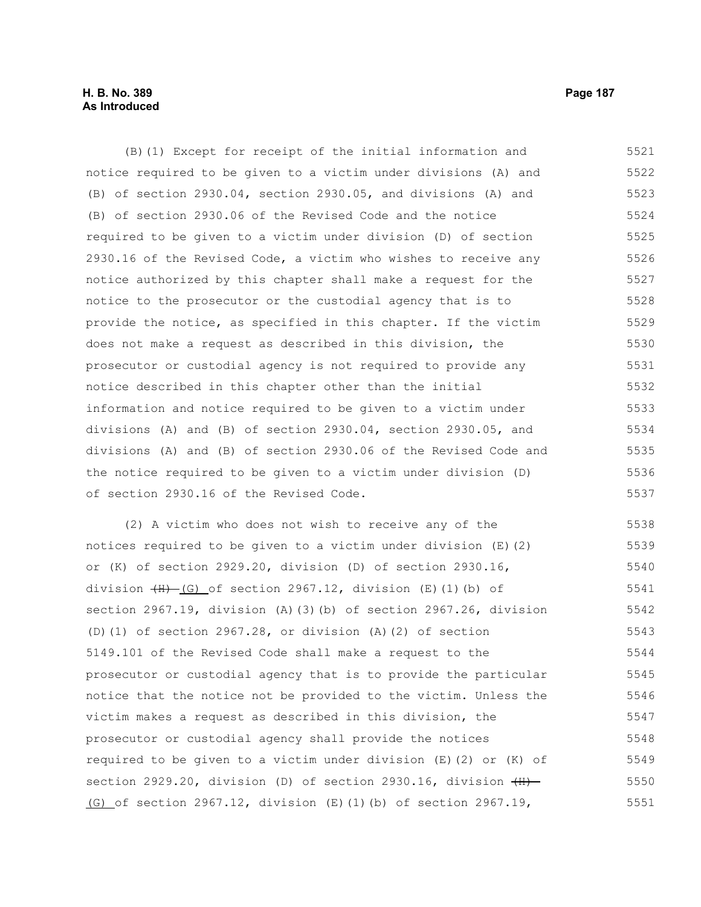(B)(1) Except for receipt of the initial information and notice required to be given to a victim under divisions (A) and (B) of section 2930.04, section 2930.05, and divisions (A) and (B) of section 2930.06 of the Revised Code and the notice required to be given to a victim under division (D) of section 2930.16 of the Revised Code, a victim who wishes to receive any notice authorized by this chapter shall make a request for the notice to the prosecutor or the custodial agency that is to provide the notice, as specified in this chapter. If the victim does not make a request as described in this division, the prosecutor or custodial agency is not required to provide any notice described in this chapter other than the initial information and notice required to be given to a victim under divisions (A) and (B) of section 2930.04, section 2930.05, and divisions (A) and (B) of section 2930.06 of the Revised Code and the notice required to be given to a victim under division (D) of section 2930.16 of the Revised Code.

(2) A victim who does not wish to receive any of the notices required to be given to a victim under division (E)(2) or (K) of section 2929.20, division (D) of section 2930.16, division ~~(H)~~ (G) of section 2967.12, division (E)(1)(b) of section 2967.19, division (A)(3)(b) of section 2967.26, division (D)(1) of section 2967.28, or division (A)(2) of section 5149.101 of the Revised Code shall make a request to the prosecutor or custodial agency that is to provide the particular notice that the notice not be provided to the victim. Unless the victim makes a request as described in this division, the prosecutor or custodial agency shall provide the notices required to be given to a victim under division (E)(2) or (K) of section 2929.20, division (D) of section 2930.16, division ~~(H)~~ (G) of section 2967.12, division (E)(1)(b) of section 2967.19,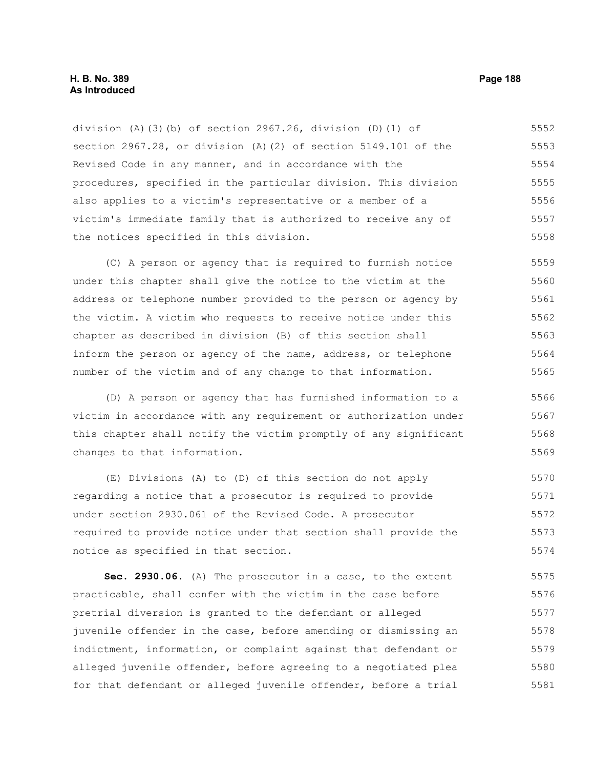division (A)(3)(b) of section 2967.26, division (D)(1) of section 2967.28, or division (A)(2) of section 5149.101 of the Revised Code in any manner, and in accordance with the procedures, specified in the particular division. This division also applies to a victim's representative or a member of a victim's immediate family that is authorized to receive any of the notices specified in this division.

(C) A person or agency that is required to furnish notice under this chapter shall give the notice to the victim at the address or telephone number provided to the person or agency by the victim. A victim who requests to receive notice under this chapter as described in division (B) of this section shall inform the person or agency of the name, address, or telephone number of the victim and of any change to that information.

(D) A person or agency that has furnished information to a victim in accordance with any requirement or authorization under this chapter shall notify the victim promptly of any significant changes to that information.

(E) Divisions (A) to (D) of this section do not apply regarding a notice that a prosecutor is required to provide under section 2930.061 of the Revised Code. A prosecutor required to provide notice under that section shall provide the notice as specified in that section.

**Sec. 2930.06.** (A) The prosecutor in a case, to the extent practicable, shall confer with the victim in the case before pretrial diversion is granted to the defendant or alleged juvenile offender in the case, before amending or dismissing an indictment, information, or complaint against that defendant or alleged juvenile offender, before agreeing to a negotiated plea for that defendant or alleged juvenile offender, before a trial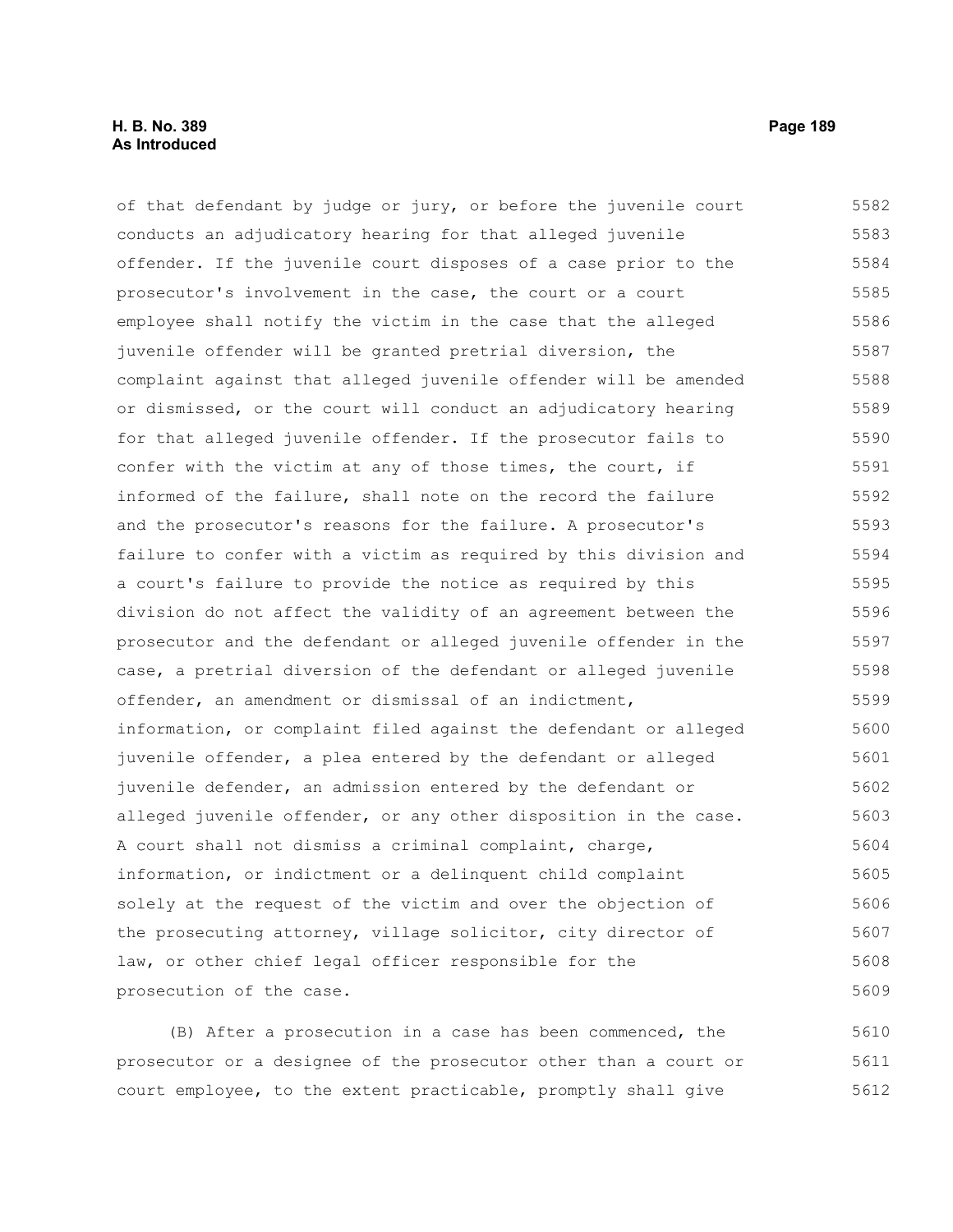of that defendant by judge or jury, or before the juvenile court conducts an adjudicatory hearing for that alleged juvenile offender. If the juvenile court disposes of a case prior to the prosecutor's involvement in the case, the court or a court employee shall notify the victim in the case that the alleged juvenile offender will be granted pretrial diversion, the complaint against that alleged juvenile offender will be amended or dismissed, or the court will conduct an adjudicatory hearing for that alleged juvenile offender. If the prosecutor fails to confer with the victim at any of those times, the court, if informed of the failure, shall note on the record the failure and the prosecutor's reasons for the failure. A prosecutor's failure to confer with a victim as required by this division and a court's failure to provide the notice as required by this division do not affect the validity of an agreement between the prosecutor and the defendant or alleged juvenile offender in the case, a pretrial diversion of the defendant or alleged juvenile offender, an amendment or dismissal of an indictment, information, or complaint filed against the defendant or alleged juvenile offender, a plea entered by the defendant or alleged juvenile defender, an admission entered by the defendant or alleged juvenile offender, or any other disposition in the case. A court shall not dismiss a criminal complaint, charge, information, or indictment or a delinquent child complaint solely at the request of the victim and over the objection of the prosecuting attorney, village solicitor, city director of law, or other chief legal officer responsible for the prosecution of the case.

(B) After a prosecution in a case has been commenced, the prosecutor or a designee of the prosecutor other than a court or court employee, to the extent practicable, promptly shall give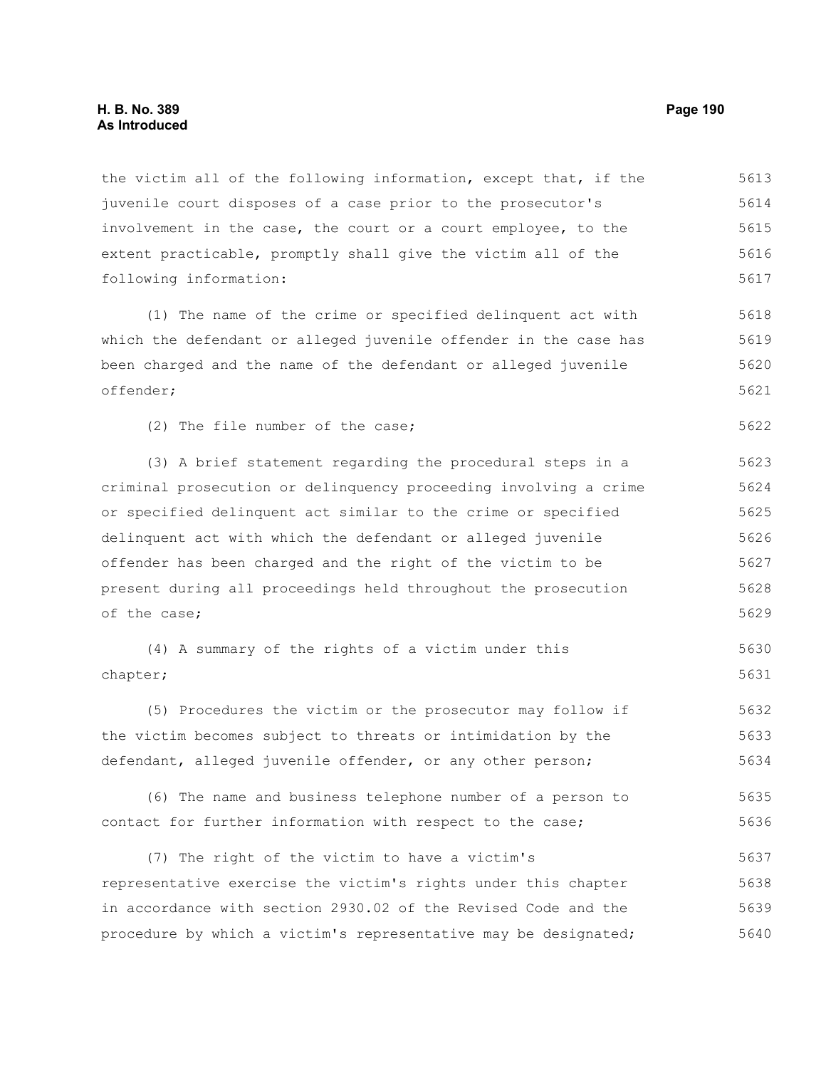the victim all of the following information, except that, if the juvenile court disposes of a case prior to the prosecutor's involvement in the case, the court or a court employee, to the extent practicable, promptly shall give the victim all of the following information:

(1) The name of the crime or specified delinquent act with which the defendant or alleged juvenile offender in the case has been charged and the name of the defendant or alleged juvenile offender;

(2) The file number of the case;

(3) A brief statement regarding the procedural steps in a criminal prosecution or delinquency proceeding involving a crime or specified delinquent act similar to the crime or specified delinquent act with which the defendant or alleged juvenile offender has been charged and the right of the victim to be present during all proceedings held throughout the prosecution of the case;

(4) A summary of the rights of a victim under this chapter;

(5) Procedures the victim or the prosecutor may follow if the victim becomes subject to threats or intimidation by the defendant, alleged juvenile offender, or any other person;

(6) The name and business telephone number of a person to contact for further information with respect to the case;

(7) The right of the victim to have a victim's representative exercise the victim's rights under this chapter in accordance with section 2930.02 of the Revised Code and the procedure by which a victim's representative may be designated;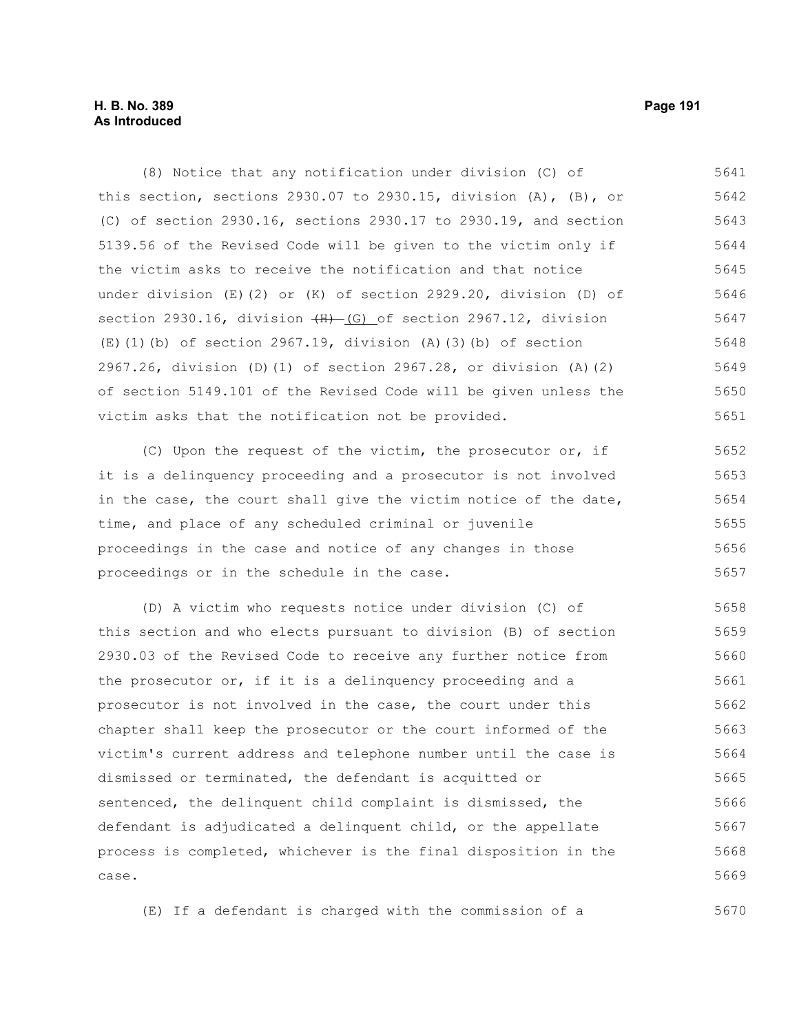(8) Notice that any notification under division (C) of this section, sections 2930.07 to 2930.15, division (A), (B), or (C) of section 2930.16, sections 2930.17 to 2930.19, and section 5139.56 of the Revised Code will be given to the victim only if the victim asks to receive the notification and that notice under division (E)(2) or (K) of section 2929.20, division (D) of section 2930.16, division ~~(H)~~ (G) of section 2967.12, division (E)(1)(b) of section 2967.19, division (A)(3)(b) of section 2967.26, division (D)(1) of section 2967.28, or division (A)(2) of section 5149.101 of the Revised Code will be given unless the victim asks that the notification not be provided.

(C) Upon the request of the victim, the prosecutor or, if it is a delinquency proceeding and a prosecutor is not involved in the case, the court shall give the victim notice of the date, time, and place of any scheduled criminal or juvenile proceedings in the case and notice of any changes in those proceedings or in the schedule in the case.

(D) A victim who requests notice under division (C) of this section and who elects pursuant to division (B) of section 2930.03 of the Revised Code to receive any further notice from the prosecutor or, if it is a delinquency proceeding and a prosecutor is not involved in the case, the court under this chapter shall keep the prosecutor or the court informed of the victim's current address and telephone number until the case is dismissed or terminated, the defendant is acquitted or sentenced, the delinquent child complaint is dismissed, the defendant is adjudicated a delinquent child, or the appellate process is completed, whichever is the final disposition in the case.

(E) If a defendant is charged with the commission of a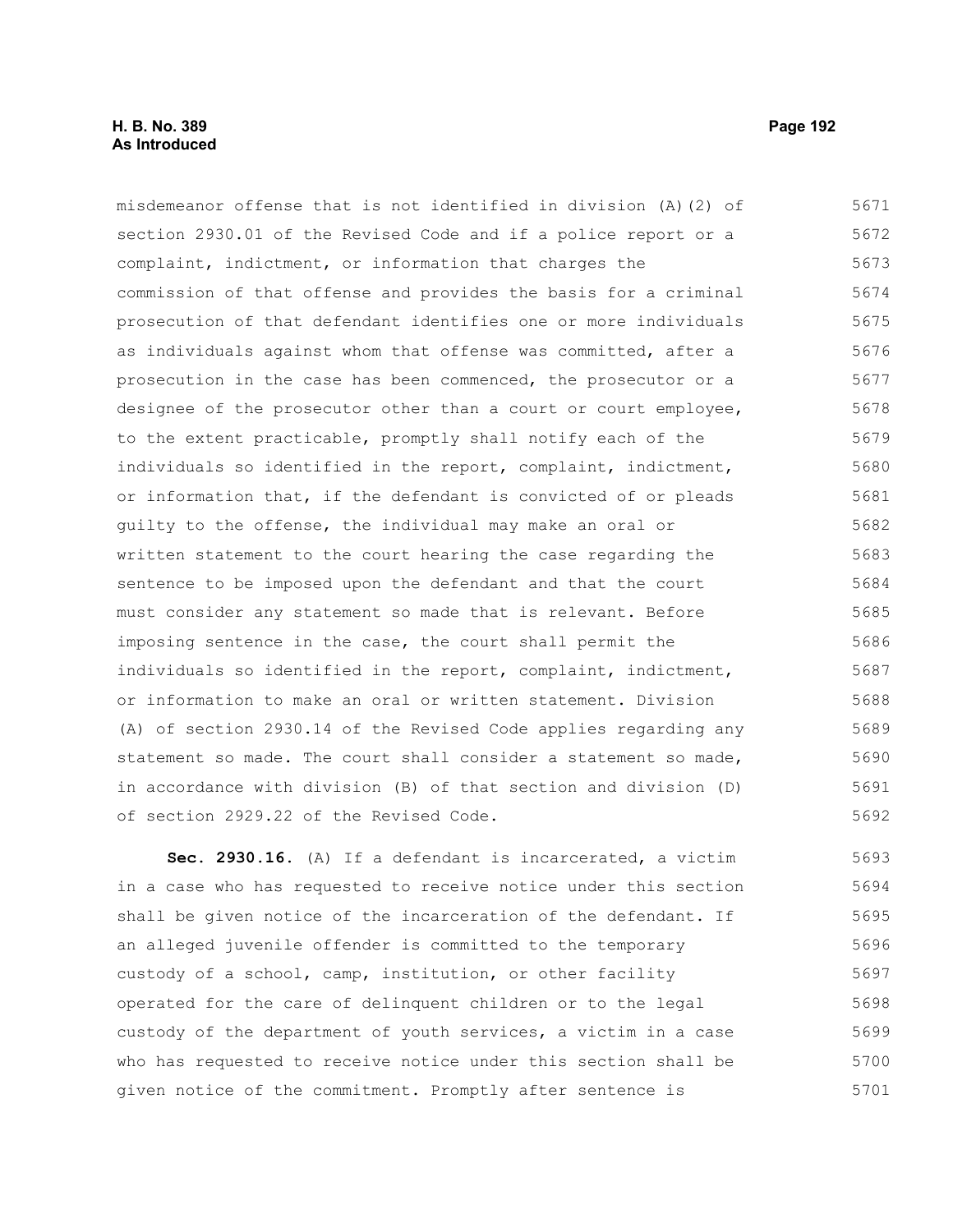misdemeanor offense that is not identified in division (A)(2) of section 2930.01 of the Revised Code and if a police report or a complaint, indictment, or information that charges the commission of that offense and provides the basis for a criminal prosecution of that defendant identifies one or more individuals as individuals against whom that offense was committed, after a prosecution in the case has been commenced, the prosecutor or a designee of the prosecutor other than a court or court employee, to the extent practicable, promptly shall notify each of the individuals so identified in the report, complaint, indictment, or information that, if the defendant is convicted of or pleads guilty to the offense, the individual may make an oral or written statement to the court hearing the case regarding the sentence to be imposed upon the defendant and that the court must consider any statement so made that is relevant. Before imposing sentence in the case, the court shall permit the individuals so identified in the report, complaint, indictment, or information to make an oral or written statement. Division (A) of section 2930.14 of the Revised Code applies regarding any statement so made. The court shall consider a statement so made, in accordance with division (B) of that section and division (D) of section 2929.22 of the Revised Code.

**Sec. 2930.16.** (A) If a defendant is incarcerated, a victim in a case who has requested to receive notice under this section shall be given notice of the incarceration of the defendant. If an alleged juvenile offender is committed to the temporary custody of a school, camp, institution, or other facility operated for the care of delinquent children or to the legal custody of the department of youth services, a victim in a case who has requested to receive notice under this section shall be given notice of the commitment. Promptly after sentence is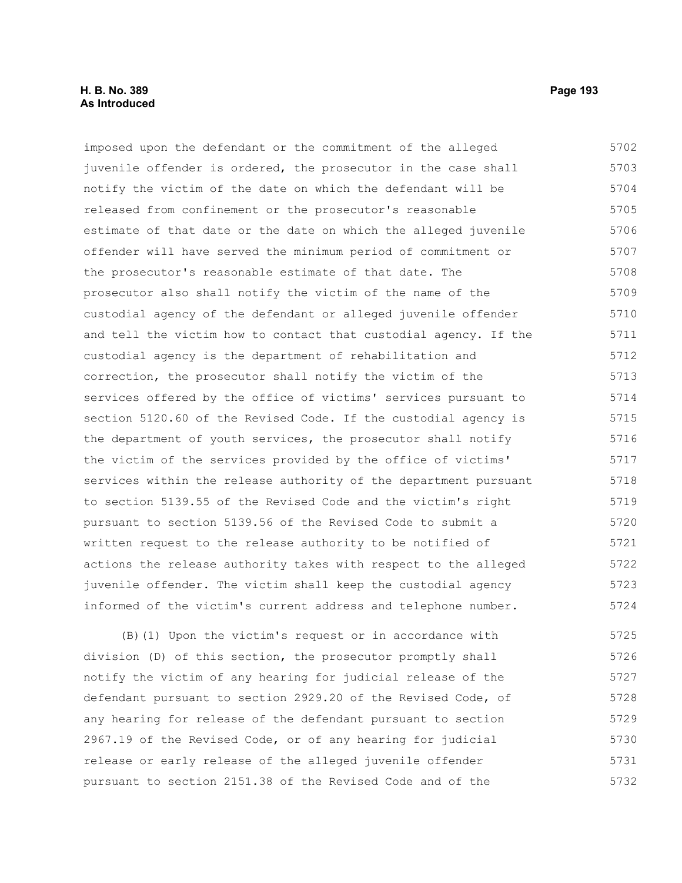imposed upon the defendant or the commitment of the alleged juvenile offender is ordered, the prosecutor in the case shall notify the victim of the date on which the defendant will be released from confinement or the prosecutor's reasonable estimate of that date or the date on which the alleged juvenile offender will have served the minimum period of commitment or the prosecutor's reasonable estimate of that date. The prosecutor also shall notify the victim of the name of the custodial agency of the defendant or alleged juvenile offender and tell the victim how to contact that custodial agency. If the custodial agency is the department of rehabilitation and correction, the prosecutor shall notify the victim of the services offered by the office of victims' services pursuant to section 5120.60 of the Revised Code. If the custodial agency is the department of youth services, the prosecutor shall notify the victim of the services provided by the office of victims' services within the release authority of the department pursuant to section 5139.55 of the Revised Code and the victim's right pursuant to section 5139.56 of the Revised Code to submit a written request to the release authority to be notified of actions the release authority takes with respect to the alleged juvenile offender. The victim shall keep the custodial agency informed of the victim's current address and telephone number.

(B)(1) Upon the victim's request or in accordance with division (D) of this section, the prosecutor promptly shall notify the victim of any hearing for judicial release of the defendant pursuant to section 2929.20 of the Revised Code, of any hearing for release of the defendant pursuant to section 2967.19 of the Revised Code, or of any hearing for judicial release or early release of the alleged juvenile offender pursuant to section 2151.38 of the Revised Code and of the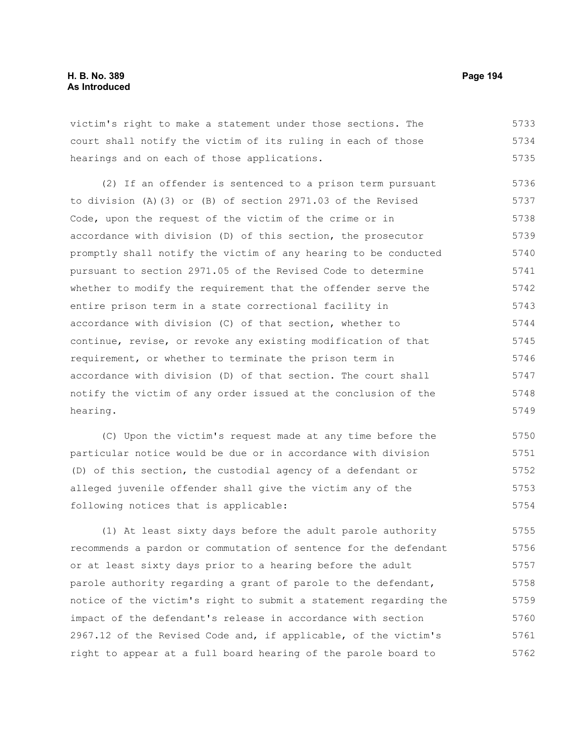victim's right to make a statement under those sections. The court shall notify the victim of its ruling in each of those hearings and on each of those applications.

(2) If an offender is sentenced to a prison term pursuant to division (A)(3) or (B) of section 2971.03 of the Revised Code, upon the request of the victim of the crime or in accordance with division (D) of this section, the prosecutor promptly shall notify the victim of any hearing to be conducted pursuant to section 2971.05 of the Revised Code to determine whether to modify the requirement that the offender serve the entire prison term in a state correctional facility in accordance with division (C) of that section, whether to continue, revise, or revoke any existing modification of that requirement, or whether to terminate the prison term in accordance with division (D) of that section. The court shall notify the victim of any order issued at the conclusion of the hearing.

(C) Upon the victim's request made at any time before the particular notice would be due or in accordance with division (D) of this section, the custodial agency of a defendant or alleged juvenile offender shall give the victim any of the following notices that is applicable:

(1) At least sixty days before the adult parole authority recommends a pardon or commutation of sentence for the defendant or at least sixty days prior to a hearing before the adult parole authority regarding a grant of parole to the defendant, notice of the victim's right to submit a statement regarding the impact of the defendant's release in accordance with section 2967.12 of the Revised Code and, if applicable, of the victim's right to appear at a full board hearing of the parole board to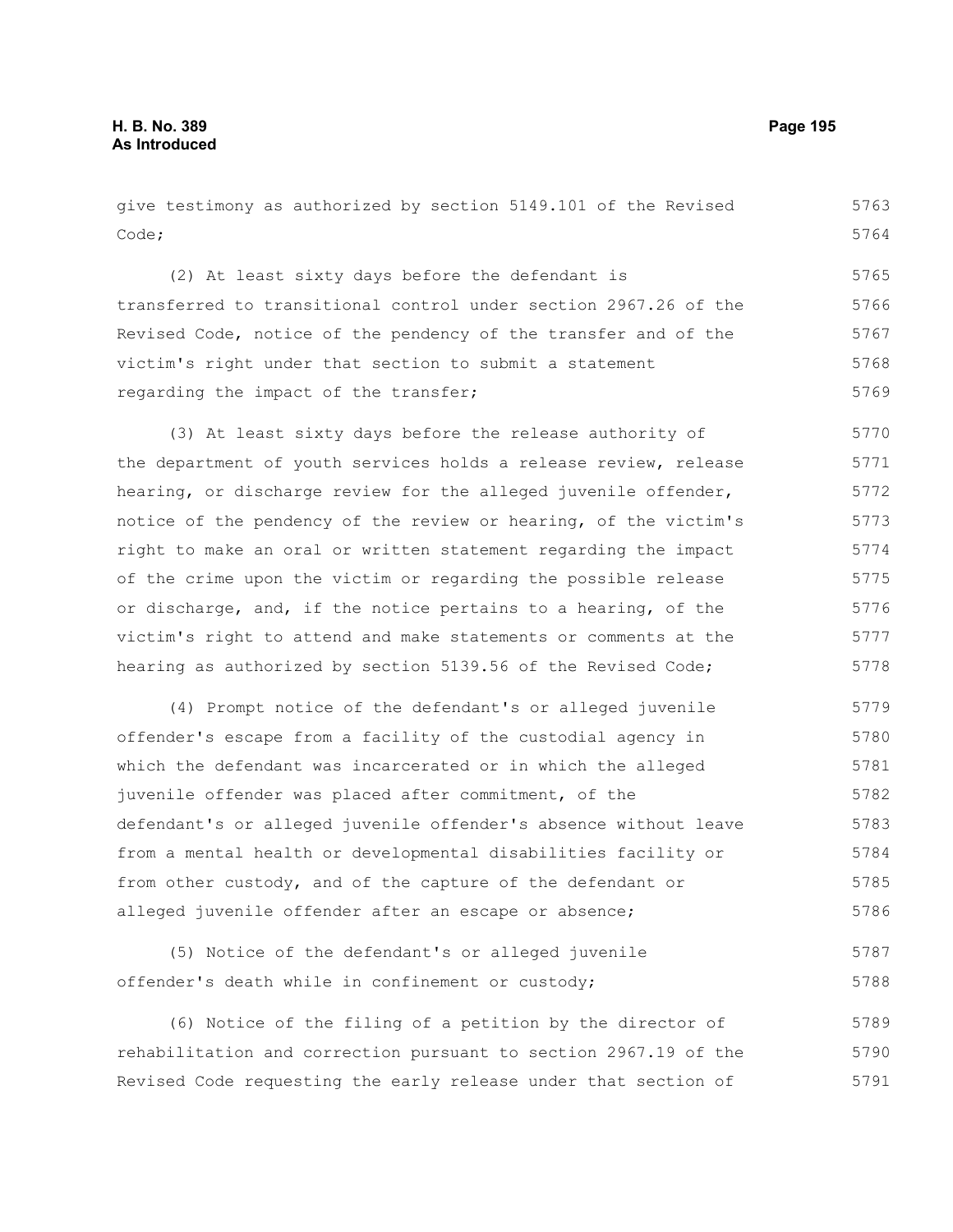give testimony as authorized by section 5149.101 of the Revised Code;

(2) At least sixty days before the defendant is transferred to transitional control under section 2967.26 of the Revised Code, notice of the pendency of the transfer and of the victim's right under that section to submit a statement regarding the impact of the transfer;

(3) At least sixty days before the release authority of the department of youth services holds a release review, release hearing, or discharge review for the alleged juvenile offender, notice of the pendency of the review or hearing, of the victim's right to make an oral or written statement regarding the impact of the crime upon the victim or regarding the possible release or discharge, and, if the notice pertains to a hearing, of the victim's right to attend and make statements or comments at the hearing as authorized by section 5139.56 of the Revised Code;

(4) Prompt notice of the defendant's or alleged juvenile offender's escape from a facility of the custodial agency in which the defendant was incarcerated or in which the alleged juvenile offender was placed after commitment, of the defendant's or alleged juvenile offender's absence without leave from a mental health or developmental disabilities facility or from other custody, and of the capture of the defendant or alleged juvenile offender after an escape or absence;

(5) Notice of the defendant's or alleged juvenile offender's death while in confinement or custody;

(6) Notice of the filing of a petition by the director of rehabilitation and correction pursuant to section 2967.19 of the Revised Code requesting the early release under that section of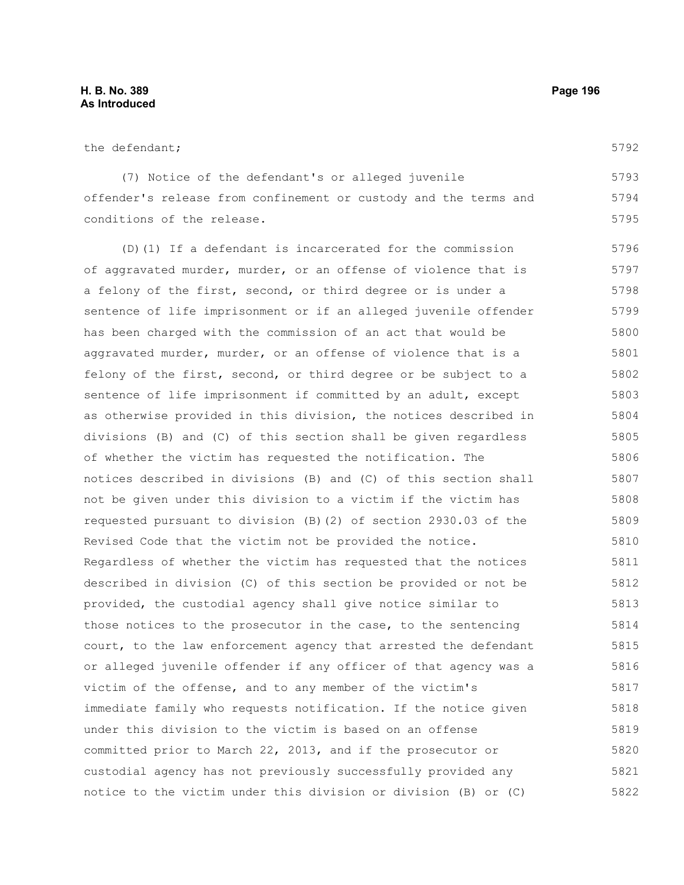the defendant;

(7) Notice of the defendant's or alleged juvenile offender's release from confinement or custody and the terms and conditions of the release.

(D)(1) If a defendant is incarcerated for the commission of aggravated murder, murder, or an offense of violence that is a felony of the first, second, or third degree or is under a sentence of life imprisonment or if an alleged juvenile offender has been charged with the commission of an act that would be aggravated murder, murder, or an offense of violence that is a felony of the first, second, or third degree or be subject to a sentence of life imprisonment if committed by an adult, except as otherwise provided in this division, the notices described in divisions (B) and (C) of this section shall be given regardless of whether the victim has requested the notification. The notices described in divisions (B) and (C) of this section shall not be given under this division to a victim if the victim has requested pursuant to division (B)(2) of section 2930.03 of the Revised Code that the victim not be provided the notice. Regardless of whether the victim has requested that the notices described in division (C) of this section be provided or not be provided, the custodial agency shall give notice similar to those notices to the prosecutor in the case, to the sentencing court, to the law enforcement agency that arrested the defendant or alleged juvenile offender if any officer of that agency was a victim of the offense, and to any member of the victim's immediate family who requests notification. If the notice given under this division to the victim is based on an offense committed prior to March 22, 2013, and if the prosecutor or custodial agency has not previously successfully provided any notice to the victim under this division or division (B) or (C)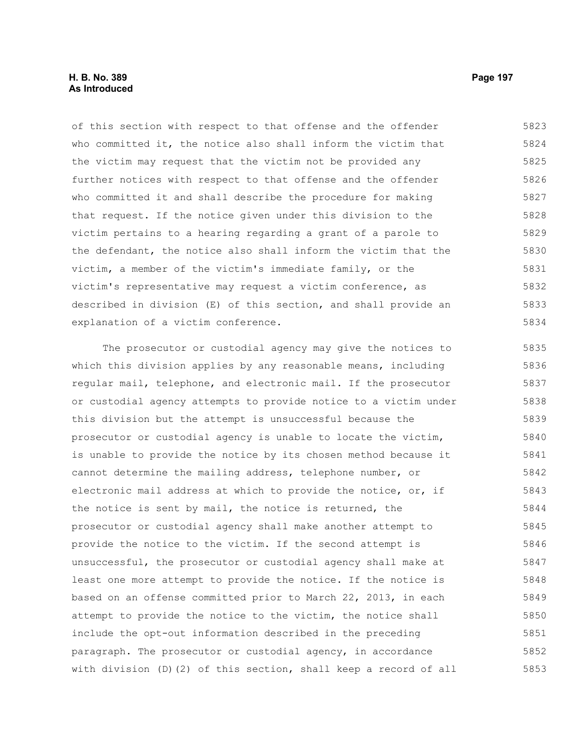of this section with respect to that offense and the offender who committed it, the notice also shall inform the victim that the victim may request that the victim not be provided any further notices with respect to that offense and the offender who committed it and shall describe the procedure for making that request. If the notice given under this division to the victim pertains to a hearing regarding a grant of a parole to the defendant, the notice also shall inform the victim that the victim, a member of the victim's immediate family, or the victim's representative may request a victim conference, as described in division (E) of this section, and shall provide an explanation of a victim conference.

The prosecutor or custodial agency may give the notices to which this division applies by any reasonable means, including regular mail, telephone, and electronic mail. If the prosecutor or custodial agency attempts to provide notice to a victim under this division but the attempt is unsuccessful because the prosecutor or custodial agency is unable to locate the victim, is unable to provide the notice by its chosen method because it cannot determine the mailing address, telephone number, or electronic mail address at which to provide the notice, or, if the notice is sent by mail, the notice is returned, the prosecutor or custodial agency shall make another attempt to provide the notice to the victim. If the second attempt is unsuccessful, the prosecutor or custodial agency shall make at least one more attempt to provide the notice. If the notice is based on an offense committed prior to March 22, 2013, in each attempt to provide the notice to the victim, the notice shall include the opt-out information described in the preceding paragraph. The prosecutor or custodial agency, in accordance with division (D)(2) of this section, shall keep a record of all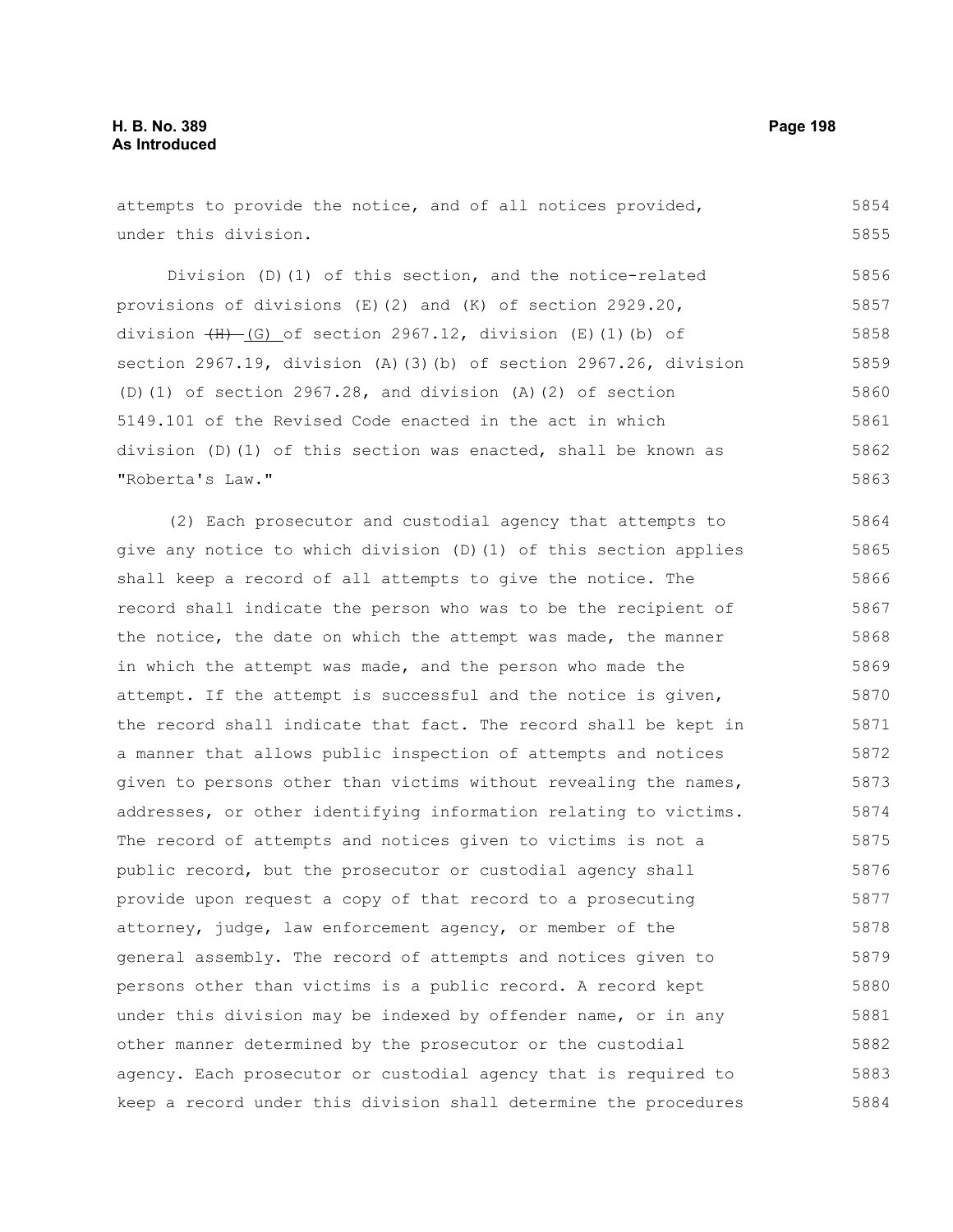attempts to provide the notice, and of all notices provided, under this division.

Division (D)(1) of this section, and the notice-related provisions of divisions (E)(2) and (K) of section 2929.20, division ~~(H)~~ (G) of section 2967.12, division (E)(1)(b) of section 2967.19, division (A)(3)(b) of section 2967.26, division (D)(1) of section 2967.28, and division (A)(2) of section 5149.101 of the Revised Code enacted in the act in which division (D)(1) of this section was enacted, shall be known as "Roberta's Law."

(2) Each prosecutor and custodial agency that attempts to give any notice to which division (D)(1) of this section applies shall keep a record of all attempts to give the notice. The record shall indicate the person who was to be the recipient of the notice, the date on which the attempt was made, the manner in which the attempt was made, and the person who made the attempt. If the attempt is successful and the notice is given, the record shall indicate that fact. The record shall be kept in a manner that allows public inspection of attempts and notices given to persons other than victims without revealing the names, addresses, or other identifying information relating to victims. The record of attempts and notices given to victims is not a public record, but the prosecutor or custodial agency shall provide upon request a copy of that record to a prosecuting attorney, judge, law enforcement agency, or member of the general assembly. The record of attempts and notices given to persons other than victims is a public record. A record kept under this division may be indexed by offender name, or in any other manner determined by the prosecutor or the custodial agency. Each prosecutor or custodial agency that is required to keep a record under this division shall determine the procedures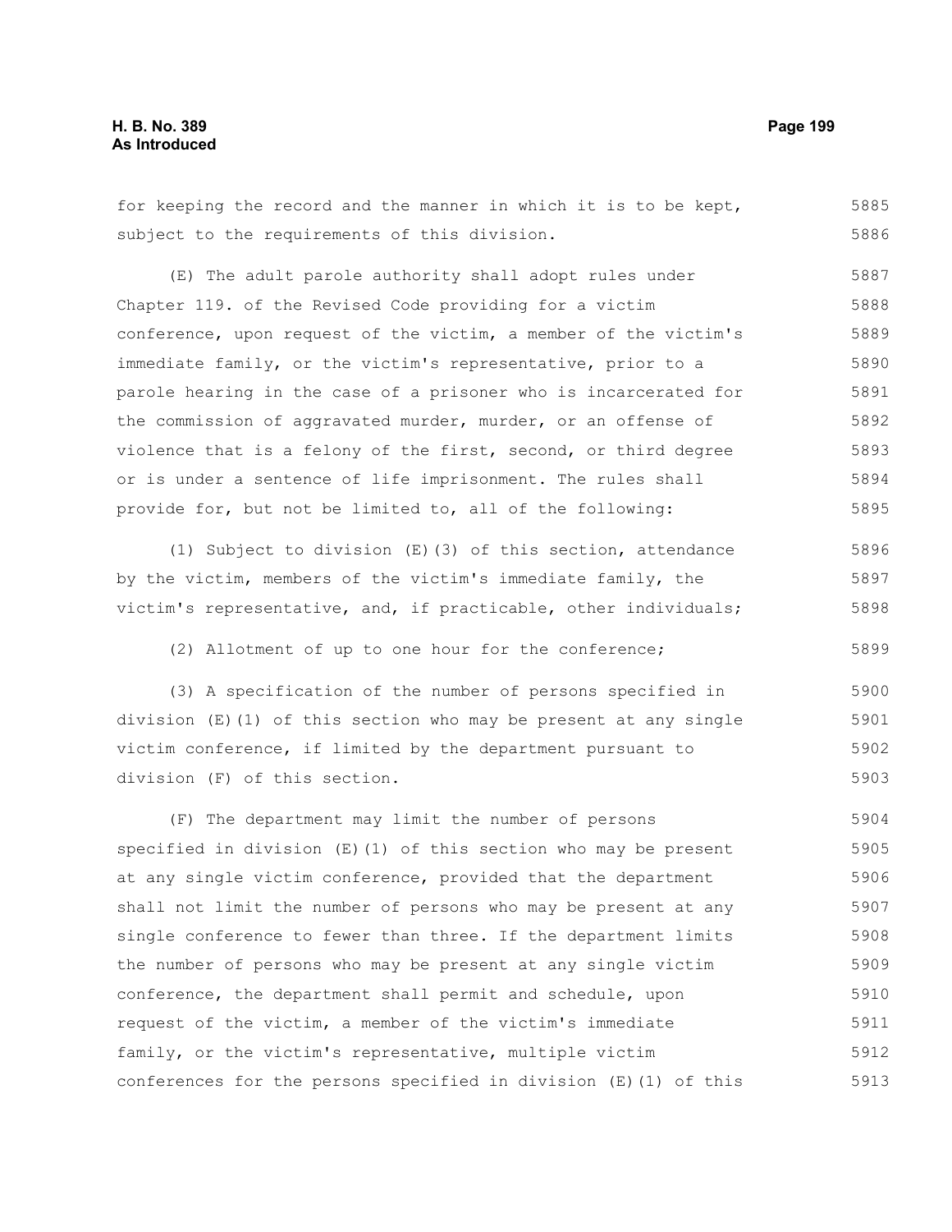for keeping the record and the manner in which it is to be kept, subject to the requirements of this division.

(E) The adult parole authority shall adopt rules under Chapter 119. of the Revised Code providing for a victim conference, upon request of the victim, a member of the victim's immediate family, or the victim's representative, prior to a parole hearing in the case of a prisoner who is incarcerated for the commission of aggravated murder, murder, or an offense of violence that is a felony of the first, second, or third degree or is under a sentence of life imprisonment. The rules shall provide for, but not be limited to, all of the following:

(1) Subject to division (E)(3) of this section, attendance by the victim, members of the victim's immediate family, the victim's representative, and, if practicable, other individuals;

(2) Allotment of up to one hour for the conference;

(3) A specification of the number of persons specified in division (E)(1) of this section who may be present at any single victim conference, if limited by the department pursuant to division (F) of this section.

(F) The department may limit the number of persons specified in division (E)(1) of this section who may be present at any single victim conference, provided that the department shall not limit the number of persons who may be present at any single conference to fewer than three. If the department limits the number of persons who may be present at any single victim conference, the department shall permit and schedule, upon request of the victim, a member of the victim's immediate family, or the victim's representative, multiple victim conferences for the persons specified in division (E)(1) of this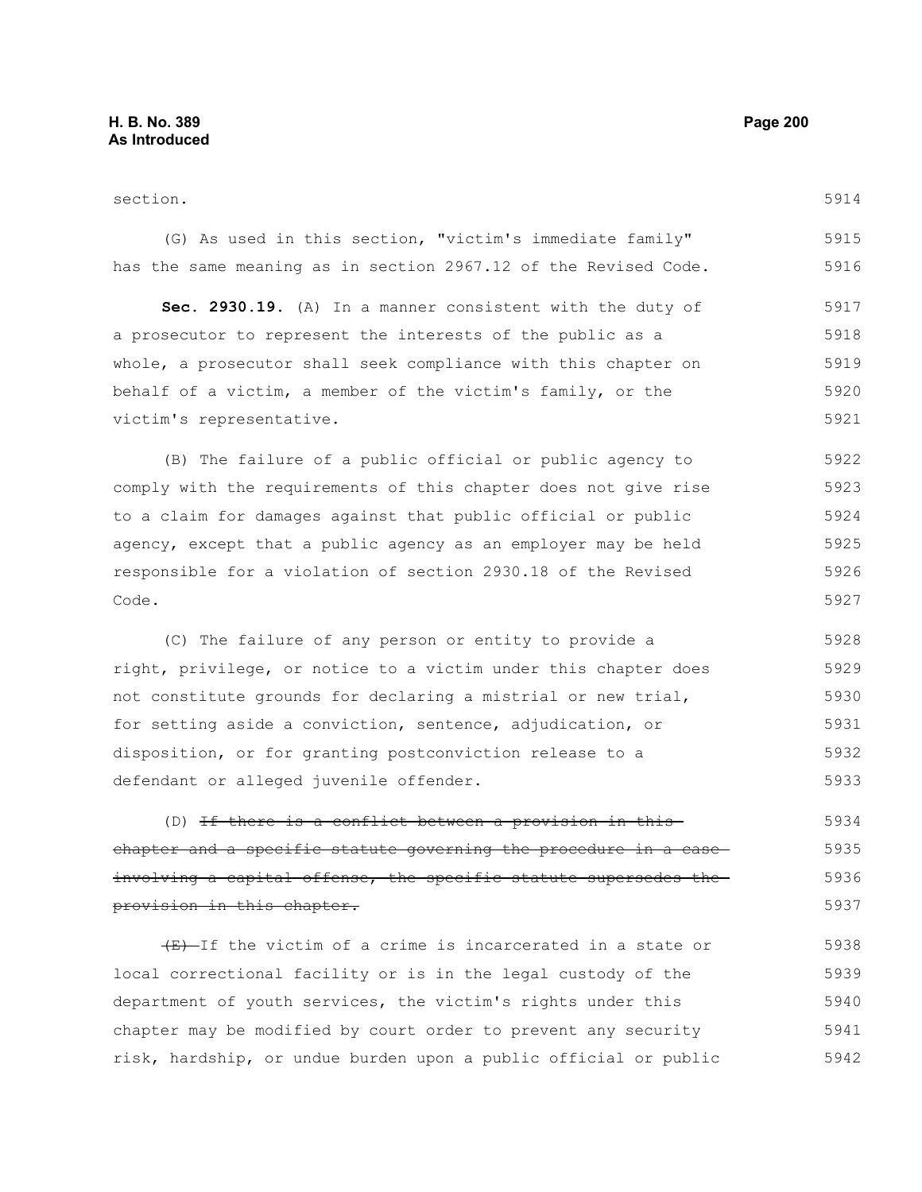section.

(G) As used in this section, "victim's immediate family" has the same meaning as in section 2967.12 of the Revised Code.

**Sec. 2930.19.** (A) In a manner consistent with the duty of a prosecutor to represent the interests of the public as a whole, a prosecutor shall seek compliance with this chapter on behalf of a victim, a member of the victim's family, or the victim's representative.

(B) The failure of a public official or public agency to comply with the requirements of this chapter does not give rise to a claim for damages against that public official or public agency, except that a public agency as an employer may be held responsible for a violation of section 2930.18 of the Revised Code.

(C) The failure of any person or entity to provide a right, privilege, or notice to a victim under this chapter does not constitute grounds for declaring a mistrial or new trial, for setting aside a conviction, sentence, adjudication, or disposition, or for granting postconviction release to a defendant or alleged juvenile offender.

(D) ~~If there is a conflict between a provision in this chapter and a specific statute governing the procedure in a case involving a capital offense, the specific statute supersedes the provision in this chapter.~~

~~(E)~~ If the victim of a crime is incarcerated in a state or local correctional facility or is in the legal custody of the department of youth services, the victim's rights under this chapter may be modified by court order to prevent any security risk, hardship, or undue burden upon a public official or public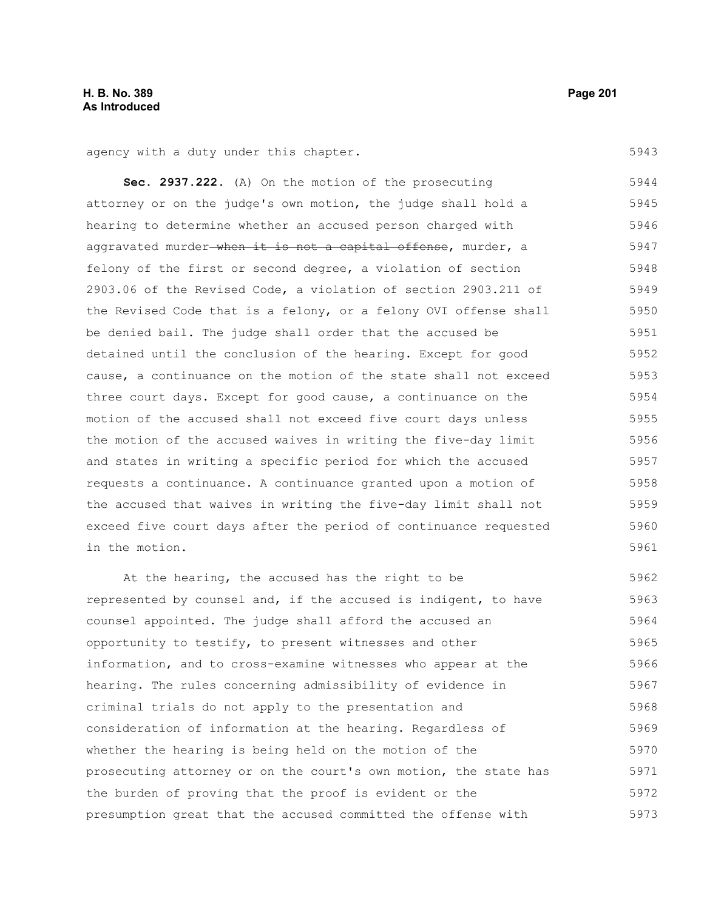agency with a duty under this chapter.

**Sec. 2937.222.** (A) On the motion of the prosecuting attorney or on the judge's own motion, the judge shall hold a hearing to determine whether an accused person charged with aggravated murder ~~when it is not a capital offense~~, murder, a felony of the first or second degree, a violation of section 2903.06 of the Revised Code, a violation of section 2903.211 of the Revised Code that is a felony, or a felony OVI offense shall be denied bail. The judge shall order that the accused be detained until the conclusion of the hearing. Except for good cause, a continuance on the motion of the state shall not exceed three court days. Except for good cause, a continuance on the motion of the accused shall not exceed five court days unless the motion of the accused waives in writing the five-day limit and states in writing a specific period for which the accused requests a continuance. A continuance granted upon a motion of the accused that waives in writing the five-day limit shall not exceed five court days after the period of continuance requested in the motion.

At the hearing, the accused has the right to be represented by counsel and, if the accused is indigent, to have counsel appointed. The judge shall afford the accused an opportunity to testify, to present witnesses and other information, and to cross-examine witnesses who appear at the hearing. The rules concerning admissibility of evidence in criminal trials do not apply to the presentation and consideration of information at the hearing. Regardless of whether the hearing is being held on the motion of the prosecuting attorney or on the court's own motion, the state has the burden of proving that the proof is evident or the presumption great that the accused committed the offense with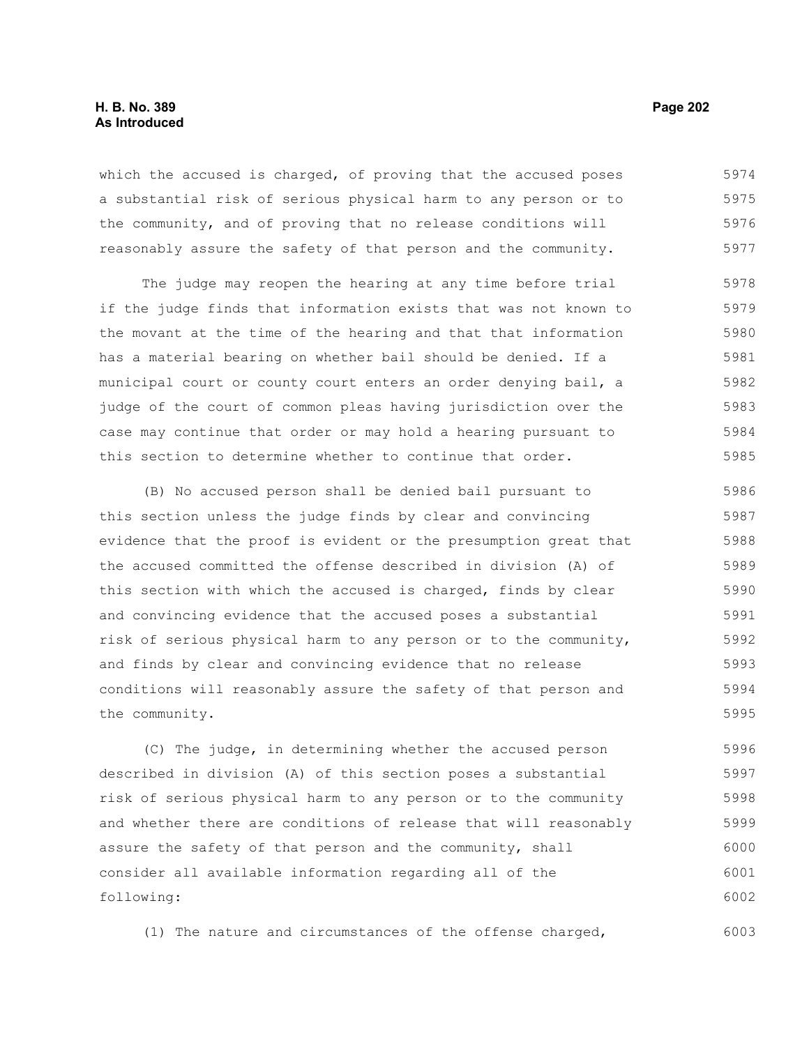which the accused is charged, of proving that the accused poses a substantial risk of serious physical harm to any person or to the community, and of proving that no release conditions will reasonably assure the safety of that person and the community.

The judge may reopen the hearing at any time before trial if the judge finds that information exists that was not known to the movant at the time of the hearing and that that information has a material bearing on whether bail should be denied. If a municipal court or county court enters an order denying bail, a judge of the court of common pleas having jurisdiction over the case may continue that order or may hold a hearing pursuant to this section to determine whether to continue that order.

(B) No accused person shall be denied bail pursuant to this section unless the judge finds by clear and convincing evidence that the proof is evident or the presumption great that the accused committed the offense described in division (A) of this section with which the accused is charged, finds by clear and convincing evidence that the accused poses a substantial risk of serious physical harm to any person or to the community, and finds by clear and convincing evidence that no release conditions will reasonably assure the safety of that person and the community.

(C) The judge, in determining whether the accused person described in division (A) of this section poses a substantial risk of serious physical harm to any person or to the community and whether there are conditions of release that will reasonably assure the safety of that person and the community, shall consider all available information regarding all of the following:

(1) The nature and circumstances of the offense charged,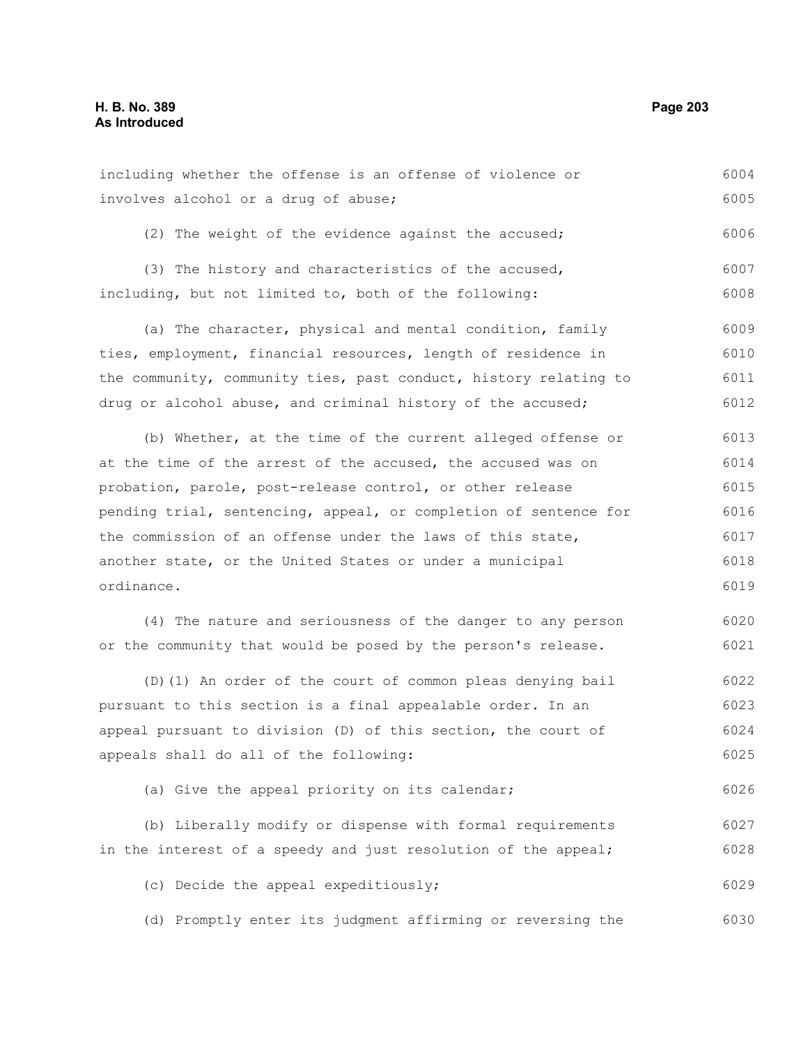including whether the offense is an offense of violence or involves alcohol or a drug of abuse;

(2) The weight of the evidence against the accused;

(3) The history and characteristics of the accused, including, but not limited to, both of the following:

(a) The character, physical and mental condition, family ties, employment, financial resources, length of residence in the community, community ties, past conduct, history relating to drug or alcohol abuse, and criminal history of the accused;

(b) Whether, at the time of the current alleged offense or at the time of the arrest of the accused, the accused was on probation, parole, post-release control, or other release pending trial, sentencing, appeal, or completion of sentence for the commission of an offense under the laws of this state, another state, or the United States or under a municipal ordinance.

(4) The nature and seriousness of the danger to any person or the community that would be posed by the person's release.

(D)(1) An order of the court of common pleas denying bail pursuant to this section is a final appealable order. In an appeal pursuant to division (D) of this section, the court of appeals shall do all of the following:

(a) Give the appeal priority on its calendar;

(b) Liberally modify or dispense with formal requirements in the interest of a speedy and just resolution of the appeal;

(c) Decide the appeal expeditiously;

(d) Promptly enter its judgment affirming or reversing the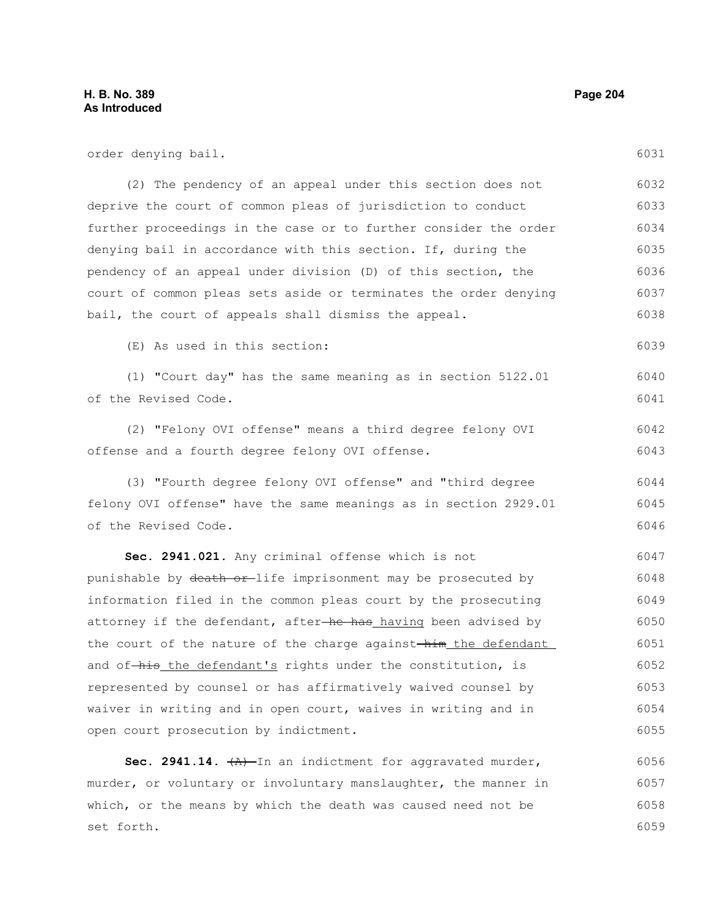order denying bail.

(2) The pendency of an appeal under this section does not deprive the court of common pleas of jurisdiction to conduct further proceedings in the case or to further consider the order denying bail in accordance with this section. If, during the pendency of an appeal under division (D) of this section, the court of common pleas sets aside or terminates the order denying bail, the court of appeals shall dismiss the appeal.

(E) As used in this section:

(1) "Court day" has the same meaning as in section 5122.01 of the Revised Code.

(2) "Felony OVI offense" means a third degree felony OVI offense and a fourth degree felony OVI offense.

(3) "Fourth degree felony OVI offense" and "third degree felony OVI offense" have the same meanings as in section 2929.01 of the Revised Code.

**Sec. 2941.021.** Any criminal offense which is not punishable by ~~death or~~ life imprisonment may be prosecuted by information filed in the common pleas court by the prosecuting attorney if the defendant, after ~~he has~~ having been advised by the court of the nature of the charge against ~~him~~ the defendant and of ~~his~~ the defendant's rights under the constitution, is represented by counsel or has affirmatively waived counsel by waiver in writing and in open court, waives in writing and in open court prosecution by indictment.

**Sec. 2941.14.** ~~(A)~~ In an indictment for aggravated murder, murder, or voluntary or involuntary manslaughter, the manner in which, or the means by which the death was caused need not be set forth.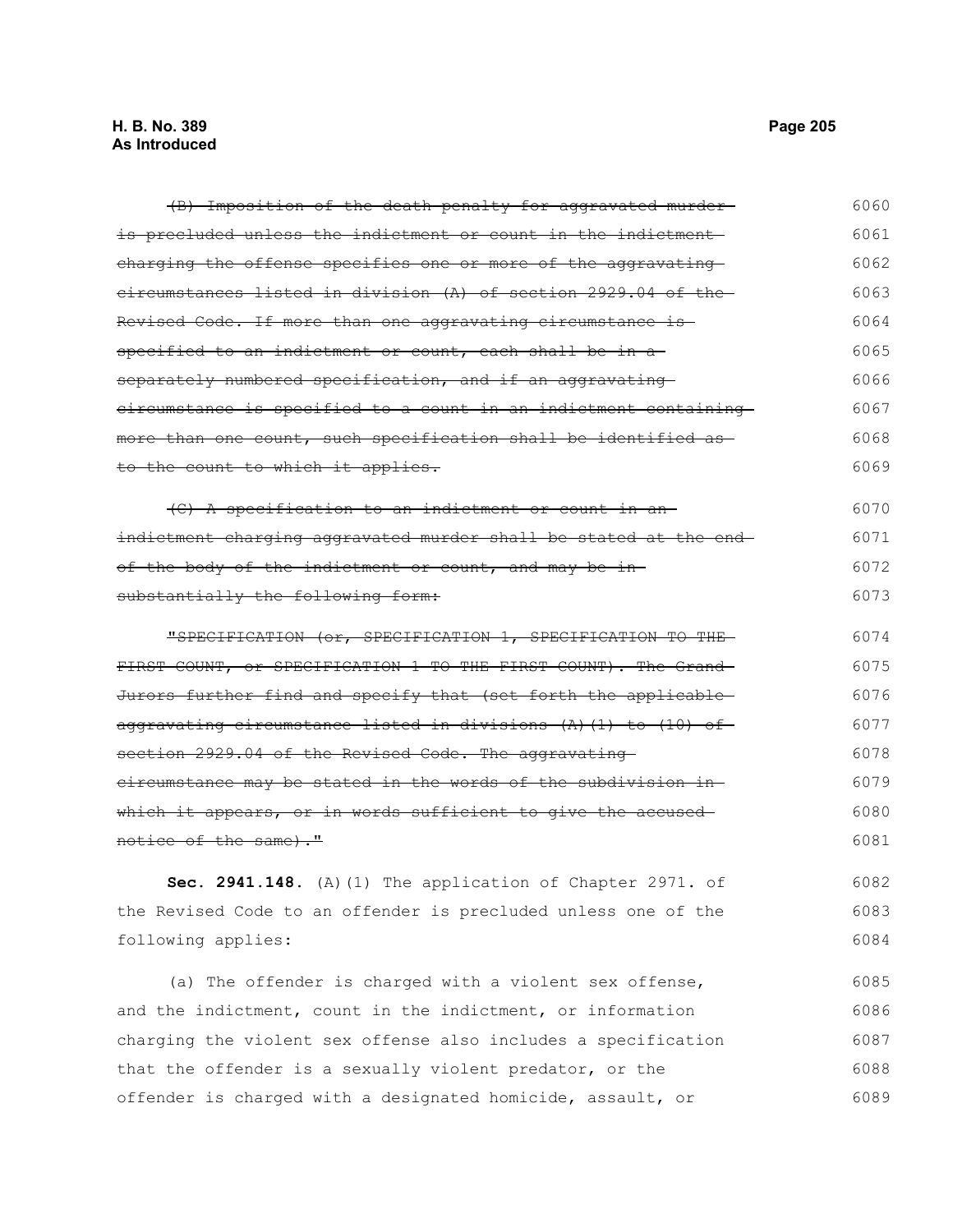~~(B) Imposition of the death penalty for aggravated murder is precluded unless the indictment or count in the indictment charging the offense specifies one or more of the aggravating circumstances listed in division (A) of section 2929.04 of the Revised Code. If more than one aggravating circumstance is specified to an indictment or count, each shall be in a separately numbered specification, and if an aggravating circumstance is specified to a count in an indictment containing more than one count, such specification shall be identified as to the count to which it applies.~~

~~(C) A specification to an indictment or count in an indictment charging aggravated murder shall be stated at the end of the body of the indictment or count, and may be in substantially the following form:~~

~~"SPECIFICATION (or, SPECIFICATION 1, SPECIFICATION TO THE FIRST COUNT, or SPECIFICATION 1 TO THE FIRST COUNT). The Grand Jurors further find and specify that (set forth the applicable aggravating circumstance listed in divisions (A)(1) to (10) of section 2929.04 of the Revised Code. The aggravating circumstance may be stated in the words of the subdivision in which it appears, or in words sufficient to give the accused notice of the same)."~~

**Sec. 2941.148.** (A)(1) The application of Chapter 2971. of the Revised Code to an offender is precluded unless one of the following applies:

(a) The offender is charged with a violent sex offense, and the indictment, count in the indictment, or information charging the violent sex offense also includes a specification that the offender is a sexually violent predator, or the offender is charged with a designated homicide, assault, or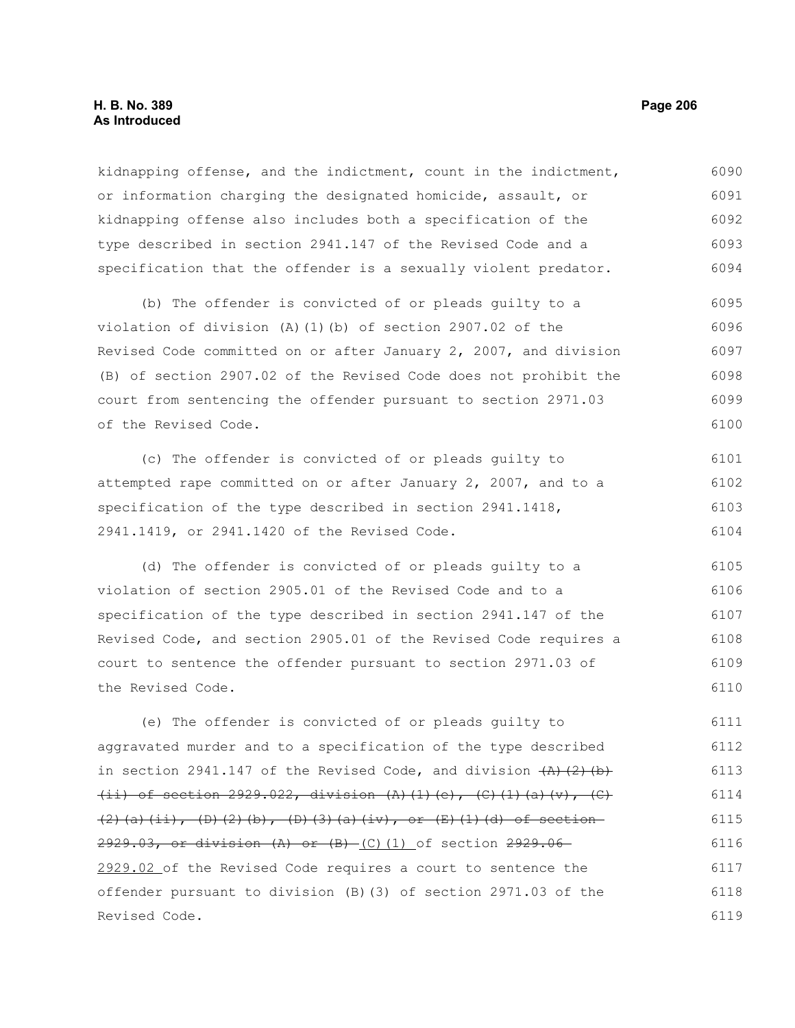kidnapping offense, and the indictment, count in the indictment, or information charging the designated homicide, assault, or kidnapping offense also includes both a specification of the type described in section 2941.147 of the Revised Code and a specification that the offender is a sexually violent predator.

(b) The offender is convicted of or pleads guilty to a violation of division (A)(1)(b) of section 2907.02 of the Revised Code committed on or after January 2, 2007, and division (B) of section 2907.02 of the Revised Code does not prohibit the court from sentencing the offender pursuant to section 2971.03 of the Revised Code.

(c) The offender is convicted of or pleads guilty to attempted rape committed on or after January 2, 2007, and to a specification of the type described in section 2941.1418, 2941.1419, or 2941.1420 of the Revised Code.

(d) The offender is convicted of or pleads guilty to a violation of section 2905.01 of the Revised Code and to a specification of the type described in section 2941.147 of the Revised Code, and section 2905.01 of the Revised Code requires a court to sentence the offender pursuant to section 2971.03 of the Revised Code.

(e) The offender is convicted of or pleads guilty to aggravated murder and to a specification of the type described in section 2941.147 of the Revised Code, and division ~~(A)(2)(b)(ii) of section 2929.022, division (A)(1)(e), (C)(1)(a)(v), (C)(2)(a)(ii), (D)(2)(b), (D)(3)(a)(iv), or (E)(1)(d) of section 2929.03, or division (A) or (B)~~ (C)(1) of section ~~2929.06~~ 2929.02 of the Revised Code requires a court to sentence the offender pursuant to division (B)(3) of section 2971.03 of the Revised Code.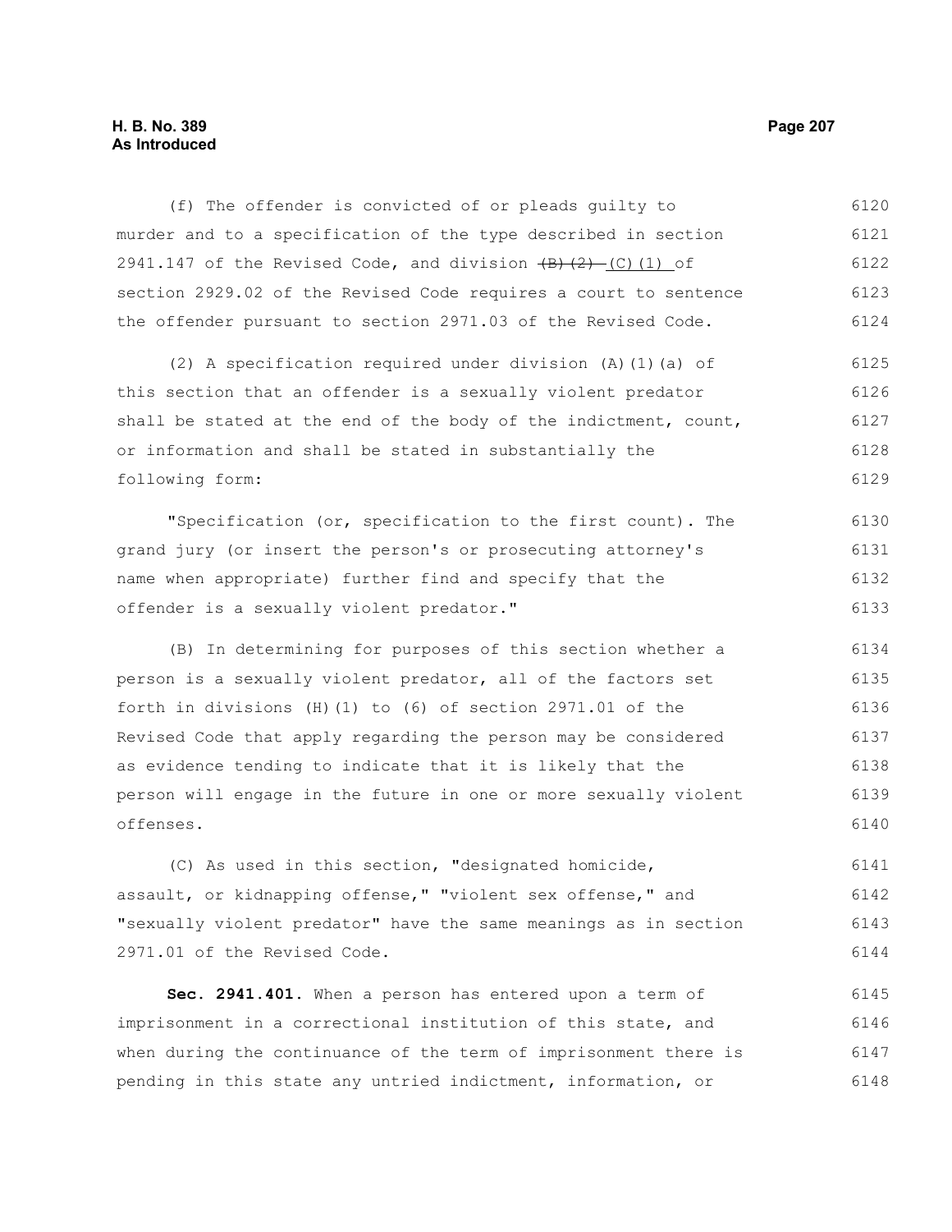(f) The offender is convicted of or pleads guilty to murder and to a specification of the type described in section 2941.147 of the Revised Code, and division ~~(B)(2)~~ (C)(1) of section 2929.02 of the Revised Code requires a court to sentence the offender pursuant to section 2971.03 of the Revised Code.

(2) A specification required under division (A)(1)(a) of this section that an offender is a sexually violent predator shall be stated at the end of the body of the indictment, count, or information and shall be stated in substantially the following form:

"Specification (or, specification to the first count). The grand jury (or insert the person's or prosecuting attorney's name when appropriate) further find and specify that the offender is a sexually violent predator."

(B) In determining for purposes of this section whether a person is a sexually violent predator, all of the factors set forth in divisions (H)(1) to (6) of section 2971.01 of the Revised Code that apply regarding the person may be considered as evidence tending to indicate that it is likely that the person will engage in the future in one or more sexually violent offenses.

(C) As used in this section, "designated homicide, assault, or kidnapping offense," "violent sex offense," and "sexually violent predator" have the same meanings as in section 2971.01 of the Revised Code.

**Sec. 2941.401.** When a person has entered upon a term of imprisonment in a correctional institution of this state, and when during the continuance of the term of imprisonment there is pending in this state any untried indictment, information, or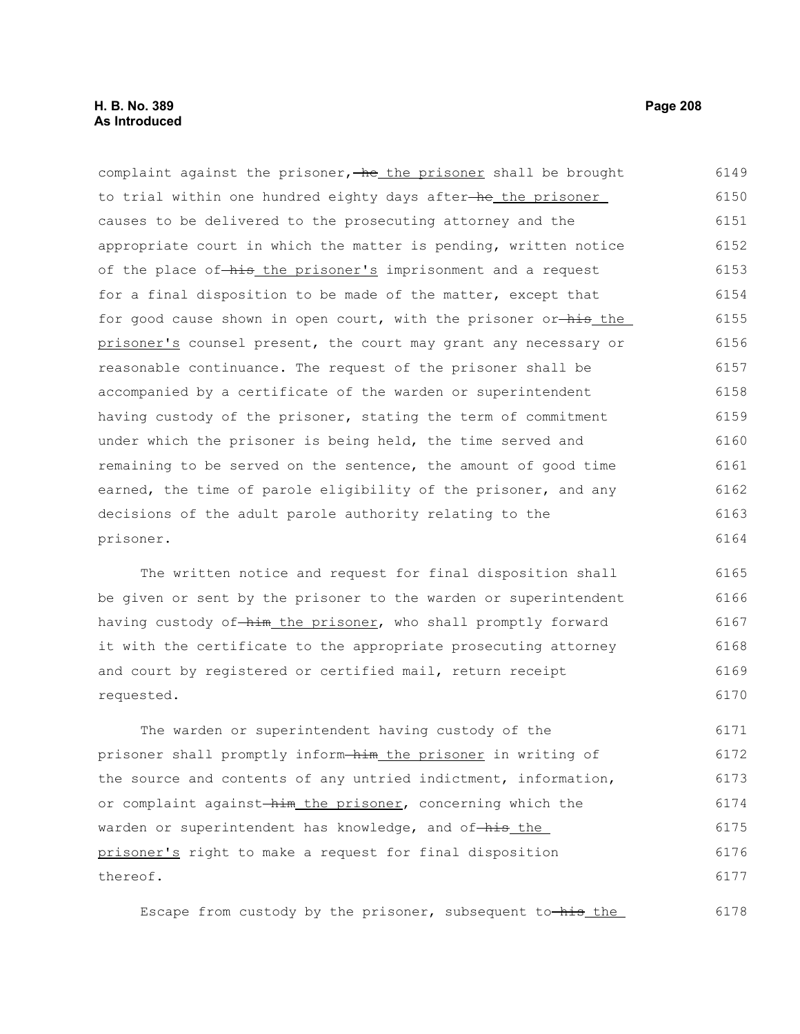complaint against the prisoner, ~~he~~ the prisoner shall be brought to trial within one hundred eighty days after ~~he~~ the prisoner causes to be delivered to the prosecuting attorney and the appropriate court in which the matter is pending, written notice of the place of ~~his~~ the prisoner's imprisonment and a request for a final disposition to be made of the matter, except that for good cause shown in open court, with the prisoner or ~~his~~ the prisoner's counsel present, the court may grant any necessary or reasonable continuance. The request of the prisoner shall be accompanied by a certificate of the warden or superintendent having custody of the prisoner, stating the term of commitment under which the prisoner is being held, the time served and remaining to be served on the sentence, the amount of good time earned, the time of parole eligibility of the prisoner, and any decisions of the adult parole authority relating to the prisoner.

The written notice and request for final disposition shall be given or sent by the prisoner to the warden or superintendent having custody of ~~him~~ the prisoner, who shall promptly forward it with the certificate to the appropriate prosecuting attorney and court by registered or certified mail, return receipt requested.

The warden or superintendent having custody of the prisoner shall promptly inform ~~him~~ the prisoner in writing of the source and contents of any untried indictment, information, or complaint against ~~him~~ the prisoner, concerning which the warden or superintendent has knowledge, and of ~~his~~ the prisoner's right to make a request for final disposition thereof.

Escape from custody by the prisoner, subsequent to ~~his~~ the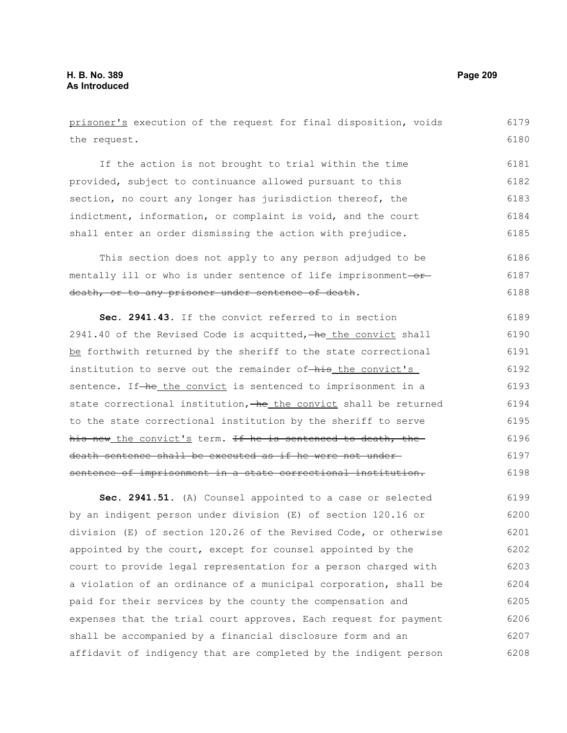prisoner's execution of the request for final disposition, voids the request. 6179 6180

If the action is not brought to trial within the time provided, subject to continuance allowed pursuant to this section, no court any longer has jurisdiction thereof, the indictment, information, or complaint is void, and the court shall enter an order dismissing the action with prejudice. 6181 6182 6183 6184 6185

This section does not apply to any person adjudged to be mentally ill or who is under sentence of life imprisonment ~~or death, or to any prisoner under sentence of death~~. 6186 6187 6188

**Sec. 2941.43.** If the convict referred to in section 2941.40 of the Revised Code is acquitted, ~~he~~ the convict shall be forthwith returned by the sheriff to the state correctional institution to serve out the remainder of ~~his~~ the convict's sentence. If ~~he~~ the convict is sentenced to imprisonment in a state correctional institution, ~~he~~ the convict shall be returned to the state correctional institution by the sheriff to serve ~~his new~~ the convict's term. ~~If he is sentenced to death, the death sentence shall be executed as if he were not under sentence of imprisonment in a state correctional institution.~~ 6189 6190 6191 6192 6193 6194 6195 6196 6197 6198

**Sec. 2941.51.** (A) Counsel appointed to a case or selected by an indigent person under division (E) of section 120.16 or division (E) of section 120.26 of the Revised Code, or otherwise appointed by the court, except for counsel appointed by the court to provide legal representation for a person charged with a violation of an ordinance of a municipal corporation, shall be paid for their services by the county the compensation and expenses that the trial court approves. Each request for payment shall be accompanied by a financial disclosure form and an affidavit of indigency that are completed by the indigent person 6199 6200 6201 6202 6203 6204 6205 6206 6207 6208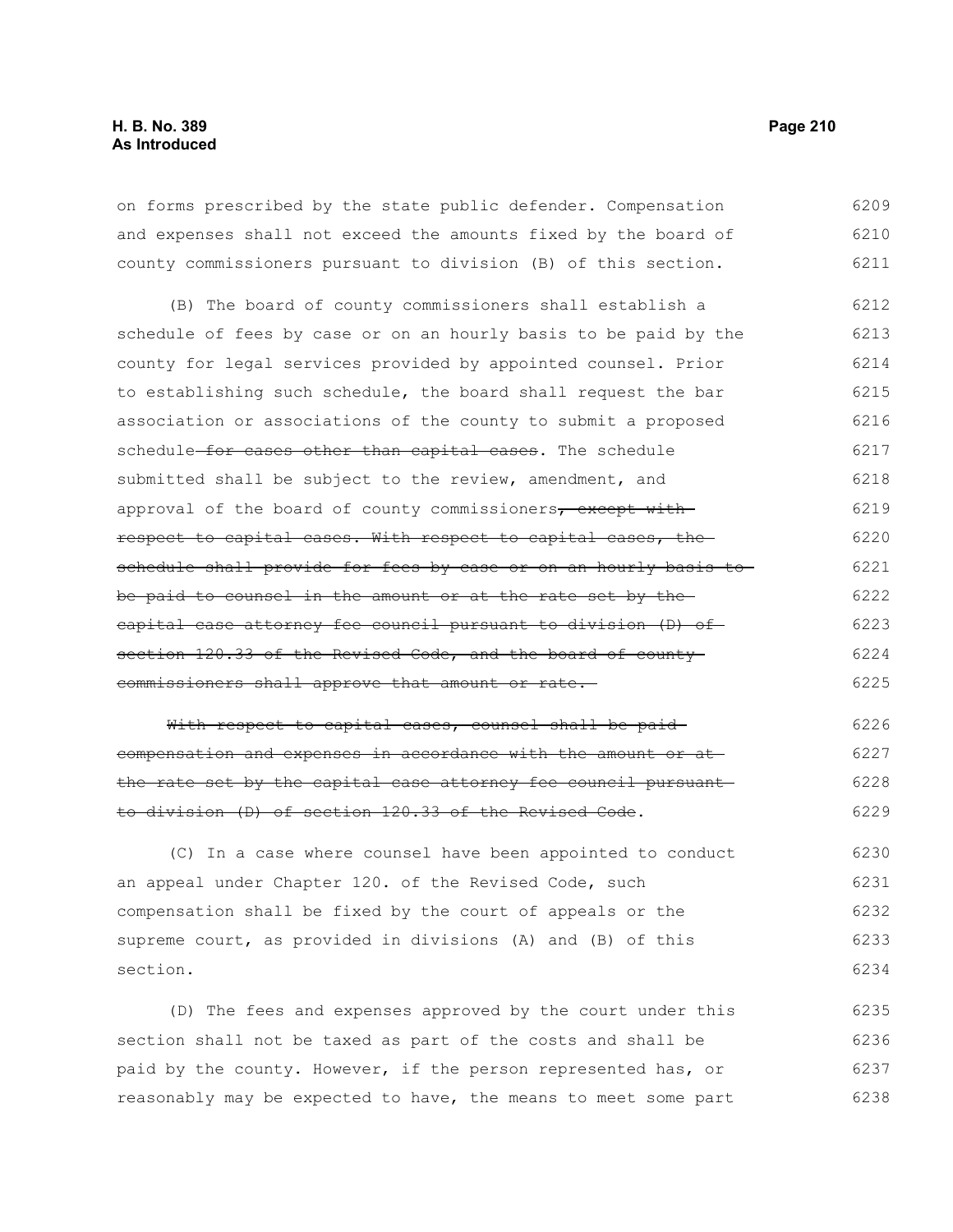on forms prescribed by the state public defender. Compensation and expenses shall not exceed the amounts fixed by the board of county commissioners pursuant to division (B) of this section.

(B) The board of county commissioners shall establish a schedule of fees by case or on an hourly basis to be paid by the county for legal services provided by appointed counsel. Prior to establishing such schedule, the board shall request the bar association or associations of the county to submit a proposed schedule~~ for cases other than capital cases~~. The schedule submitted shall be subject to the review, amendment, and approval of the board of county commissioners~~, except with respect to capital cases. With respect to capital cases, the schedule shall provide for fees by case or on an hourly basis to be paid to counsel in the amount or at the rate set by the capital case attorney fee council pursuant to division (D) of section 120.33 of the Revised Code, and the board of county commissioners shall approve that amount or rate.~~

~~With respect to capital cases, counsel shall be paid compensation and expenses in accordance with the amount or at the rate set by the capital case attorney fee council pursuant to division (D) of section 120.33 of the Revised Code~~.

(C) In a case where counsel have been appointed to conduct an appeal under Chapter 120. of the Revised Code, such compensation shall be fixed by the court of appeals or the supreme court, as provided in divisions (A) and (B) of this section.

(D) The fees and expenses approved by the court under this section shall not be taxed as part of the costs and shall be paid by the county. However, if the person represented has, or reasonably may be expected to have, the means to meet some part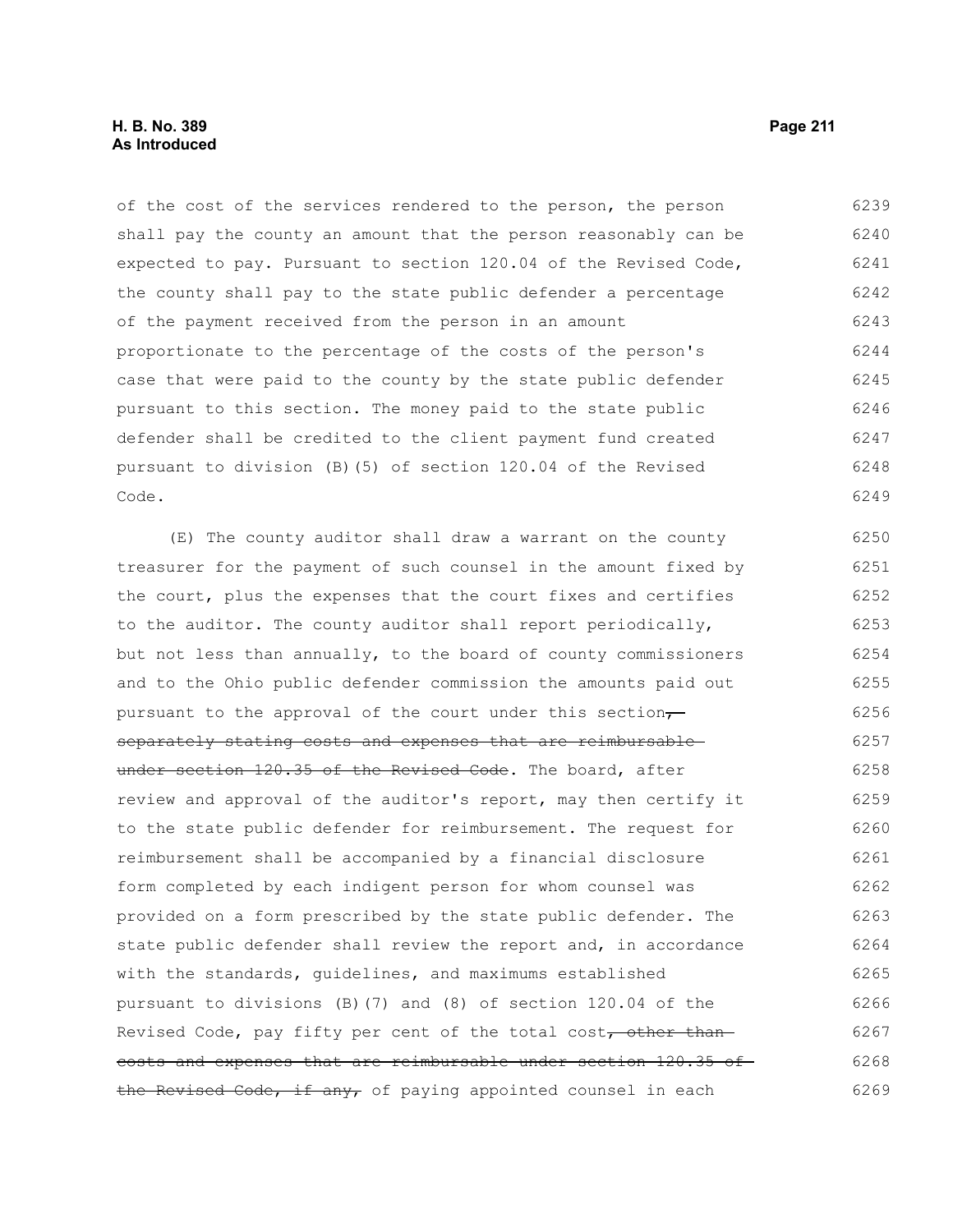of the cost of the services rendered to the person, the person shall pay the county an amount that the person reasonably can be expected to pay. Pursuant to section 120.04 of the Revised Code, the county shall pay to the state public defender a percentage of the payment received from the person in an amount proportionate to the percentage of the costs of the person's case that were paid to the county by the state public defender pursuant to this section. The money paid to the state public defender shall be credited to the client payment fund created pursuant to division (B)(5) of section 120.04 of the Revised Code.

(E) The county auditor shall draw a warrant on the county treasurer for the payment of such counsel in the amount fixed by the court, plus the expenses that the court fixes and certifies to the auditor. The county auditor shall report periodically, but not less than annually, to the board of county commissioners and to the Ohio public defender commission the amounts paid out pursuant to the approval of the court under this section~~, separately stating costs and expenses that are reimbursable under section 120.35 of the Revised Code~~. The board, after review and approval of the auditor's report, may then certify it to the state public defender for reimbursement. The request for reimbursement shall be accompanied by a financial disclosure form completed by each indigent person for whom counsel was provided on a form prescribed by the state public defender. The state public defender shall review the report and, in accordance with the standards, guidelines, and maximums established pursuant to divisions (B)(7) and (8) of section 120.04 of the Revised Code, pay fifty per cent of the total cost~~, other than costs and expenses that are reimbursable under section 120.35 of the Revised Code, if any,~~ of paying appointed counsel in each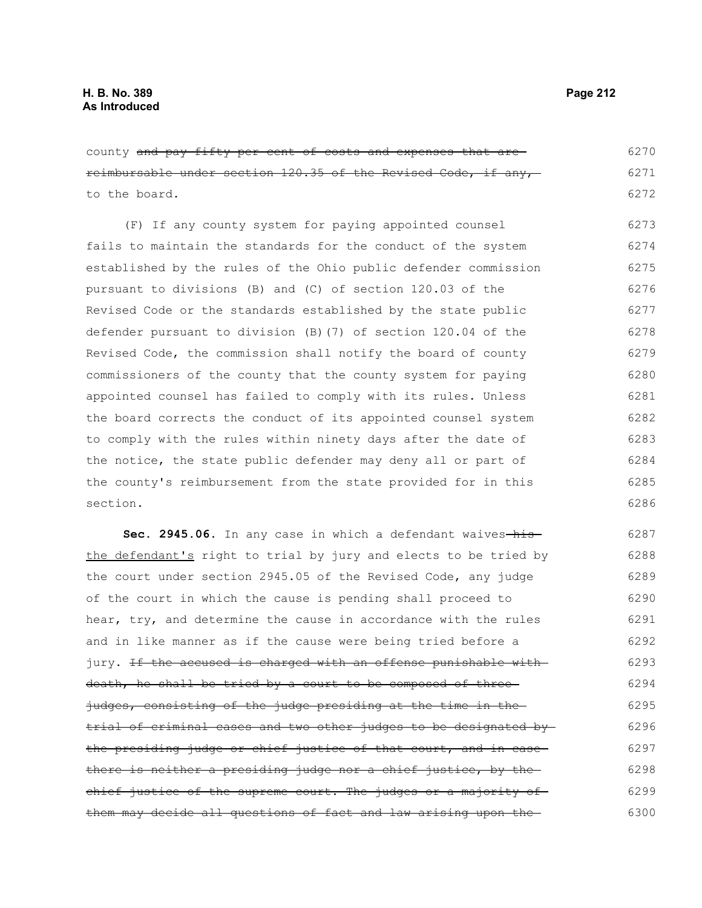county ~~and pay fifty per cent of costs and expenses that are reimbursable under section 120.35 of the Revised Code, if any,~~ to the board.

(F) If any county system for paying appointed counsel fails to maintain the standards for the conduct of the system established by the rules of the Ohio public defender commission pursuant to divisions (B) and (C) of section 120.03 of the Revised Code or the standards established by the state public defender pursuant to division (B)(7) of section 120.04 of the Revised Code, the commission shall notify the board of county commissioners of the county that the county system for paying appointed counsel has failed to comply with its rules. Unless the board corrects the conduct of its appointed counsel system to comply with the rules within ninety days after the date of the notice, the state public defender may deny all or part of the county's reimbursement from the state provided for in this section.

**Sec. 2945.06.** In any case in which a defendant waives ~~his~~ <u>the defendant's</u> right to trial by jury and elects to be tried by the court under section 2945.05 of the Revised Code, any judge of the court in which the cause is pending shall proceed to hear, try, and determine the cause in accordance with the rules and in like manner as if the cause were being tried before a jury. ~~If the accused is charged with an offense punishable with death, he shall be tried by a court to be composed of three judges, consisting of the judge presiding at the time in the trial of criminal cases and two other judges to be designated by the presiding judge or chief justice of that court, and in case there is neither a presiding judge nor a chief justice, by the chief justice of the supreme court. The judges or a majority of them may decide all questions of fact and law arising upon the~~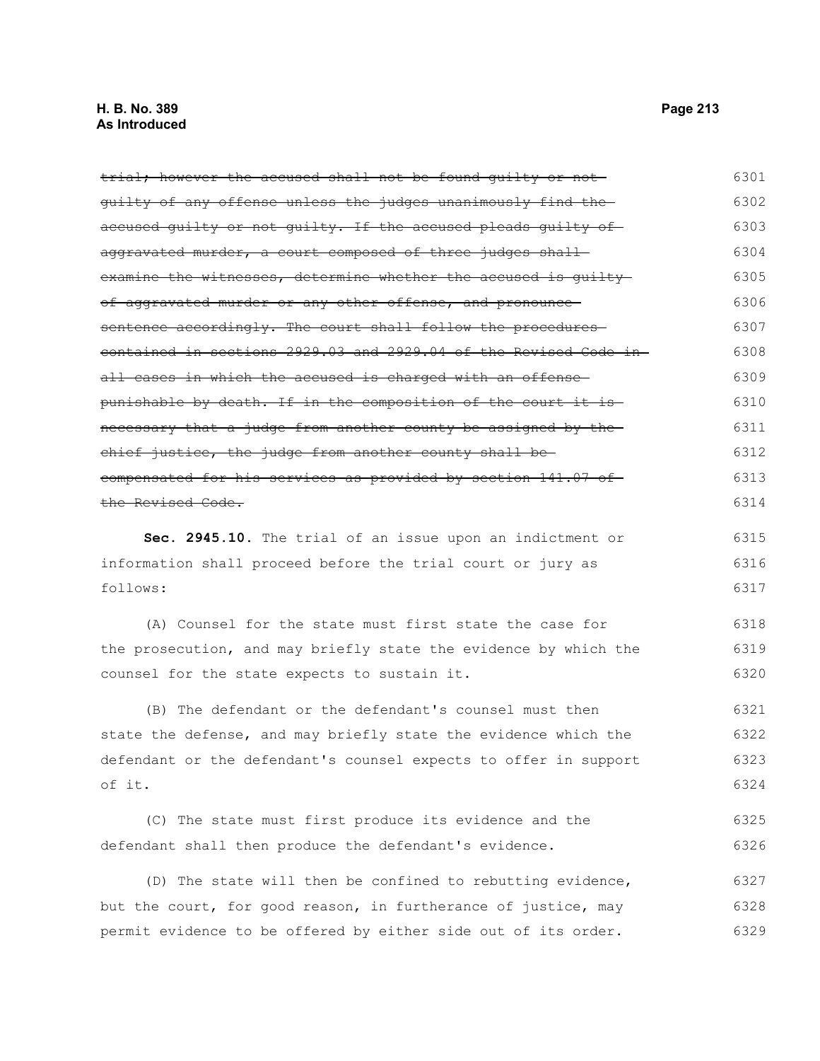~~trial; however the accused shall not be found guilty or not guilty of any offense unless the judges unanimously find the accused guilty or not guilty. If the accused pleads guilty of aggravated murder, a court composed of three judges shall examine the witnesses, determine whether the accused is guilty of aggravated murder or any other offense, and pronounce sentence accordingly. The court shall follow the procedures contained in sections 2929.03 and 2929.04 of the Revised Code in all cases in which the accused is charged with an offense punishable by death. If in the composition of the court it is necessary that a judge from another county be assigned by the chief justice, the judge from another county shall be compensated for his services as provided by section 141.07 of the Revised Code.~~

**Sec. 2945.10.** The trial of an issue upon an indictment or information shall proceed before the trial court or jury as follows:

(A) Counsel for the state must first state the case for the prosecution, and may briefly state the evidence by which the counsel for the state expects to sustain it.

(B) The defendant or the defendant's counsel must then state the defense, and may briefly state the evidence which the defendant or the defendant's counsel expects to offer in support of it.

(C) The state must first produce its evidence and the defendant shall then produce the defendant's evidence.

(D) The state will then be confined to rebutting evidence, but the court, for good reason, in furtherance of justice, may permit evidence to be offered by either side out of its order.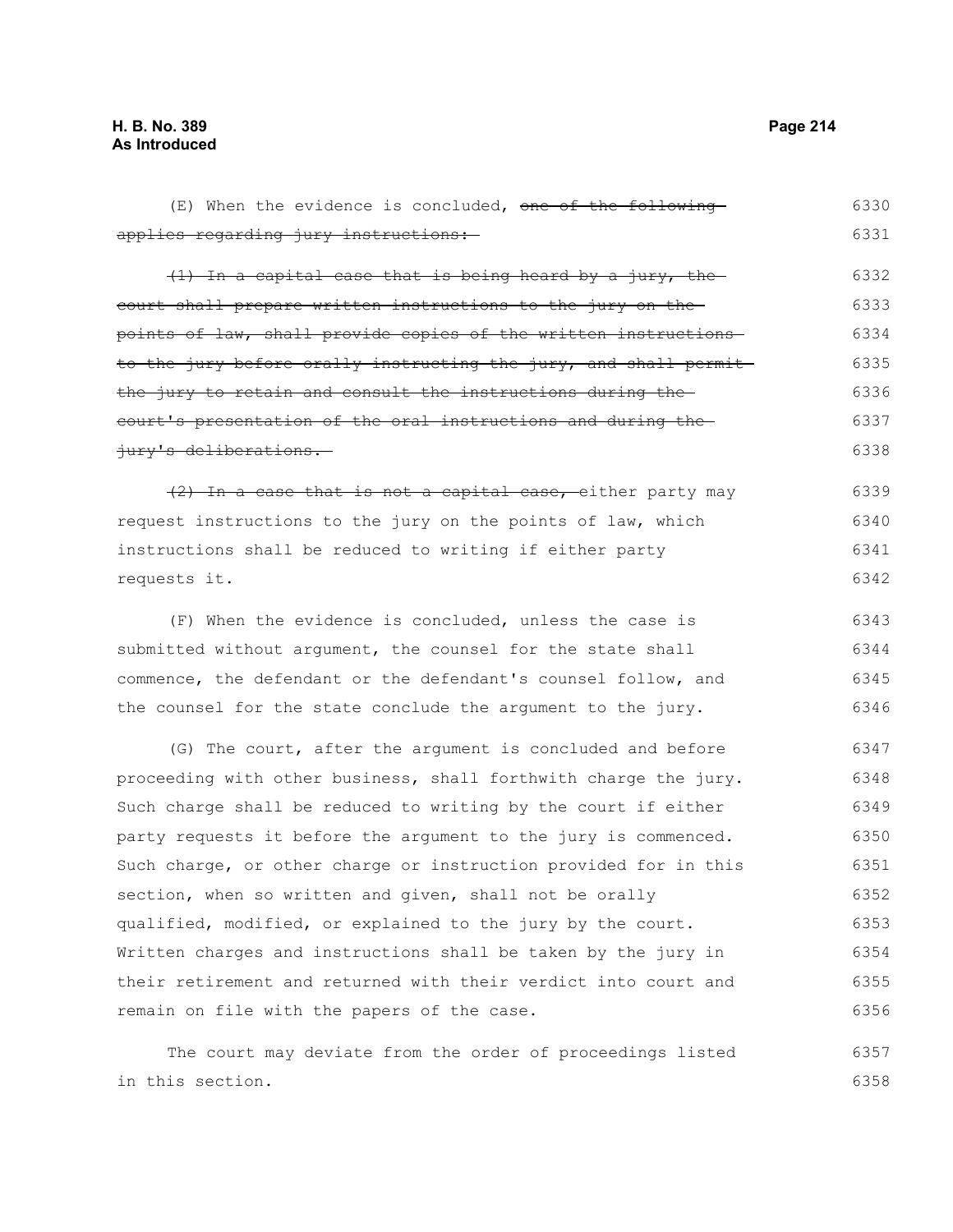(E) When the evidence is concluded, ~~one of the following applies regarding jury instructions:~~

~~(1) In a capital case that is being heard by a jury, the court shall prepare written instructions to the jury on the points of law, shall provide copies of the written instructions to the jury before orally instructing the jury, and shall permit the jury to retain and consult the instructions during the court's presentation of the oral instructions and during the jury's deliberations.~~

~~(2) In a case that is not a capital case,~~ either party may request instructions to the jury on the points of law, which instructions shall be reduced to writing if either party requests it.

(F) When the evidence is concluded, unless the case is submitted without argument, the counsel for the state shall commence, the defendant or the defendant's counsel follow, and the counsel for the state conclude the argument to the jury.

(G) The court, after the argument is concluded and before proceeding with other business, shall forthwith charge the jury. Such charge shall be reduced to writing by the court if either party requests it before the argument to the jury is commenced. Such charge, or other charge or instruction provided for in this section, when so written and given, shall not be orally qualified, modified, or explained to the jury by the court. Written charges and instructions shall be taken by the jury in their retirement and returned with their verdict into court and remain on file with the papers of the case.

The court may deviate from the order of proceedings listed in this section.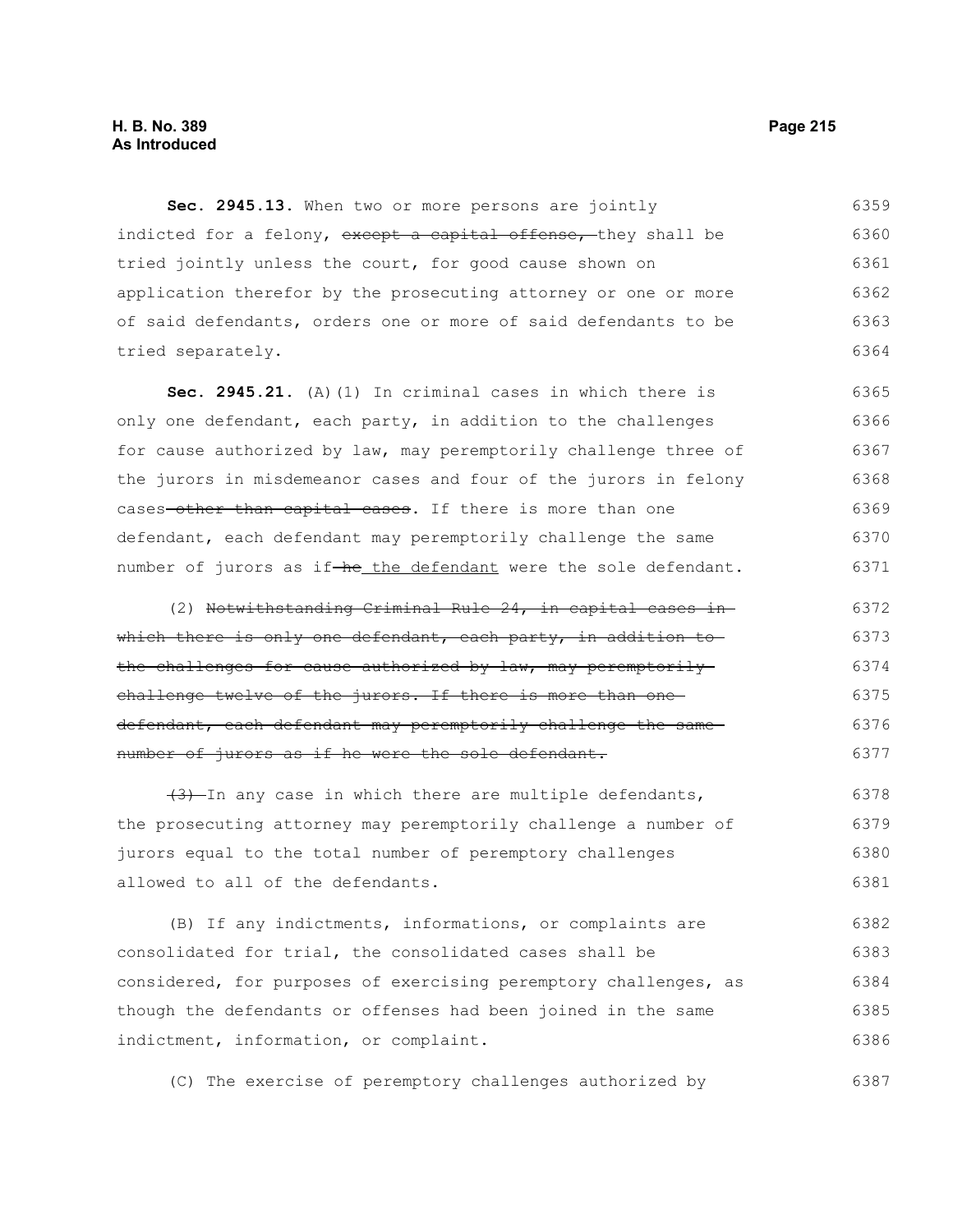**Sec. 2945.13.** When two or more persons are jointly indicted for a felony, ~~except a capital offense,~~ they shall be tried jointly unless the court, for good cause shown on application therefor by the prosecuting attorney or one or more of said defendants, orders one or more of said defendants to be tried separately.

**Sec. 2945.21.** (A)(1) In criminal cases in which there is only one defendant, each party, in addition to the challenges for cause authorized by law, may peremptorily challenge three of the jurors in misdemeanor cases and four of the jurors in felony cases ~~other than capital cases~~. If there is more than one defendant, each defendant may peremptorily challenge the same number of jurors as if ~~he~~ the defendant were the sole defendant.

(2) ~~Notwithstanding Criminal Rule 24, in capital cases in which there is only one defendant, each party, in addition to the challenges for cause authorized by law, may peremptorily challenge twelve of the jurors. If there is more than one defendant, each defendant may peremptorily challenge the same number of jurors as if he were the sole defendant.~~

~~(3)~~ In any case in which there are multiple defendants, the prosecuting attorney may peremptorily challenge a number of jurors equal to the total number of peremptory challenges allowed to all of the defendants.

(B) If any indictments, informations, or complaints are consolidated for trial, the consolidated cases shall be considered, for purposes of exercising peremptory challenges, as though the defendants or offenses had been joined in the same indictment, information, or complaint.

(C) The exercise of peremptory challenges authorized by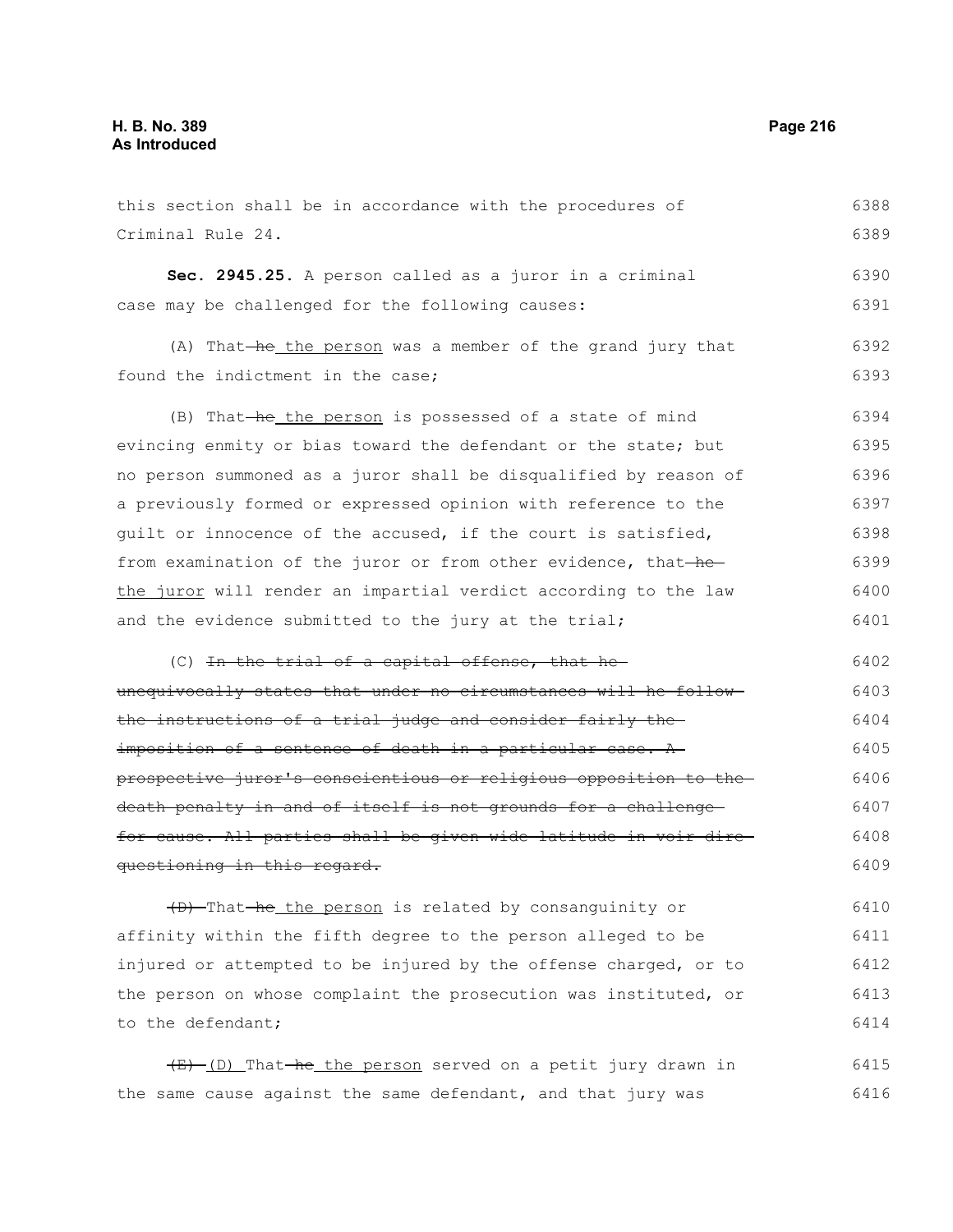this section shall be in accordance with the procedures of Criminal Rule 24.

**Sec. 2945.25.** A person called as a juror in a criminal case may be challenged for the following causes:

(A) That ~~he~~ <u>the person</u> was a member of the grand jury that found the indictment in the case;

(B) That ~~he~~ <u>the person</u> is possessed of a state of mind evincing enmity or bias toward the defendant or the state; but no person summoned as a juror shall be disqualified by reason of a previously formed or expressed opinion with reference to the guilt or innocence of the accused, if the court is satisfied, from examination of the juror or from other evidence, that ~~he~~ <u>the juror</u> will render an impartial verdict according to the law and the evidence submitted to the jury at the trial;

(C) ~~In the trial of a capital offense, that he unequivocally states that under no circumstances will he follow the instructions of a trial judge and consider fairly the imposition of a sentence of death in a particular case. A prospective juror's conscientious or religious opposition to the death penalty in and of itself is not grounds for a challenge for cause. All parties shall be given wide latitude in voir dire questioning in this regard.~~

~~(D)~~ That ~~he~~ <u>the person</u> is related by consanguinity or affinity within the fifth degree to the person alleged to be injured or attempted to be injured by the offense charged, or to the person on whose complaint the prosecution was instituted, or to the defendant;

~~(E)~~ <u>(D)</u> That ~~he~~ <u>the person</u> served on a petit jury drawn in the same cause against the same defendant, and that jury was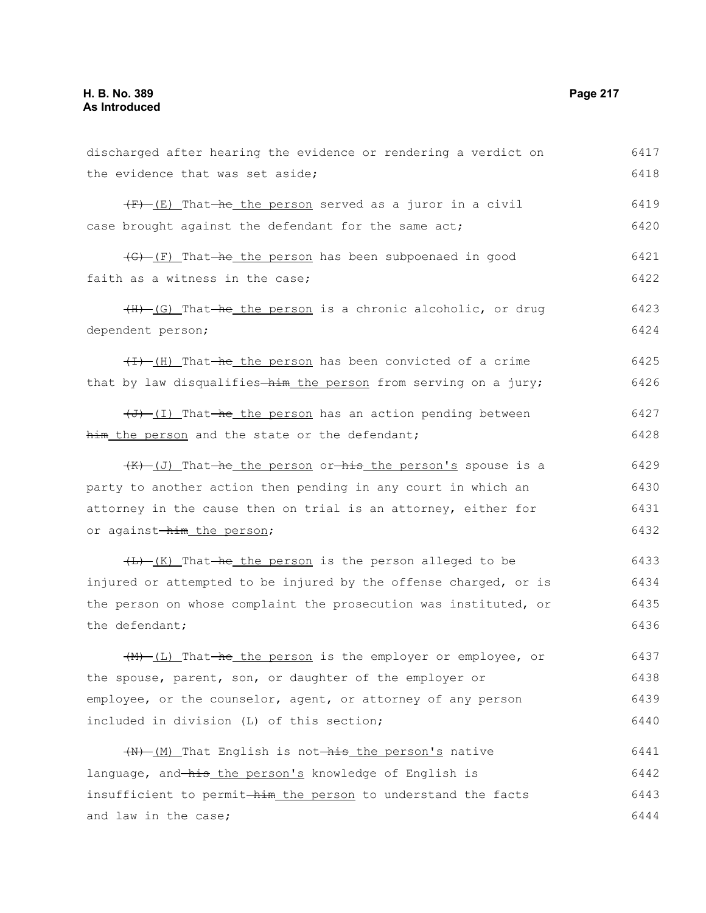discharged after hearing the evidence or rendering a verdict on the evidence that was set aside;

~~(F)~~ (E) That ~~he~~ the person served as a juror in a civil case brought against the defendant for the same act;

~~(G)~~ (F) That ~~he~~ the person has been subpoenaed in good faith as a witness in the case;

~~(H)~~ (G) That ~~he~~ the person is a chronic alcoholic, or drug dependent person;

~~(I)~~ (H) That ~~he~~ the person has been convicted of a crime that by law disqualifies ~~him~~ the person from serving on a jury;

~~(J)~~ (I) That ~~he~~ the person has an action pending between ~~him~~ the person and the state or the defendant;

~~(K)~~ (J) That ~~he~~ the person or ~~his~~ the person's spouse is a party to another action then pending in any court in which an attorney in the cause then on trial is an attorney, either for or against ~~him~~ the person;

~~(L)~~ (K) That ~~he~~ the person is the person alleged to be injured or attempted to be injured by the offense charged, or is the person on whose complaint the prosecution was instituted, or the defendant;

~~(M)~~ (L) That ~~he~~ the person is the employer or employee, or the spouse, parent, son, or daughter of the employer or employee, or the counselor, agent, or attorney of any person included in division (L) of this section;

~~(N)~~ (M) That English is not ~~his~~ the person's native language, and ~~his~~ the person's knowledge of English is insufficient to permit ~~him~~ the person to understand the facts and law in the case;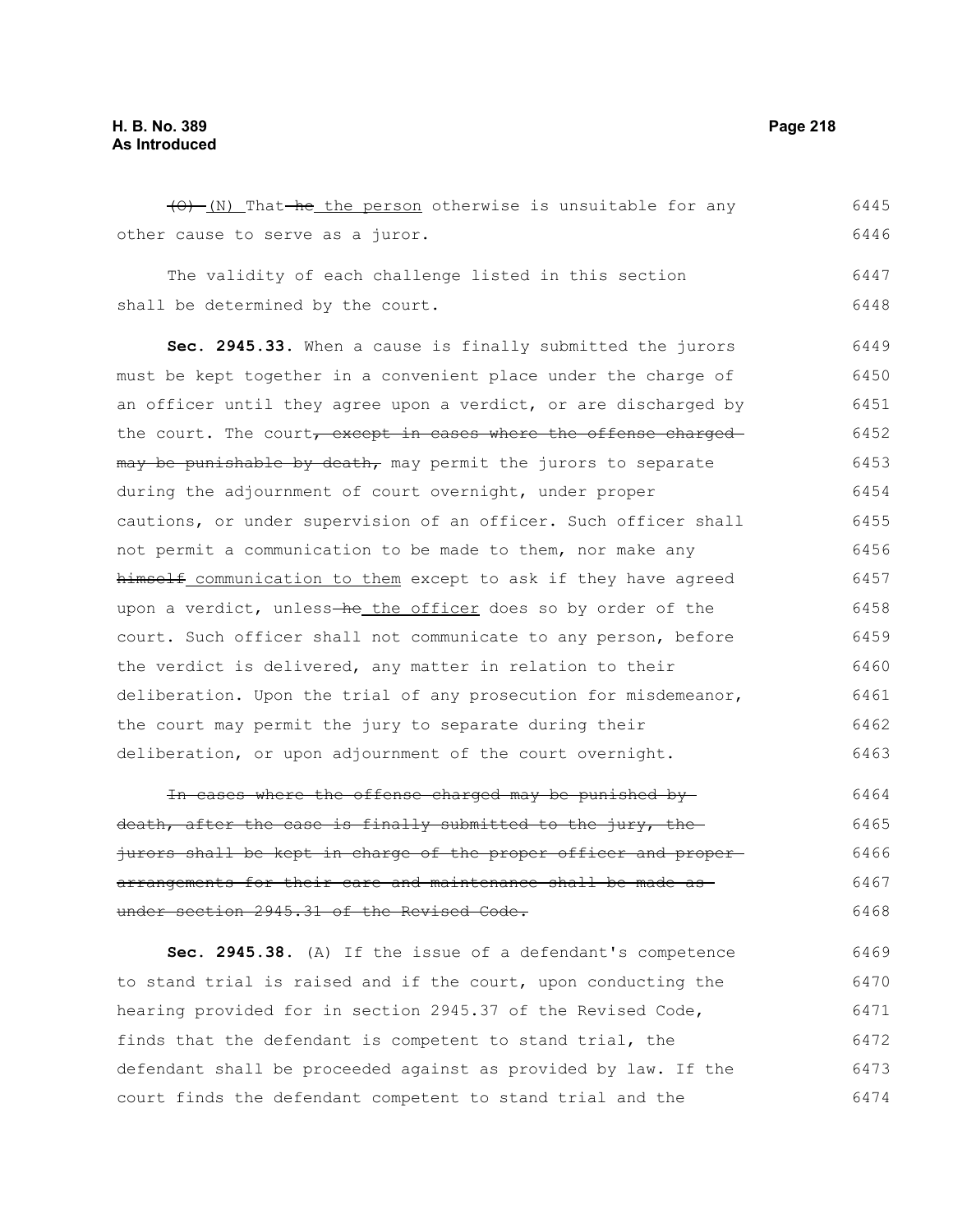~~(O)~~ (N) That ~~he~~ the person otherwise is unsuitable for any other cause to serve as a juror.

The validity of each challenge listed in this section shall be determined by the court.

**Sec. 2945.33.** When a cause is finally submitted the jurors must be kept together in a convenient place under the charge of an officer until they agree upon a verdict, or are discharged by the court. The court~~, except in cases where the offense charged may be punishable by death,~~ may permit the jurors to separate during the adjournment of court overnight, under proper cautions, or under supervision of an officer. Such officer shall not permit a communication to be made to them, nor make any ~~himself~~ communication to them except to ask if they have agreed upon a verdict, unless ~~he~~ the officer does so by order of the court. Such officer shall not communicate to any person, before the verdict is delivered, any matter in relation to their deliberation. Upon the trial of any prosecution for misdemeanor, the court may permit the jury to separate during their deliberation, or upon adjournment of the court overnight.

~~In cases where the offense charged may be punished by death, after the case is finally submitted to the jury, the jurors shall be kept in charge of the proper officer and proper arrangements for their care and maintenance shall be made as under section 2945.31 of the Revised Code.~~

**Sec. 2945.38.** (A) If the issue of a defendant's competence to stand trial is raised and if the court, upon conducting the hearing provided for in section 2945.37 of the Revised Code, finds that the defendant is competent to stand trial, the defendant shall be proceeded against as provided by law. If the court finds the defendant competent to stand trial and the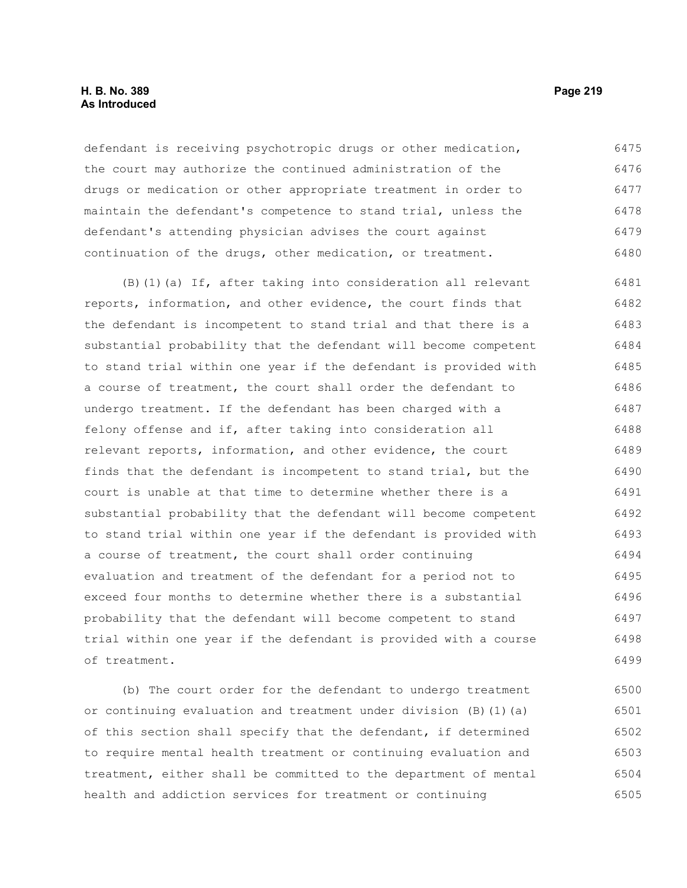defendant is receiving psychotropic drugs or other medication, the court may authorize the continued administration of the drugs or medication or other appropriate treatment in order to maintain the defendant's competence to stand trial, unless the defendant's attending physician advises the court against continuation of the drugs, other medication, or treatment.

(B)(1)(a) If, after taking into consideration all relevant reports, information, and other evidence, the court finds that the defendant is incompetent to stand trial and that there is a substantial probability that the defendant will become competent to stand trial within one year if the defendant is provided with a course of treatment, the court shall order the defendant to undergo treatment. If the defendant has been charged with a felony offense and if, after taking into consideration all relevant reports, information, and other evidence, the court finds that the defendant is incompetent to stand trial, but the court is unable at that time to determine whether there is a substantial probability that the defendant will become competent to stand trial within one year if the defendant is provided with a course of treatment, the court shall order continuing evaluation and treatment of the defendant for a period not to exceed four months to determine whether there is a substantial probability that the defendant will become competent to stand trial within one year if the defendant is provided with a course of treatment.

(b) The court order for the defendant to undergo treatment or continuing evaluation and treatment under division (B)(1)(a) of this section shall specify that the defendant, if determined to require mental health treatment or continuing evaluation and treatment, either shall be committed to the department of mental health and addiction services for treatment or continuing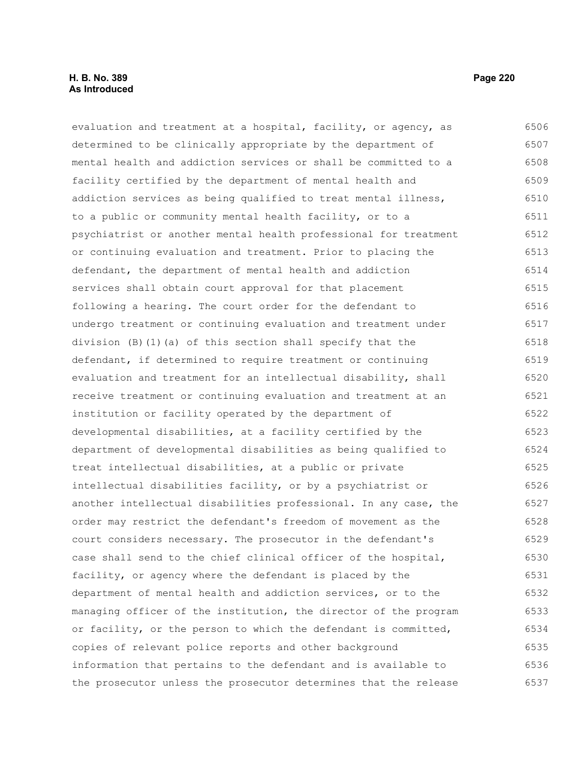evaluation and treatment at a hospital, facility, or agency, as determined to be clinically appropriate by the department of mental health and addiction services or shall be committed to a facility certified by the department of mental health and addiction services as being qualified to treat mental illness, to a public or community mental health facility, or to a psychiatrist or another mental health professional for treatment or continuing evaluation and treatment. Prior to placing the defendant, the department of mental health and addiction services shall obtain court approval for that placement following a hearing. The court order for the defendant to undergo treatment or continuing evaluation and treatment under division (B)(1)(a) of this section shall specify that the defendant, if determined to require treatment or continuing evaluation and treatment for an intellectual disability, shall receive treatment or continuing evaluation and treatment at an institution or facility operated by the department of developmental disabilities, at a facility certified by the department of developmental disabilities as being qualified to treat intellectual disabilities, at a public or private intellectual disabilities facility, or by a psychiatrist or another intellectual disabilities professional. In any case, the order may restrict the defendant's freedom of movement as the court considers necessary. The prosecutor in the defendant's case shall send to the chief clinical officer of the hospital, facility, or agency where the defendant is placed by the department of mental health and addiction services, or to the managing officer of the institution, the director of the program or facility, or the person to which the defendant is committed, copies of relevant police reports and other background information that pertains to the defendant and is available to the prosecutor unless the prosecutor determines that the release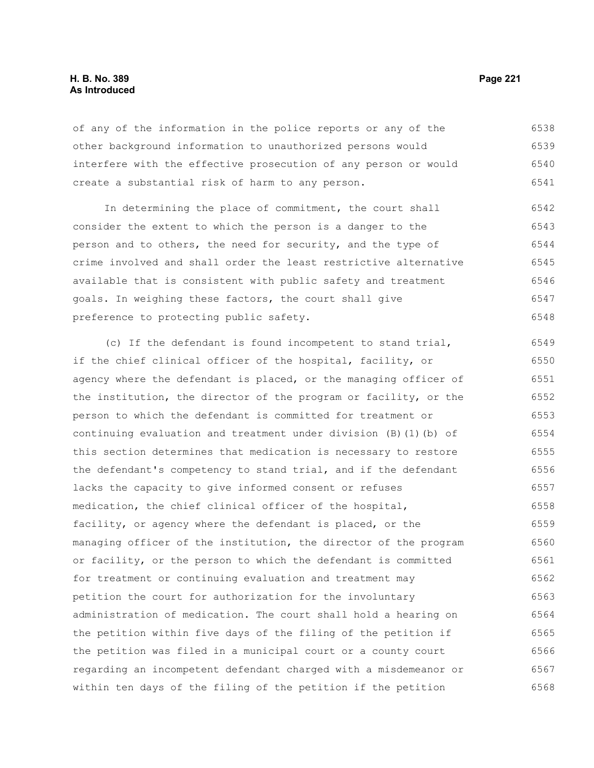of any of the information in the police reports or any of the other background information to unauthorized persons would interfere with the effective prosecution of any person or would create a substantial risk of harm to any person.

In determining the place of commitment, the court shall consider the extent to which the person is a danger to the person and to others, the need for security, and the type of crime involved and shall order the least restrictive alternative available that is consistent with public safety and treatment goals. In weighing these factors, the court shall give preference to protecting public safety.

(c) If the defendant is found incompetent to stand trial, if the chief clinical officer of the hospital, facility, or agency where the defendant is placed, or the managing officer of the institution, the director of the program or facility, or the person to which the defendant is committed for treatment or continuing evaluation and treatment under division (B)(1)(b) of this section determines that medication is necessary to restore the defendant's competency to stand trial, and if the defendant lacks the capacity to give informed consent or refuses medication, the chief clinical officer of the hospital, facility, or agency where the defendant is placed, or the managing officer of the institution, the director of the program or facility, or the person to which the defendant is committed for treatment or continuing evaluation and treatment may petition the court for authorization for the involuntary administration of medication. The court shall hold a hearing on the petition within five days of the filing of the petition if the petition was filed in a municipal court or a county court regarding an incompetent defendant charged with a misdemeanor or within ten days of the filing of the petition if the petition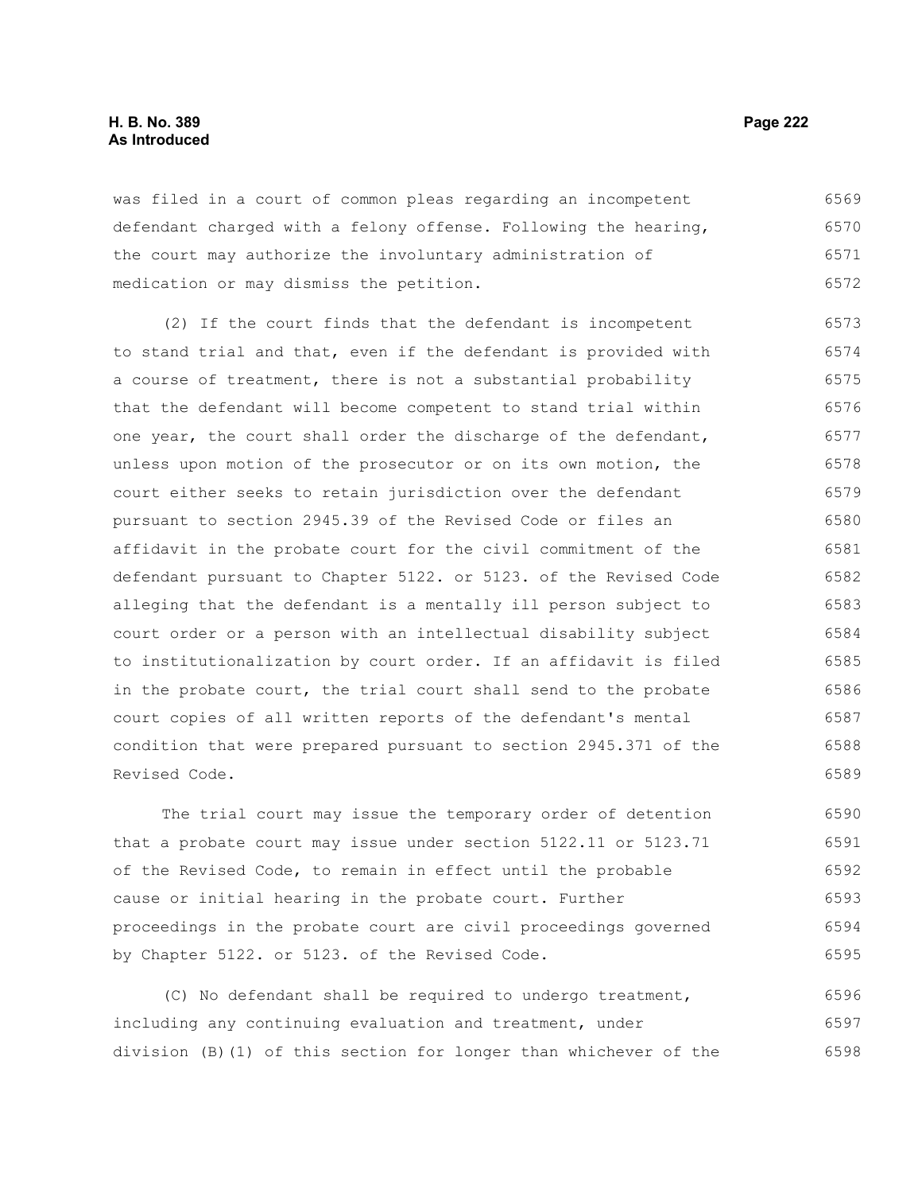was filed in a court of common pleas regarding an incompetent defendant charged with a felony offense. Following the hearing, the court may authorize the involuntary administration of medication or may dismiss the petition.

(2) If the court finds that the defendant is incompetent to stand trial and that, even if the defendant is provided with a course of treatment, there is not a substantial probability that the defendant will become competent to stand trial within one year, the court shall order the discharge of the defendant, unless upon motion of the prosecutor or on its own motion, the court either seeks to retain jurisdiction over the defendant pursuant to section 2945.39 of the Revised Code or files an affidavit in the probate court for the civil commitment of the defendant pursuant to Chapter 5122. or 5123. of the Revised Code alleging that the defendant is a mentally ill person subject to court order or a person with an intellectual disability subject to institutionalization by court order. If an affidavit is filed in the probate court, the trial court shall send to the probate court copies of all written reports of the defendant's mental condition that were prepared pursuant to section 2945.371 of the Revised Code.

The trial court may issue the temporary order of detention that a probate court may issue under section 5122.11 or 5123.71 of the Revised Code, to remain in effect until the probable cause or initial hearing in the probate court. Further proceedings in the probate court are civil proceedings governed by Chapter 5122. or 5123. of the Revised Code.

(C) No defendant shall be required to undergo treatment, including any continuing evaluation and treatment, under division (B)(1) of this section for longer than whichever of the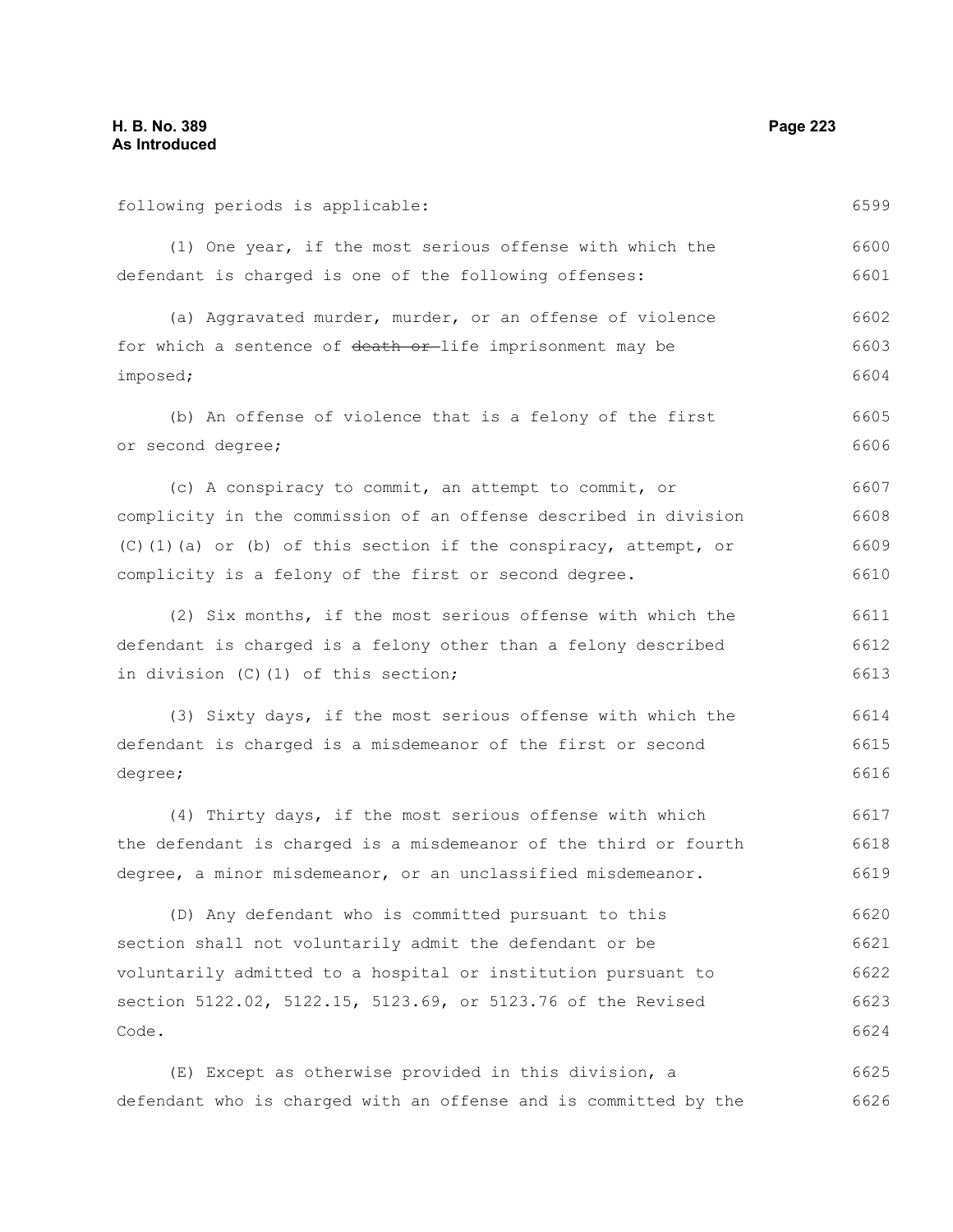following periods is applicable:

(1) One year, if the most serious offense with which the defendant is charged is one of the following offenses:

(a) Aggravated murder, murder, or an offense of violence for which a sentence of ~~death or~~ life imprisonment may be imposed;

(b) An offense of violence that is a felony of the first or second degree;

(c) A conspiracy to commit, an attempt to commit, or complicity in the commission of an offense described in division (C)(1)(a) or (b) of this section if the conspiracy, attempt, or complicity is a felony of the first or second degree.

(2) Six months, if the most serious offense with which the defendant is charged is a felony other than a felony described in division (C)(1) of this section;

(3) Sixty days, if the most serious offense with which the defendant is charged is a misdemeanor of the first or second degree;

(4) Thirty days, if the most serious offense with which the defendant is charged is a misdemeanor of the third or fourth degree, a minor misdemeanor, or an unclassified misdemeanor.

(D) Any defendant who is committed pursuant to this section shall not voluntarily admit the defendant or be voluntarily admitted to a hospital or institution pursuant to section 5122.02, 5122.15, 5123.69, or 5123.76 of the Revised Code.

(E) Except as otherwise provided in this division, a defendant who is charged with an offense and is committed by the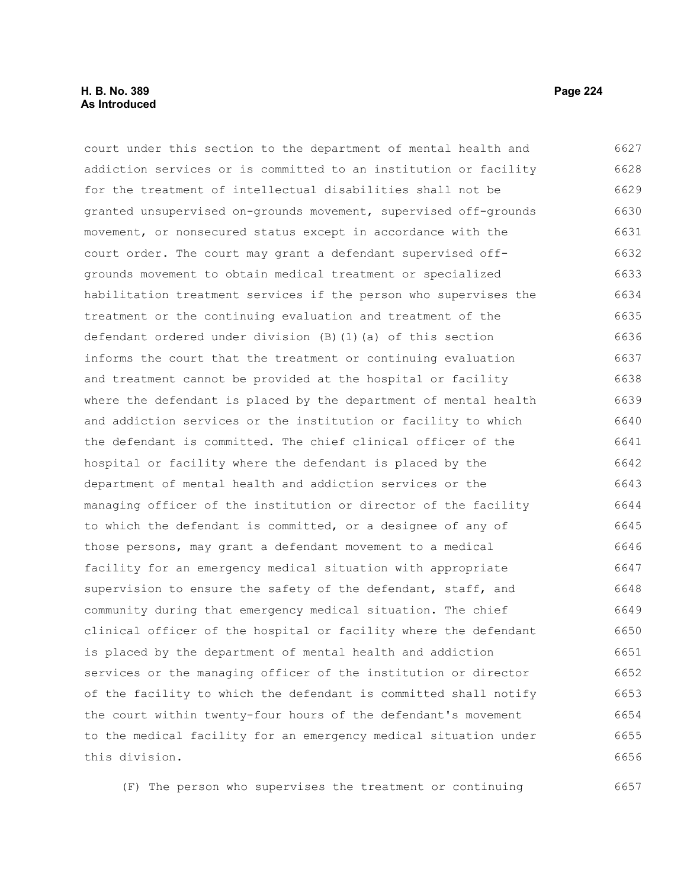court under this section to the department of mental health and addiction services or is committed to an institution or facility for the treatment of intellectual disabilities shall not be granted unsupervised on-grounds movement, supervised off-grounds movement, or nonsecured status except in accordance with the court order. The court may grant a defendant supervised off-grounds movement to obtain medical treatment or specialized habilitation treatment services if the person who supervises the treatment or the continuing evaluation and treatment of the defendant ordered under division (B)(1)(a) of this section informs the court that the treatment or continuing evaluation and treatment cannot be provided at the hospital or facility where the defendant is placed by the department of mental health and addiction services or the institution or facility to which the defendant is committed. The chief clinical officer of the hospital or facility where the defendant is placed by the department of mental health and addiction services or the managing officer of the institution or director of the facility to which the defendant is committed, or a designee of any of those persons, may grant a defendant movement to a medical facility for an emergency medical situation with appropriate supervision to ensure the safety of the defendant, staff, and community during that emergency medical situation. The chief clinical officer of the hospital or facility where the defendant is placed by the department of mental health and addiction services or the managing officer of the institution or director of the facility to which the defendant is committed shall notify the court within twenty-four hours of the defendant's movement to the medical facility for an emergency medical situation under this division.

(F) The person who supervises the treatment or continuing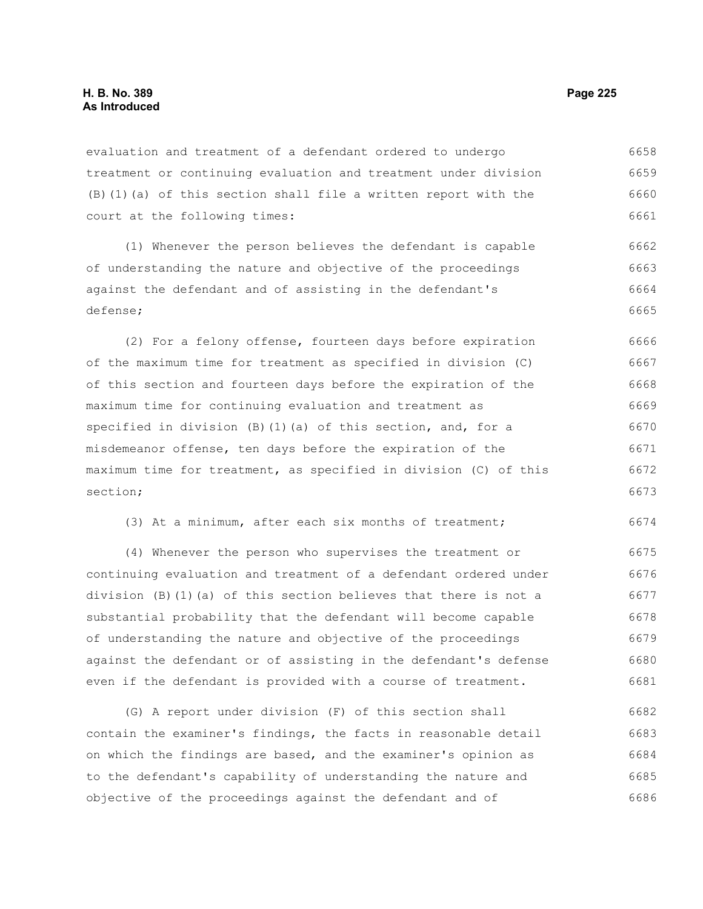evaluation and treatment of a defendant ordered to undergo treatment or continuing evaluation and treatment under division (B)(1)(a) of this section shall file a written report with the court at the following times:

(1) Whenever the person believes the defendant is capable of understanding the nature and objective of the proceedings against the defendant and of assisting in the defendant's defense;

(2) For a felony offense, fourteen days before expiration of the maximum time for treatment as specified in division (C) of this section and fourteen days before the expiration of the maximum time for continuing evaluation and treatment as specified in division (B)(1)(a) of this section, and, for a misdemeanor offense, ten days before the expiration of the maximum time for treatment, as specified in division (C) of this section;

(3) At a minimum, after each six months of treatment;

(4) Whenever the person who supervises the treatment or continuing evaluation and treatment of a defendant ordered under division (B)(1)(a) of this section believes that there is not a substantial probability that the defendant will become capable of understanding the nature and objective of the proceedings against the defendant or of assisting in the defendant's defense even if the defendant is provided with a course of treatment.

(G) A report under division (F) of this section shall contain the examiner's findings, the facts in reasonable detail on which the findings are based, and the examiner's opinion as to the defendant's capability of understanding the nature and objective of the proceedings against the defendant and of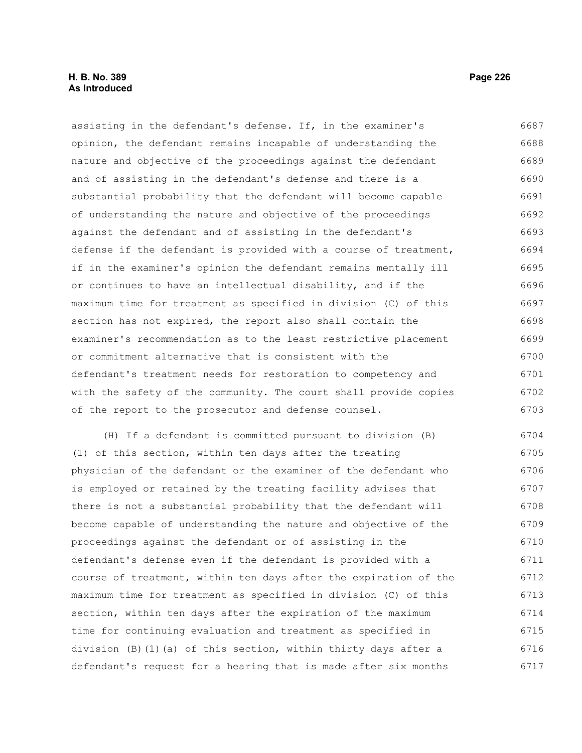assisting in the defendant's defense. If, in the examiner's opinion, the defendant remains incapable of understanding the nature and objective of the proceedings against the defendant and of assisting in the defendant's defense and there is a substantial probability that the defendant will become capable of understanding the nature and objective of the proceedings against the defendant and of assisting in the defendant's defense if the defendant is provided with a course of treatment, if in the examiner's opinion the defendant remains mentally ill or continues to have an intellectual disability, and if the maximum time for treatment as specified in division (C) of this section has not expired, the report also shall contain the examiner's recommendation as to the least restrictive placement or commitment alternative that is consistent with the defendant's treatment needs for restoration to competency and with the safety of the community. The court shall provide copies of the report to the prosecutor and defense counsel.

(H) If a defendant is committed pursuant to division (B)(1) of this section, within ten days after the treating physician of the defendant or the examiner of the defendant who is employed or retained by the treating facility advises that there is not a substantial probability that the defendant will become capable of understanding the nature and objective of the proceedings against the defendant or of assisting in the defendant's defense even if the defendant is provided with a course of treatment, within ten days after the expiration of the maximum time for treatment as specified in division (C) of this section, within ten days after the expiration of the maximum time for continuing evaluation and treatment as specified in division (B)(1)(a) of this section, within thirty days after a defendant's request for a hearing that is made after six months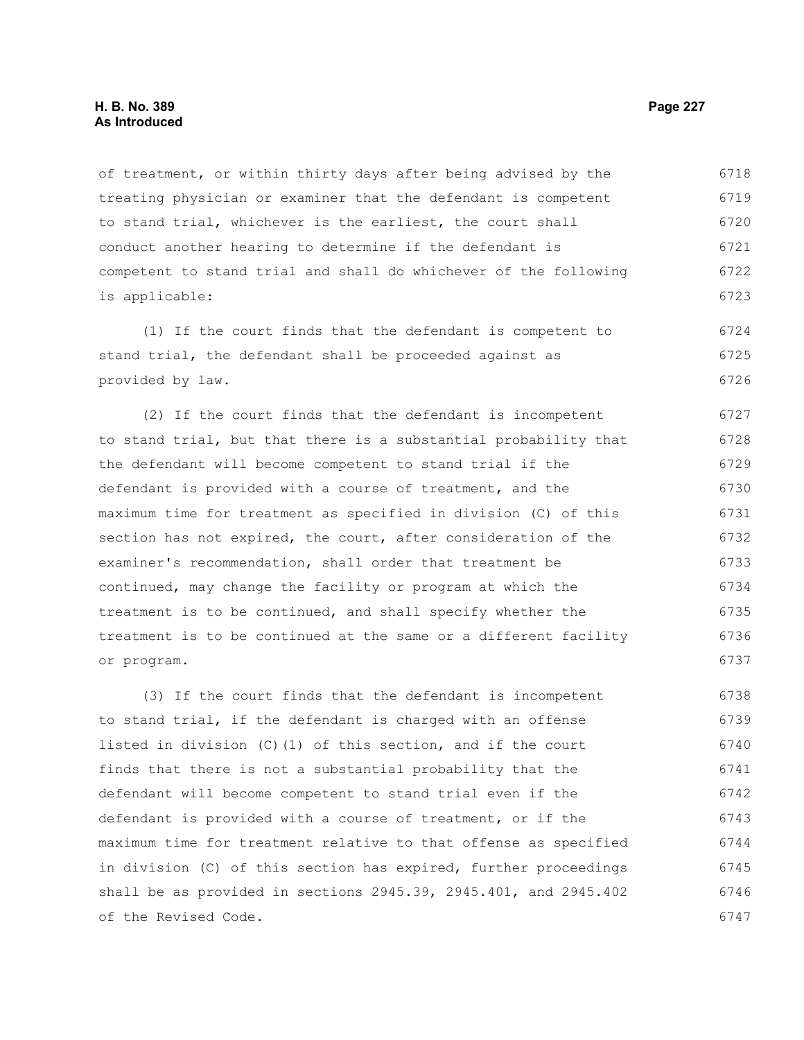of treatment, or within thirty days after being advised by the treating physician or examiner that the defendant is competent to stand trial, whichever is the earliest, the court shall conduct another hearing to determine if the defendant is competent to stand trial and shall do whichever of the following is applicable:

(1) If the court finds that the defendant is competent to stand trial, the defendant shall be proceeded against as provided by law.

(2) If the court finds that the defendant is incompetent to stand trial, but that there is a substantial probability that the defendant will become competent to stand trial if the defendant is provided with a course of treatment, and the maximum time for treatment as specified in division (C) of this section has not expired, the court, after consideration of the examiner's recommendation, shall order that treatment be continued, may change the facility or program at which the treatment is to be continued, and shall specify whether the treatment is to be continued at the same or a different facility or program.

(3) If the court finds that the defendant is incompetent to stand trial, if the defendant is charged with an offense listed in division (C)(1) of this section, and if the court finds that there is not a substantial probability that the defendant will become competent to stand trial even if the defendant is provided with a course of treatment, or if the maximum time for treatment relative to that offense as specified in division (C) of this section has expired, further proceedings shall be as provided in sections 2945.39, 2945.401, and 2945.402 of the Revised Code.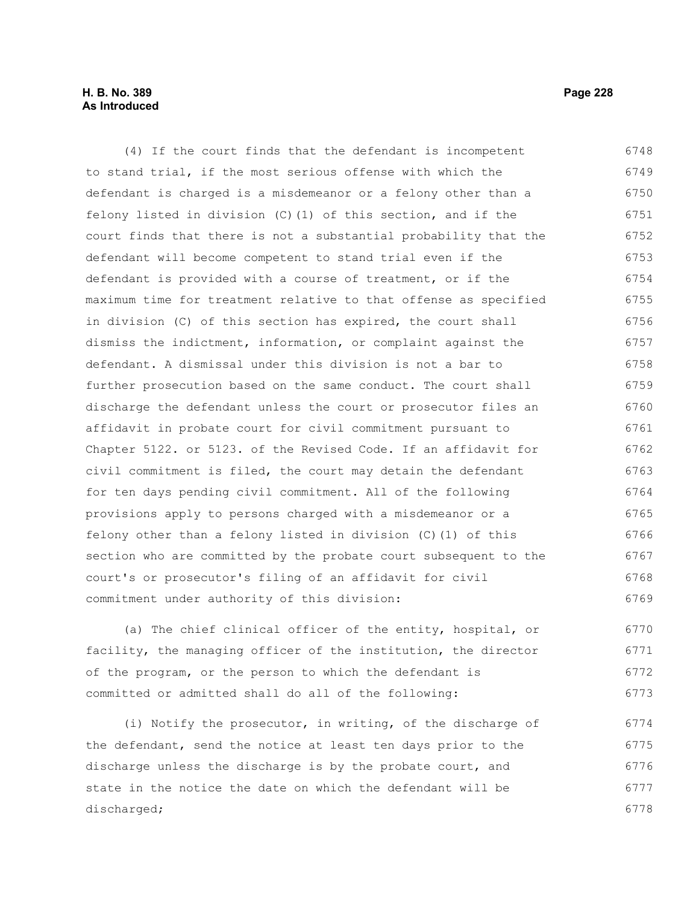(4) If the court finds that the defendant is incompetent to stand trial, if the most serious offense with which the defendant is charged is a misdemeanor or a felony other than a felony listed in division (C)(1) of this section, and if the court finds that there is not a substantial probability that the defendant will become competent to stand trial even if the defendant is provided with a course of treatment, or if the maximum time for treatment relative to that offense as specified in division (C) of this section has expired, the court shall dismiss the indictment, information, or complaint against the defendant. A dismissal under this division is not a bar to further prosecution based on the same conduct. The court shall discharge the defendant unless the court or prosecutor files an affidavit in probate court for civil commitment pursuant to Chapter 5122. or 5123. of the Revised Code. If an affidavit for civil commitment is filed, the court may detain the defendant for ten days pending civil commitment. All of the following provisions apply to persons charged with a misdemeanor or a felony other than a felony listed in division (C)(1) of this section who are committed by the probate court subsequent to the court's or prosecutor's filing of an affidavit for civil commitment under authority of this division:

(a) The chief clinical officer of the entity, hospital, or facility, the managing officer of the institution, the director of the program, or the person to which the defendant is committed or admitted shall do all of the following:

(i) Notify the prosecutor, in writing, of the discharge of the defendant, send the notice at least ten days prior to the discharge unless the discharge is by the probate court, and state in the notice the date on which the defendant will be discharged;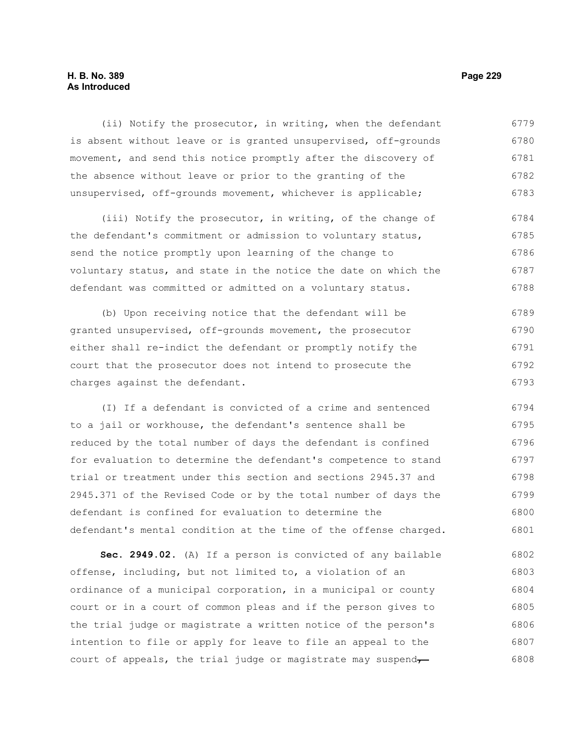(ii) Notify the prosecutor, in writing, when the defendant is absent without leave or is granted unsupervised, off-grounds movement, and send this notice promptly after the discovery of the absence without leave or prior to the granting of the unsupervised, off-grounds movement, whichever is applicable;

(iii) Notify the prosecutor, in writing, of the change of the defendant's commitment or admission to voluntary status, send the notice promptly upon learning of the change to voluntary status, and state in the notice the date on which the defendant was committed or admitted on a voluntary status.

(b) Upon receiving notice that the defendant will be granted unsupervised, off-grounds movement, the prosecutor either shall re-indict the defendant or promptly notify the court that the prosecutor does not intend to prosecute the charges against the defendant.

(I) If a defendant is convicted of a crime and sentenced to a jail or workhouse, the defendant's sentence shall be reduced by the total number of days the defendant is confined for evaluation to determine the defendant's competence to stand trial or treatment under this section and sections 2945.37 and 2945.371 of the Revised Code or by the total number of days the defendant is confined for evaluation to determine the defendant's mental condition at the time of the offense charged.

**Sec. 2949.02.** (A) If a person is convicted of any bailable offense, including, but not limited to, a violation of an ordinance of a municipal corporation, in a municipal or county court or in a court of common pleas and if the person gives to the trial judge or magistrate a written notice of the person's intention to file or apply for leave to file an appeal to the court of appeals, the trial judge or magistrate may suspend~~,~~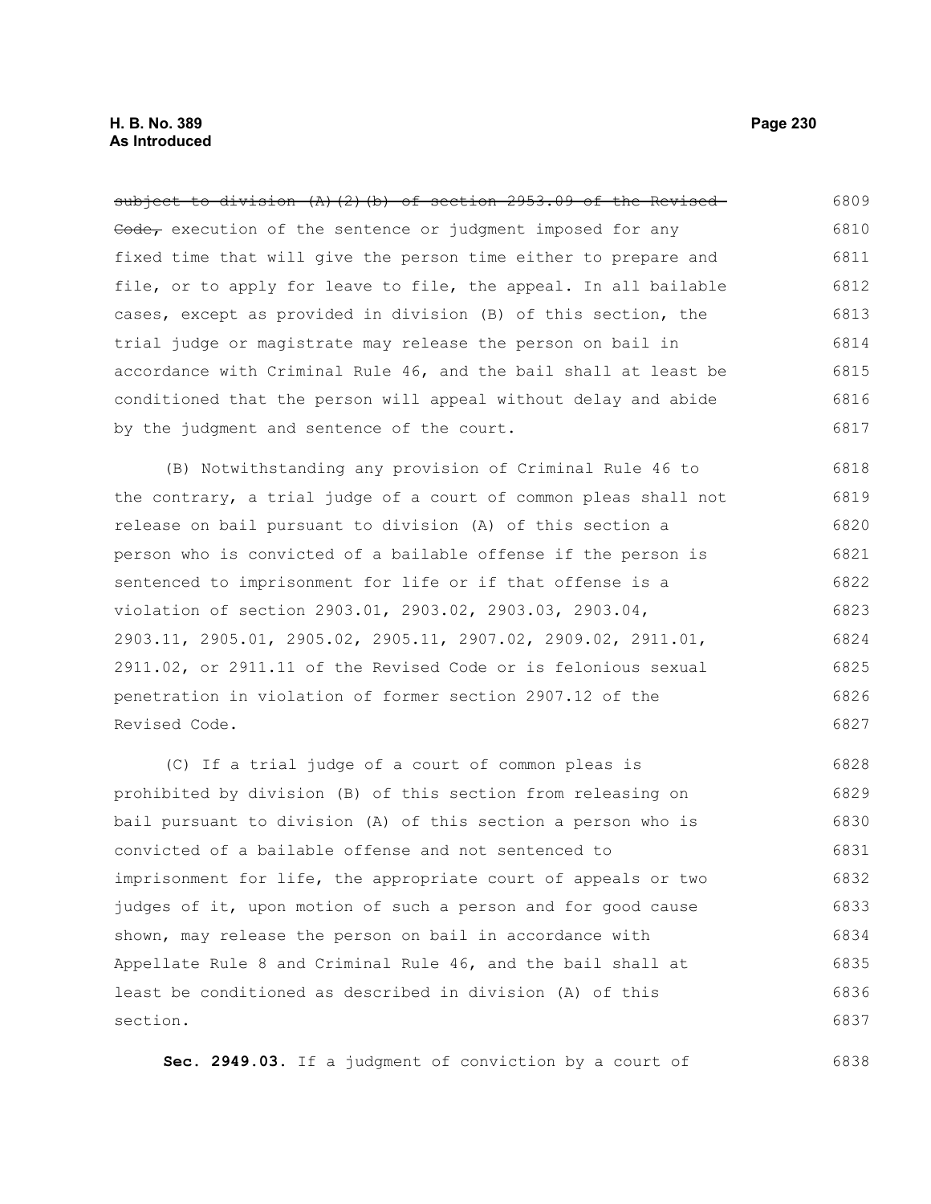~~subject to division (A)(2)(b) of section 2953.09 of the Revised Code,~~ execution of the sentence or judgment imposed for any fixed time that will give the person time either to prepare and file, or to apply for leave to file, the appeal. In all bailable cases, except as provided in division (B) of this section, the trial judge or magistrate may release the person on bail in accordance with Criminal Rule 46, and the bail shall at least be conditioned that the person will appeal without delay and abide by the judgment and sentence of the court.

(B) Notwithstanding any provision of Criminal Rule 46 to the contrary, a trial judge of a court of common pleas shall not release on bail pursuant to division (A) of this section a person who is convicted of a bailable offense if the person is sentenced to imprisonment for life or if that offense is a violation of section 2903.01, 2903.02, 2903.03, 2903.04, 2903.11, 2905.01, 2905.02, 2905.11, 2907.02, 2909.02, 2911.01, 2911.02, or 2911.11 of the Revised Code or is felonious sexual penetration in violation of former section 2907.12 of the Revised Code.

(C) If a trial judge of a court of common pleas is prohibited by division (B) of this section from releasing on bail pursuant to division (A) of this section a person who is convicted of a bailable offense and not sentenced to imprisonment for life, the appropriate court of appeals or two judges of it, upon motion of such a person and for good cause shown, may release the person on bail in accordance with Appellate Rule 8 and Criminal Rule 46, and the bail shall at least be conditioned as described in division (A) of this section.

**Sec. 2949.03.** If a judgment of conviction by a court of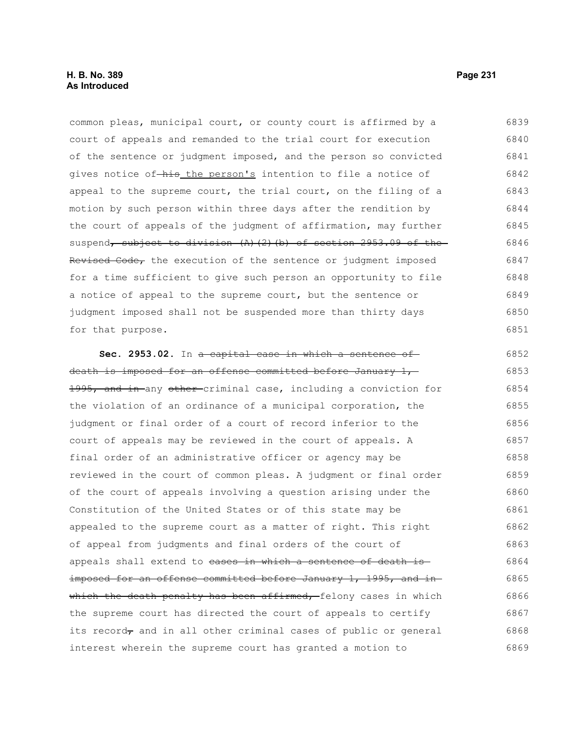common pleas, municipal court, or county court is affirmed by a court of appeals and remanded to the trial court for execution of the sentence or judgment imposed, and the person so convicted gives notice of ~~his~~ the person's intention to file a notice of appeal to the supreme court, the trial court, on the filing of a motion by such person within three days after the rendition by the court of appeals of the judgment of affirmation, may further suspend~~, subject to division (A)(2)(b) of section 2953.09 of the Revised Code,~~ the execution of the sentence or judgment imposed for a time sufficient to give such person an opportunity to file a notice of appeal to the supreme court, but the sentence or judgment imposed shall not be suspended more than thirty days for that purpose.

**Sec. 2953.02.** In ~~a capital case in which a sentence of death is imposed for an offense committed before January 1, 1995, and in~~ any ~~other~~ criminal case, including a conviction for the violation of an ordinance of a municipal corporation, the judgment or final order of a court of record inferior to the court of appeals may be reviewed in the court of appeals. A final order of an administrative officer or agency may be reviewed in the court of common pleas. A judgment or final order of the court of appeals involving a question arising under the Constitution of the United States or of this state may be appealed to the supreme court as a matter of right. This right of appeal from judgments and final orders of the court of appeals shall extend to ~~cases in which a sentence of death is imposed for an offense committed before January 1, 1995, and in which the death penalty has been affirmed,~~ felony cases in which the supreme court has directed the court of appeals to certify its record~~,~~ and in all other criminal cases of public or general interest wherein the supreme court has granted a motion to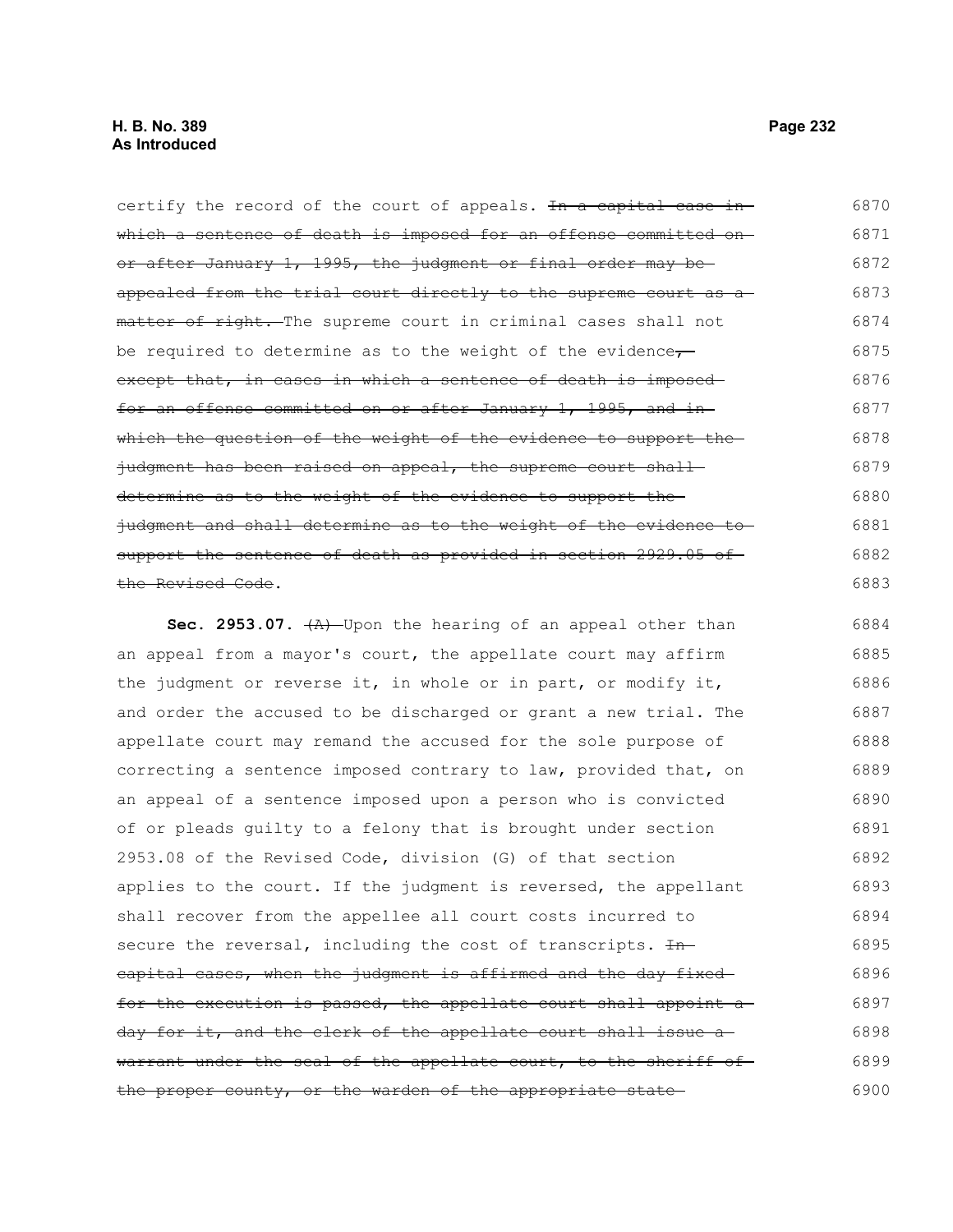certify the record of the court of appeals. ~~In a capital case in which a sentence of death is imposed for an offense committed on or after January 1, 1995, the judgment or final order may be appealed from the trial court directly to the supreme court as a matter of right.~~ The supreme court in criminal cases shall not be required to determine as to the weight of the evidence~~, except that, in cases in which a sentence of death is imposed for an offense committed on or after January 1, 1995, and in which the question of the weight of the evidence to support the judgment has been raised on appeal, the supreme court shall determine as to the weight of the evidence to support the judgment and shall determine as to the weight of the evidence to support the sentence of death as provided in section 2929.05 of the Revised Code~~.

**Sec. 2953.07.** ~~(A)~~ Upon the hearing of an appeal other than an appeal from a mayor's court, the appellate court may affirm the judgment or reverse it, in whole or in part, or modify it, and order the accused to be discharged or grant a new trial. The appellate court may remand the accused for the sole purpose of correcting a sentence imposed contrary to law, provided that, on an appeal of a sentence imposed upon a person who is convicted of or pleads guilty to a felony that is brought under section 2953.08 of the Revised Code, division (G) of that section applies to the court. If the judgment is reversed, the appellant shall recover from the appellee all court costs incurred to secure the reversal, including the cost of transcripts. ~~In capital cases, when the judgment is affirmed and the day fixed for the execution is passed, the appellate court shall appoint a day for it, and the clerk of the appellate court shall issue a warrant under the seal of the appellate court, to the sheriff of the proper county, or the warden of the appropriate state~~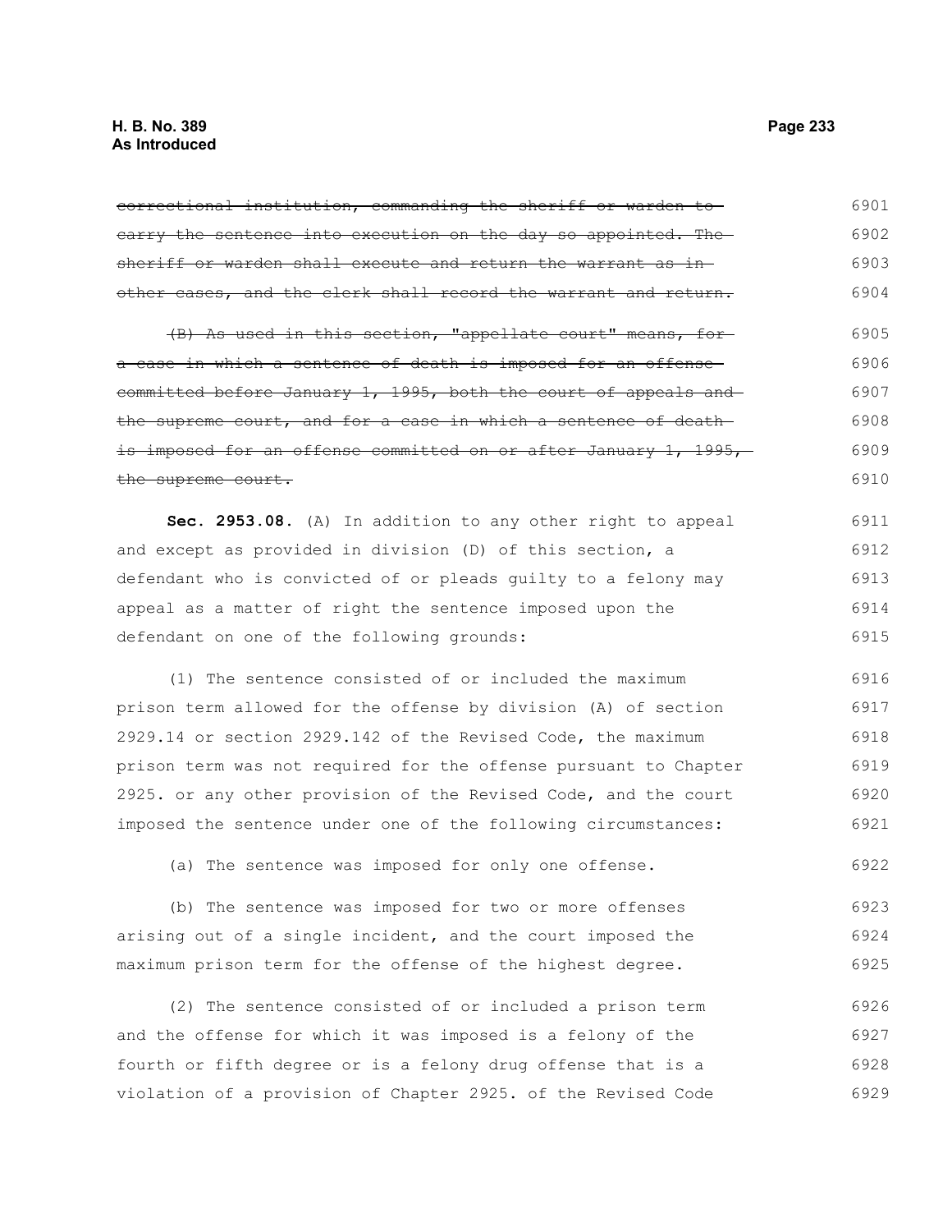~~correctional institution, commanding the sheriff or warden to carry the sentence into execution on the day so appointed. The sheriff or warden shall execute and return the warrant as in other cases, and the clerk shall record the warrant and return.~~

~~(B) As used in this section, "appellate court" means, for a case in which a sentence of death is imposed for an offense committed before January 1, 1995, both the court of appeals and the supreme court, and for a case in which a sentence of death is imposed for an offense committed on or after January 1, 1995, the supreme court.~~

**Sec. 2953.08.** (A) In addition to any other right to appeal and except as provided in division (D) of this section, a defendant who is convicted of or pleads guilty to a felony may appeal as a matter of right the sentence imposed upon the defendant on one of the following grounds:

(1) The sentence consisted of or included the maximum prison term allowed for the offense by division (A) of section 2929.14 or section 2929.142 of the Revised Code, the maximum prison term was not required for the offense pursuant to Chapter 2925. or any other provision of the Revised Code, and the court imposed the sentence under one of the following circumstances:

(a) The sentence was imposed for only one offense.

(b) The sentence was imposed for two or more offenses arising out of a single incident, and the court imposed the maximum prison term for the offense of the highest degree.

(2) The sentence consisted of or included a prison term and the offense for which it was imposed is a felony of the fourth or fifth degree or is a felony drug offense that is a violation of a provision of Chapter 2925. of the Revised Code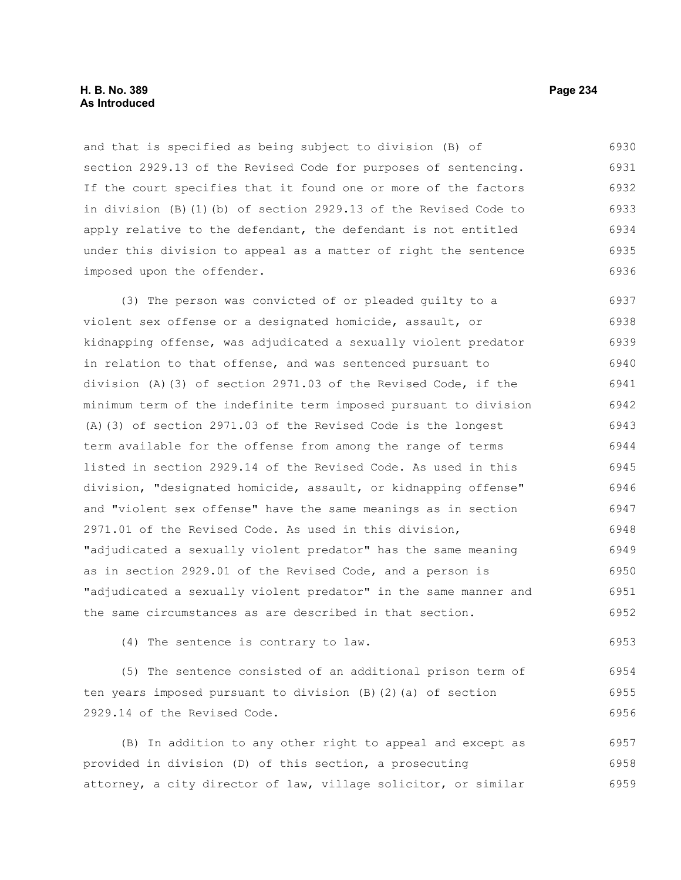and that is specified as being subject to division (B) of section 2929.13 of the Revised Code for purposes of sentencing. If the court specifies that it found one or more of the factors in division (B)(1)(b) of section 2929.13 of the Revised Code to apply relative to the defendant, the defendant is not entitled under this division to appeal as a matter of right the sentence imposed upon the offender.

(3) The person was convicted of or pleaded guilty to a violent sex offense or a designated homicide, assault, or kidnapping offense, was adjudicated a sexually violent predator in relation to that offense, and was sentenced pursuant to division (A)(3) of section 2971.03 of the Revised Code, if the minimum term of the indefinite term imposed pursuant to division (A)(3) of section 2971.03 of the Revised Code is the longest term available for the offense from among the range of terms listed in section 2929.14 of the Revised Code. As used in this division, "designated homicide, assault, or kidnapping offense" and "violent sex offense" have the same meanings as in section 2971.01 of the Revised Code. As used in this division, "adjudicated a sexually violent predator" has the same meaning as in section 2929.01 of the Revised Code, and a person is "adjudicated a sexually violent predator" in the same manner and the same circumstances as are described in that section.

(4) The sentence is contrary to law.

(5) The sentence consisted of an additional prison term of ten years imposed pursuant to division (B)(2)(a) of section 2929.14 of the Revised Code.

(B) In addition to any other right to appeal and except as provided in division (D) of this section, a prosecuting attorney, a city director of law, village solicitor, or similar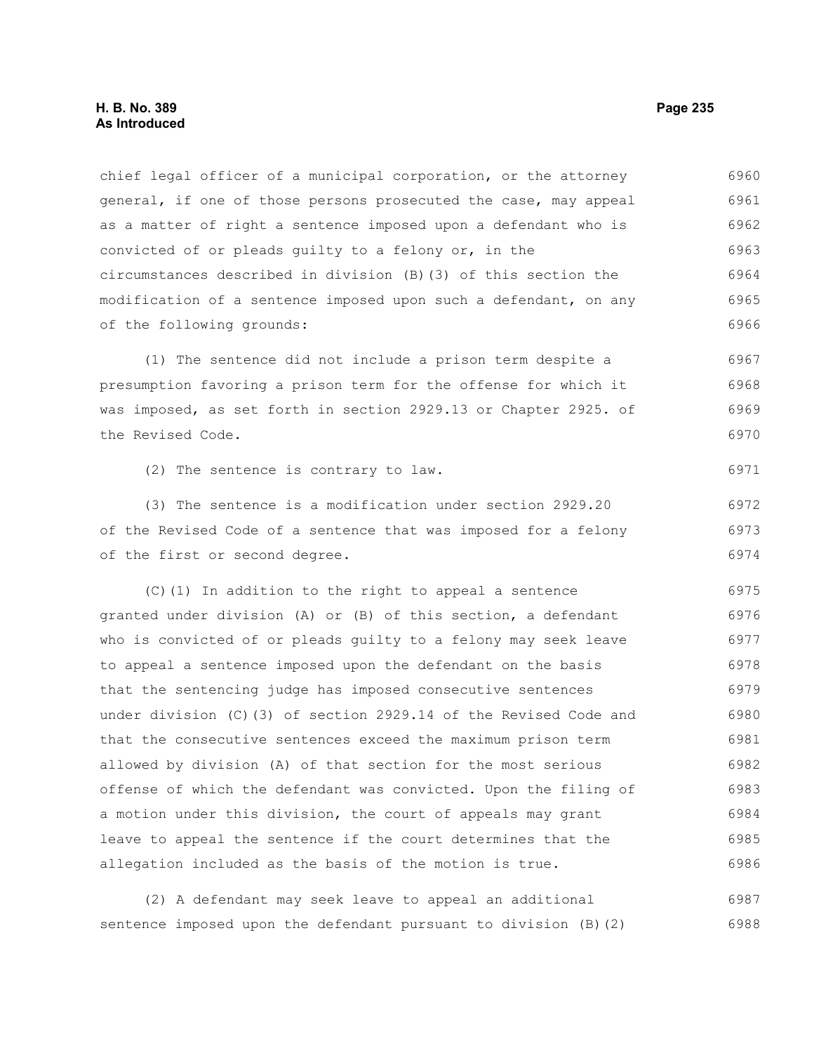chief legal officer of a municipal corporation, or the attorney general, if one of those persons prosecuted the case, may appeal as a matter of right a sentence imposed upon a defendant who is convicted of or pleads guilty to a felony or, in the circumstances described in division (B)(3) of this section the modification of a sentence imposed upon such a defendant, on any of the following grounds:

(1) The sentence did not include a prison term despite a presumption favoring a prison term for the offense for which it was imposed, as set forth in section 2929.13 or Chapter 2925. of the Revised Code.

(2) The sentence is contrary to law.

(3) The sentence is a modification under section 2929.20 of the Revised Code of a sentence that was imposed for a felony of the first or second degree.

(C)(1) In addition to the right to appeal a sentence granted under division (A) or (B) of this section, a defendant who is convicted of or pleads guilty to a felony may seek leave to appeal a sentence imposed upon the defendant on the basis that the sentencing judge has imposed consecutive sentences under division (C)(3) of section 2929.14 of the Revised Code and that the consecutive sentences exceed the maximum prison term allowed by division (A) of that section for the most serious offense of which the defendant was convicted. Upon the filing of a motion under this division, the court of appeals may grant leave to appeal the sentence if the court determines that the allegation included as the basis of the motion is true.

(2) A defendant may seek leave to appeal an additional sentence imposed upon the defendant pursuant to division (B)(2)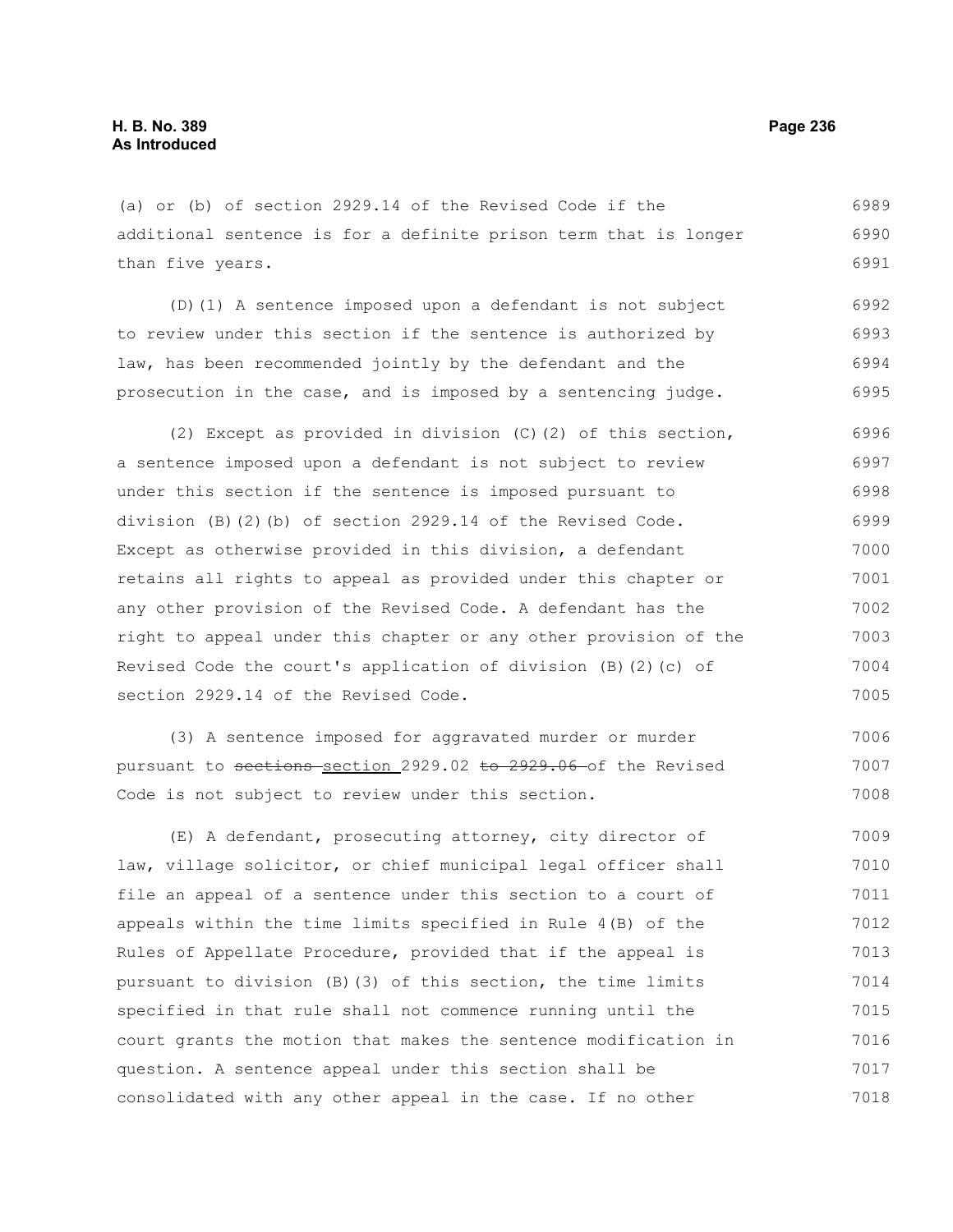(a) or (b) of section 2929.14 of the Revised Code if the additional sentence is for a definite prison term that is longer than five years.

(D)(1) A sentence imposed upon a defendant is not subject to review under this section if the sentence is authorized by law, has been recommended jointly by the defendant and the prosecution in the case, and is imposed by a sentencing judge.

(2) Except as provided in division (C)(2) of this section, a sentence imposed upon a defendant is not subject to review under this section if the sentence is imposed pursuant to division (B)(2)(b) of section 2929.14 of the Revised Code. Except as otherwise provided in this division, a defendant retains all rights to appeal as provided under this chapter or any other provision of the Revised Code. A defendant has the right to appeal under this chapter or any other provision of the Revised Code the court's application of division (B)(2)(c) of section 2929.14 of the Revised Code.

(3) A sentence imposed for aggravated murder or murder pursuant to ~~sections~~ section 2929.02 ~~to 2929.06~~ of the Revised Code is not subject to review under this section.

(E) A defendant, prosecuting attorney, city director of law, village solicitor, or chief municipal legal officer shall file an appeal of a sentence under this section to a court of appeals within the time limits specified in Rule 4(B) of the Rules of Appellate Procedure, provided that if the appeal is pursuant to division (B)(3) of this section, the time limits specified in that rule shall not commence running until the court grants the motion that makes the sentence modification in question. A sentence appeal under this section shall be consolidated with any other appeal in the case. If no other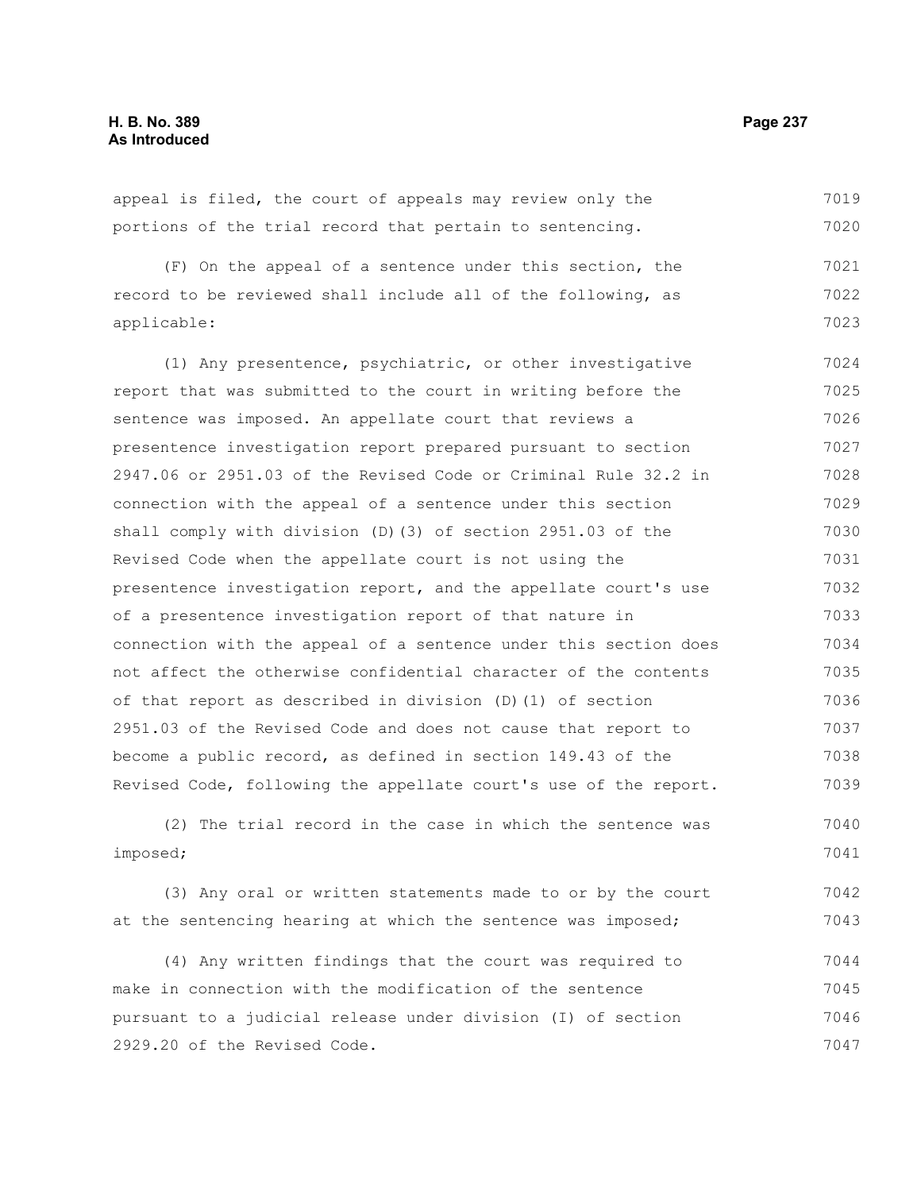appeal is filed, the court of appeals may review only the portions of the trial record that pertain to sentencing.

(F) On the appeal of a sentence under this section, the record to be reviewed shall include all of the following, as applicable:

(1) Any presentence, psychiatric, or other investigative report that was submitted to the court in writing before the sentence was imposed. An appellate court that reviews a presentence investigation report prepared pursuant to section 2947.06 or 2951.03 of the Revised Code or Criminal Rule 32.2 in connection with the appeal of a sentence under this section shall comply with division (D)(3) of section 2951.03 of the Revised Code when the appellate court is not using the presentence investigation report, and the appellate court's use of a presentence investigation report of that nature in connection with the appeal of a sentence under this section does not affect the otherwise confidential character of the contents of that report as described in division (D)(1) of section 2951.03 of the Revised Code and does not cause that report to become a public record, as defined in section 149.43 of the Revised Code, following the appellate court's use of the report.

(2) The trial record in the case in which the sentence was imposed;

(3) Any oral or written statements made to or by the court at the sentencing hearing at which the sentence was imposed;

(4) Any written findings that the court was required to make in connection with the modification of the sentence pursuant to a judicial release under division (I) of section 2929.20 of the Revised Code.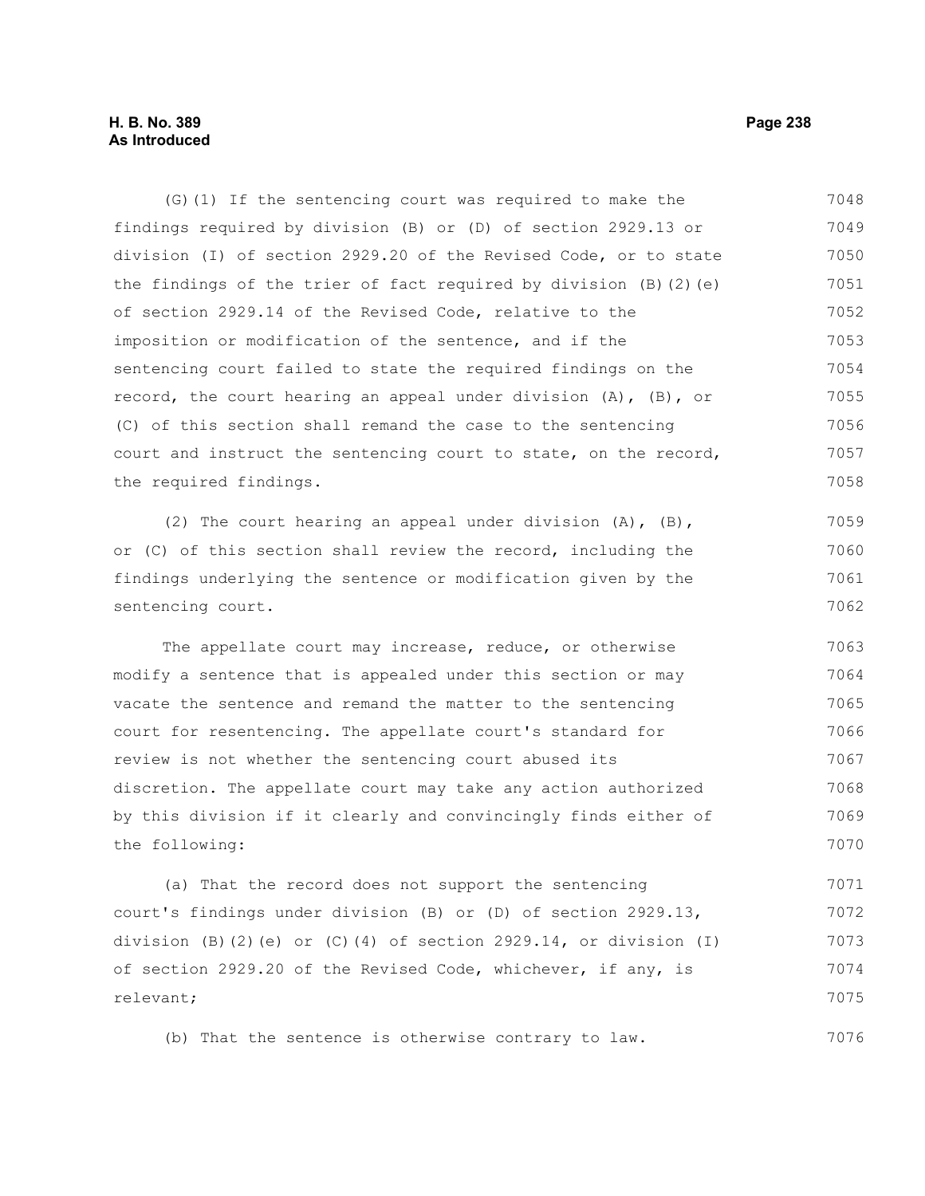(G)(1) If the sentencing court was required to make the findings required by division (B) or (D) of section 2929.13 or division (I) of section 2929.20 of the Revised Code, or to state the findings of the trier of fact required by division (B)(2)(e) of section 2929.14 of the Revised Code, relative to the imposition or modification of the sentence, and if the sentencing court failed to state the required findings on the record, the court hearing an appeal under division (A), (B), or (C) of this section shall remand the case to the sentencing court and instruct the sentencing court to state, on the record, the required findings.

(2) The court hearing an appeal under division (A), (B), or (C) of this section shall review the record, including the findings underlying the sentence or modification given by the sentencing court.

The appellate court may increase, reduce, or otherwise modify a sentence that is appealed under this section or may vacate the sentence and remand the matter to the sentencing court for resentencing. The appellate court's standard for review is not whether the sentencing court abused its discretion. The appellate court may take any action authorized by this division if it clearly and convincingly finds either of the following:

(a) That the record does not support the sentencing court's findings under division (B) or (D) of section 2929.13, division (B)(2)(e) or (C)(4) of section 2929.14, or division (I) of section 2929.20 of the Revised Code, whichever, if any, is relevant;

(b) That the sentence is otherwise contrary to law.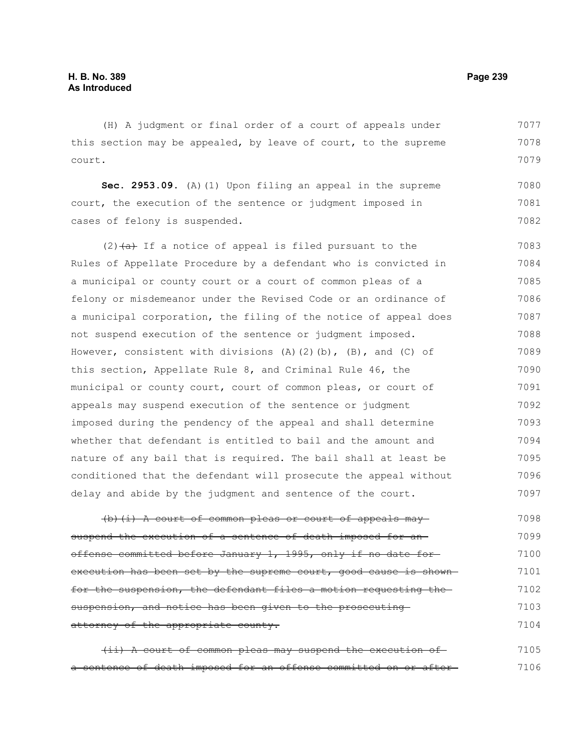(H) A judgment or final order of a court of appeals under this section may be appealed, by leave of court, to the supreme court.

**Sec. 2953.09.** (A)(1) Upon filing an appeal in the supreme court, the execution of the sentence or judgment imposed in cases of felony is suspended.

(2)~~(a)~~ If a notice of appeal is filed pursuant to the Rules of Appellate Procedure by a defendant who is convicted in a municipal or county court or a court of common pleas of a felony or misdemeanor under the Revised Code or an ordinance of a municipal corporation, the filing of the notice of appeal does not suspend execution of the sentence or judgment imposed. However, consistent with divisions (A)(2)(b), (B), and (C) of this section, Appellate Rule 8, and Criminal Rule 46, the municipal or county court, court of common pleas, or court of appeals may suspend execution of the sentence or judgment imposed during the pendency of the appeal and shall determine whether that defendant is entitled to bail and the amount and nature of any bail that is required. The bail shall at least be conditioned that the defendant will prosecute the appeal without delay and abide by the judgment and sentence of the court.

~~(b)(i) A court of common pleas or court of appeals may suspend the execution of a sentence of death imposed for an offense committed before January 1, 1995, only if no date for execution has been set by the supreme court, good cause is shown for the suspension, the defendant files a motion requesting the suspension, and notice has been given to the prosecuting attorney of the appropriate county.~~

~~(ii) A court of common pleas may suspend the execution of a sentence of death imposed for an offense committed on or after~~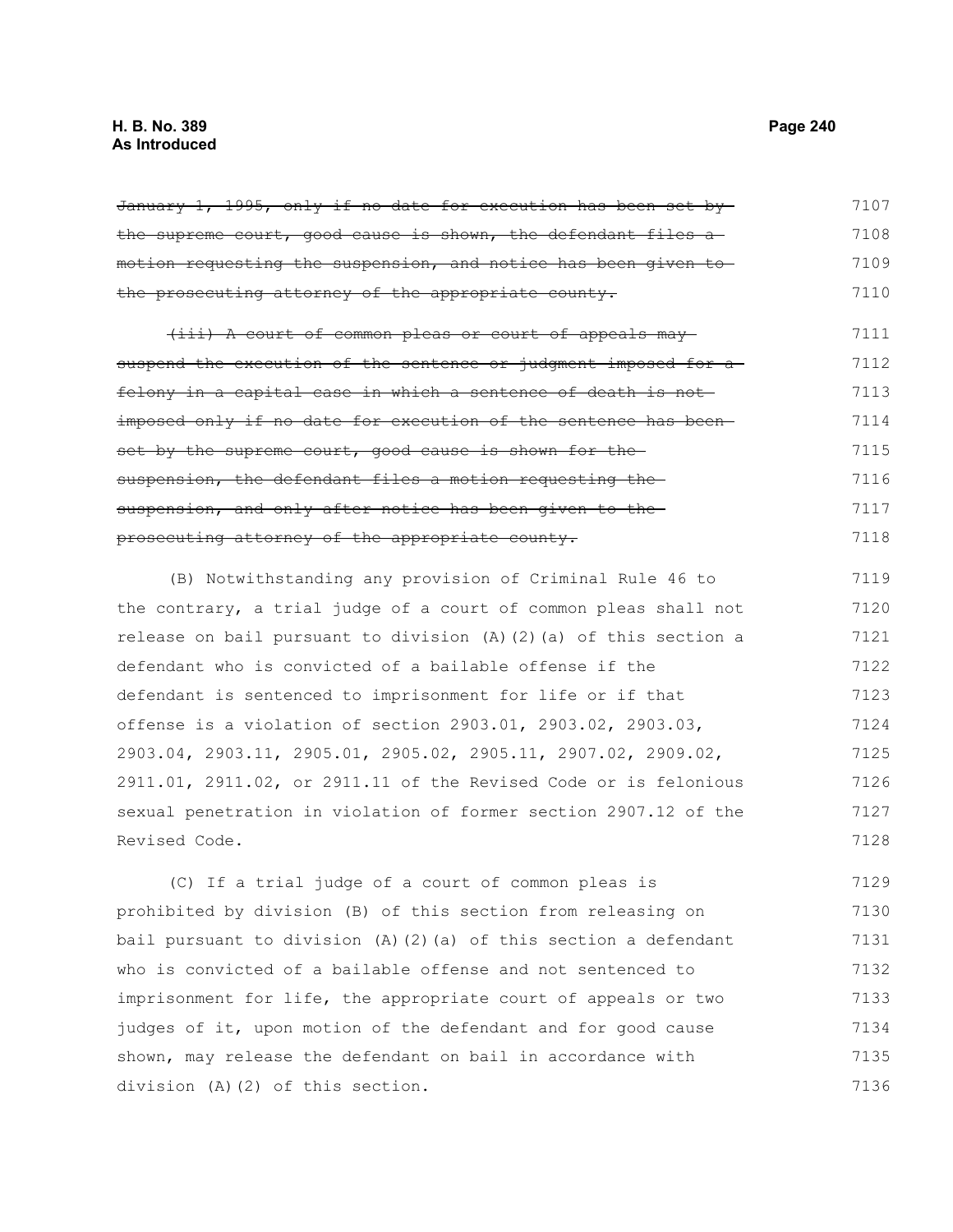~~January 1, 1995, only if no date for execution has been set by the supreme court, good cause is shown, the defendant files a motion requesting the suspension, and notice has been given to the prosecuting attorney of the appropriate county.~~

~~(iii) A court of common pleas or court of appeals may suspend the execution of the sentence or judgment imposed for a felony in a capital case in which a sentence of death is not imposed only if no date for execution of the sentence has been set by the supreme court, good cause is shown for the suspension, the defendant files a motion requesting the suspension, and only after notice has been given to the prosecuting attorney of the appropriate county.~~

(B) Notwithstanding any provision of Criminal Rule 46 to the contrary, a trial judge of a court of common pleas shall not release on bail pursuant to division (A)(2)(a) of this section a defendant who is convicted of a bailable offense if the defendant is sentenced to imprisonment for life or if that offense is a violation of section 2903.01, 2903.02, 2903.03, 2903.04, 2903.11, 2905.01, 2905.02, 2905.11, 2907.02, 2909.02, 2911.01, 2911.02, or 2911.11 of the Revised Code or is felonious sexual penetration in violation of former section 2907.12 of the Revised Code.

(C) If a trial judge of a court of common pleas is prohibited by division (B) of this section from releasing on bail pursuant to division (A)(2)(a) of this section a defendant who is convicted of a bailable offense and not sentenced to imprisonment for life, the appropriate court of appeals or two judges of it, upon motion of the defendant and for good cause shown, may release the defendant on bail in accordance with division (A)(2) of this section.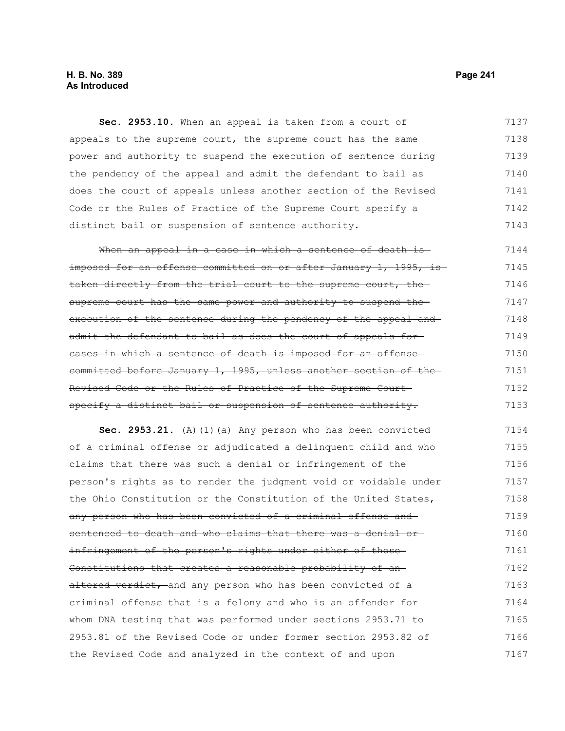**Sec. 2953.10.** When an appeal is taken from a court of appeals to the supreme court, the supreme court has the same power and authority to suspend the execution of sentence during the pendency of the appeal and admit the defendant to bail as does the court of appeals unless another section of the Revised Code or the Rules of Practice of the Supreme Court specify a distinct bail or suspension of sentence authority.

~~When an appeal in a case in which a sentence of death is imposed for an offense committed on or after January 1, 1995, is taken directly from the trial court to the supreme court, the supreme court has the same power and authority to suspend the execution of the sentence during the pendency of the appeal and admit the defendant to bail as does the court of appeals for cases in which a sentence of death is imposed for an offense committed before January 1, 1995, unless another section of the Revised Code or the Rules of Practice of the Supreme Court specify a distinct bail or suspension of sentence authority.~~

**Sec. 2953.21.** (A)(1)(a) Any person who has been convicted of a criminal offense or adjudicated a delinquent child and who claims that there was such a denial or infringement of the person's rights as to render the judgment void or voidable under the Ohio Constitution or the Constitution of the United States, ~~any person who has been convicted of a criminal offense and sentenced to death and who claims that there was a denial or infringement of the person's rights under either of those Constitutions that creates a reasonable probability of an altered verdict,~~ and any person who has been convicted of a criminal offense that is a felony and who is an offender for whom DNA testing that was performed under sections 2953.71 to 2953.81 of the Revised Code or under former section 2953.82 of the Revised Code and analyzed in the context of and upon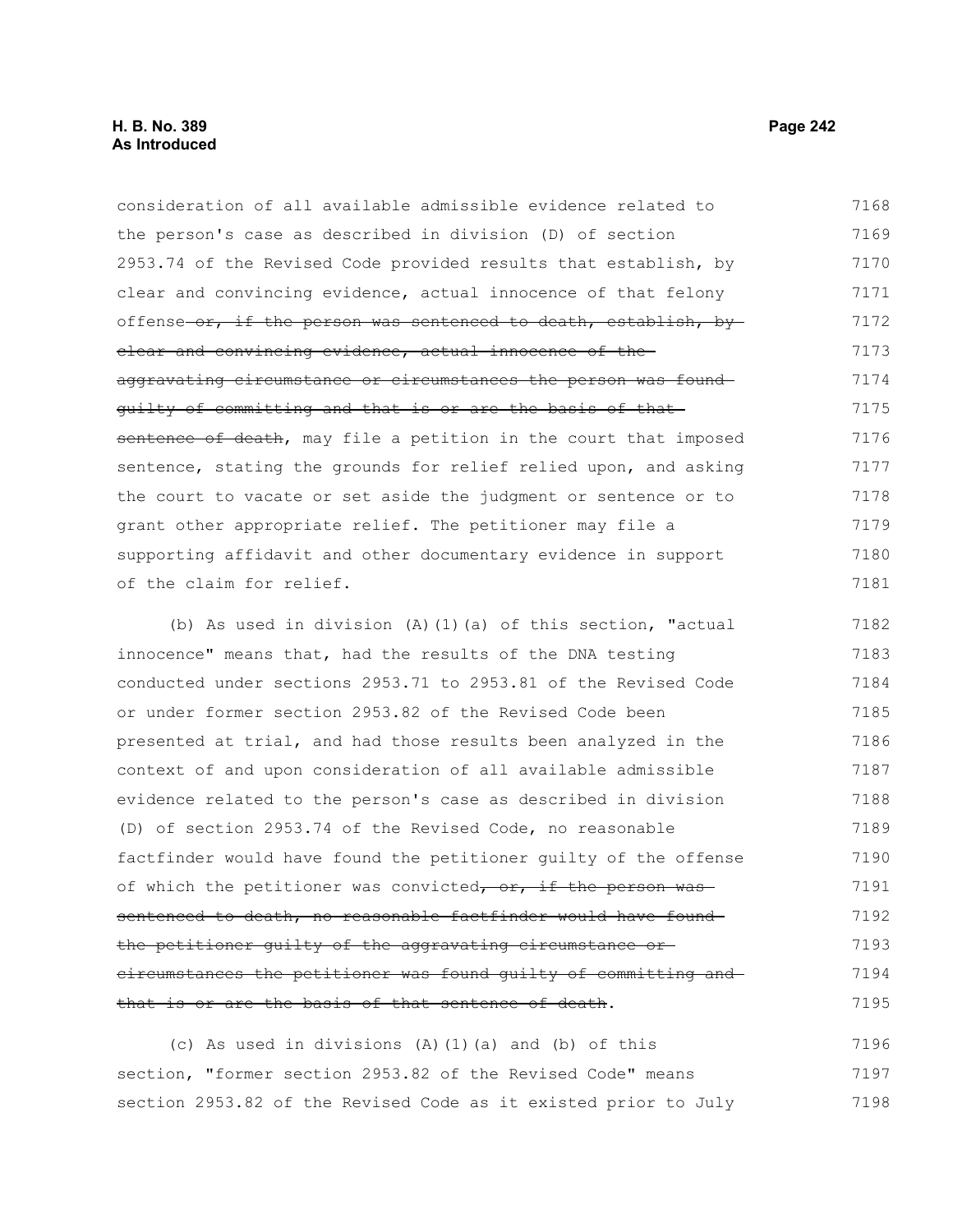consideration of all available admissible evidence related to the person's case as described in division (D) of section 2953.74 of the Revised Code provided results that establish, by clear and convincing evidence, actual innocence of that felony offense~~ or, if the person was sentenced to death, establish, by clear and convincing evidence, actual innocence of the aggravating circumstance or circumstances the person was found guilty of committing and that is or are the basis of that sentence of death~~, may file a petition in the court that imposed sentence, stating the grounds for relief relied upon, and asking the court to vacate or set aside the judgment or sentence or to grant other appropriate relief. The petitioner may file a supporting affidavit and other documentary evidence in support of the claim for relief.

(b) As used in division (A)(1)(a) of this section, "actual innocence" means that, had the results of the DNA testing conducted under sections 2953.71 to 2953.81 of the Revised Code or under former section 2953.82 of the Revised Code been presented at trial, and had those results been analyzed in the context of and upon consideration of all available admissible evidence related to the person's case as described in division (D) of section 2953.74 of the Revised Code, no reasonable factfinder would have found the petitioner guilty of the offense of which the petitioner was convicted~~, or, if the person was sentenced to death, no reasonable factfinder would have found the petitioner guilty of the aggravating circumstance or circumstances the petitioner was found guilty of committing and that is or are the basis of that sentence of death~~.

(c) As used in divisions (A)(1)(a) and (b) of this section, "former section 2953.82 of the Revised Code" means section 2953.82 of the Revised Code as it existed prior to July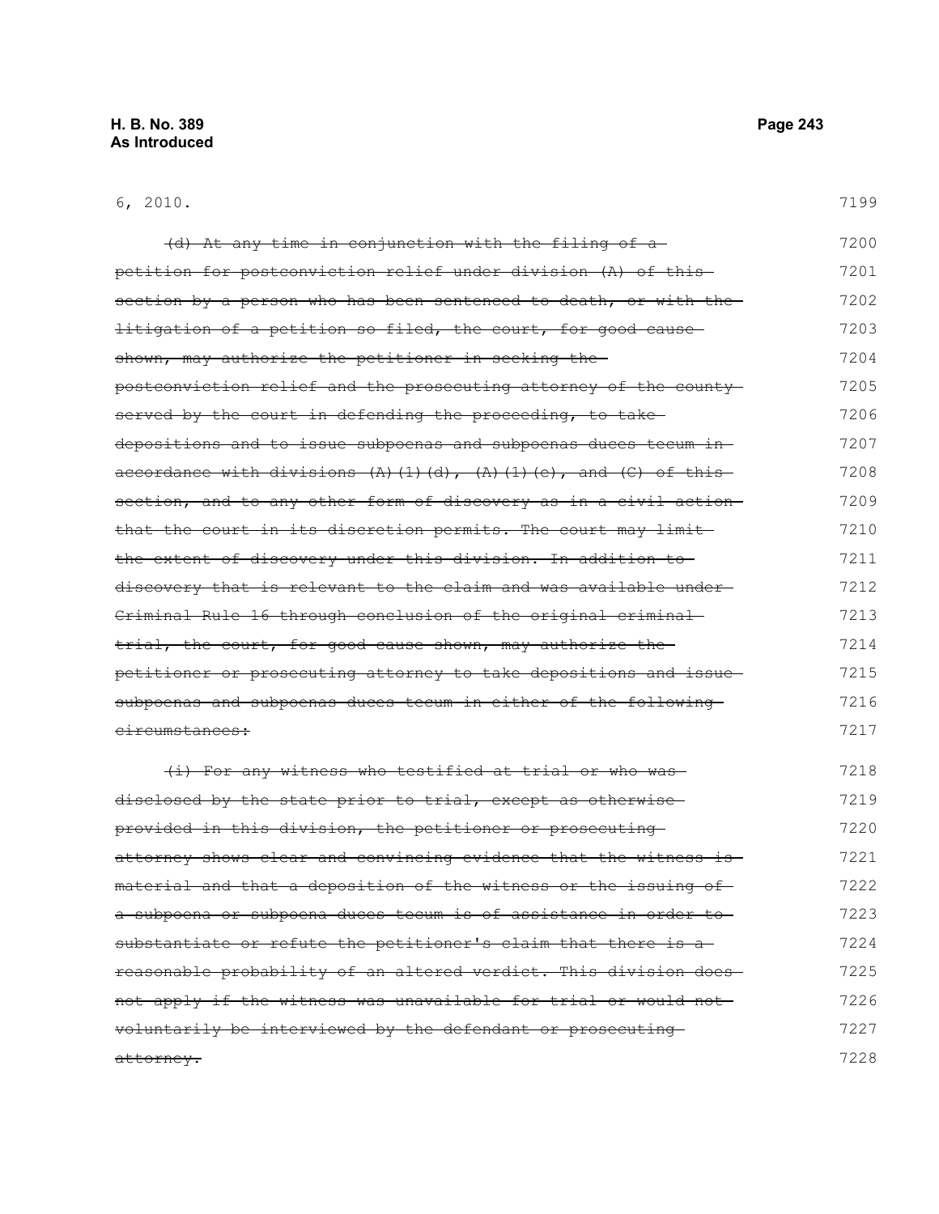6, 2010.

~~(d) At any time in conjunction with the filing of a petition for postconviction relief under division (A) of this section by a person who has been sentenced to death, or with the litigation of a petition so filed, the court, for good cause shown, may authorize the petitioner in seeking the postconviction relief and the prosecuting attorney of the county served by the court in defending the proceeding, to take depositions and to issue subpoenas and subpoenas duces tecum in accordance with divisions (A)(1)(d), (A)(1)(e), and (C) of this section, and to any other form of discovery as in a civil action that the court in its discretion permits. The court may limit the extent of discovery under this division. In addition to discovery that is relevant to the claim and was available under Criminal Rule 16 through conclusion of the original criminal trial, the court, for good cause shown, may authorize the petitioner or prosecuting attorney to take depositions and issue subpoenas and subpoenas duces tecum in either of the following circumstances:~~

~~(i) For any witness who testified at trial or who was disclosed by the state prior to trial, except as otherwise provided in this division, the petitioner or prosecuting attorney shows clear and convincing evidence that the witness is material and that a deposition of the witness or the issuing of a subpoena or subpoena duces tecum is of assistance in order to substantiate or refute the petitioner's claim that there is a reasonable probability of an altered verdict. This division does not apply if the witness was unavailable for trial or would not voluntarily be interviewed by the defendant or prosecuting attorney.~~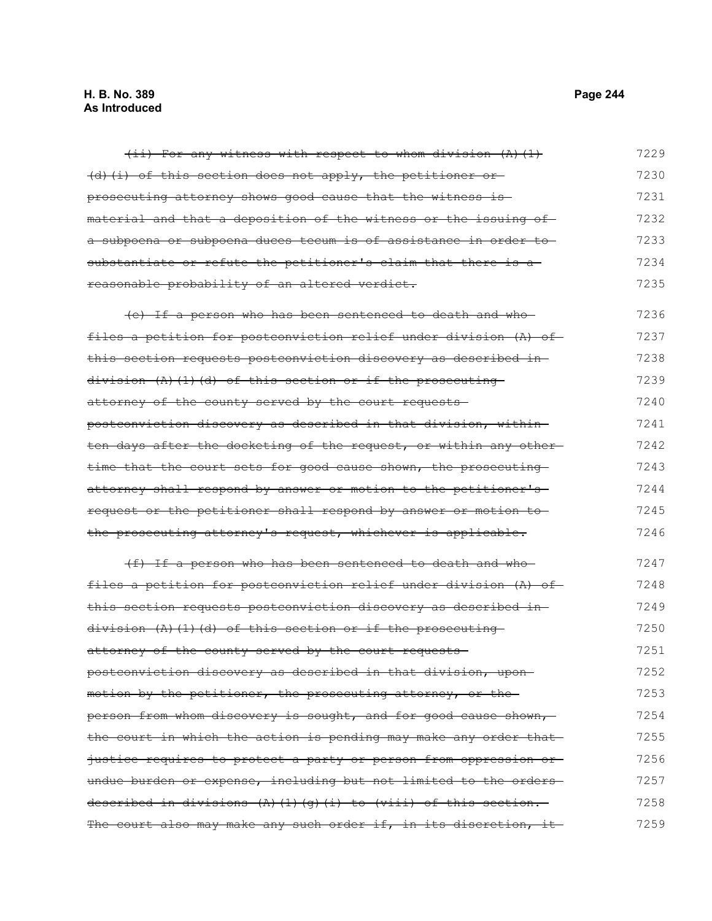~~(ii) For any witness with respect to whom division (A)(1)(d)(i) of this section does not apply, the petitioner or prosecuting attorney shows good cause that the witness is material and that a deposition of the witness or the issuing of a subpoena or subpoena duces tecum is of assistance in order to substantiate or refute the petitioner's claim that there is a reasonable probability of an altered verdict.~~ 7229 7230 7231 7232 7233 7234 7235

~~(e) If a person who has been sentenced to death and who files a petition for postconviction relief under division (A) of this section requests postconviction discovery as described in division (A)(1)(d) of this section or if the prosecuting attorney of the county served by the court requests postconviction discovery as described in that division, within ten days after the docketing of the request, or within any other time that the court sets for good cause shown, the prosecuting attorney shall respond by answer or motion to the petitioner's request or the petitioner shall respond by answer or motion to the prosecuting attorney's request, whichever is applicable.~~ 7236 7237 7238 7239 7240 7241 7242 7243 7244 7245 7246

~~(f) If a person who has been sentenced to death and who files a petition for postconviction relief under division (A) of this section requests postconviction discovery as described in division (A)(1)(d) of this section or if the prosecuting attorney of the county served by the court requests postconviction discovery as described in that division, upon motion by the petitioner, the prosecuting attorney, or the person from whom discovery is sought, and for good cause shown, the court in which the action is pending may make any order that justice requires to protect a party or person from oppression or undue burden or expense, including but not limited to the orders described in divisions (A)(1)(g)(i) to (viii) of this section. The court also may make any such order if, in its discretion, it~~ 7247 7248 7249 7250 7251 7252 7253 7254 7255 7256 7257 7258 7259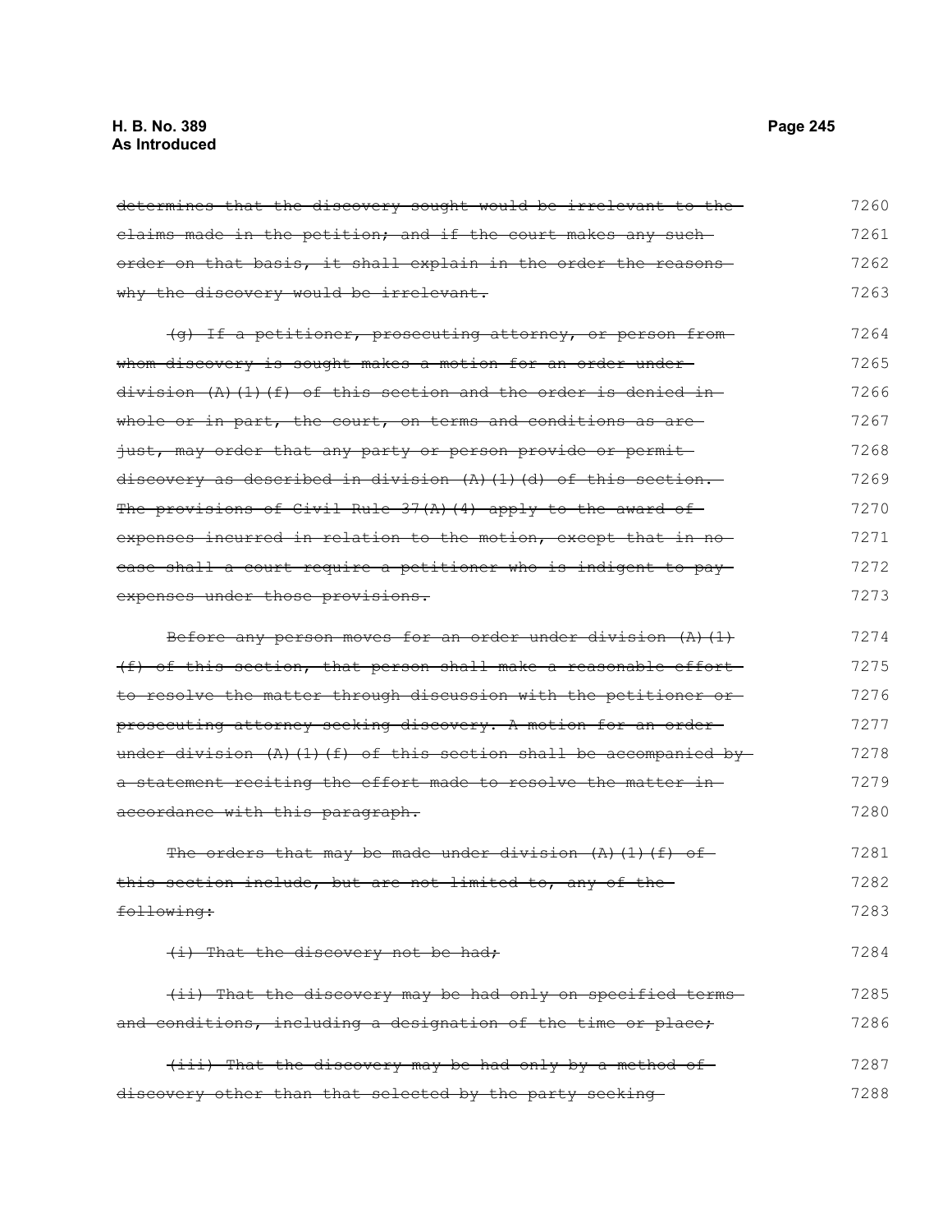~~determines that the discovery sought would be irrelevant to the claims made in the petition; and if the court makes any such order on that basis, it shall explain in the order the reasons why the discovery would be irrelevant.~~

~~(g) If a petitioner, prosecuting attorney, or person from whom discovery is sought makes a motion for an order under division (A)(1)(f) of this section and the order is denied in whole or in part, the court, on terms and conditions as are just, may order that any party or person provide or permit discovery as described in division (A)(1)(d) of this section. The provisions of Civil Rule 37(A)(4) apply to the award of expenses incurred in relation to the motion, except that in no case shall a court require a petitioner who is indigent to pay expenses under those provisions.~~

~~Before any person moves for an order under division (A)(1)(f) of this section, that person shall make a reasonable effort to resolve the matter through discussion with the petitioner or prosecuting attorney seeking discovery. A motion for an order under division (A)(1)(f) of this section shall be accompanied by a statement reciting the effort made to resolve the matter in accordance with this paragraph.~~

~~The orders that may be made under division (A)(1)(f) of this section include, but are not limited to, any of the following:~~

~~(i) That the discovery not be had;~~

~~(ii) That the discovery may be had only on specified terms and conditions, including a designation of the time or place;~~

~~(iii) That the discovery may be had only by a method of discovery other than that selected by the party seeking~~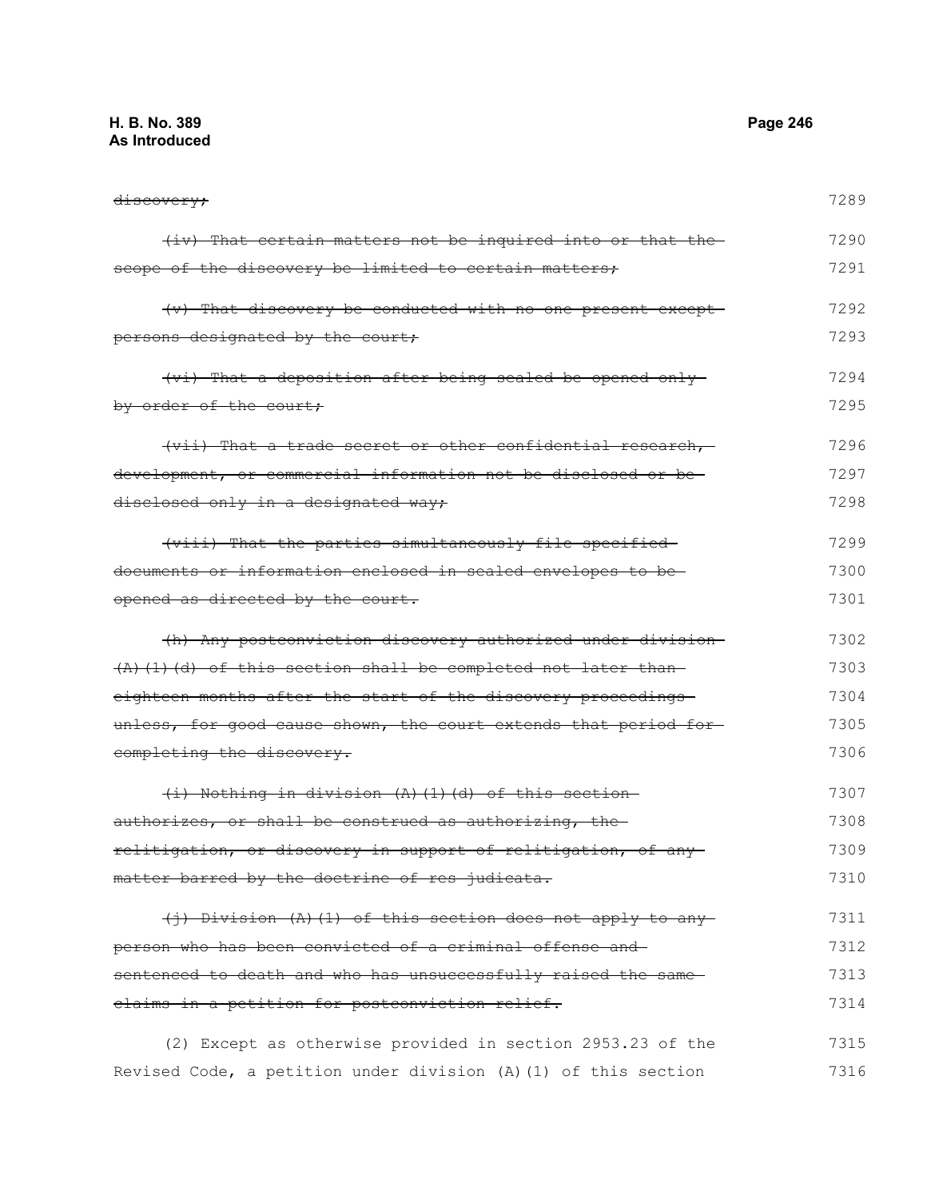~~discovery;~~

~~(iv) That certain matters not be inquired into or that the scope of the discovery be limited to certain matters;~~

~~(v) That discovery be conducted with no one present except persons designated by the court;~~

~~(vi) That a deposition after being sealed be opened only by order of the court;~~

~~(vii) That a trade secret or other confidential research, development, or commercial information not be disclosed or be disclosed only in a designated way;~~

~~(viii) That the parties simultaneously file specified documents or information enclosed in sealed envelopes to be opened as directed by the court.~~

~~(h) Any postconviction discovery authorized under division (A)(1)(d) of this section shall be completed not later than eighteen months after the start of the discovery proceedings unless, for good cause shown, the court extends that period for completing the discovery.~~

~~(i) Nothing in division (A)(1)(d) of this section authorizes, or shall be construed as authorizing, the relitigation, or discovery in support of relitigation, of any matter barred by the doctrine of res judicata.~~

~~(j) Division (A)(1) of this section does not apply to any person who has been convicted of a criminal offense and sentenced to death and who has unsuccessfully raised the same claims in a petition for postconviction relief.~~

(2) Except as otherwise provided in section 2953.23 of the Revised Code, a petition under division (A)(1) of this section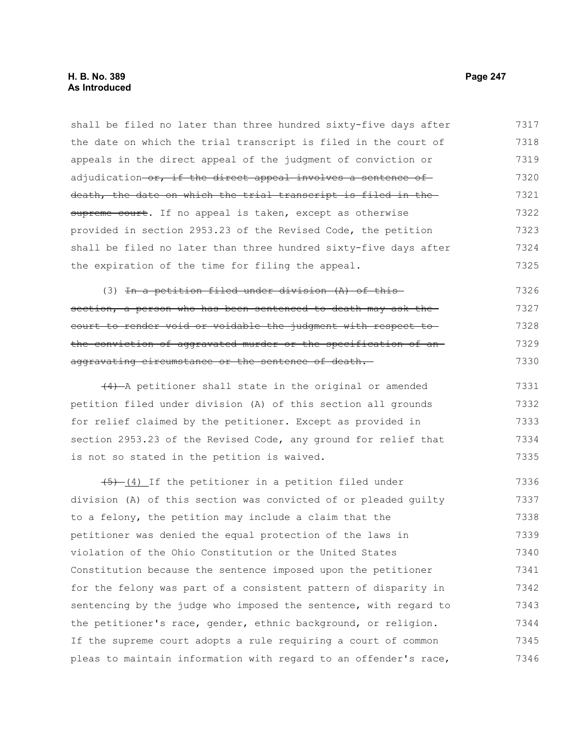shall be filed no later than three hundred sixty-five days after the date on which the trial transcript is filed in the court of appeals in the direct appeal of the judgment of conviction or adjudication~~ or, if the direct appeal involves a sentence of death, the date on which the trial transcript is filed in the supreme court~~. If no appeal is taken, except as otherwise provided in section 2953.23 of the Revised Code, the petition shall be filed no later than three hundred sixty-five days after the expiration of the time for filing the appeal.

(3) ~~In a petition filed under division (A) of this section, a person who has been sentenced to death may ask the court to render void or voidable the judgment with respect to the conviction of aggravated murder or the specification of an aggravating circumstance or the sentence of death.~~

~~(4)~~ A petitioner shall state in the original or amended petition filed under division (A) of this section all grounds for relief claimed by the petitioner. Except as provided in section 2953.23 of the Revised Code, any ground for relief that is not so stated in the petition is waived.

~~(5)~~ (4) If the petitioner in a petition filed under division (A) of this section was convicted of or pleaded guilty to a felony, the petition may include a claim that the petitioner was denied the equal protection of the laws in violation of the Ohio Constitution or the United States Constitution because the sentence imposed upon the petitioner for the felony was part of a consistent pattern of disparity in sentencing by the judge who imposed the sentence, with regard to the petitioner's race, gender, ethnic background, or religion. If the supreme court adopts a rule requiring a court of common pleas to maintain information with regard to an offender's race,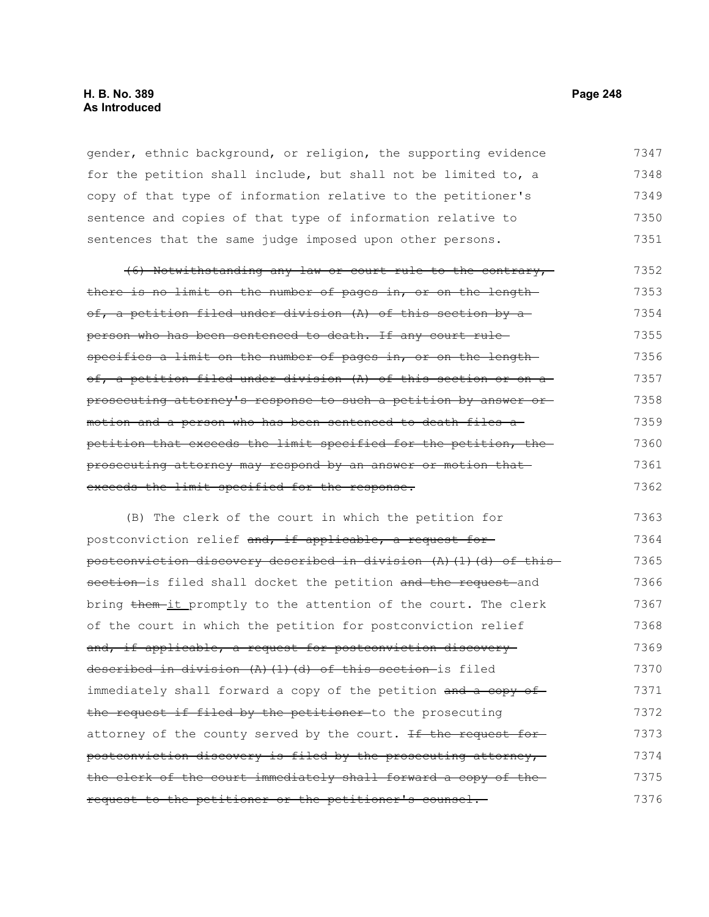gender, ethnic background, or religion, the supporting evidence for the petition shall include, but shall not be limited to, a copy of that type of information relative to the petitioner's sentence and copies of that type of information relative to sentences that the same judge imposed upon other persons.

~~(6) Notwithstanding any law or court rule to the contrary, there is no limit on the number of pages in, or on the length of, a petition filed under division (A) of this section by a person who has been sentenced to death. If any court rule specifies a limit on the number of pages in, or on the length of, a petition filed under division (A) of this section or on a prosecuting attorney's response to such a petition by answer or motion and a person who has been sentenced to death files a petition that exceeds the limit specified for the petition, the prosecuting attorney may respond by an answer or motion that exceeds the limit specified for the response.~~

(B) The clerk of the court in which the petition for postconviction relief ~~and, if applicable, a request for postconviction discovery described in division (A)(1)(d) of this section~~ is filed shall docket the petition ~~and the request~~ and bring ~~them~~ it promptly to the attention of the court. The clerk of the court in which the petition for postconviction relief ~~and, if applicable, a request for postconviction discovery described in division (A)(1)(d) of this section~~ is filed immediately shall forward a copy of the petition ~~and a copy of the request if filed by the petitioner~~ to the prosecuting attorney of the county served by the court. ~~If the request for postconviction discovery is filed by the prosecuting attorney, the clerk of the court immediately shall forward a copy of the request to the petitioner or the petitioner's counsel.~~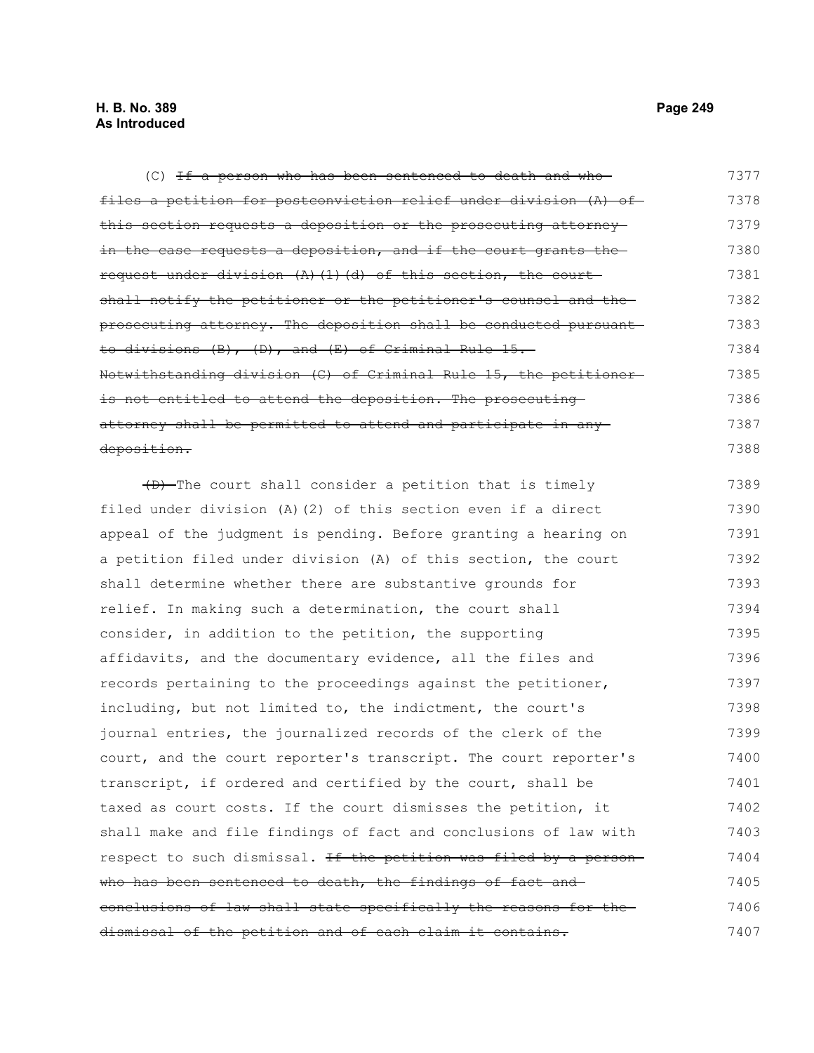(C) ~~If a person who has been sentenced to death and who files a petition for postconviction relief under division (A) of this section requests a deposition or the prosecuting attorney in the case requests a deposition, and if the court grants the request under division (A)(1)(d) of this section, the court shall notify the petitioner or the petitioner's counsel and the prosecuting attorney. The deposition shall be conducted pursuant to divisions (B), (D), and (E) of Criminal Rule 15. Notwithstanding division (C) of Criminal Rule 15, the petitioner is not entitled to attend the deposition. The prosecuting attorney shall be permitted to attend and participate in any deposition.~~

~~(D)~~ The court shall consider a petition that is timely filed under division (A)(2) of this section even if a direct appeal of the judgment is pending. Before granting a hearing on a petition filed under division (A) of this section, the court shall determine whether there are substantive grounds for relief. In making such a determination, the court shall consider, in addition to the petition, the supporting affidavits, and the documentary evidence, all the files and records pertaining to the proceedings against the petitioner, including, but not limited to, the indictment, the court's journal entries, the journalized records of the clerk of the court, and the court reporter's transcript. The court reporter's transcript, if ordered and certified by the court, shall be taxed as court costs. If the court dismisses the petition, it shall make and file findings of fact and conclusions of law with respect to such dismissal. ~~If the petition was filed by a person who has been sentenced to death, the findings of fact and conclusions of law shall state specifically the reasons for the dismissal of the petition and of each claim it contains.~~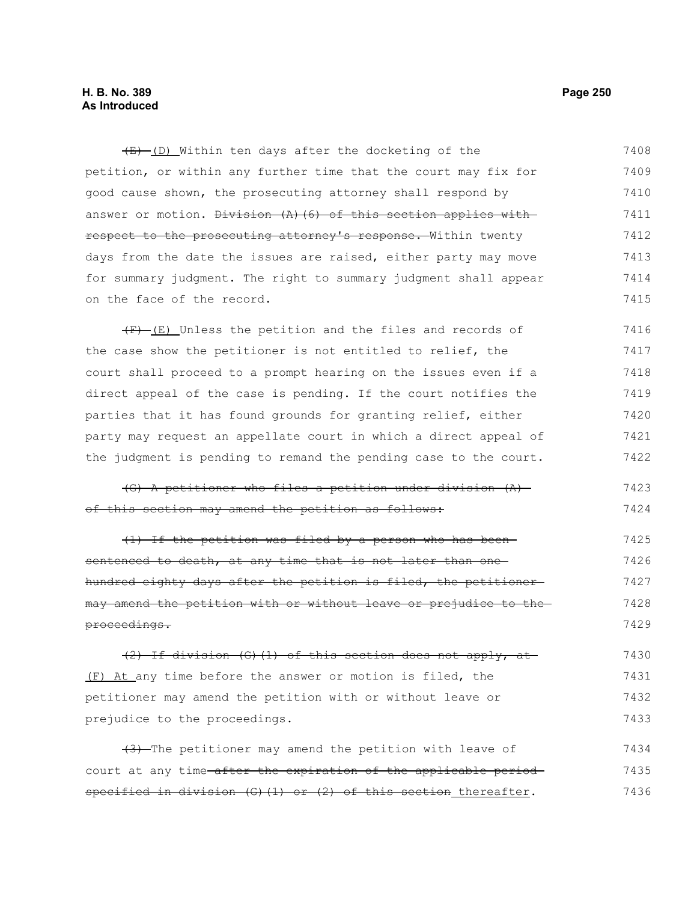~~(E)~~ (D) Within ten days after the docketing of the petition, or within any further time that the court may fix for good cause shown, the prosecuting attorney shall respond by answer or motion. ~~Division (A)(6) of this section applies with respect to the prosecuting attorney's response.~~ Within twenty days from the date the issues are raised, either party may move for summary judgment. The right to summary judgment shall appear on the face of the record.

~~(F)~~ (E) Unless the petition and the files and records of the case show the petitioner is not entitled to relief, the court shall proceed to a prompt hearing on the issues even if a direct appeal of the case is pending. If the court notifies the parties that it has found grounds for granting relief, either party may request an appellate court in which a direct appeal of the judgment is pending to remand the pending case to the court.

~~(G) A petitioner who files a petition under division (A) of this section may amend the petition as follows:~~

~~(1) If the petition was filed by a person who has been sentenced to death, at any time that is not later than one hundred eighty days after the petition is filed, the petitioner may amend the petition with or without leave or prejudice to the proceedings.~~

~~(2) If division (G)(1) of this section does not apply, at~~ (F) At any time before the answer or motion is filed, the petitioner may amend the petition with or without leave or prejudice to the proceedings.

~~(3)~~ The petitioner may amend the petition with leave of court at any time ~~after the expiration of the applicable period specified in division (G)(1) or (2) of this section~~ thereafter.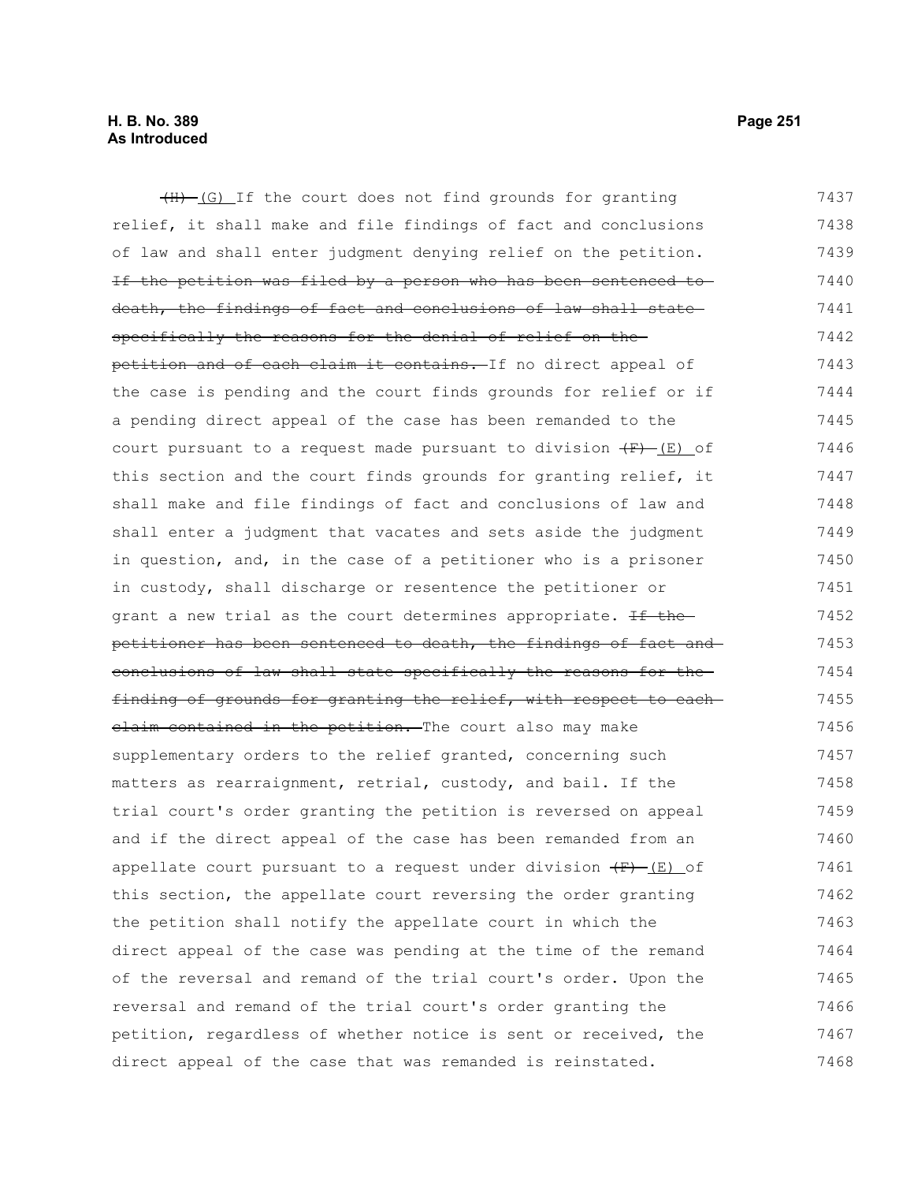~~(H)~~ (G) If the court does not find grounds for granting relief, it shall make and file findings of fact and conclusions of law and shall enter judgment denying relief on the petition. ~~If the petition was filed by a person who has been sentenced to death, the findings of fact and conclusions of law shall state specifically the reasons for the denial of relief on the petition and of each claim it contains.~~ If no direct appeal of the case is pending and the court finds grounds for relief or if a pending direct appeal of the case has been remanded to the court pursuant to a request made pursuant to division ~~(F)~~ (E) of this section and the court finds grounds for granting relief, it shall make and file findings of fact and conclusions of law and shall enter a judgment that vacates and sets aside the judgment in question, and, in the case of a petitioner who is a prisoner in custody, shall discharge or resentence the petitioner or grant a new trial as the court determines appropriate. ~~If the petitioner has been sentenced to death, the findings of fact and conclusions of law shall state specifically the reasons for the finding of grounds for granting the relief, with respect to each claim contained in the petition.~~ The court also may make supplementary orders to the relief granted, concerning such matters as rearraignment, retrial, custody, and bail. If the trial court's order granting the petition is reversed on appeal and if the direct appeal of the case has been remanded from an appellate court pursuant to a request under division ~~(F)~~ (E) of this section, the appellate court reversing the order granting the petition shall notify the appellate court in which the direct appeal of the case was pending at the time of the remand of the reversal and remand of the trial court's order. Upon the reversal and remand of the trial court's order granting the petition, regardless of whether notice is sent or received, the direct appeal of the case that was remanded is reinstated.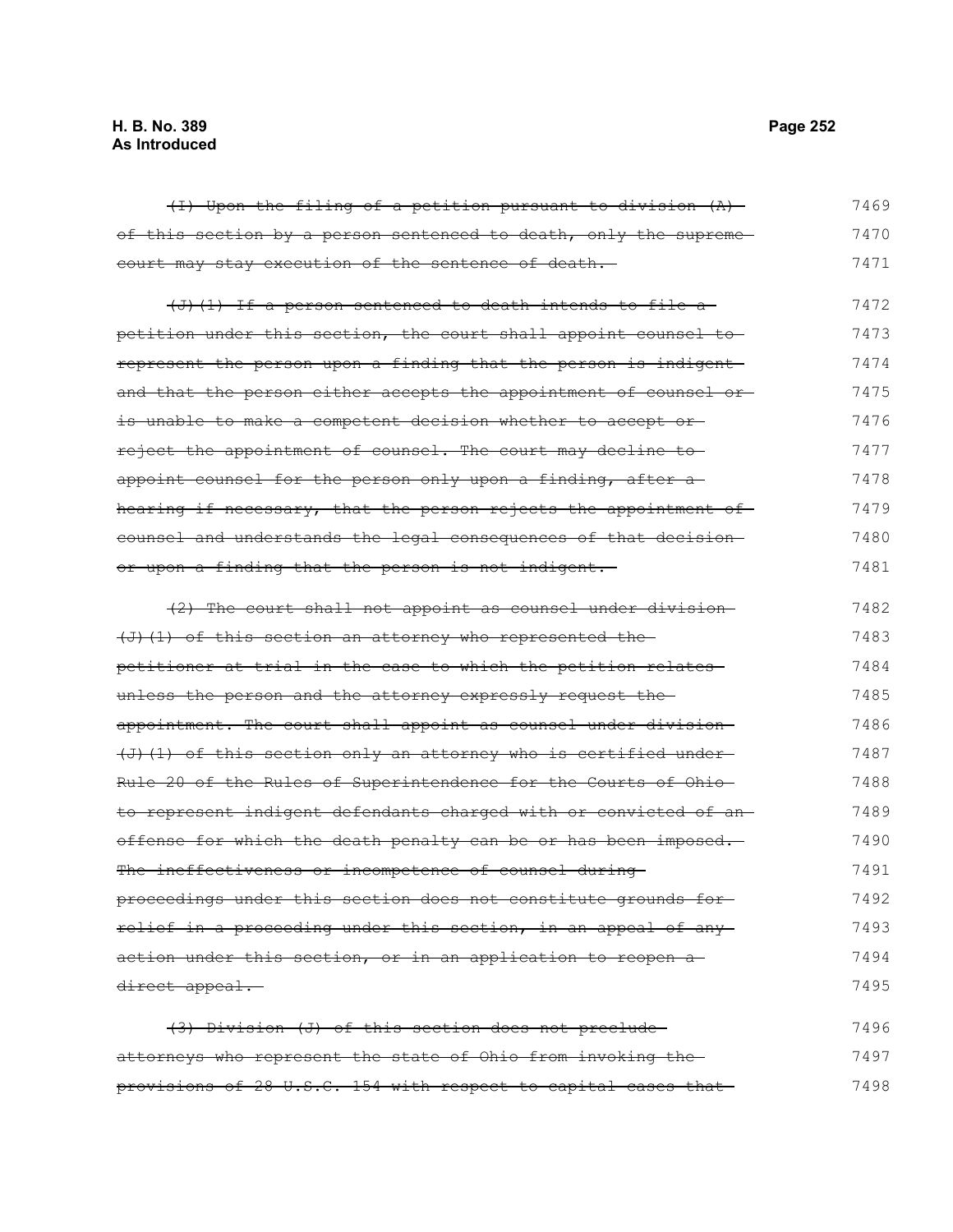~~(I) Upon the filing of a petition pursuant to division (A) of this section by a person sentenced to death, only the supreme court may stay execution of the sentence of death.~~ 7469 7470 7471

~~(J)(1) If a person sentenced to death intends to file a petition under this section, the court shall appoint counsel to represent the person upon a finding that the person is indigent and that the person either accepts the appointment of counsel or is unable to make a competent decision whether to accept or reject the appointment of counsel. The court may decline to appoint counsel for the person only upon a finding, after a hearing if necessary, that the person rejects the appointment of counsel and understands the legal consequences of that decision or upon a finding that the person is not indigent.~~ 7472 7473 7474 7475 7476 7477 7478 7479 7480 7481

~~(2) The court shall not appoint as counsel under division (J)(1) of this section an attorney who represented the petitioner at trial in the case to which the petition relates unless the person and the attorney expressly request the appointment. The court shall appoint as counsel under division (J)(1) of this section only an attorney who is certified under Rule 20 of the Rules of Superintendence for the Courts of Ohio to represent indigent defendants charged with or convicted of an offense for which the death penalty can be or has been imposed. The ineffectiveness or incompetence of counsel during proceedings under this section does not constitute grounds for relief in a proceeding under this section, in an appeal of any action under this section, or in an application to reopen a direct appeal.~~ 7482 7483 7484 7485 7486 7487 7488 7489 7490 7491 7492 7493 7494 7495

~~(3) Division (J) of this section does not preclude attorneys who represent the state of Ohio from invoking the provisions of 28 U.S.C. 154 with respect to capital cases that~~ 7496 7497 7498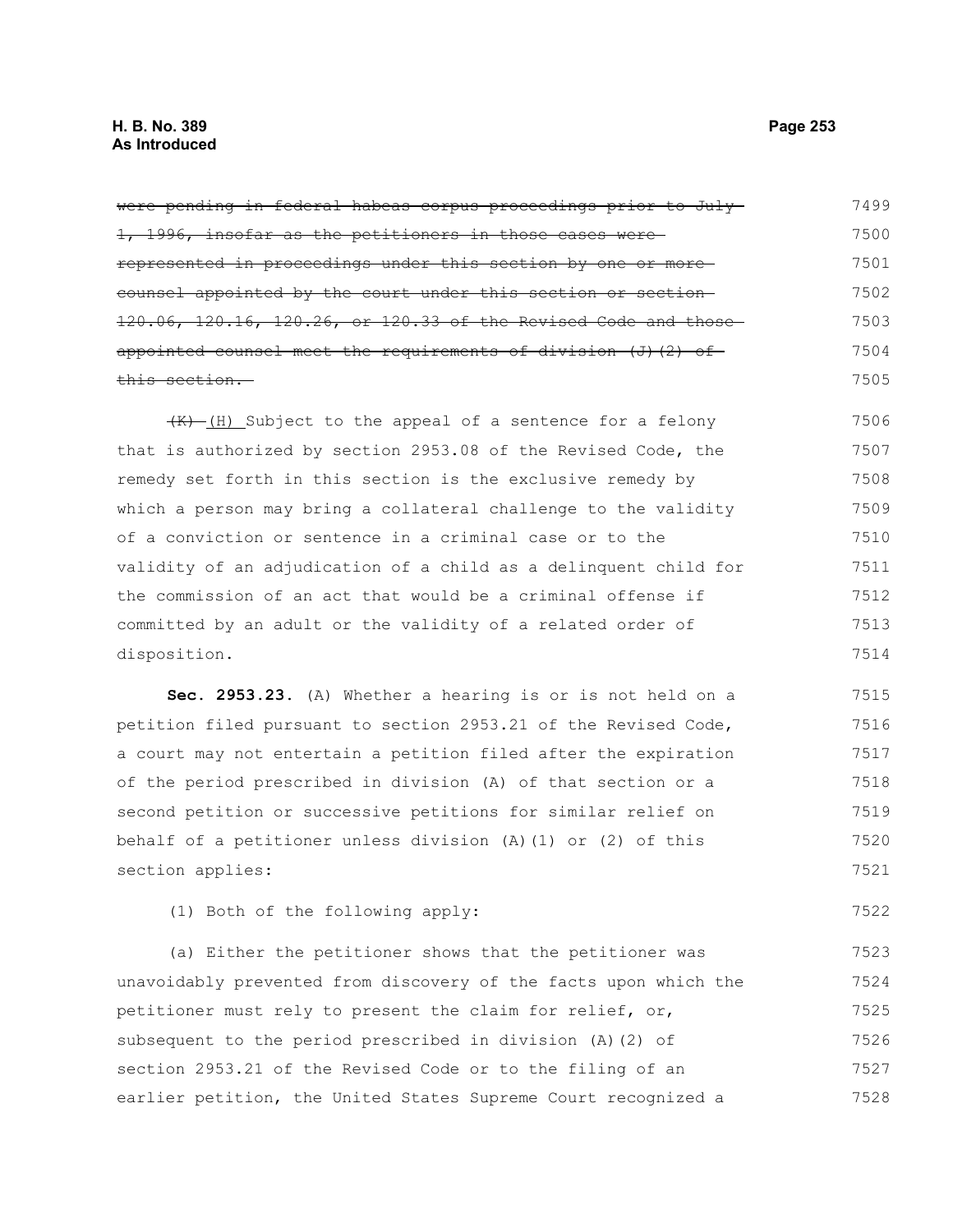~~were pending in federal habeas corpus proceedings prior to July 1, 1996, insofar as the petitioners in those cases were represented in proceedings under this section by one or more counsel appointed by the court under this section or section 120.06, 120.16, 120.26, or 120.33 of the Revised Code and those appointed counsel meet the requirements of division (J)(2) of this section.~~

~~(K)~~ (H) Subject to the appeal of a sentence for a felony that is authorized by section 2953.08 of the Revised Code, the remedy set forth in this section is the exclusive remedy by which a person may bring a collateral challenge to the validity of a conviction or sentence in a criminal case or to the validity of an adjudication of a child as a delinquent child for the commission of an act that would be a criminal offense if committed by an adult or the validity of a related order of disposition.

**Sec. 2953.23.** (A) Whether a hearing is or is not held on a petition filed pursuant to section 2953.21 of the Revised Code, a court may not entertain a petition filed after the expiration of the period prescribed in division (A) of that section or a second petition or successive petitions for similar relief on behalf of a petitioner unless division (A)(1) or (2) of this section applies:

(1) Both of the following apply:

(a) Either the petitioner shows that the petitioner was unavoidably prevented from discovery of the facts upon which the petitioner must rely to present the claim for relief, or, subsequent to the period prescribed in division (A)(2) of section 2953.21 of the Revised Code or to the filing of an earlier petition, the United States Supreme Court recognized a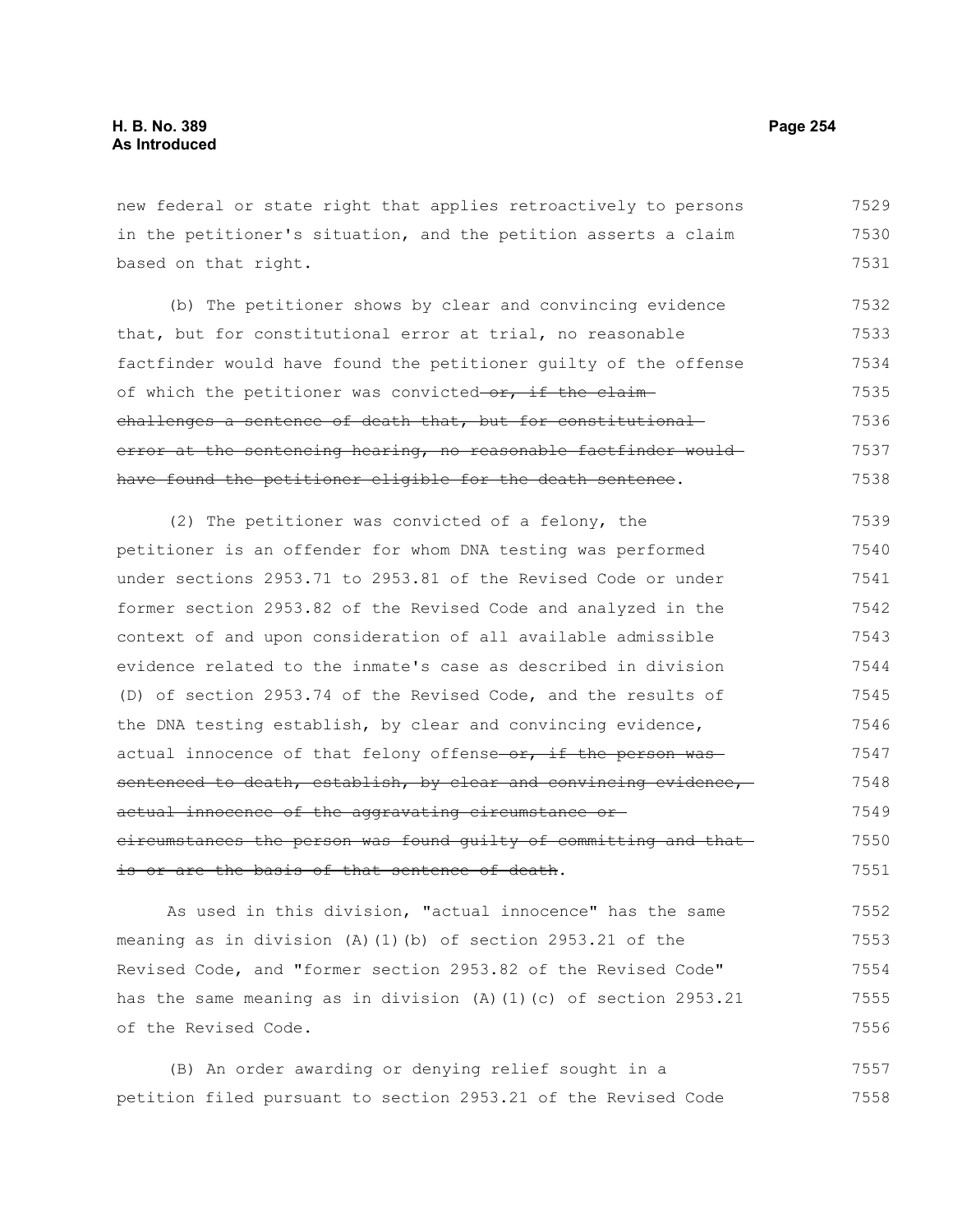new federal or state right that applies retroactively to persons in the petitioner's situation, and the petition asserts a claim based on that right.

(b) The petitioner shows by clear and convincing evidence that, but for constitutional error at trial, no reasonable factfinder would have found the petitioner guilty of the offense of which the petitioner was convicted ~~or, if the claim challenges a sentence of death that, but for constitutional error at the sentencing hearing, no reasonable factfinder would have found the petitioner eligible for the death sentence~~.

(2) The petitioner was convicted of a felony, the petitioner is an offender for whom DNA testing was performed under sections 2953.71 to 2953.81 of the Revised Code or under former section 2953.82 of the Revised Code and analyzed in the context of and upon consideration of all available admissible evidence related to the inmate's case as described in division (D) of section 2953.74 of the Revised Code, and the results of the DNA testing establish, by clear and convincing evidence, actual innocence of that felony offense ~~or, if the person was sentenced to death, establish, by clear and convincing evidence, actual innocence of the aggravating circumstance or circumstances the person was found guilty of committing and that is or are the basis of that sentence of death~~.

As used in this division, "actual innocence" has the same meaning as in division (A)(1)(b) of section 2953.21 of the Revised Code, and "former section 2953.82 of the Revised Code" has the same meaning as in division (A)(1)(c) of section 2953.21 of the Revised Code.

(B) An order awarding or denying relief sought in a petition filed pursuant to section 2953.21 of the Revised Code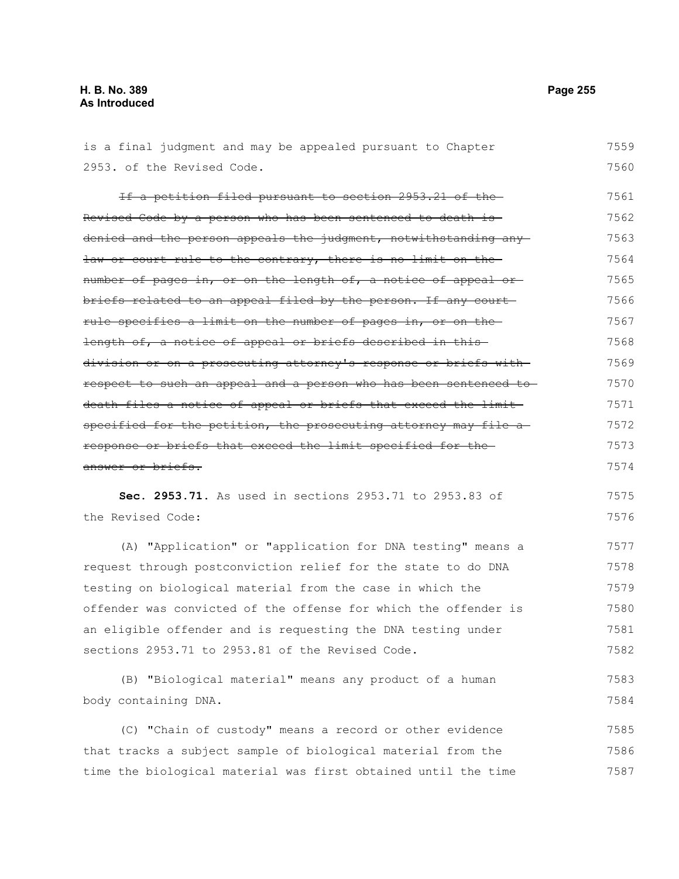is a final judgment and may be appealed pursuant to Chapter 2953. of the Revised Code.

~~If a petition filed pursuant to section 2953.21 of the Revised Code by a person who has been sentenced to death is denied and the person appeals the judgment, notwithstanding any law or court rule to the contrary, there is no limit on the number of pages in, or on the length of, a notice of appeal or briefs related to an appeal filed by the person. If any court rule specifies a limit on the number of pages in, or on the length of, a notice of appeal or briefs described in this division or on a prosecuting attorney's response or briefs with respect to such an appeal and a person who has been sentenced to death files a notice of appeal or briefs that exceed the limit specified for the petition, the prosecuting attorney may file a response or briefs that exceed the limit specified for the answer or briefs.~~

**Sec. 2953.71.** As used in sections 2953.71 to 2953.83 of the Revised Code:

(A) "Application" or "application for DNA testing" means a request through postconviction relief for the state to do DNA testing on biological material from the case in which the offender was convicted of the offense for which the offender is an eligible offender and is requesting the DNA testing under sections 2953.71 to 2953.81 of the Revised Code.

(B) "Biological material" means any product of a human body containing DNA.

(C) "Chain of custody" means a record or other evidence that tracks a subject sample of biological material from the time the biological material was first obtained until the time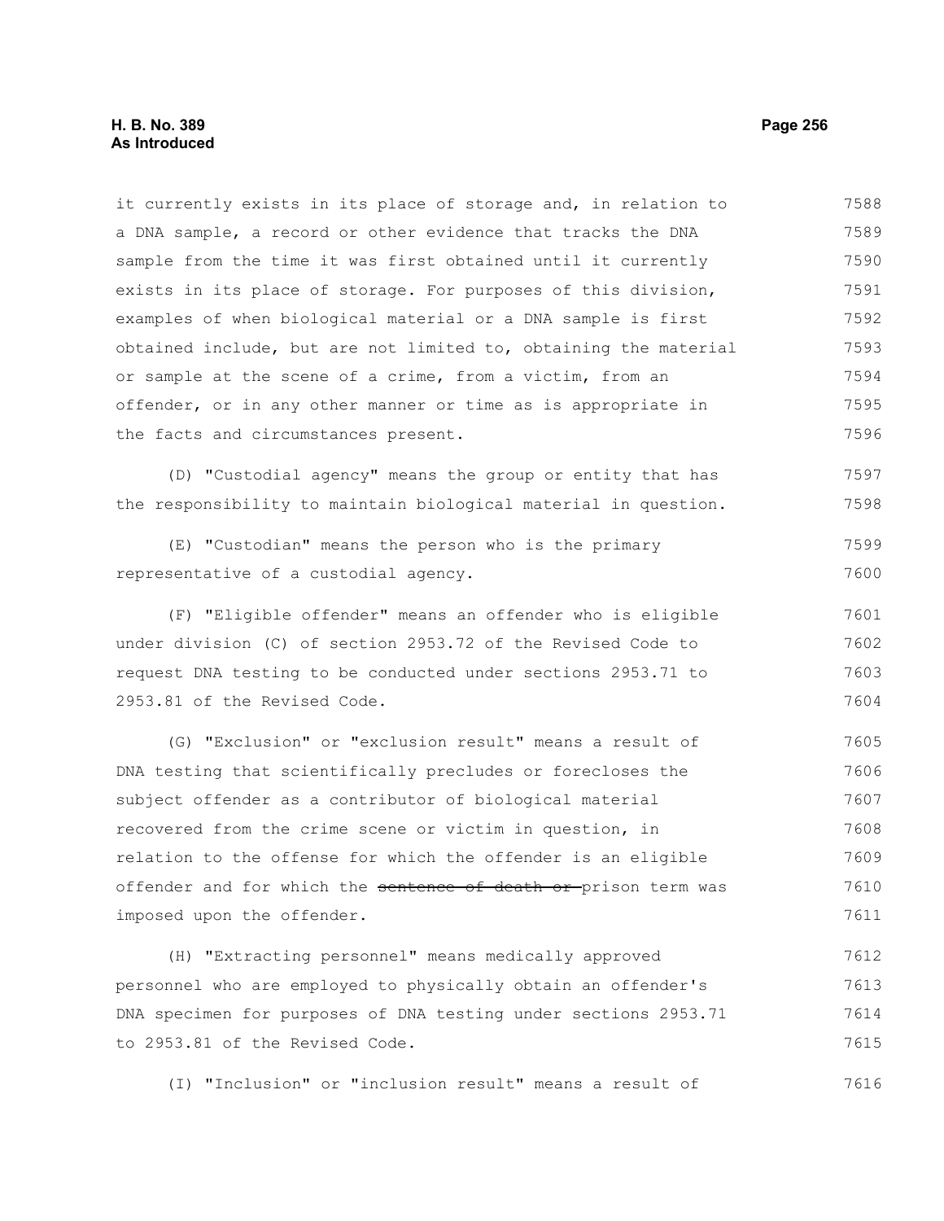it currently exists in its place of storage and, in relation to a DNA sample, a record or other evidence that tracks the DNA sample from the time it was first obtained until it currently exists in its place of storage. For purposes of this division, examples of when biological material or a DNA sample is first obtained include, but are not limited to, obtaining the material or sample at the scene of a crime, from a victim, from an offender, or in any other manner or time as is appropriate in the facts and circumstances present.

(D) "Custodial agency" means the group or entity that has the responsibility to maintain biological material in question.

(E) "Custodian" means the person who is the primary representative of a custodial agency.

(F) "Eligible offender" means an offender who is eligible under division (C) of section 2953.72 of the Revised Code to request DNA testing to be conducted under sections 2953.71 to 2953.81 of the Revised Code.

(G) "Exclusion" or "exclusion result" means a result of DNA testing that scientifically precludes or forecloses the subject offender as a contributor of biological material recovered from the crime scene or victim in question, in relation to the offense for which the offender is an eligible offender and for which the ~~sentence of death or~~ prison term was imposed upon the offender.

(H) "Extracting personnel" means medically approved personnel who are employed to physically obtain an offender's DNA specimen for purposes of DNA testing under sections 2953.71 to 2953.81 of the Revised Code.

(I) "Inclusion" or "inclusion result" means a result of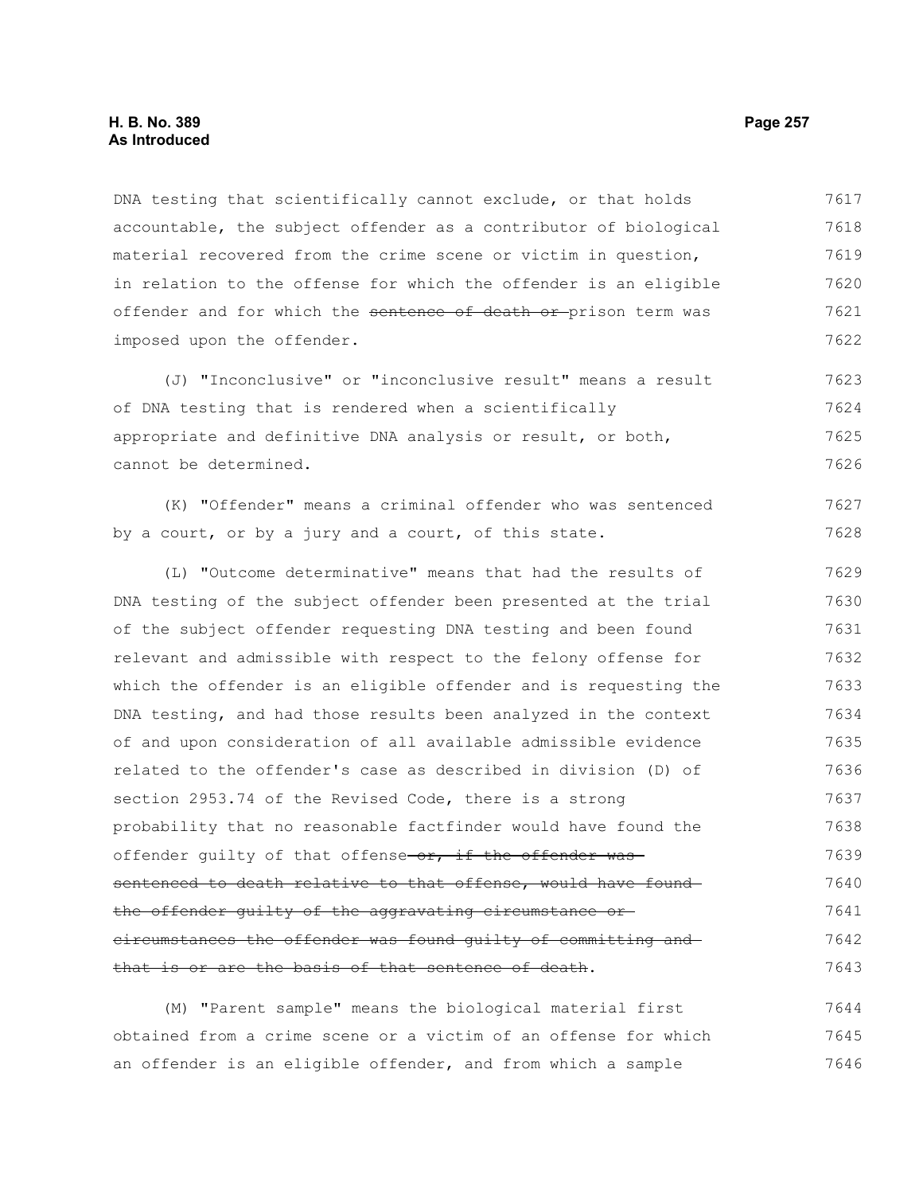DNA testing that scientifically cannot exclude, or that holds accountable, the subject offender as a contributor of biological material recovered from the crime scene or victim in question, in relation to the offense for which the offender is an eligible offender and for which the ~~sentence of death or~~ prison term was imposed upon the offender.

(J) "Inconclusive" or "inconclusive result" means a result of DNA testing that is rendered when a scientifically appropriate and definitive DNA analysis or result, or both, cannot be determined.

(K) "Offender" means a criminal offender who was sentenced by a court, or by a jury and a court, of this state.

(L) "Outcome determinative" means that had the results of DNA testing of the subject offender been presented at the trial of the subject offender requesting DNA testing and been found relevant and admissible with respect to the felony offense for which the offender is an eligible offender and is requesting the DNA testing, and had those results been analyzed in the context of and upon consideration of all available admissible evidence related to the offender's case as described in division (D) of section 2953.74 of the Revised Code, there is a strong probability that no reasonable factfinder would have found the offender guilty of that offense~~ or, if the offender was sentenced to death relative to that offense, would have found the offender guilty of the aggravating circumstance or circumstances the offender was found guilty of committing and that is or are the basis of that sentence of death~~.

(M) "Parent sample" means the biological material first obtained from a crime scene or a victim of an offense for which an offender is an eligible offender, and from which a sample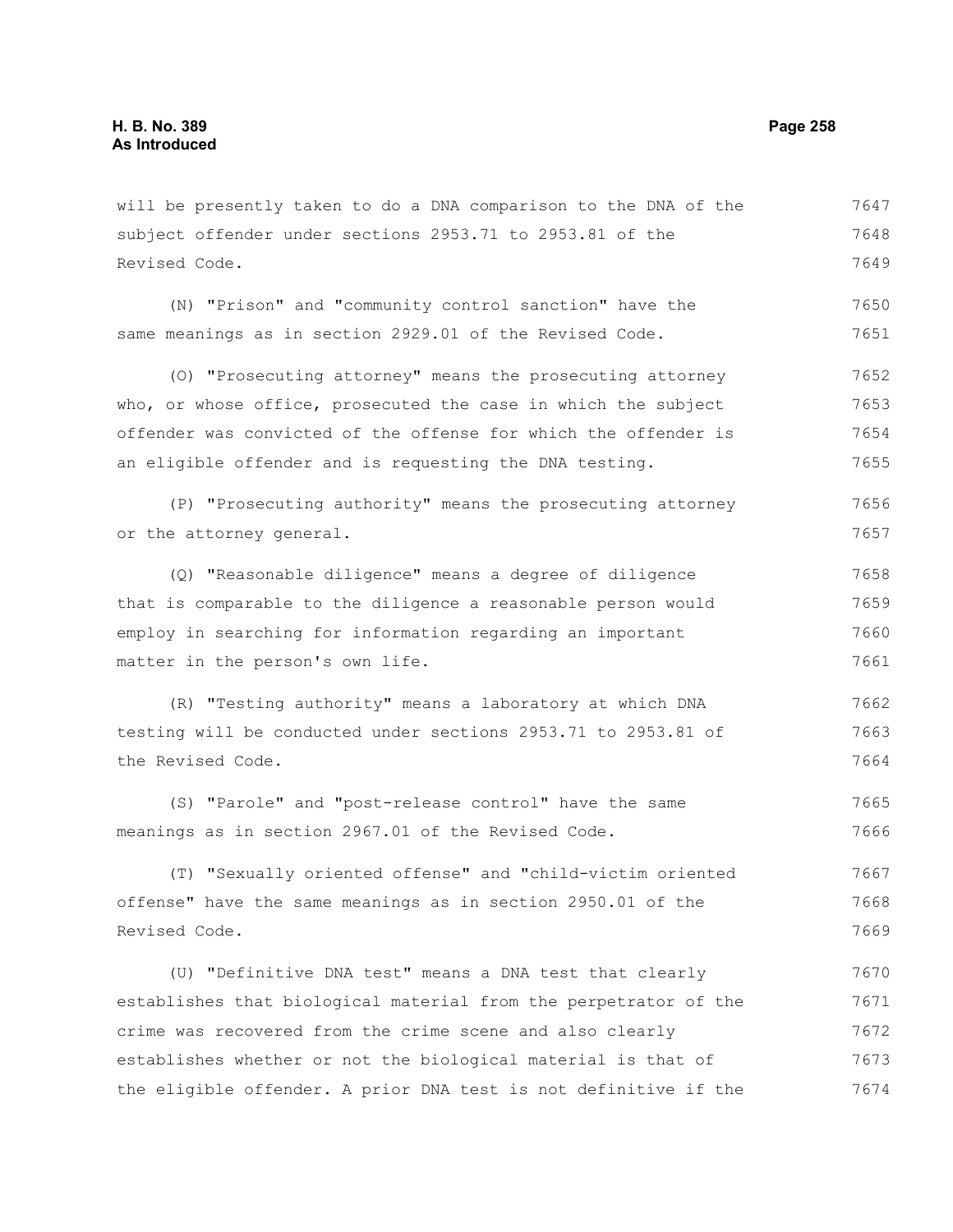will be presently taken to do a DNA comparison to the DNA of the subject offender under sections 2953.71 to 2953.81 of the Revised Code.

(N) "Prison" and "community control sanction" have the same meanings as in section 2929.01 of the Revised Code.

(O) "Prosecuting attorney" means the prosecuting attorney who, or whose office, prosecuted the case in which the subject offender was convicted of the offense for which the offender is an eligible offender and is requesting the DNA testing.

(P) "Prosecuting authority" means the prosecuting attorney or the attorney general.

(Q) "Reasonable diligence" means a degree of diligence that is comparable to the diligence a reasonable person would employ in searching for information regarding an important matter in the person's own life.

(R) "Testing authority" means a laboratory at which DNA testing will be conducted under sections 2953.71 to 2953.81 of the Revised Code.

(S) "Parole" and "post-release control" have the same meanings as in section 2967.01 of the Revised Code.

(T) "Sexually oriented offense" and "child-victim oriented offense" have the same meanings as in section 2950.01 of the Revised Code.

(U) "Definitive DNA test" means a DNA test that clearly establishes that biological material from the perpetrator of the crime was recovered from the crime scene and also clearly establishes whether or not the biological material is that of the eligible offender. A prior DNA test is not definitive if the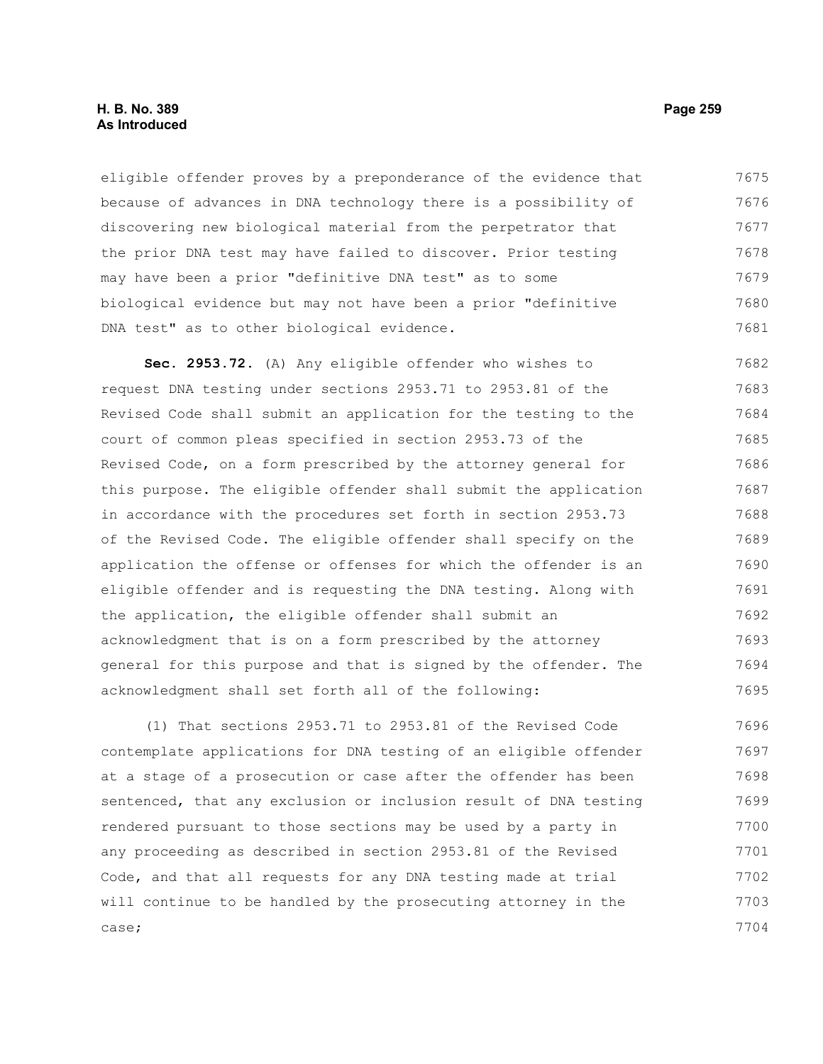eligible offender proves by a preponderance of the evidence that because of advances in DNA technology there is a possibility of discovering new biological material from the perpetrator that the prior DNA test may have failed to discover. Prior testing may have been a prior "definitive DNA test" as to some biological evidence but may not have been a prior "definitive DNA test" as to other biological evidence.

**Sec. 2953.72.** (A) Any eligible offender who wishes to request DNA testing under sections 2953.71 to 2953.81 of the Revised Code shall submit an application for the testing to the court of common pleas specified in section 2953.73 of the Revised Code, on a form prescribed by the attorney general for this purpose. The eligible offender shall submit the application in accordance with the procedures set forth in section 2953.73 of the Revised Code. The eligible offender shall specify on the application the offense or offenses for which the offender is an eligible offender and is requesting the DNA testing. Along with the application, the eligible offender shall submit an acknowledgment that is on a form prescribed by the attorney general for this purpose and that is signed by the offender. The acknowledgment shall set forth all of the following:

(1) That sections 2953.71 to 2953.81 of the Revised Code contemplate applications for DNA testing of an eligible offender at a stage of a prosecution or case after the offender has been sentenced, that any exclusion or inclusion result of DNA testing rendered pursuant to those sections may be used by a party in any proceeding as described in section 2953.81 of the Revised Code, and that all requests for any DNA testing made at trial will continue to be handled by the prosecuting attorney in the case;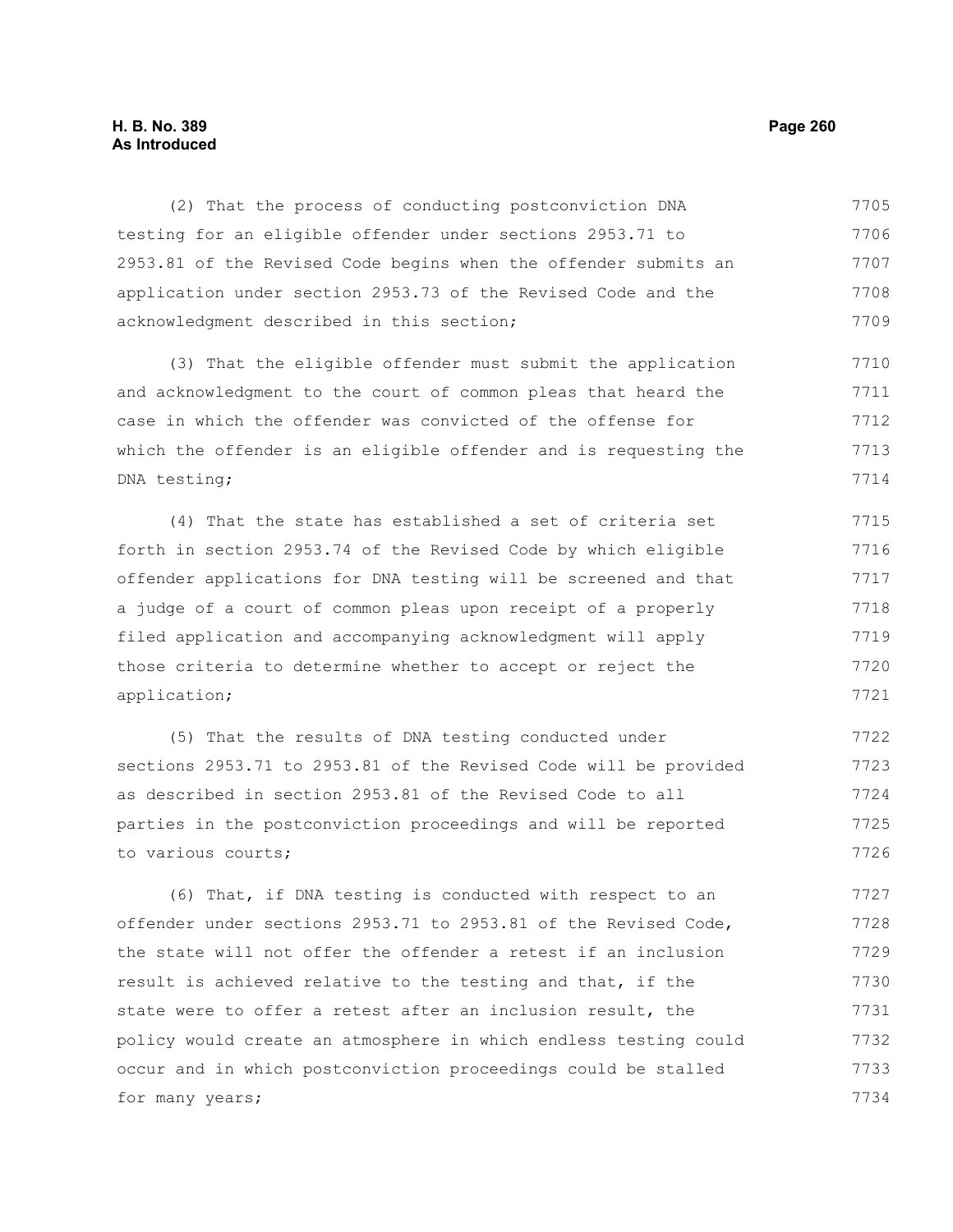(2) That the process of conducting postconviction DNA testing for an eligible offender under sections 2953.71 to 2953.81 of the Revised Code begins when the offender submits an application under section 2953.73 of the Revised Code and the acknowledgment described in this section;

(3) That the eligible offender must submit the application and acknowledgment to the court of common pleas that heard the case in which the offender was convicted of the offense for which the offender is an eligible offender and is requesting the DNA testing;

(4) That the state has established a set of criteria set forth in section 2953.74 of the Revised Code by which eligible offender applications for DNA testing will be screened and that a judge of a court of common pleas upon receipt of a properly filed application and accompanying acknowledgment will apply those criteria to determine whether to accept or reject the application;

(5) That the results of DNA testing conducted under sections 2953.71 to 2953.81 of the Revised Code will be provided as described in section 2953.81 of the Revised Code to all parties in the postconviction proceedings and will be reported to various courts;

(6) That, if DNA testing is conducted with respect to an offender under sections 2953.71 to 2953.81 of the Revised Code, the state will not offer the offender a retest if an inclusion result is achieved relative to the testing and that, if the state were to offer a retest after an inclusion result, the policy would create an atmosphere in which endless testing could occur and in which postconviction proceedings could be stalled for many years;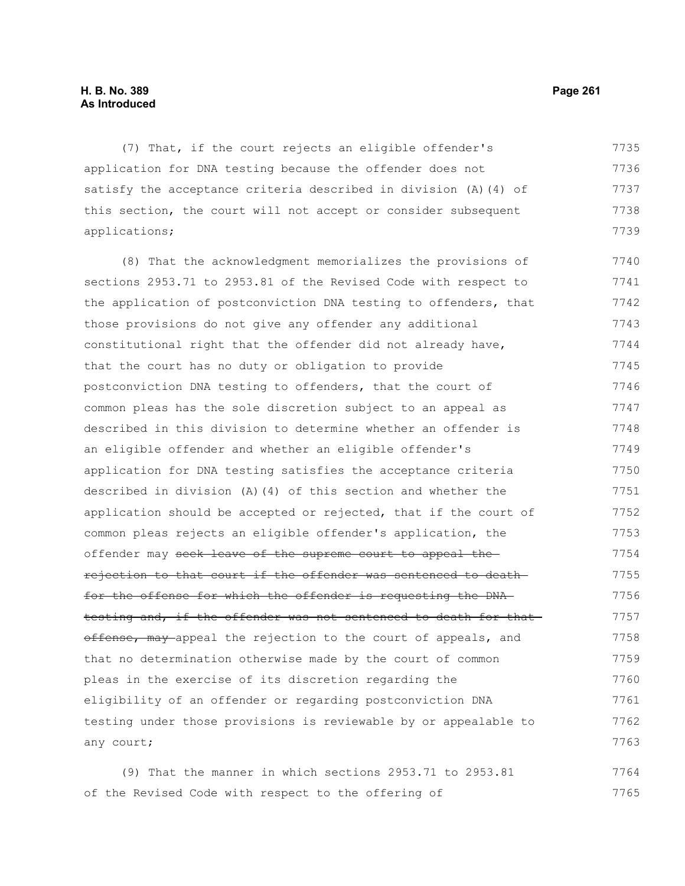(7) That, if the court rejects an eligible offender's application for DNA testing because the offender does not satisfy the acceptance criteria described in division (A)(4) of this section, the court will not accept or consider subsequent applications;

(8) That the acknowledgment memorializes the provisions of sections 2953.71 to 2953.81 of the Revised Code with respect to the application of postconviction DNA testing to offenders, that those provisions do not give any offender any additional constitutional right that the offender did not already have, that the court has no duty or obligation to provide postconviction DNA testing to offenders, that the court of common pleas has the sole discretion subject to an appeal as described in this division to determine whether an offender is an eligible offender and whether an eligible offender's application for DNA testing satisfies the acceptance criteria described in division (A)(4) of this section and whether the application should be accepted or rejected, that if the court of common pleas rejects an eligible offender's application, the offender may ~~seek leave of the supreme court to appeal the rejection to that court if the offender was sentenced to death for the offense for which the offender is requesting the DNA testing and, if the offender was not sentenced to death for that offense, may~~ appeal the rejection to the court of appeals, and that no determination otherwise made by the court of common pleas in the exercise of its discretion regarding the eligibility of an offender or regarding postconviction DNA testing under those provisions is reviewable by or appealable to any court;

(9) That the manner in which sections 2953.71 to 2953.81 of the Revised Code with respect to the offering of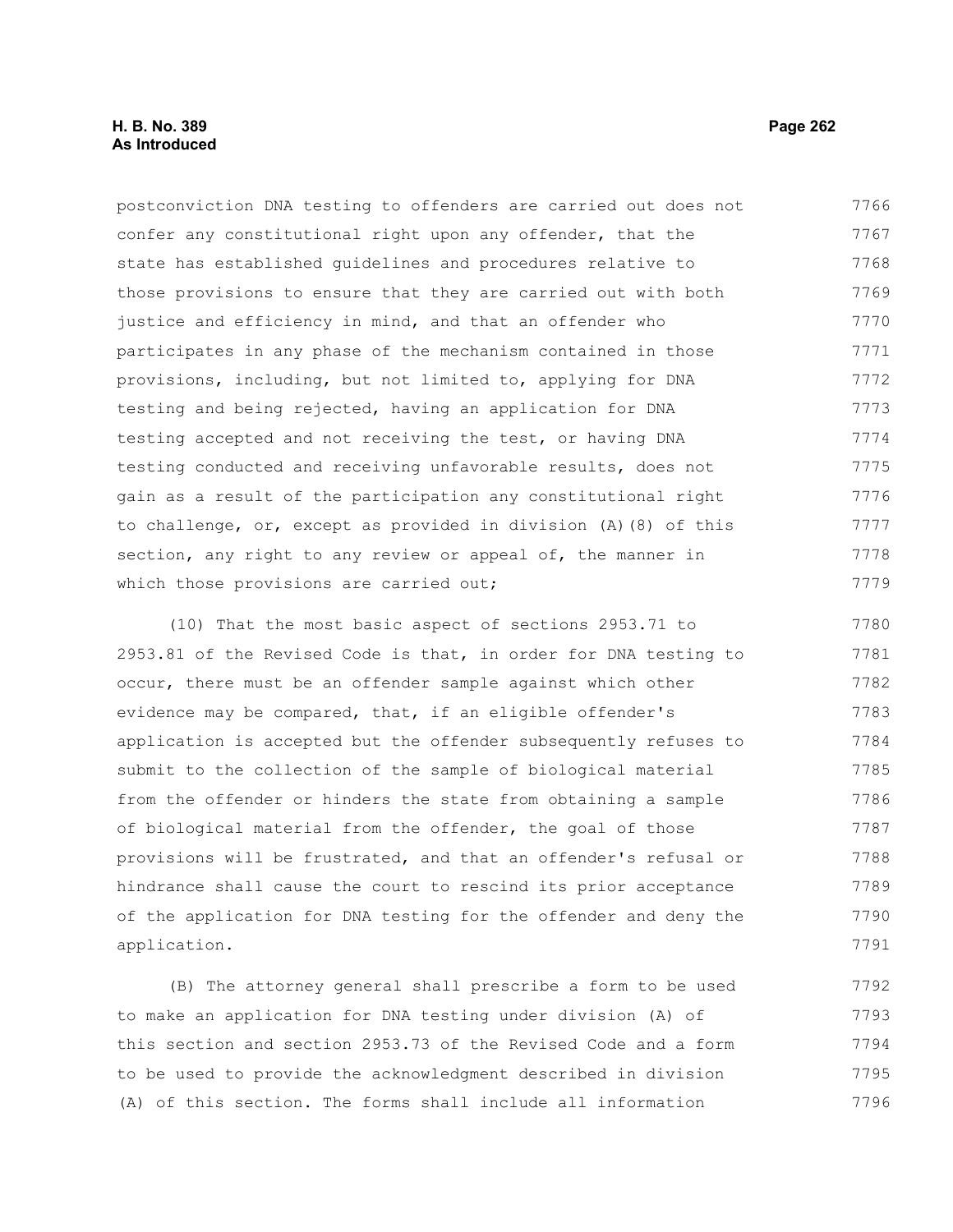postconviction DNA testing to offenders are carried out does not confer any constitutional right upon any offender, that the state has established guidelines and procedures relative to those provisions to ensure that they are carried out with both justice and efficiency in mind, and that an offender who participates in any phase of the mechanism contained in those provisions, including, but not limited to, applying for DNA testing and being rejected, having an application for DNA testing accepted and not receiving the test, or having DNA testing conducted and receiving unfavorable results, does not gain as a result of the participation any constitutional right to challenge, or, except as provided in division (A)(8) of this section, any right to any review or appeal of, the manner in which those provisions are carried out;

(10) That the most basic aspect of sections 2953.71 to 2953.81 of the Revised Code is that, in order for DNA testing to occur, there must be an offender sample against which other evidence may be compared, that, if an eligible offender's application is accepted but the offender subsequently refuses to submit to the collection of the sample of biological material from the offender or hinders the state from obtaining a sample of biological material from the offender, the goal of those provisions will be frustrated, and that an offender's refusal or hindrance shall cause the court to rescind its prior acceptance of the application for DNA testing for the offender and deny the application.

(B) The attorney general shall prescribe a form to be used to make an application for DNA testing under division (A) of this section and section 2953.73 of the Revised Code and a form to be used to provide the acknowledgment described in division (A) of this section. The forms shall include all information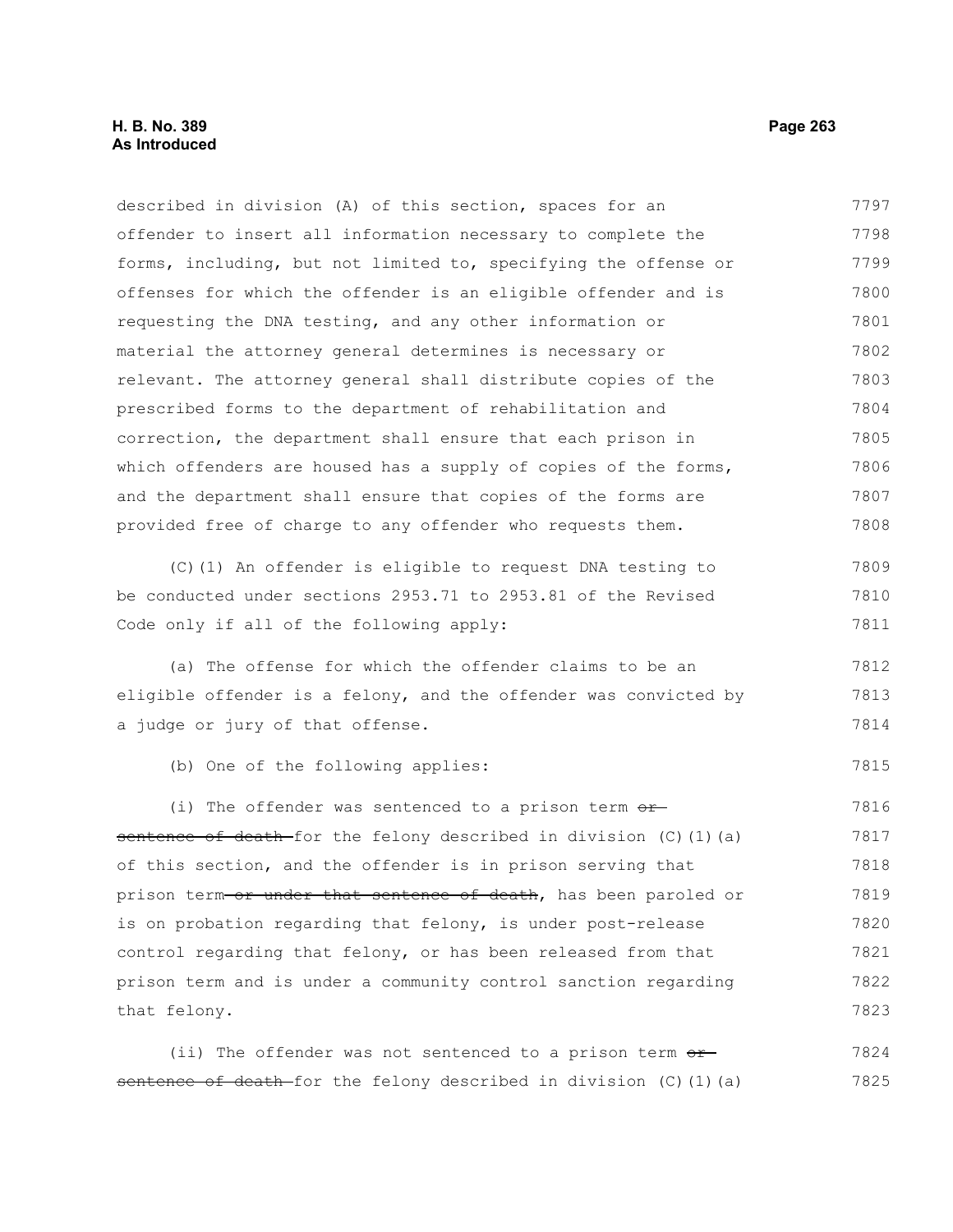described in division (A) of this section, spaces for an offender to insert all information necessary to complete the forms, including, but not limited to, specifying the offense or offenses for which the offender is an eligible offender and is requesting the DNA testing, and any other information or material the attorney general determines is necessary or relevant. The attorney general shall distribute copies of the prescribed forms to the department of rehabilitation and correction, the department shall ensure that each prison in which offenders are housed has a supply of copies of the forms, and the department shall ensure that copies of the forms are provided free of charge to any offender who requests them.

(C)(1) An offender is eligible to request DNA testing to be conducted under sections 2953.71 to 2953.81 of the Revised Code only if all of the following apply:

(a) The offense for which the offender claims to be an eligible offender is a felony, and the offender was convicted by a judge or jury of that offense.

(b) One of the following applies:

(i) The offender was sentenced to a prison term ~~or sentence of death~~ for the felony described in division (C)(1)(a) of this section, and the offender is in prison serving that prison term ~~or under that sentence of death~~, has been paroled or is on probation regarding that felony, is under post-release control regarding that felony, or has been released from that prison term and is under a community control sanction regarding that felony.

(ii) The offender was not sentenced to a prison term ~~or sentence of death~~ for the felony described in division (C)(1)(a)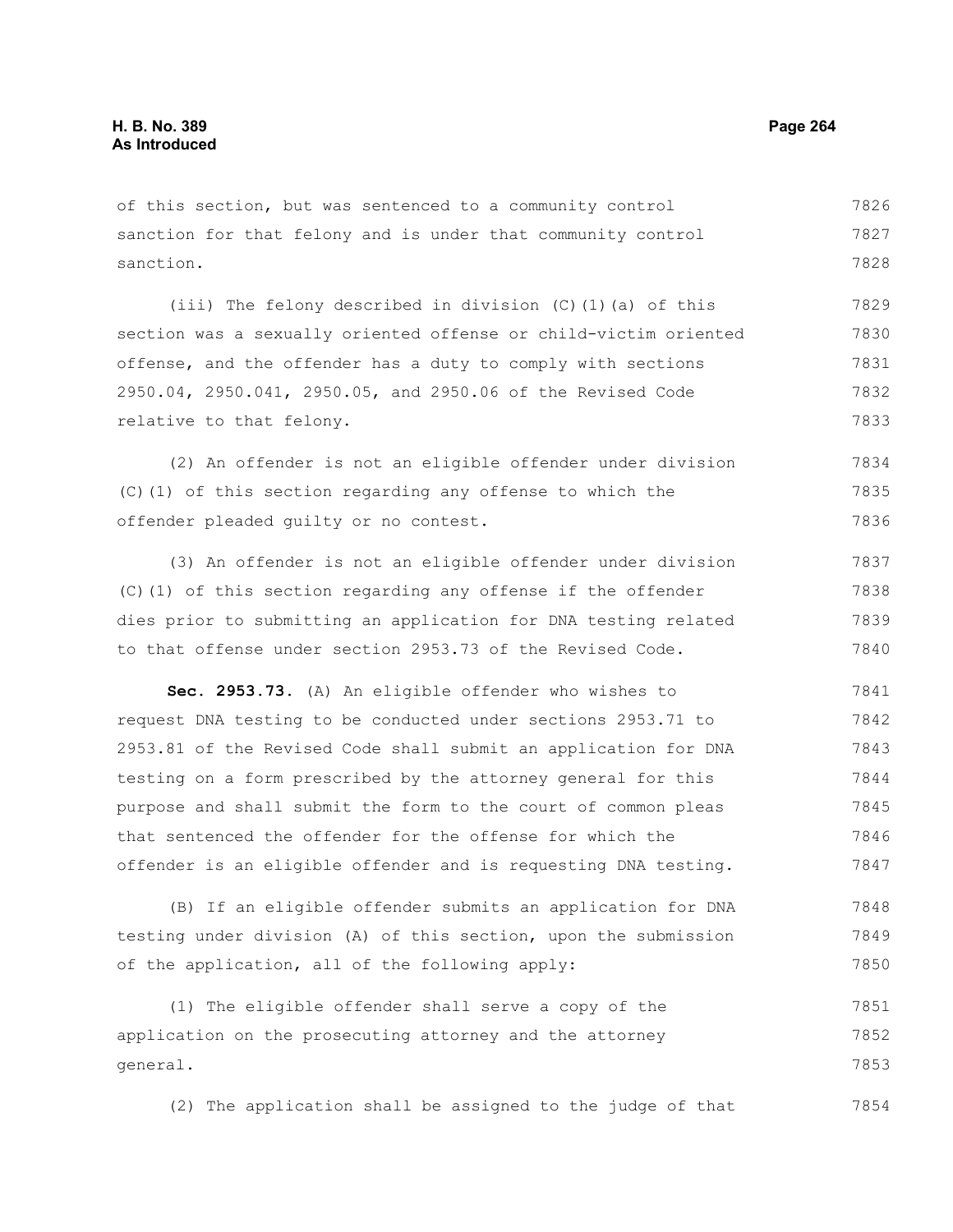of this section, but was sentenced to a community control sanction for that felony and is under that community control sanction.

(iii) The felony described in division (C)(1)(a) of this section was a sexually oriented offense or child-victim oriented offense, and the offender has a duty to comply with sections 2950.04, 2950.041, 2950.05, and 2950.06 of the Revised Code relative to that felony.

(2) An offender is not an eligible offender under division (C)(1) of this section regarding any offense to which the offender pleaded guilty or no contest.

(3) An offender is not an eligible offender under division (C)(1) of this section regarding any offense if the offender dies prior to submitting an application for DNA testing related to that offense under section 2953.73 of the Revised Code.

**Sec. 2953.73.** (A) An eligible offender who wishes to request DNA testing to be conducted under sections 2953.71 to 2953.81 of the Revised Code shall submit an application for DNA testing on a form prescribed by the attorney general for this purpose and shall submit the form to the court of common pleas that sentenced the offender for the offense for which the offender is an eligible offender and is requesting DNA testing.

(B) If an eligible offender submits an application for DNA testing under division (A) of this section, upon the submission of the application, all of the following apply:

(1) The eligible offender shall serve a copy of the application on the prosecuting attorney and the attorney general.

(2) The application shall be assigned to the judge of that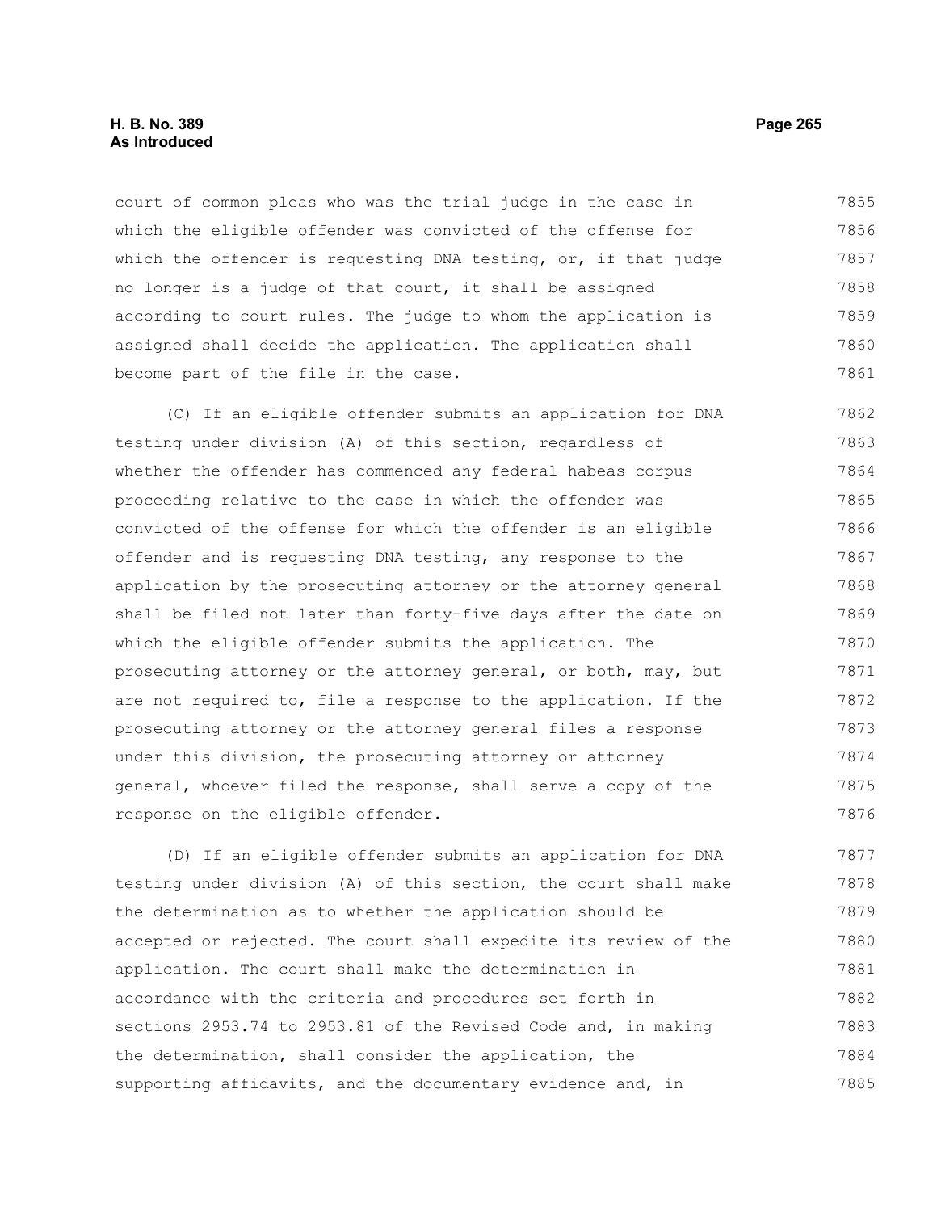court of common pleas who was the trial judge in the case in which the eligible offender was convicted of the offense for which the offender is requesting DNA testing, or, if that judge no longer is a judge of that court, it shall be assigned according to court rules. The judge to whom the application is assigned shall decide the application. The application shall become part of the file in the case.

(C) If an eligible offender submits an application for DNA testing under division (A) of this section, regardless of whether the offender has commenced any federal habeas corpus proceeding relative to the case in which the offender was convicted of the offense for which the offender is an eligible offender and is requesting DNA testing, any response to the application by the prosecuting attorney or the attorney general shall be filed not later than forty-five days after the date on which the eligible offender submits the application. The prosecuting attorney or the attorney general, or both, may, but are not required to, file a response to the application. If the prosecuting attorney or the attorney general files a response under this division, the prosecuting attorney or attorney general, whoever filed the response, shall serve a copy of the response on the eligible offender.

(D) If an eligible offender submits an application for DNA testing under division (A) of this section, the court shall make the determination as to whether the application should be accepted or rejected. The court shall expedite its review of the application. The court shall make the determination in accordance with the criteria and procedures set forth in sections 2953.74 to 2953.81 of the Revised Code and, in making the determination, shall consider the application, the supporting affidavits, and the documentary evidence and, in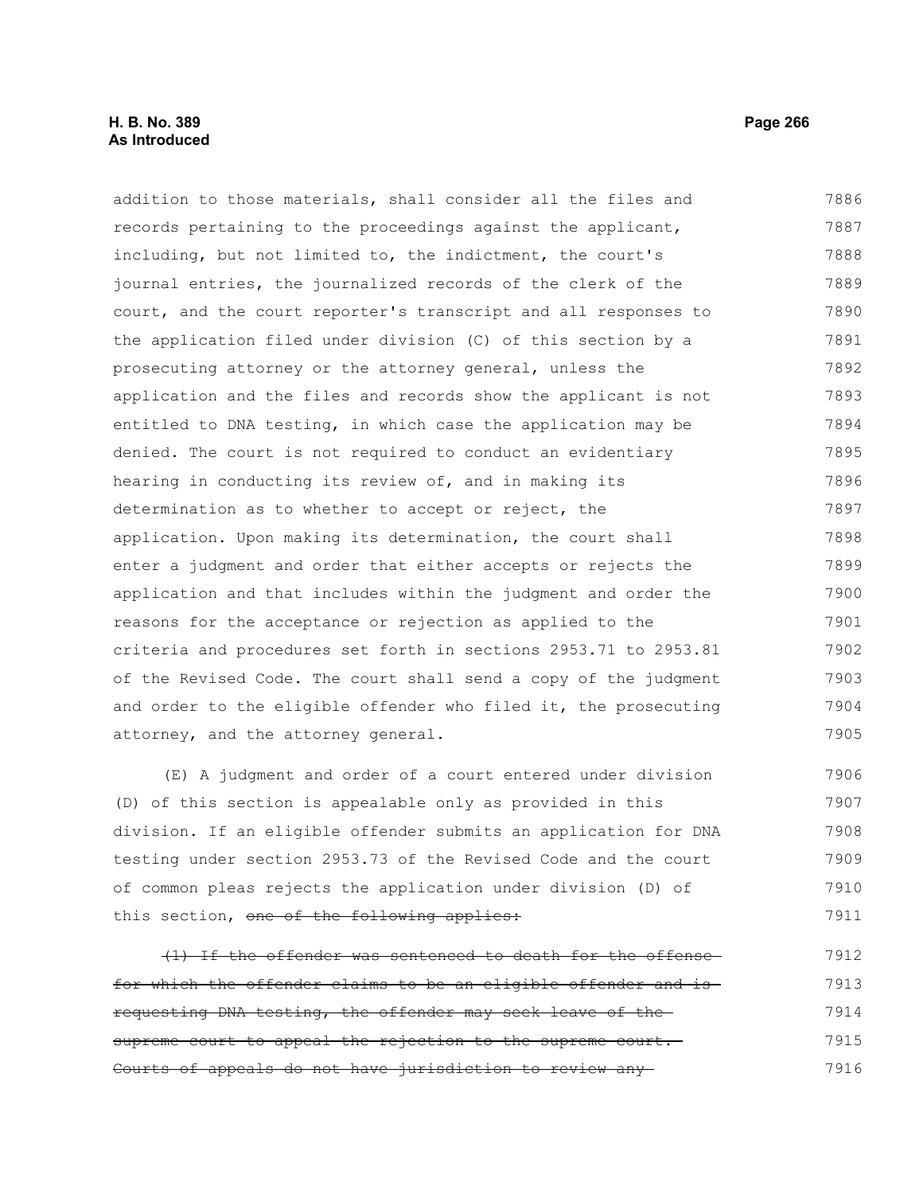addition to those materials, shall consider all the files and records pertaining to the proceedings against the applicant, including, but not limited to, the indictment, the court's journal entries, the journalized records of the clerk of the court, and the court reporter's transcript and all responses to the application filed under division (C) of this section by a prosecuting attorney or the attorney general, unless the application and the files and records show the applicant is not entitled to DNA testing, in which case the application may be denied. The court is not required to conduct an evidentiary hearing in conducting its review of, and in making its determination as to whether to accept or reject, the application. Upon making its determination, the court shall enter a judgment and order that either accepts or rejects the application and that includes within the judgment and order the reasons for the acceptance or rejection as applied to the criteria and procedures set forth in sections 2953.71 to 2953.81 of the Revised Code. The court shall send a copy of the judgment and order to the eligible offender who filed it, the prosecuting attorney, and the attorney general.

(E) A judgment and order of a court entered under division (D) of this section is appealable only as provided in this division. If an eligible offender submits an application for DNA testing under section 2953.73 of the Revised Code and the court of common pleas rejects the application under division (D) of this section, ~~one of the following applies:~~

~~(1) If the offender was sentenced to death for the offense for which the offender claims to be an eligible offender and is requesting DNA testing, the offender may seek leave of the supreme court to appeal the rejection to the supreme court. Courts of appeals do not have jurisdiction to review any~~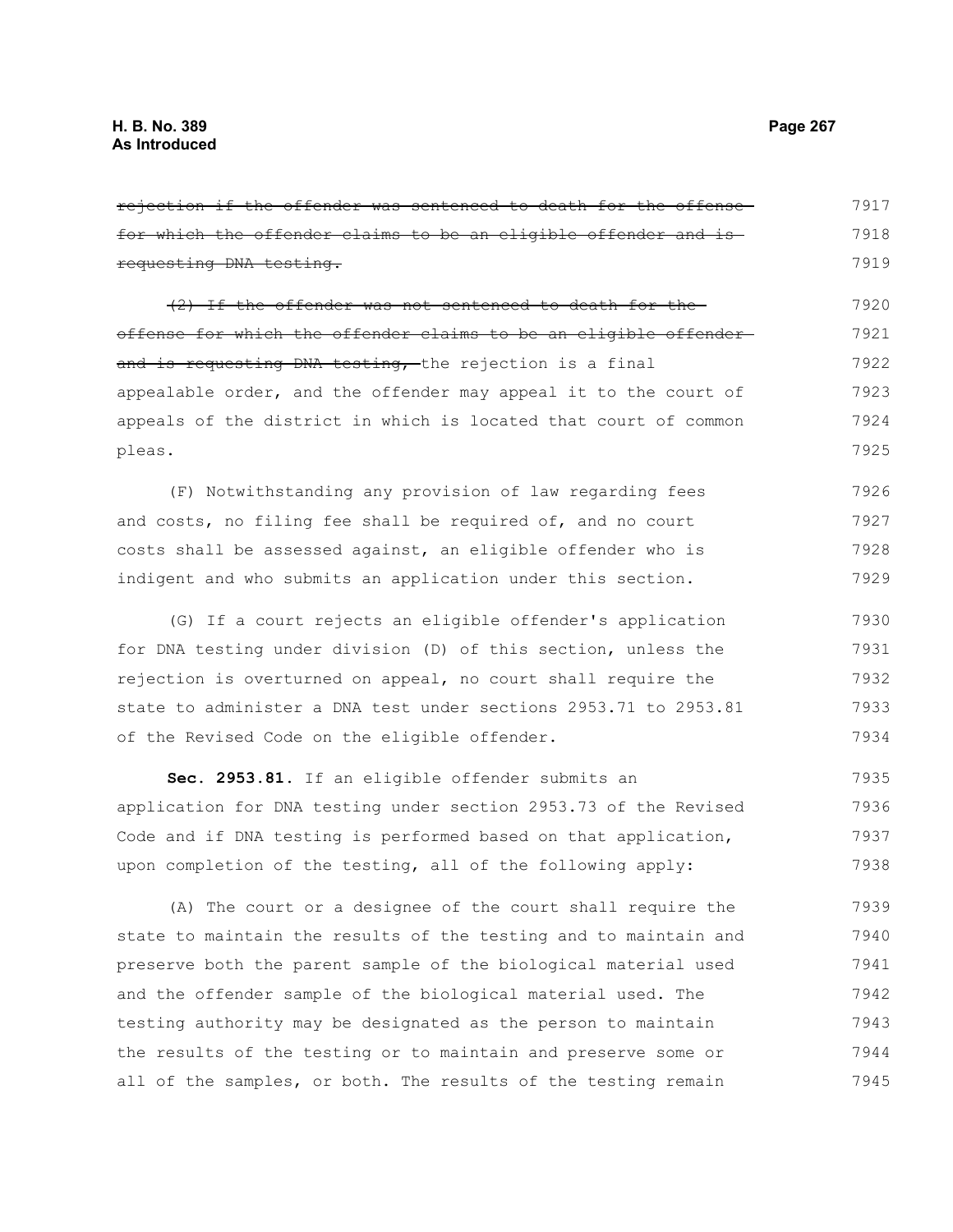~~rejection if the offender was sentenced to death for the offense for which the offender claims to be an eligible offender and is requesting DNA testing.~~

~~(2) If the offender was not sentenced to death for the offense for which the offender claims to be an eligible offender and is requesting DNA testing,~~ the rejection is a final appealable order, and the offender may appeal it to the court of appeals of the district in which is located that court of common pleas.

(F) Notwithstanding any provision of law regarding fees and costs, no filing fee shall be required of, and no court costs shall be assessed against, an eligible offender who is indigent and who submits an application under this section.

(G) If a court rejects an eligible offender's application for DNA testing under division (D) of this section, unless the rejection is overturned on appeal, no court shall require the state to administer a DNA test under sections 2953.71 to 2953.81 of the Revised Code on the eligible offender.

**Sec. 2953.81.** If an eligible offender submits an application for DNA testing under section 2953.73 of the Revised Code and if DNA testing is performed based on that application, upon completion of the testing, all of the following apply:

(A) The court or a designee of the court shall require the state to maintain the results of the testing and to maintain and preserve both the parent sample of the biological material used and the offender sample of the biological material used. The testing authority may be designated as the person to maintain the results of the testing or to maintain and preserve some or all of the samples, or both. The results of the testing remain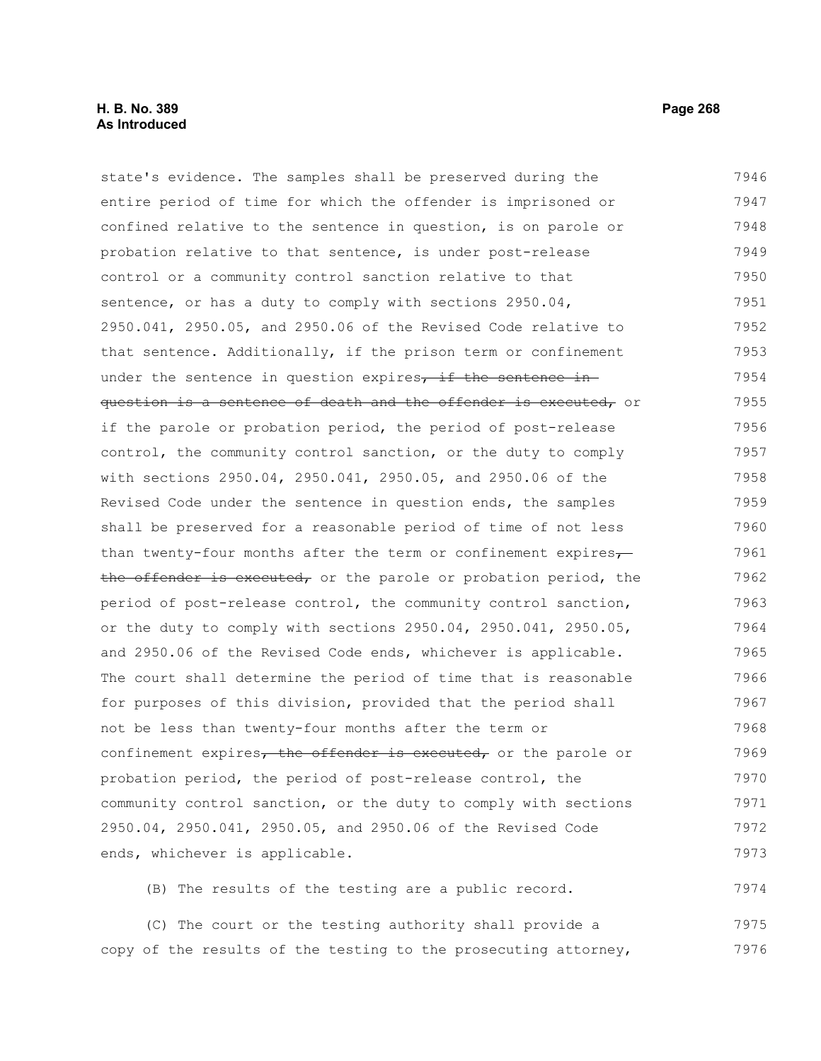state's evidence. The samples shall be preserved during the entire period of time for which the offender is imprisoned or confined relative to the sentence in question, is on parole or probation relative to that sentence, is under post-release control or a community control sanction relative to that sentence, or has a duty to comply with sections 2950.04, 2950.041, 2950.05, and 2950.06 of the Revised Code relative to that sentence. Additionally, if the prison term or confinement under the sentence in question expires~~, if the sentence in question is a sentence of death and the offender is executed,~~ or if the parole or probation period, the period of post-release control, the community control sanction, or the duty to comply with sections 2950.04, 2950.041, 2950.05, and 2950.06 of the Revised Code under the sentence in question ends, the samples shall be preserved for a reasonable period of time of not less than twenty-four months after the term or confinement expires~~, the offender is executed,~~ or the parole or probation period, the period of post-release control, the community control sanction, or the duty to comply with sections 2950.04, 2950.041, 2950.05, and 2950.06 of the Revised Code ends, whichever is applicable. The court shall determine the period of time that is reasonable for purposes of this division, provided that the period shall not be less than twenty-four months after the term or confinement expires~~, the offender is executed,~~ or the parole or probation period, the period of post-release control, the community control sanction, or the duty to comply with sections 2950.04, 2950.041, 2950.05, and 2950.06 of the Revised Code ends, whichever is applicable.

(B) The results of the testing are a public record.

(C) The court or the testing authority shall provide a copy of the results of the testing to the prosecuting attorney,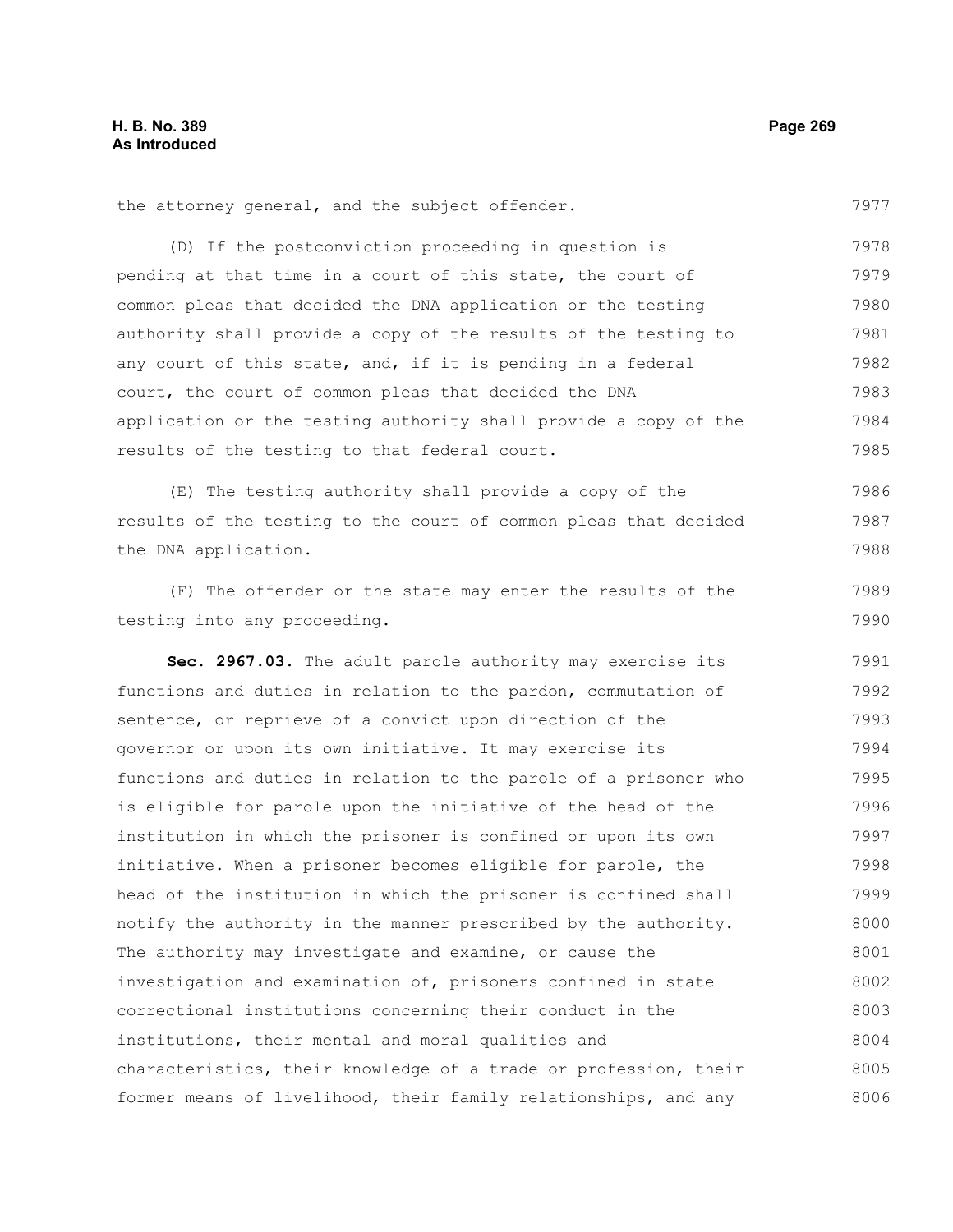the attorney general, and the subject offender.

(D) If the postconviction proceeding in question is pending at that time in a court of this state, the court of common pleas that decided the DNA application or the testing authority shall provide a copy of the results of the testing to any court of this state, and, if it is pending in a federal court, the court of common pleas that decided the DNA application or the testing authority shall provide a copy of the results of the testing to that federal court.

(E) The testing authority shall provide a copy of the results of the testing to the court of common pleas that decided the DNA application.

(F) The offender or the state may enter the results of the testing into any proceeding.

**Sec. 2967.03.** The adult parole authority may exercise its functions and duties in relation to the pardon, commutation of sentence, or reprieve of a convict upon direction of the governor or upon its own initiative. It may exercise its functions and duties in relation to the parole of a prisoner who is eligible for parole upon the initiative of the head of the institution in which the prisoner is confined or upon its own initiative. When a prisoner becomes eligible for parole, the head of the institution in which the prisoner is confined shall notify the authority in the manner prescribed by the authority. The authority may investigate and examine, or cause the investigation and examination of, prisoners confined in state correctional institutions concerning their conduct in the institutions, their mental and moral qualities and characteristics, their knowledge of a trade or profession, their former means of livelihood, their family relationships, and any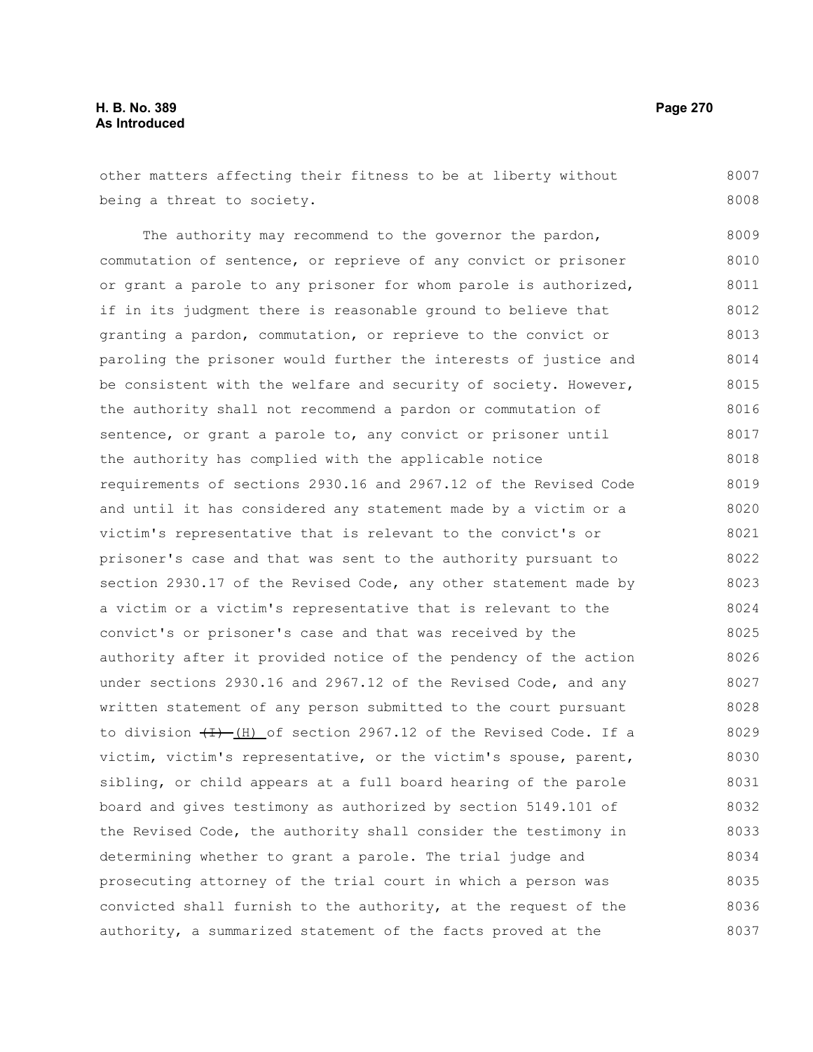other matters affecting their fitness to be at liberty without being a threat to society.

The authority may recommend to the governor the pardon, commutation of sentence, or reprieve of any convict or prisoner or grant a parole to any prisoner for whom parole is authorized, if in its judgment there is reasonable ground to believe that granting a pardon, commutation, or reprieve to the convict or paroling the prisoner would further the interests of justice and be consistent with the welfare and security of society. However, the authority shall not recommend a pardon or commutation of sentence, or grant a parole to, any convict or prisoner until the authority has complied with the applicable notice requirements of sections 2930.16 and 2967.12 of the Revised Code and until it has considered any statement made by a victim or a victim's representative that is relevant to the convict's or prisoner's case and that was sent to the authority pursuant to section 2930.17 of the Revised Code, any other statement made by a victim or a victim's representative that is relevant to the convict's or prisoner's case and that was received by the authority after it provided notice of the pendency of the action under sections 2930.16 and 2967.12 of the Revised Code, and any written statement of any person submitted to the court pursuant to division ~~(I)~~ (H) of section 2967.12 of the Revised Code. If a victim, victim's representative, or the victim's spouse, parent, sibling, or child appears at a full board hearing of the parole board and gives testimony as authorized by section 5149.101 of the Revised Code, the authority shall consider the testimony in determining whether to grant a parole. The trial judge and prosecuting attorney of the trial court in which a person was convicted shall furnish to the authority, at the request of the authority, a summarized statement of the facts proved at the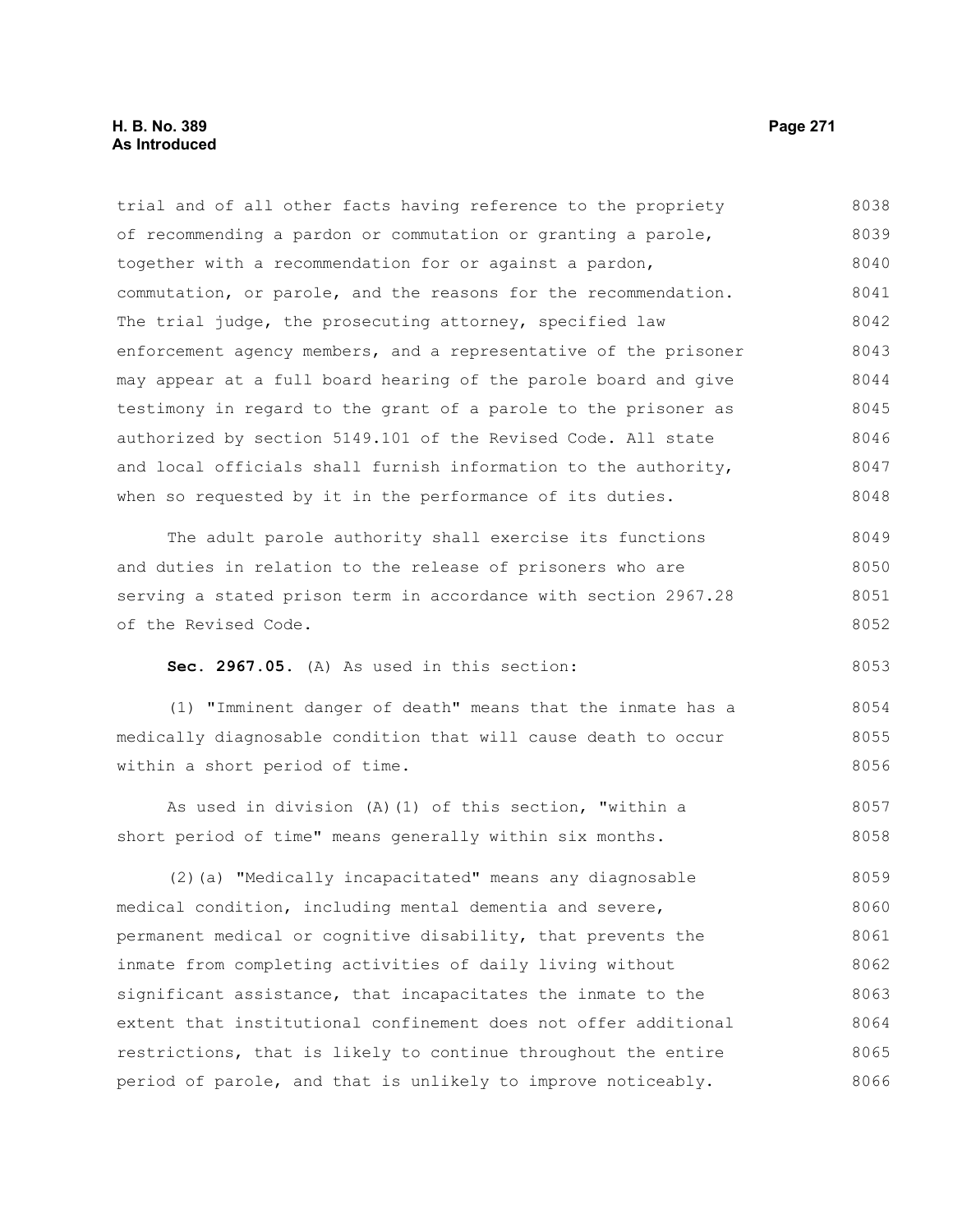trial and of all other facts having reference to the propriety of recommending a pardon or commutation or granting a parole, together with a recommendation for or against a pardon, commutation, or parole, and the reasons for the recommendation. The trial judge, the prosecuting attorney, specified law enforcement agency members, and a representative of the prisoner may appear at a full board hearing of the parole board and give testimony in regard to the grant of a parole to the prisoner as authorized by section 5149.101 of the Revised Code. All state and local officials shall furnish information to the authority, when so requested by it in the performance of its duties.

The adult parole authority shall exercise its functions and duties in relation to the release of prisoners who are serving a stated prison term in accordance with section 2967.28 of the Revised Code.

**Sec. 2967.05.** (A) As used in this section:

(1) "Imminent danger of death" means that the inmate has a medically diagnosable condition that will cause death to occur within a short period of time.

As used in division (A)(1) of this section, "within a short period of time" means generally within six months.

(2)(a) "Medically incapacitated" means any diagnosable medical condition, including mental dementia and severe, permanent medical or cognitive disability, that prevents the inmate from completing activities of daily living without significant assistance, that incapacitates the inmate to the extent that institutional confinement does not offer additional restrictions, that is likely to continue throughout the entire period of parole, and that is unlikely to improve noticeably.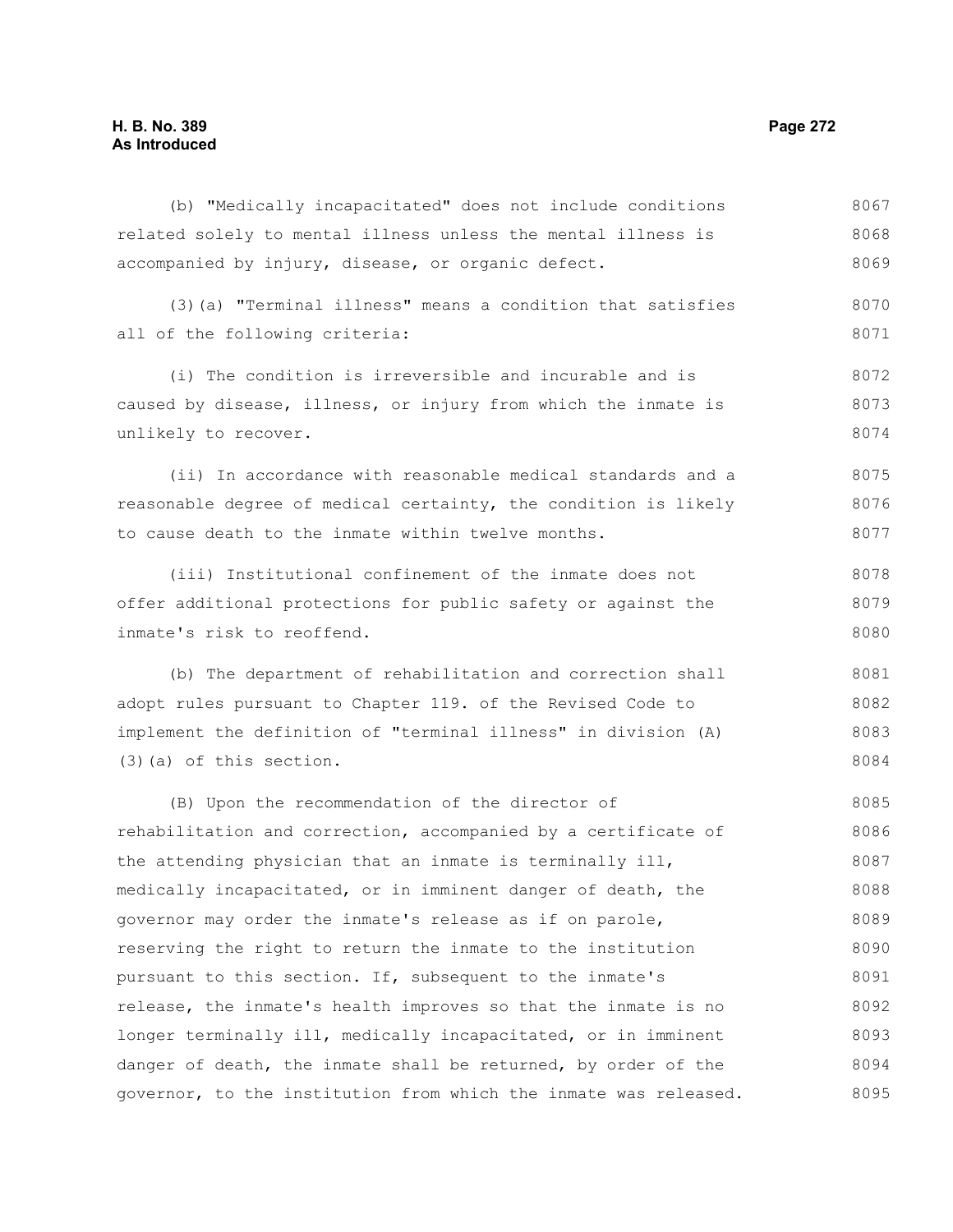(b) "Medically incapacitated" does not include conditions related solely to mental illness unless the mental illness is accompanied by injury, disease, or organic defect.

(3)(a) "Terminal illness" means a condition that satisfies all of the following criteria:

(i) The condition is irreversible and incurable and is caused by disease, illness, or injury from which the inmate is unlikely to recover.

(ii) In accordance with reasonable medical standards and a reasonable degree of medical certainty, the condition is likely to cause death to the inmate within twelve months.

(iii) Institutional confinement of the inmate does not offer additional protections for public safety or against the inmate's risk to reoffend.

(b) The department of rehabilitation and correction shall adopt rules pursuant to Chapter 119. of the Revised Code to implement the definition of "terminal illness" in division (A)(3)(a) of this section.

(B) Upon the recommendation of the director of rehabilitation and correction, accompanied by a certificate of the attending physician that an inmate is terminally ill, medically incapacitated, or in imminent danger of death, the governor may order the inmate's release as if on parole, reserving the right to return the inmate to the institution pursuant to this section. If, subsequent to the inmate's release, the inmate's health improves so that the inmate is no longer terminally ill, medically incapacitated, or in imminent danger of death, the inmate shall be returned, by order of the governor, to the institution from which the inmate was released.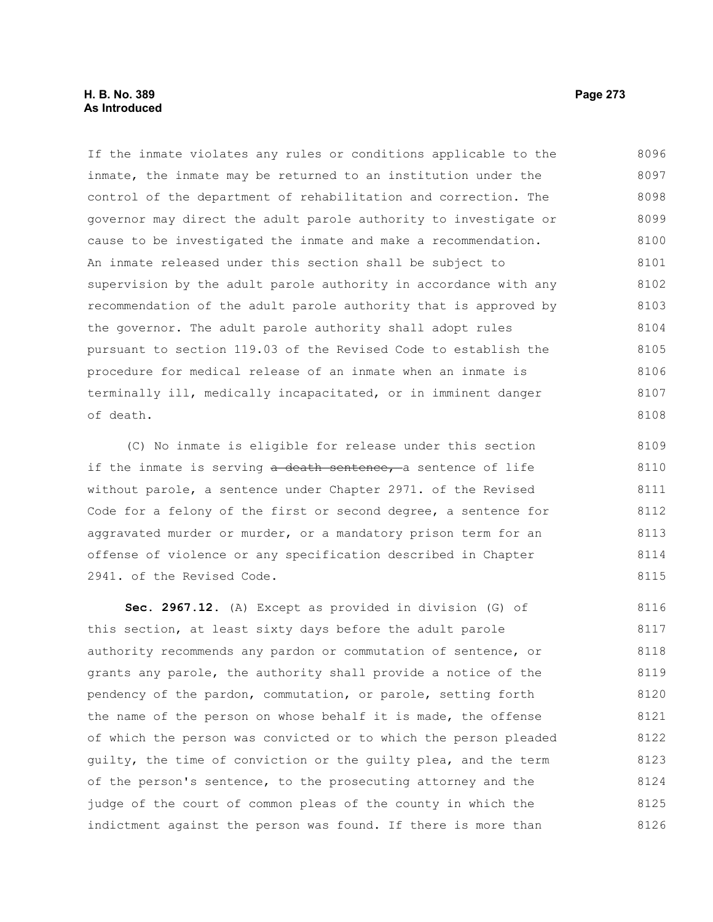If the inmate violates any rules or conditions applicable to the inmate, the inmate may be returned to an institution under the control of the department of rehabilitation and correction. The governor may direct the adult parole authority to investigate or cause to be investigated the inmate and make a recommendation. An inmate released under this section shall be subject to supervision by the adult parole authority in accordance with any recommendation of the adult parole authority that is approved by the governor. The adult parole authority shall adopt rules pursuant to section 119.03 of the Revised Code to establish the procedure for medical release of an inmate when an inmate is terminally ill, medically incapacitated, or in imminent danger of death.

(C) No inmate is eligible for release under this section if the inmate is serving ~~a death sentence,~~ a sentence of life without parole, a sentence under Chapter 2971. of the Revised Code for a felony of the first or second degree, a sentence for aggravated murder or murder, or a mandatory prison term for an offense of violence or any specification described in Chapter 2941. of the Revised Code.

**Sec. 2967.12.** (A) Except as provided in division (G) of this section, at least sixty days before the adult parole authority recommends any pardon or commutation of sentence, or grants any parole, the authority shall provide a notice of the pendency of the pardon, commutation, or parole, setting forth the name of the person on whose behalf it is made, the offense of which the person was convicted or to which the person pleaded guilty, the time of conviction or the guilty plea, and the term of the person's sentence, to the prosecuting attorney and the judge of the court of common pleas of the county in which the indictment against the person was found. If there is more than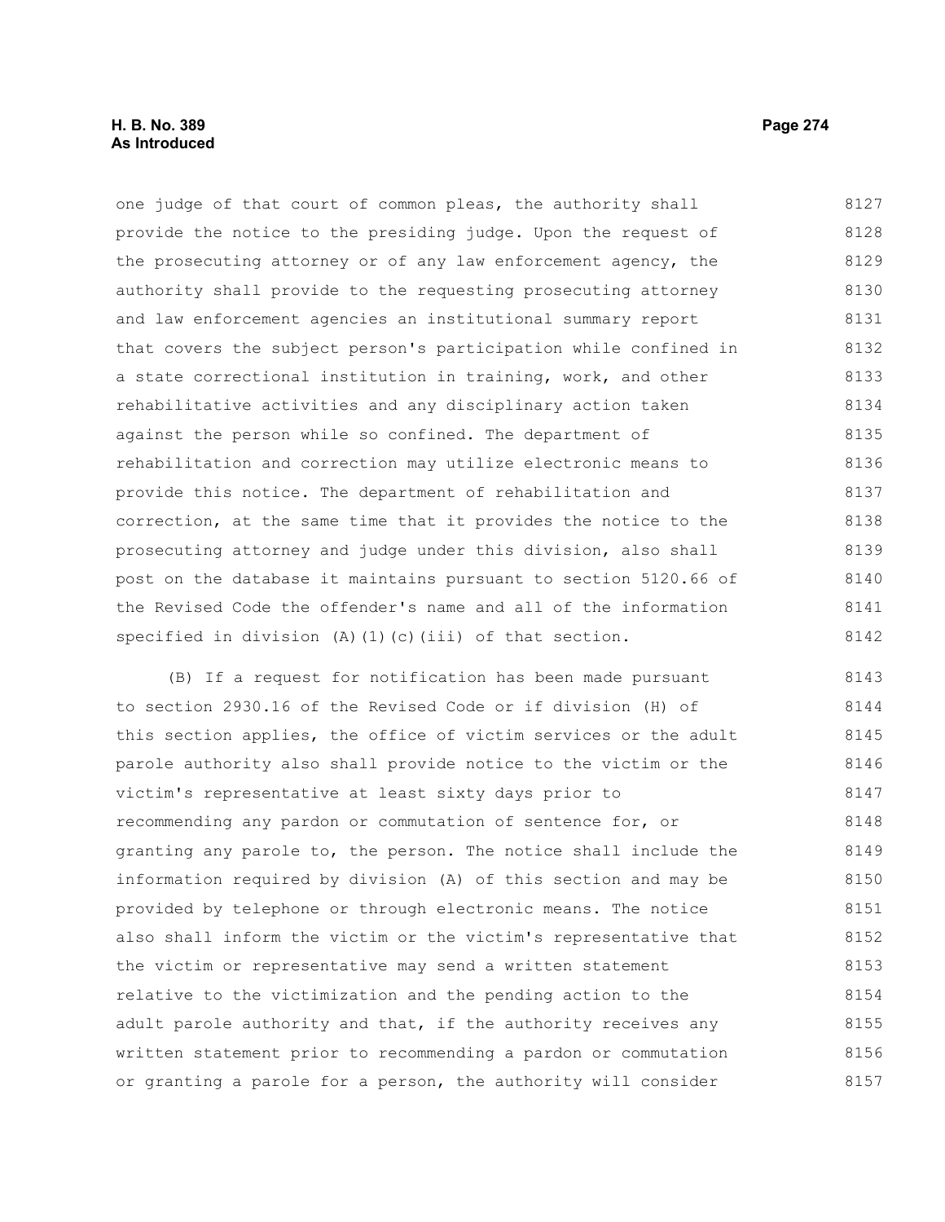one judge of that court of common pleas, the authority shall provide the notice to the presiding judge. Upon the request of the prosecuting attorney or of any law enforcement agency, the authority shall provide to the requesting prosecuting attorney and law enforcement agencies an institutional summary report that covers the subject person's participation while confined in a state correctional institution in training, work, and other rehabilitative activities and any disciplinary action taken against the person while so confined. The department of rehabilitation and correction may utilize electronic means to provide this notice. The department of rehabilitation and correction, at the same time that it provides the notice to the prosecuting attorney and judge under this division, also shall post on the database it maintains pursuant to section 5120.66 of the Revised Code the offender's name and all of the information specified in division (A)(1)(c)(iii) of that section.

(B) If a request for notification has been made pursuant to section 2930.16 of the Revised Code or if division (H) of this section applies, the office of victim services or the adult parole authority also shall provide notice to the victim or the victim's representative at least sixty days prior to recommending any pardon or commutation of sentence for, or granting any parole to, the person. The notice shall include the information required by division (A) of this section and may be provided by telephone or through electronic means. The notice also shall inform the victim or the victim's representative that the victim or representative may send a written statement relative to the victimization and the pending action to the adult parole authority and that, if the authority receives any written statement prior to recommending a pardon or commutation or granting a parole for a person, the authority will consider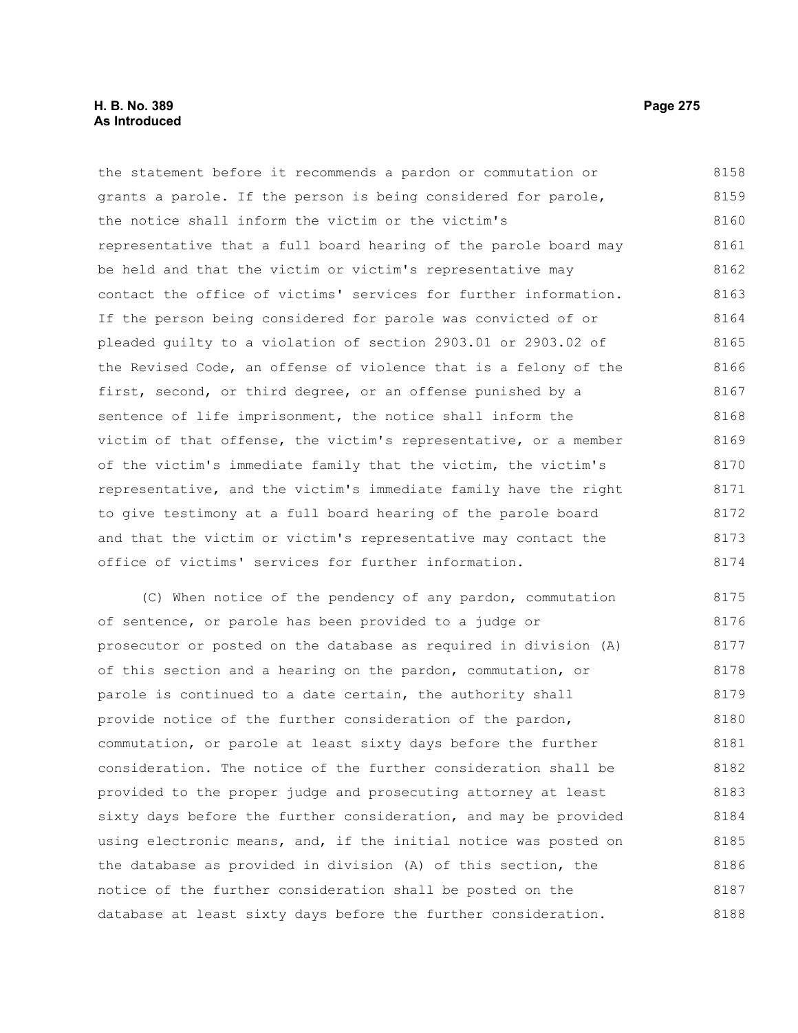the statement before it recommends a pardon or commutation or grants a parole. If the person is being considered for parole, the notice shall inform the victim or the victim's representative that a full board hearing of the parole board may be held and that the victim or victim's representative may contact the office of victims' services for further information. If the person being considered for parole was convicted of or pleaded guilty to a violation of section 2903.01 or 2903.02 of the Revised Code, an offense of violence that is a felony of the first, second, or third degree, or an offense punished by a sentence of life imprisonment, the notice shall inform the victim of that offense, the victim's representative, or a member of the victim's immediate family that the victim, the victim's representative, and the victim's immediate family have the right to give testimony at a full board hearing of the parole board and that the victim or victim's representative may contact the office of victims' services for further information.

(C) When notice of the pendency of any pardon, commutation of sentence, or parole has been provided to a judge or prosecutor or posted on the database as required in division (A) of this section and a hearing on the pardon, commutation, or parole is continued to a date certain, the authority shall provide notice of the further consideration of the pardon, commutation, or parole at least sixty days before the further consideration. The notice of the further consideration shall be provided to the proper judge and prosecuting attorney at least sixty days before the further consideration, and may be provided using electronic means, and, if the initial notice was posted on the database as provided in division (A) of this section, the notice of the further consideration shall be posted on the database at least sixty days before the further consideration.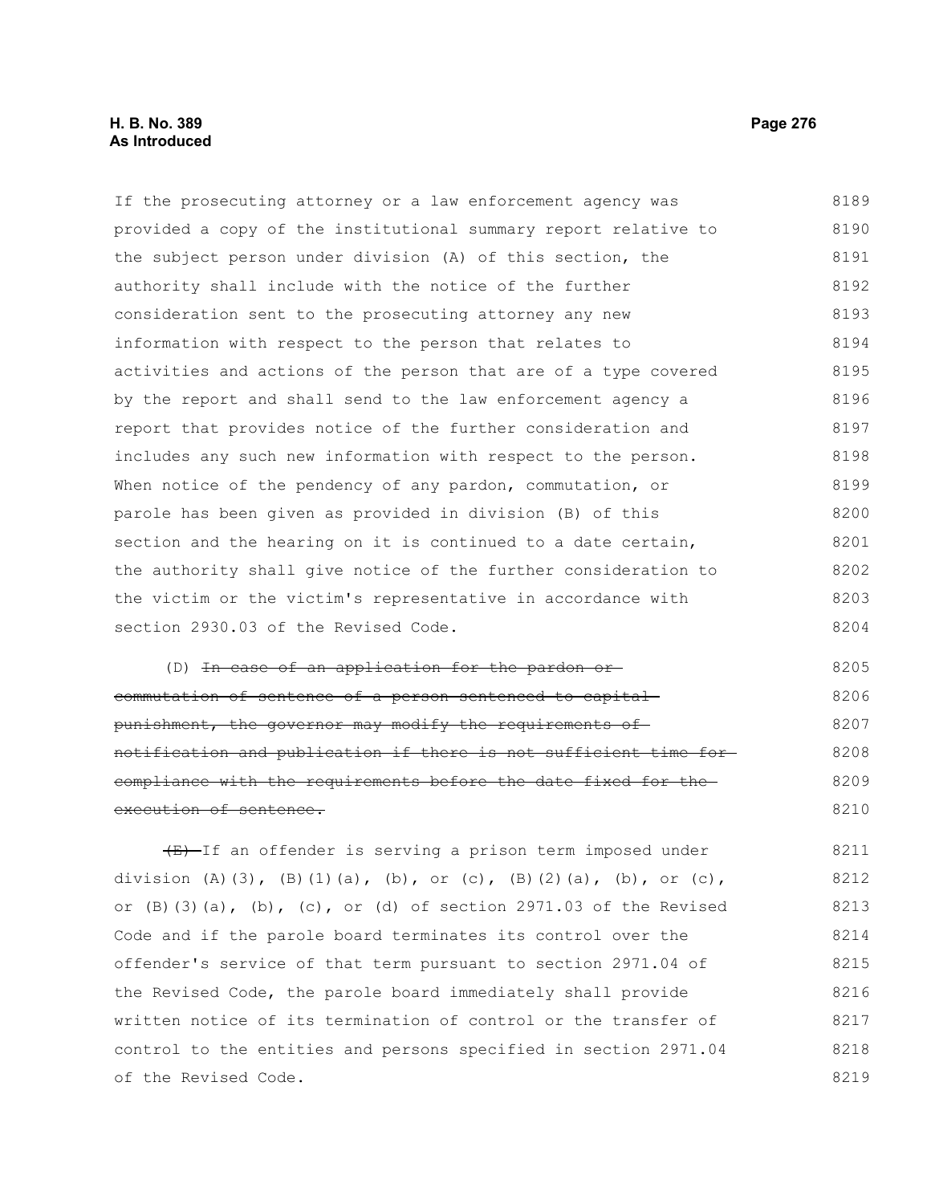If the prosecuting attorney or a law enforcement agency was provided a copy of the institutional summary report relative to the subject person under division (A) of this section, the authority shall include with the notice of the further consideration sent to the prosecuting attorney any new information with respect to the person that relates to activities and actions of the person that are of a type covered by the report and shall send to the law enforcement agency a report that provides notice of the further consideration and includes any such new information with respect to the person. When notice of the pendency of any pardon, commutation, or parole has been given as provided in division (B) of this section and the hearing on it is continued to a date certain, the authority shall give notice of the further consideration to the victim or the victim's representative in accordance with section 2930.03 of the Revised Code.

(D) ~~In case of an application for the pardon or commutation of sentence of a person sentenced to capital punishment, the governor may modify the requirements of notification and publication if there is not sufficient time for compliance with the requirements before the date fixed for the execution of sentence.~~

~~(E)~~ If an offender is serving a prison term imposed under division (A)(3), (B)(1)(a), (b), or (c), (B)(2)(a), (b), or (c), or (B)(3)(a), (b), (c), or (d) of section 2971.03 of the Revised Code and if the parole board terminates its control over the offender's service of that term pursuant to section 2971.04 of the Revised Code, the parole board immediately shall provide written notice of its termination of control or the transfer of control to the entities and persons specified in section 2971.04 of the Revised Code.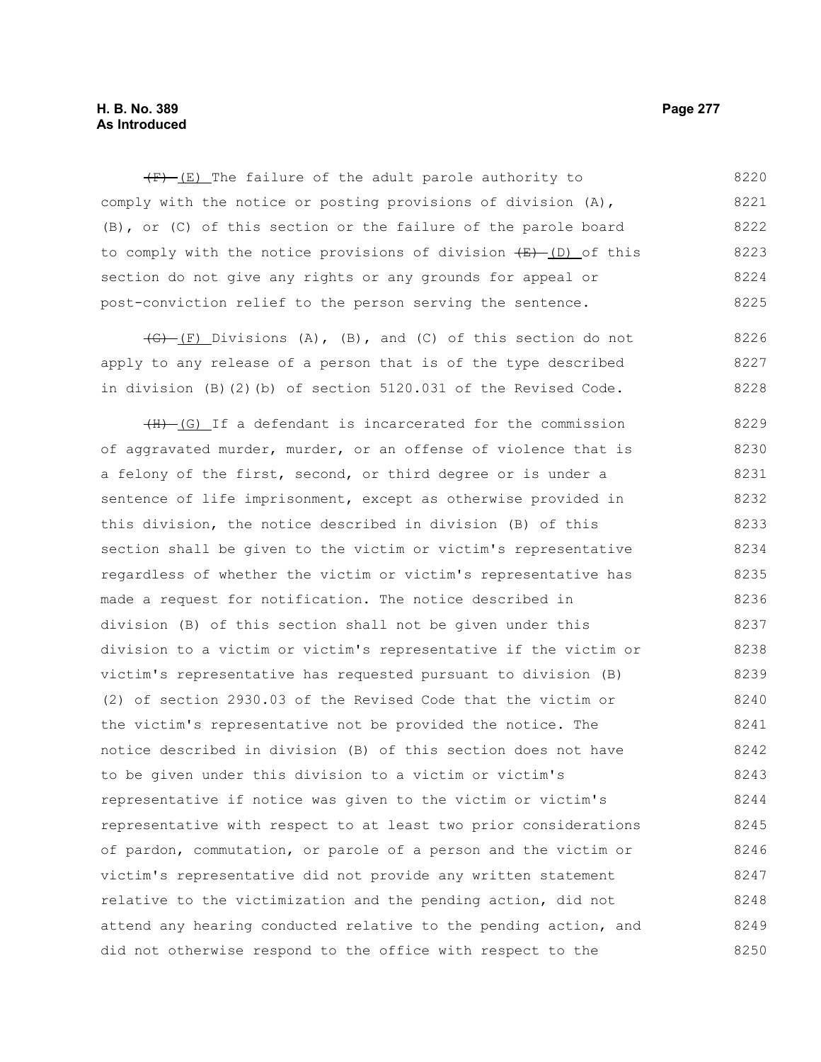~~(F)~~ (E) The failure of the adult parole authority to comply with the notice or posting provisions of division (A), (B), or (C) of this section or the failure of the parole board to comply with the notice provisions of division ~~(E)~~ (D) of this section do not give any rights or any grounds for appeal or post-conviction relief to the person serving the sentence.

~~(G)~~ (F) Divisions (A), (B), and (C) of this section do not apply to any release of a person that is of the type described in division (B)(2)(b) of section 5120.031 of the Revised Code.

~~(H)~~ (G) If a defendant is incarcerated for the commission of aggravated murder, murder, or an offense of violence that is a felony of the first, second, or third degree or is under a sentence of life imprisonment, except as otherwise provided in this division, the notice described in division (B) of this section shall be given to the victim or victim's representative regardless of whether the victim or victim's representative has made a request for notification. The notice described in division (B) of this section shall not be given under this division to a victim or victim's representative if the victim or victim's representative has requested pursuant to division (B)(2) of section 2930.03 of the Revised Code that the victim or the victim's representative not be provided the notice. The notice described in division (B) of this section does not have to be given under this division to a victim or victim's representative if notice was given to the victim or victim's representative with respect to at least two prior considerations of pardon, commutation, or parole of a person and the victim or victim's representative did not provide any written statement relative to the victimization and the pending action, did not attend any hearing conducted relative to the pending action, and did not otherwise respond to the office with respect to the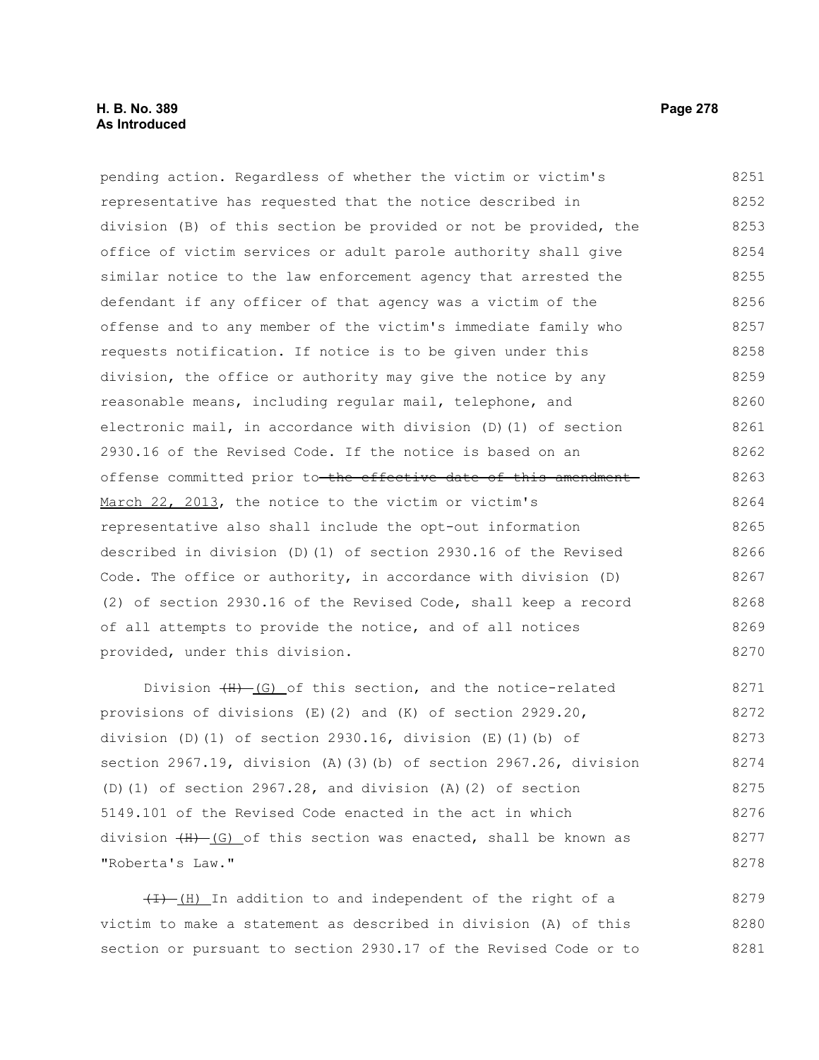pending action. Regardless of whether the victim or victim's representative has requested that the notice described in division (B) of this section be provided or not be provided, the office of victim services or adult parole authority shall give similar notice to the law enforcement agency that arrested the defendant if any officer of that agency was a victim of the offense and to any member of the victim's immediate family who requests notification. If notice is to be given under this division, the office or authority may give the notice by any reasonable means, including regular mail, telephone, and electronic mail, in accordance with division (D)(1) of section 2930.16 of the Revised Code. If the notice is based on an offense committed prior to ~~the effective date of this amendment~~ March 22, 2013, the notice to the victim or victim's representative also shall include the opt-out information described in division (D)(1) of section 2930.16 of the Revised Code. The office or authority, in accordance with division (D)(2) of section 2930.16 of the Revised Code, shall keep a record of all attempts to provide the notice, and of all notices provided, under this division.

Division ~~(H)~~ (G) of this section, and the notice-related provisions of divisions (E)(2) and (K) of section 2929.20, division (D)(1) of section 2930.16, division (E)(1)(b) of section 2967.19, division (A)(3)(b) of section 2967.26, division (D)(1) of section 2967.28, and division (A)(2) of section 5149.101 of the Revised Code enacted in the act in which division ~~(H)~~ (G) of this section was enacted, shall be known as "Roberta's Law."

~~(I)~~ (H) In addition to and independent of the right of a victim to make a statement as described in division (A) of this section or pursuant to section 2930.17 of the Revised Code or to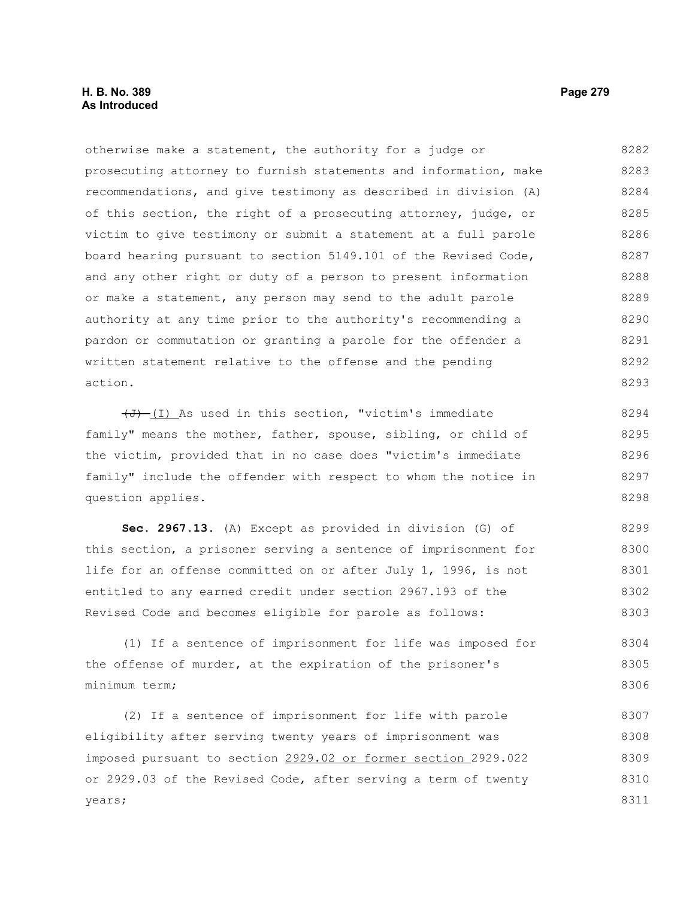otherwise make a statement, the authority for a judge or prosecuting attorney to furnish statements and information, make recommendations, and give testimony as described in division (A) of this section, the right of a prosecuting attorney, judge, or victim to give testimony or submit a statement at a full parole board hearing pursuant to section 5149.101 of the Revised Code, and any other right or duty of a person to present information or make a statement, any person may send to the adult parole authority at any time prior to the authority's recommending a pardon or commutation or granting a parole for the offender a written statement relative to the offense and the pending action.

~~(J)~~ (I) As used in this section, "victim's immediate family" means the mother, father, spouse, sibling, or child of the victim, provided that in no case does "victim's immediate family" include the offender with respect to whom the notice in question applies.

**Sec. 2967.13.** (A) Except as provided in division (G) of this section, a prisoner serving a sentence of imprisonment for life for an offense committed on or after July 1, 1996, is not entitled to any earned credit under section 2967.193 of the Revised Code and becomes eligible for parole as follows:

(1) If a sentence of imprisonment for life was imposed for the offense of murder, at the expiration of the prisoner's minimum term;

(2) If a sentence of imprisonment for life with parole eligibility after serving twenty years of imprisonment was imposed pursuant to section 2929.02 or former section 2929.022 or 2929.03 of the Revised Code, after serving a term of twenty years;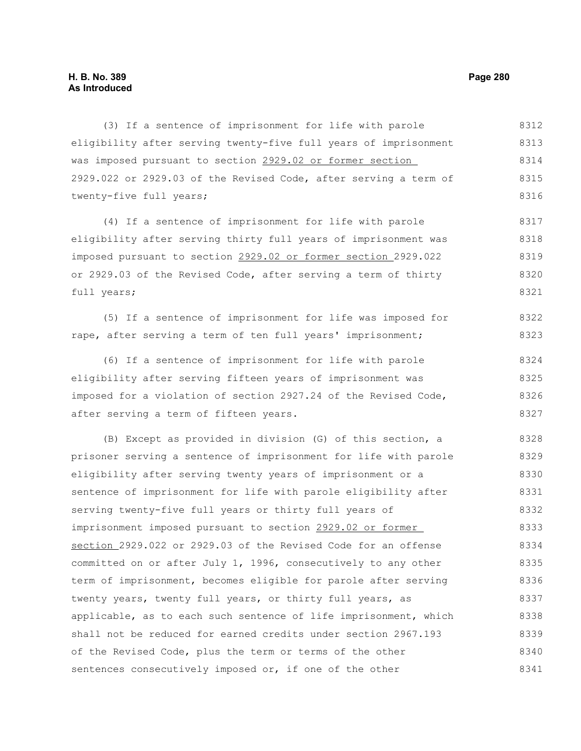(3) If a sentence of imprisonment for life with parole eligibility after serving twenty-five full years of imprisonment was imposed pursuant to section 2929.02 or former section 2929.022 or 2929.03 of the Revised Code, after serving a term of twenty-five full years;

(4) If a sentence of imprisonment for life with parole eligibility after serving thirty full years of imprisonment was imposed pursuant to section 2929.02 or former section 2929.022 or 2929.03 of the Revised Code, after serving a term of thirty full years;

(5) If a sentence of imprisonment for life was imposed for rape, after serving a term of ten full years' imprisonment;

(6) If a sentence of imprisonment for life with parole eligibility after serving fifteen years of imprisonment was imposed for a violation of section 2927.24 of the Revised Code, after serving a term of fifteen years.

(B) Except as provided in division (G) of this section, a prisoner serving a sentence of imprisonment for life with parole eligibility after serving twenty years of imprisonment or a sentence of imprisonment for life with parole eligibility after serving twenty-five full years or thirty full years of imprisonment imposed pursuant to section 2929.02 or former section 2929.022 or 2929.03 of the Revised Code for an offense committed on or after July 1, 1996, consecutively to any other term of imprisonment, becomes eligible for parole after serving twenty years, twenty full years, or thirty full years, as applicable, as to each such sentence of life imprisonment, which shall not be reduced for earned credits under section 2967.193 of the Revised Code, plus the term or terms of the other sentences consecutively imposed or, if one of the other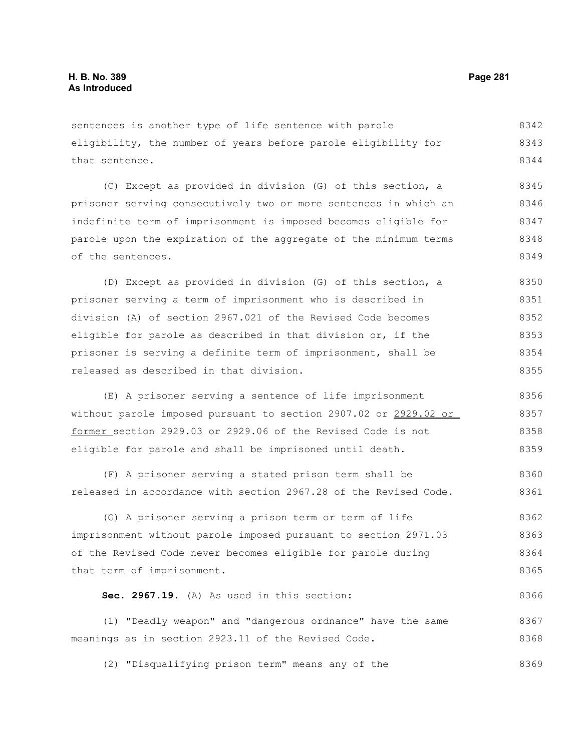sentences is another type of life sentence with parole eligibility, the number of years before parole eligibility for that sentence.

(C) Except as provided in division (G) of this section, a prisoner serving consecutively two or more sentences in which an indefinite term of imprisonment is imposed becomes eligible for parole upon the expiration of the aggregate of the minimum terms of the sentences.

(D) Except as provided in division (G) of this section, a prisoner serving a term of imprisonment who is described in division (A) of section 2967.021 of the Revised Code becomes eligible for parole as described in that division or, if the prisoner is serving a definite term of imprisonment, shall be released as described in that division.

(E) A prisoner serving a sentence of life imprisonment without parole imposed pursuant to section 2907.02 or 2929.02 or former section 2929.03 or 2929.06 of the Revised Code is not eligible for parole and shall be imprisoned until death.

(F) A prisoner serving a stated prison term shall be released in accordance with section 2967.28 of the Revised Code.

(G) A prisoner serving a prison term or term of life imprisonment without parole imposed pursuant to section 2971.03 of the Revised Code never becomes eligible for parole during that term of imprisonment.

**Sec. 2967.19.** (A) As used in this section:

(1) "Deadly weapon" and "dangerous ordnance" have the same meanings as in section 2923.11 of the Revised Code.

(2) "Disqualifying prison term" means any of the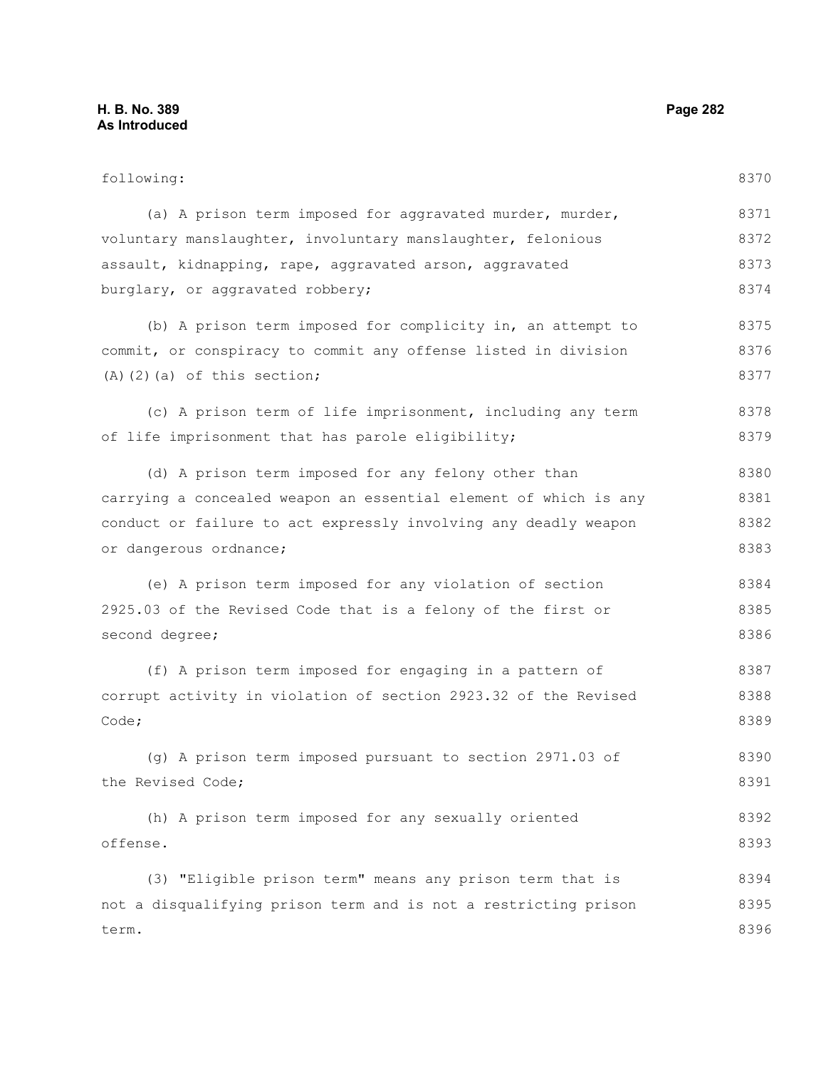following:

(a) A prison term imposed for aggravated murder, murder, voluntary manslaughter, involuntary manslaughter, felonious assault, kidnapping, rape, aggravated arson, aggravated burglary, or aggravated robbery;

(b) A prison term imposed for complicity in, an attempt to commit, or conspiracy to commit any offense listed in division (A)(2)(a) of this section;

(c) A prison term of life imprisonment, including any term of life imprisonment that has parole eligibility;

(d) A prison term imposed for any felony other than carrying a concealed weapon an essential element of which is any conduct or failure to act expressly involving any deadly weapon or dangerous ordnance;

(e) A prison term imposed for any violation of section 2925.03 of the Revised Code that is a felony of the first or second degree;

(f) A prison term imposed for engaging in a pattern of corrupt activity in violation of section 2923.32 of the Revised Code;

(g) A prison term imposed pursuant to section 2971.03 of the Revised Code;

(h) A prison term imposed for any sexually oriented offense.

(3) "Eligible prison term" means any prison term that is not a disqualifying prison term and is not a restricting prison term.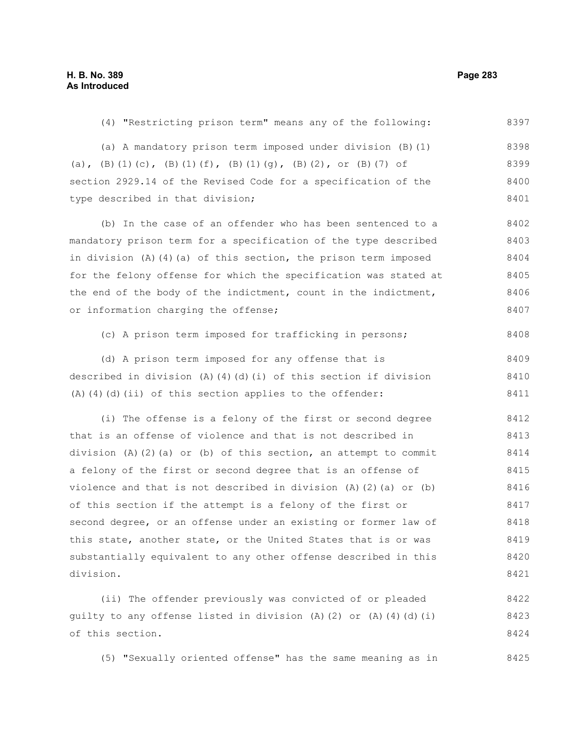(4) "Restricting prison term" means any of the following:

(a) A mandatory prison term imposed under division (B)(1)(a), (B)(1)(c), (B)(1)(f), (B)(1)(g), (B)(2), or (B)(7) of section 2929.14 of the Revised Code for a specification of the type described in that division;

(b) In the case of an offender who has been sentenced to a mandatory prison term for a specification of the type described in division (A)(4)(a) of this section, the prison term imposed for the felony offense for which the specification was stated at the end of the body of the indictment, count in the indictment, or information charging the offense;

(c) A prison term imposed for trafficking in persons;

(d) A prison term imposed for any offense that is described in division (A)(4)(d)(i) of this section if division (A)(4)(d)(ii) of this section applies to the offender:

(i) The offense is a felony of the first or second degree that is an offense of violence and that is not described in division (A)(2)(a) or (b) of this section, an attempt to commit a felony of the first or second degree that is an offense of violence and that is not described in division (A)(2)(a) or (b) of this section if the attempt is a felony of the first or second degree, or an offense under an existing or former law of this state, another state, or the United States that is or was substantially equivalent to any other offense described in this division.

(ii) The offender previously was convicted of or pleaded guilty to any offense listed in division (A)(2) or (A)(4)(d)(i) of this section.

(5) "Sexually oriented offense" has the same meaning as in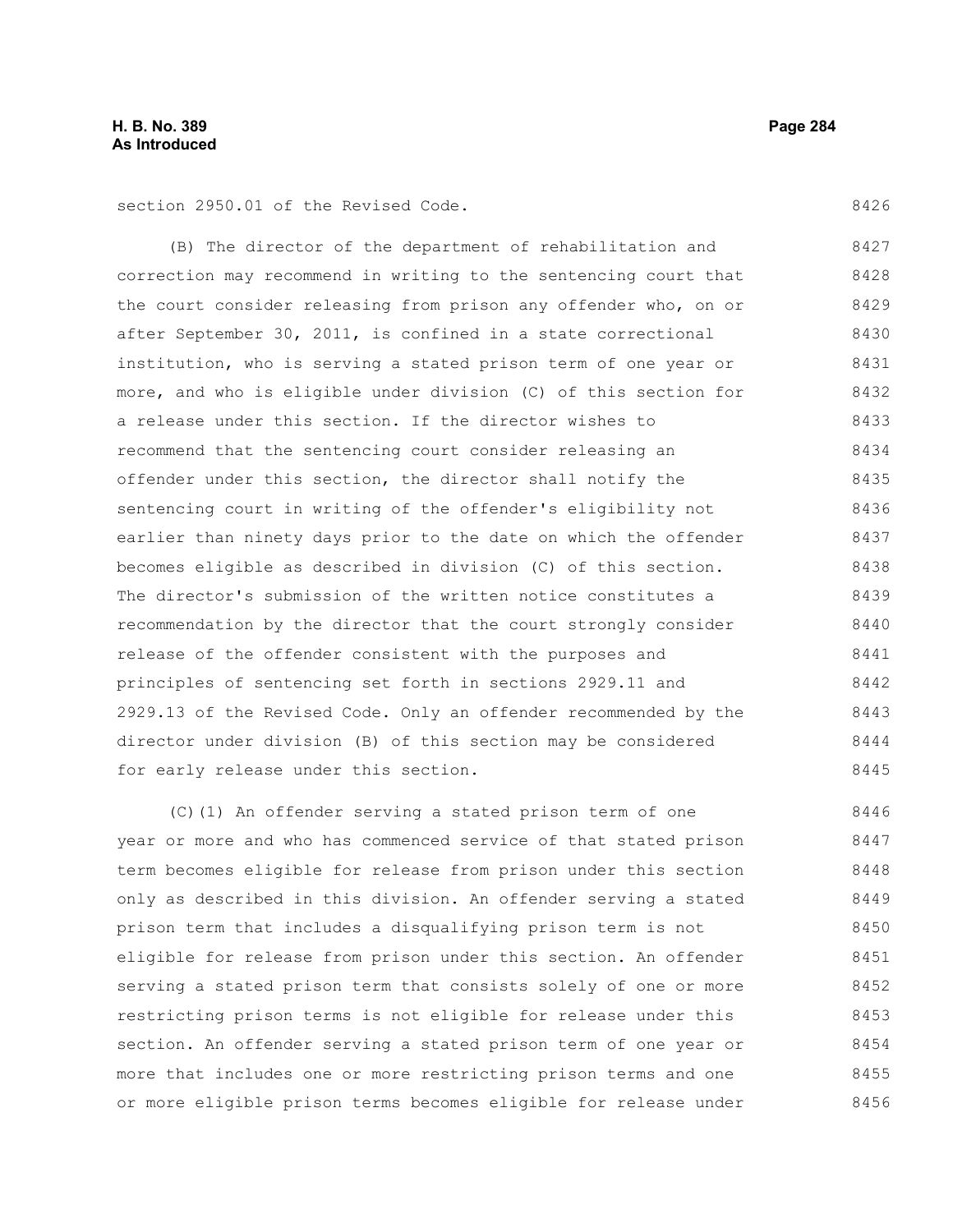section 2950.01 of the Revised Code.

(B) The director of the department of rehabilitation and correction may recommend in writing to the sentencing court that the court consider releasing from prison any offender who, on or after September 30, 2011, is confined in a state correctional institution, who is serving a stated prison term of one year or more, and who is eligible under division (C) of this section for a release under this section. If the director wishes to recommend that the sentencing court consider releasing an offender under this section, the director shall notify the sentencing court in writing of the offender's eligibility not earlier than ninety days prior to the date on which the offender becomes eligible as described in division (C) of this section. The director's submission of the written notice constitutes a recommendation by the director that the court strongly consider release of the offender consistent with the purposes and principles of sentencing set forth in sections 2929.11 and 2929.13 of the Revised Code. Only an offender recommended by the director under division (B) of this section may be considered for early release under this section.

(C)(1) An offender serving a stated prison term of one year or more and who has commenced service of that stated prison term becomes eligible for release from prison under this section only as described in this division. An offender serving a stated prison term that includes a disqualifying prison term is not eligible for release from prison under this section. An offender serving a stated prison term that consists solely of one or more restricting prison terms is not eligible for release under this section. An offender serving a stated prison term of one year or more that includes one or more restricting prison terms and one or more eligible prison terms becomes eligible for release under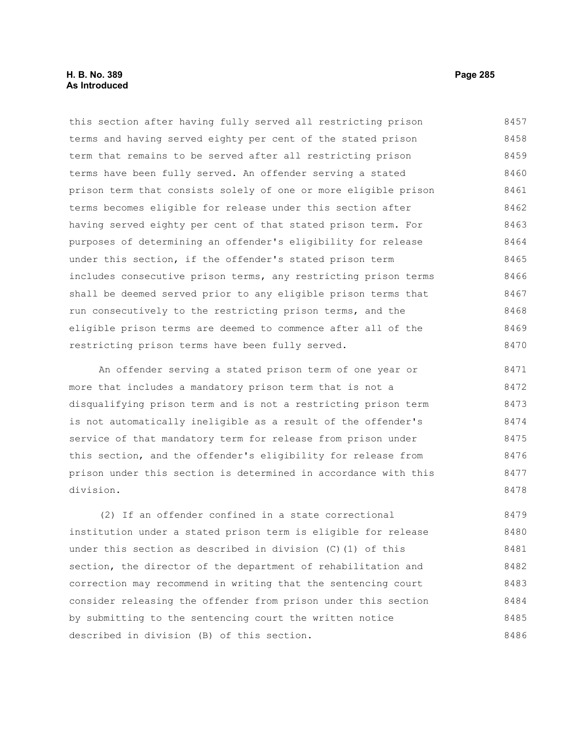this section after having fully served all restricting prison terms and having served eighty per cent of the stated prison term that remains to be served after all restricting prison terms have been fully served. An offender serving a stated prison term that consists solely of one or more eligible prison terms becomes eligible for release under this section after having served eighty per cent of that stated prison term. For purposes of determining an offender's eligibility for release under this section, if the offender's stated prison term includes consecutive prison terms, any restricting prison terms shall be deemed served prior to any eligible prison terms that run consecutively to the restricting prison terms, and the eligible prison terms are deemed to commence after all of the restricting prison terms have been fully served.

An offender serving a stated prison term of one year or more that includes a mandatory prison term that is not a disqualifying prison term and is not a restricting prison term is not automatically ineligible as a result of the offender's service of that mandatory term for release from prison under this section, and the offender's eligibility for release from prison under this section is determined in accordance with this division.

(2) If an offender confined in a state correctional institution under a stated prison term is eligible for release under this section as described in division (C)(1) of this section, the director of the department of rehabilitation and correction may recommend in writing that the sentencing court consider releasing the offender from prison under this section by submitting to the sentencing court the written notice described in division (B) of this section.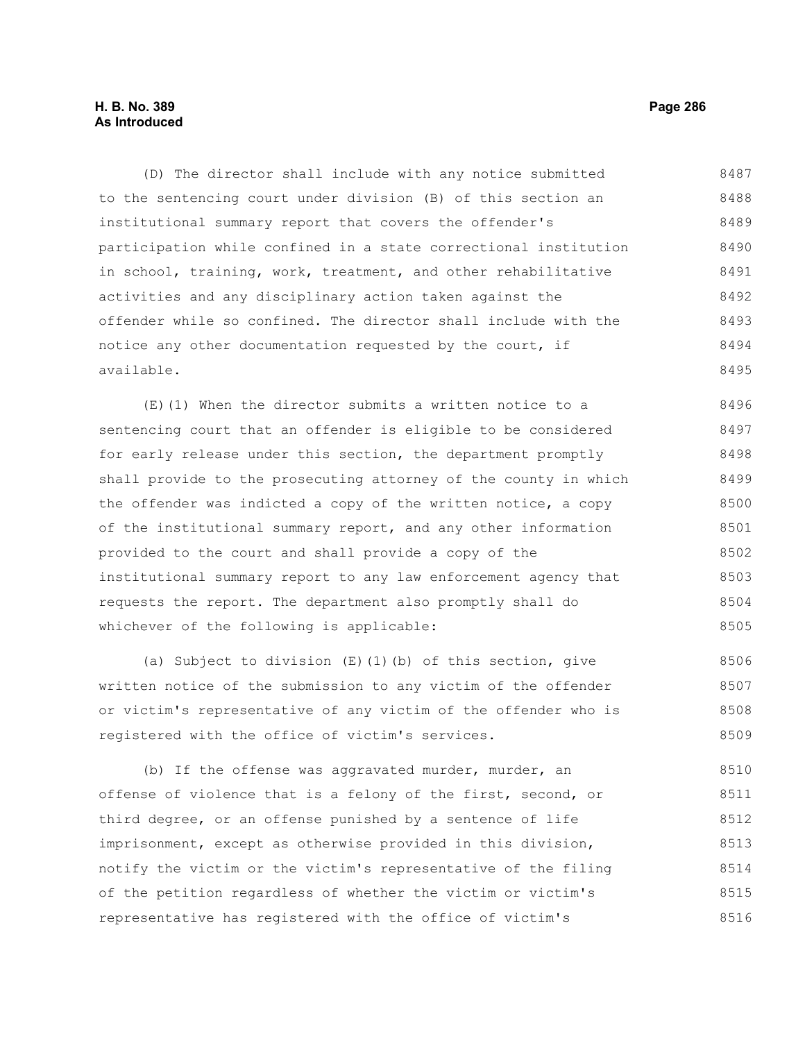(D) The director shall include with any notice submitted to the sentencing court under division (B) of this section an institutional summary report that covers the offender's participation while confined in a state correctional institution in school, training, work, treatment, and other rehabilitative activities and any disciplinary action taken against the offender while so confined. The director shall include with the notice any other documentation requested by the court, if available.

(E)(1) When the director submits a written notice to a sentencing court that an offender is eligible to be considered for early release under this section, the department promptly shall provide to the prosecuting attorney of the county in which the offender was indicted a copy of the written notice, a copy of the institutional summary report, and any other information provided to the court and shall provide a copy of the institutional summary report to any law enforcement agency that requests the report. The department also promptly shall do whichever of the following is applicable:

(a) Subject to division (E)(1)(b) of this section, give written notice of the submission to any victim of the offender or victim's representative of any victim of the offender who is registered with the office of victim's services.

(b) If the offense was aggravated murder, murder, an offense of violence that is a felony of the first, second, or third degree, or an offense punished by a sentence of life imprisonment, except as otherwise provided in this division, notify the victim or the victim's representative of the filing of the petition regardless of whether the victim or victim's representative has registered with the office of victim's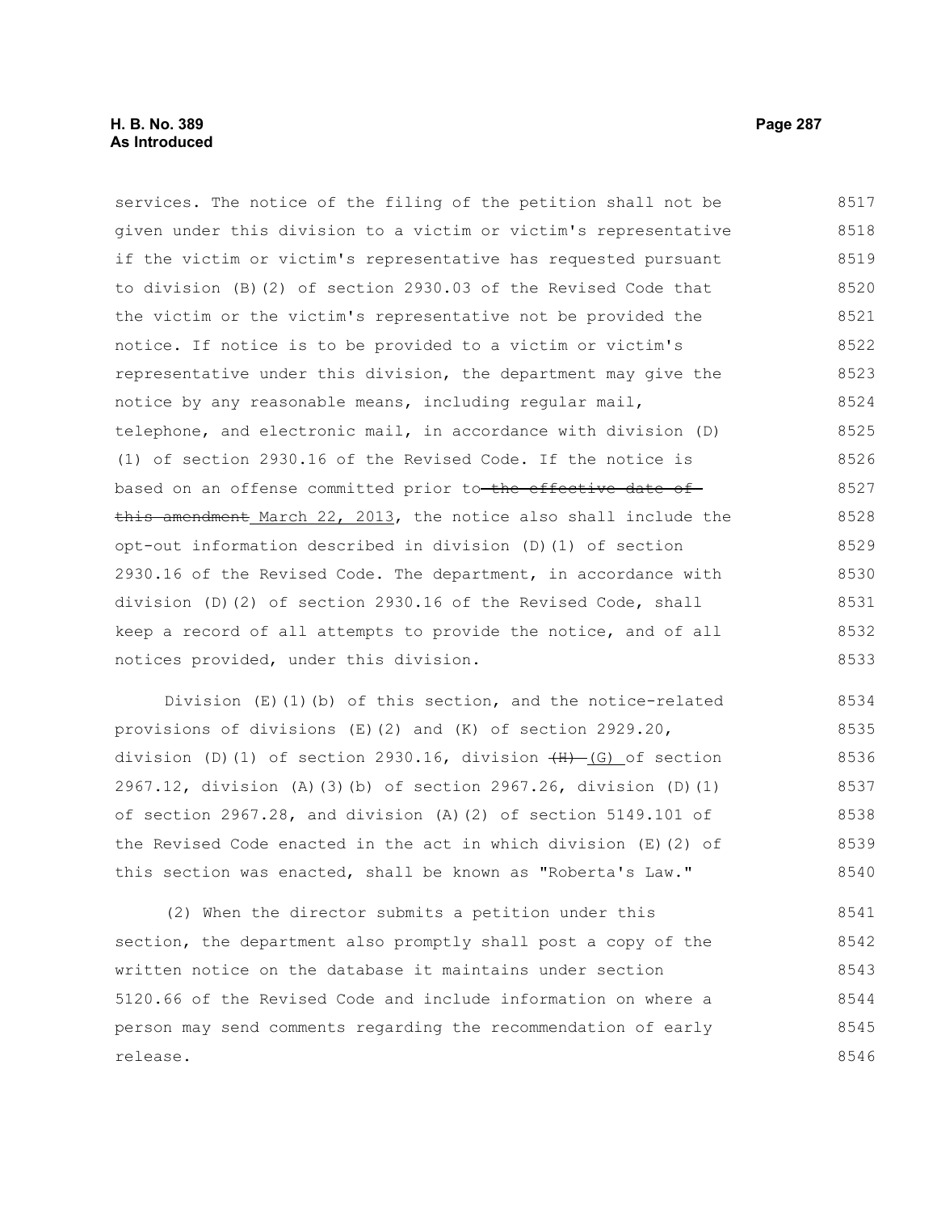services. The notice of the filing of the petition shall not be given under this division to a victim or victim's representative if the victim or victim's representative has requested pursuant to division (B)(2) of section 2930.03 of the Revised Code that the victim or the victim's representative not be provided the notice. If notice is to be provided to a victim or victim's representative under this division, the department may give the notice by any reasonable means, including regular mail, telephone, and electronic mail, in accordance with division (D)(1) of section 2930.16 of the Revised Code. If the notice is based on an offense committed prior to ~~the effective date of this amendment~~ March 22, 2013, the notice also shall include the opt-out information described in division (D)(1) of section 2930.16 of the Revised Code. The department, in accordance with division (D)(2) of section 2930.16 of the Revised Code, shall keep a record of all attempts to provide the notice, and of all notices provided, under this division.

Division (E)(1)(b) of this section, and the notice-related provisions of divisions (E)(2) and (K) of section 2929.20, division (D)(1) of section 2930.16, division ~~(H)~~ (G) of section 2967.12, division (A)(3)(b) of section 2967.26, division (D)(1) of section 2967.28, and division (A)(2) of section 5149.101 of the Revised Code enacted in the act in which division (E)(2) of this section was enacted, shall be known as "Roberta's Law."

(2) When the director submits a petition under this section, the department also promptly shall post a copy of the written notice on the database it maintains under section 5120.66 of the Revised Code and include information on where a person may send comments regarding the recommendation of early release.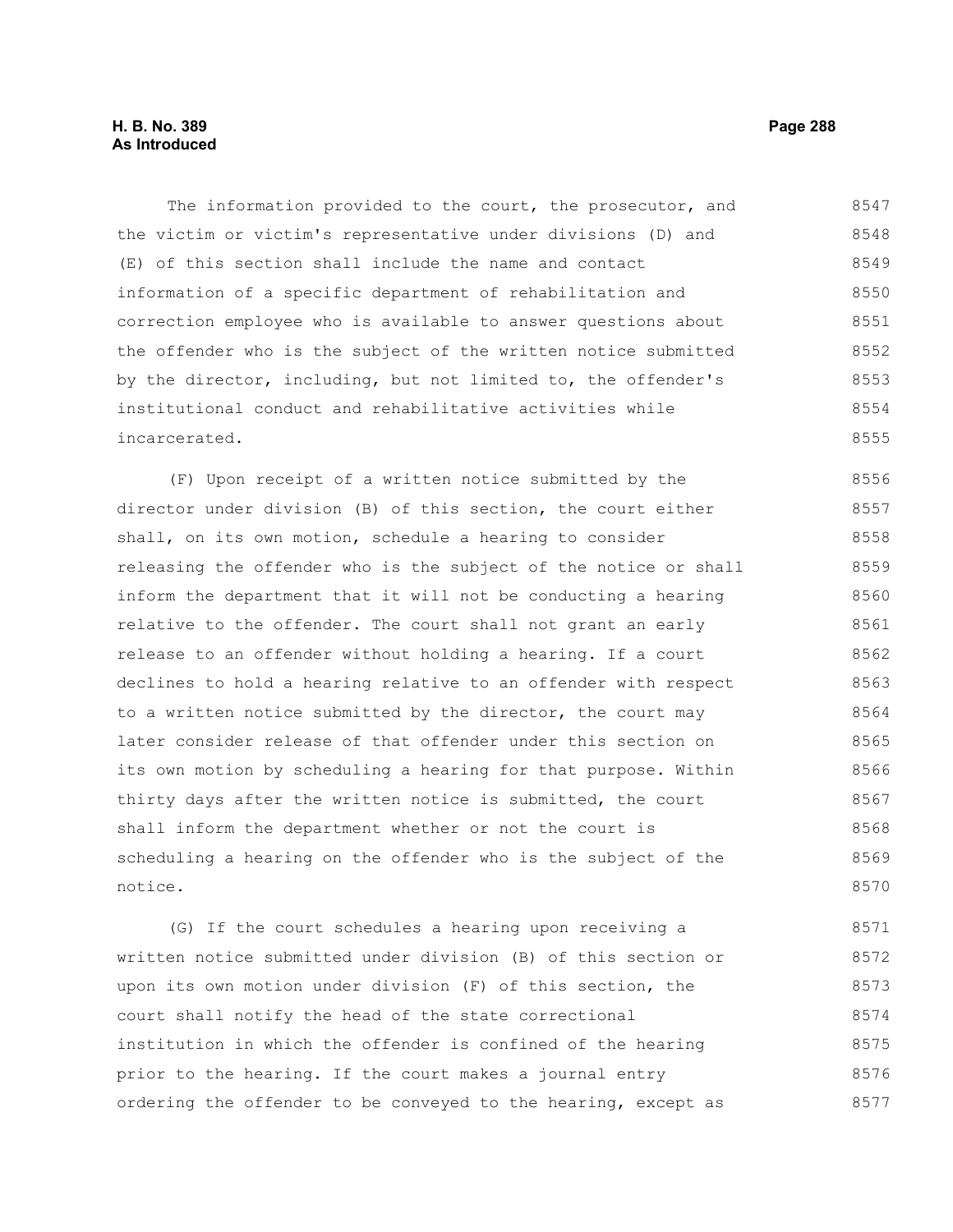The information provided to the court, the prosecutor, and the victim or victim's representative under divisions (D) and (E) of this section shall include the name and contact information of a specific department of rehabilitation and correction employee who is available to answer questions about the offender who is the subject of the written notice submitted by the director, including, but not limited to, the offender's institutional conduct and rehabilitative activities while incarcerated.

(F) Upon receipt of a written notice submitted by the director under division (B) of this section, the court either shall, on its own motion, schedule a hearing to consider releasing the offender who is the subject of the notice or shall inform the department that it will not be conducting a hearing relative to the offender. The court shall not grant an early release to an offender without holding a hearing. If a court declines to hold a hearing relative to an offender with respect to a written notice submitted by the director, the court may later consider release of that offender under this section on its own motion by scheduling a hearing for that purpose. Within thirty days after the written notice is submitted, the court shall inform the department whether or not the court is scheduling a hearing on the offender who is the subject of the notice.

(G) If the court schedules a hearing upon receiving a written notice submitted under division (B) of this section or upon its own motion under division (F) of this section, the court shall notify the head of the state correctional institution in which the offender is confined of the hearing prior to the hearing. If the court makes a journal entry ordering the offender to be conveyed to the hearing, except as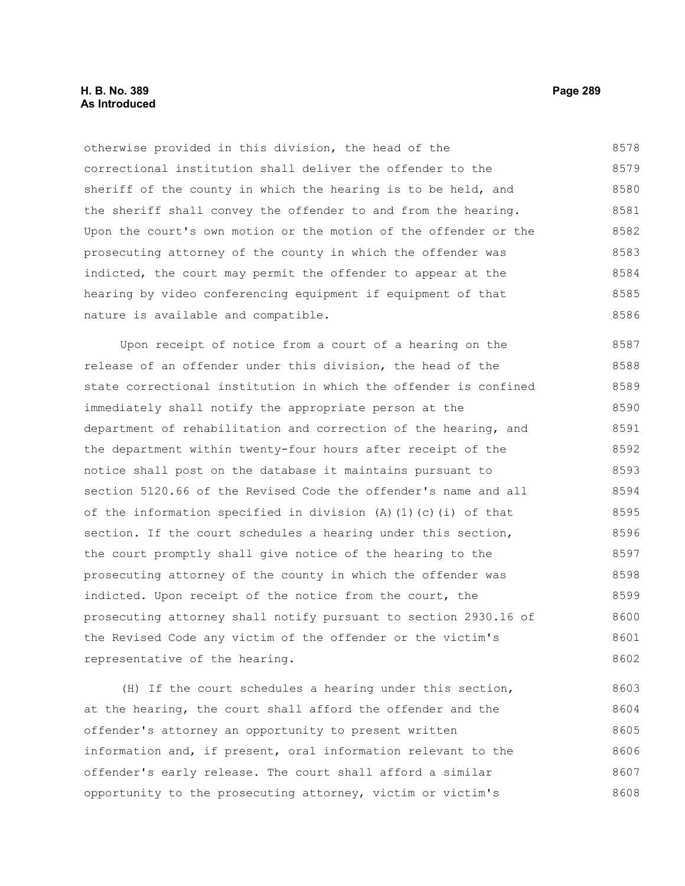otherwise provided in this division, the head of the correctional institution shall deliver the offender to the sheriff of the county in which the hearing is to be held, and the sheriff shall convey the offender to and from the hearing. Upon the court's own motion or the motion of the offender or the prosecuting attorney of the county in which the offender was indicted, the court may permit the offender to appear at the hearing by video conferencing equipment if equipment of that nature is available and compatible.

Upon receipt of notice from a court of a hearing on the release of an offender under this division, the head of the state correctional institution in which the offender is confined immediately shall notify the appropriate person at the department of rehabilitation and correction of the hearing, and the department within twenty-four hours after receipt of the notice shall post on the database it maintains pursuant to section 5120.66 of the Revised Code the offender's name and all of the information specified in division (A)(1)(c)(i) of that section. If the court schedules a hearing under this section, the court promptly shall give notice of the hearing to the prosecuting attorney of the county in which the offender was indicted. Upon receipt of the notice from the court, the prosecuting attorney shall notify pursuant to section 2930.16 of the Revised Code any victim of the offender or the victim's representative of the hearing.

(H) If the court schedules a hearing under this section, at the hearing, the court shall afford the offender and the offender's attorney an opportunity to present written information and, if present, oral information relevant to the offender's early release. The court shall afford a similar opportunity to the prosecuting attorney, victim or victim's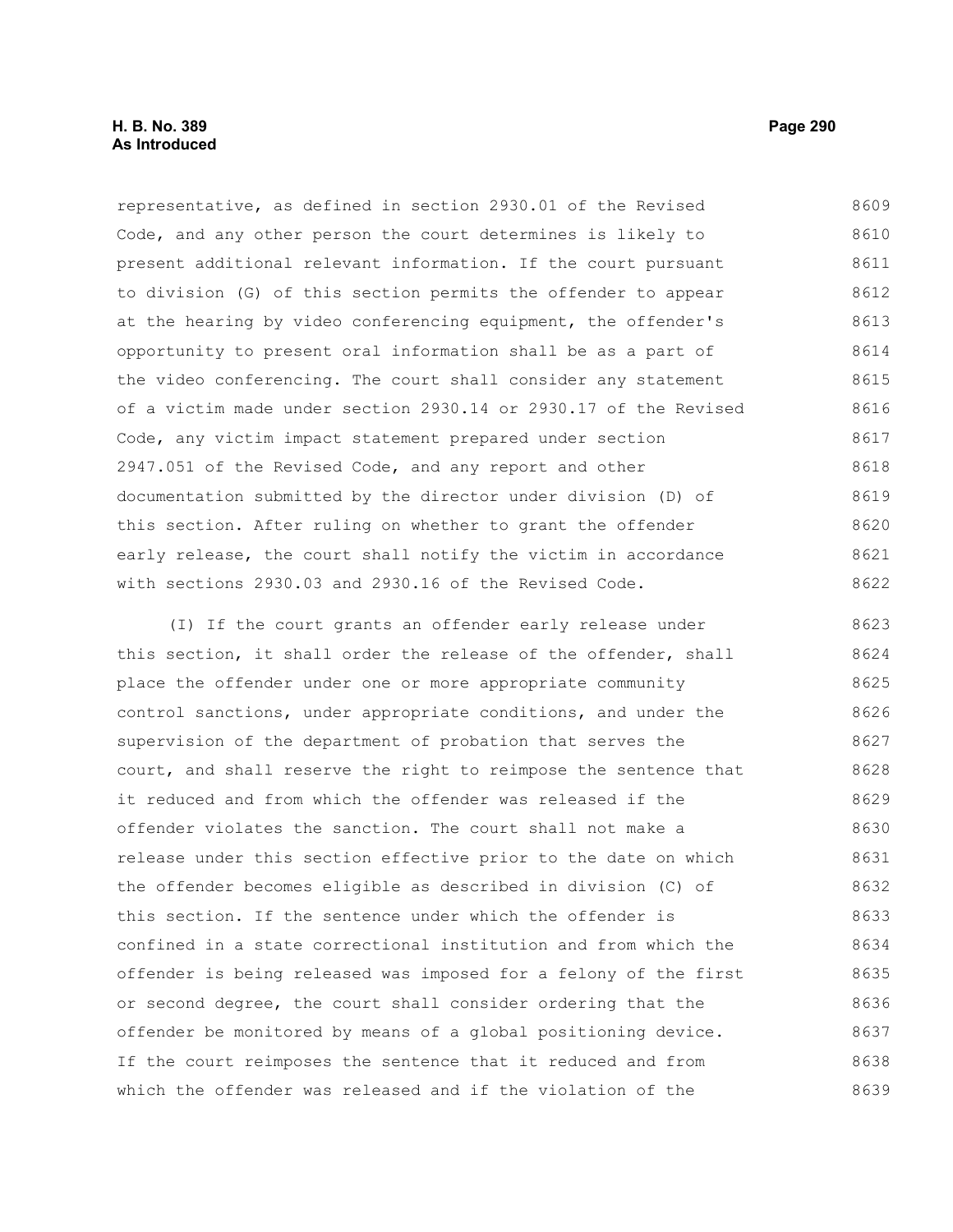representative, as defined in section 2930.01 of the Revised Code, and any other person the court determines is likely to present additional relevant information. If the court pursuant to division (G) of this section permits the offender to appear at the hearing by video conferencing equipment, the offender's opportunity to present oral information shall be as a part of the video conferencing. The court shall consider any statement of a victim made under section 2930.14 or 2930.17 of the Revised Code, any victim impact statement prepared under section 2947.051 of the Revised Code, and any report and other documentation submitted by the director under division (D) of this section. After ruling on whether to grant the offender early release, the court shall notify the victim in accordance with sections 2930.03 and 2930.16 of the Revised Code.

(I) If the court grants an offender early release under this section, it shall order the release of the offender, shall place the offender under one or more appropriate community control sanctions, under appropriate conditions, and under the supervision of the department of probation that serves the court, and shall reserve the right to reimpose the sentence that it reduced and from which the offender was released if the offender violates the sanction. The court shall not make a release under this section effective prior to the date on which the offender becomes eligible as described in division (C) of this section. If the sentence under which the offender is confined in a state correctional institution and from which the offender is being released was imposed for a felony of the first or second degree, the court shall consider ordering that the offender be monitored by means of a global positioning device. If the court reimposes the sentence that it reduced and from which the offender was released and if the violation of the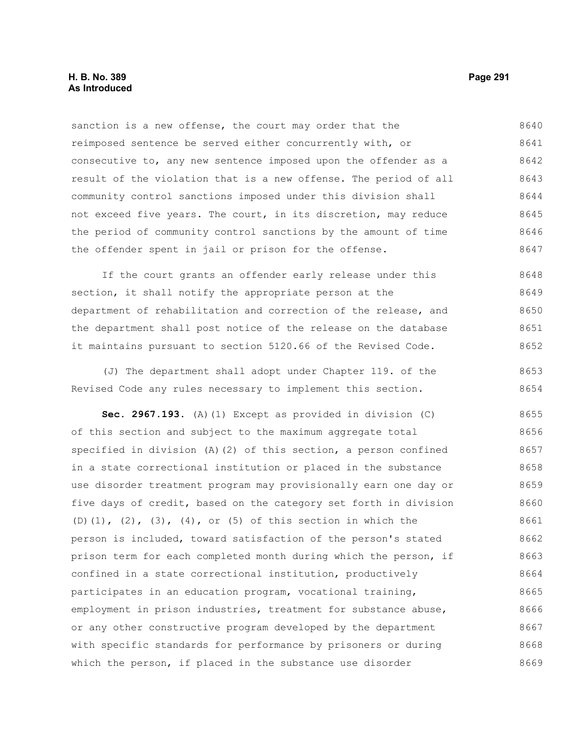sanction is a new offense, the court may order that the reimposed sentence be served either concurrently with, or consecutive to, any new sentence imposed upon the offender as a result of the violation that is a new offense. The period of all community control sanctions imposed under this division shall not exceed five years. The court, in its discretion, may reduce the period of community control sanctions by the amount of time the offender spent in jail or prison for the offense.

If the court grants an offender early release under this section, it shall notify the appropriate person at the department of rehabilitation and correction of the release, and the department shall post notice of the release on the database it maintains pursuant to section 5120.66 of the Revised Code.

(J) The department shall adopt under Chapter 119. of the Revised Code any rules necessary to implement this section.

**Sec. 2967.193.** (A)(1) Except as provided in division (C) of this section and subject to the maximum aggregate total specified in division (A)(2) of this section, a person confined in a state correctional institution or placed in the substance use disorder treatment program may provisionally earn one day or five days of credit, based on the category set forth in division (D)(1), (2), (3), (4), or (5) of this section in which the person is included, toward satisfaction of the person's stated prison term for each completed month during which the person, if confined in a state correctional institution, productively participates in an education program, vocational training, employment in prison industries, treatment for substance abuse, or any other constructive program developed by the department with specific standards for performance by prisoners or during which the person, if placed in the substance use disorder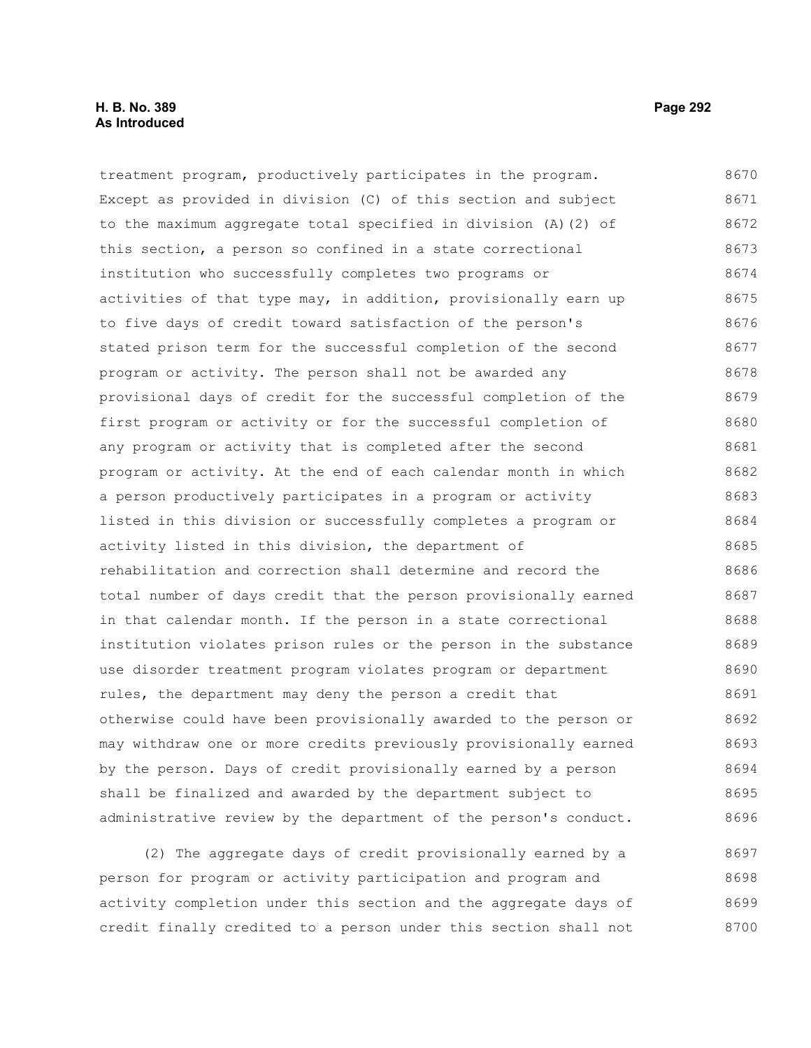treatment program, productively participates in the program. Except as provided in division (C) of this section and subject to the maximum aggregate total specified in division (A)(2) of this section, a person so confined in a state correctional institution who successfully completes two programs or activities of that type may, in addition, provisionally earn up to five days of credit toward satisfaction of the person's stated prison term for the successful completion of the second program or activity. The person shall not be awarded any provisional days of credit for the successful completion of the first program or activity or for the successful completion of any program or activity that is completed after the second program or activity. At the end of each calendar month in which a person productively participates in a program or activity listed in this division or successfully completes a program or activity listed in this division, the department of rehabilitation and correction shall determine and record the total number of days credit that the person provisionally earned in that calendar month. If the person in a state correctional institution violates prison rules or the person in the substance use disorder treatment program violates program or department rules, the department may deny the person a credit that otherwise could have been provisionally awarded to the person or may withdraw one or more credits previously provisionally earned by the person. Days of credit provisionally earned by a person shall be finalized and awarded by the department subject to administrative review by the department of the person's conduct.

(2) The aggregate days of credit provisionally earned by a person for program or activity participation and program and activity completion under this section and the aggregate days of credit finally credited to a person under this section shall not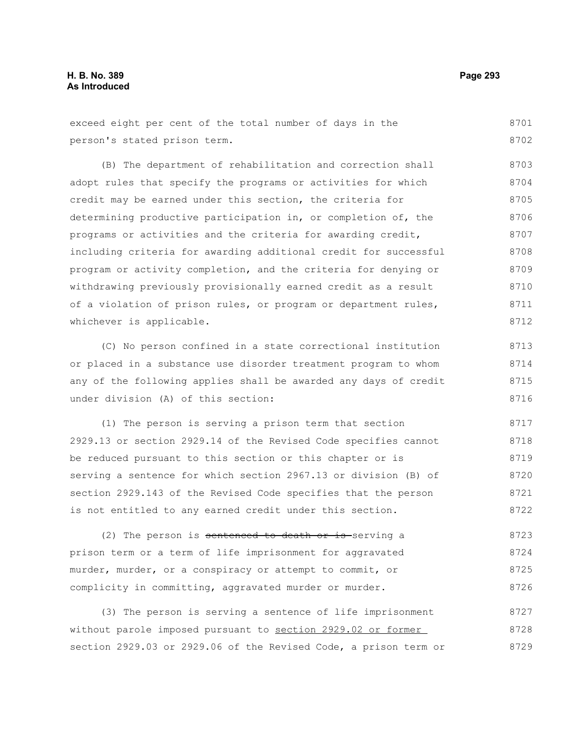exceed eight per cent of the total number of days in the person's stated prison term.

(B) The department of rehabilitation and correction shall adopt rules that specify the programs or activities for which credit may be earned under this section, the criteria for determining productive participation in, or completion of, the programs or activities and the criteria for awarding credit, including criteria for awarding additional credit for successful program or activity completion, and the criteria for denying or withdrawing previously provisionally earned credit as a result of a violation of prison rules, or program or department rules, whichever is applicable.

(C) No person confined in a state correctional institution or placed in a substance use disorder treatment program to whom any of the following applies shall be awarded any days of credit under division (A) of this section:

(1) The person is serving a prison term that section 2929.13 or section 2929.14 of the Revised Code specifies cannot be reduced pursuant to this section or this chapter or is serving a sentence for which section 2967.13 or division (B) of section 2929.143 of the Revised Code specifies that the person is not entitled to any earned credit under this section.

(2) The person is ~~sentenced to death or is~~ serving a prison term or a term of life imprisonment for aggravated murder, murder, or a conspiracy or attempt to commit, or complicity in committing, aggravated murder or murder.

(3) The person is serving a sentence of life imprisonment without parole imposed pursuant to <u>section 2929.02 or former</u> section 2929.03 or 2929.06 of the Revised Code, a prison term or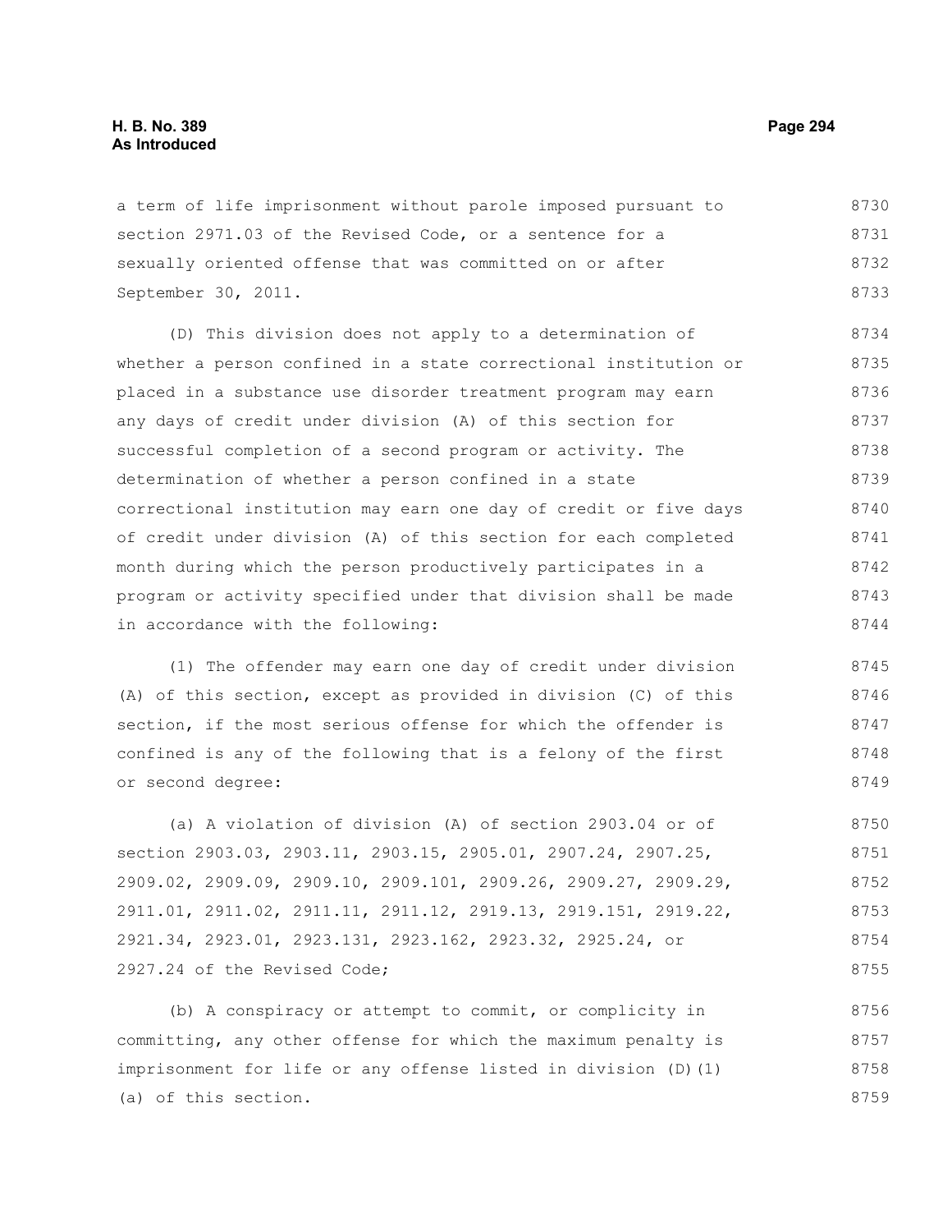a term of life imprisonment without parole imposed pursuant to section 2971.03 of the Revised Code, or a sentence for a sexually oriented offense that was committed on or after September 30, 2011.

(D) This division does not apply to a determination of whether a person confined in a state correctional institution or placed in a substance use disorder treatment program may earn any days of credit under division (A) of this section for successful completion of a second program or activity. The determination of whether a person confined in a state correctional institution may earn one day of credit or five days of credit under division (A) of this section for each completed month during which the person productively participates in a program or activity specified under that division shall be made in accordance with the following:

(1) The offender may earn one day of credit under division (A) of this section, except as provided in division (C) of this section, if the most serious offense for which the offender is confined is any of the following that is a felony of the first or second degree:

(a) A violation of division (A) of section 2903.04 or of section 2903.03, 2903.11, 2903.15, 2905.01, 2907.24, 2907.25, 2909.02, 2909.09, 2909.10, 2909.101, 2909.26, 2909.27, 2909.29, 2911.01, 2911.02, 2911.11, 2911.12, 2919.13, 2919.151, 2919.22, 2921.34, 2923.01, 2923.131, 2923.162, 2923.32, 2925.24, or 2927.24 of the Revised Code;

(b) A conspiracy or attempt to commit, or complicity in committing, any other offense for which the maximum penalty is imprisonment for life or any offense listed in division (D)(1)(a) of this section.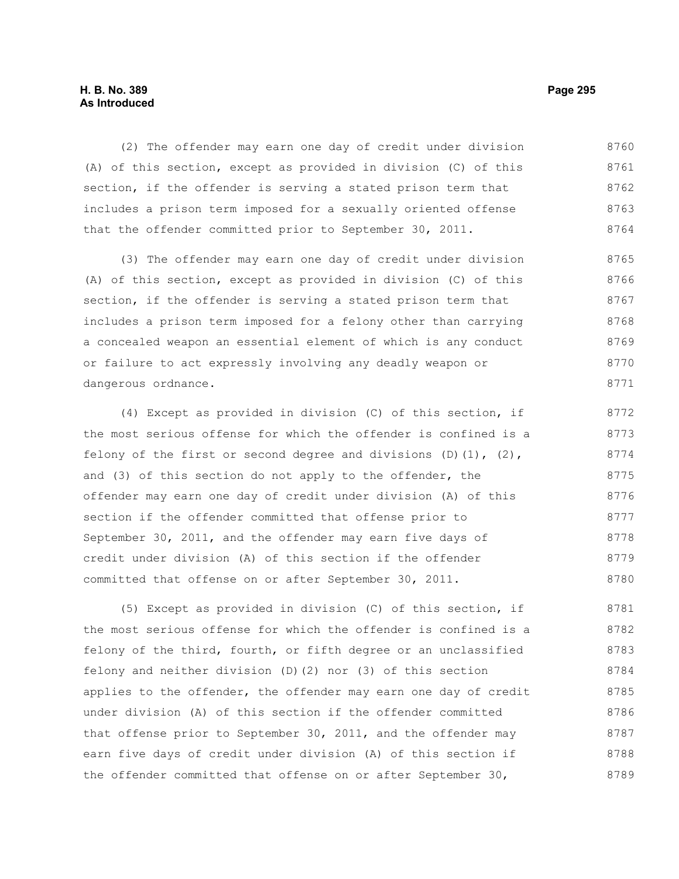(2) The offender may earn one day of credit under division (A) of this section, except as provided in division (C) of this section, if the offender is serving a stated prison term that includes a prison term imposed for a sexually oriented offense that the offender committed prior to September 30, 2011.

(3) The offender may earn one day of credit under division (A) of this section, except as provided in division (C) of this section, if the offender is serving a stated prison term that includes a prison term imposed for a felony other than carrying a concealed weapon an essential element of which is any conduct or failure to act expressly involving any deadly weapon or dangerous ordnance.

(4) Except as provided in division (C) of this section, if the most serious offense for which the offender is confined is a felony of the first or second degree and divisions (D)(1), (2), and (3) of this section do not apply to the offender, the offender may earn one day of credit under division (A) of this section if the offender committed that offense prior to September 30, 2011, and the offender may earn five days of credit under division (A) of this section if the offender committed that offense on or after September 30, 2011.

(5) Except as provided in division (C) of this section, if the most serious offense for which the offender is confined is a felony of the third, fourth, or fifth degree or an unclassified felony and neither division (D)(2) nor (3) of this section applies to the offender, the offender may earn one day of credit under division (A) of this section if the offender committed that offense prior to September 30, 2011, and the offender may earn five days of credit under division (A) of this section if the offender committed that offense on or after September 30,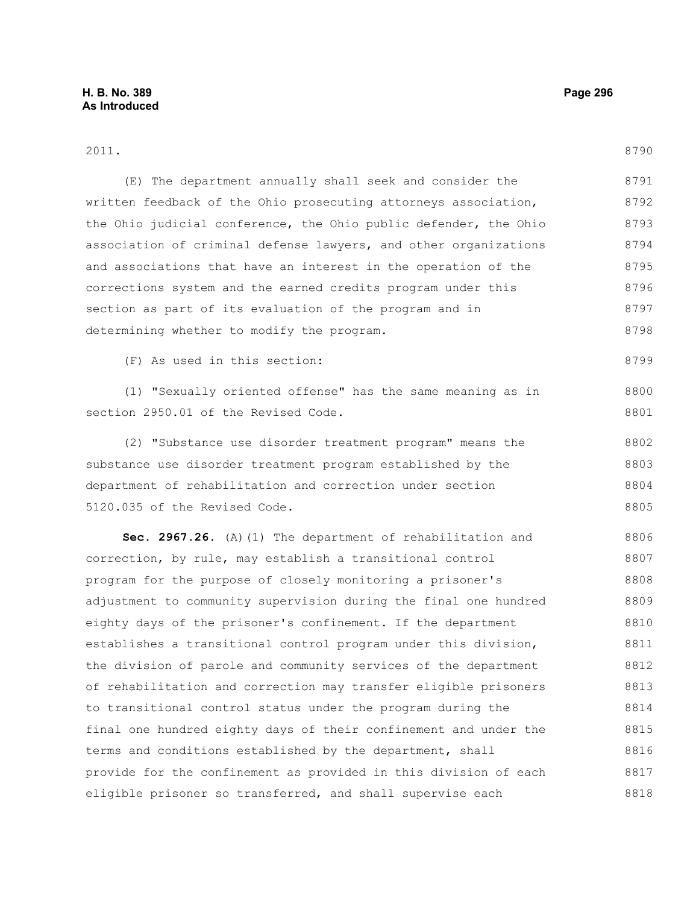2011.

(E) The department annually shall seek and consider the written feedback of the Ohio prosecuting attorneys association, the Ohio judicial conference, the Ohio public defender, the Ohio association of criminal defense lawyers, and other organizations and associations that have an interest in the operation of the corrections system and the earned credits program under this section as part of its evaluation of the program and in determining whether to modify the program.

(F) As used in this section:

(1) "Sexually oriented offense" has the same meaning as in section 2950.01 of the Revised Code.

(2) "Substance use disorder treatment program" means the substance use disorder treatment program established by the department of rehabilitation and correction under section 5120.035 of the Revised Code.

**Sec. 2967.26.** (A)(1) The department of rehabilitation and correction, by rule, may establish a transitional control program for the purpose of closely monitoring a prisoner's adjustment to community supervision during the final one hundred eighty days of the prisoner's confinement. If the department establishes a transitional control program under this division, the division of parole and community services of the department of rehabilitation and correction may transfer eligible prisoners to transitional control status under the program during the final one hundred eighty days of their confinement and under the terms and conditions established by the department, shall provide for the confinement as provided in this division of each eligible prisoner so transferred, and shall supervise each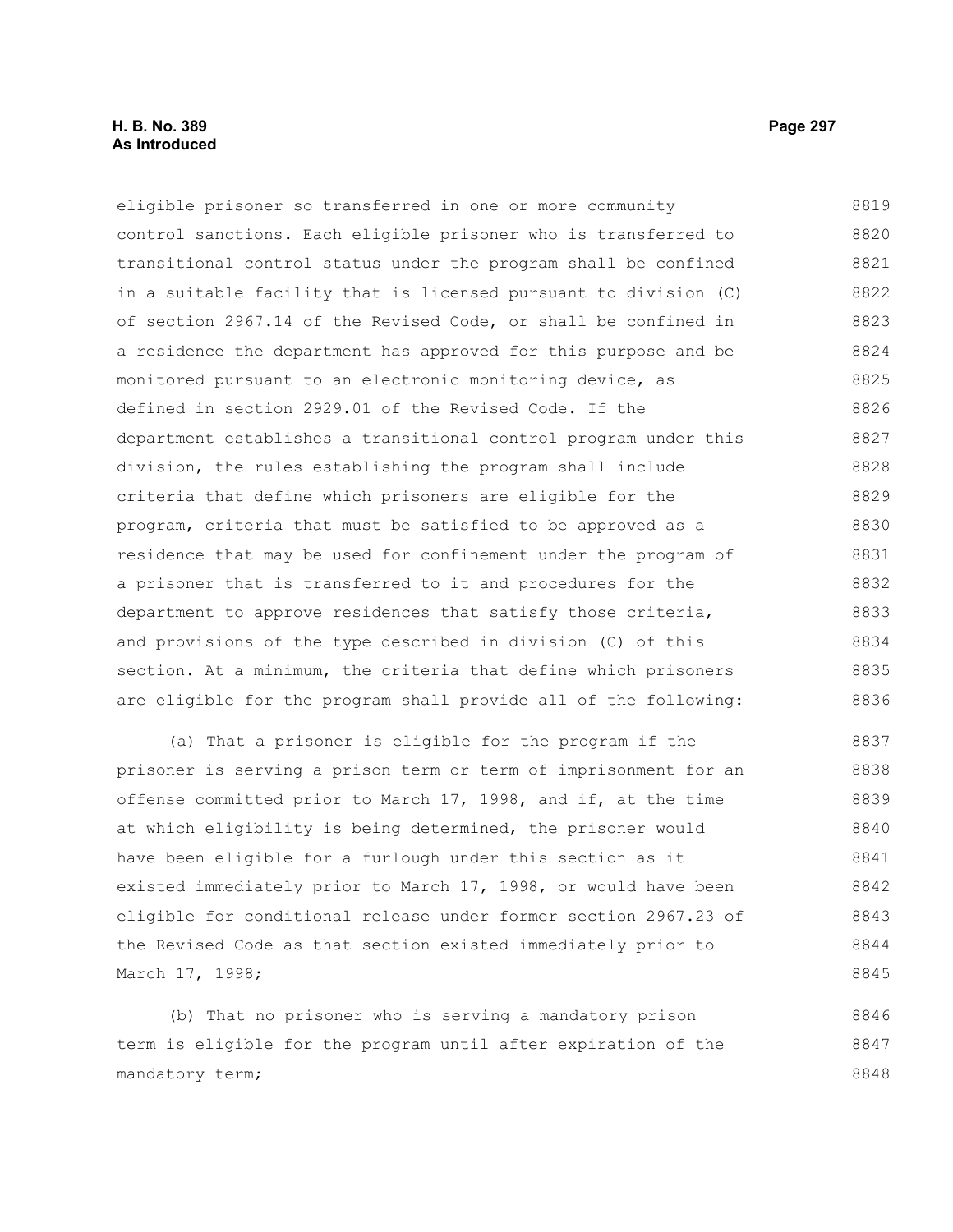eligible prisoner so transferred in one or more community control sanctions. Each eligible prisoner who is transferred to transitional control status under the program shall be confined in a suitable facility that is licensed pursuant to division (C) of section 2967.14 of the Revised Code, or shall be confined in a residence the department has approved for this purpose and be monitored pursuant to an electronic monitoring device, as defined in section 2929.01 of the Revised Code. If the department establishes a transitional control program under this division, the rules establishing the program shall include criteria that define which prisoners are eligible for the program, criteria that must be satisfied to be approved as a residence that may be used for confinement under the program of a prisoner that is transferred to it and procedures for the department to approve residences that satisfy those criteria, and provisions of the type described in division (C) of this section. At a minimum, the criteria that define which prisoners are eligible for the program shall provide all of the following:

(a) That a prisoner is eligible for the program if the prisoner is serving a prison term or term of imprisonment for an offense committed prior to March 17, 1998, and if, at the time at which eligibility is being determined, the prisoner would have been eligible for a furlough under this section as it existed immediately prior to March 17, 1998, or would have been eligible for conditional release under former section 2967.23 of the Revised Code as that section existed immediately prior to March 17, 1998;

(b) That no prisoner who is serving a mandatory prison term is eligible for the program until after expiration of the mandatory term;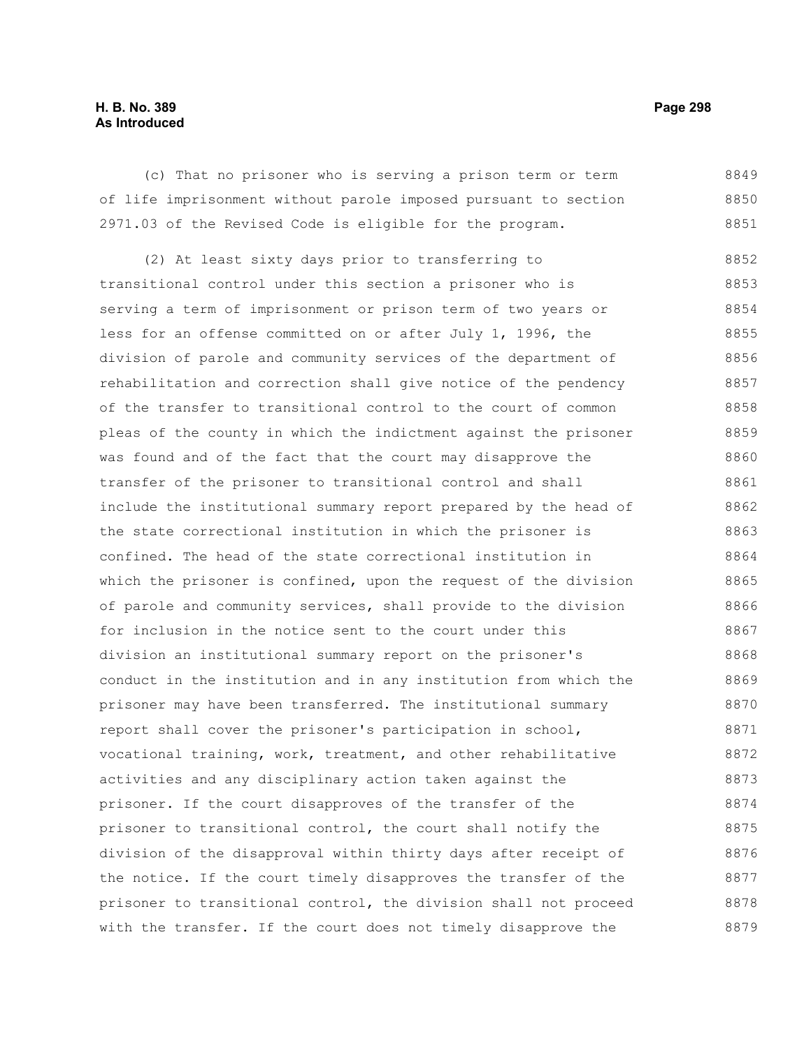(c) That no prisoner who is serving a prison term or term of life imprisonment without parole imposed pursuant to section 2971.03 of the Revised Code is eligible for the program.

(2) At least sixty days prior to transferring to transitional control under this section a prisoner who is serving a term of imprisonment or prison term of two years or less for an offense committed on or after July 1, 1996, the division of parole and community services of the department of rehabilitation and correction shall give notice of the pendency of the transfer to transitional control to the court of common pleas of the county in which the indictment against the prisoner was found and of the fact that the court may disapprove the transfer of the prisoner to transitional control and shall include the institutional summary report prepared by the head of the state correctional institution in which the prisoner is confined. The head of the state correctional institution in which the prisoner is confined, upon the request of the division of parole and community services, shall provide to the division for inclusion in the notice sent to the court under this division an institutional summary report on the prisoner's conduct in the institution and in any institution from which the prisoner may have been transferred. The institutional summary report shall cover the prisoner's participation in school, vocational training, work, treatment, and other rehabilitative activities and any disciplinary action taken against the prisoner. If the court disapproves of the transfer of the prisoner to transitional control, the court shall notify the division of the disapproval within thirty days after receipt of the notice. If the court timely disapproves the transfer of the prisoner to transitional control, the division shall not proceed with the transfer. If the court does not timely disapprove the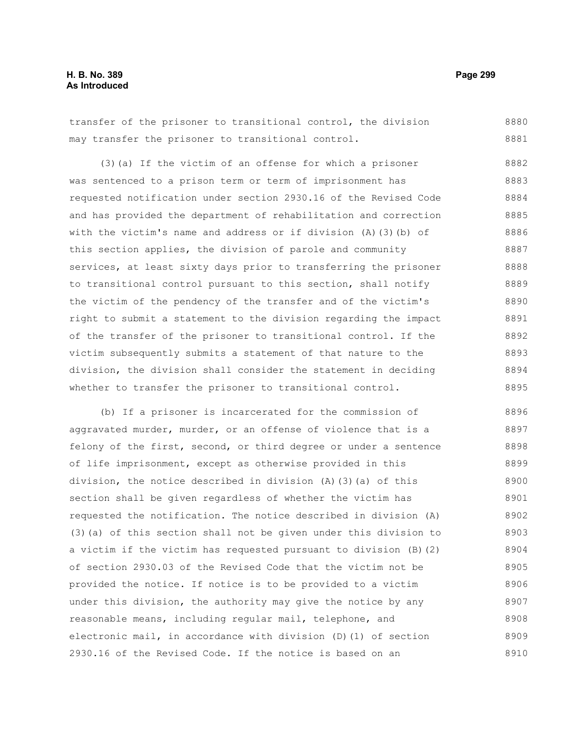transfer of the prisoner to transitional control, the division may transfer the prisoner to transitional control.

(3)(a) If the victim of an offense for which a prisoner was sentenced to a prison term or term of imprisonment has requested notification under section 2930.16 of the Revised Code and has provided the department of rehabilitation and correction with the victim's name and address or if division (A)(3)(b) of this section applies, the division of parole and community services, at least sixty days prior to transferring the prisoner to transitional control pursuant to this section, shall notify the victim of the pendency of the transfer and of the victim's right to submit a statement to the division regarding the impact of the transfer of the prisoner to transitional control. If the victim subsequently submits a statement of that nature to the division, the division shall consider the statement in deciding whether to transfer the prisoner to transitional control.

(b) If a prisoner is incarcerated for the commission of aggravated murder, murder, or an offense of violence that is a felony of the first, second, or third degree or under a sentence of life imprisonment, except as otherwise provided in this division, the notice described in division (A)(3)(a) of this section shall be given regardless of whether the victim has requested the notification. The notice described in division (A)(3)(a) of this section shall not be given under this division to a victim if the victim has requested pursuant to division (B)(2) of section 2930.03 of the Revised Code that the victim not be provided the notice. If notice is to be provided to a victim under this division, the authority may give the notice by any reasonable means, including regular mail, telephone, and electronic mail, in accordance with division (D)(1) of section 2930.16 of the Revised Code. If the notice is based on an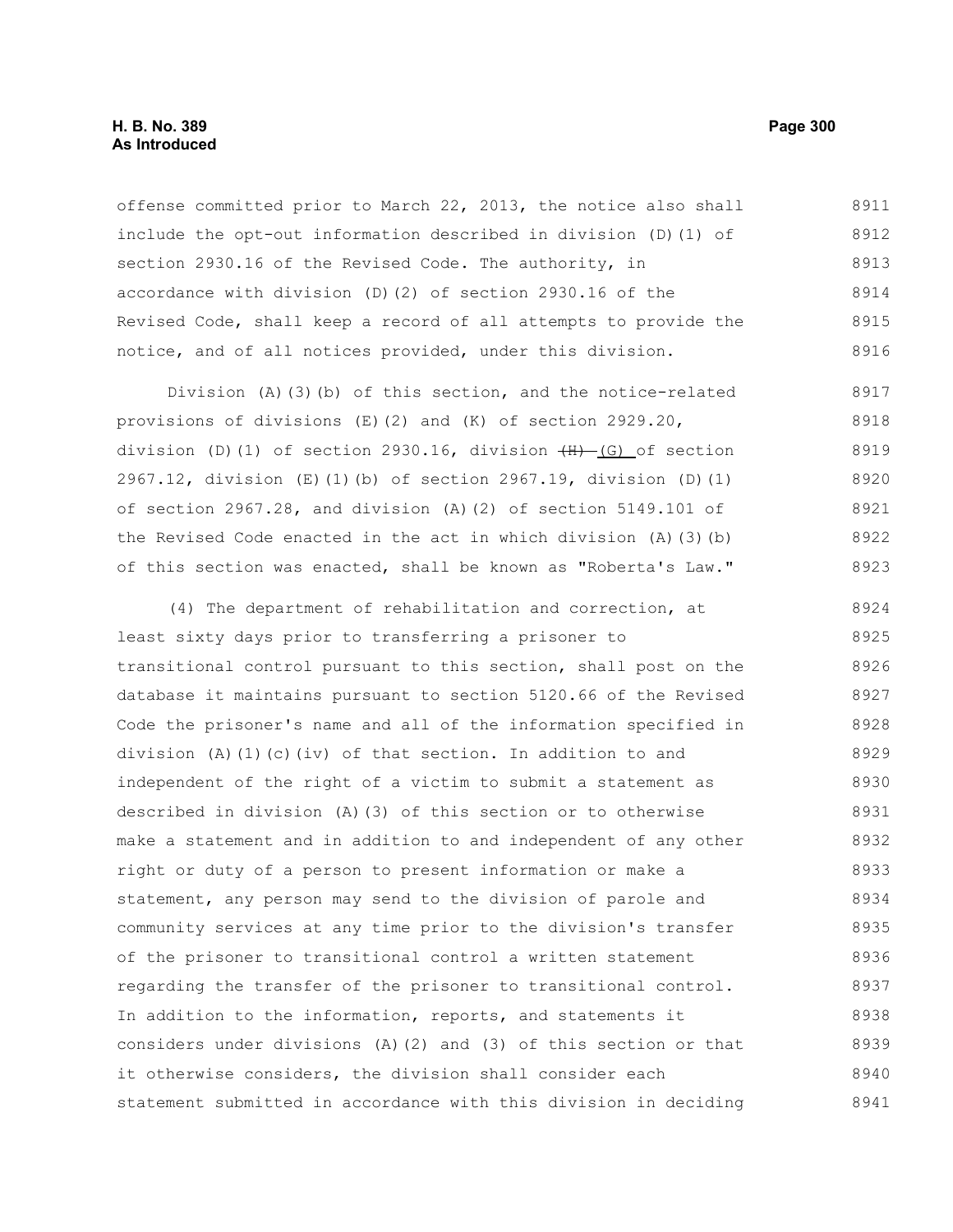offense committed prior to March 22, 2013, the notice also shall include the opt-out information described in division (D)(1) of section 2930.16 of the Revised Code. The authority, in accordance with division (D)(2) of section 2930.16 of the Revised Code, shall keep a record of all attempts to provide the notice, and of all notices provided, under this division.

Division (A)(3)(b) of this section, and the notice-related provisions of divisions (E)(2) and (K) of section 2929.20, division (D)(1) of section 2930.16, division ~~(H)~~ (G) of section 2967.12, division (E)(1)(b) of section 2967.19, division (D)(1) of section 2967.28, and division (A)(2) of section 5149.101 of the Revised Code enacted in the act in which division (A)(3)(b) of this section was enacted, shall be known as "Roberta's Law."

(4) The department of rehabilitation and correction, at least sixty days prior to transferring a prisoner to transitional control pursuant to this section, shall post on the database it maintains pursuant to section 5120.66 of the Revised Code the prisoner's name and all of the information specified in division (A)(1)(c)(iv) of that section. In addition to and independent of the right of a victim to submit a statement as described in division (A)(3) of this section or to otherwise make a statement and in addition to and independent of any other right or duty of a person to present information or make a statement, any person may send to the division of parole and community services at any time prior to the division's transfer of the prisoner to transitional control a written statement regarding the transfer of the prisoner to transitional control. In addition to the information, reports, and statements it considers under divisions (A)(2) and (3) of this section or that it otherwise considers, the division shall consider each statement submitted in accordance with this division in deciding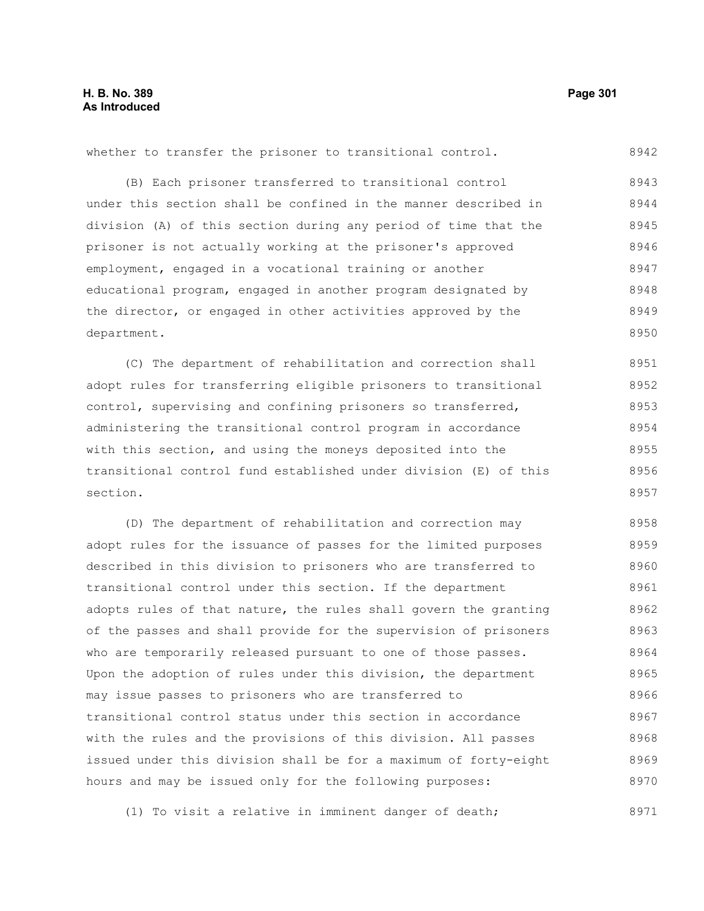whether to transfer the prisoner to transitional control.

(B) Each prisoner transferred to transitional control under this section shall be confined in the manner described in division (A) of this section during any period of time that the prisoner is not actually working at the prisoner's approved employment, engaged in a vocational training or another educational program, engaged in another program designated by the director, or engaged in other activities approved by the department.

(C) The department of rehabilitation and correction shall adopt rules for transferring eligible prisoners to transitional control, supervising and confining prisoners so transferred, administering the transitional control program in accordance with this section, and using the moneys deposited into the transitional control fund established under division (E) of this section.

(D) The department of rehabilitation and correction may adopt rules for the issuance of passes for the limited purposes described in this division to prisoners who are transferred to transitional control under this section. If the department adopts rules of that nature, the rules shall govern the granting of the passes and shall provide for the supervision of prisoners who are temporarily released pursuant to one of those passes. Upon the adoption of rules under this division, the department may issue passes to prisoners who are transferred to transitional control status under this section in accordance with the rules and the provisions of this division. All passes issued under this division shall be for a maximum of forty-eight hours and may be issued only for the following purposes:

(1) To visit a relative in imminent danger of death;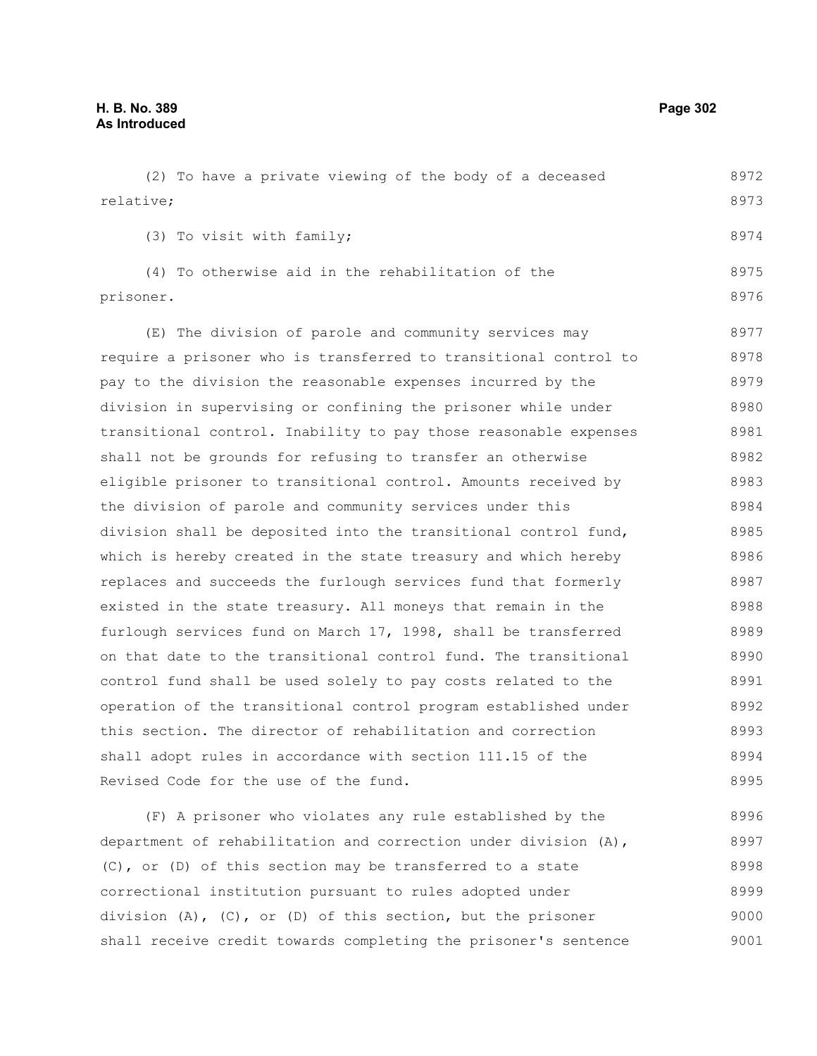(2) To have a private viewing of the body of a deceased relative;

(3) To visit with family;

(4) To otherwise aid in the rehabilitation of the prisoner.

(E) The division of parole and community services may require a prisoner who is transferred to transitional control to pay to the division the reasonable expenses incurred by the division in supervising or confining the prisoner while under transitional control. Inability to pay those reasonable expenses shall not be grounds for refusing to transfer an otherwise eligible prisoner to transitional control. Amounts received by the division of parole and community services under this division shall be deposited into the transitional control fund, which is hereby created in the state treasury and which hereby replaces and succeeds the furlough services fund that formerly existed in the state treasury. All moneys that remain in the furlough services fund on March 17, 1998, shall be transferred on that date to the transitional control fund. The transitional control fund shall be used solely to pay costs related to the operation of the transitional control program established under this section. The director of rehabilitation and correction shall adopt rules in accordance with section 111.15 of the Revised Code for the use of the fund.

(F) A prisoner who violates any rule established by the department of rehabilitation and correction under division (A), (C), or (D) of this section may be transferred to a state correctional institution pursuant to rules adopted under division (A), (C), or (D) of this section, but the prisoner shall receive credit towards completing the prisoner's sentence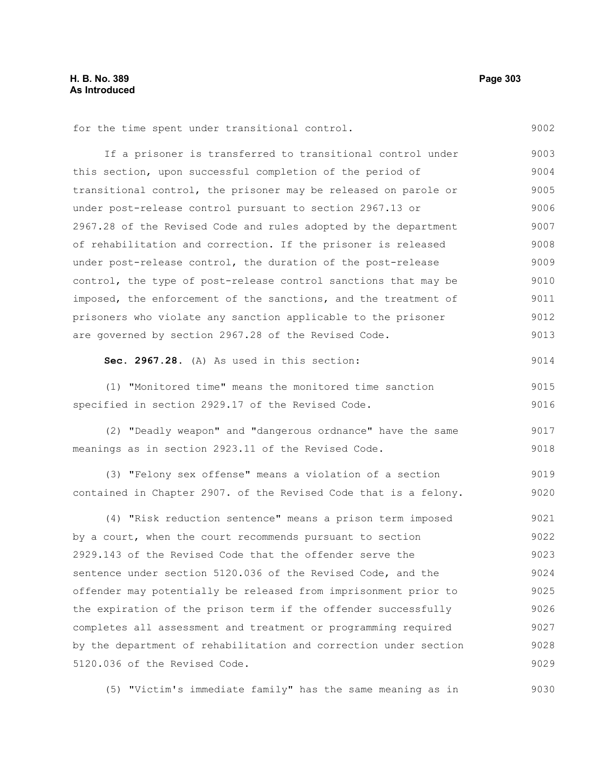for the time spent under transitional control.

If a prisoner is transferred to transitional control under this section, upon successful completion of the period of transitional control, the prisoner may be released on parole or under post-release control pursuant to section 2967.13 or 2967.28 of the Revised Code and rules adopted by the department of rehabilitation and correction. If the prisoner is released under post-release control, the duration of the post-release control, the type of post-release control sanctions that may be imposed, the enforcement of the sanctions, and the treatment of prisoners who violate any sanction applicable to the prisoner are governed by section 2967.28 of the Revised Code.

**Sec. 2967.28.** (A) As used in this section:

(1) "Monitored time" means the monitored time sanction specified in section 2929.17 of the Revised Code.

(2) "Deadly weapon" and "dangerous ordnance" have the same meanings as in section 2923.11 of the Revised Code.

(3) "Felony sex offense" means a violation of a section contained in Chapter 2907. of the Revised Code that is a felony.

(4) "Risk reduction sentence" means a prison term imposed by a court, when the court recommends pursuant to section 2929.143 of the Revised Code that the offender serve the sentence under section 5120.036 of the Revised Code, and the offender may potentially be released from imprisonment prior to the expiration of the prison term if the offender successfully completes all assessment and treatment or programming required by the department of rehabilitation and correction under section 5120.036 of the Revised Code.

(5) "Victim's immediate family" has the same meaning as in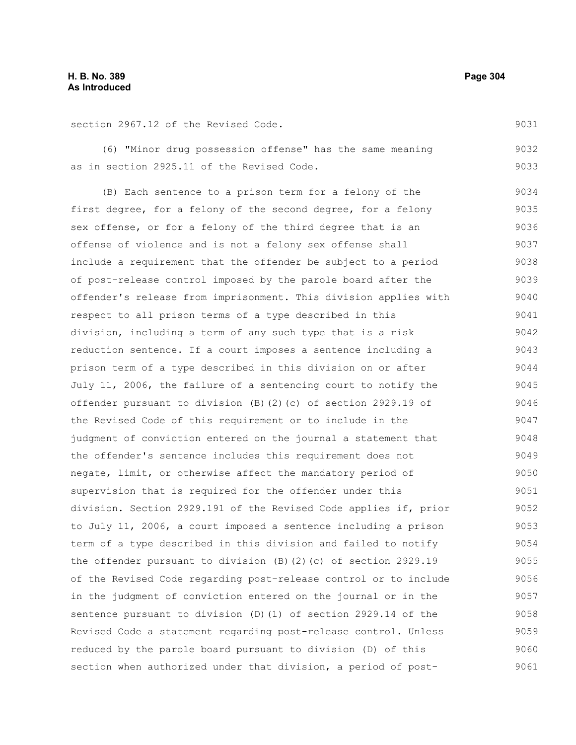section 2967.12 of the Revised Code.

(6) "Minor drug possession offense" has the same meaning as in section 2925.11 of the Revised Code.

(B) Each sentence to a prison term for a felony of the first degree, for a felony of the second degree, for a felony sex offense, or for a felony of the third degree that is an offense of violence and is not a felony sex offense shall include a requirement that the offender be subject to a period of post-release control imposed by the parole board after the offender's release from imprisonment. This division applies with respect to all prison terms of a type described in this division, including a term of any such type that is a risk reduction sentence. If a court imposes a sentence including a prison term of a type described in this division on or after July 11, 2006, the failure of a sentencing court to notify the offender pursuant to division (B)(2)(c) of section 2929.19 of the Revised Code of this requirement or to include in the judgment of conviction entered on the journal a statement that the offender's sentence includes this requirement does not negate, limit, or otherwise affect the mandatory period of supervision that is required for the offender under this division. Section 2929.191 of the Revised Code applies if, prior to July 11, 2006, a court imposed a sentence including a prison term of a type described in this division and failed to notify the offender pursuant to division (B)(2)(c) of section 2929.19 of the Revised Code regarding post-release control or to include in the judgment of conviction entered on the journal or in the sentence pursuant to division (D)(1) of section 2929.14 of the Revised Code a statement regarding post-release control. Unless reduced by the parole board pursuant to division (D) of this section when authorized under that division, a period of post-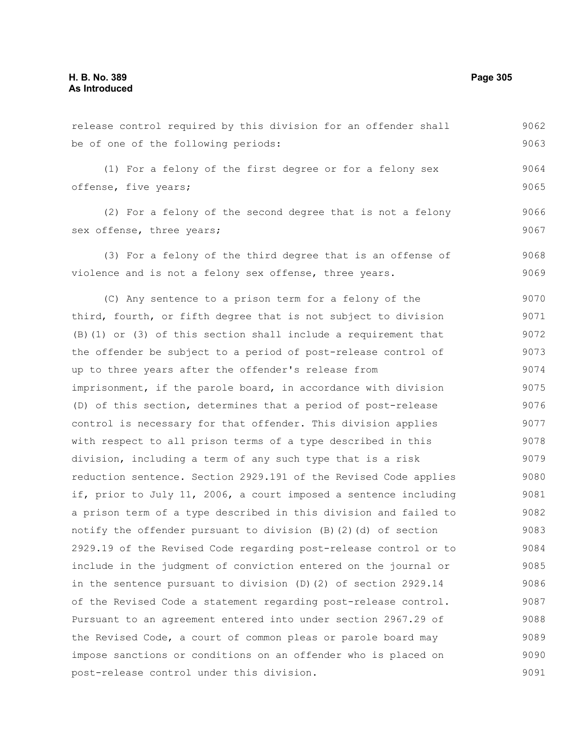release control required by this division for an offender shall be of one of the following periods:

(1) For a felony of the first degree or for a felony sex offense, five years;

(2) For a felony of the second degree that is not a felony sex offense, three years;

(3) For a felony of the third degree that is an offense of violence and is not a felony sex offense, three years.

(C) Any sentence to a prison term for a felony of the third, fourth, or fifth degree that is not subject to division (B)(1) or (3) of this section shall include a requirement that the offender be subject to a period of post-release control of up to three years after the offender's release from imprisonment, if the parole board, in accordance with division (D) of this section, determines that a period of post-release control is necessary for that offender. This division applies with respect to all prison terms of a type described in this division, including a term of any such type that is a risk reduction sentence. Section 2929.191 of the Revised Code applies if, prior to July 11, 2006, a court imposed a sentence including a prison term of a type described in this division and failed to notify the offender pursuant to division (B)(2)(d) of section 2929.19 of the Revised Code regarding post-release control or to include in the judgment of conviction entered on the journal or in the sentence pursuant to division (D)(2) of section 2929.14 of the Revised Code a statement regarding post-release control. Pursuant to an agreement entered into under section 2967.29 of the Revised Code, a court of common pleas or parole board may impose sanctions or conditions on an offender who is placed on post-release control under this division.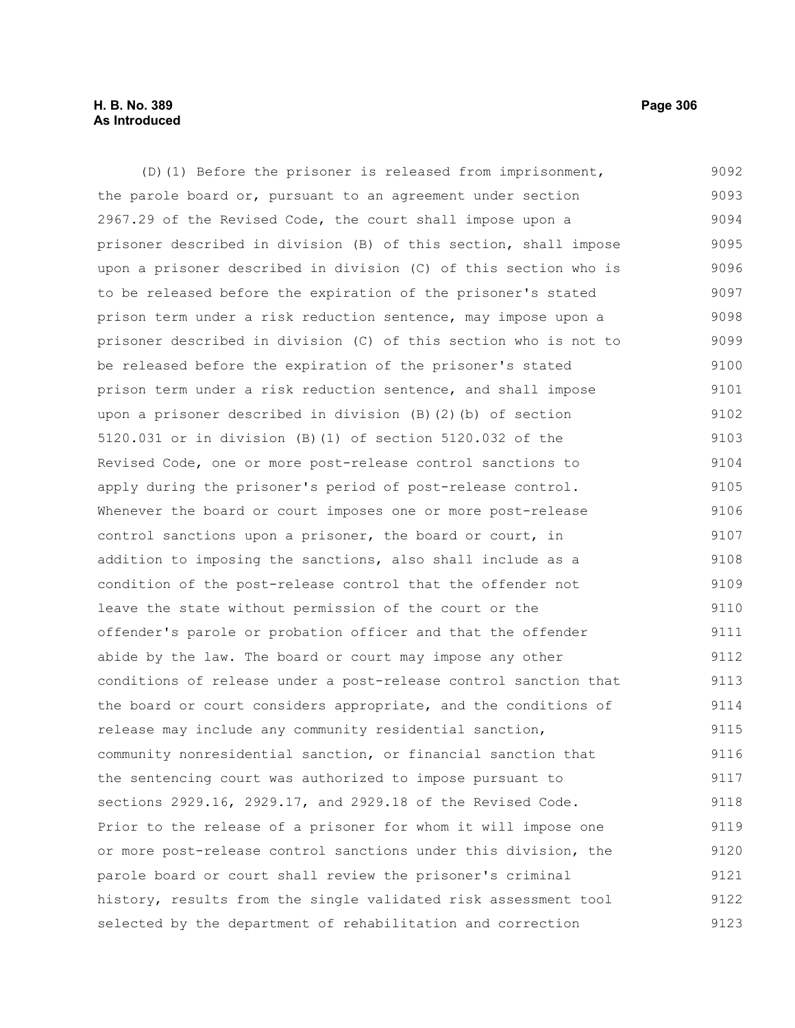(D)(1) Before the prisoner is released from imprisonment, the parole board or, pursuant to an agreement under section 2967.29 of the Revised Code, the court shall impose upon a prisoner described in division (B) of this section, shall impose upon a prisoner described in division (C) of this section who is to be released before the expiration of the prisoner's stated prison term under a risk reduction sentence, may impose upon a prisoner described in division (C) of this section who is not to be released before the expiration of the prisoner's stated prison term under a risk reduction sentence, and shall impose upon a prisoner described in division (B)(2)(b) of section 5120.031 or in division (B)(1) of section 5120.032 of the Revised Code, one or more post-release control sanctions to apply during the prisoner's period of post-release control. Whenever the board or court imposes one or more post-release control sanctions upon a prisoner, the board or court, in addition to imposing the sanctions, also shall include as a condition of the post-release control that the offender not leave the state without permission of the court or the offender's parole or probation officer and that the offender abide by the law. The board or court may impose any other conditions of release under a post-release control sanction that the board or court considers appropriate, and the conditions of release may include any community residential sanction, community nonresidential sanction, or financial sanction that the sentencing court was authorized to impose pursuant to sections 2929.16, 2929.17, and 2929.18 of the Revised Code. Prior to the release of a prisoner for whom it will impose one or more post-release control sanctions under this division, the parole board or court shall review the prisoner's criminal history, results from the single validated risk assessment tool selected by the department of rehabilitation and correction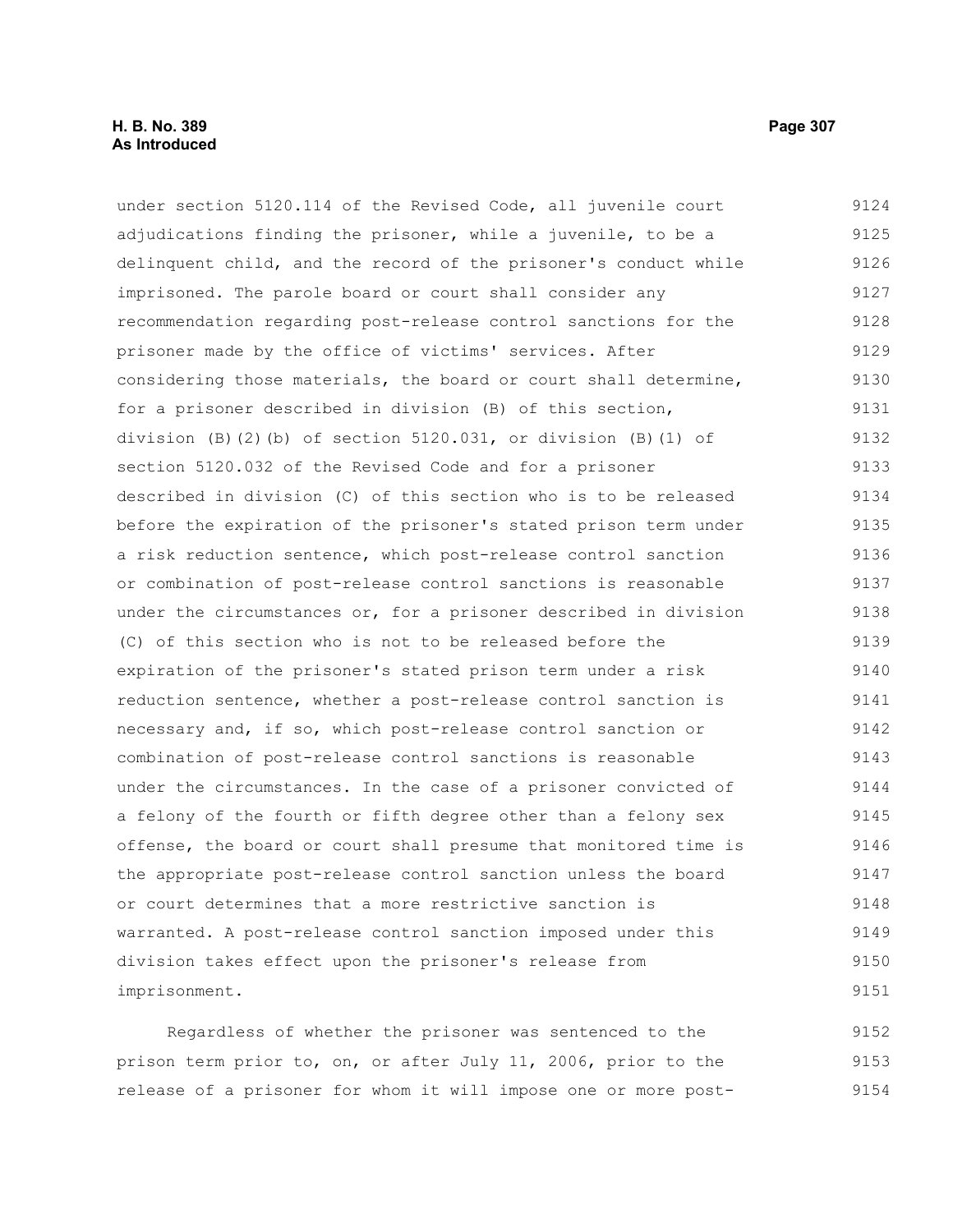under section 5120.114 of the Revised Code, all juvenile court adjudications finding the prisoner, while a juvenile, to be a delinquent child, and the record of the prisoner's conduct while imprisoned. The parole board or court shall consider any recommendation regarding post-release control sanctions for the prisoner made by the office of victims' services. After considering those materials, the board or court shall determine, for a prisoner described in division (B) of this section, division (B)(2)(b) of section 5120.031, or division (B)(1) of section 5120.032 of the Revised Code and for a prisoner described in division (C) of this section who is to be released before the expiration of the prisoner's stated prison term under a risk reduction sentence, which post-release control sanction or combination of post-release control sanctions is reasonable under the circumstances or, for a prisoner described in division (C) of this section who is not to be released before the expiration of the prisoner's stated prison term under a risk reduction sentence, whether a post-release control sanction is necessary and, if so, which post-release control sanction or combination of post-release control sanctions is reasonable under the circumstances. In the case of a prisoner convicted of a felony of the fourth or fifth degree other than a felony sex offense, the board or court shall presume that monitored time is the appropriate post-release control sanction unless the board or court determines that a more restrictive sanction is warranted. A post-release control sanction imposed under this division takes effect upon the prisoner's release from imprisonment.

Regardless of whether the prisoner was sentenced to the prison term prior to, on, or after July 11, 2006, prior to the release of a prisoner for whom it will impose one or more post-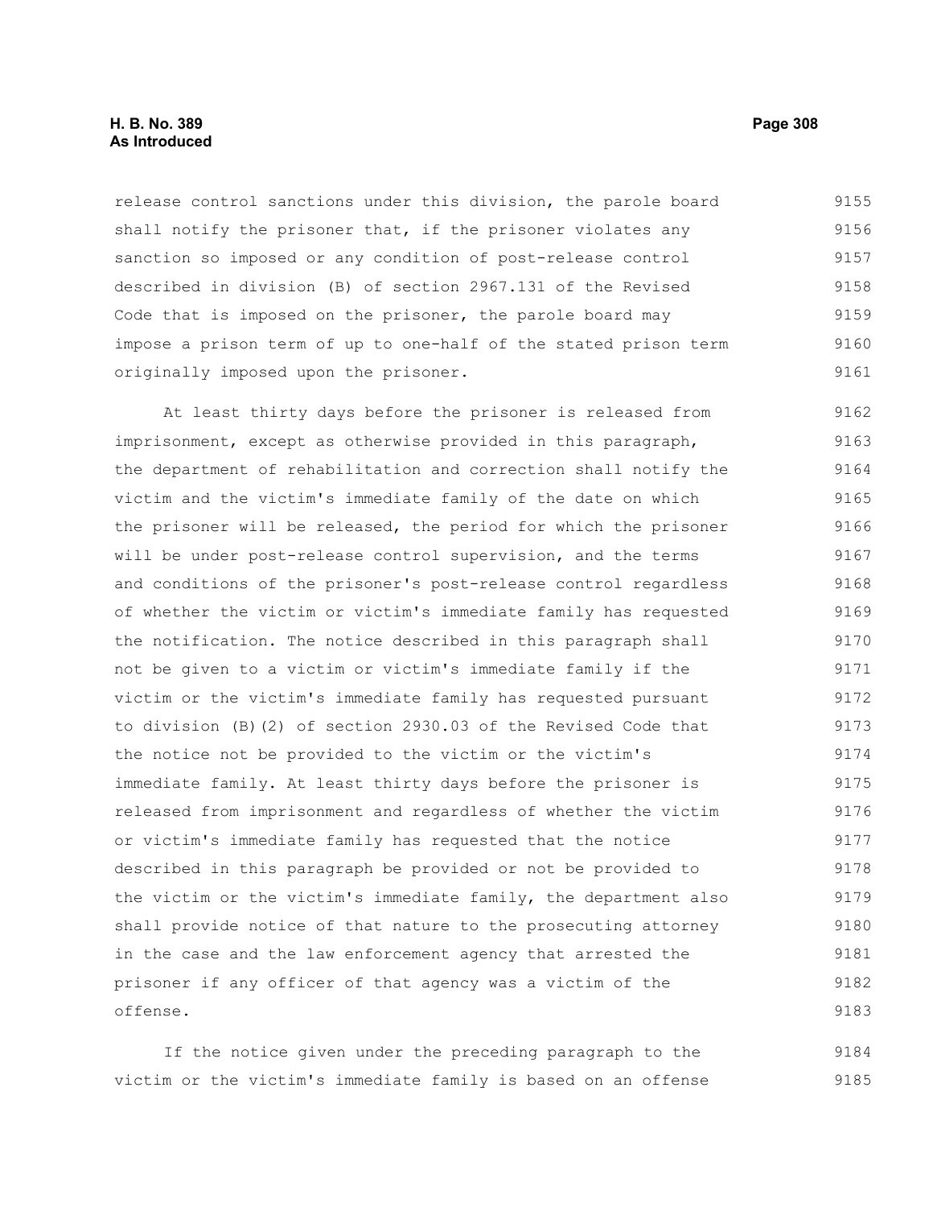release control sanctions under this division, the parole board shall notify the prisoner that, if the prisoner violates any sanction so imposed or any condition of post-release control described in division (B) of section 2967.131 of the Revised Code that is imposed on the prisoner, the parole board may impose a prison term of up to one-half of the stated prison term originally imposed upon the prisoner.

At least thirty days before the prisoner is released from imprisonment, except as otherwise provided in this paragraph, the department of rehabilitation and correction shall notify the victim and the victim's immediate family of the date on which the prisoner will be released, the period for which the prisoner will be under post-release control supervision, and the terms and conditions of the prisoner's post-release control regardless of whether the victim or victim's immediate family has requested the notification. The notice described in this paragraph shall not be given to a victim or victim's immediate family if the victim or the victim's immediate family has requested pursuant to division (B)(2) of section 2930.03 of the Revised Code that the notice not be provided to the victim or the victim's immediate family. At least thirty days before the prisoner is released from imprisonment and regardless of whether the victim or victim's immediate family has requested that the notice described in this paragraph be provided or not be provided to the victim or the victim's immediate family, the department also shall provide notice of that nature to the prosecuting attorney in the case and the law enforcement agency that arrested the prisoner if any officer of that agency was a victim of the offense.

If the notice given under the preceding paragraph to the victim or the victim's immediate family is based on an offense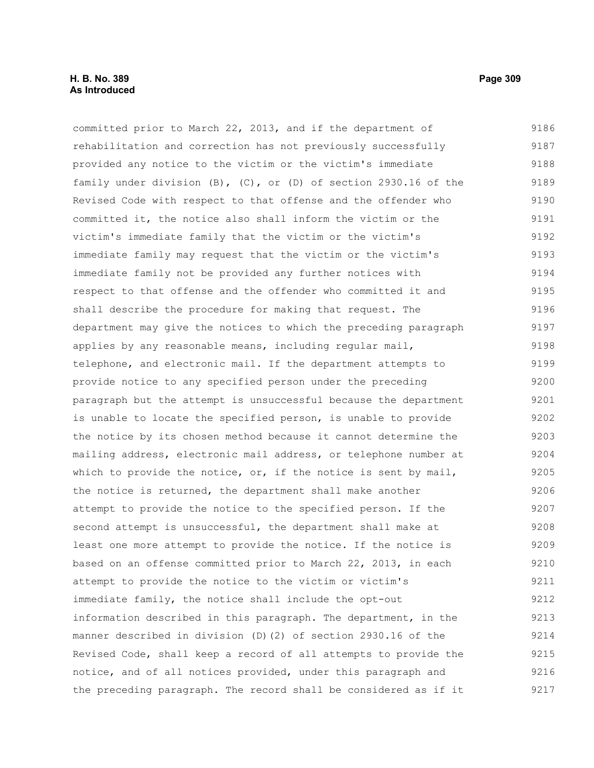committed prior to March 22, 2013, and if the department of rehabilitation and correction has not previously successfully provided any notice to the victim or the victim's immediate family under division (B), (C), or (D) of section 2930.16 of the Revised Code with respect to that offense and the offender who committed it, the notice also shall inform the victim or the victim's immediate family that the victim or the victim's immediate family may request that the victim or the victim's immediate family not be provided any further notices with respect to that offense and the offender who committed it and shall describe the procedure for making that request. The department may give the notices to which the preceding paragraph applies by any reasonable means, including regular mail, telephone, and electronic mail. If the department attempts to provide notice to any specified person under the preceding paragraph but the attempt is unsuccessful because the department is unable to locate the specified person, is unable to provide the notice by its chosen method because it cannot determine the mailing address, electronic mail address, or telephone number at which to provide the notice, or, if the notice is sent by mail, the notice is returned, the department shall make another attempt to provide the notice to the specified person. If the second attempt is unsuccessful, the department shall make at least one more attempt to provide the notice. If the notice is based on an offense committed prior to March 22, 2013, in each attempt to provide the notice to the victim or victim's immediate family, the notice shall include the opt-out information described in this paragraph. The department, in the manner described in division (D)(2) of section 2930.16 of the Revised Code, shall keep a record of all attempts to provide the notice, and of all notices provided, under this paragraph and the preceding paragraph. The record shall be considered as if it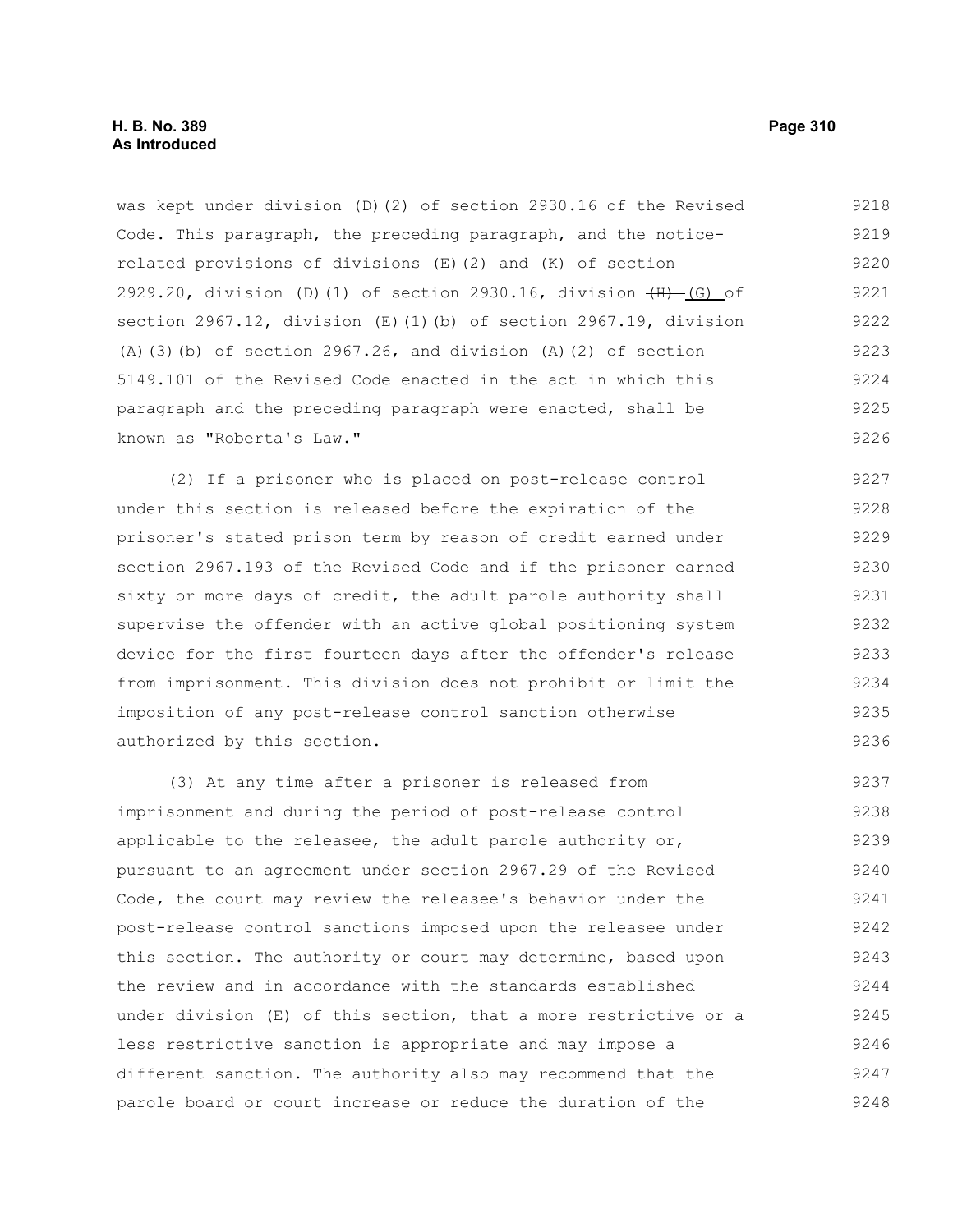was kept under division (D)(2) of section 2930.16 of the Revised Code. This paragraph, the preceding paragraph, and the notice-related provisions of divisions (E)(2) and (K) of section 2929.20, division (D)(1) of section 2930.16, division ~~(H)~~ (G) of section 2967.12, division (E)(1)(b) of section 2967.19, division (A)(3)(b) of section 2967.26, and division (A)(2) of section 5149.101 of the Revised Code enacted in the act in which this paragraph and the preceding paragraph were enacted, shall be known as "Roberta's Law."

(2) If a prisoner who is placed on post-release control under this section is released before the expiration of the prisoner's stated prison term by reason of credit earned under section 2967.193 of the Revised Code and if the prisoner earned sixty or more days of credit, the adult parole authority shall supervise the offender with an active global positioning system device for the first fourteen days after the offender's release from imprisonment. This division does not prohibit or limit the imposition of any post-release control sanction otherwise authorized by this section.

(3) At any time after a prisoner is released from imprisonment and during the period of post-release control applicable to the releasee, the adult parole authority or, pursuant to an agreement under section 2967.29 of the Revised Code, the court may review the releasee's behavior under the post-release control sanctions imposed upon the releasee under this section. The authority or court may determine, based upon the review and in accordance with the standards established under division (E) of this section, that a more restrictive or a less restrictive sanction is appropriate and may impose a different sanction. The authority also may recommend that the parole board or court increase or reduce the duration of the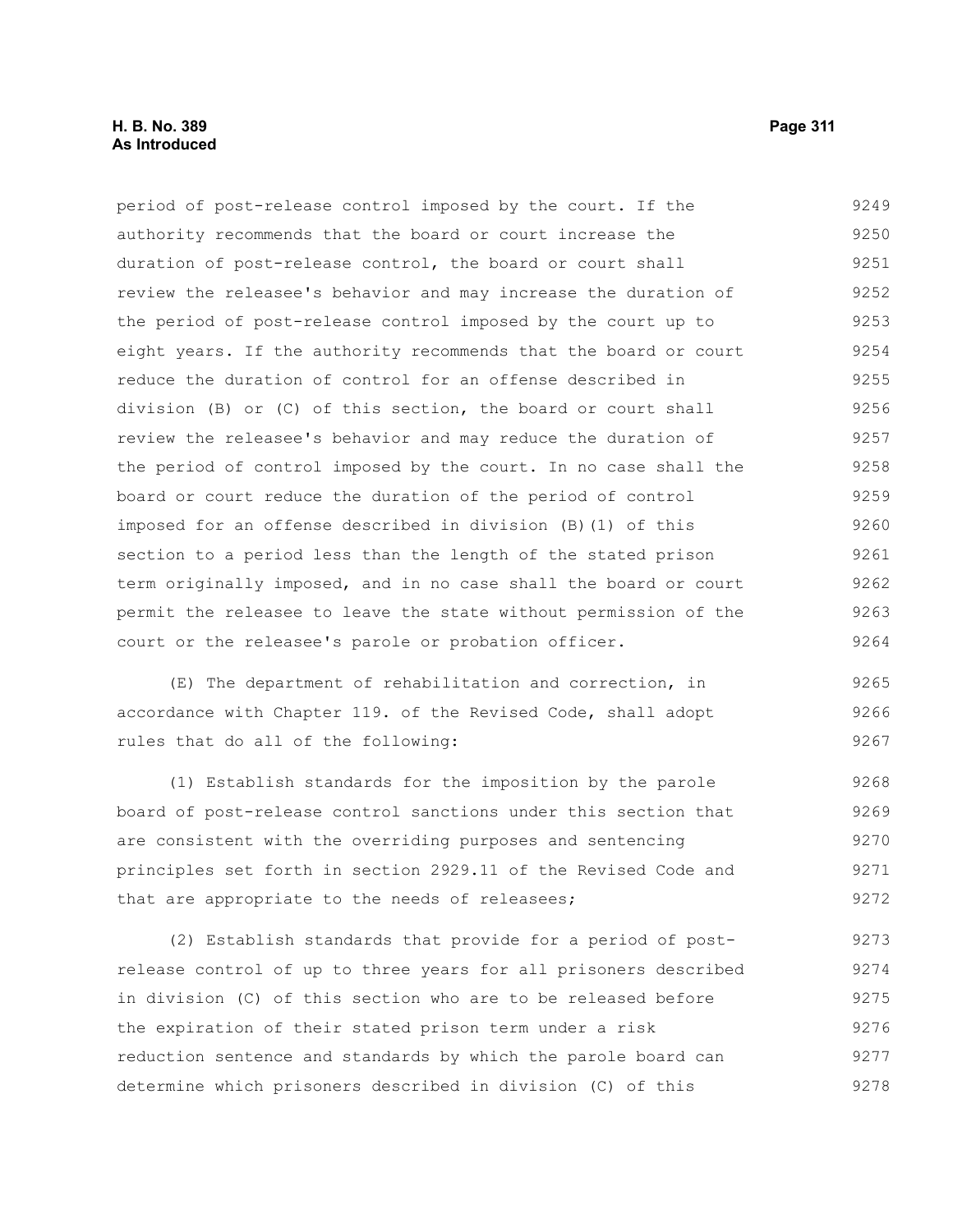period of post-release control imposed by the court. If the authority recommends that the board or court increase the duration of post-release control, the board or court shall review the releasee's behavior and may increase the duration of the period of post-release control imposed by the court up to eight years. If the authority recommends that the board or court reduce the duration of control for an offense described in division (B) or (C) of this section, the board or court shall review the releasee's behavior and may reduce the duration of the period of control imposed by the court. In no case shall the board or court reduce the duration of the period of control imposed for an offense described in division (B)(1) of this section to a period less than the length of the stated prison term originally imposed, and in no case shall the board or court permit the releasee to leave the state without permission of the court or the releasee's parole or probation officer.

(E) The department of rehabilitation and correction, in accordance with Chapter 119. of the Revised Code, shall adopt rules that do all of the following:

(1) Establish standards for the imposition by the parole board of post-release control sanctions under this section that are consistent with the overriding purposes and sentencing principles set forth in section 2929.11 of the Revised Code and that are appropriate to the needs of releasees;

(2) Establish standards that provide for a period of post-release control of up to three years for all prisoners described in division (C) of this section who are to be released before the expiration of their stated prison term under a risk reduction sentence and standards by which the parole board can determine which prisoners described in division (C) of this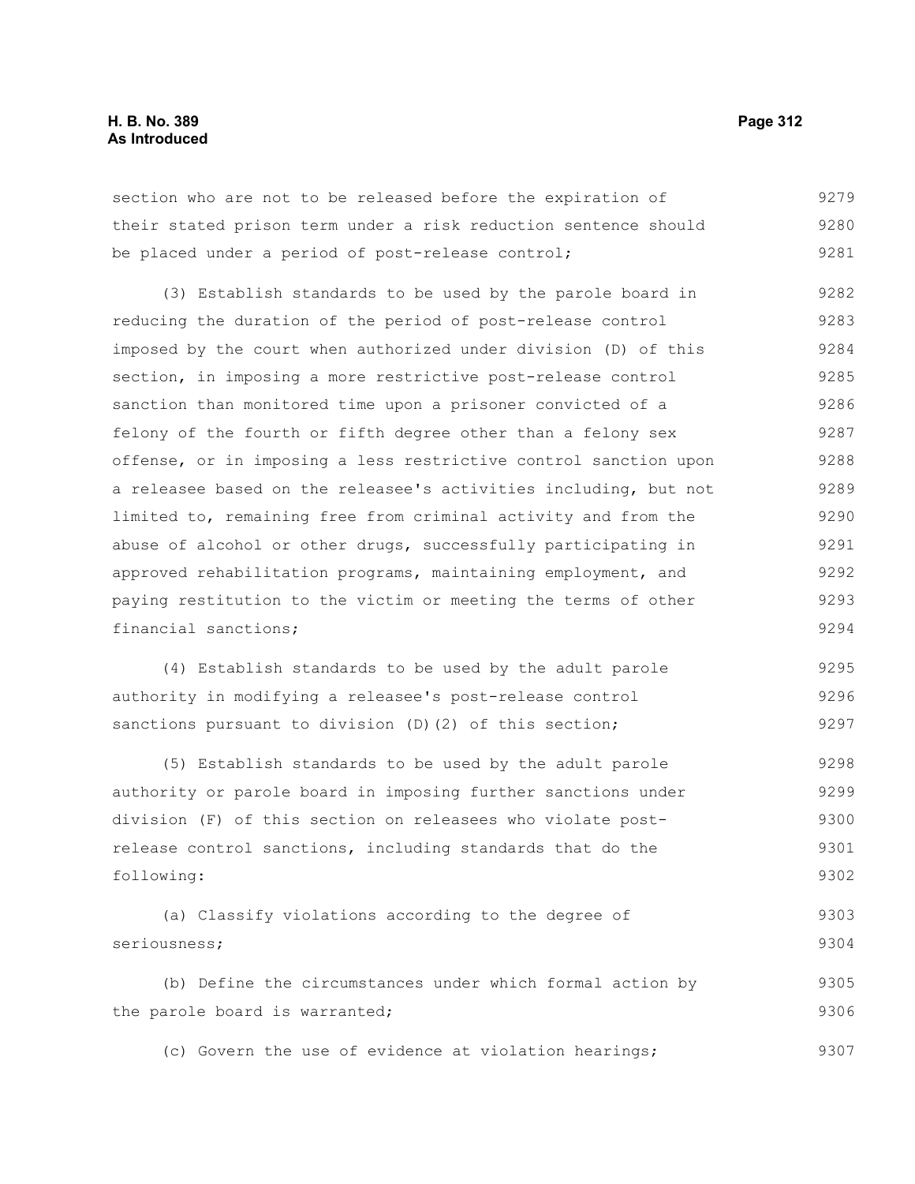section who are not to be released before the expiration of their stated prison term under a risk reduction sentence should be placed under a period of post-release control;

(3) Establish standards to be used by the parole board in reducing the duration of the period of post-release control imposed by the court when authorized under division (D) of this section, in imposing a more restrictive post-release control sanction than monitored time upon a prisoner convicted of a felony of the fourth or fifth degree other than a felony sex offense, or in imposing a less restrictive control sanction upon a releasee based on the releasee's activities including, but not limited to, remaining free from criminal activity and from the abuse of alcohol or other drugs, successfully participating in approved rehabilitation programs, maintaining employment, and paying restitution to the victim or meeting the terms of other financial sanctions;

(4) Establish standards to be used by the adult parole authority in modifying a releasee's post-release control sanctions pursuant to division (D)(2) of this section;

(5) Establish standards to be used by the adult parole authority or parole board in imposing further sanctions under division (F) of this section on releasees who violate post-release control sanctions, including standards that do the following:

(a) Classify violations according to the degree of seriousness;

(b) Define the circumstances under which formal action by the parole board is warranted;

(c) Govern the use of evidence at violation hearings;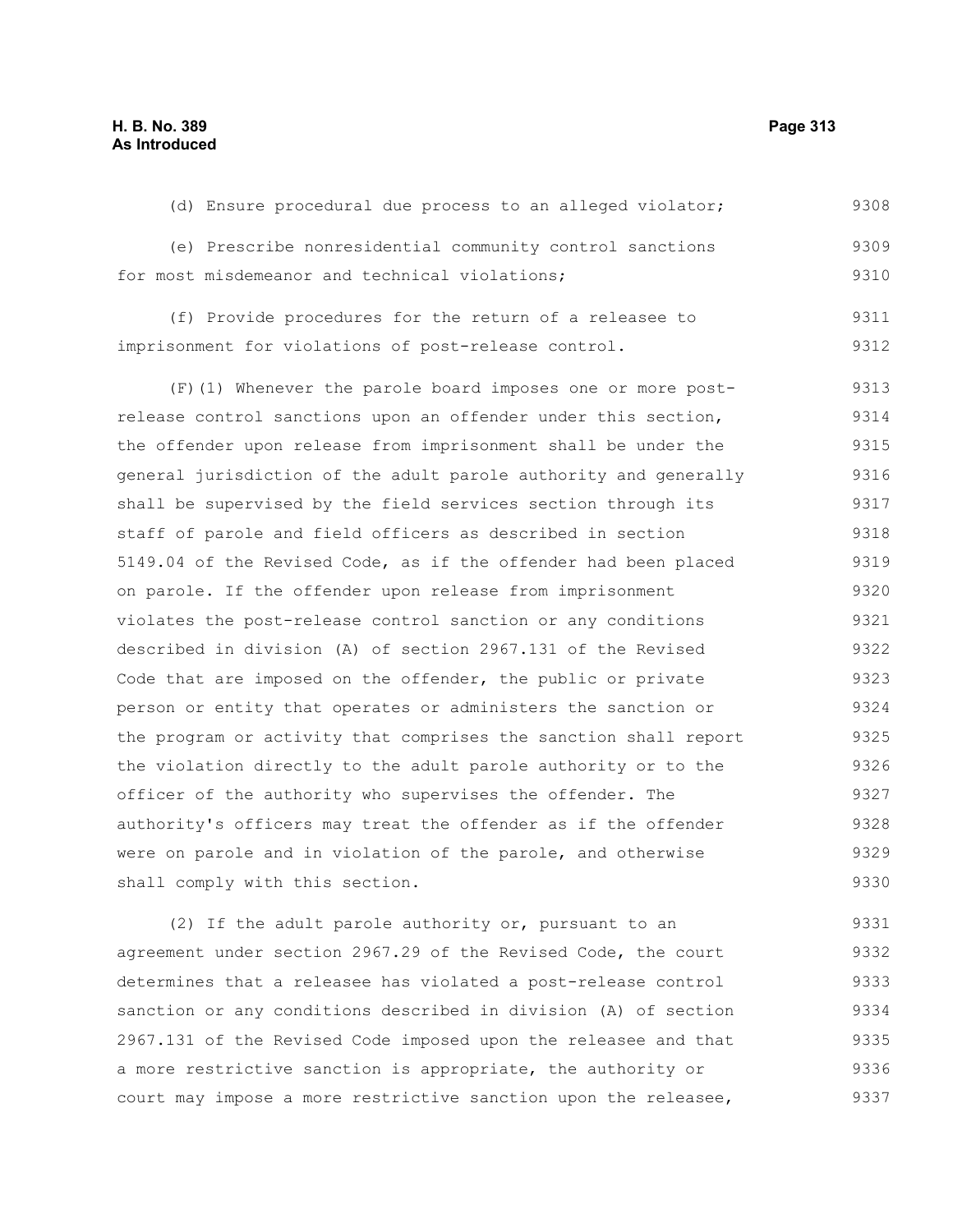(d) Ensure procedural due process to an alleged violator;

(e) Prescribe nonresidential community control sanctions for most misdemeanor and technical violations;

(f) Provide procedures for the return of a releasee to imprisonment for violations of post-release control.

(F)(1) Whenever the parole board imposes one or more post-release control sanctions upon an offender under this section, the offender upon release from imprisonment shall be under the general jurisdiction of the adult parole authority and generally shall be supervised by the field services section through its staff of parole and field officers as described in section 5149.04 of the Revised Code, as if the offender had been placed on parole. If the offender upon release from imprisonment violates the post-release control sanction or any conditions described in division (A) of section 2967.131 of the Revised Code that are imposed on the offender, the public or private person or entity that operates or administers the sanction or the program or activity that comprises the sanction shall report the violation directly to the adult parole authority or to the officer of the authority who supervises the offender. The authority's officers may treat the offender as if the offender were on parole and in violation of the parole, and otherwise shall comply with this section.

(2) If the adult parole authority or, pursuant to an agreement under section 2967.29 of the Revised Code, the court determines that a releasee has violated a post-release control sanction or any conditions described in division (A) of section 2967.131 of the Revised Code imposed upon the releasee and that a more restrictive sanction is appropriate, the authority or court may impose a more restrictive sanction upon the releasee,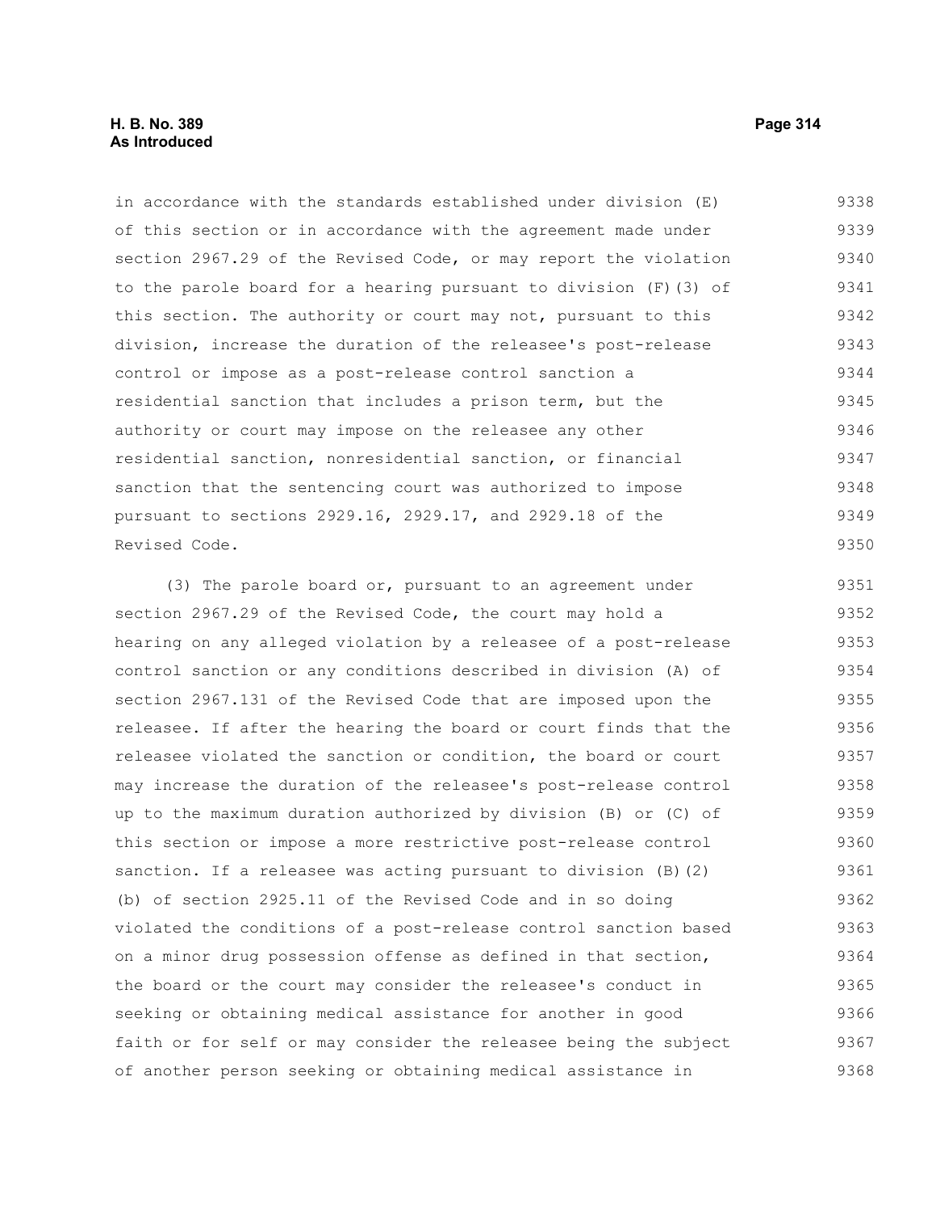in accordance with the standards established under division (E) of this section or in accordance with the agreement made under section 2967.29 of the Revised Code, or may report the violation to the parole board for a hearing pursuant to division (F)(3) of this section. The authority or court may not, pursuant to this division, increase the duration of the releasee's post-release control or impose as a post-release control sanction a residential sanction that includes a prison term, but the authority or court may impose on the releasee any other residential sanction, nonresidential sanction, or financial sanction that the sentencing court was authorized to impose pursuant to sections 2929.16, 2929.17, and 2929.18 of the Revised Code.

(3) The parole board or, pursuant to an agreement under section 2967.29 of the Revised Code, the court may hold a hearing on any alleged violation by a releasee of a post-release control sanction or any conditions described in division (A) of section 2967.131 of the Revised Code that are imposed upon the releasee. If after the hearing the board or court finds that the releasee violated the sanction or condition, the board or court may increase the duration of the releasee's post-release control up to the maximum duration authorized by division (B) or (C) of this section or impose a more restrictive post-release control sanction. If a releasee was acting pursuant to division (B)(2)(b) of section 2925.11 of the Revised Code and in so doing violated the conditions of a post-release control sanction based on a minor drug possession offense as defined in that section, the board or the court may consider the releasee's conduct in seeking or obtaining medical assistance for another in good faith or for self or may consider the releasee being the subject of another person seeking or obtaining medical assistance in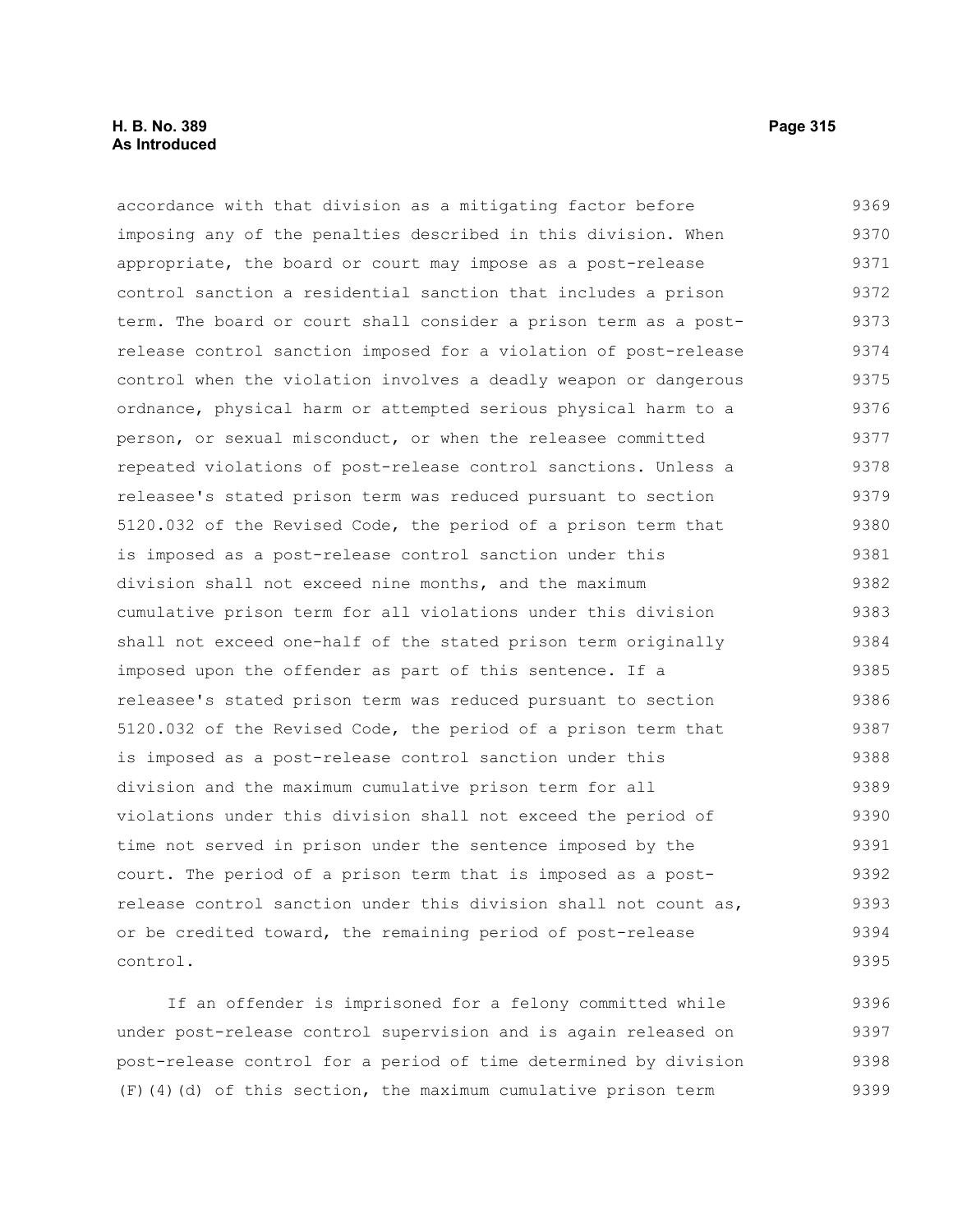accordance with that division as a mitigating factor before imposing any of the penalties described in this division. When appropriate, the board or court may impose as a post-release control sanction a residential sanction that includes a prison term. The board or court shall consider a prison term as a post-release control sanction imposed for a violation of post-release control when the violation involves a deadly weapon or dangerous ordnance, physical harm or attempted serious physical harm to a person, or sexual misconduct, or when the releasee committed repeated violations of post-release control sanctions. Unless a releasee's stated prison term was reduced pursuant to section 5120.032 of the Revised Code, the period of a prison term that is imposed as a post-release control sanction under this division shall not exceed nine months, and the maximum cumulative prison term for all violations under this division shall not exceed one-half of the stated prison term originally imposed upon the offender as part of this sentence. If a releasee's stated prison term was reduced pursuant to section 5120.032 of the Revised Code, the period of a prison term that is imposed as a post-release control sanction under this division and the maximum cumulative prison term for all violations under this division shall not exceed the period of time not served in prison under the sentence imposed by the court. The period of a prison term that is imposed as a post-release control sanction under this division shall not count as, or be credited toward, the remaining period of post-release control.

If an offender is imprisoned for a felony committed while under post-release control supervision and is again released on post-release control for a period of time determined by division (F)(4)(d) of this section, the maximum cumulative prison term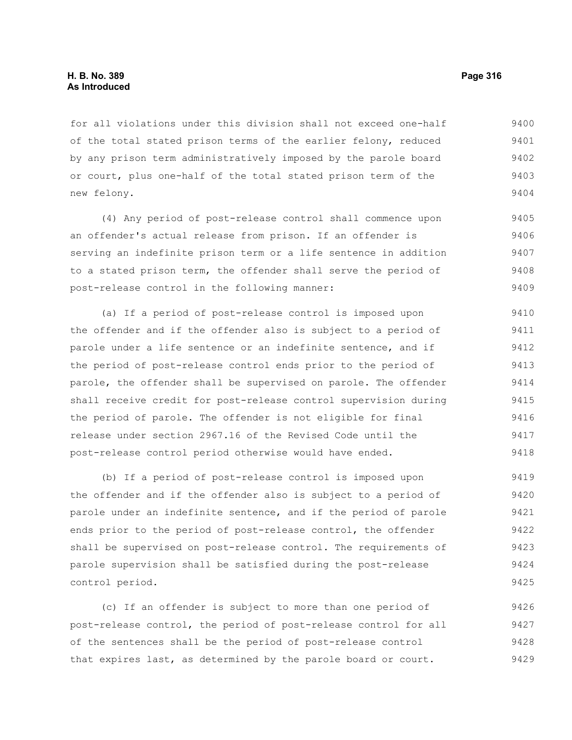for all violations under this division shall not exceed one-half of the total stated prison terms of the earlier felony, reduced by any prison term administratively imposed by the parole board or court, plus one-half of the total stated prison term of the new felony.

(4) Any period of post-release control shall commence upon an offender's actual release from prison. If an offender is serving an indefinite prison term or a life sentence in addition to a stated prison term, the offender shall serve the period of post-release control in the following manner:

(a) If a period of post-release control is imposed upon the offender and if the offender also is subject to a period of parole under a life sentence or an indefinite sentence, and if the period of post-release control ends prior to the period of parole, the offender shall be supervised on parole. The offender shall receive credit for post-release control supervision during the period of parole. The offender is not eligible for final release under section 2967.16 of the Revised Code until the post-release control period otherwise would have ended.

(b) If a period of post-release control is imposed upon the offender and if the offender also is subject to a period of parole under an indefinite sentence, and if the period of parole ends prior to the period of post-release control, the offender shall be supervised on post-release control. The requirements of parole supervision shall be satisfied during the post-release control period.

(c) If an offender is subject to more than one period of post-release control, the period of post-release control for all of the sentences shall be the period of post-release control that expires last, as determined by the parole board or court.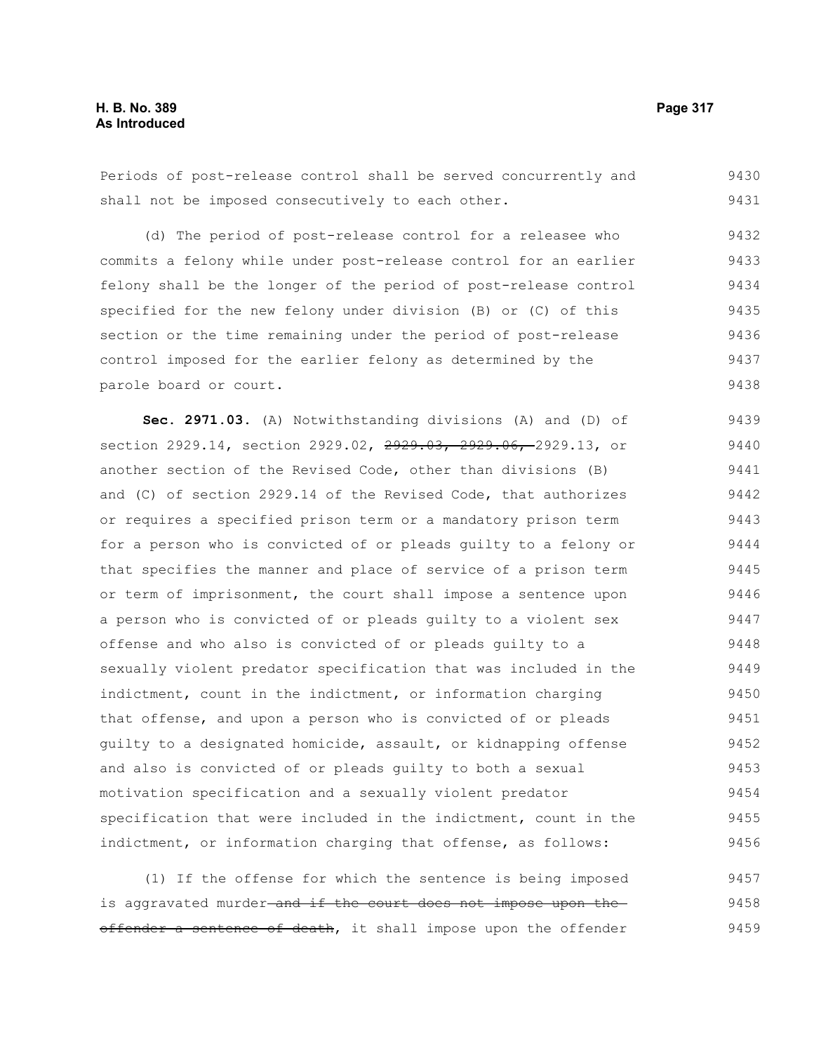Periods of post-release control shall be served concurrently and shall not be imposed consecutively to each other.

(d) The period of post-release control for a releasee who commits a felony while under post-release control for an earlier felony shall be the longer of the period of post-release control specified for the new felony under division (B) or (C) of this section or the time remaining under the period of post-release control imposed for the earlier felony as determined by the parole board or court.

**Sec. 2971.03.** (A) Notwithstanding divisions (A) and (D) of section 2929.14, section 2929.02, ~~2929.03, 2929.06,~~ 2929.13, or another section of the Revised Code, other than divisions (B) and (C) of section 2929.14 of the Revised Code, that authorizes or requires a specified prison term or a mandatory prison term for a person who is convicted of or pleads guilty to a felony or that specifies the manner and place of service of a prison term or term of imprisonment, the court shall impose a sentence upon a person who is convicted of or pleads guilty to a violent sex offense and who also is convicted of or pleads guilty to a sexually violent predator specification that was included in the indictment, count in the indictment, or information charging that offense, and upon a person who is convicted of or pleads guilty to a designated homicide, assault, or kidnapping offense and also is convicted of or pleads guilty to both a sexual motivation specification and a sexually violent predator specification that were included in the indictment, count in the indictment, or information charging that offense, as follows:

(1) If the offense for which the sentence is being imposed is aggravated murder ~~and if the court does not impose upon the offender a sentence of death~~, it shall impose upon the offender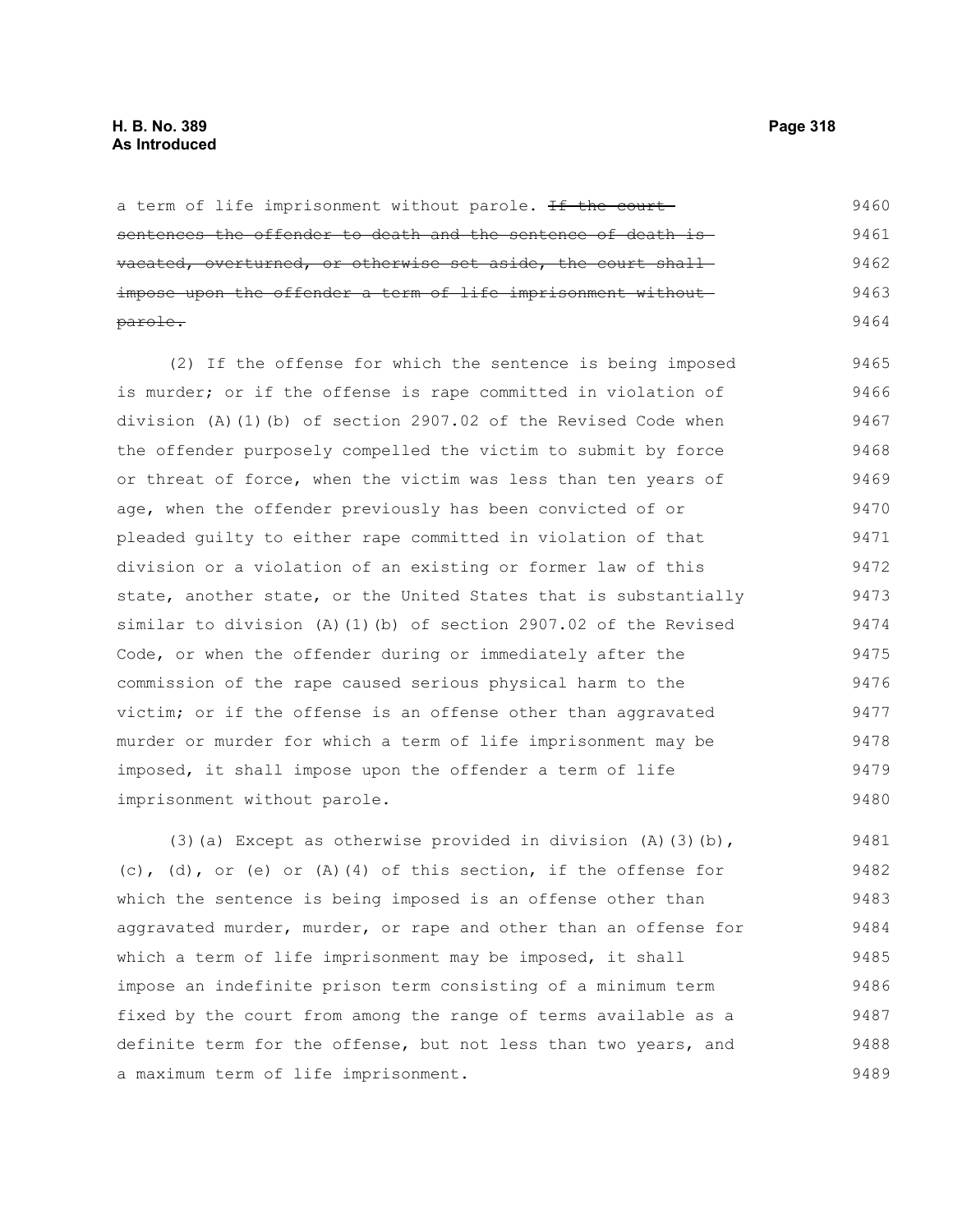a term of life imprisonment without parole. ~~If the court sentences the offender to death and the sentence of death is vacated, overturned, or otherwise set aside, the court shall impose upon the offender a term of life imprisonment without parole.~~

(2) If the offense for which the sentence is being imposed is murder; or if the offense is rape committed in violation of division (A)(1)(b) of section 2907.02 of the Revised Code when the offender purposely compelled the victim to submit by force or threat of force, when the victim was less than ten years of age, when the offender previously has been convicted of or pleaded guilty to either rape committed in violation of that division or a violation of an existing or former law of this state, another state, or the United States that is substantially similar to division (A)(1)(b) of section 2907.02 of the Revised Code, or when the offender during or immediately after the commission of the rape caused serious physical harm to the victim; or if the offense is an offense other than aggravated murder or murder for which a term of life imprisonment may be imposed, it shall impose upon the offender a term of life imprisonment without parole.

(3)(a) Except as otherwise provided in division (A)(3)(b), (c), (d), or (e) or (A)(4) of this section, if the offense for which the sentence is being imposed is an offense other than aggravated murder, murder, or rape and other than an offense for which a term of life imprisonment may be imposed, it shall impose an indefinite prison term consisting of a minimum term fixed by the court from among the range of terms available as a definite term for the offense, but not less than two years, and a maximum term of life imprisonment.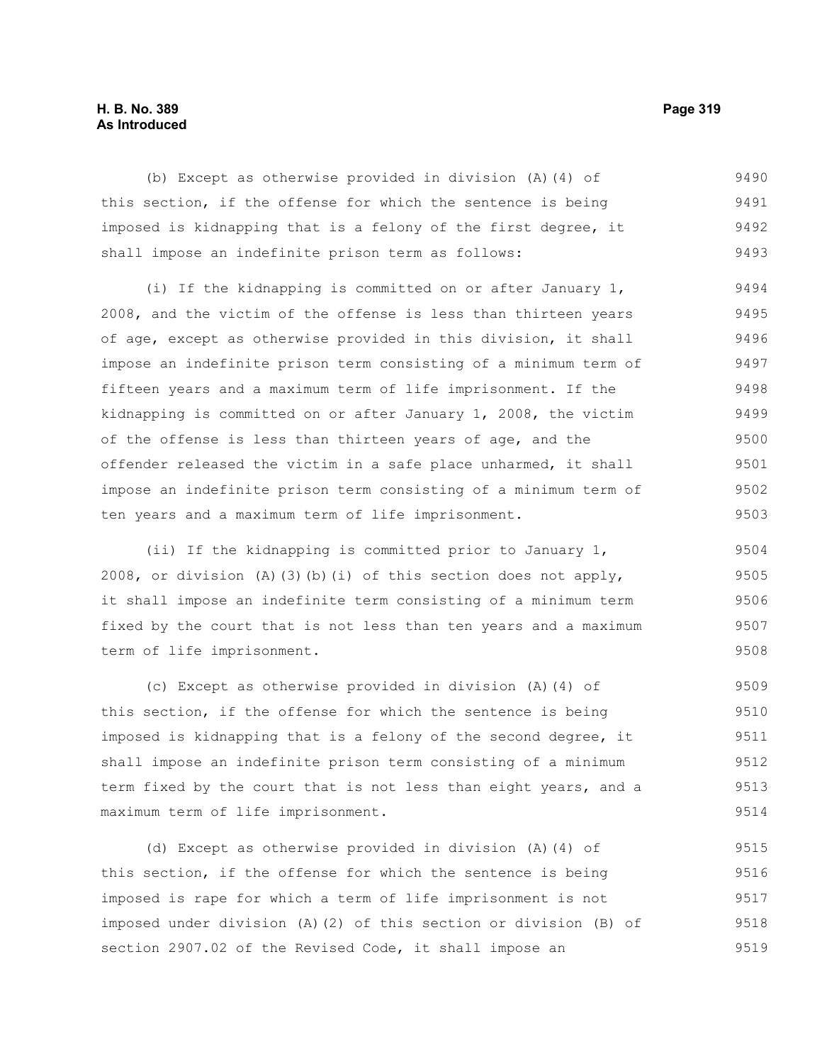(b) Except as otherwise provided in division (A)(4) of this section, if the offense for which the sentence is being imposed is kidnapping that is a felony of the first degree, it shall impose an indefinite prison term as follows:

(i) If the kidnapping is committed on or after January 1, 2008, and the victim of the offense is less than thirteen years of age, except as otherwise provided in this division, it shall impose an indefinite prison term consisting of a minimum term of fifteen years and a maximum term of life imprisonment. If the kidnapping is committed on or after January 1, 2008, the victim of the offense is less than thirteen years of age, and the offender released the victim in a safe place unharmed, it shall impose an indefinite prison term consisting of a minimum term of ten years and a maximum term of life imprisonment.

(ii) If the kidnapping is committed prior to January 1, 2008, or division (A)(3)(b)(i) of this section does not apply, it shall impose an indefinite term consisting of a minimum term fixed by the court that is not less than ten years and a maximum term of life imprisonment.

(c) Except as otherwise provided in division (A)(4) of this section, if the offense for which the sentence is being imposed is kidnapping that is a felony of the second degree, it shall impose an indefinite prison term consisting of a minimum term fixed by the court that is not less than eight years, and a maximum term of life imprisonment.

(d) Except as otherwise provided in division (A)(4) of this section, if the offense for which the sentence is being imposed is rape for which a term of life imprisonment is not imposed under division (A)(2) of this section or division (B) of section 2907.02 of the Revised Code, it shall impose an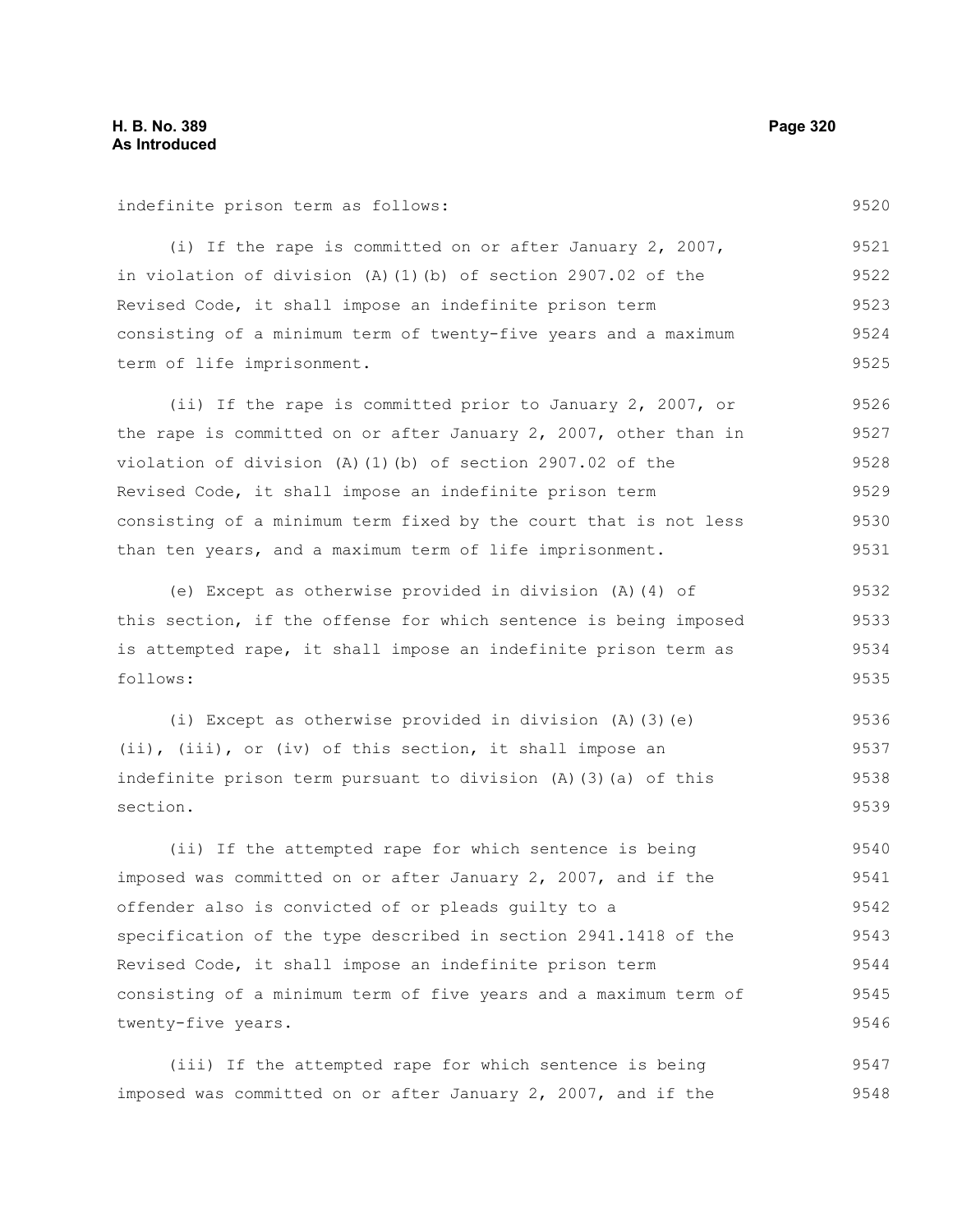indefinite prison term as follows:

(i) If the rape is committed on or after January 2, 2007, in violation of division (A)(1)(b) of section 2907.02 of the Revised Code, it shall impose an indefinite prison term consisting of a minimum term of twenty-five years and a maximum term of life imprisonment.

(ii) If the rape is committed prior to January 2, 2007, or the rape is committed on or after January 2, 2007, other than in violation of division (A)(1)(b) of section 2907.02 of the Revised Code, it shall impose an indefinite prison term consisting of a minimum term fixed by the court that is not less than ten years, and a maximum term of life imprisonment.

(e) Except as otherwise provided in division (A)(4) of this section, if the offense for which sentence is being imposed is attempted rape, it shall impose an indefinite prison term as follows:

(i) Except as otherwise provided in division (A)(3)(e)(ii), (iii), or (iv) of this section, it shall impose an indefinite prison term pursuant to division (A)(3)(a) of this section.

(ii) If the attempted rape for which sentence is being imposed was committed on or after January 2, 2007, and if the offender also is convicted of or pleads guilty to a specification of the type described in section 2941.1418 of the Revised Code, it shall impose an indefinite prison term consisting of a minimum term of five years and a maximum term of twenty-five years.

(iii) If the attempted rape for which sentence is being imposed was committed on or after January 2, 2007, and if the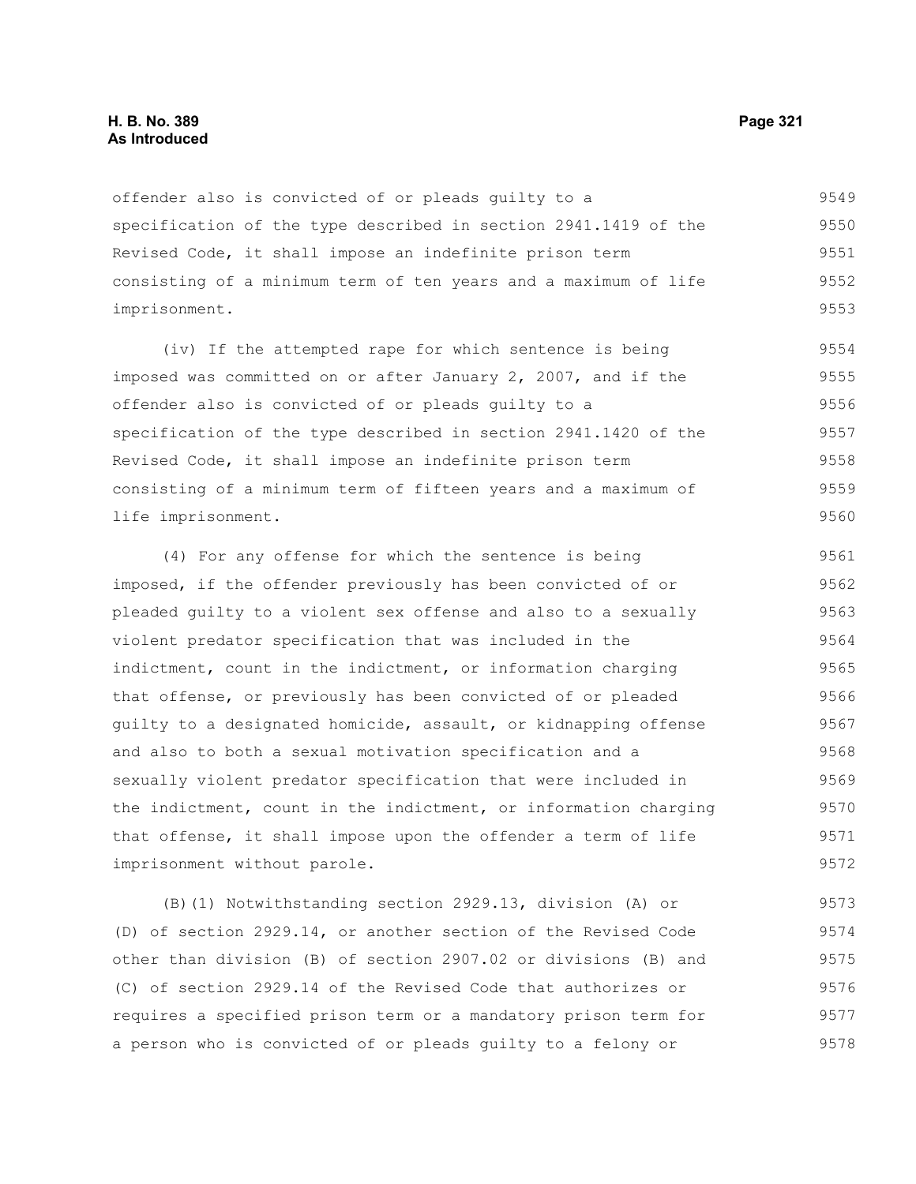offender also is convicted of or pleads guilty to a specification of the type described in section 2941.1419 of the Revised Code, it shall impose an indefinite prison term consisting of a minimum term of ten years and a maximum of life imprisonment.

(iv) If the attempted rape for which sentence is being imposed was committed on or after January 2, 2007, and if the offender also is convicted of or pleads guilty to a specification of the type described in section 2941.1420 of the Revised Code, it shall impose an indefinite prison term consisting of a minimum term of fifteen years and a maximum of life imprisonment.

(4) For any offense for which the sentence is being imposed, if the offender previously has been convicted of or pleaded guilty to a violent sex offense and also to a sexually violent predator specification that was included in the indictment, count in the indictment, or information charging that offense, or previously has been convicted of or pleaded guilty to a designated homicide, assault, or kidnapping offense and also to both a sexual motivation specification and a sexually violent predator specification that were included in the indictment, count in the indictment, or information charging that offense, it shall impose upon the offender a term of life imprisonment without parole.

(B)(1) Notwithstanding section 2929.13, division (A) or (D) of section 2929.14, or another section of the Revised Code other than division (B) of section 2907.02 or divisions (B) and (C) of section 2929.14 of the Revised Code that authorizes or requires a specified prison term or a mandatory prison term for a person who is convicted of or pleads guilty to a felony or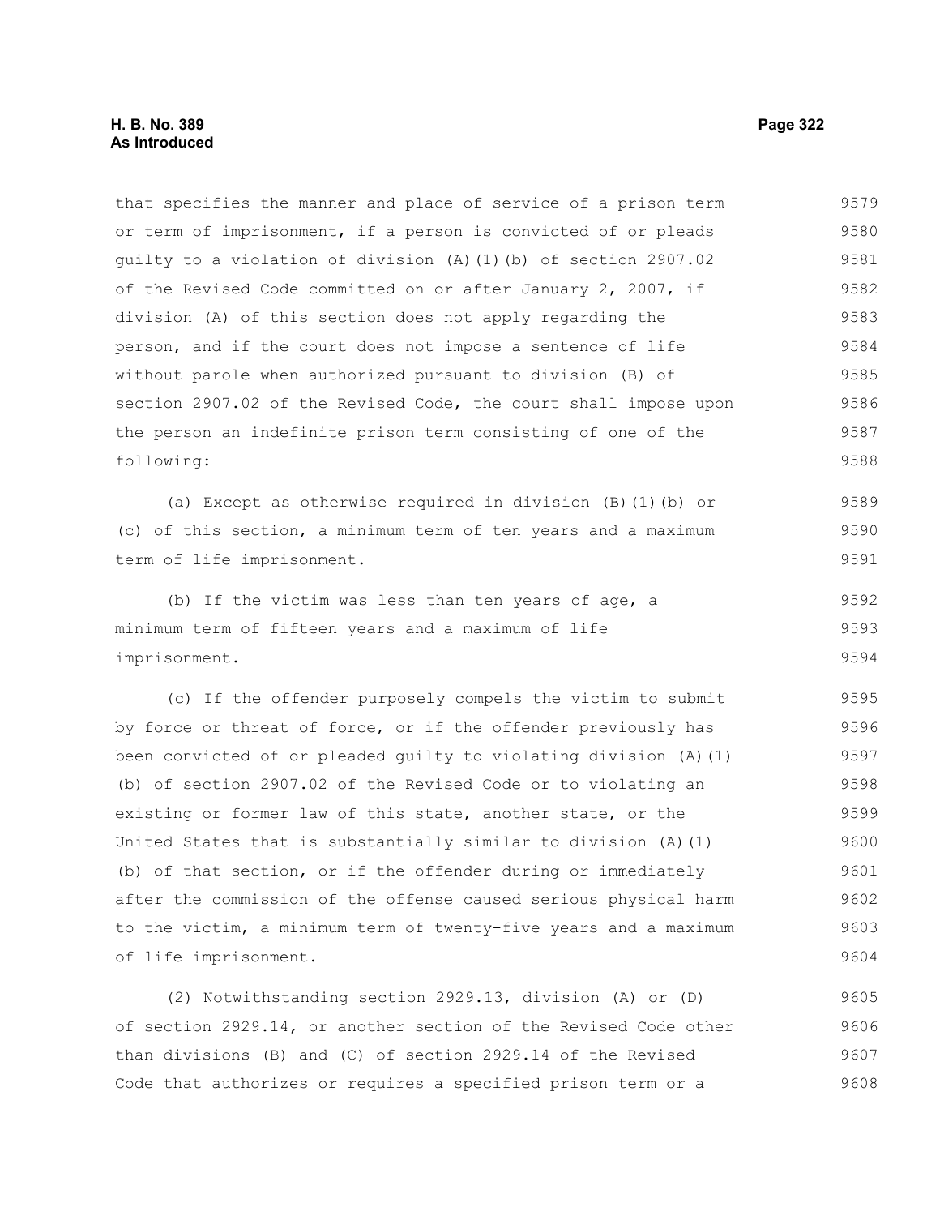that specifies the manner and place of service of a prison term or term of imprisonment, if a person is convicted of or pleads guilty to a violation of division (A)(1)(b) of section 2907.02 of the Revised Code committed on or after January 2, 2007, if division (A) of this section does not apply regarding the person, and if the court does not impose a sentence of life without parole when authorized pursuant to division (B) of section 2907.02 of the Revised Code, the court shall impose upon the person an indefinite prison term consisting of one of the following:

(a) Except as otherwise required in division (B)(1)(b) or (c) of this section, a minimum term of ten years and a maximum term of life imprisonment.

(b) If the victim was less than ten years of age, a minimum term of fifteen years and a maximum of life imprisonment.

(c) If the offender purposely compels the victim to submit by force or threat of force, or if the offender previously has been convicted of or pleaded guilty to violating division (A)(1)(b) of section 2907.02 of the Revised Code or to violating an existing or former law of this state, another state, or the United States that is substantially similar to division (A)(1)(b) of that section, or if the offender during or immediately after the commission of the offense caused serious physical harm to the victim, a minimum term of twenty-five years and a maximum of life imprisonment.

(2) Notwithstanding section 2929.13, division (A) or (D) of section 2929.14, or another section of the Revised Code other than divisions (B) and (C) of section 2929.14 of the Revised Code that authorizes or requires a specified prison term or a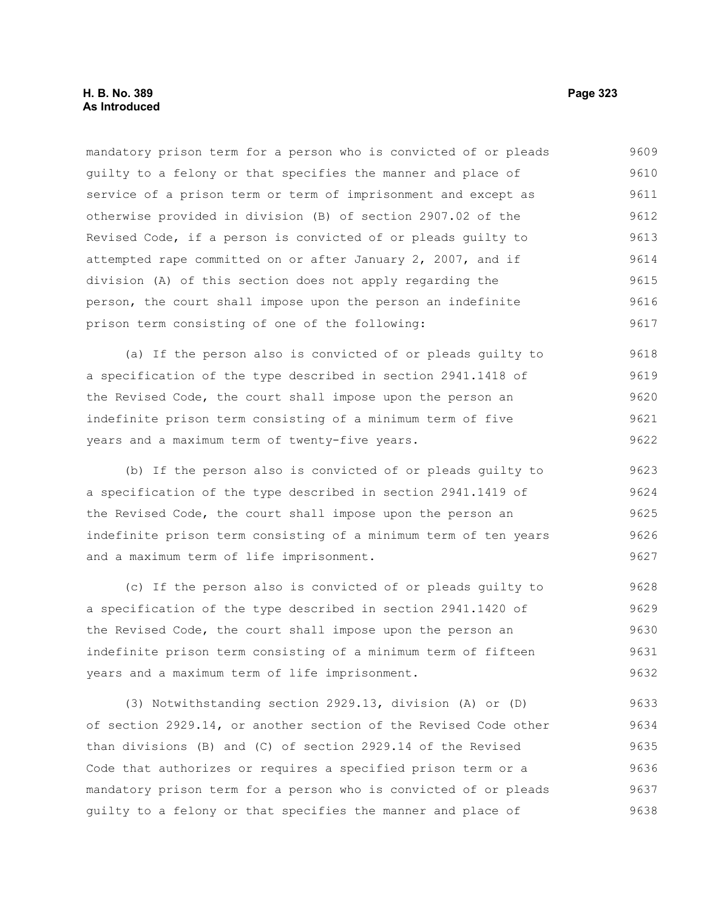mandatory prison term for a person who is convicted of or pleads guilty to a felony or that specifies the manner and place of service of a prison term or term of imprisonment and except as otherwise provided in division (B) of section 2907.02 of the Revised Code, if a person is convicted of or pleads guilty to attempted rape committed on or after January 2, 2007, and if division (A) of this section does not apply regarding the person, the court shall impose upon the person an indefinite prison term consisting of one of the following:

(a) If the person also is convicted of or pleads guilty to a specification of the type described in section 2941.1418 of the Revised Code, the court shall impose upon the person an indefinite prison term consisting of a minimum term of five years and a maximum term of twenty-five years.

(b) If the person also is convicted of or pleads guilty to a specification of the type described in section 2941.1419 of the Revised Code, the court shall impose upon the person an indefinite prison term consisting of a minimum term of ten years and a maximum term of life imprisonment.

(c) If the person also is convicted of or pleads guilty to a specification of the type described in section 2941.1420 of the Revised Code, the court shall impose upon the person an indefinite prison term consisting of a minimum term of fifteen years and a maximum term of life imprisonment.

(3) Notwithstanding section 2929.13, division (A) or (D) of section 2929.14, or another section of the Revised Code other than divisions (B) and (C) of section 2929.14 of the Revised Code that authorizes or requires a specified prison term or a mandatory prison term for a person who is convicted of or pleads guilty to a felony or that specifies the manner and place of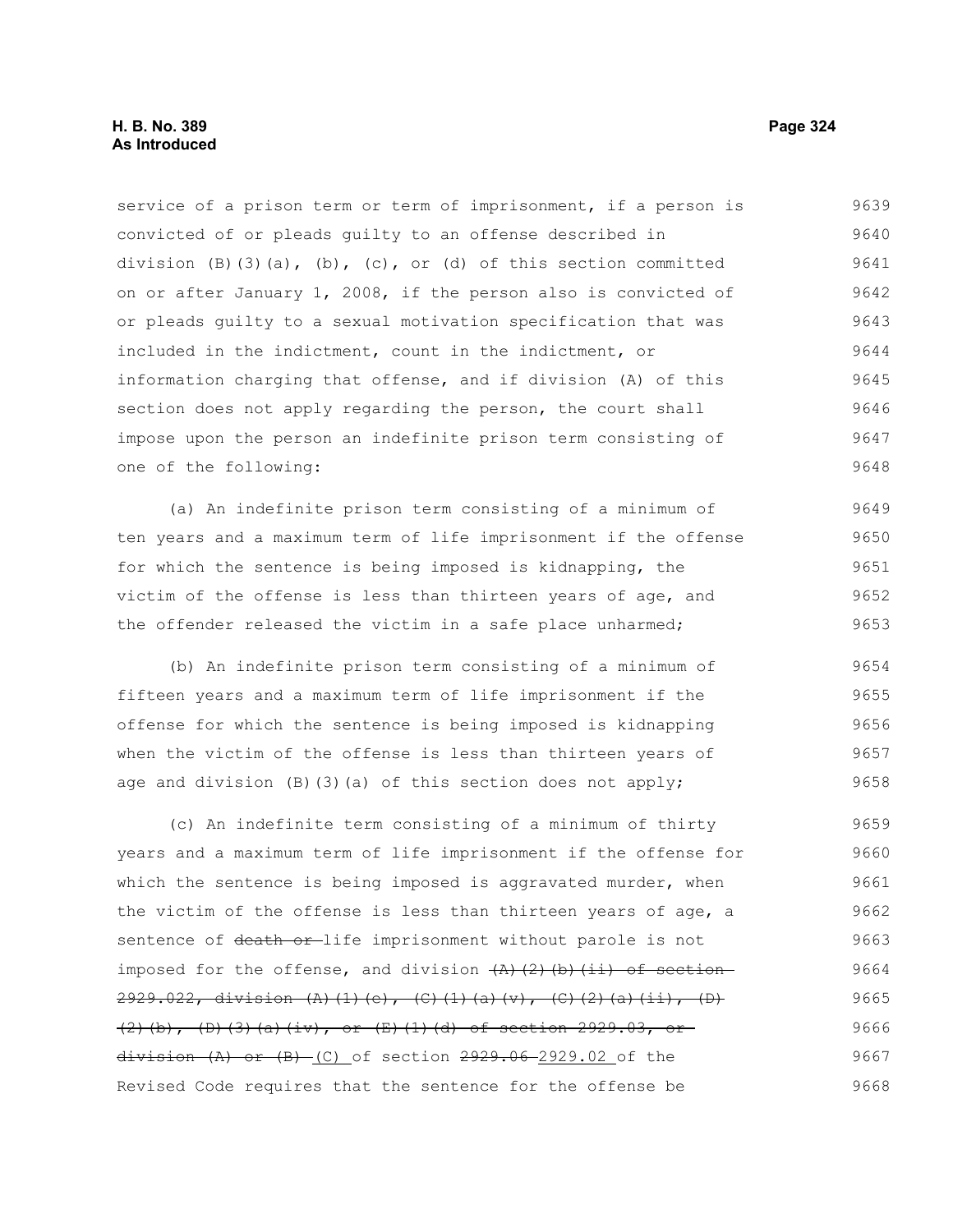service of a prison term or term of imprisonment, if a person is convicted of or pleads guilty to an offense described in division (B)(3)(a), (b), (c), or (d) of this section committed on or after January 1, 2008, if the person also is convicted of or pleads guilty to a sexual motivation specification that was included in the indictment, count in the indictment, or information charging that offense, and if division (A) of this section does not apply regarding the person, the court shall impose upon the person an indefinite prison term consisting of one of the following:

(a) An indefinite prison term consisting of a minimum of ten years and a maximum term of life imprisonment if the offense for which the sentence is being imposed is kidnapping, the victim of the offense is less than thirteen years of age, and the offender released the victim in a safe place unharmed;

(b) An indefinite prison term consisting of a minimum of fifteen years and a maximum term of life imprisonment if the offense for which the sentence is being imposed is kidnapping when the victim of the offense is less than thirteen years of age and division (B)(3)(a) of this section does not apply;

(c) An indefinite term consisting of a minimum of thirty years and a maximum term of life imprisonment if the offense for which the sentence is being imposed is aggravated murder, when the victim of the offense is less than thirteen years of age, a sentence of ~~death or~~ life imprisonment without parole is not imposed for the offense, and division ~~(A)(2)(b)(ii) of section 2929.022, division (A)(1)(e), (C)(1)(a)(v), (C)(2)(a)(ii), (D)(2)(b), (D)(3)(a)(iv), or (E)(1)(d) of section 2929.03, or division (A) or (B)~~ (C) of section ~~2929.06~~ 2929.02 of the Revised Code requires that the sentence for the offense be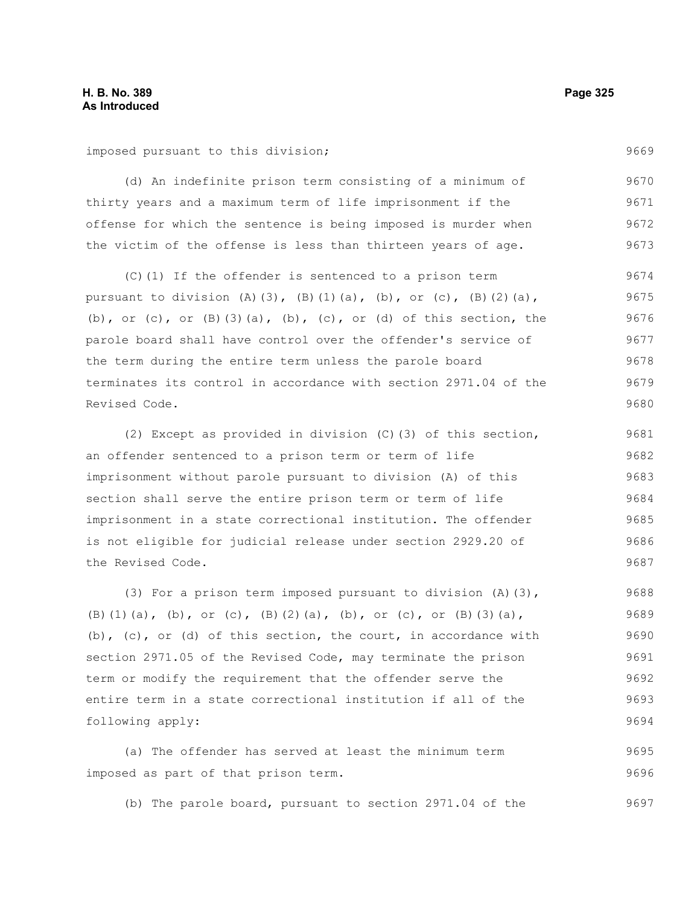imposed pursuant to this division;

(d) An indefinite prison term consisting of a minimum of thirty years and a maximum term of life imprisonment if the offense for which the sentence is being imposed is murder when the victim of the offense is less than thirteen years of age.

(C)(1) If the offender is sentenced to a prison term pursuant to division (A)(3), (B)(1)(a), (b), or (c), (B)(2)(a), (b), or (c), or (B)(3)(a), (b), (c), or (d) of this section, the parole board shall have control over the offender's service of the term during the entire term unless the parole board terminates its control in accordance with section 2971.04 of the Revised Code.

(2) Except as provided in division (C)(3) of this section, an offender sentenced to a prison term or term of life imprisonment without parole pursuant to division (A) of this section shall serve the entire prison term or term of life imprisonment in a state correctional institution. The offender is not eligible for judicial release under section 2929.20 of the Revised Code.

(3) For a prison term imposed pursuant to division (A)(3), (B)(1)(a), (b), or (c), (B)(2)(a), (b), or (c), or (B)(3)(a), (b), (c), or (d) of this section, the court, in accordance with section 2971.05 of the Revised Code, may terminate the prison term or modify the requirement that the offender serve the entire term in a state correctional institution if all of the following apply:

(a) The offender has served at least the minimum term imposed as part of that prison term.

(b) The parole board, pursuant to section 2971.04 of the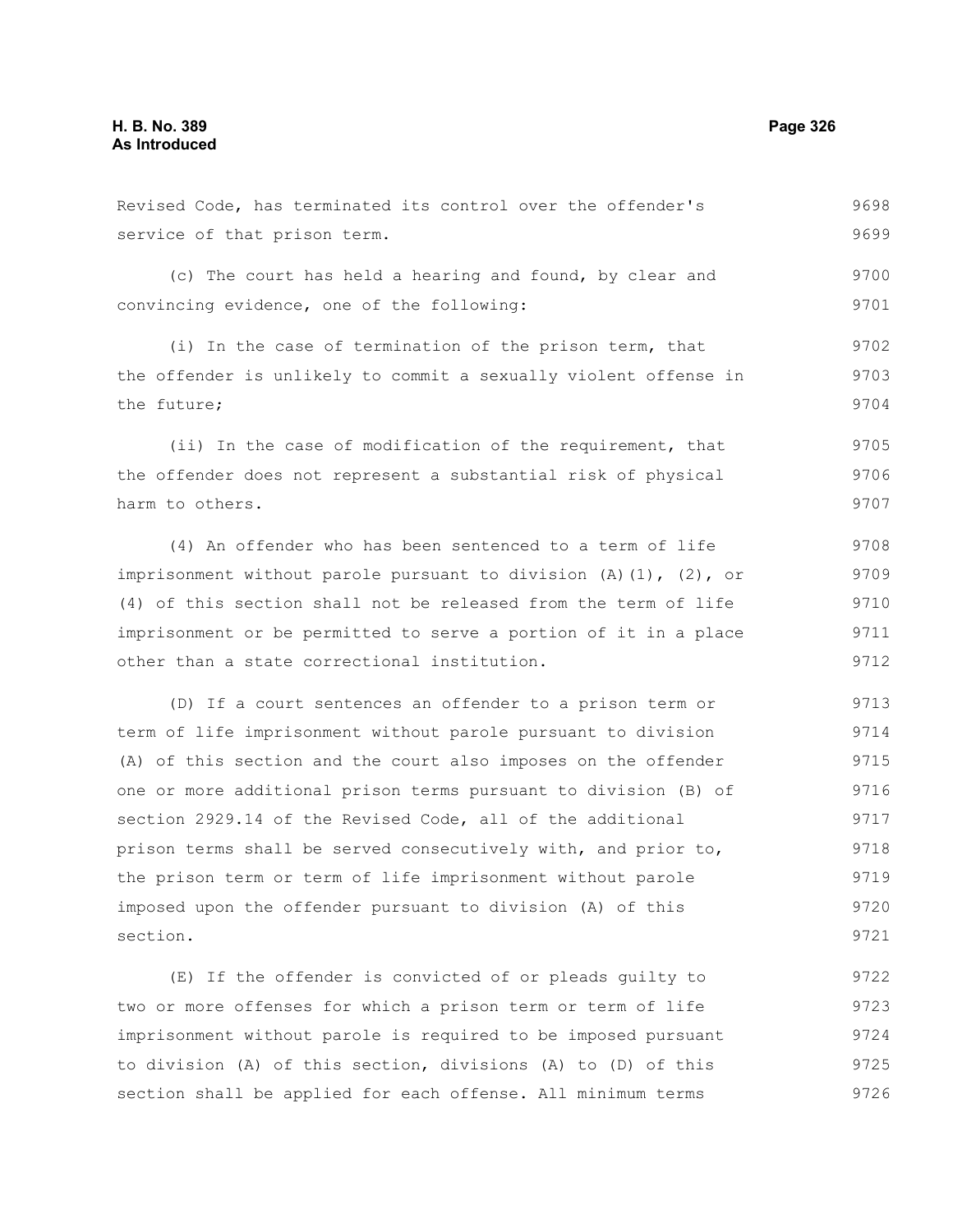Revised Code, has terminated its control over the offender's service of that prison term.

(c) The court has held a hearing and found, by clear and convincing evidence, one of the following:

(i) In the case of termination of the prison term, that the offender is unlikely to commit a sexually violent offense in the future;

(ii) In the case of modification of the requirement, that the offender does not represent a substantial risk of physical harm to others.

(4) An offender who has been sentenced to a term of life imprisonment without parole pursuant to division (A)(1), (2), or (4) of this section shall not be released from the term of life imprisonment or be permitted to serve a portion of it in a place other than a state correctional institution.

(D) If a court sentences an offender to a prison term or term of life imprisonment without parole pursuant to division (A) of this section and the court also imposes on the offender one or more additional prison terms pursuant to division (B) of section 2929.14 of the Revised Code, all of the additional prison terms shall be served consecutively with, and prior to, the prison term or term of life imprisonment without parole imposed upon the offender pursuant to division (A) of this section.

(E) If the offender is convicted of or pleads guilty to two or more offenses for which a prison term or term of life imprisonment without parole is required to be imposed pursuant to division (A) of this section, divisions (A) to (D) of this section shall be applied for each offense. All minimum terms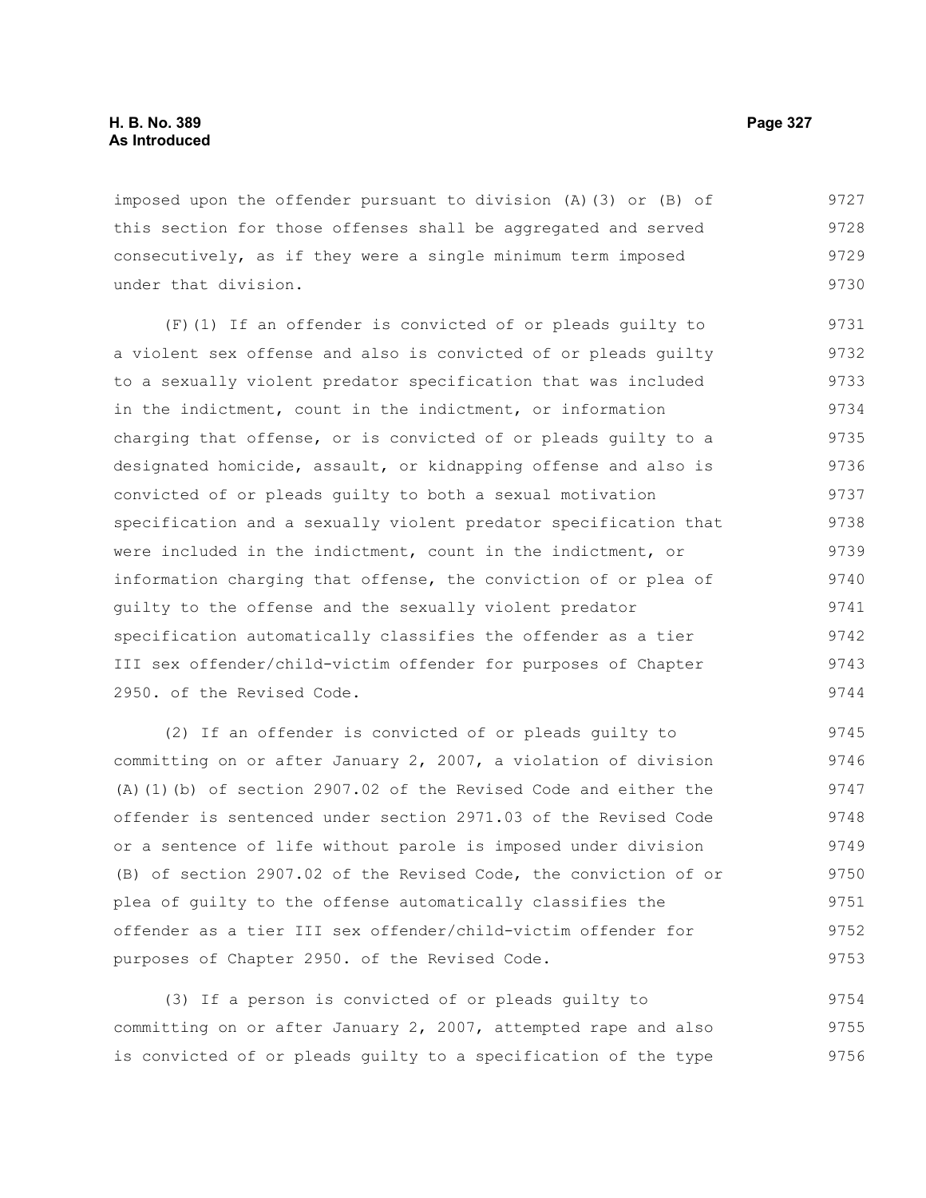imposed upon the offender pursuant to division (A)(3) or (B) of this section for those offenses shall be aggregated and served consecutively, as if they were a single minimum term imposed under that division.

(F)(1) If an offender is convicted of or pleads guilty to a violent sex offense and also is convicted of or pleads guilty to a sexually violent predator specification that was included in the indictment, count in the indictment, or information charging that offense, or is convicted of or pleads guilty to a designated homicide, assault, or kidnapping offense and also is convicted of or pleads guilty to both a sexual motivation specification and a sexually violent predator specification that were included in the indictment, count in the indictment, or information charging that offense, the conviction of or plea of guilty to the offense and the sexually violent predator specification automatically classifies the offender as a tier III sex offender/child-victim offender for purposes of Chapter 2950. of the Revised Code.

(2) If an offender is convicted of or pleads guilty to committing on or after January 2, 2007, a violation of division (A)(1)(b) of section 2907.02 of the Revised Code and either the offender is sentenced under section 2971.03 of the Revised Code or a sentence of life without parole is imposed under division (B) of section 2907.02 of the Revised Code, the conviction of or plea of guilty to the offense automatically classifies the offender as a tier III sex offender/child-victim offender for purposes of Chapter 2950. of the Revised Code.

(3) If a person is convicted of or pleads guilty to committing on or after January 2, 2007, attempted rape and also is convicted of or pleads guilty to a specification of the type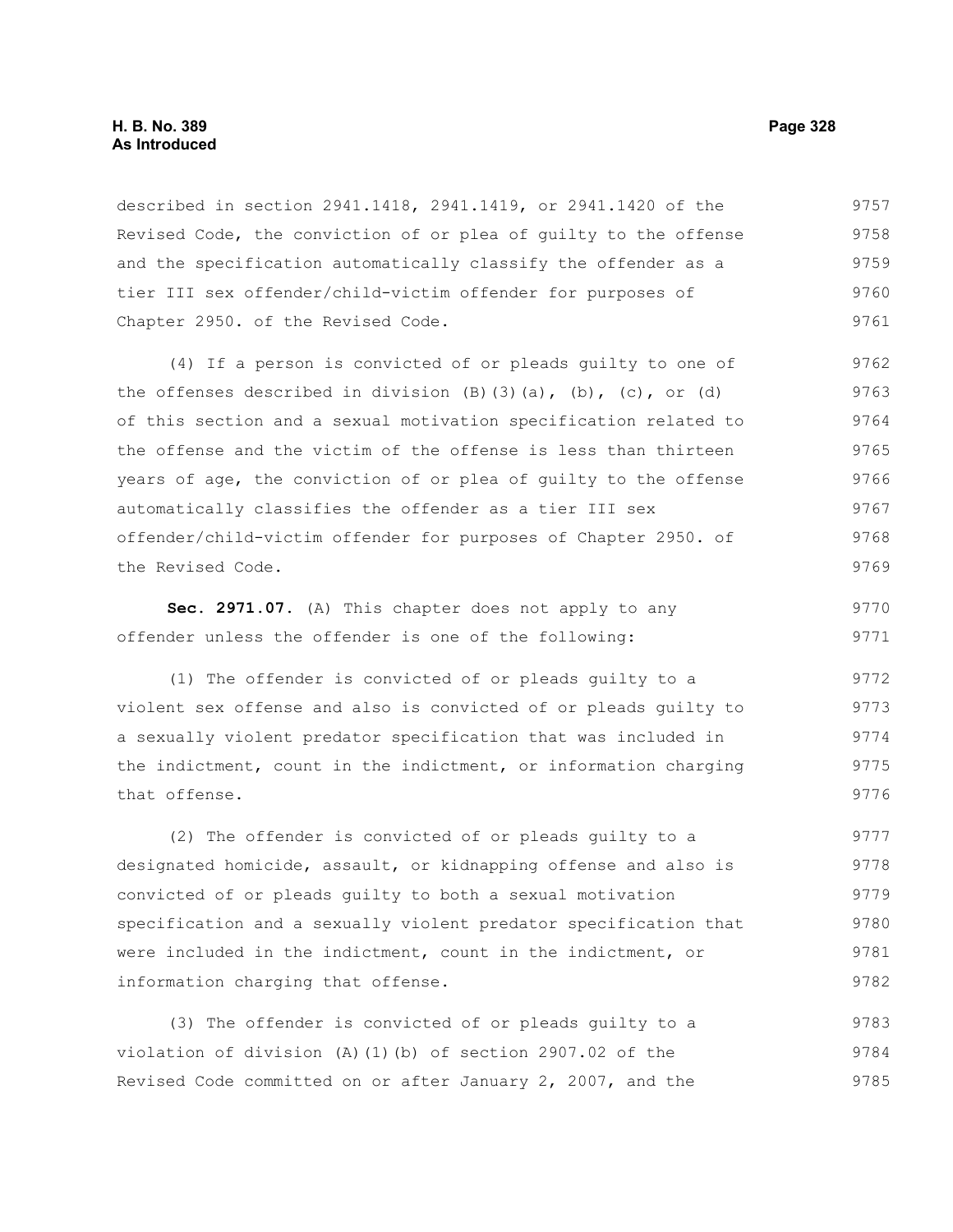described in section 2941.1418, 2941.1419, or 2941.1420 of the Revised Code, the conviction of or plea of guilty to the offense and the specification automatically classify the offender as a tier III sex offender/child-victim offender for purposes of Chapter 2950. of the Revised Code.

(4) If a person is convicted of or pleads guilty to one of the offenses described in division (B)(3)(a), (b), (c), or (d) of this section and a sexual motivation specification related to the offense and the victim of the offense is less than thirteen years of age, the conviction of or plea of guilty to the offense automatically classifies the offender as a tier III sex offender/child-victim offender for purposes of Chapter 2950. of the Revised Code.

**Sec. 2971.07.** (A) This chapter does not apply to any offender unless the offender is one of the following:

(1) The offender is convicted of or pleads guilty to a violent sex offense and also is convicted of or pleads guilty to a sexually violent predator specification that was included in the indictment, count in the indictment, or information charging that offense.

(2) The offender is convicted of or pleads guilty to a designated homicide, assault, or kidnapping offense and also is convicted of or pleads guilty to both a sexual motivation specification and a sexually violent predator specification that were included in the indictment, count in the indictment, or information charging that offense.

(3) The offender is convicted of or pleads guilty to a violation of division (A)(1)(b) of section 2907.02 of the Revised Code committed on or after January 2, 2007, and the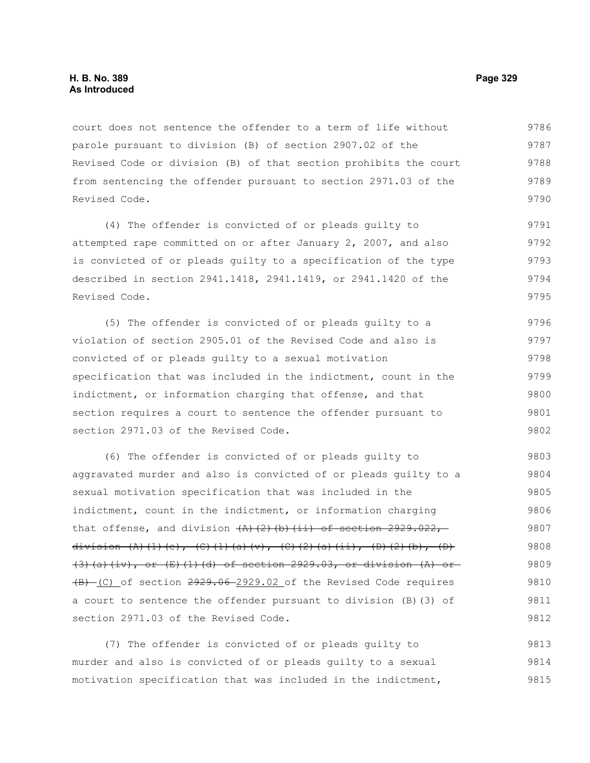court does not sentence the offender to a term of life without parole pursuant to division (B) of section 2907.02 of the Revised Code or division (B) of that section prohibits the court from sentencing the offender pursuant to section 2971.03 of the Revised Code.

(4) The offender is convicted of or pleads guilty to attempted rape committed on or after January 2, 2007, and also is convicted of or pleads guilty to a specification of the type described in section 2941.1418, 2941.1419, or 2941.1420 of the Revised Code.

(5) The offender is convicted of or pleads guilty to a violation of section 2905.01 of the Revised Code and also is convicted of or pleads guilty to a sexual motivation specification that was included in the indictment, count in the indictment, or information charging that offense, and that section requires a court to sentence the offender pursuant to section 2971.03 of the Revised Code.

(6) The offender is convicted of or pleads guilty to aggravated murder and also is convicted of or pleads guilty to a sexual motivation specification that was included in the indictment, count in the indictment, or information charging that offense, and division ~~(A)(2)(b)(ii) of section 2929.022, division (A)(1)(e), (C)(1)(a)(v), (C)(2)(a)(ii), (D)(2)(b), (D)(3)(a)(iv), or (E)(1)(d) of section 2929.03, or division (A) or (B)~~ (C) of section ~~2929.06~~ 2929.02 of the Revised Code requires a court to sentence the offender pursuant to division (B)(3) of section 2971.03 of the Revised Code.

(7) The offender is convicted of or pleads guilty to murder and also is convicted of or pleads guilty to a sexual motivation specification that was included in the indictment,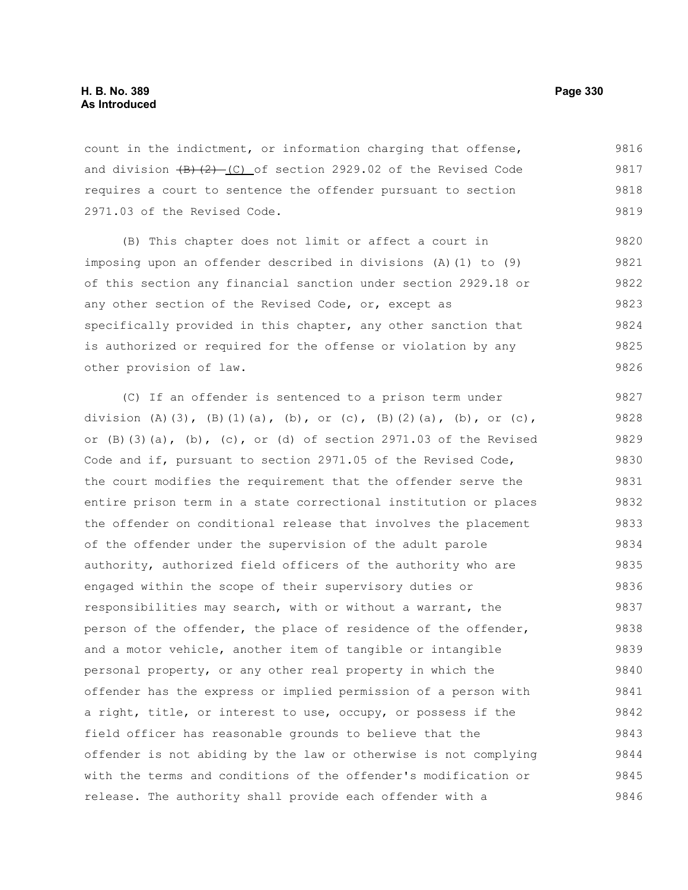count in the indictment, or information charging that offense, and division ~~(B)(2)~~ (C) of section 2929.02 of the Revised Code requires a court to sentence the offender pursuant to section 2971.03 of the Revised Code.

(B) This chapter does not limit or affect a court in imposing upon an offender described in divisions (A)(1) to (9) of this section any financial sanction under section 2929.18 or any other section of the Revised Code, or, except as specifically provided in this chapter, any other sanction that is authorized or required for the offense or violation by any other provision of law.

(C) If an offender is sentenced to a prison term under division (A)(3), (B)(1)(a), (b), or (c), (B)(2)(a), (b), or (c), or (B)(3)(a), (b), (c), or (d) of section 2971.03 of the Revised Code and if, pursuant to section 2971.05 of the Revised Code, the court modifies the requirement that the offender serve the entire prison term in a state correctional institution or places the offender on conditional release that involves the placement of the offender under the supervision of the adult parole authority, authorized field officers of the authority who are engaged within the scope of their supervisory duties or responsibilities may search, with or without a warrant, the person of the offender, the place of residence of the offender, and a motor vehicle, another item of tangible or intangible personal property, or any other real property in which the offender has the express or implied permission of a person with a right, title, or interest to use, occupy, or possess if the field officer has reasonable grounds to believe that the offender is not abiding by the law or otherwise is not complying with the terms and conditions of the offender's modification or release. The authority shall provide each offender with a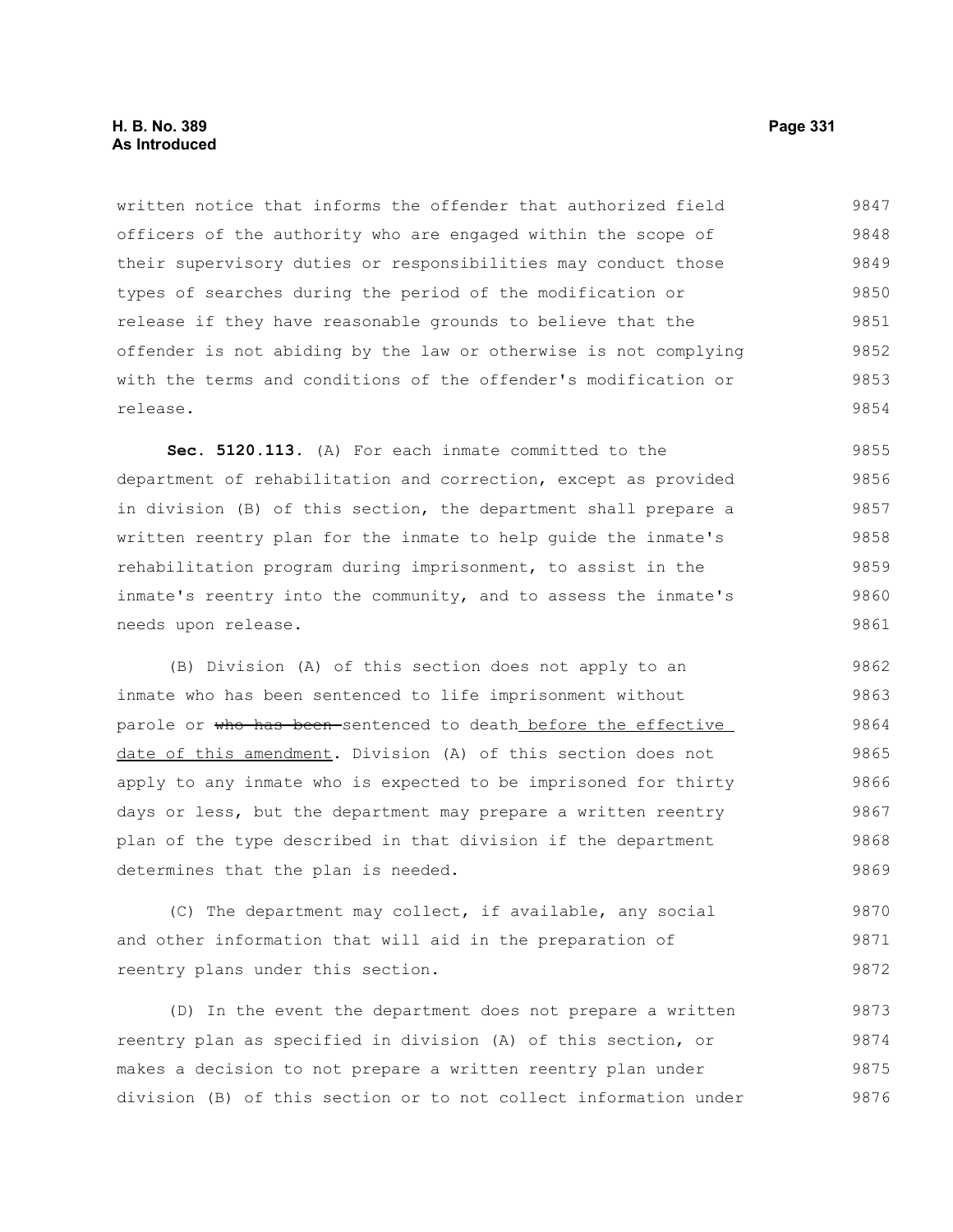written notice that informs the offender that authorized field officers of the authority who are engaged within the scope of their supervisory duties or responsibilities may conduct those types of searches during the period of the modification or release if they have reasonable grounds to believe that the offender is not abiding by the law or otherwise is not complying with the terms and conditions of the offender's modification or release.

**Sec. 5120.113.** (A) For each inmate committed to the department of rehabilitation and correction, except as provided in division (B) of this section, the department shall prepare a written reentry plan for the inmate to help guide the inmate's rehabilitation program during imprisonment, to assist in the inmate's reentry into the community, and to assess the inmate's needs upon release.

(B) Division (A) of this section does not apply to an inmate who has been sentenced to life imprisonment without parole or ~~who has been~~ sentenced to death <u>before the effective date of this amendment</u>. Division (A) of this section does not apply to any inmate who is expected to be imprisoned for thirty days or less, but the department may prepare a written reentry plan of the type described in that division if the department determines that the plan is needed.

(C) The department may collect, if available, any social and other information that will aid in the preparation of reentry plans under this section.

(D) In the event the department does not prepare a written reentry plan as specified in division (A) of this section, or makes a decision to not prepare a written reentry plan under division (B) of this section or to not collect information under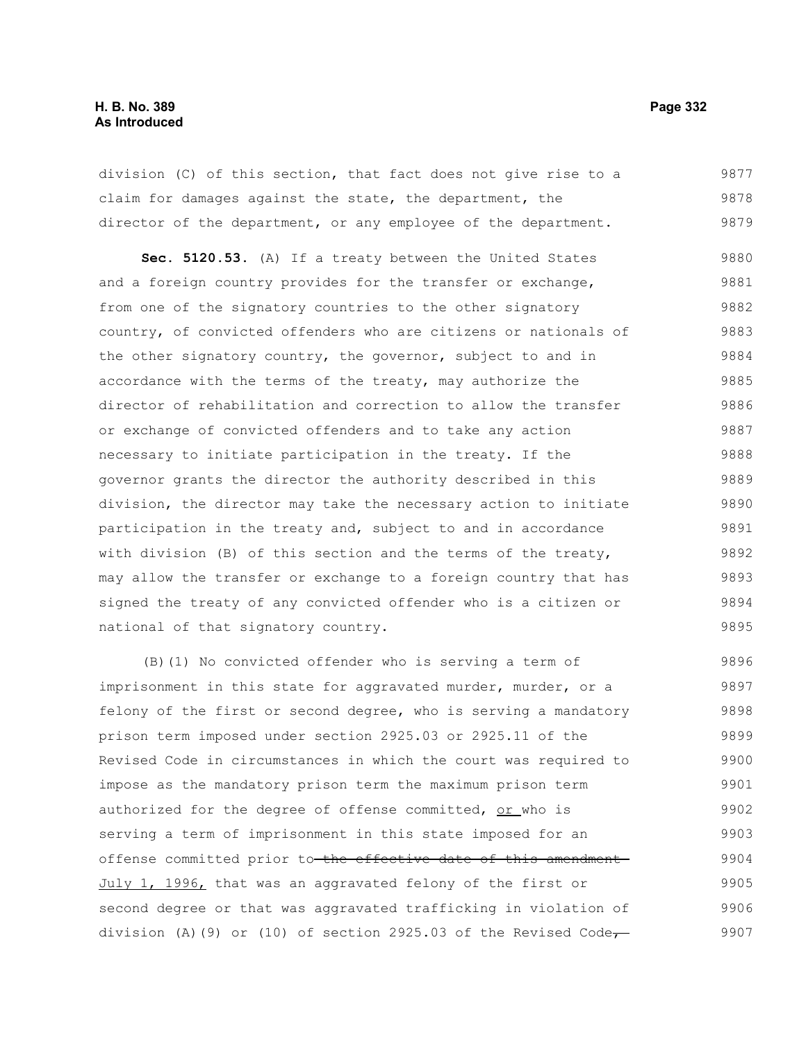division (C) of this section, that fact does not give rise to a claim for damages against the state, the department, the director of the department, or any employee of the department.

**Sec. 5120.53.** (A) If a treaty between the United States and a foreign country provides for the transfer or exchange, from one of the signatory countries to the other signatory country, of convicted offenders who are citizens or nationals of the other signatory country, the governor, subject to and in accordance with the terms of the treaty, may authorize the director of rehabilitation and correction to allow the transfer or exchange of convicted offenders and to take any action necessary to initiate participation in the treaty. If the governor grants the director the authority described in this division, the director may take the necessary action to initiate participation in the treaty and, subject to and in accordance with division (B) of this section and the terms of the treaty, may allow the transfer or exchange to a foreign country that has signed the treaty of any convicted offender who is a citizen or national of that signatory country.

(B)(1) No convicted offender who is serving a term of imprisonment in this state for aggravated murder, murder, or a felony of the first or second degree, who is serving a mandatory prison term imposed under section 2925.03 or 2925.11 of the Revised Code in circumstances in which the court was required to impose as the mandatory prison term the maximum prison term authorized for the degree of offense committed, or who is serving a term of imprisonment in this state imposed for an offense committed prior to ~~the effective date of this amendment~~ July 1, 1996, that was an aggravated felony of the first or second degree or that was aggravated trafficking in violation of division (A)(9) or (10) of section 2925.03 of the Revised Code~~,~~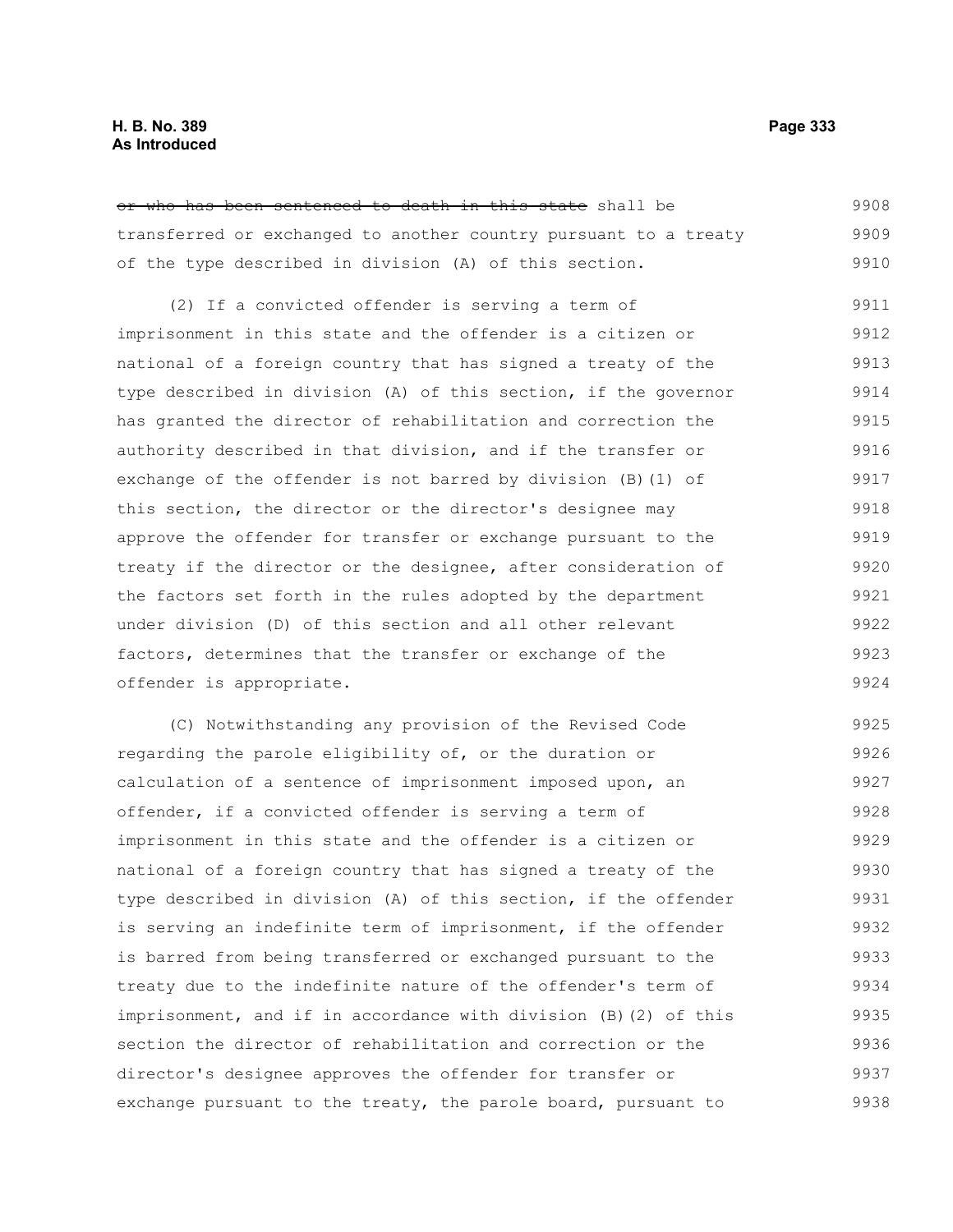~~or who has been sentenced to death in this state~~ shall be transferred or exchanged to another country pursuant to a treaty of the type described in division (A) of this section.

(2) If a convicted offender is serving a term of imprisonment in this state and the offender is a citizen or national of a foreign country that has signed a treaty of the type described in division (A) of this section, if the governor has granted the director of rehabilitation and correction the authority described in that division, and if the transfer or exchange of the offender is not barred by division (B)(1) of this section, the director or the director's designee may approve the offender for transfer or exchange pursuant to the treaty if the director or the designee, after consideration of the factors set forth in the rules adopted by the department under division (D) of this section and all other relevant factors, determines that the transfer or exchange of the offender is appropriate.

(C) Notwithstanding any provision of the Revised Code regarding the parole eligibility of, or the duration or calculation of a sentence of imprisonment imposed upon, an offender, if a convicted offender is serving a term of imprisonment in this state and the offender is a citizen or national of a foreign country that has signed a treaty of the type described in division (A) of this section, if the offender is serving an indefinite term of imprisonment, if the offender is barred from being transferred or exchanged pursuant to the treaty due to the indefinite nature of the offender's term of imprisonment, and if in accordance with division (B)(2) of this section the director of rehabilitation and correction or the director's designee approves the offender for transfer or exchange pursuant to the treaty, the parole board, pursuant to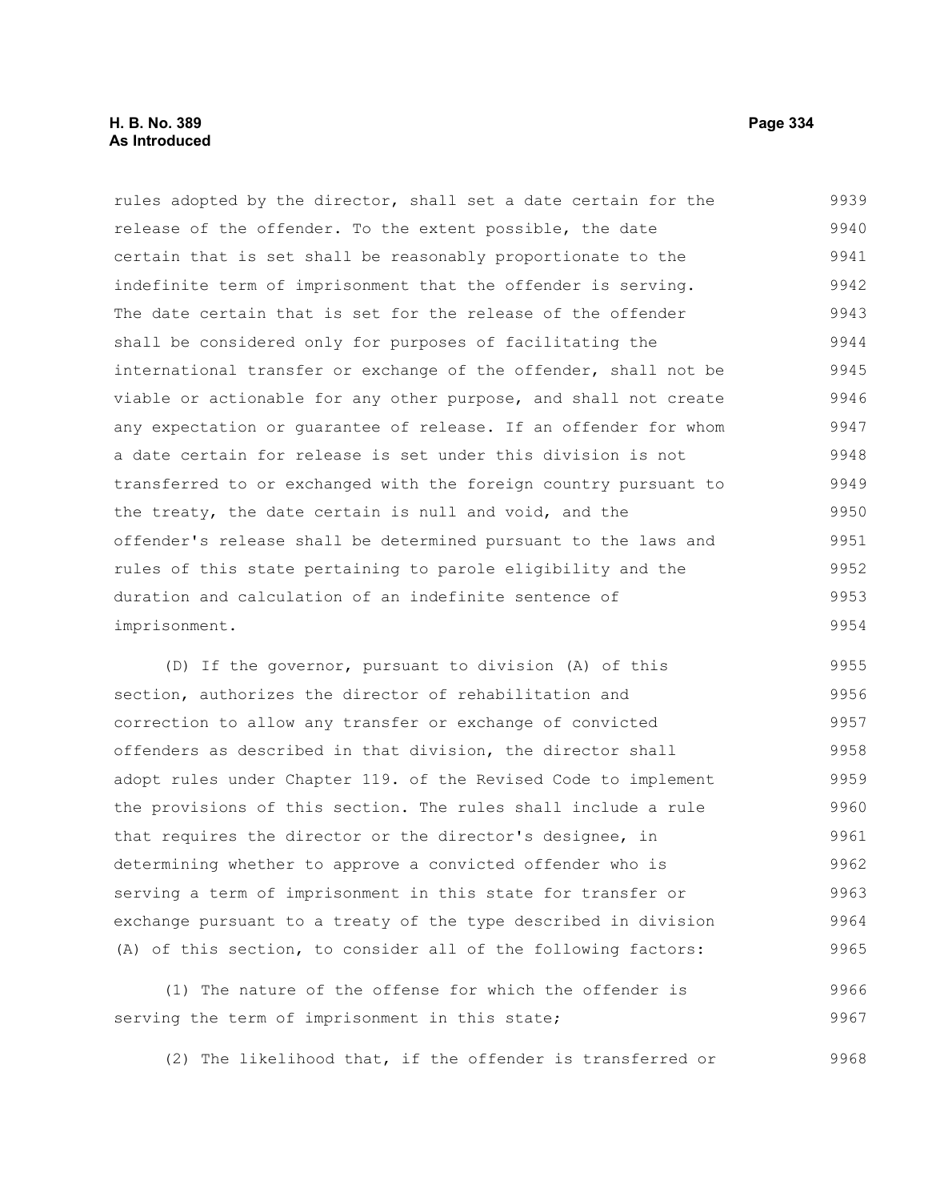rules adopted by the director, shall set a date certain for the release of the offender. To the extent possible, the date certain that is set shall be reasonably proportionate to the indefinite term of imprisonment that the offender is serving. The date certain that is set for the release of the offender shall be considered only for purposes of facilitating the international transfer or exchange of the offender, shall not be viable or actionable for any other purpose, and shall not create any expectation or guarantee of release. If an offender for whom a date certain for release is set under this division is not transferred to or exchanged with the foreign country pursuant to the treaty, the date certain is null and void, and the offender's release shall be determined pursuant to the laws and rules of this state pertaining to parole eligibility and the duration and calculation of an indefinite sentence of imprisonment.

(D) If the governor, pursuant to division (A) of this section, authorizes the director of rehabilitation and correction to allow any transfer or exchange of convicted offenders as described in that division, the director shall adopt rules under Chapter 119. of the Revised Code to implement the provisions of this section. The rules shall include a rule that requires the director or the director's designee, in determining whether to approve a convicted offender who is serving a term of imprisonment in this state for transfer or exchange pursuant to a treaty of the type described in division (A) of this section, to consider all of the following factors:

(1) The nature of the offense for which the offender is serving the term of imprisonment in this state;

(2) The likelihood that, if the offender is transferred or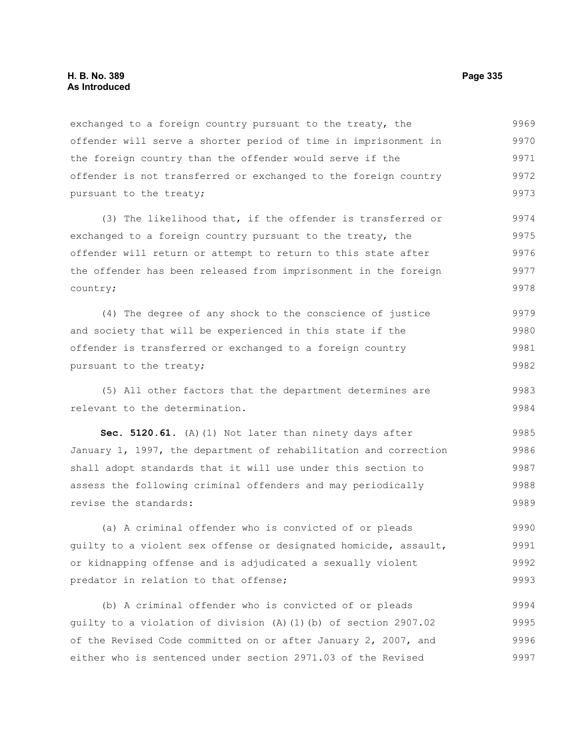exchanged to a foreign country pursuant to the treaty, the offender will serve a shorter period of time in imprisonment in the foreign country than the offender would serve if the offender is not transferred or exchanged to the foreign country pursuant to the treaty;

(3) The likelihood that, if the offender is transferred or exchanged to a foreign country pursuant to the treaty, the offender will return or attempt to return to this state after the offender has been released from imprisonment in the foreign country;

(4) The degree of any shock to the conscience of justice and society that will be experienced in this state if the offender is transferred or exchanged to a foreign country pursuant to the treaty;

(5) All other factors that the department determines are relevant to the determination.

**Sec. 5120.61.** (A)(1) Not later than ninety days after January 1, 1997, the department of rehabilitation and correction shall adopt standards that it will use under this section to assess the following criminal offenders and may periodically revise the standards:

(a) A criminal offender who is convicted of or pleads guilty to a violent sex offense or designated homicide, assault, or kidnapping offense and is adjudicated a sexually violent predator in relation to that offense;

(b) A criminal offender who is convicted of or pleads guilty to a violation of division (A)(1)(b) of section 2907.02 of the Revised Code committed on or after January 2, 2007, and either who is sentenced under section 2971.03 of the Revised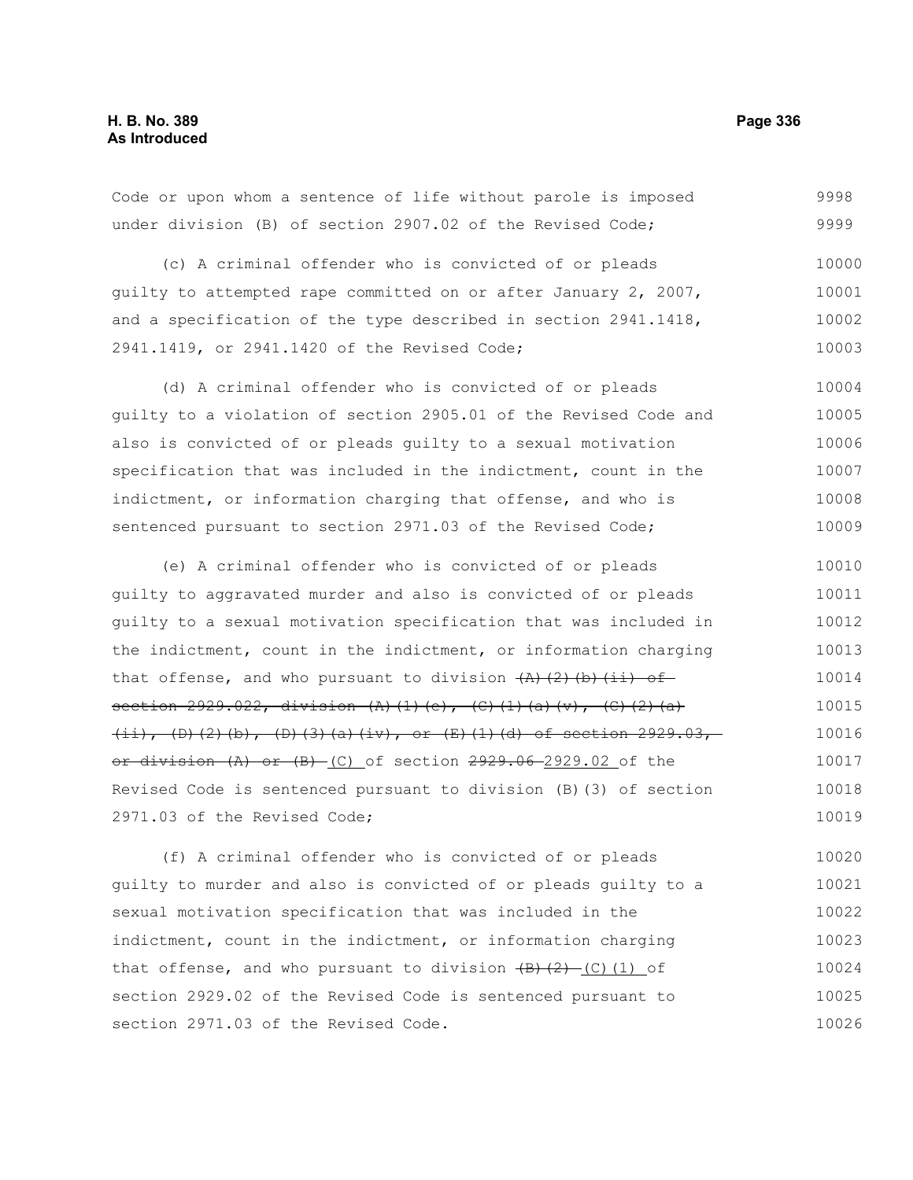Code or upon whom a sentence of life without parole is imposed under division (B) of section 2907.02 of the Revised Code;

(c) A criminal offender who is convicted of or pleads guilty to attempted rape committed on or after January 2, 2007, and a specification of the type described in section 2941.1418, 2941.1419, or 2941.1420 of the Revised Code;

(d) A criminal offender who is convicted of or pleads guilty to a violation of section 2905.01 of the Revised Code and also is convicted of or pleads guilty to a sexual motivation specification that was included in the indictment, count in the indictment, or information charging that offense, and who is sentenced pursuant to section 2971.03 of the Revised Code;

(e) A criminal offender who is convicted of or pleads guilty to aggravated murder and also is convicted of or pleads guilty to a sexual motivation specification that was included in the indictment, count in the indictment, or information charging that offense, and who pursuant to division ~~(A)(2)(b)(ii) of section 2929.022, division (A)(1)(e), (C)(1)(a)(v), (C)(2)(a)(ii), (D)(2)(b), (D)(3)(a)(iv), or (E)(1)(d) of section 2929.03, or division (A) or (B)~~ (C) of section ~~2929.06~~ 2929.02 of the Revised Code is sentenced pursuant to division (B)(3) of section 2971.03 of the Revised Code;

(f) A criminal offender who is convicted of or pleads guilty to murder and also is convicted of or pleads guilty to a sexual motivation specification that was included in the indictment, count in the indictment, or information charging that offense, and who pursuant to division ~~(B)(2)~~ (C)(1) of section 2929.02 of the Revised Code is sentenced pursuant to section 2971.03 of the Revised Code.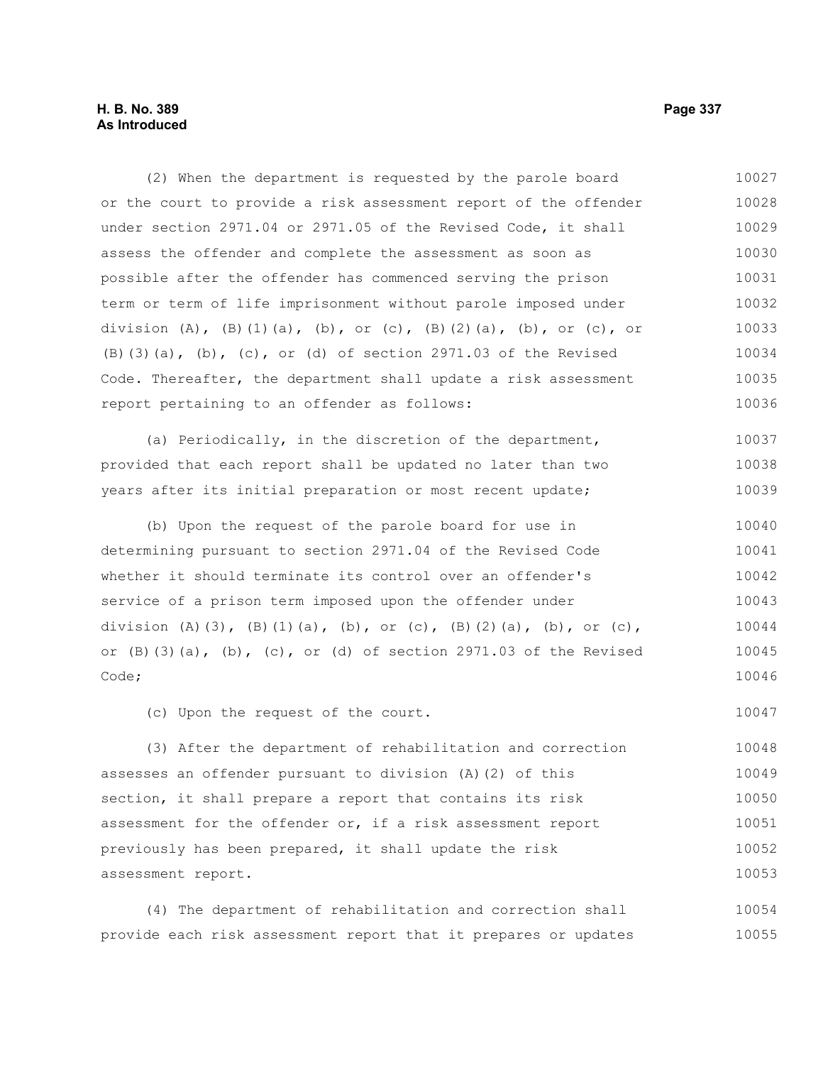(2) When the department is requested by the parole board or the court to provide a risk assessment report of the offender under section 2971.04 or 2971.05 of the Revised Code, it shall assess the offender and complete the assessment as soon as possible after the offender has commenced serving the prison term or term of life imprisonment without parole imposed under division (A), (B)(1)(a), (b), or (c), (B)(2)(a), (b), or (c), or (B)(3)(a), (b), (c), or (d) of section 2971.03 of the Revised Code. Thereafter, the department shall update a risk assessment report pertaining to an offender as follows:

(a) Periodically, in the discretion of the department, provided that each report shall be updated no later than two years after its initial preparation or most recent update;

(b) Upon the request of the parole board for use in determining pursuant to section 2971.04 of the Revised Code whether it should terminate its control over an offender's service of a prison term imposed upon the offender under division (A)(3), (B)(1)(a), (b), or (c), (B)(2)(a), (b), or (c), or (B)(3)(a), (b), (c), or (d) of section 2971.03 of the Revised Code;

(c) Upon the request of the court.

(3) After the department of rehabilitation and correction assesses an offender pursuant to division (A)(2) of this section, it shall prepare a report that contains its risk assessment for the offender or, if a risk assessment report previously has been prepared, it shall update the risk assessment report.

(4) The department of rehabilitation and correction shall provide each risk assessment report that it prepares or updates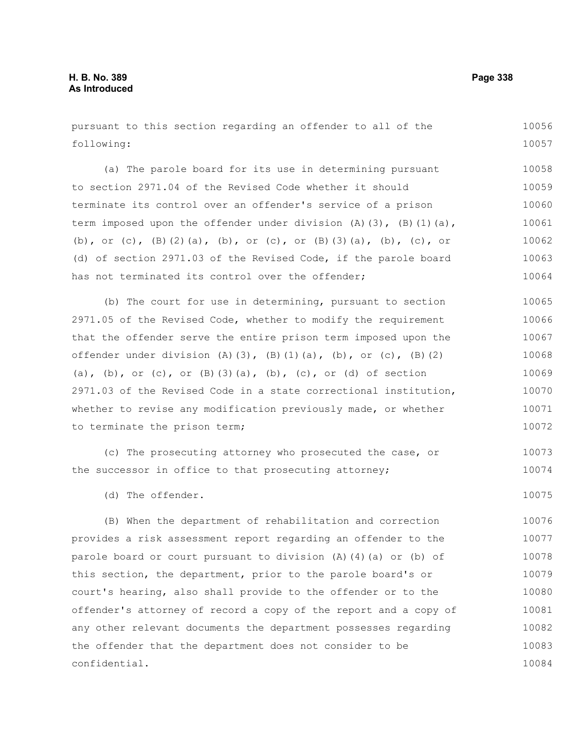pursuant to this section regarding an offender to all of the following:

(a) The parole board for its use in determining pursuant to section 2971.04 of the Revised Code whether it should terminate its control over an offender's service of a prison term imposed upon the offender under division (A)(3), (B)(1)(a), (b), or (c), (B)(2)(a), (b), or (c), or (B)(3)(a), (b), (c), or (d) of section 2971.03 of the Revised Code, if the parole board has not terminated its control over the offender;

(b) The court for use in determining, pursuant to section 2971.05 of the Revised Code, whether to modify the requirement that the offender serve the entire prison term imposed upon the offender under division (A)(3), (B)(1)(a), (b), or (c), (B)(2)(a), (b), or (c), or (B)(3)(a), (b), (c), or (d) of section 2971.03 of the Revised Code in a state correctional institution, whether to revise any modification previously made, or whether to terminate the prison term;

(c) The prosecuting attorney who prosecuted the case, or the successor in office to that prosecuting attorney;

(d) The offender.

(B) When the department of rehabilitation and correction provides a risk assessment report regarding an offender to the parole board or court pursuant to division (A)(4)(a) or (b) of this section, the department, prior to the parole board's or court's hearing, also shall provide to the offender or to the offender's attorney of record a copy of the report and a copy of any other relevant documents the department possesses regarding the offender that the department does not consider to be confidential.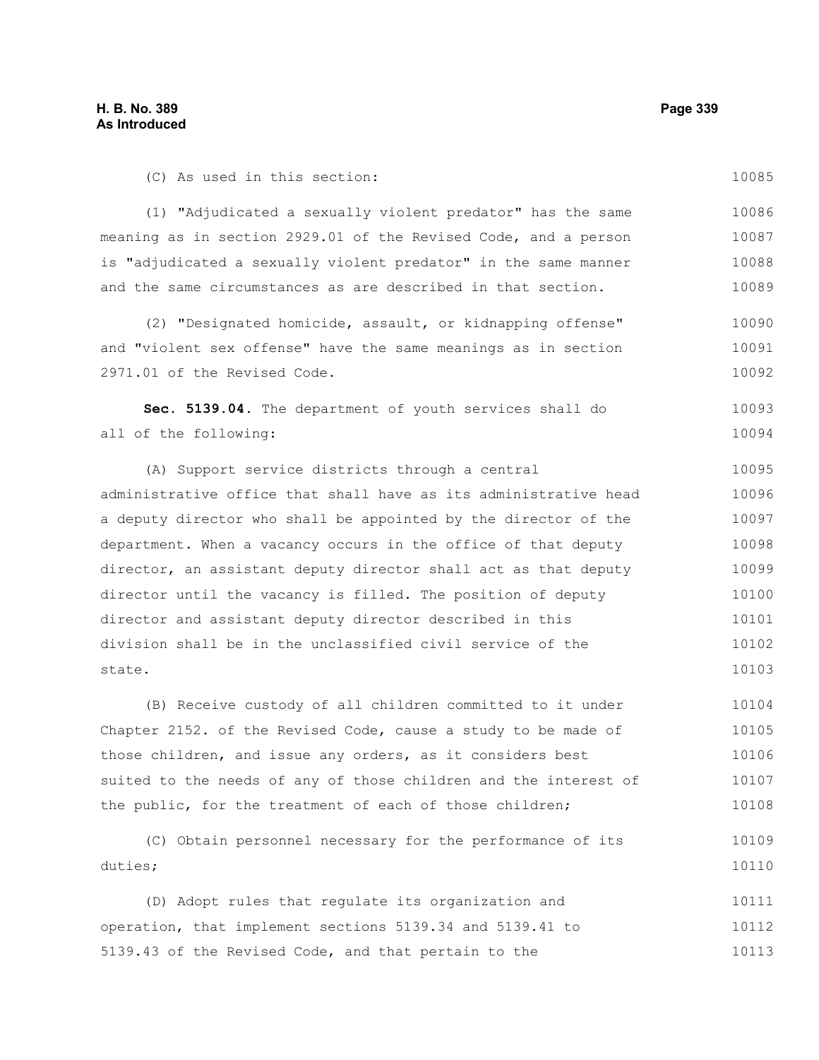(C) As used in this section:

(1) "Adjudicated a sexually violent predator" has the same meaning as in section 2929.01 of the Revised Code, and a person is "adjudicated a sexually violent predator" in the same manner and the same circumstances as are described in that section.

(2) "Designated homicide, assault, or kidnapping offense" and "violent sex offense" have the same meanings as in section 2971.01 of the Revised Code.

**Sec. 5139.04.** The department of youth services shall do all of the following:

(A) Support service districts through a central administrative office that shall have as its administrative head a deputy director who shall be appointed by the director of the department. When a vacancy occurs in the office of that deputy director, an assistant deputy director shall act as that deputy director until the vacancy is filled. The position of deputy director and assistant deputy director described in this division shall be in the unclassified civil service of the state.

(B) Receive custody of all children committed to it under Chapter 2152. of the Revised Code, cause a study to be made of those children, and issue any orders, as it considers best suited to the needs of any of those children and the interest of the public, for the treatment of each of those children;

(C) Obtain personnel necessary for the performance of its duties;

(D) Adopt rules that regulate its organization and operation, that implement sections 5139.34 and 5139.41 to 5139.43 of the Revised Code, and that pertain to the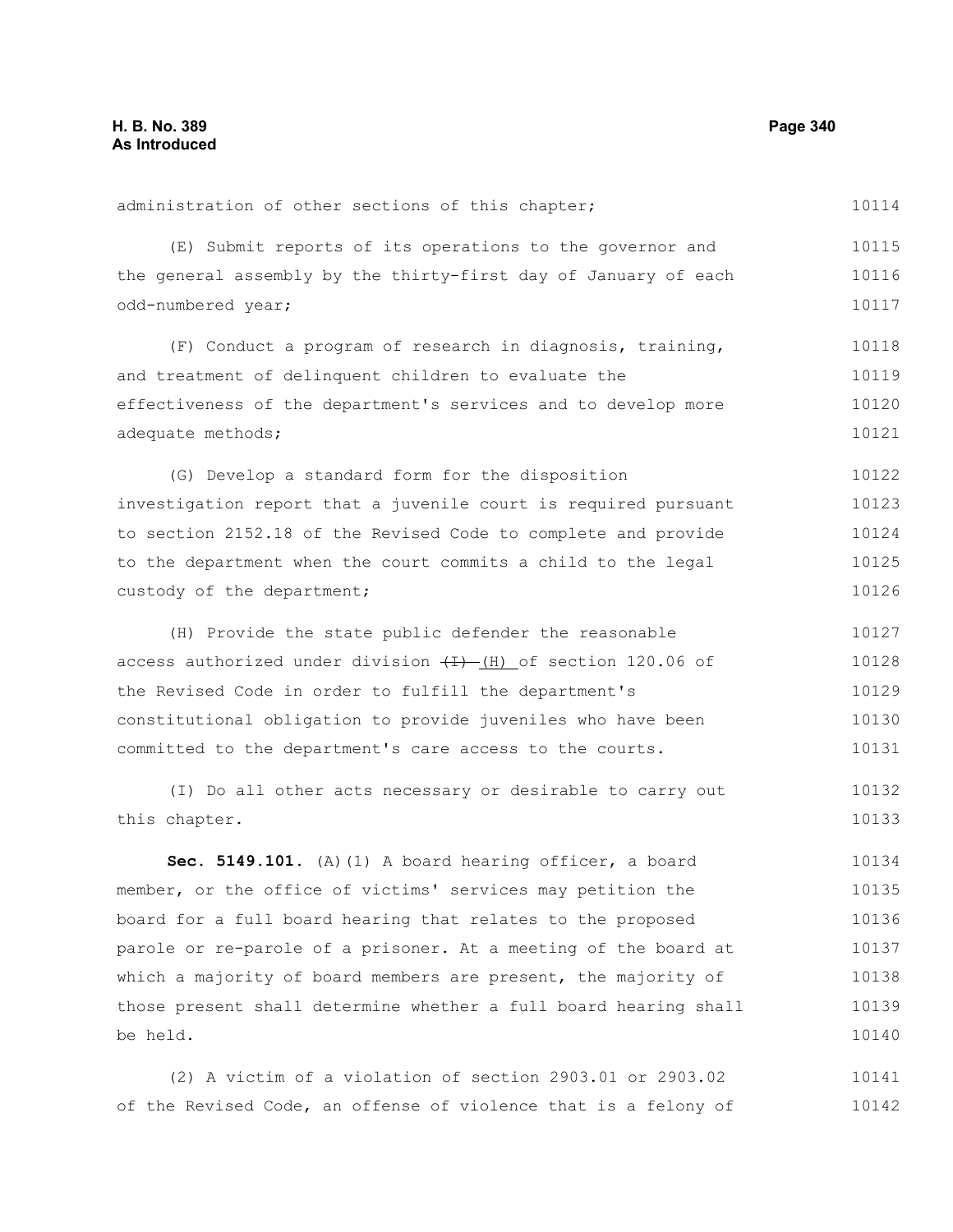administration of other sections of this chapter;

(E) Submit reports of its operations to the governor and the general assembly by the thirty-first day of January of each odd-numbered year;

(F) Conduct a program of research in diagnosis, training, and treatment of delinquent children to evaluate the effectiveness of the department's services and to develop more adequate methods;

(G) Develop a standard form for the disposition investigation report that a juvenile court is required pursuant to section 2152.18 of the Revised Code to complete and provide to the department when the court commits a child to the legal custody of the department;

(H) Provide the state public defender the reasonable access authorized under division ~~(I)~~ (H) of section 120.06 of the Revised Code in order to fulfill the department's constitutional obligation to provide juveniles who have been committed to the department's care access to the courts.

(I) Do all other acts necessary or desirable to carry out this chapter.

**Sec. 5149.101.** (A)(1) A board hearing officer, a board member, or the office of victims' services may petition the board for a full board hearing that relates to the proposed parole or re-parole of a prisoner. At a meeting of the board at which a majority of board members are present, the majority of those present shall determine whether a full board hearing shall be held.

(2) A victim of a violation of section 2903.01 or 2903.02 of the Revised Code, an offense of violence that is a felony of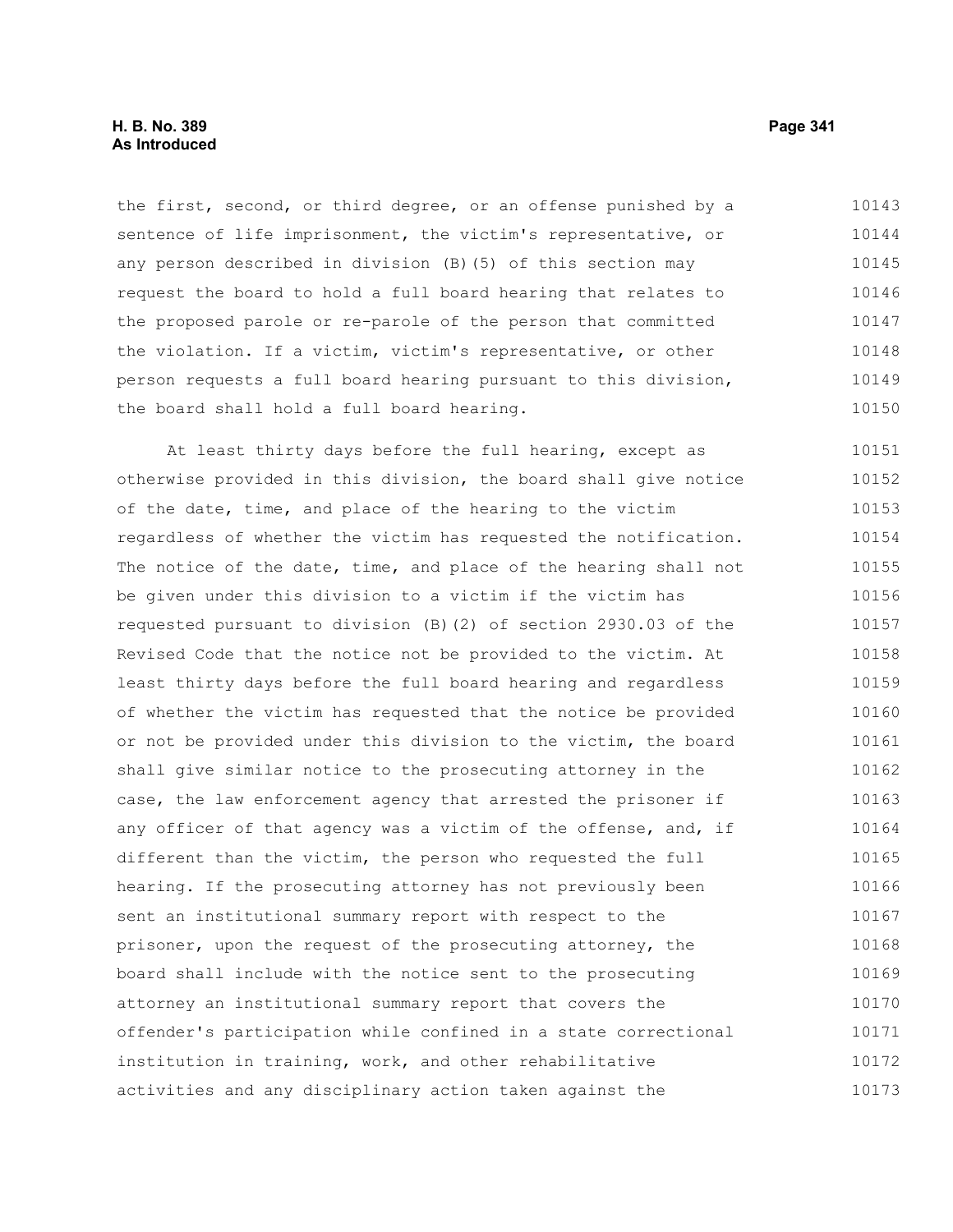the first, second, or third degree, or an offense punished by a sentence of life imprisonment, the victim's representative, or any person described in division (B)(5) of this section may request the board to hold a full board hearing that relates to the proposed parole or re-parole of the person that committed the violation. If a victim, victim's representative, or other person requests a full board hearing pursuant to this division, the board shall hold a full board hearing.

At least thirty days before the full hearing, except as otherwise provided in this division, the board shall give notice of the date, time, and place of the hearing to the victim regardless of whether the victim has requested the notification. The notice of the date, time, and place of the hearing shall not be given under this division to a victim if the victim has requested pursuant to division (B)(2) of section 2930.03 of the Revised Code that the notice not be provided to the victim. At least thirty days before the full board hearing and regardless of whether the victim has requested that the notice be provided or not be provided under this division to the victim, the board shall give similar notice to the prosecuting attorney in the case, the law enforcement agency that arrested the prisoner if any officer of that agency was a victim of the offense, and, if different than the victim, the person who requested the full hearing. If the prosecuting attorney has not previously been sent an institutional summary report with respect to the prisoner, upon the request of the prosecuting attorney, the board shall include with the notice sent to the prosecuting attorney an institutional summary report that covers the offender's participation while confined in a state correctional institution in training, work, and other rehabilitative activities and any disciplinary action taken against the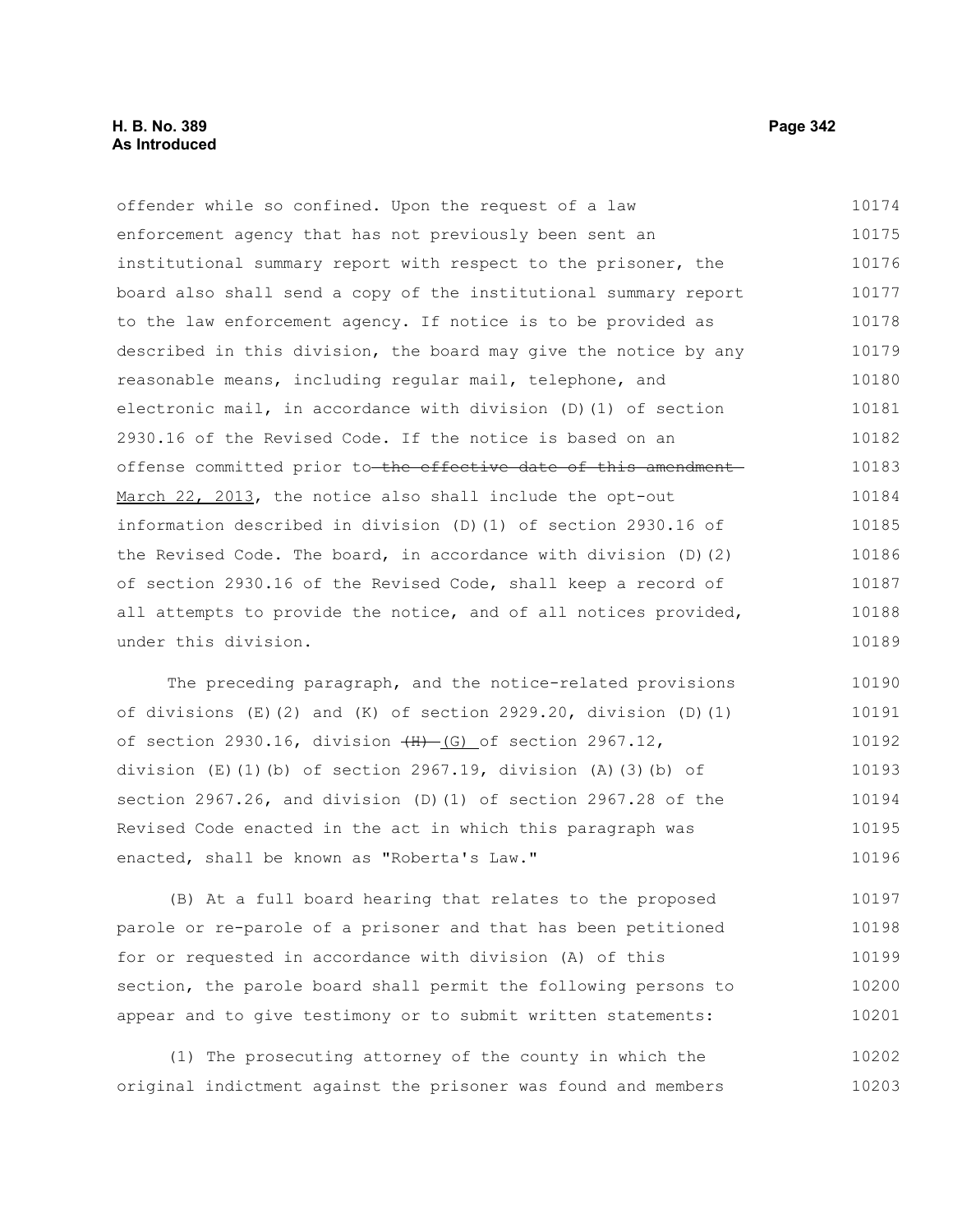offender while so confined. Upon the request of a law enforcement agency that has not previously been sent an institutional summary report with respect to the prisoner, the board also shall send a copy of the institutional summary report to the law enforcement agency. If notice is to be provided as described in this division, the board may give the notice by any reasonable means, including regular mail, telephone, and electronic mail, in accordance with division (D)(1) of section 2930.16 of the Revised Code. If the notice is based on an offense committed prior to ~~the effective date of this amendment~~ March 22, 2013, the notice also shall include the opt-out information described in division (D)(1) of section 2930.16 of the Revised Code. The board, in accordance with division (D)(2) of section 2930.16 of the Revised Code, shall keep a record of all attempts to provide the notice, and of all notices provided, under this division.

The preceding paragraph, and the notice-related provisions of divisions (E)(2) and (K) of section 2929.20, division (D)(1) of section 2930.16, division ~~(H)~~ (G) of section 2967.12, division (E)(1)(b) of section 2967.19, division (A)(3)(b) of section 2967.26, and division (D)(1) of section 2967.28 of the Revised Code enacted in the act in which this paragraph was enacted, shall be known as "Roberta's Law."

(B) At a full board hearing that relates to the proposed parole or re-parole of a prisoner and that has been petitioned for or requested in accordance with division (A) of this section, the parole board shall permit the following persons to appear and to give testimony or to submit written statements:

(1) The prosecuting attorney of the county in which the original indictment against the prisoner was found and members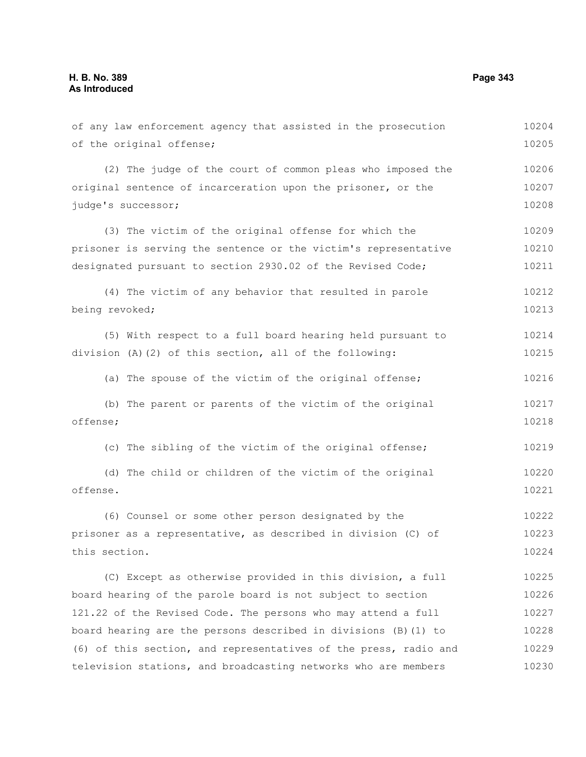of any law enforcement agency that assisted in the prosecution of the original offense;

(2) The judge of the court of common pleas who imposed the original sentence of incarceration upon the prisoner, or the judge's successor;

(3) The victim of the original offense for which the prisoner is serving the sentence or the victim's representative designated pursuant to section 2930.02 of the Revised Code;

(4) The victim of any behavior that resulted in parole being revoked;

(5) With respect to a full board hearing held pursuant to division (A)(2) of this section, all of the following:

(a) The spouse of the victim of the original offense;

(b) The parent or parents of the victim of the original offense;

(c) The sibling of the victim of the original offense;

(d) The child or children of the victim of the original offense.

(6) Counsel or some other person designated by the prisoner as a representative, as described in division (C) of this section.

(C) Except as otherwise provided in this division, a full board hearing of the parole board is not subject to section 121.22 of the Revised Code. The persons who may attend a full board hearing are the persons described in divisions (B)(1) to (6) of this section, and representatives of the press, radio and television stations, and broadcasting networks who are members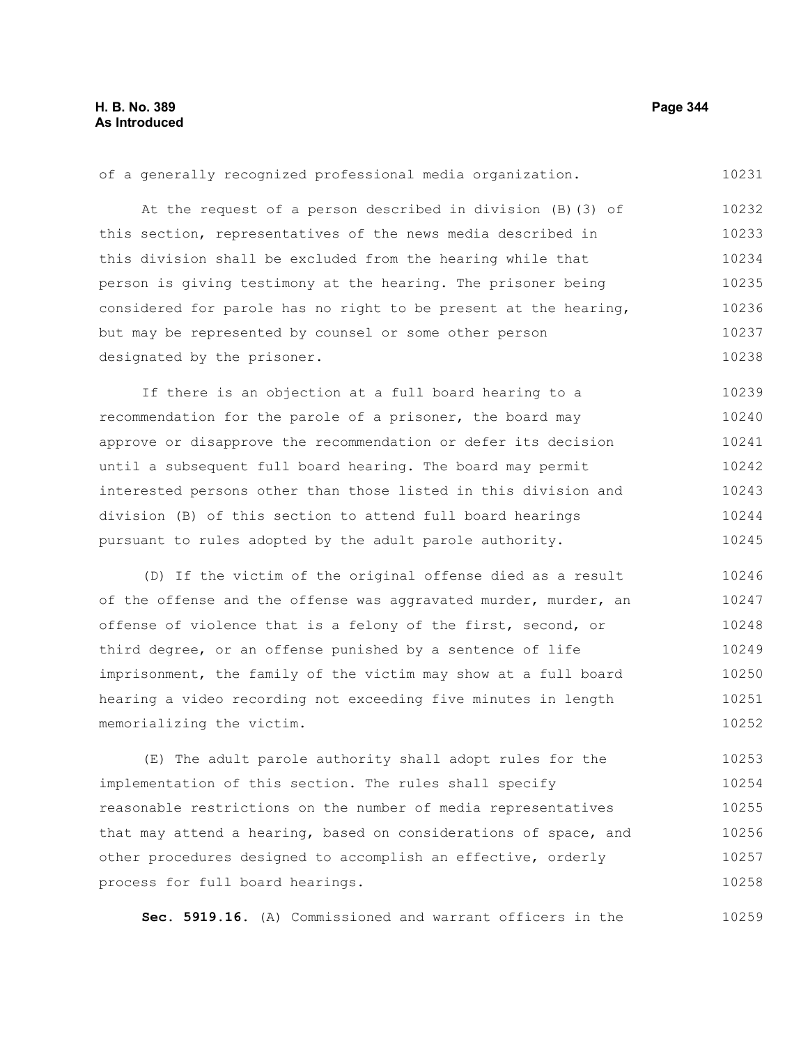of a generally recognized professional media organization.

At the request of a person described in division (B)(3) of this section, representatives of the news media described in this division shall be excluded from the hearing while that person is giving testimony at the hearing. The prisoner being considered for parole has no right to be present at the hearing, but may be represented by counsel or some other person designated by the prisoner.

If there is an objection at a full board hearing to a recommendation for the parole of a prisoner, the board may approve or disapprove the recommendation or defer its decision until a subsequent full board hearing. The board may permit interested persons other than those listed in this division and division (B) of this section to attend full board hearings pursuant to rules adopted by the adult parole authority.

(D) If the victim of the original offense died as a result of the offense and the offense was aggravated murder, murder, an offense of violence that is a felony of the first, second, or third degree, or an offense punished by a sentence of life imprisonment, the family of the victim may show at a full board hearing a video recording not exceeding five minutes in length memorializing the victim.

(E) The adult parole authority shall adopt rules for the implementation of this section. The rules shall specify reasonable restrictions on the number of media representatives that may attend a hearing, based on considerations of space, and other procedures designed to accomplish an effective, orderly process for full board hearings.

**Sec. 5919.16.** (A) Commissioned and warrant officers in the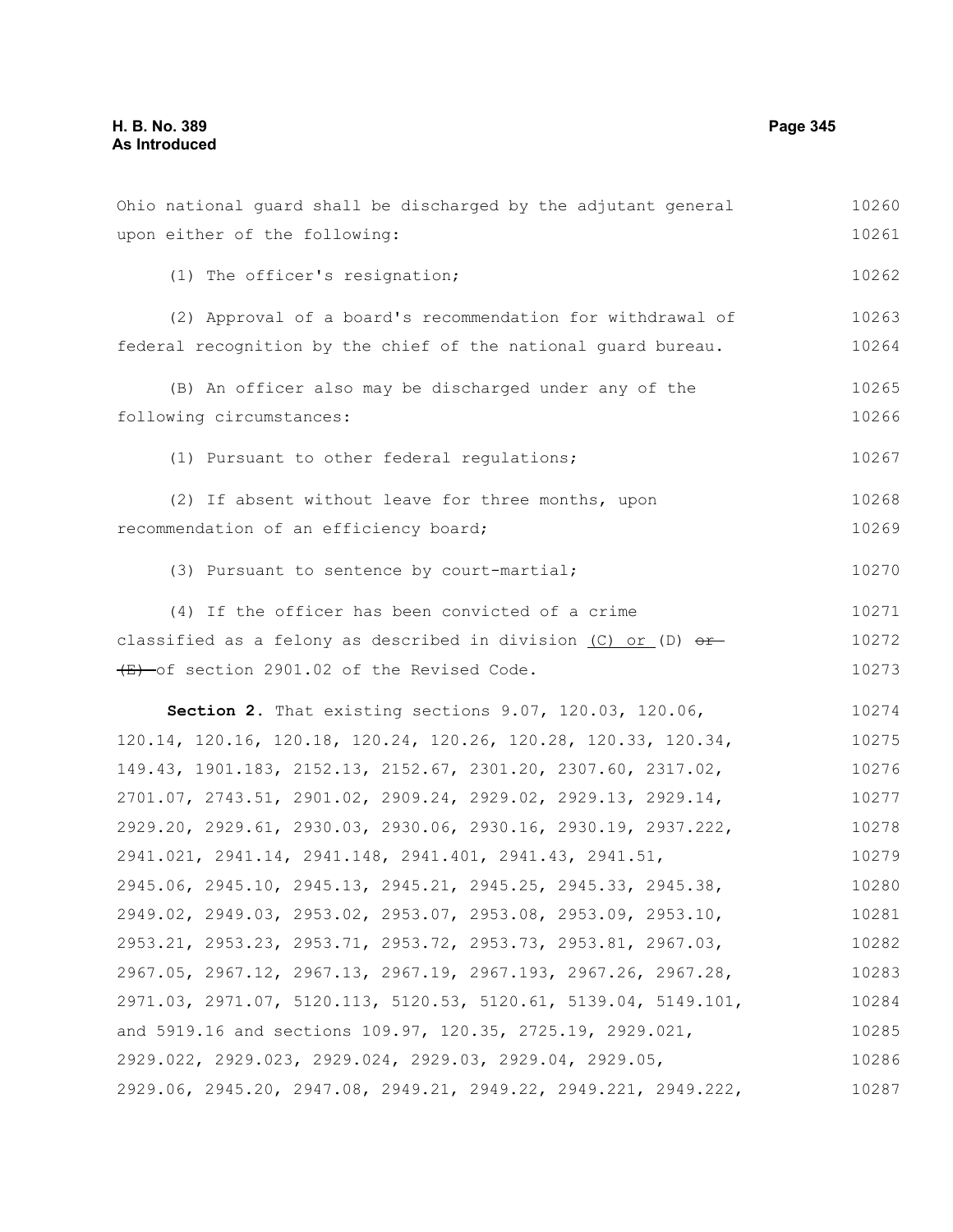Ohio national guard shall be discharged by the adjutant general upon either of the following:

(1) The officer's resignation;

(2) Approval of a board's recommendation for withdrawal of federal recognition by the chief of the national guard bureau.

(B) An officer also may be discharged under any of the following circumstances:

(1) Pursuant to other federal regulations;

(2) If absent without leave for three months, upon recommendation of an efficiency board;

(3) Pursuant to sentence by court-martial;

(4) If the officer has been convicted of a crime classified as a felony as described in division <u>(C) or</u> (D) ~~or (E)~~ of section 2901.02 of the Revised Code.

**Section 2.** That existing sections 9.07, 120.03, 120.06, 120.14, 120.16, 120.18, 120.24, 120.26, 120.28, 120.33, 120.34, 149.43, 1901.183, 2152.13, 2152.67, 2301.20, 2307.60, 2317.02, 2701.07, 2743.51, 2901.02, 2909.24, 2929.02, 2929.13, 2929.14, 2929.20, 2929.61, 2930.03, 2930.06, 2930.16, 2930.19, 2937.222, 2941.021, 2941.14, 2941.148, 2941.401, 2941.43, 2941.51, 2945.06, 2945.10, 2945.13, 2945.21, 2945.25, 2945.33, 2945.38, 2949.02, 2949.03, 2953.02, 2953.07, 2953.08, 2953.09, 2953.10, 2953.21, 2953.23, 2953.71, 2953.72, 2953.73, 2953.81, 2967.03, 2967.05, 2967.12, 2967.13, 2967.19, 2967.193, 2967.26, 2967.28, 2971.03, 2971.07, 5120.113, 5120.53, 5120.61, 5139.04, 5149.101, and 5919.16 and sections 109.97, 120.35, 2725.19, 2929.021, 2929.022, 2929.023, 2929.024, 2929.03, 2929.04, 2929.05, 2929.06, 2945.20, 2947.08, 2949.21, 2949.22, 2949.221, 2949.222,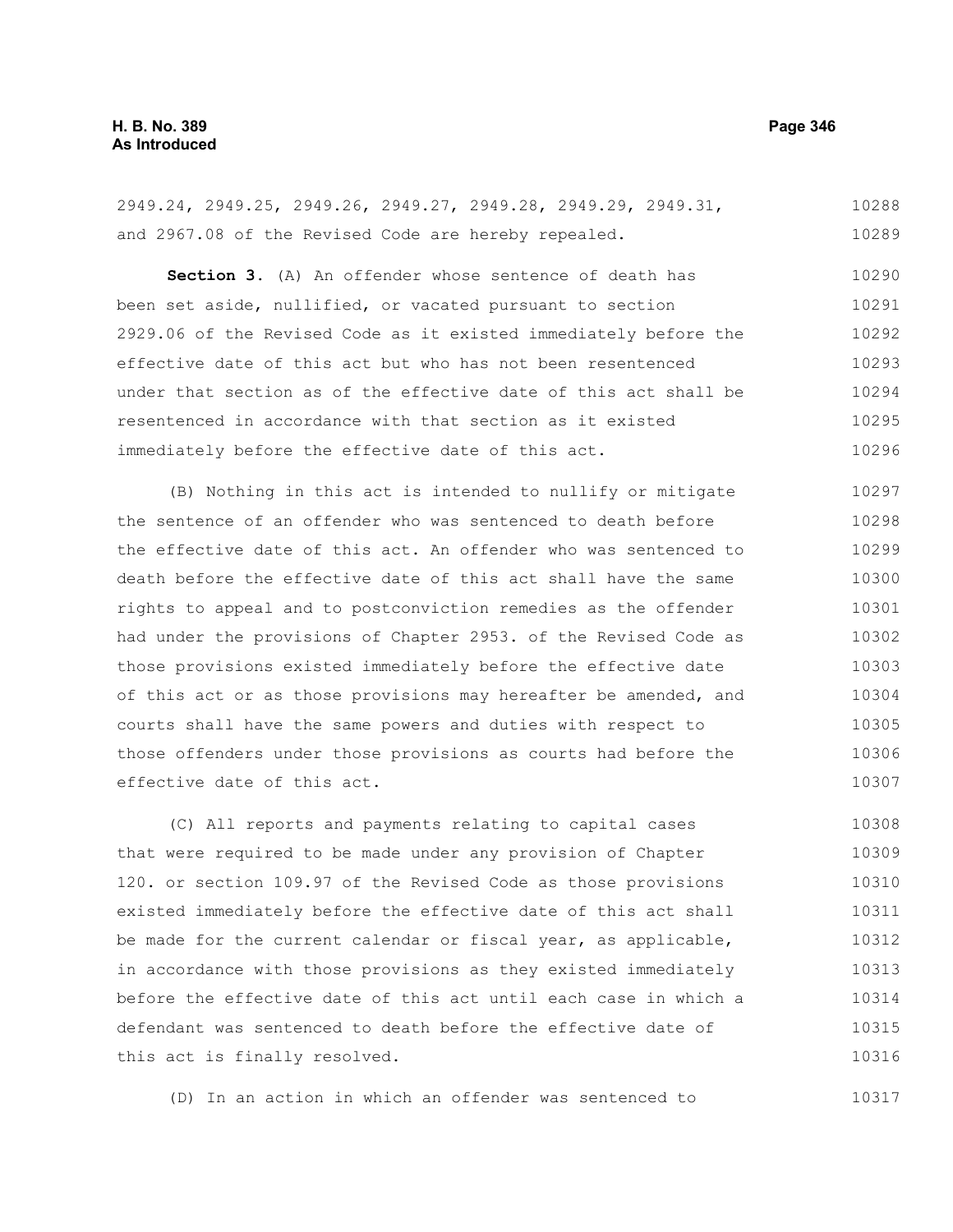2949.24, 2949.25, 2949.26, 2949.27, 2949.28, 2949.29, 2949.31, and 2967.08 of the Revised Code are hereby repealed.

**Section 3.** (A) An offender whose sentence of death has been set aside, nullified, or vacated pursuant to section 2929.06 of the Revised Code as it existed immediately before the effective date of this act but who has not been resentenced under that section as of the effective date of this act shall be resentenced in accordance with that section as it existed immediately before the effective date of this act.

(B) Nothing in this act is intended to nullify or mitigate the sentence of an offender who was sentenced to death before the effective date of this act. An offender who was sentenced to death before the effective date of this act shall have the same rights to appeal and to postconviction remedies as the offender had under the provisions of Chapter 2953. of the Revised Code as those provisions existed immediately before the effective date of this act or as those provisions may hereafter be amended, and courts shall have the same powers and duties with respect to those offenders under those provisions as courts had before the effective date of this act.

(C) All reports and payments relating to capital cases that were required to be made under any provision of Chapter 120. or section 109.97 of the Revised Code as those provisions existed immediately before the effective date of this act shall be made for the current calendar or fiscal year, as applicable, in accordance with those provisions as they existed immediately before the effective date of this act until each case in which a defendant was sentenced to death before the effective date of this act is finally resolved.

(D) In an action in which an offender was sentenced to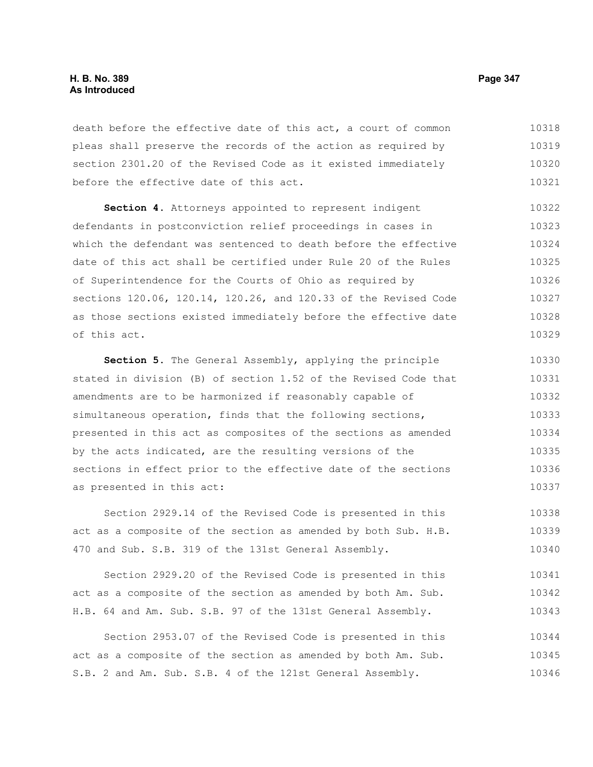death before the effective date of this act, a court of common pleas shall preserve the records of the action as required by section 2301.20 of the Revised Code as it existed immediately before the effective date of this act.

**Section 4.** Attorneys appointed to represent indigent defendants in postconviction relief proceedings in cases in which the defendant was sentenced to death before the effective date of this act shall be certified under Rule 20 of the Rules of Superintendence for the Courts of Ohio as required by sections 120.06, 120.14, 120.26, and 120.33 of the Revised Code as those sections existed immediately before the effective date of this act.

**Section 5.** The General Assembly, applying the principle stated in division (B) of section 1.52 of the Revised Code that amendments are to be harmonized if reasonably capable of simultaneous operation, finds that the following sections, presented in this act as composites of the sections as amended by the acts indicated, are the resulting versions of the sections in effect prior to the effective date of the sections as presented in this act:

Section 2929.14 of the Revised Code is presented in this act as a composite of the section as amended by both Sub. H.B. 470 and Sub. S.B. 319 of the 131st General Assembly.

Section 2929.20 of the Revised Code is presented in this act as a composite of the section as amended by both Am. Sub. H.B. 64 and Am. Sub. S.B. 97 of the 131st General Assembly.

Section 2953.07 of the Revised Code is presented in this act as a composite of the section as amended by both Am. Sub. S.B. 2 and Am. Sub. S.B. 4 of the 121st General Assembly.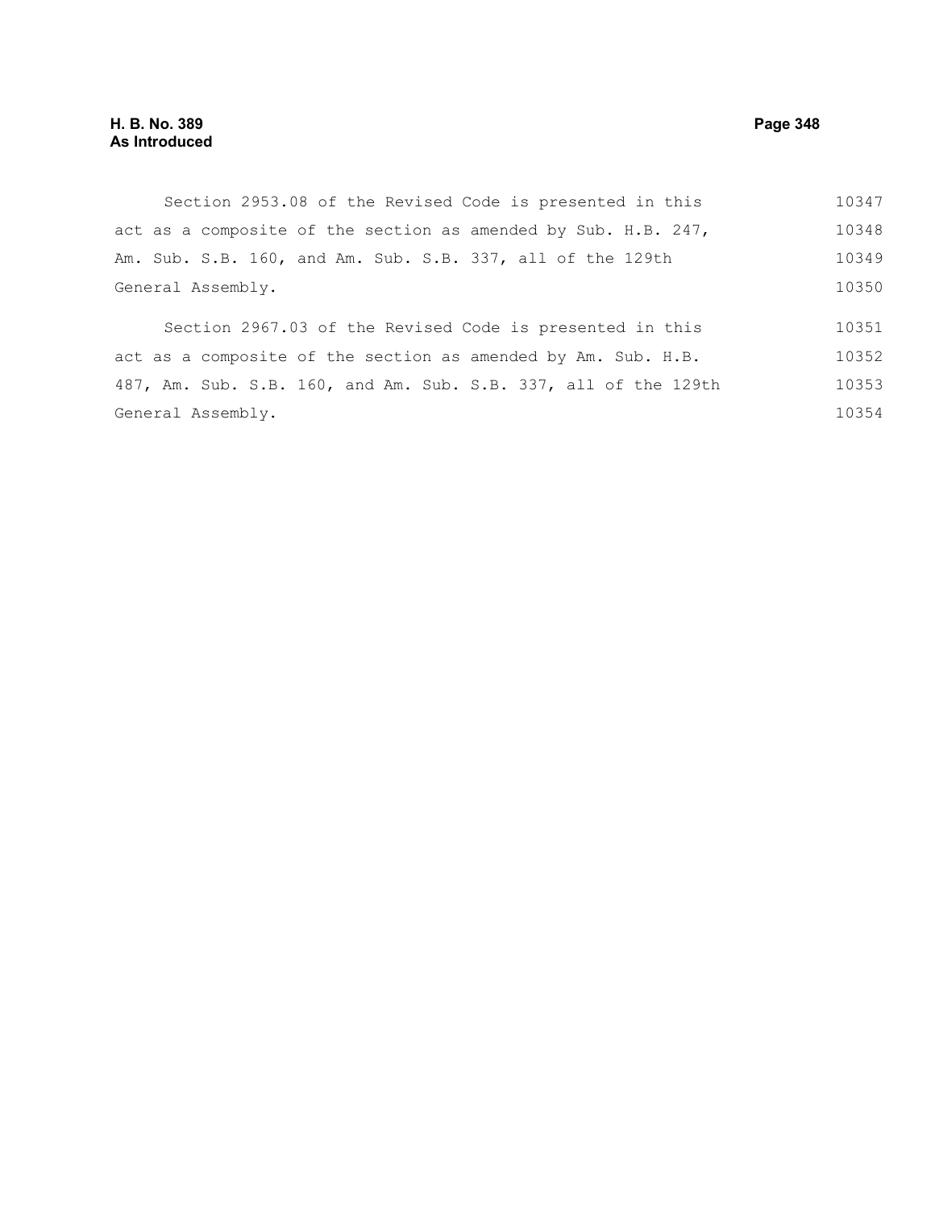Section 2953.08 of the Revised Code is presented in this act as a composite of the section as amended by Sub. H.B. 247, Am. Sub. S.B. 160, and Am. Sub. S.B. 337, all of the 129th General Assembly.

Section 2967.03 of the Revised Code is presented in this act as a composite of the section as amended by Am. Sub. H.B. 487, Am. Sub. S.B. 160, and Am. Sub. S.B. 337, all of the 129th General Assembly.